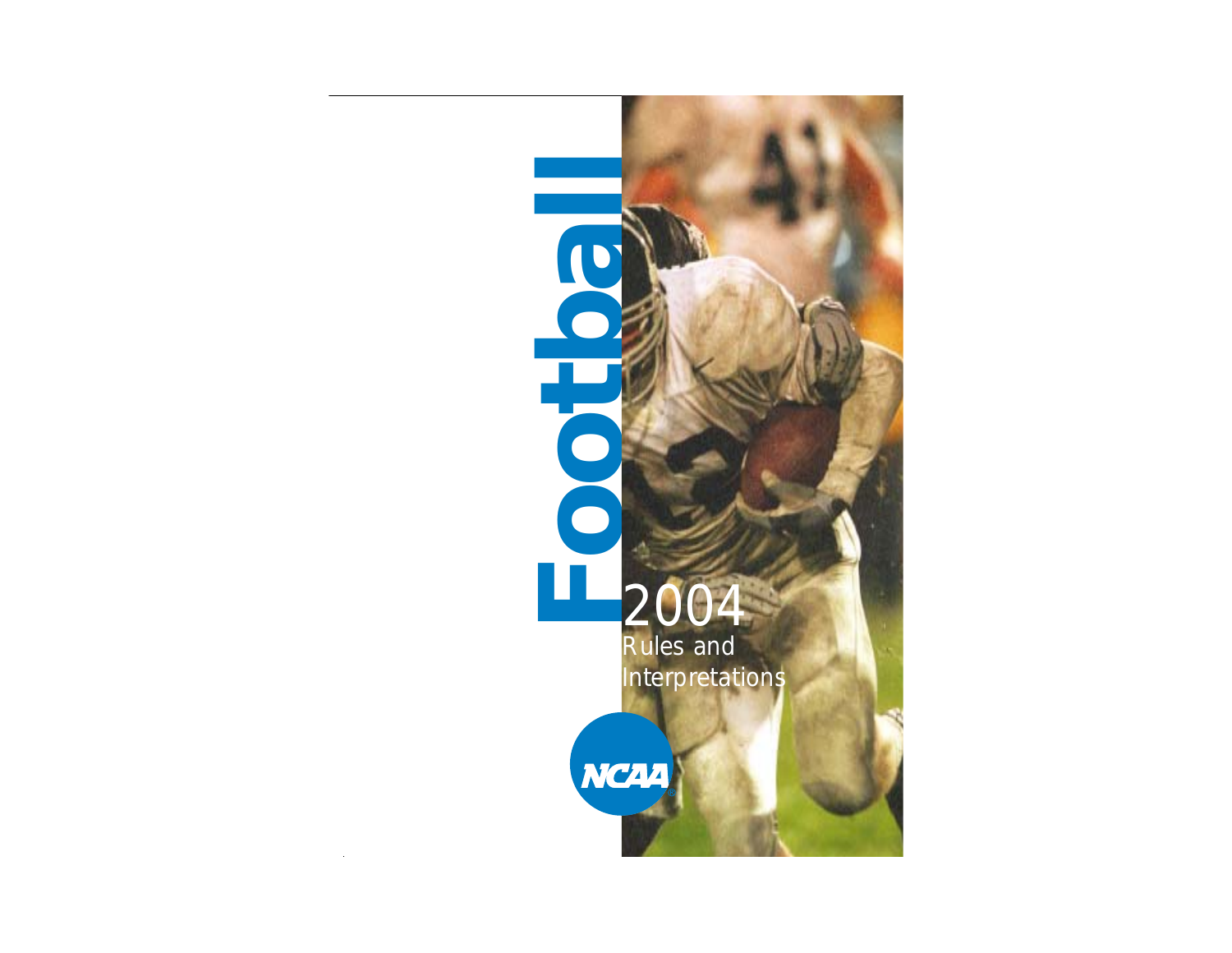# Football

## 2004

### Rules and Interpretations

NCAA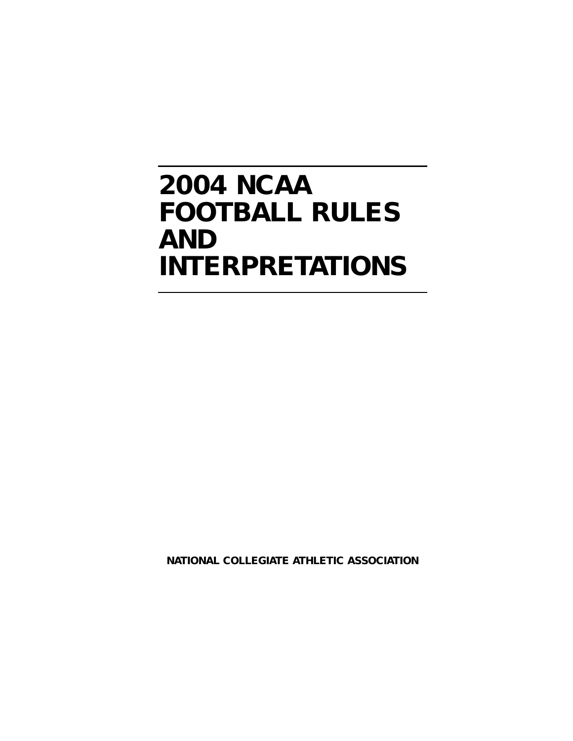# 2004 NCAA FOOTBALL RULES AND INTERPRETATIONS

**NATIONAL COLLEGIATE ATHLETIC ASSOCIATION**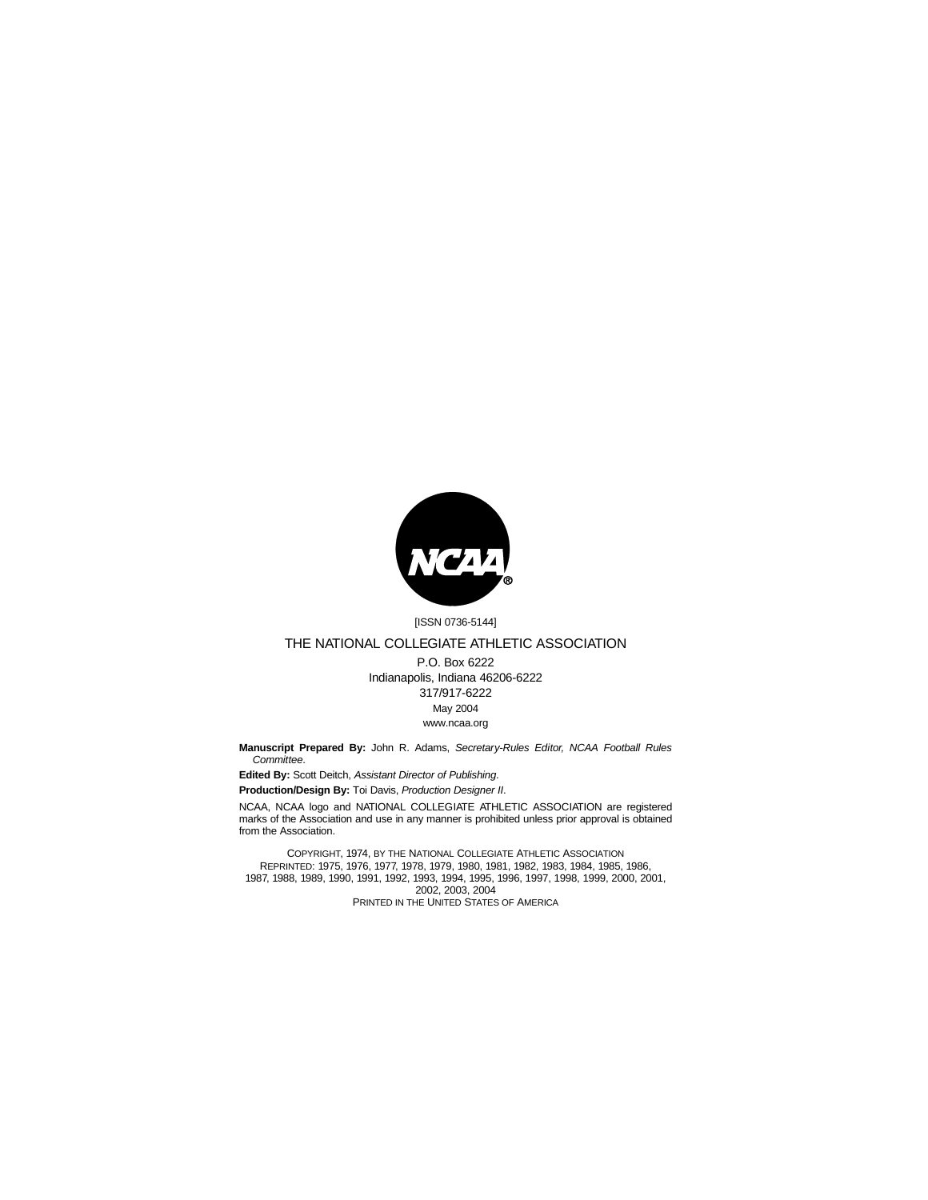[ISSN 0736-5144]

THE NATIONAL COLLEGIATE ATHLETIC ASSOCIATION

P.O. Box 6222
Indianapolis, Indiana 46206-6222
317/917-6222
May 2004
www.ncaa.org

**Manuscript Prepared By:** John R. Adams, *Secretary-Rules Editor, NCAA Football Rules Committee*.

**Edited By:** Scott Deitch, *Assistant Director of Publishing*.

**Production/Design By:** Toi Davis, *Production Designer II*.

NCAA, NCAA logo and NATIONAL COLLEGIATE ATHLETIC ASSOCIATION are registered marks of the Association and use in any manner is prohibited unless prior approval is obtained from the Association.

COPYRIGHT, 1974, BY THE NATIONAL COLLEGIATE ATHLETIC ASSOCIATION
REPRINTED: 1975, 1976, 1977, 1978, 1979, 1980, 1981, 1982, 1983, 1984, 1985, 1986, 1987, 1988, 1989, 1990, 1991, 1992, 1993, 1994, 1995, 1996, 1997, 1998, 1999, 2000, 2001, 2002, 2003, 2004
PRINTED IN THE UNITED STATES OF AMERICA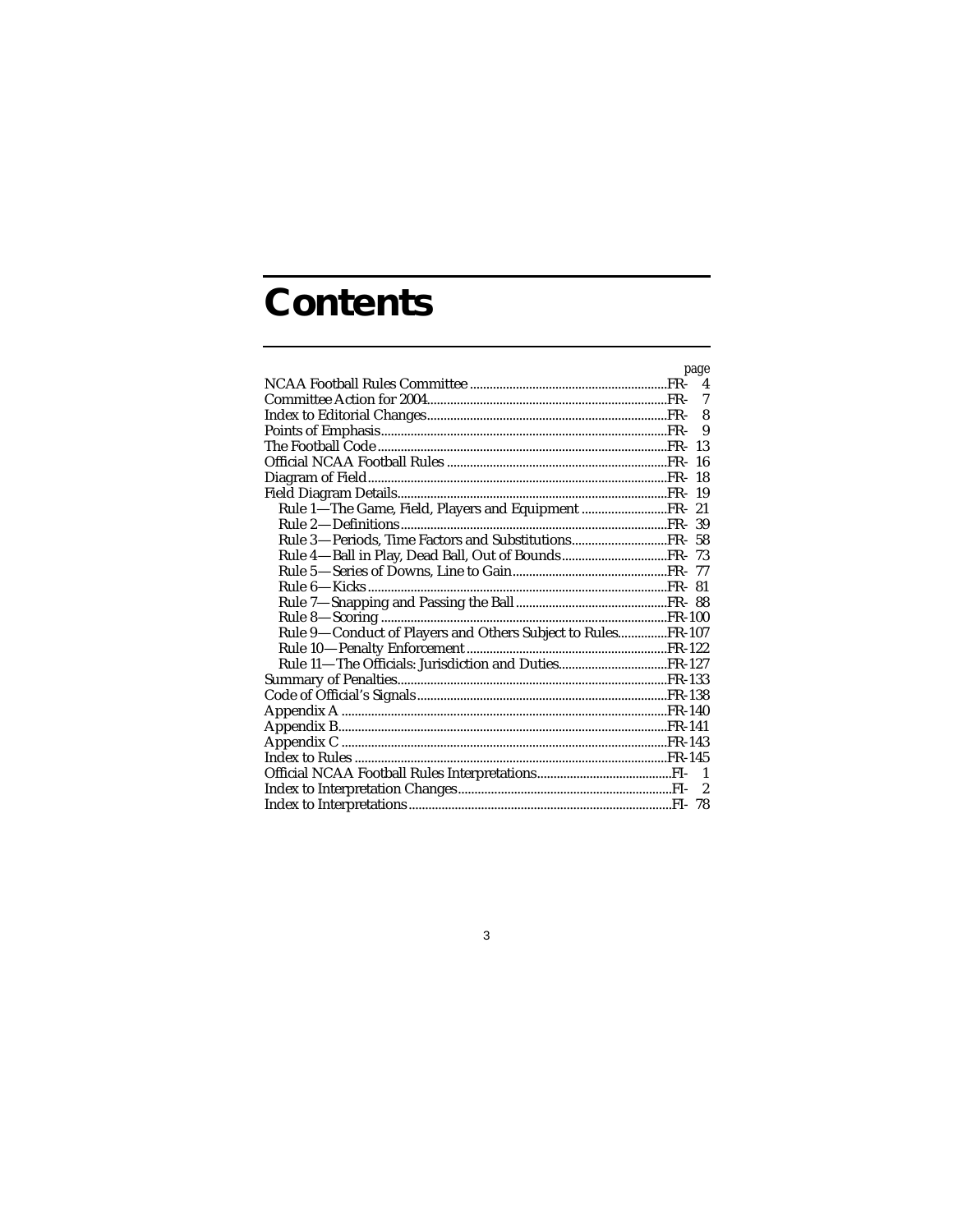# Contents

| | page |
|---|---|
| NCAA Football Rules Committee | FR- 4 |
| Committee Action for 2004 | FR- 7 |
| Index to Editorial Changes | FR- 8 |
| Points of Emphasis | FR- 9 |
| The Football Code | FR- 13 |
| Official NCAA Football Rules | FR- 16 |
| Diagram of Field | FR- 18 |
| Field Diagram Details | FR- 19 |
| Rule 1—The Game, Field, Players and Equipment | FR- 21 |
| Rule 2—Definitions | FR- 39 |
| Rule 3—Periods, Time Factors and Substitutions | FR- 58 |
| Rule 4—Ball in Play, Dead Ball, Out of Bounds | FR- 73 |
| Rule 5—Series of Downs, Line to Gain | FR- 77 |
| Rule 6—Kicks | FR- 81 |
| Rule 7—Snapping and Passing the Ball | FR- 88 |
| Rule 8—Scoring | FR-100 |
| Rule 9—Conduct of Players and Others Subject to Rules | FR-107 |
| Rule 10—Penalty Enforcement | FR-122 |
| Rule 11—The Officials: Jurisdiction and Duties | FR-127 |
| Summary of Penalties | FR-133 |
| Code of Official's Signals | FR-138 |
| Appendix A | FR-140 |
| Appendix B | FR-141 |
| Appendix C | FR-143 |
| Index to Rules | FR-145 |
| Official NCAA Football Rules Interpretations | FI- 1 |
| Index to Interpretation Changes | FI- 2 |
| Index to Interpretations | FI- 78 |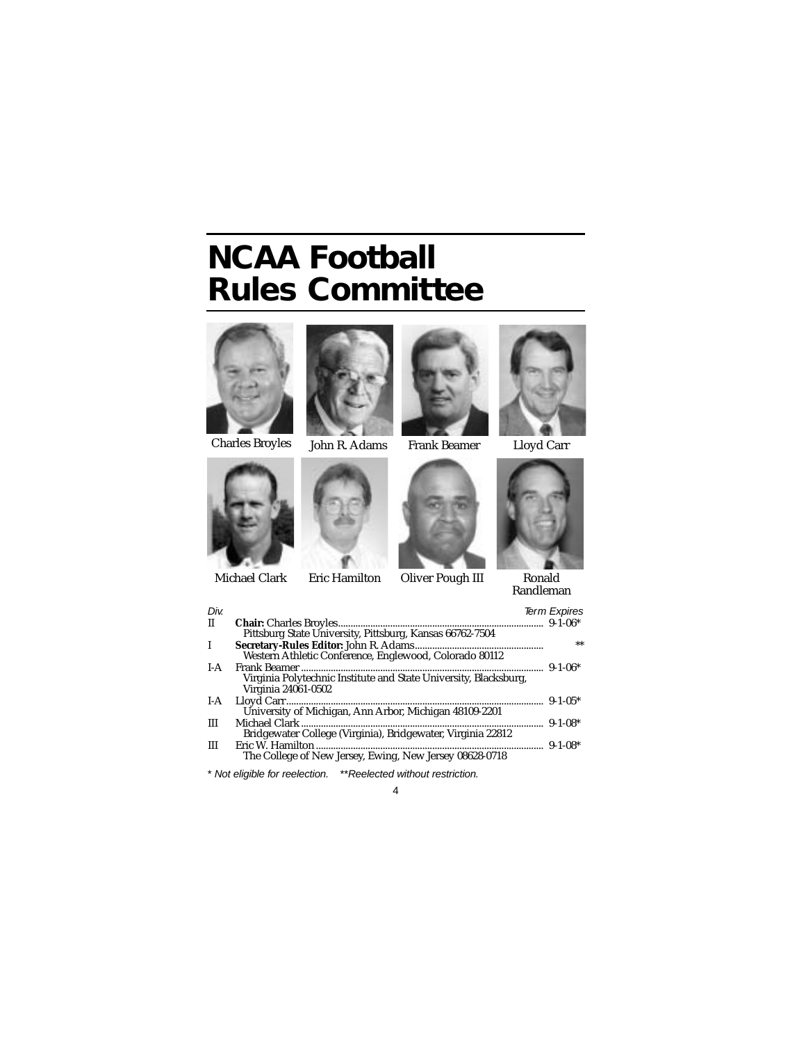# NCAA Football Rules Committee

Charles Broyles | John R. Adams | Frank Beamer | Lloyd Carr

Michael Clark | Eric Hamilton | Oliver Pough III | Ronald Randleman

| *Div.* | | *Term Expires* |
|---|---|---|
| II | **Chair:** Charles Broyles<br>Pittsburg State University, Pittsburg, Kansas 66762-7504 | 9-1-06* |
| I | **Secretary-Rules Editor:** John R. Adams<br>Western Athletic Conference, Englewood, Colorado 80112 | ** |
| I-A | Frank Beamer<br>Virginia Polytechnic Institute and State University, Blacksburg, Virginia 24061-0502 | 9-1-06* |
| I-A | Lloyd Carr<br>University of Michigan, Ann Arbor, Michigan 48109-2201 | 9-1-05* |
| III | Michael Clark<br>Bridgewater College (Virginia), Bridgewater, Virginia 22812 | 9-1-08* |
| III | Eric W. Hamilton<br>The College of New Jersey, Ewing, New Jersey 08628-0718 | 9-1-08* |

*\* Not eligible for reelection. \*\*Reelected without restriction.*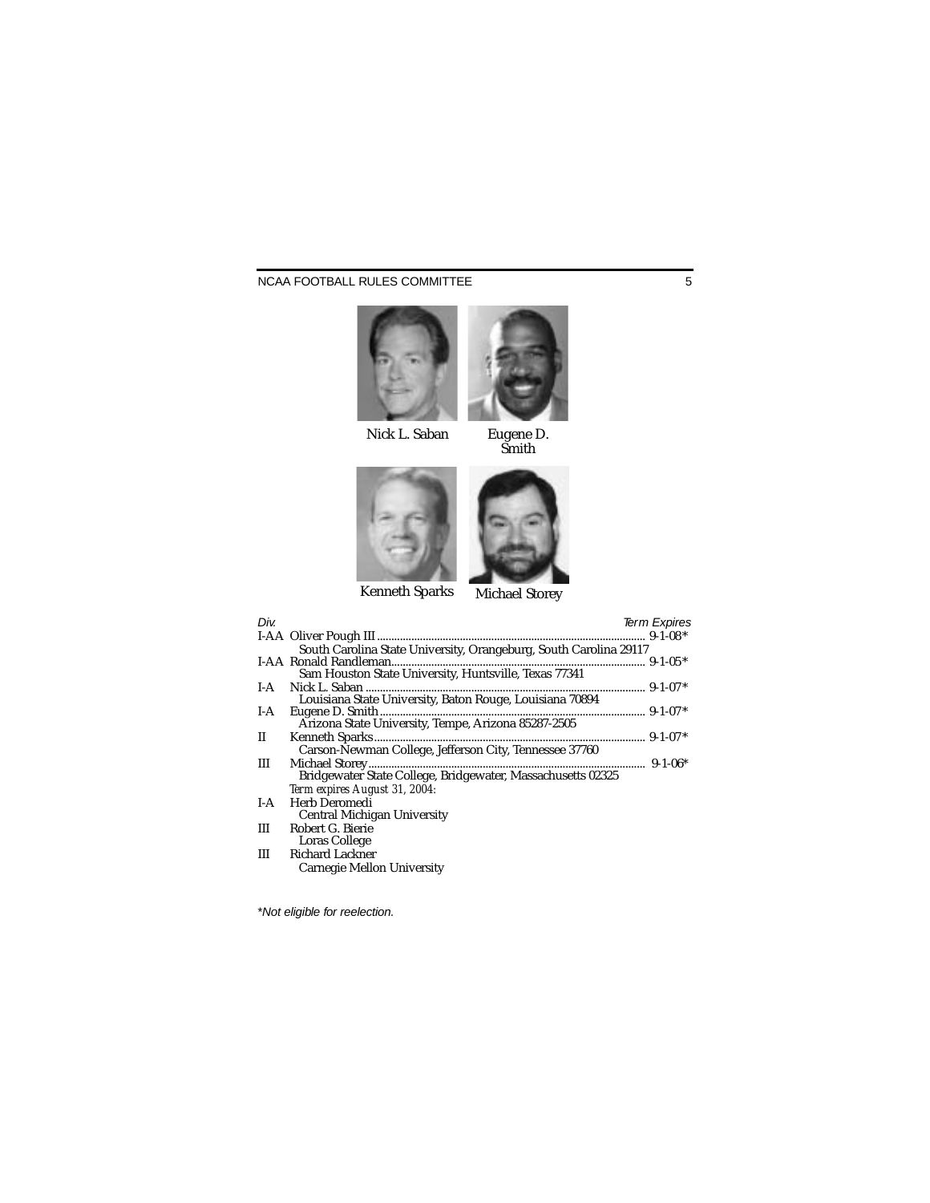Nick L. Saban

Eugene D. Smith

Kenneth Sparks

Michael Storey

| Div. | | Term Expires |
|---|---|---|
| I-AA | Oliver Pough III | 9-1-08* |
| | South Carolina State University, Orangeburg, South Carolina 29117 | |
| I-AA | Ronald Randleman | 9-1-05* |
| | Sam Houston State University, Huntsville, Texas 77341 | |
| I-A | Nick L. Saban | 9-1-07* |
| | Louisiana State University, Baton Rouge, Louisiana 70894 | |
| I-A | Eugene D. Smith | 9-1-07* |
| | Arizona State University, Tempe, Arizona 85287-2505 | |
| II | Kenneth Sparks | 9-1-07* |
| | Carson-Newman College, Jefferson City, Tennessee 37760 | |
| III | Michael Storey | 9-1-06* |
| | Bridgewater State College, Bridgewater, Massachusetts 02325 | |
| | *Term expires August 31, 2004:* | |
| I-A | Herb Deromedi | |
| | Central Michigan University | |
| III | Robert G. Bierie | |
| | Loras College | |
| III | Richard Lackner | |
| | Carnegie Mellon University | |

*\*Not eligible for reelection.*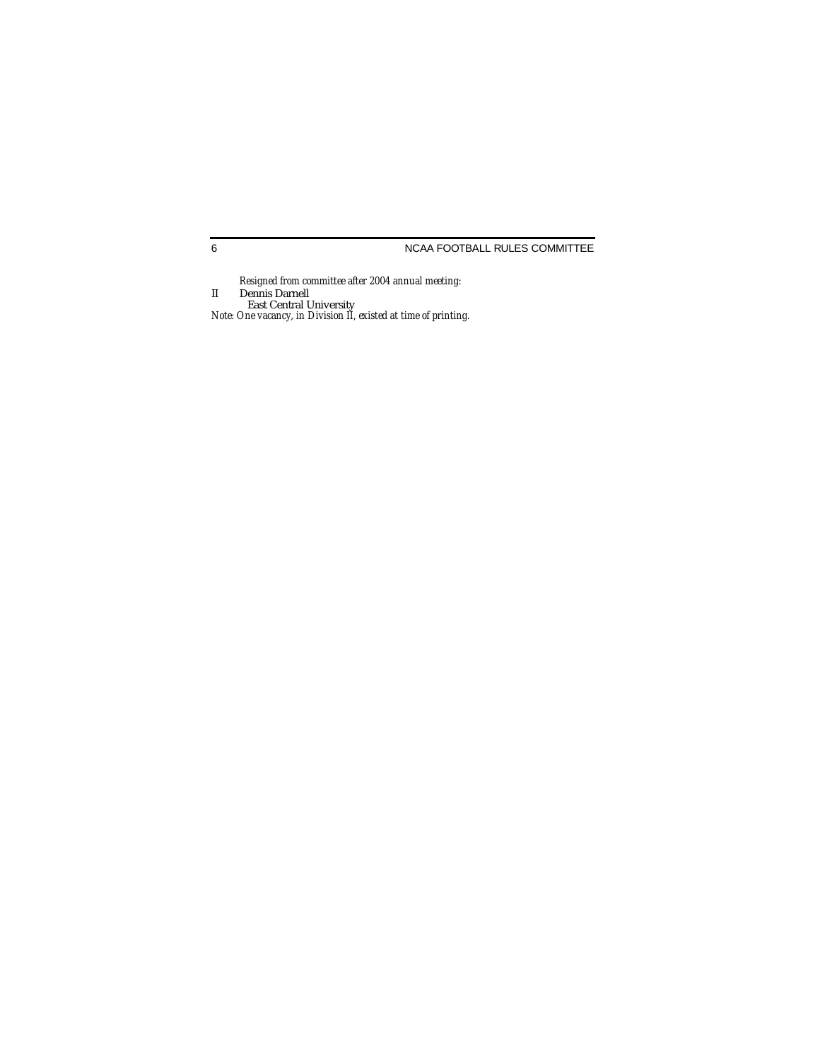*Resigned from committee after 2004 annual meeting:*

II Dennis Darnell
East Central University

*Note: One vacancy, in Division II, existed at time of printing.*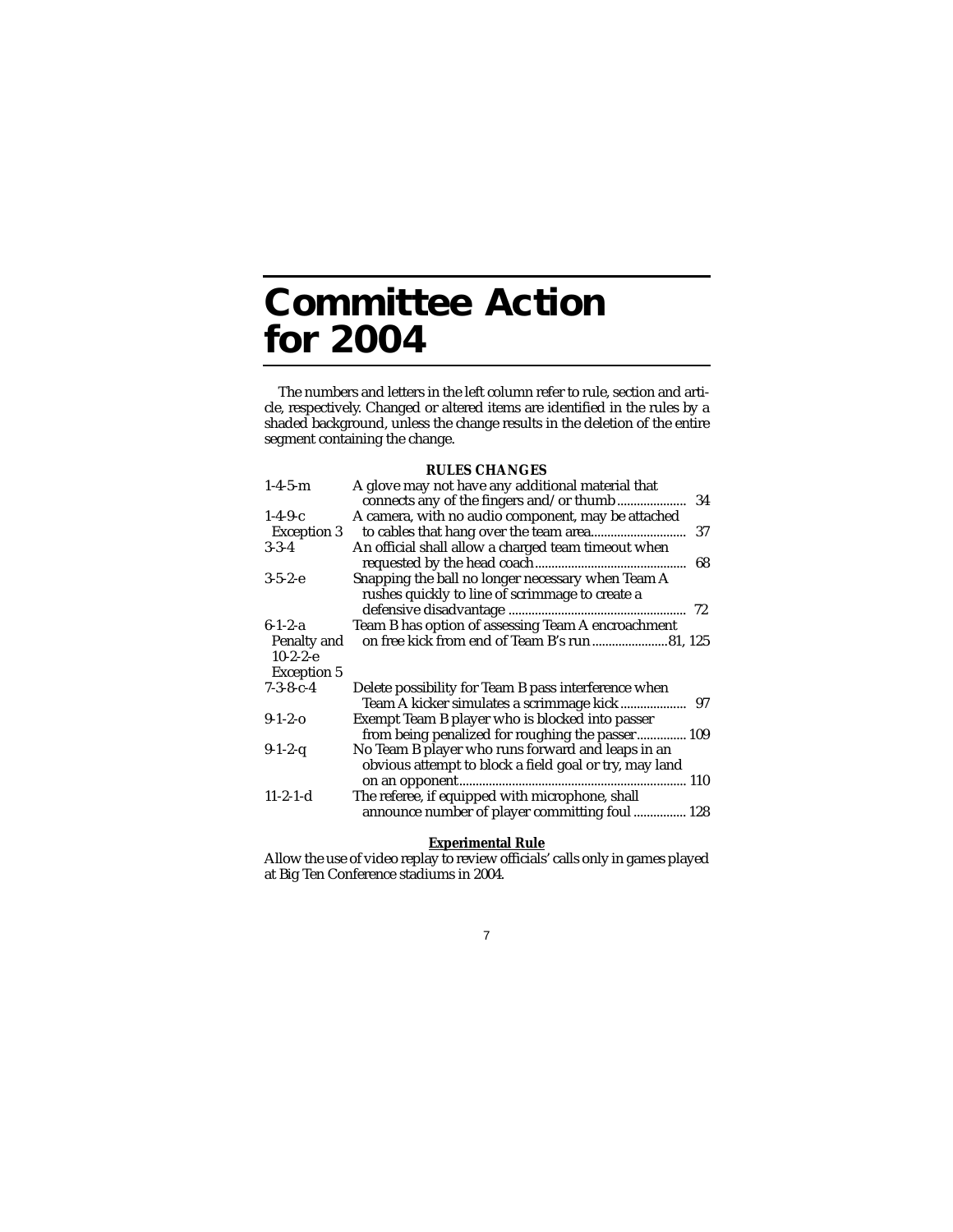# Committee Action for 2004

The numbers and letters in the left column refer to rule, section and article, respectively. Changed or altered items are identified in the rules by a shaded background, unless the change results in the deletion of the entire segment containing the change.

**RULES CHANGES**

| Rule | Change | Page |
|---|---|---|
| 1-4-5-m | A glove may not have any additional material that connects any of the fingers and/or thumb | 34 |
| 1-4-9-c Exception 3 | A camera, with no audio component, may be attached to cables that hang over the team area | 37 |
| 3-3-4 | An official shall allow a charged team timeout when requested by the head coach | 68 |
| 3-5-2-e | Snapping the ball no longer necessary when Team A rushes quickly to line of scrimmage to create a defensive disadvantage | 72 |
| 6-1-2-a Penalty and 10-2-2-e Exception 5 | Team B has option of assessing Team A encroachment on free kick from end of Team B's run | 81, 125 |
| 7-3-8-c-4 | Delete possibility for Team B pass interference when Team A kicker simulates a scrimmage kick | 97 |
| 9-1-2-o | Exempt Team B player who is blocked into passer from being penalized for roughing the passer | 109 |
| 9-1-2-q | No Team B player who runs forward and leaps in an obvious attempt to block a field goal or try, may land on an opponent | 110 |
| 11-2-1-d | The referee, if equipped with microphone, shall announce number of player committing foul | 128 |

**Experimental Rule**

Allow the use of video replay to review officials' calls only in games played at Big Ten Conference stadiums in 2004.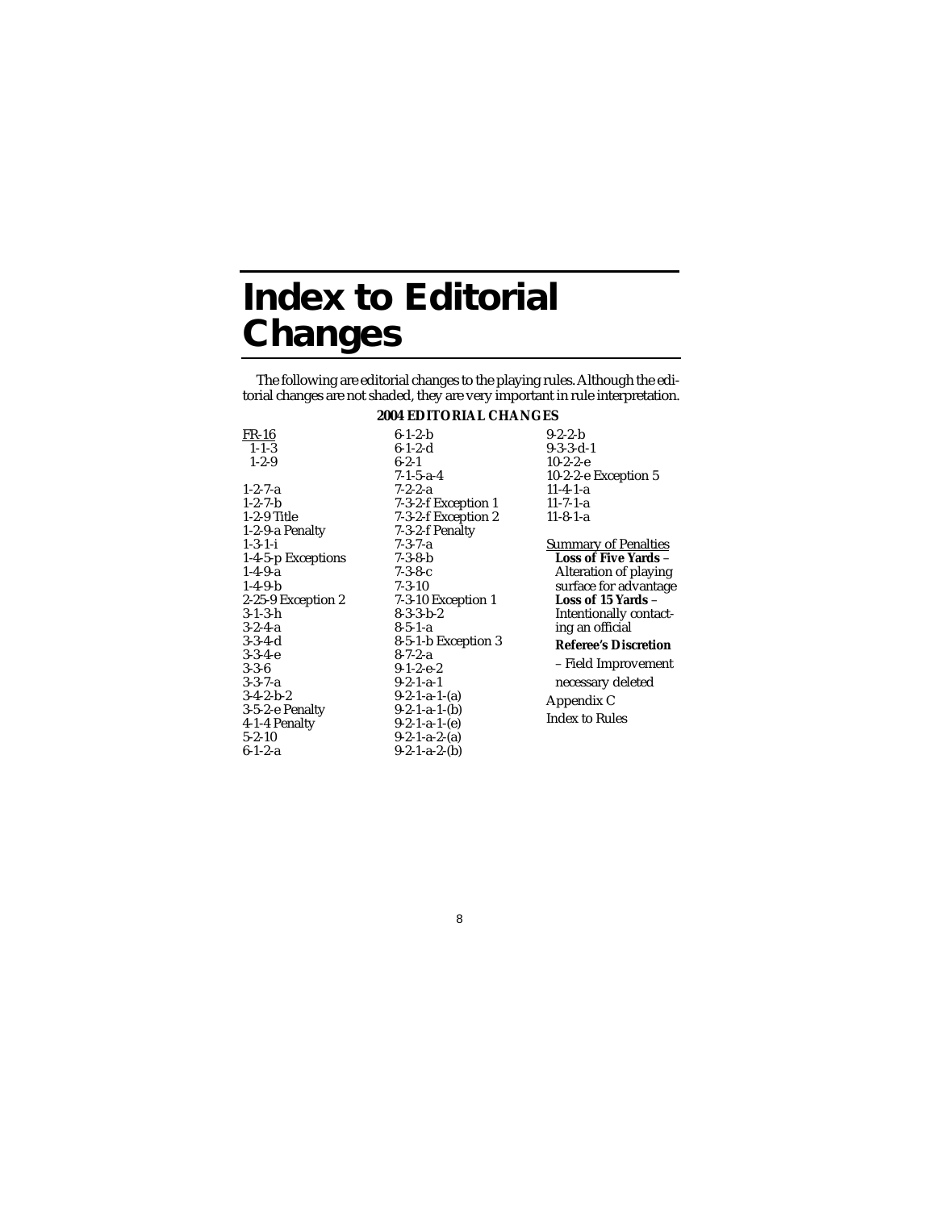# Index to Editorial Changes

The following are editorial changes to the playing rules. Although the editorial changes are not shaded, they are very important in rule interpretation.

**2004 EDITORIAL CHANGES**

FR-16
- 1-1-3
- 1-2-9

1-2-7-a
1-2-7-b
1-2-9 Title
1-2-9-a Penalty
1-3-1-i
1-4-5-p Exceptions
1-4-9-a
1-4-9-b
2-25-9 Exception 2
3-1-3-h
3-2-4-a
3-3-4-d
3-3-4-e
3-3-6
3-3-7-a
3-4-2-b-2
3-5-2-e Penalty
4-1-4 Penalty
5-2-10
6-1-2-a
6-1-2-b
6-1-2-d
6-2-1
7-1-5-a-4
7-2-2-a
7-3-2-f Exception 1
7-3-2-f Exception 2
7-3-2-f Penalty
7-3-7-a
7-3-8-b
7-3-8-c
7-3-10
7-3-10 Exception 1
8-3-3-b-2
8-5-1-a
8-5-1-b Exception 3
8-7-2-a
9-1-2-e-2
9-2-1-a-1
9-2-1-a-1-(a)
9-2-1-a-1-(b)
9-2-1-a-1-(e)
9-2-1-a-2-(a)
9-2-1-a-2-(b)
9-2-2-b
9-3-3-d-1
10-2-2-e
10-2-2-e Exception 5
11-4-1-a
11-7-1-a
11-8-1-a

Summary of Penalties
- **Loss of Five Yards** – Alteration of playing surface for advantage
- **Loss of 15 Yards** – Intentionally contacting an official
- **Referee's Discretion** – Field Improvement necessary deleted

Appendix C
Index to Rules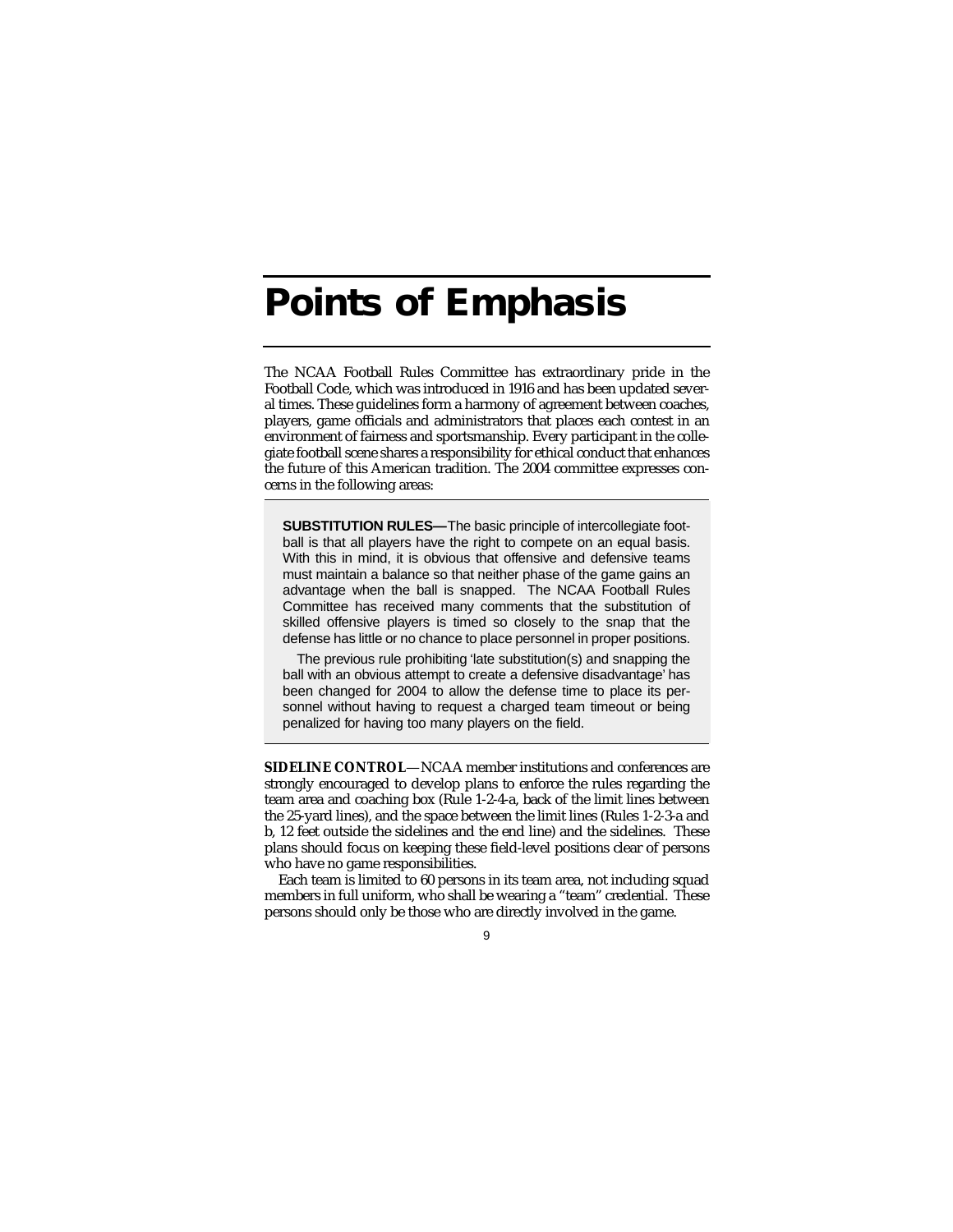# Points of Emphasis

The NCAA Football Rules Committee has extraordinary pride in the Football Code, which was introduced in 1916 and has been updated several times. These guidelines form a harmony of agreement between coaches, players, game officials and administrators that places each contest in an environment of fairness and sportsmanship. Every participant in the collegiate football scene shares a responsibility for ethical conduct that enhances the future of this American tradition. The 2004 committee expresses concerns in the following areas:

**SUBSTITUTION RULES—**The basic principle of intercollegiate football is that all players have the right to compete on an equal basis. With this in mind, it is obvious that offensive and defensive teams must maintain a balance so that neither phase of the game gains an advantage when the ball is snapped. The NCAA Football Rules Committee has received many comments that the substitution of skilled offensive players is timed so closely to the snap that the defense has little or no chance to place personnel in proper positions.

The previous rule prohibiting 'late substitution(s) and snapping the ball with an obvious attempt to create a defensive disadvantage' has been changed for 2004 to allow the defense time to place its personnel without having to request a charged team timeout or being penalized for having too many players on the field.

**SIDELINE CONTROL**—NCAA member institutions and conferences are strongly encouraged to develop plans to enforce the rules regarding the team area and coaching box (Rule 1-2-4-a, back of the limit lines between the 25-yard lines), and the space between the limit lines (Rules 1-2-3-a and b, 12 feet outside the sidelines and the end line) and the sidelines. These plans should focus on keeping these field-level positions clear of persons who have no game responsibilities.

Each team is limited to 60 persons in its team area, not including squad members in full uniform, who shall be wearing a "team" credential. These persons should only be those who are directly involved in the game.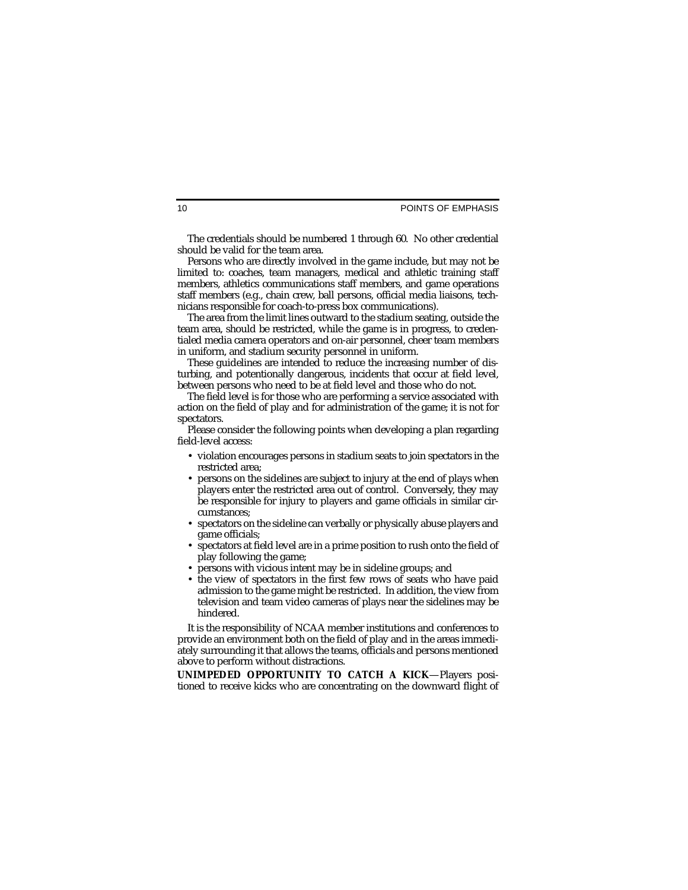The credentials should be numbered 1 through 60. No other credential should be valid for the team area.

Persons who are directly involved in the game include, but may not be limited to: coaches, team managers, medical and athletic training staff members, athletics communications staff members, and game operations staff members (e.g., chain crew, ball persons, official media liaisons, technicians responsible for coach-to-press box communications).

The area from the limit lines outward to the stadium seating, outside the team area, should be restricted, while the game is in progress, to credentialed media camera operators and on-air personnel, cheer team members in uniform, and stadium security personnel in uniform.

These guidelines are intended to reduce the increasing number of disturbing, and potentionally dangerous, incidents that occur at field level, between persons who need to be at field level and those who do not.

The field level is for those who are performing a service associated with action on the field of play and for administration of the game; it is not for spectators.

Please consider the following points when developing a plan regarding field-level access:

- violation encourages persons in stadium seats to join spectators in the restricted area;
- persons on the sidelines are subject to injury at the end of plays when players enter the restricted area out of control. Conversely, they may be responsible for injury to players and game officials in similar circumstances;
- spectators on the sideline can verbally or physically abuse players and game officials;
- spectators at field level are in a prime position to rush onto the field of play following the game;
- persons with vicious intent may be in sideline groups; and
- the view of spectators in the first few rows of seats who have paid admission to the game might be restricted. In addition, the view from television and team video cameras of plays near the sidelines may be hindered.

It is the responsibility of NCAA member institutions and conferences to provide an environment both on the field of play and in the areas immediately surrounding it that allows the teams, officials and persons mentioned above to perform without distractions.

**UNIMPEDED OPPORTUNITY TO CATCH A KICK**—Players positioned to receive kicks who are concentrating on the downward flight of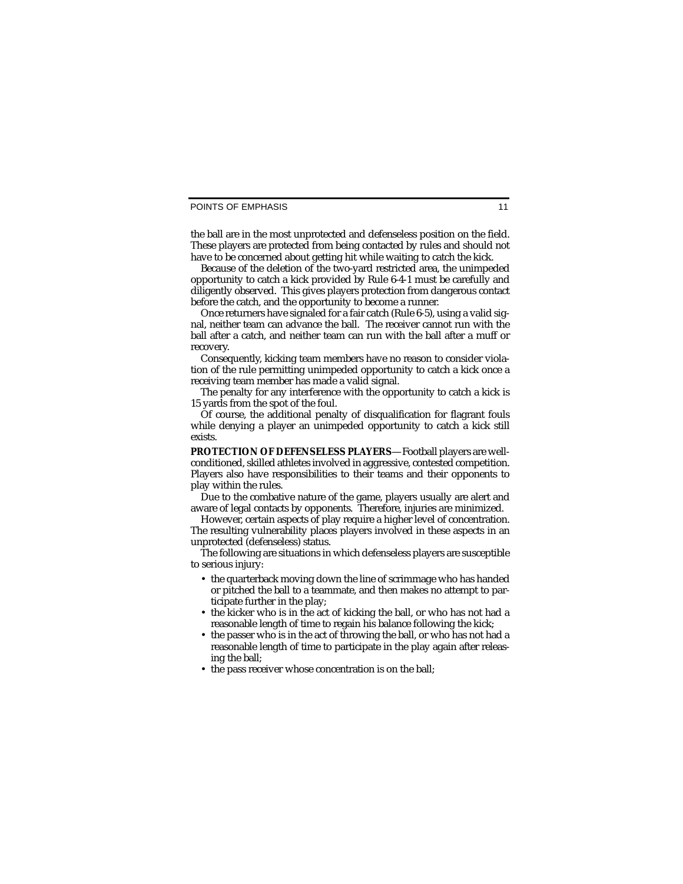the ball are in the most unprotected and defenseless position on the field. These players are protected from being contacted by rules and should not have to be concerned about getting hit while waiting to catch the kick.

Because of the deletion of the two-yard restricted area, the unimpeded opportunity to catch a kick provided by Rule 6-4-1 must be carefully and diligently observed. This gives players protection from dangerous contact before the catch, and the opportunity to become a runner.

Once returners have signaled for a fair catch (Rule 6-5), using a valid signal, neither team can advance the ball. The receiver cannot run with the ball after a catch, and neither team can run with the ball after a muff or recovery.

Consequently, kicking team members have no reason to consider violation of the rule permitting unimpeded opportunity to catch a kick once a receiving team member has made a valid signal.

The penalty for any interference with the opportunity to catch a kick is 15 yards from the spot of the foul.

Of course, the additional penalty of disqualification for flagrant fouls while denying a player an unimpeded opportunity to catch a kick still exists.

**PROTECTION OF DEFENSELESS PLAYERS**—Football players are well-conditioned, skilled athletes involved in aggressive, contested competition. Players also have responsibilities to their teams and their opponents to play within the rules.

Due to the combative nature of the game, players usually are alert and aware of legal contacts by opponents. Therefore, injuries are minimized.

However, certain aspects of play require a higher level of concentration. The resulting vulnerability places players involved in these aspects in an unprotected (defenseless) status.

The following are situations in which defenseless players are susceptible to serious injury:

- the quarterback moving down the line of scrimmage who has handed or pitched the ball to a teammate, and then makes no attempt to participate further in the play;
- the kicker who is in the act of kicking the ball, or who has not had a reasonable length of time to regain his balance following the kick;
- the passer who is in the act of throwing the ball, or who has not had a reasonable length of time to participate in the play again after releasing the ball;
- the pass receiver whose concentration is on the ball;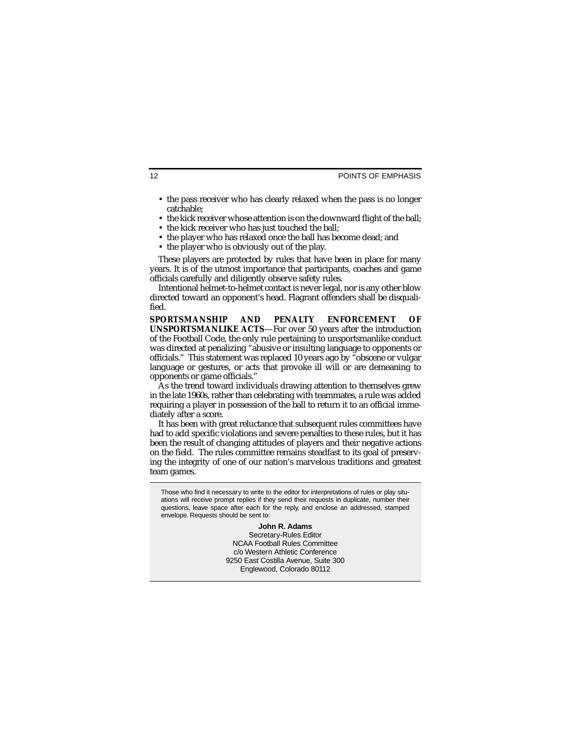- the pass receiver who has clearly relaxed when the pass is no longer catchable;
- the kick receiver whose attention is on the downward flight of the ball;
- the kick receiver who has just touched the ball;
- the player who has relaxed once the ball has become dead; and
- the player who is obviously out of the play.

These players are protected by rules that have been in place for many years. It is of the utmost importance that participants, coaches and game officials carefully and diligently observe safety rules.

Intentional helmet-to-helmet contact is never legal, nor is any other blow directed toward an opponent's head. Flagrant offenders shall be disqualified.

**SPORTSMANSHIP AND PENALTY ENFORCEMENT OF UNSPORTSMANLIKE ACTS**—For over 50 years after the introduction of the Football Code, the only rule pertaining to unsportsmanlike conduct was directed at penalizing "abusive or insulting language to opponents or officials." This statement was replaced 10 years ago by "obscene or vulgar language or gestures, or acts that provoke ill will or are demeaning to opponents or game officials."

As the trend toward individuals drawing attention to themselves grew in the late 1960s, rather than celebrating with teammates, a rule was added requiring a player in possession of the ball to return it to an official immediately after a score.

It has been with great reluctance that subsequent rules committees have had to add specific violations and severe penalties to these rules, but it has been the result of changing attitudes of players and their negative actions on the field. The rules committee remains steadfast to its goal of preserving the integrity of one of our nation's marvelous traditions and greatest team games.

---

Those who find it necessary to write to the editor for interpretations of rules or play situations will receive prompt replies if they send their requests in duplicate, number their questions, leave space after each for the reply, and enclose an addressed, stamped envelope. Requests should be sent to:

**John R. Adams**
Secretary-Rules Editor
NCAA Football Rules Committee
c/o Western Athletic Conference
9250 East Costilla Avenue, Suite 300
Englewood, Colorado 80112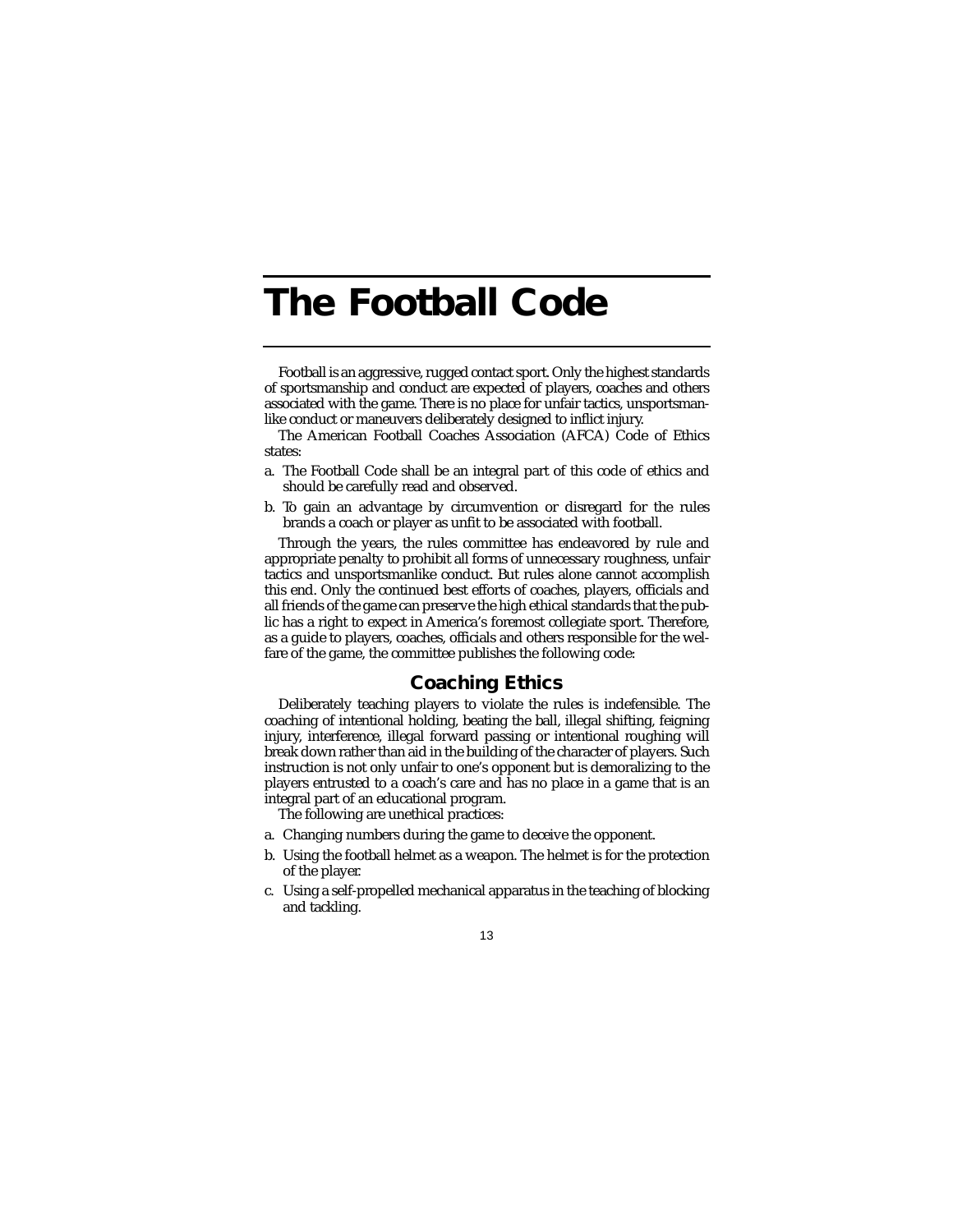# The Football Code

Football is an aggressive, rugged contact sport. Only the highest standards of sportsmanship and conduct are expected of players, coaches and others associated with the game. There is no place for unfair tactics, unsportsmanlike conduct or maneuvers deliberately designed to inflict injury.

The American Football Coaches Association (AFCA) Code of Ethics states:

a. The Football Code shall be an integral part of this code of ethics and should be carefully read and observed.

b. To gain an advantage by circumvention or disregard for the rules brands a coach or player as unfit to be associated with football.

Through the years, the rules committee has endeavored by rule and appropriate penalty to prohibit all forms of unnecessary roughness, unfair tactics and unsportsmanlike conduct. But rules alone cannot accomplish this end. Only the continued best efforts of coaches, players, officials and all friends of the game can preserve the high ethical standards that the public has a right to expect in America's foremost collegiate sport. Therefore, as a guide to players, coaches, officials and others responsible for the welfare of the game, the committee publishes the following code:

## Coaching Ethics

Deliberately teaching players to violate the rules is indefensible. The coaching of intentional holding, beating the ball, illegal shifting, feigning injury, interference, illegal forward passing or intentional roughing will break down rather than aid in the building of the character of players. Such instruction is not only unfair to one's opponent but is demoralizing to the players entrusted to a coach's care and has no place in a game that is an integral part of an educational program.

The following are unethical practices:

a. Changing numbers during the game to deceive the opponent.

b. Using the football helmet as a weapon. The helmet is for the protection of the player.

c. Using a self-propelled mechanical apparatus in the teaching of blocking and tackling.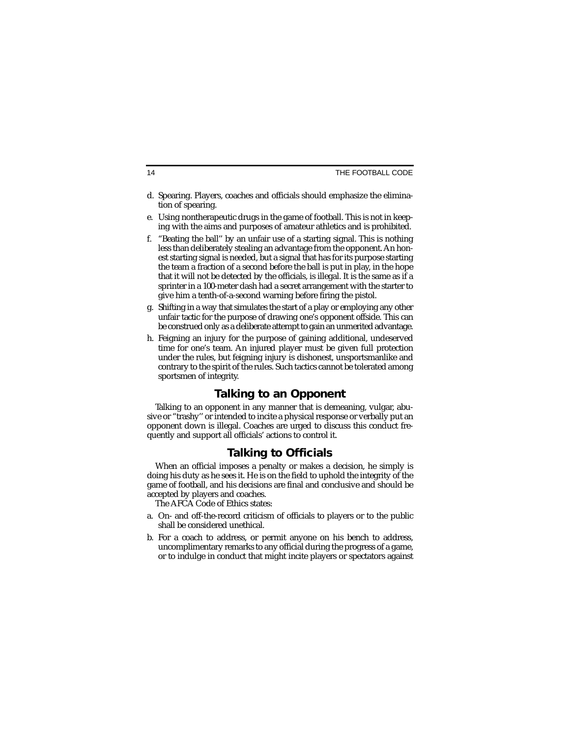d. Spearing. Players, coaches and officials should emphasize the elimination of spearing.

e. Using nontherapeutic drugs in the game of football. This is not in keeping with the aims and purposes of amateur athletics and is prohibited.

f. "Beating the ball" by an unfair use of a starting signal. This is nothing less than deliberately stealing an advantage from the opponent. An honest starting signal is needed, but a signal that has for its purpose starting the team a fraction of a second before the ball is put in play, in the hope that it will not be detected by the officials, is illegal. It is the same as if a sprinter in a 100-meter dash had a secret arrangement with the starter to give him a tenth-of-a-second warning before firing the pistol.

g. Shifting in a way that simulates the start of a play or employing any other unfair tactic for the purpose of drawing one's opponent offside. This can be construed only as a deliberate attempt to gain an unmerited advantage.

h. Feigning an injury for the purpose of gaining additional, undeserved time for one's team. An injured player must be given full protection under the rules, but feigning injury is dishonest, unsportsmanlike and contrary to the spirit of the rules. Such tactics cannot be tolerated among sportsmen of integrity.

## Talking to an Opponent

Talking to an opponent in any manner that is demeaning, vulgar, abusive or "trashy" or intended to incite a physical response or verbally put an opponent down is illegal. Coaches are urged to discuss this conduct frequently and support all officials' actions to control it.

## Talking to Officials

When an official imposes a penalty or makes a decision, he simply is doing his duty as he sees it. He is on the field to uphold the integrity of the game of football, and his decisions are final and conclusive and should be accepted by players and coaches.

The AFCA Code of Ethics states:

a. On- and off-the-record criticism of officials to players or to the public shall be considered unethical.

b. For a coach to address, or permit anyone on his bench to address, uncomplimentary remarks to any official during the progress of a game, or to indulge in conduct that might incite players or spectators against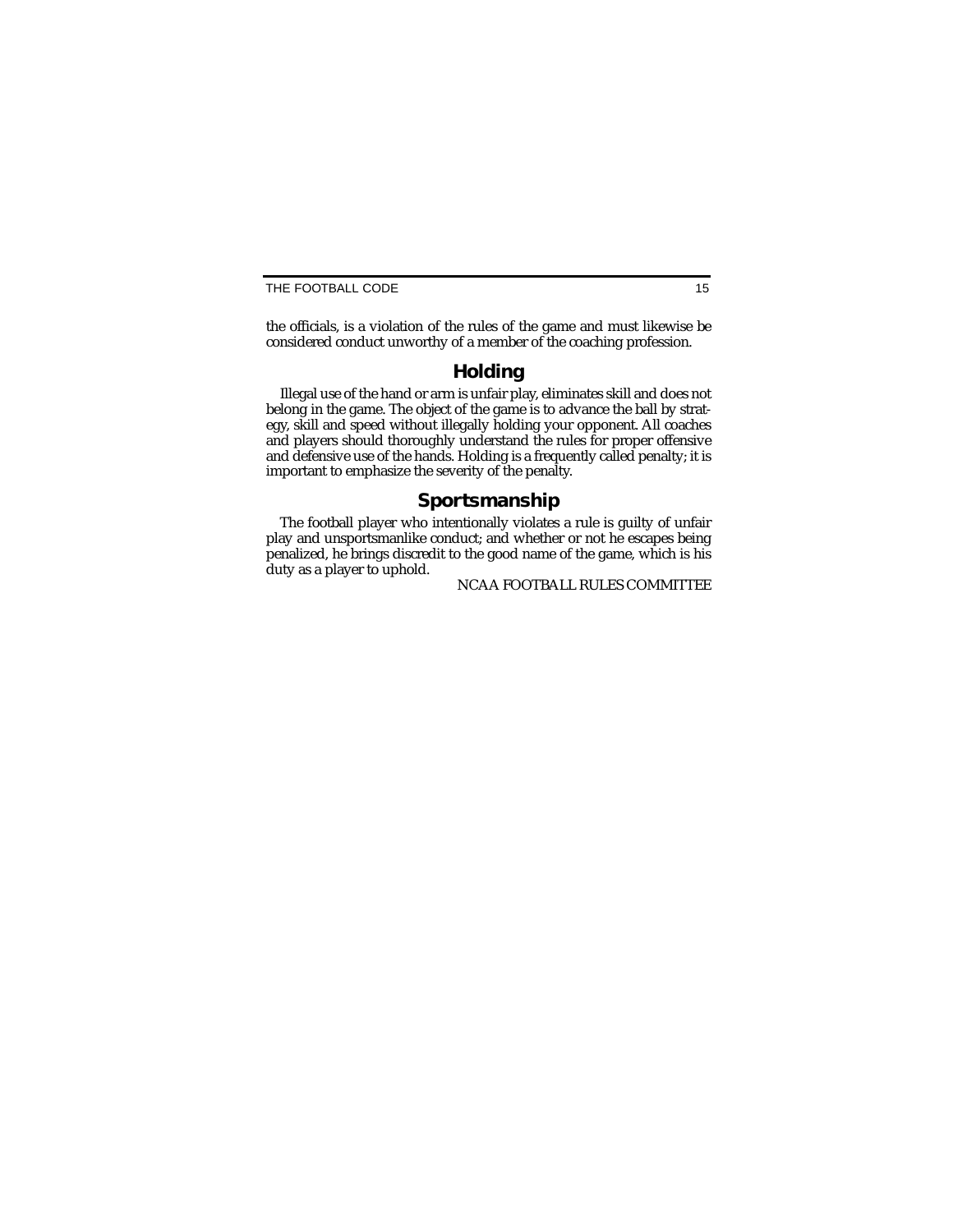the officials, is a violation of the rules of the game and must likewise be considered conduct unworthy of a member of the coaching profession.

## Holding

Illegal use of the hand or arm is unfair play, eliminates skill and does not belong in the game. The object of the game is to advance the ball by strategy, skill and speed without illegally holding your opponent. All coaches and players should thoroughly understand the rules for proper offensive and defensive use of the hands. Holding is a frequently called penalty; it is important to emphasize the severity of the penalty.

## Sportsmanship

The football player who intentionally violates a rule is guilty of unfair play and unsportsmanlike conduct; and whether or not he escapes being penalized, he brings discredit to the good name of the game, which is his duty as a player to uphold.

NCAA FOOTBALL RULES COMMITTEE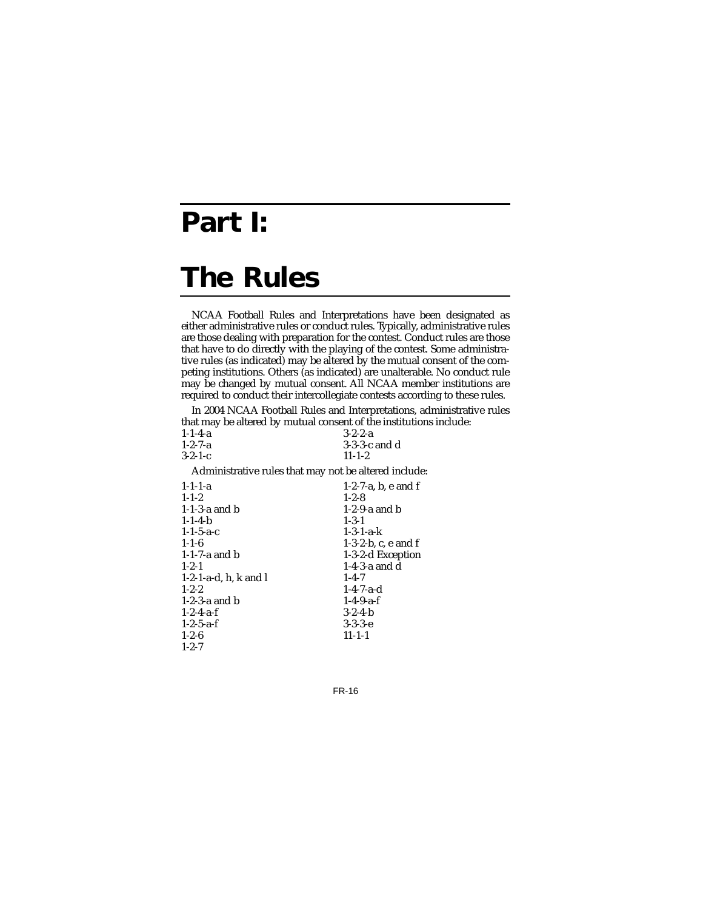# Part I:

# The Rules

NCAA Football Rules and Interpretations have been designated as either administrative rules or conduct rules. Typically, administrative rules are those dealing with preparation for the contest. Conduct rules are those that have to do directly with the playing of the contest. Some administrative rules (as indicated) may be altered by the mutual consent of the competing institutions. Others (as indicated) are unalterable. No conduct rule may be changed by mutual consent. All NCAA member institutions are required to conduct their intercollegiate contests according to these rules.

In 2004 NCAA Football Rules and Interpretations, administrative rules that may be altered by mutual consent of the institutions include:

1-1-4-a
1-2-7-a
3-2-1-c
3-2-2-a
3-3-3-c and d
11-1-2

Administrative rules that may not be altered include:

1-1-1-a
1-1-2
1-1-3-a and b
1-1-4-b
1-1-5-a-c
1-1-6
1-1-7-a and b
1-2-1
1-2-1-a-d, h, k and l
1-2-2
1-2-3-a and b
1-2-4-a-f
1-2-5-a-f
1-2-6
1-2-7
1-2-7-a, b, e and f
1-2-8
1-2-9-a and b
1-3-1
1-3-1-a-k
1-3-2-b, c, e and f
1-3-2-d Exception
1-4-3-a and d
1-4-7
1-4-7-a-d
1-4-9-a-f
3-2-4-b
3-3-3-e
11-1-1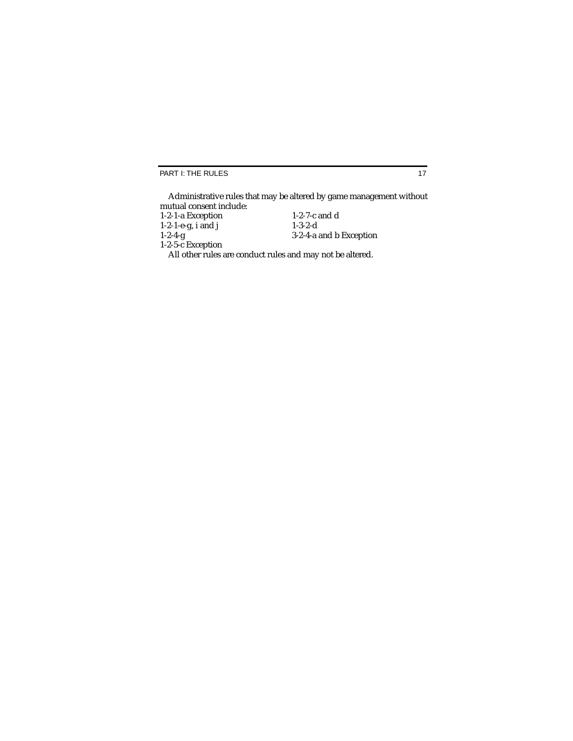Administrative rules that may be altered by game management without mutual consent include:

| | |
|---|---|
| 1-2-1-a Exception | 1-2-7-c and d |
| 1-2-1-e-g, i and j | 1-3-2-d |
| 1-2-4-g | 3-2-4-a and b Exception |
| 1-2-5-c Exception | |

All other rules are conduct rules and may not be altered.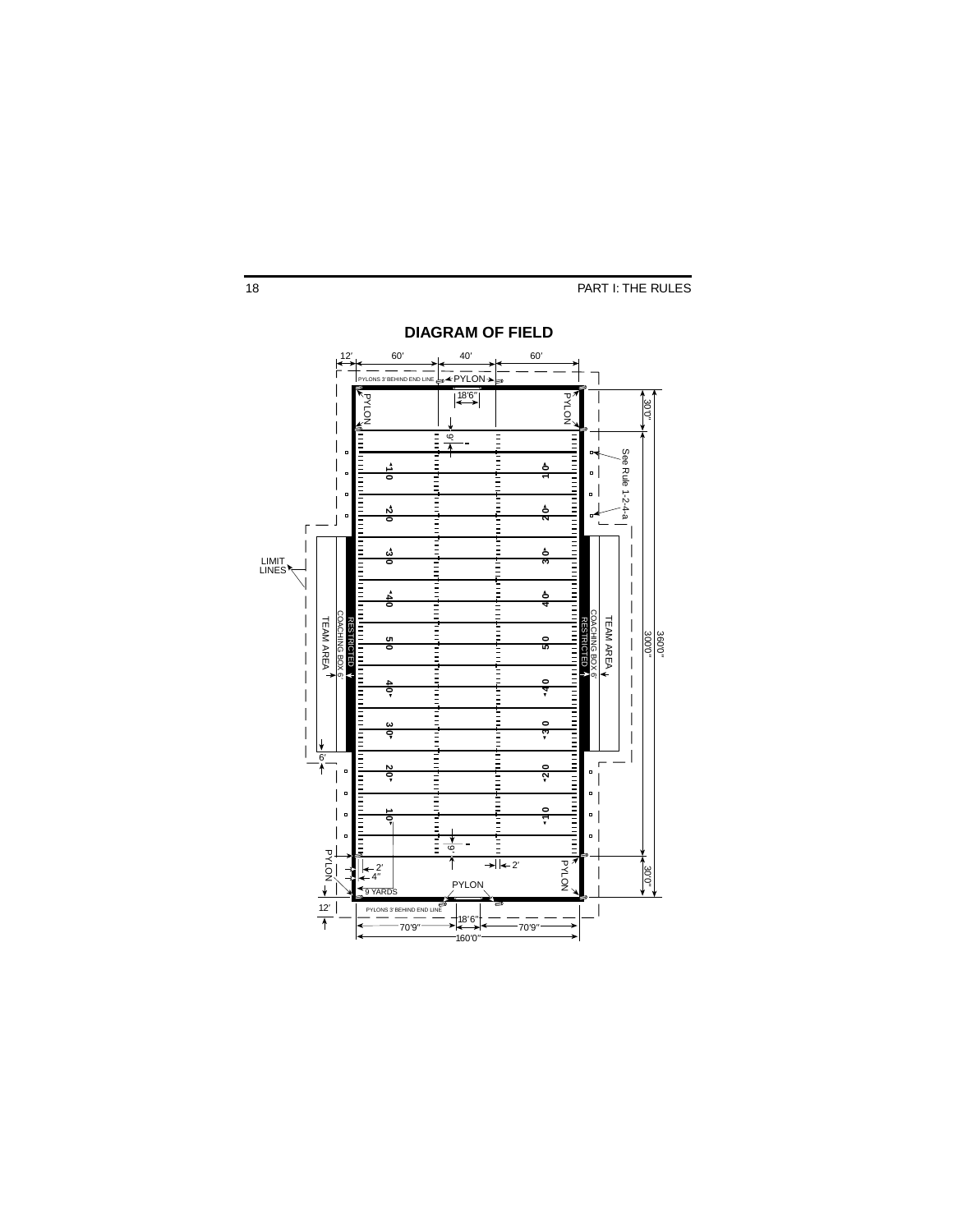## DIAGRAM OF FIELD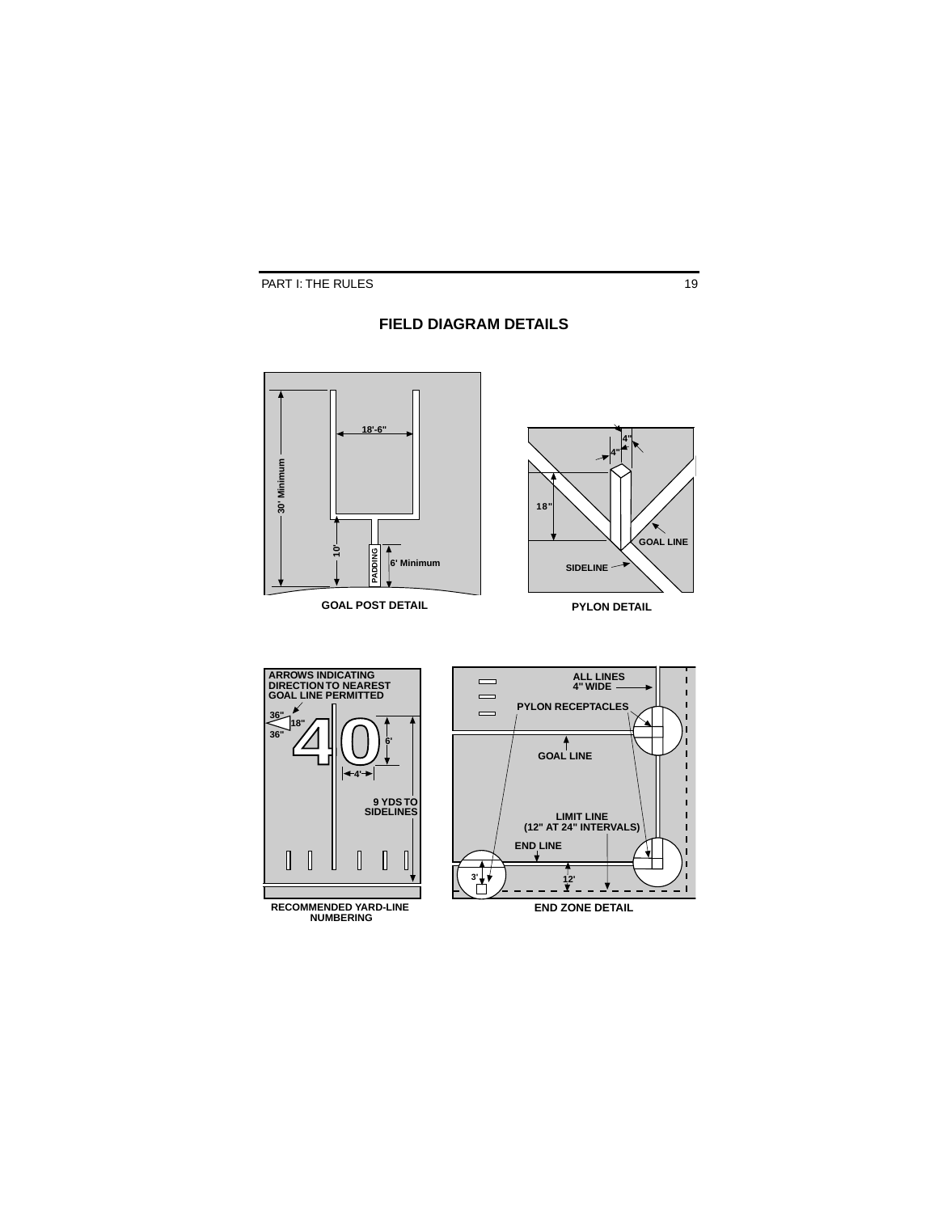# FIELD DIAGRAM DETAILS

18'-6"

30' Minimum

10'

PADDING

6' Minimum

GOAL POST DETAIL

4"

4"

18"

GOAL LINE

SIDELINE

PYLON DETAIL

ARROWS INDICATING DIRECTION TO NEAREST GOAL LINE PERMITTED

36"

18"

36"

6'

4'

9 YDS TO SIDELINES

RECOMMENDED YARD-LINE NUMBERING

ALL LINES 4" WIDE

PYLON RECEPTACLES

GOAL LINE

LIMIT LINE (12" AT 24" INTERVALS)

END LINE

3'

12'

END ZONE DETAIL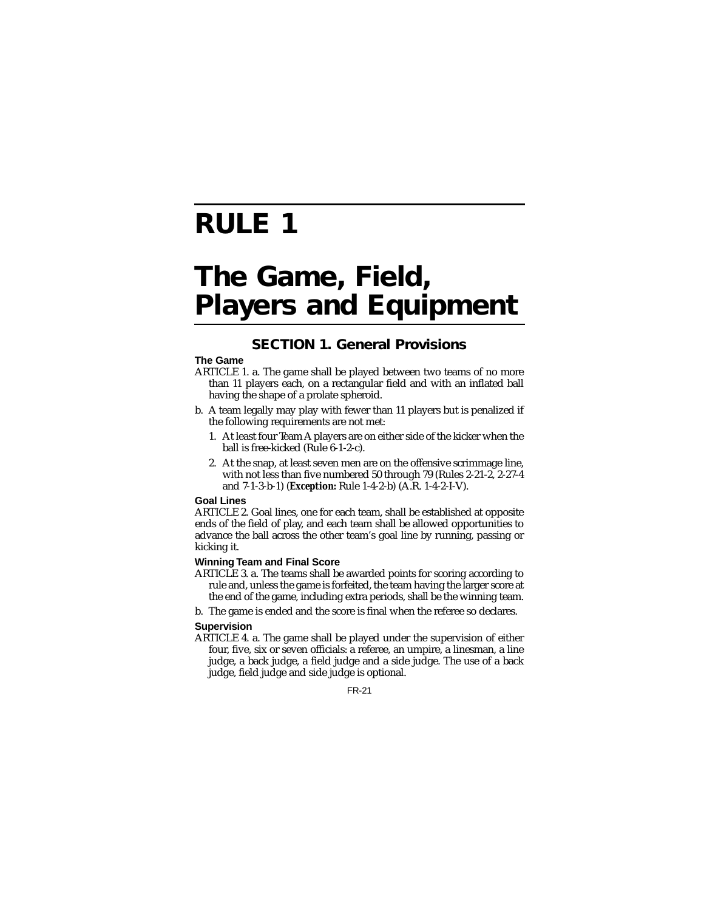# RULE 1

# The Game, Field, Players and Equipment

## SECTION 1. General Provisions

### The Game

ARTICLE 1. a. The game shall be played between two teams of no more than 11 players each, on a rectangular field and with an inflated ball having the shape of a prolate spheroid.

b. A team legally may play with fewer than 11 players but is penalized if the following requirements are not met:

1. At least four Team A players are on either side of the kicker when the ball is free-kicked (Rule 6-1-2-c).
2. At the snap, at least seven men are on the offensive scrimmage line, with not less than five numbered 50 through 79 (Rules 2-21-2, 2-27-4 and 7-1-3-b-1) (***Exception:*** Rule 1-4-2-b) (A.R. 1-4-2-I-V).

### Goal Lines

ARTICLE 2. Goal lines, one for each team, shall be established at opposite ends of the field of play, and each team shall be allowed opportunities to advance the ball across the other team's goal line by running, passing or kicking it.

### Winning Team and Final Score

ARTICLE 3. a. The teams shall be awarded points for scoring according to rule and, unless the game is forfeited, the team having the larger score at the end of the game, including extra periods, shall be the winning team.

b. The game is ended and the score is final when the referee so declares.

### Supervision

ARTICLE 4. a. The game shall be played under the supervision of either four, five, six or seven officials: a referee, an umpire, a linesman, a line judge, a back judge, a field judge and a side judge. The use of a back judge, field judge and side judge is optional.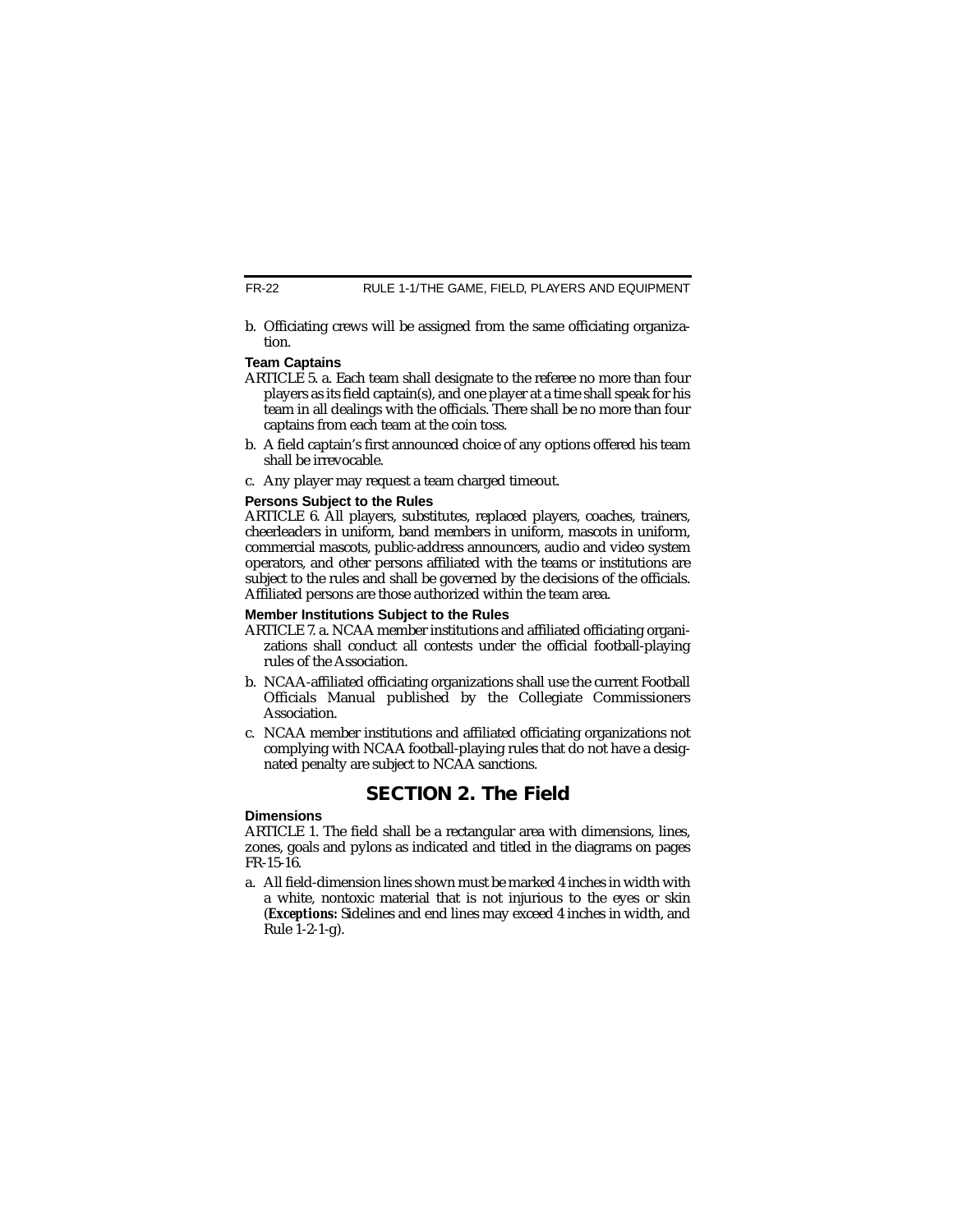b. Officiating crews will be assigned from the same officiating organization.

**Team Captains**

ARTICLE 5. a. Each team shall designate to the referee no more than four players as its field captain(s), and one player at a time shall speak for his team in all dealings with the officials. There shall be no more than four captains from each team at the coin toss.

b. A field captain's first announced choice of any options offered his team shall be irrevocable.

c. Any player may request a team charged timeout.

**Persons Subject to the Rules**

ARTICLE 6. All players, substitutes, replaced players, coaches, trainers, cheerleaders in uniform, band members in uniform, mascots in uniform, commercial mascots, public-address announcers, audio and video system operators, and other persons affiliated with the teams or institutions are subject to the rules and shall be governed by the decisions of the officials. Affiliated persons are those authorized within the team area.

**Member Institutions Subject to the Rules**

ARTICLE 7. a. NCAA member institutions and affiliated officiating organizations shall conduct all contests under the official football-playing rules of the Association.

b. NCAA-affiliated officiating organizations shall use the current Football Officials Manual published by the Collegiate Commissioners Association.

c. NCAA member institutions and affiliated officiating organizations not complying with NCAA football-playing rules that do not have a designated penalty are subject to NCAA sanctions.

## SECTION 2. The Field

**Dimensions**

ARTICLE 1. The field shall be a rectangular area with dimensions, lines, zones, goals and pylons as indicated and titled in the diagrams on pages FR-15-16.

a. All field-dimension lines shown must be marked 4 inches in width with a white, nontoxic material that is not injurious to the eyes or skin (***Exceptions:*** Sidelines and end lines may exceed 4 inches in width, and Rule 1-2-1-g).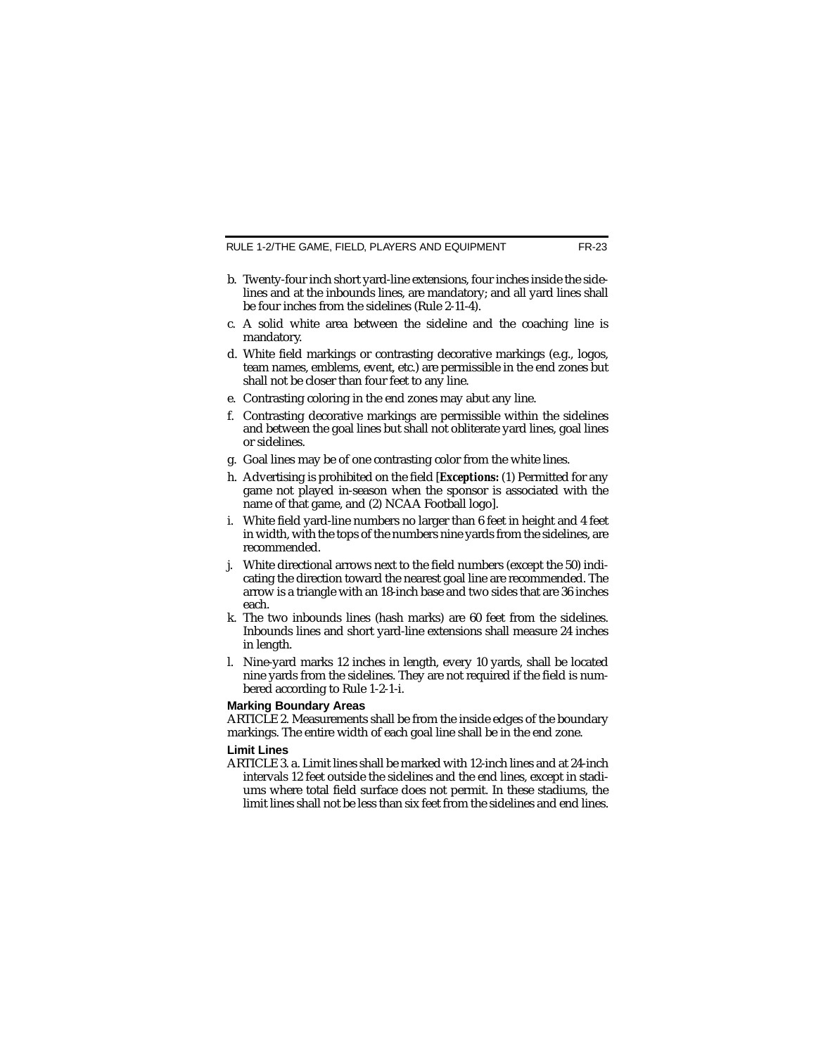b. Twenty-four inch short yard-line extensions, four inches inside the sidelines and at the inbounds lines, are mandatory; and all yard lines shall be four inches from the sidelines (Rule 2-11-4).

c. A solid white area between the sideline and the coaching line is mandatory.

d. White field markings or contrasting decorative markings (e.g., logos, team names, emblems, event, etc.) are permissible in the end zones but shall not be closer than four feet to any line.

e. Contrasting coloring in the end zones may abut any line.

f. Contrasting decorative markings are permissible within the sidelines and between the goal lines but shall not obliterate yard lines, goal lines or sidelines.

g. Goal lines may be of one contrasting color from the white lines.

h. Advertising is prohibited on the field [***Exceptions:*** (1) Permitted for any game not played in-season when the sponsor is associated with the name of that game, and (2) NCAA Football logo].

i. White field yard-line numbers no larger than 6 feet in height and 4 feet in width, with the tops of the numbers nine yards from the sidelines, are recommended.

j. White directional arrows next to the field numbers (except the 50) indicating the direction toward the nearest goal line are recommended. The arrow is a triangle with an 18-inch base and two sides that are 36 inches each.

k. The two inbounds lines (hash marks) are 60 feet from the sidelines. Inbounds lines and short yard-line extensions shall measure 24 inches in length.

l. Nine-yard marks 12 inches in length, every 10 yards, shall be located nine yards from the sidelines. They are not required if the field is numbered according to Rule 1-2-1-i.

**Marking Boundary Areas**

ARTICLE 2. Measurements shall be from the inside edges of the boundary markings. The entire width of each goal line shall be in the end zone.

**Limit Lines**

ARTICLE 3. a. Limit lines shall be marked with 12-inch lines and at 24-inch intervals 12 feet outside the sidelines and the end lines, except in stadiums where total field surface does not permit. In these stadiums, the limit lines shall not be less than six feet from the sidelines and end lines.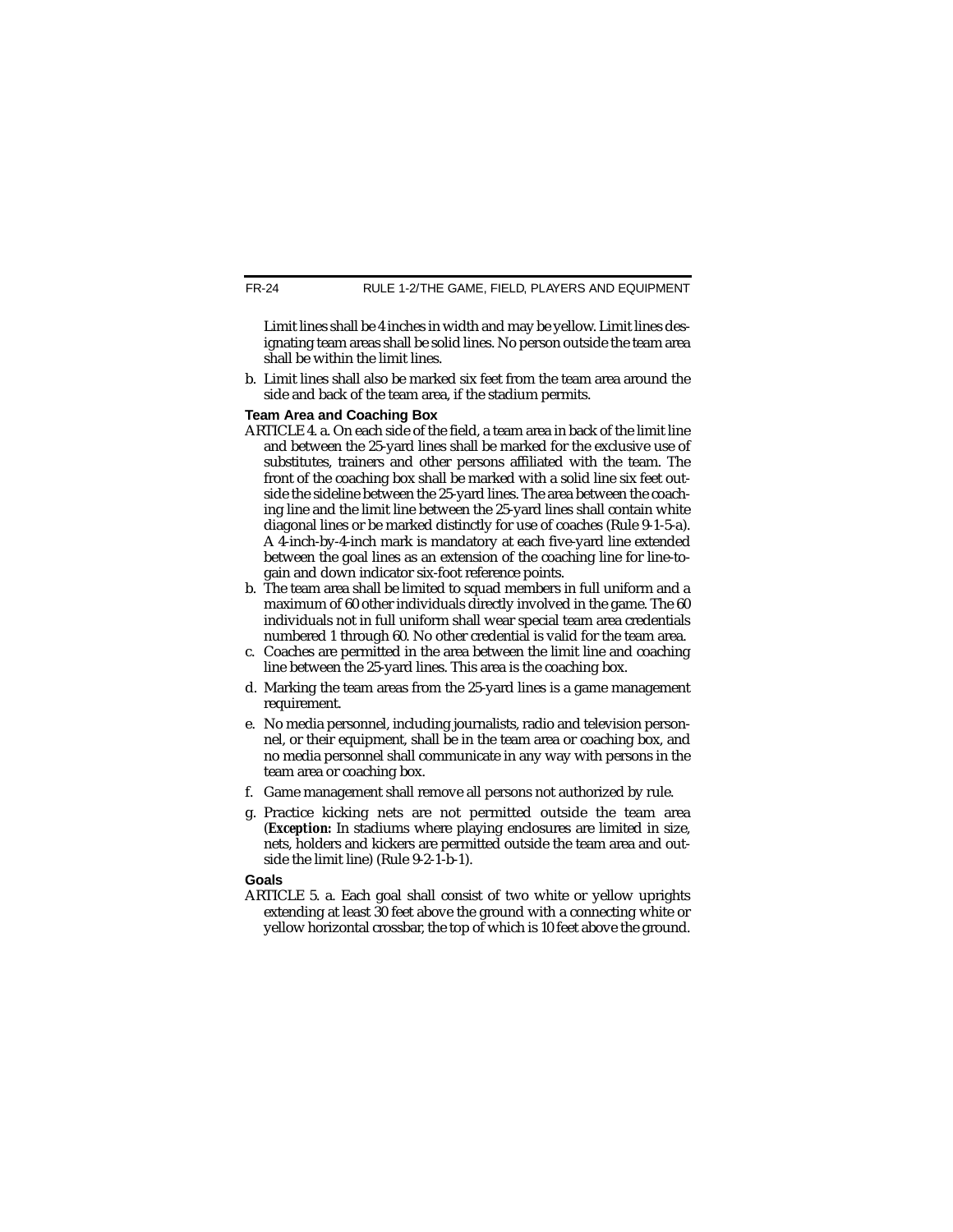Limit lines shall be 4 inches in width and may be yellow. Limit lines designating team areas shall be solid lines. No person outside the team area shall be within the limit lines.

b. Limit lines shall also be marked six feet from the team area around the side and back of the team area, if the stadium permits.

**Team Area and Coaching Box**

ARTICLE 4. a. On each side of the field, a team area in back of the limit line and between the 25-yard lines shall be marked for the exclusive use of substitutes, trainers and other persons affiliated with the team. The front of the coaching box shall be marked with a solid line six feet outside the sideline between the 25-yard lines. The area between the coaching line and the limit line between the 25-yard lines shall contain white diagonal lines or be marked distinctly for use of coaches (Rule 9-1-5-a). A 4-inch-by-4-inch mark is mandatory at each five-yard line extended between the goal lines as an extension of the coaching line for line-to-gain and down indicator six-foot reference points.

b. The team area shall be limited to squad members in full uniform and a maximum of 60 other individuals directly involved in the game. The 60 individuals not in full uniform shall wear special team area credentials numbered 1 through 60. No other credential is valid for the team area.

c. Coaches are permitted in the area between the limit line and coaching line between the 25-yard lines. This area is the coaching box.

d. Marking the team areas from the 25-yard lines is a game management requirement.

e. No media personnel, including journalists, radio and television personnel, or their equipment, shall be in the team area or coaching box, and no media personnel shall communicate in any way with persons in the team area or coaching box.

f. Game management shall remove all persons not authorized by rule.

g. Practice kicking nets are not permitted outside the team area (***Exception:*** In stadiums where playing enclosures are limited in size, nets, holders and kickers are permitted outside the team area and outside the limit line) (Rule 9-2-1-b-1).

**Goals**

ARTICLE 5. a. Each goal shall consist of two white or yellow uprights extending at least 30 feet above the ground with a connecting white or yellow horizontal crossbar, the top of which is 10 feet above the ground.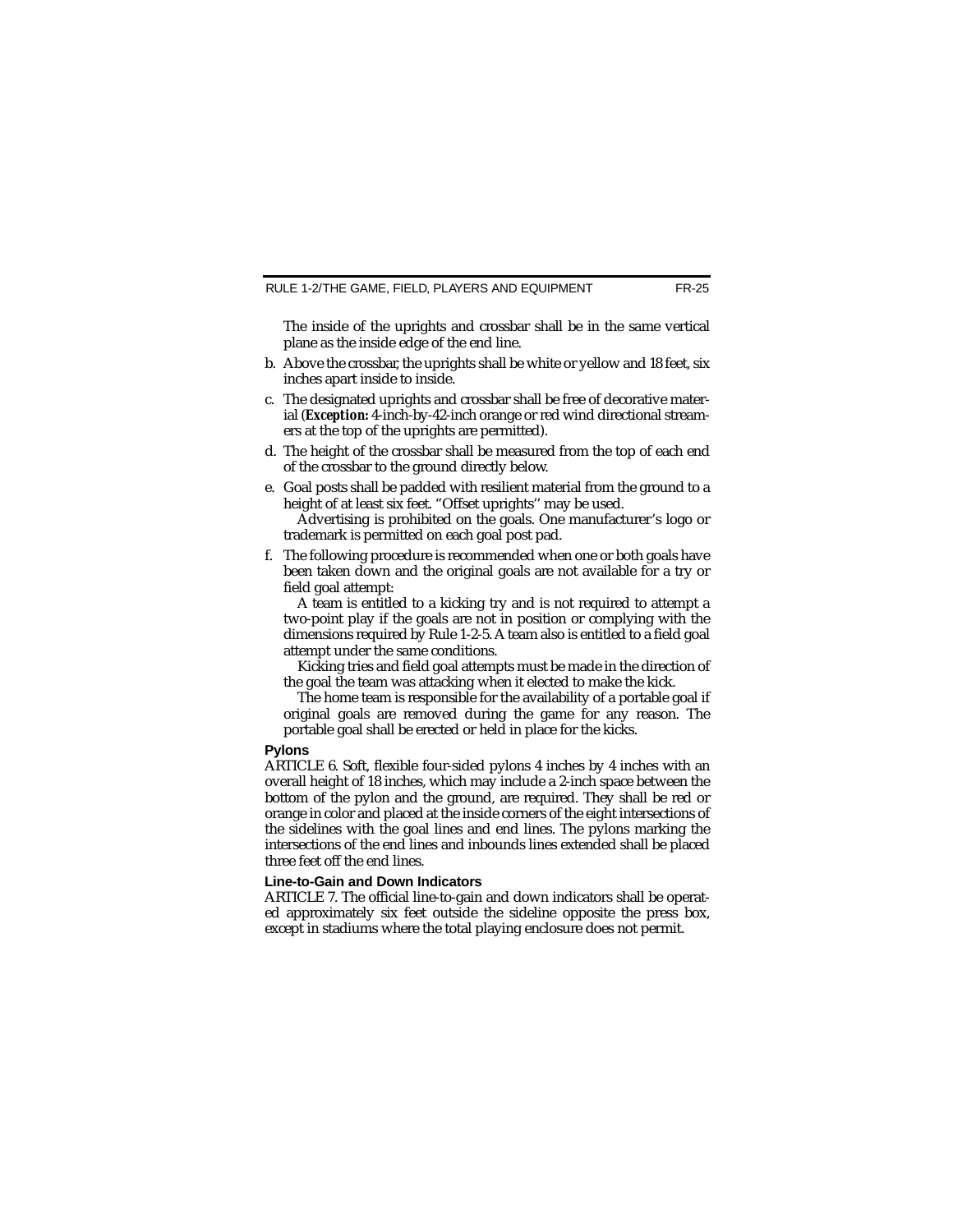The inside of the uprights and crossbar shall be in the same vertical plane as the inside edge of the end line.

b. Above the crossbar, the uprights shall be white or yellow and 18 feet, six inches apart inside to inside.

c. The designated uprights and crossbar shall be free of decorative material (***Exception:*** 4-inch-by-42-inch orange or red wind directional streamers at the top of the uprights are permitted).

d. The height of the crossbar shall be measured from the top of each end of the crossbar to the ground directly below.

e. Goal posts shall be padded with resilient material from the ground to a height of at least six feet. "Offset uprights'' may be used.

   Advertising is prohibited on the goals. One manufacturer's logo or trademark is permitted on each goal post pad.

f. The following procedure is recommended when one or both goals have been taken down and the original goals are not available for a try or field goal attempt:

   A team is entitled to a kicking try and is not required to attempt a two-point play if the goals are not in position or complying with the dimensions required by Rule 1-2-5. A team also is entitled to a field goal attempt under the same conditions.

   Kicking tries and field goal attempts must be made in the direction of the goal the team was attacking when it elected to make the kick.

   The home team is responsible for the availability of a portable goal if original goals are removed during the game for any reason. The portable goal shall be erected or held in place for the kicks.

### Pylons

ARTICLE 6. Soft, flexible four-sided pylons 4 inches by 4 inches with an overall height of 18 inches, which may include a 2-inch space between the bottom of the pylon and the ground, are required. They shall be red or orange in color and placed at the inside corners of the eight intersections of the sidelines with the goal lines and end lines. The pylons marking the intersections of the end lines and inbounds lines extended shall be placed three feet off the end lines.

### Line-to-Gain and Down Indicators

ARTICLE 7. The official line-to-gain and down indicators shall be operated approximately six feet outside the sideline opposite the press box, except in stadiums where the total playing enclosure does not permit.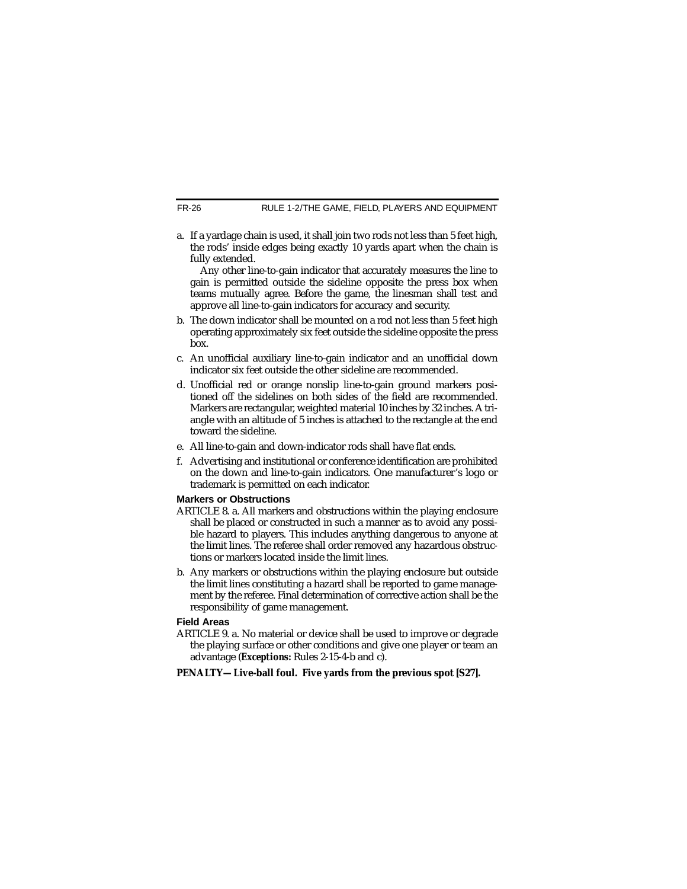a. If a yardage chain is used, it shall join two rods not less than 5 feet high, the rods' inside edges being exactly 10 yards apart when the chain is fully extended.

   Any other line-to-gain indicator that accurately measures the line to gain is permitted outside the sideline opposite the press box when teams mutually agree. Before the game, the linesman shall test and approve all line-to-gain indicators for accuracy and security.

b. The down indicator shall be mounted on a rod not less than 5 feet high operating approximately six feet outside the sideline opposite the press box.

c. An unofficial auxiliary line-to-gain indicator and an unofficial down indicator six feet outside the other sideline are recommended.

d. Unofficial red or orange nonslip line-to-gain ground markers positioned off the sidelines on both sides of the field are recommended. Markers are rectangular, weighted material 10 inches by 32 inches. A triangle with an altitude of 5 inches is attached to the rectangle at the end toward the sideline.

e. All line-to-gain and down-indicator rods shall have flat ends.

f. Advertising and institutional or conference identification are prohibited on the down and line-to-gain indicators. One manufacturer's logo or trademark is permitted on each indicator.

### Markers or Obstructions

ARTICLE 8. a. All markers and obstructions within the playing enclosure shall be placed or constructed in such a manner as to avoid any possible hazard to players. This includes anything dangerous to anyone at the limit lines. The referee shall order removed any hazardous obstructions or markers located inside the limit lines.

b. Any markers or obstructions within the playing enclosure but outside the limit lines constituting a hazard shall be reported to game management by the referee. Final determination of corrective action shall be the responsibility of game management.

### Field Areas

ARTICLE 9. a. No material or device shall be used to improve or degrade the playing surface or other conditions and give one player or team an advantage (***Exceptions:*** Rules 2-15-4-b and c).

**PENALTY—Live-ball foul. Five yards from the previous spot [S27].**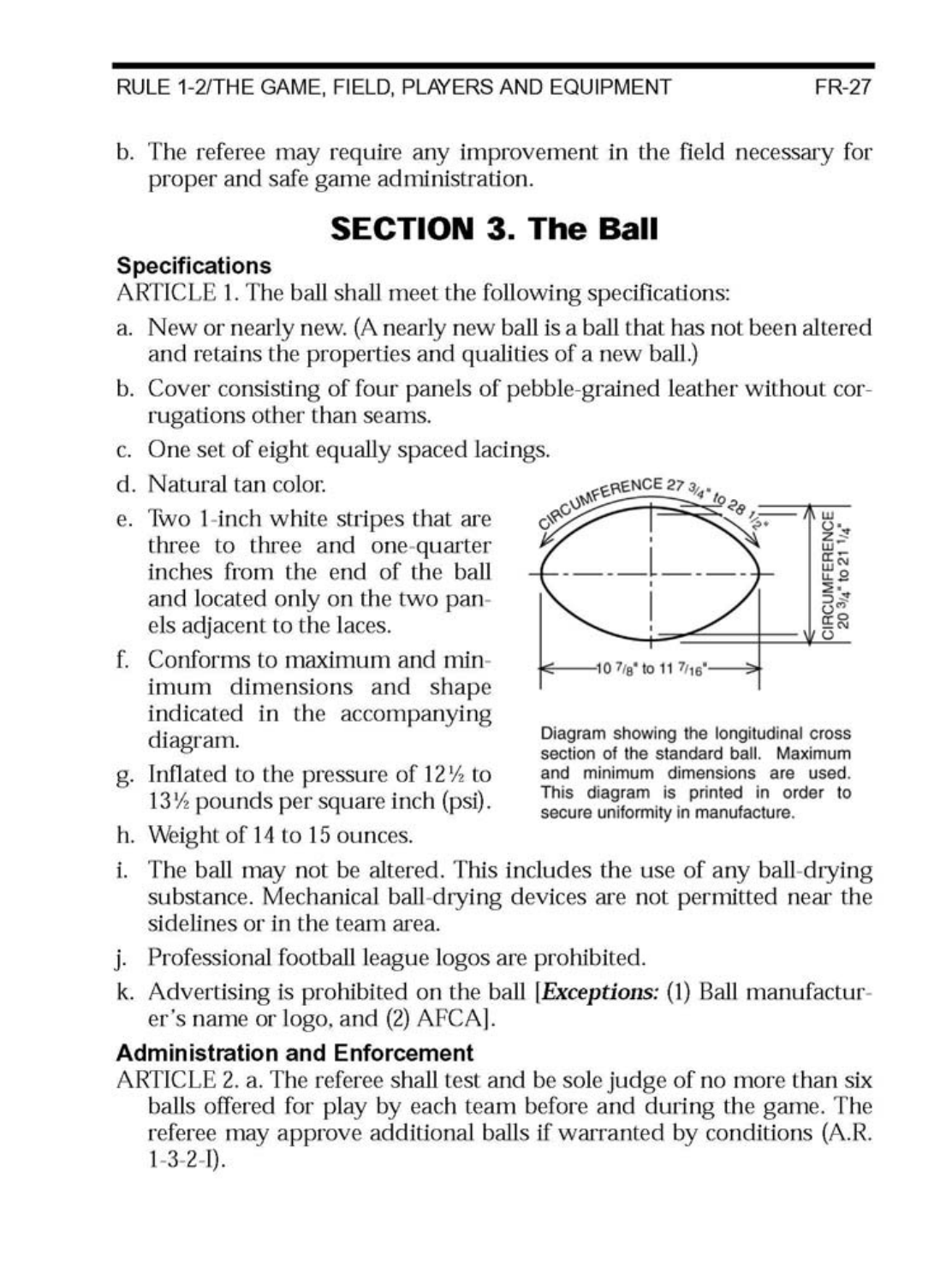b. The referee may require any improvement in the field necessary for proper and safe game administration.

## SECTION 3. The Ball

### Specifications

ARTICLE 1. The ball shall meet the following specifications:

a. New or nearly new. (A nearly new ball is a ball that has not been altered and retains the properties and qualities of a new ball.)
b. Cover consisting of four panels of pebble-grained leather without corrugations other than seams.
c. One set of eight equally spaced lacings.
d. Natural tan color.
e. Two 1-inch white stripes that are three to three and one-quarter inches from the end of the ball and located only on the two panels adjacent to the laces.
f. Conforms to maximum and minimum dimensions and shape indicated in the accompanying diagram.
g. Inflated to the pressure of 12½ to 13½ pounds per square inch (psi).
h. Weight of 14 to 15 ounces.
i. The ball may not be altered. This includes the use of any ball-drying substance. Mechanical ball-drying devices are not permitted near the sidelines or in the team area.
j. Professional football league logos are prohibited.
k. Advertising is prohibited on the ball [***Exceptions:*** (1) Ball manufacturer's name or logo, and (2) AFCA].

CIRCUMFERENCE 27 3/4" to 28 1/2"

CIRCUMFERENCE 20 3/4" to 21 1/4"

10 7/8" to 11 7/16"

Diagram showing the longitudinal cross section of the standard ball. Maximum and minimum dimensions are used. This diagram is printed in order to secure uniformity in manufacture.

### Administration and Enforcement

ARTICLE 2. a. The referee shall test and be sole judge of no more than six balls offered for play by each team before and during the game. The referee may approve additional balls if warranted by conditions (A.R. 1-3-2-I).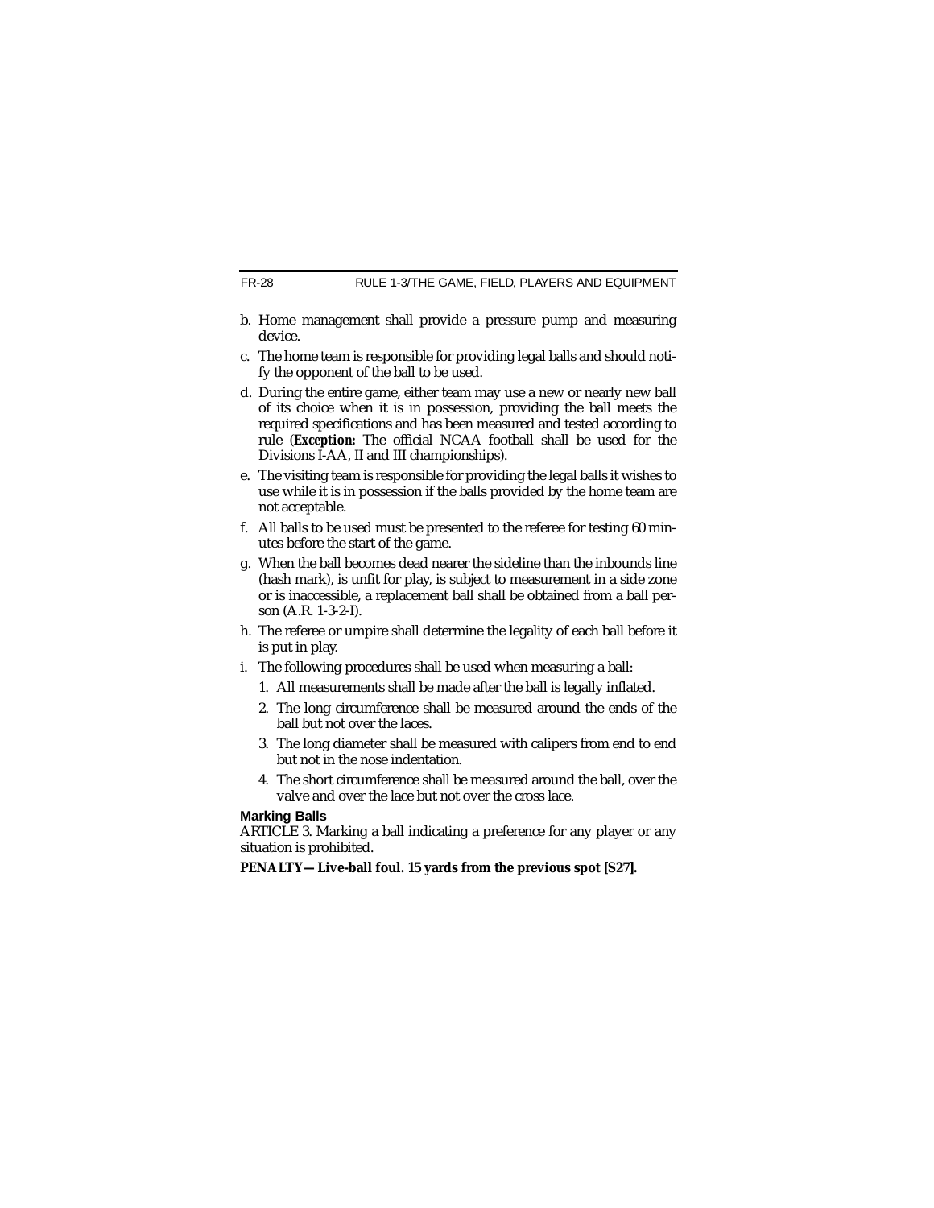b. Home management shall provide a pressure pump and measuring device.

c. The home team is responsible for providing legal balls and should notify the opponent of the ball to be used.

d. During the entire game, either team may use a new or nearly new ball of its choice when it is in possession, providing the ball meets the required specifications and has been measured and tested according to rule (***Exception:*** The official NCAA football shall be used for the Divisions I-AA, II and III championships).

e. The visiting team is responsible for providing the legal balls it wishes to use while it is in possession if the balls provided by the home team are not acceptable.

f. All balls to be used must be presented to the referee for testing 60 minutes before the start of the game.

g. When the ball becomes dead nearer the sideline than the inbounds line (hash mark), is unfit for play, is subject to measurement in a side zone or is inaccessible, a replacement ball shall be obtained from a ball person (A.R. 1-3-2-I).

h. The referee or umpire shall determine the legality of each ball before it is put in play.

i. The following procedures shall be used when measuring a ball:

   1. All measurements shall be made after the ball is legally inflated.
   2. The long circumference shall be measured around the ends of the ball but not over the laces.
   3. The long diameter shall be measured with calipers from end to end but not in the nose indentation.
   4. The short circumference shall be measured around the ball, over the valve and over the lace but not over the cross lace.

**Marking Balls**

ARTICLE 3. Marking a ball indicating a preference for any player or any situation is prohibited.

**PENALTY—Live-ball foul. 15 yards from the previous spot [S27].**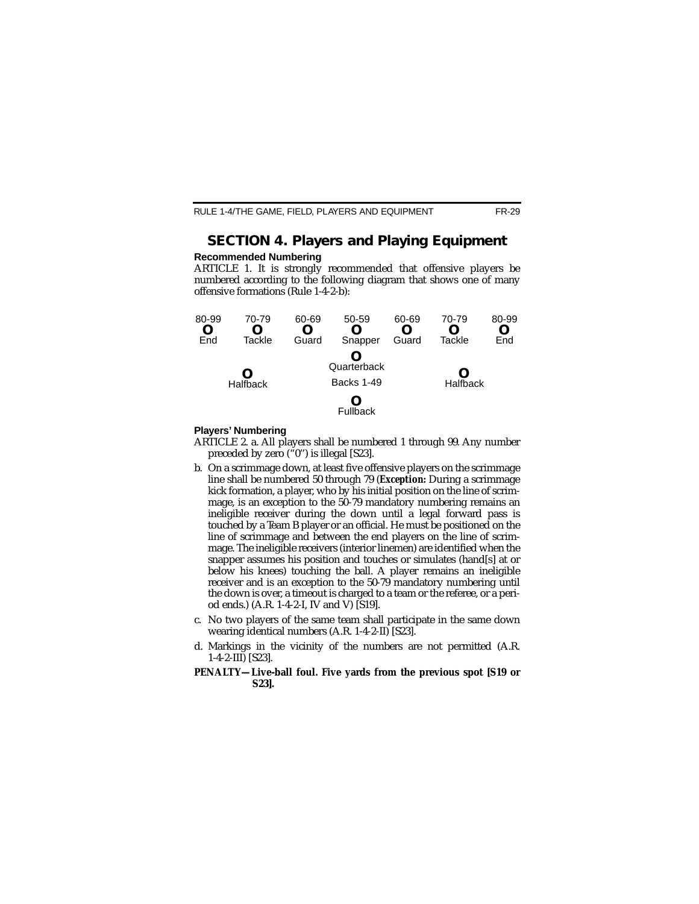## SECTION 4. Players and Playing Equipment

**Recommended Numbering**

ARTICLE 1. It is strongly recommended that offensive players be numbered according to the following diagram that shows one of many offensive formations (Rule 1-4-2-b):

| 80-99 | 70-79 | 60-69 | 50-59 | 60-69 | 70-79 | 80-99 |
|---|---|---|---|---|---|---|
| O | O | O | O | O | O | O |
| End | Tackle | Guard | Snapper | Guard | Tackle | End |

O Quarterback

O Halfback — Backs 1-49 — O Halfback

O Fullback

**Players' Numbering**

ARTICLE 2. a. All players shall be numbered 1 through 99. Any number preceded by zero ("0") is illegal [S23].

b. On a scrimmage down, at least five offensive players on the scrimmage line shall be numbered 50 through 79 (***Exception:*** During a scrimmage kick formation, a player, who by his initial position on the line of scrimmage, is an exception to the 50-79 mandatory numbering remains an ineligible receiver during the down until a legal forward pass is touched by a Team B player or an official. He must be positioned on the line of scrimmage and between the end players on the line of scrimmage. The ineligible receivers (interior linemen) are identified when the snapper assumes his position and touches or simulates (hand[s] at or below his knees) touching the ball. A player remains an ineligible receiver and is an exception to the 50-79 mandatory numbering until the down is over, a timeout is charged to a team or the referee, or a period ends.) (A.R. 1-4-2-I, IV and V) [S19].

c. No two players of the same team shall participate in the same down wearing identical numbers (A.R. 1-4-2-II) [S23].

d. Markings in the vicinity of the numbers are not permitted (A.R. 1-4-2-III) [S23].

**PENALTY—Live-ball foul. Five yards from the previous spot [S19 or S23].**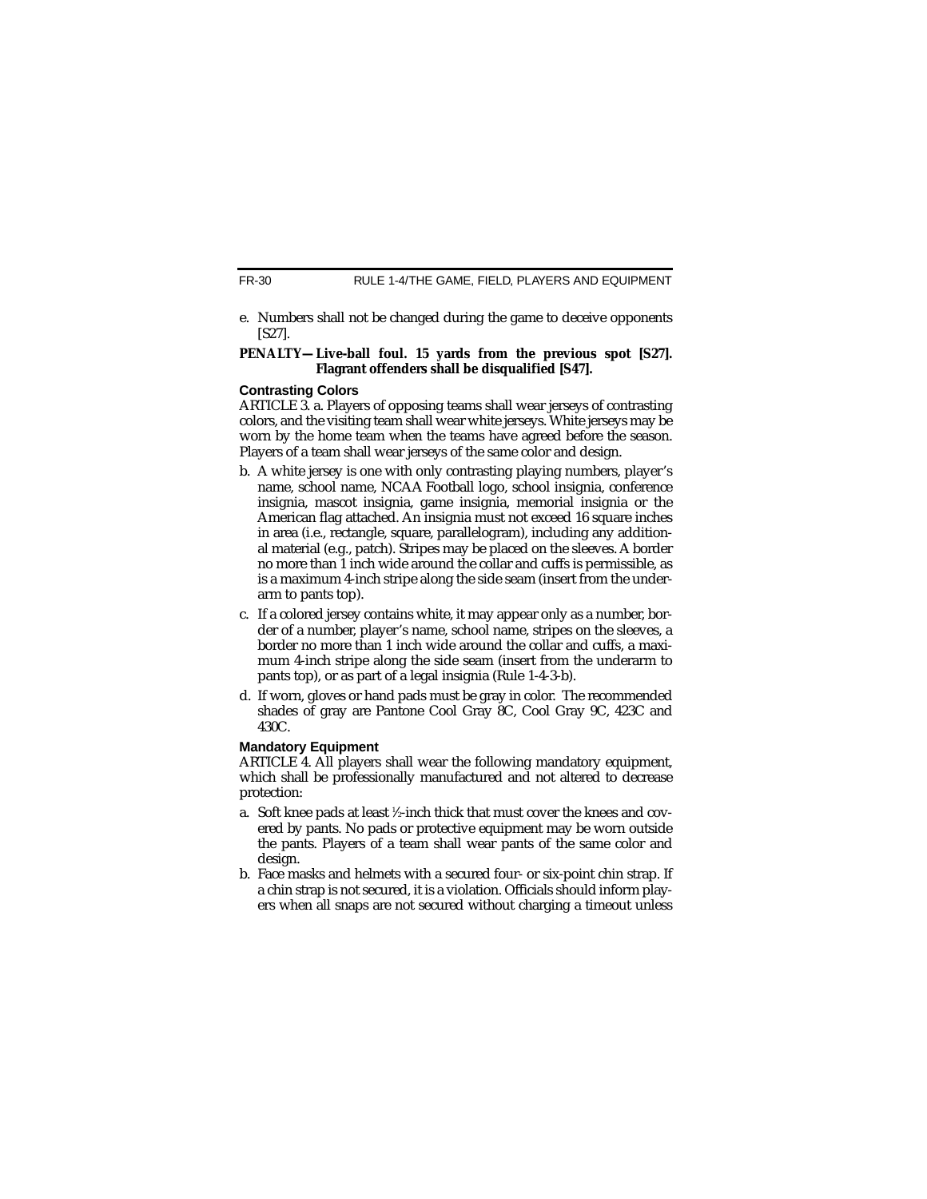e. Numbers shall not be changed during the game to deceive opponents [S27].

**PENALTY—Live-ball foul. 15 yards from the previous spot [S27]. Flagrant offenders shall be disqualified [S47].**

### Contrasting Colors

ARTICLE 3. a. Players of opposing teams shall wear jerseys of contrasting colors, and the visiting team shall wear white jerseys. White jerseys may be worn by the home team when the teams have agreed before the season. Players of a team shall wear jerseys of the same color and design.

b. A white jersey is one with only contrasting playing numbers, player's name, school name, NCAA Football logo, school insignia, conference insignia, mascot insignia, game insignia, memorial insignia or the American flag attached. An insignia must not exceed 16 square inches in area (i.e., rectangle, square, parallelogram), including any additional material (e.g., patch). Stripes may be placed on the sleeves. A border no more than 1 inch wide around the collar and cuffs is permissible, as is a maximum 4-inch stripe along the side seam (insert from the underarm to pants top).

c. If a colored jersey contains white, it may appear only as a number, border of a number, player's name, school name, stripes on the sleeves, a border no more than 1 inch wide around the collar and cuffs, a maximum 4-inch stripe along the side seam (insert from the underarm to pants top), or as part of a legal insignia (Rule 1-4-3-b).

d. If worn, gloves or hand pads must be gray in color. The recommended shades of gray are Pantone Cool Gray 8C, Cool Gray 9C, 423C and 430C.

### Mandatory Equipment

ARTICLE 4. All players shall wear the following mandatory equipment, which shall be professionally manufactured and not altered to decrease protection:

a. Soft knee pads at least ½-inch thick that must cover the knees and covered by pants. No pads or protective equipment may be worn outside the pants. Players of a team shall wear pants of the same color and design.

b. Face masks and helmets with a secured four- or six-point chin strap. If a chin strap is not secured, it is a violation. Officials should inform players when all snaps are not secured without charging a timeout unless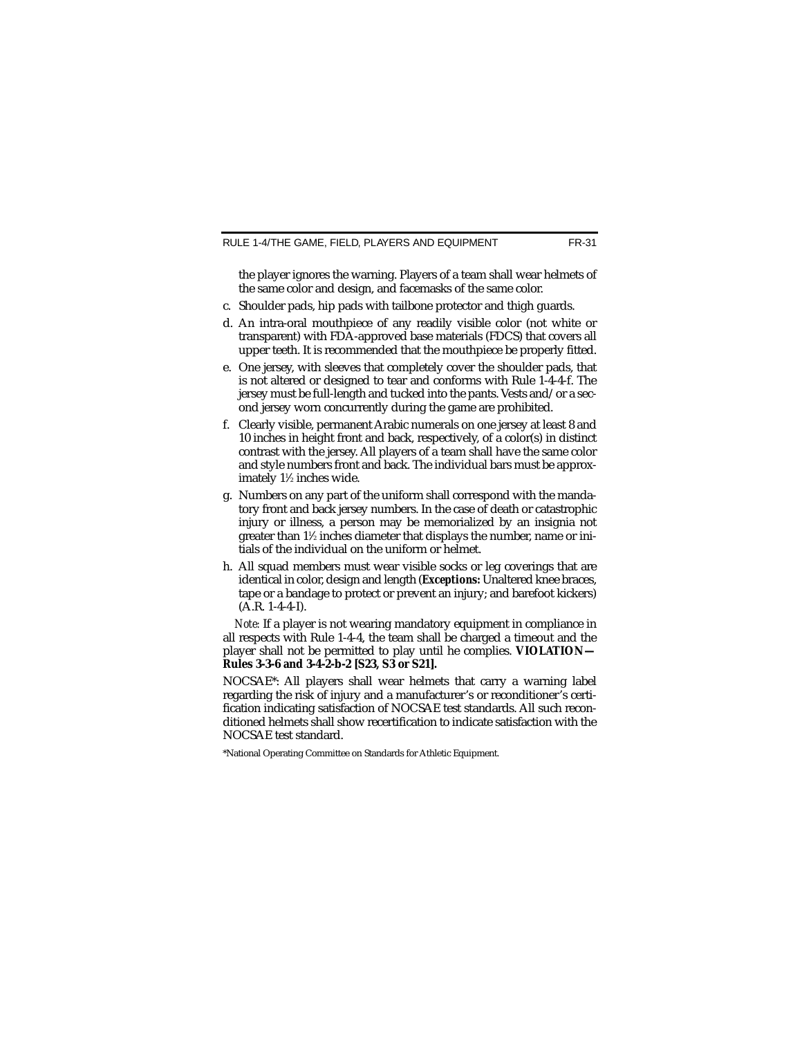the player ignores the warning. Players of a team shall wear helmets of the same color and design, and facemasks of the same color.

c. Shoulder pads, hip pads with tailbone protector and thigh guards.

d. An intra-oral mouthpiece of any readily visible color (not white or transparent) with FDA-approved base materials (FDCS) that covers all upper teeth. It is recommended that the mouthpiece be properly fitted.

e. One jersey, with sleeves that completely cover the shoulder pads, that is not altered or designed to tear and conforms with Rule 1-4-4-f. The jersey must be full-length and tucked into the pants. Vests and/or a second jersey worn concurrently during the game are prohibited.

f. Clearly visible, permanent Arabic numerals on one jersey at least 8 and 10 inches in height front and back, respectively, of a color(s) in distinct contrast with the jersey. All players of a team shall have the same color and style numbers front and back. The individual bars must be approximately 1½ inches wide.

g. Numbers on any part of the uniform shall correspond with the mandatory front and back jersey numbers. In the case of death or catastrophic injury or illness, a person may be memorialized by an insignia not greater than 1½ inches diameter that displays the number, name or initials of the individual on the uniform or helmet.

h. All squad members must wear visible socks or leg coverings that are identical in color, design and length (***Exceptions:*** Unaltered knee braces, tape or a bandage to protect or prevent an injury; and barefoot kickers) (A.R. 1-4-4-I).

*Note:* If a player is not wearing mandatory equipment in compliance in all respects with Rule 1-4-4, the team shall be charged a timeout and the player shall not be permitted to play until he complies. **VIOLATION—Rules 3-3-6 and 3-4-2-b-2 [S23, S3 or S21].**

NOCSAE*: All players shall wear helmets that carry a warning label regarding the risk of injury and a manufacturer's or reconditioner's certification indicating satisfaction of NOCSAE test standards. All such reconditioned helmets shall show recertification to indicate satisfaction with the NOCSAE test standard.

*National Operating Committee on Standards for Athletic Equipment.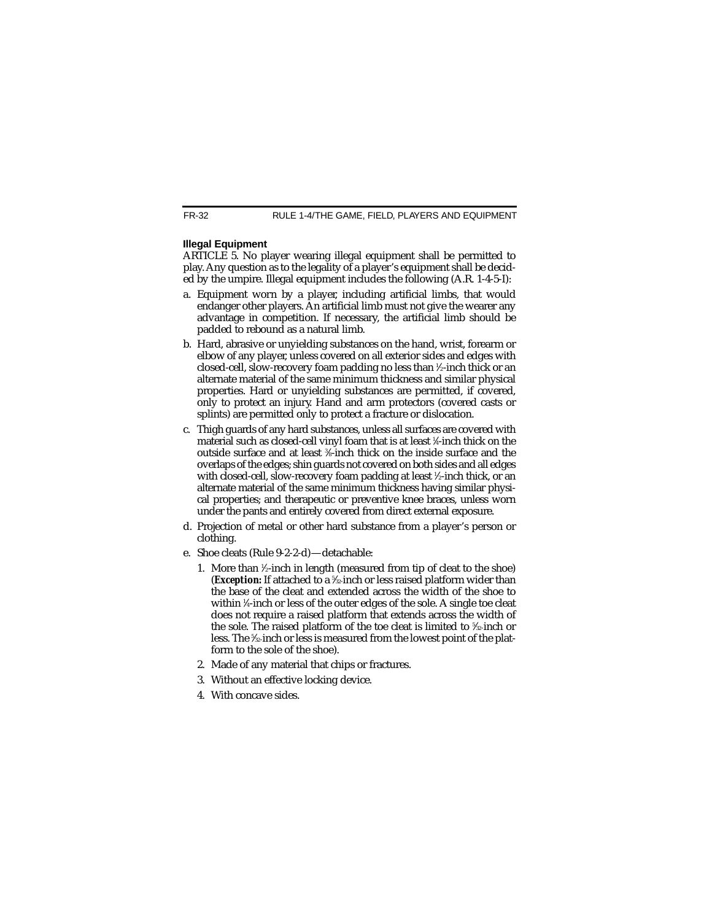### Illegal Equipment

ARTICLE 5. No player wearing illegal equipment shall be permitted to play. Any question as to the legality of a player's equipment shall be decided by the umpire. Illegal equipment includes the following (A.R. 1-4-5-I):

a. Equipment worn by a player, including artificial limbs, that would endanger other players. An artificial limb must not give the wearer any advantage in competition. If necessary, the artificial limb should be padded to rebound as a natural limb.

b. Hard, abrasive or unyielding substances on the hand, wrist, forearm or elbow of any player, unless covered on all exterior sides and edges with closed-cell, slow-recovery foam padding no less than ½-inch thick or an alternate material of the same minimum thickness and similar physical properties. Hard or unyielding substances are permitted, if covered, only to protect an injury. Hand and arm protectors (covered casts or splints) are permitted only to protect a fracture or dislocation.

c. Thigh guards of any hard substances, unless all surfaces are covered with material such as closed-cell vinyl foam that is at least ¼-inch thick on the outside surface and at least ⅜-inch thick on the inside surface and the overlaps of the edges; shin guards not covered on both sides and all edges with closed-cell, slow-recovery foam padding at least ½-inch thick, or an alternate material of the same minimum thickness having similar physical properties; and therapeutic or preventive knee braces, unless worn under the pants and entirely covered from direct external exposure.

d. Projection of metal or other hard substance from a player's person or clothing.

e. Shoe cleats (Rule 9-2-2-d)—detachable:

   1. More than ½-inch in length (measured from tip of cleat to the shoe) (***Exception:*** If attached to a 5/32-inch or less raised platform wider than the base of the cleat and extended across the width of the shoe to within ¼-inch or less of the outer edges of the sole. A single toe cleat does not require a raised platform that extends across the width of the sole. The raised platform of the toe cleat is limited to 5/32-inch or less. The 5/32-inch or less is measured from the lowest point of the platform to the sole of the shoe).
   2. Made of any material that chips or fractures.
   3. Without an effective locking device.
   4. With concave sides.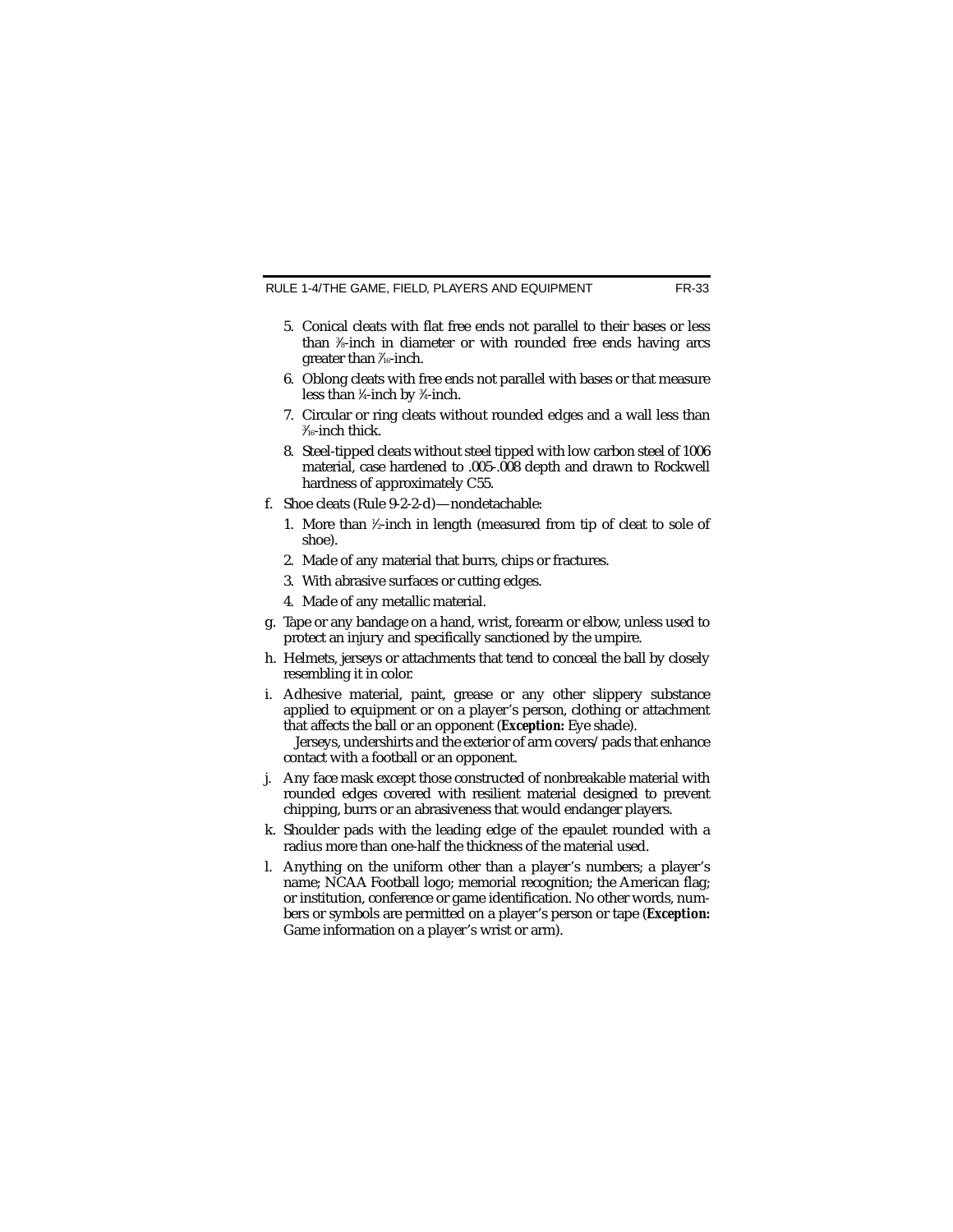5. Conical cleats with flat free ends not parallel to their bases or less than ⅜-inch in diameter or with rounded free ends having arcs greater than 7⁄16-inch.
6. Oblong cleats with free ends not parallel with bases or that measure less than ¼-inch by ¾-inch.
7. Circular or ring cleats without rounded edges and a wall less than 3⁄16-inch thick.
8. Steel-tipped cleats without steel tipped with low carbon steel of 1006 material, case hardened to .005-.008 depth and drawn to Rockwell hardness of approximately C55.

f. Shoe cleats (Rule 9-2-2-d)—nondetachable:

1. More than ½-inch in length (measured from tip of cleat to sole of shoe).
2. Made of any material that burrs, chips or fractures.
3. With abrasive surfaces or cutting edges.
4. Made of any metallic material.

g. Tape or any bandage on a hand, wrist, forearm or elbow, unless used to protect an injury and specifically sanctioned by the umpire.

h. Helmets, jerseys or attachments that tend to conceal the ball by closely resembling it in color.

i. Adhesive material, paint, grease or any other slippery substance applied to equipment or on a player's person, clothing or attachment that affects the ball or an opponent (***Exception:*** Eye shade).

   Jerseys, undershirts and the exterior of arm covers/pads that enhance contact with a football or an opponent.

j. Any face mask except those constructed of nonbreakable material with rounded edges covered with resilient material designed to prevent chipping, burrs or an abrasiveness that would endanger players.

k. Shoulder pads with the leading edge of the epaulet rounded with a radius more than one-half the thickness of the material used.

l. Anything on the uniform other than a player's numbers; a player's name; NCAA Football logo; memorial recognition; the American flag; or institution, conference or game identification. No other words, numbers or symbols are permitted on a player's person or tape (***Exception:*** Game information on a player's wrist or arm).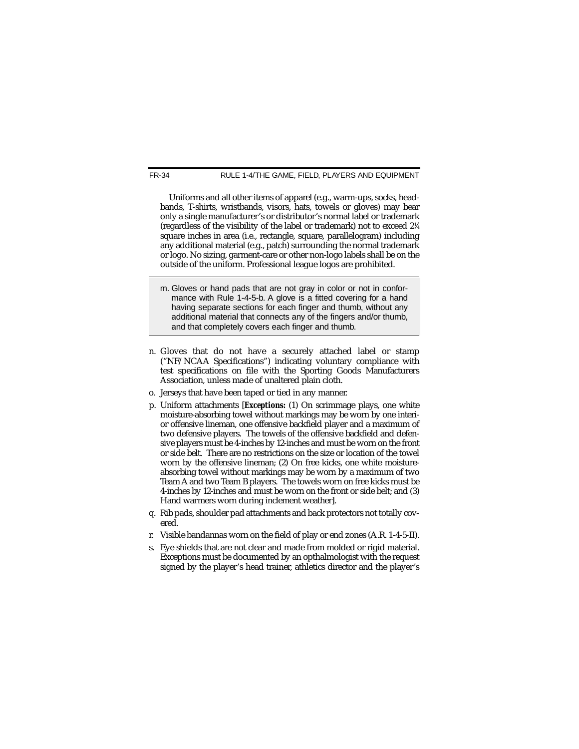Uniforms and all other items of apparel (e.g., warm-ups, socks, headbands, T-shirts, wristbands, visors, hats, towels or gloves) may bear only a single manufacturer's or distributor's normal label or trademark (regardless of the visibility of the label or trademark) not to exceed 2¼ square inches in area (i.e., rectangle, square, parallelogram) including any additional material (e.g., patch) surrounding the normal trademark or logo. No sizing, garment-care or other non-logo labels shall be on the outside of the uniform. Professional league logos are prohibited.

m. Gloves or hand pads that are not gray in color or not in conformance with Rule 1-4-5-b. A glove is a fitted covering for a hand having separate sections for each finger and thumb, without any additional material that connects any of the fingers and/or thumb, and that completely covers each finger and thumb.

n. Gloves that do not have a securely attached label or stamp ("NF/NCAA Specifications") indicating voluntary compliance with test specifications on file with the Sporting Goods Manufacturers Association, unless made of unaltered plain cloth.

o. Jerseys that have been taped or tied in any manner.

p. Uniform attachments [***Exceptions:*** (1) On scrimmage plays, one white moisture-absorbing towel without markings may be worn by one interior offensive lineman, one offensive backfield player and a maximum of two defensive players. The towels of the offensive backfield and defensive players must be 4-inches by 12-inches and must be worn on the front or side belt. There are no restrictions on the size or location of the towel worn by the offensive lineman; (2) On free kicks, one white moisture-absorbing towel without markings may be worn by a maximum of two Team A and two Team B players. The towels worn on free kicks must be 4-inches by 12-inches and must be worn on the front or side belt; and (3) Hand warmers worn during inclement weather].

q. Rib pads, shoulder pad attachments and back protectors not totally covered.

r. Visible bandannas worn on the field of play or end zones (A.R. 1-4-5-II).

s. Eye shields that are not clear and made from molded or rigid material. Exceptions must be documented by an opthalmologist with the request signed by the player's head trainer, athletics director and the player's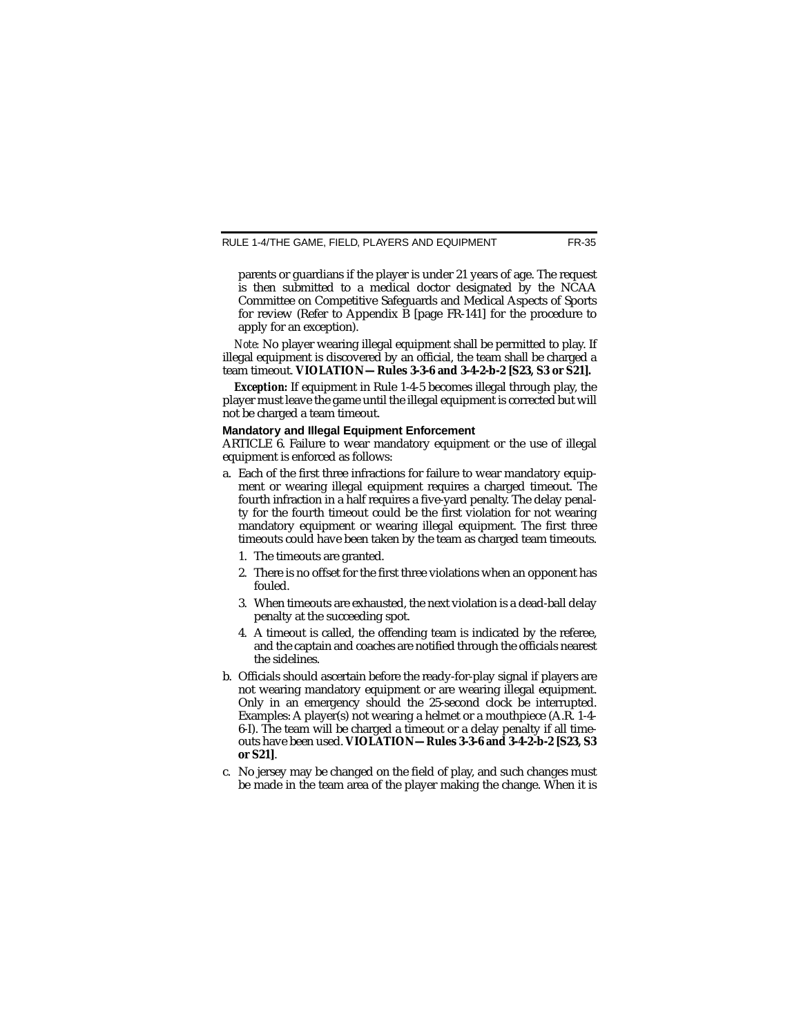parents or guardians if the player is under 21 years of age. The request is then submitted to a medical doctor designated by the NCAA Committee on Competitive Safeguards and Medical Aspects of Sports for review (Refer to Appendix B [page FR-141] for the procedure to apply for an exception).

*Note:* No player wearing illegal equipment shall be permitted to play. If illegal equipment is discovered by an official, the team shall be charged a team timeout. **VIOLATION—Rules 3-3-6 and 3-4-2-b-2 [S23, S3 or S21].**

***Exception:*** If equipment in Rule 1-4-5 becomes illegal through play, the player must leave the game until the illegal equipment is corrected but will not be charged a team timeout.

### Mandatory and Illegal Equipment Enforcement

ARTICLE 6. Failure to wear mandatory equipment or the use of illegal equipment is enforced as follows:

a. Each of the first three infractions for failure to wear mandatory equipment or wearing illegal equipment requires a charged timeout. The fourth infraction in a half requires a five-yard penalty. The delay penalty for the fourth timeout could be the first violation for not wearing mandatory equipment or wearing illegal equipment. The first three timeouts could have been taken by the team as charged team timeouts.
   1. The timeouts are granted.
   2. There is no offset for the first three violations when an opponent has fouled.
   3. When timeouts are exhausted, the next violation is a dead-ball delay penalty at the succeeding spot.
   4. A timeout is called, the offending team is indicated by the referee, and the captain and coaches are notified through the officials nearest the sidelines.
b. Officials should ascertain before the ready-for-play signal if players are not wearing mandatory equipment or are wearing illegal equipment. Only in an emergency should the 25-second clock be interrupted. Examples: A player(s) not wearing a helmet or a mouthpiece (A.R. 1-4-6-I). The team will be charged a timeout or a delay penalty if all timeouts have been used. **VIOLATION—Rules 3-3-6 and 3-4-2-b-2 [S23, S3 or S21]**.
c. No jersey may be changed on the field of play, and such changes must be made in the team area of the player making the change. When it is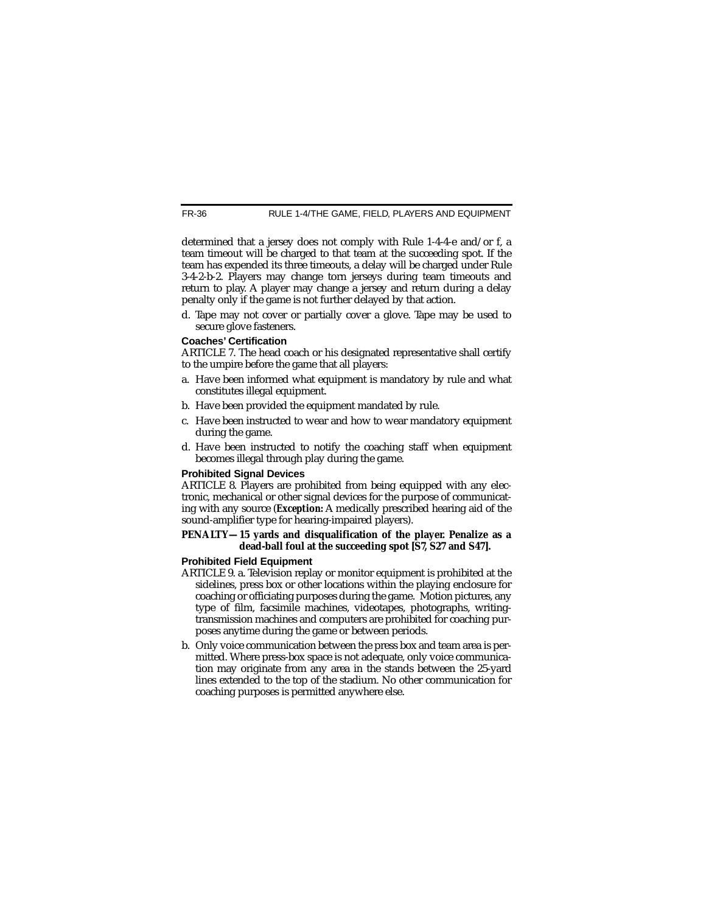determined that a jersey does not comply with Rule 1-4-4-e and/or f, a team timeout will be charged to that team at the succeeding spot. If the team has expended its three timeouts, a delay will be charged under Rule 3-4-2-b-2. Players may change torn jerseys during team timeouts and return to play. A player may change a jersey and return during a delay penalty only if the game is not further delayed by that action.

d. Tape may not cover or partially cover a glove. Tape may be used to secure glove fasteners.

### Coaches' Certification

ARTICLE 7. The head coach or his designated representative shall certify to the umpire before the game that all players:

a. Have been informed what equipment is mandatory by rule and what constitutes illegal equipment.
b. Have been provided the equipment mandated by rule.
c. Have been instructed to wear and how to wear mandatory equipment during the game.
d. Have been instructed to notify the coaching staff when equipment becomes illegal through play during the game.

### Prohibited Signal Devices

ARTICLE 8. Players are prohibited from being equipped with any electronic, mechanical or other signal devices for the purpose of communicating with any source (***Exception:*** A medically prescribed hearing aid of the sound-amplifier type for hearing-impaired players).

**PENALTY—15 yards and disqualification of the player. Penalize as a dead-ball foul at the succeeding spot [S7, S27 and S47].**

### Prohibited Field Equipment

ARTICLE 9. a. Television replay or monitor equipment is prohibited at the sidelines, press box or other locations within the playing enclosure for coaching or officiating purposes during the game. Motion pictures, any type of film, facsimile machines, videotapes, photographs, writing-transmission machines and computers are prohibited for coaching purposes anytime during the game or between periods.

b. Only voice communication between the press box and team area is permitted. Where press-box space is not adequate, only voice communication may originate from any area in the stands between the 25-yard lines extended to the top of the stadium. No other communication for coaching purposes is permitted anywhere else.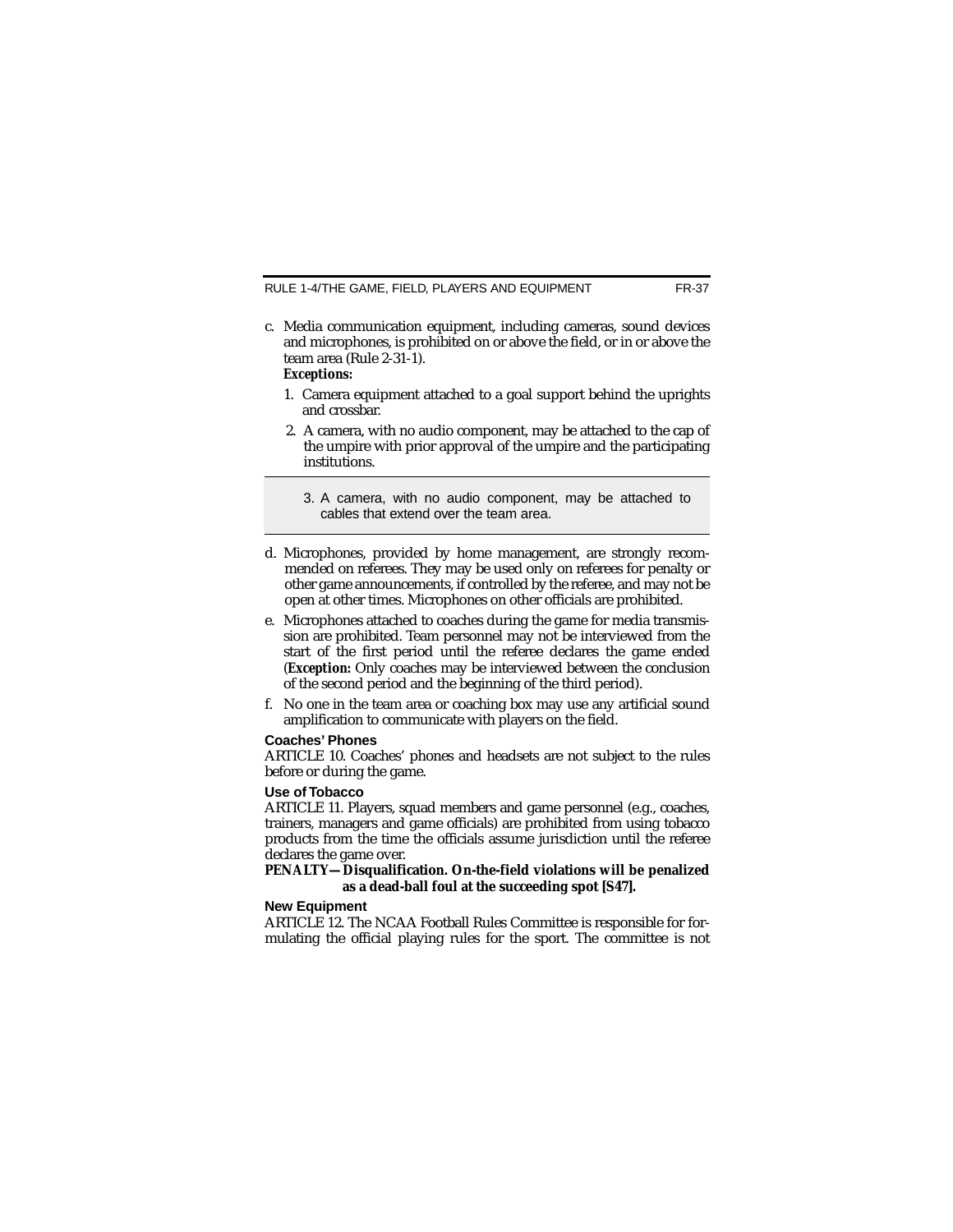c. Media communication equipment, including cameras, sound devices and microphones, is prohibited on or above the field, or in or above the team area (Rule 2-31-1).

   ***Exceptions:***

   1. Camera equipment attached to a goal support behind the uprights and crossbar.
   2. A camera, with no audio component, may be attached to the cap of the umpire with prior approval of the umpire and the participating institutions.
   3. A camera, with no audio component, may be attached to cables that extend over the team area.

d. Microphones, provided by home management, are strongly recommended on referees. They may be used only on referees for penalty or other game announcements, if controlled by the referee, and may not be open at other times. Microphones on other officials are prohibited.

e. Microphones attached to coaches during the game for media transmission are prohibited. Team personnel may not be interviewed from the start of the first period until the referee declares the game ended (***Exception:*** Only coaches may be interviewed between the conclusion of the second period and the beginning of the third period).

f. No one in the team area or coaching box may use any artificial sound amplification to communicate with players on the field.

**Coaches' Phones**

ARTICLE 10. Coaches' phones and headsets are not subject to the rules before or during the game.

**Use of Tobacco**

ARTICLE 11. Players, squad members and game personnel (e.g., coaches, trainers, managers and game officials) are prohibited from using tobacco products from the time the officials assume jurisdiction until the referee declares the game over.

***PENALTY—Disqualification. On-the-field violations will be penalized as a dead-ball foul at the succeeding spot [S47].***

**New Equipment**

ARTICLE 12. The NCAA Football Rules Committee is responsible for formulating the official playing rules for the sport. The committee is not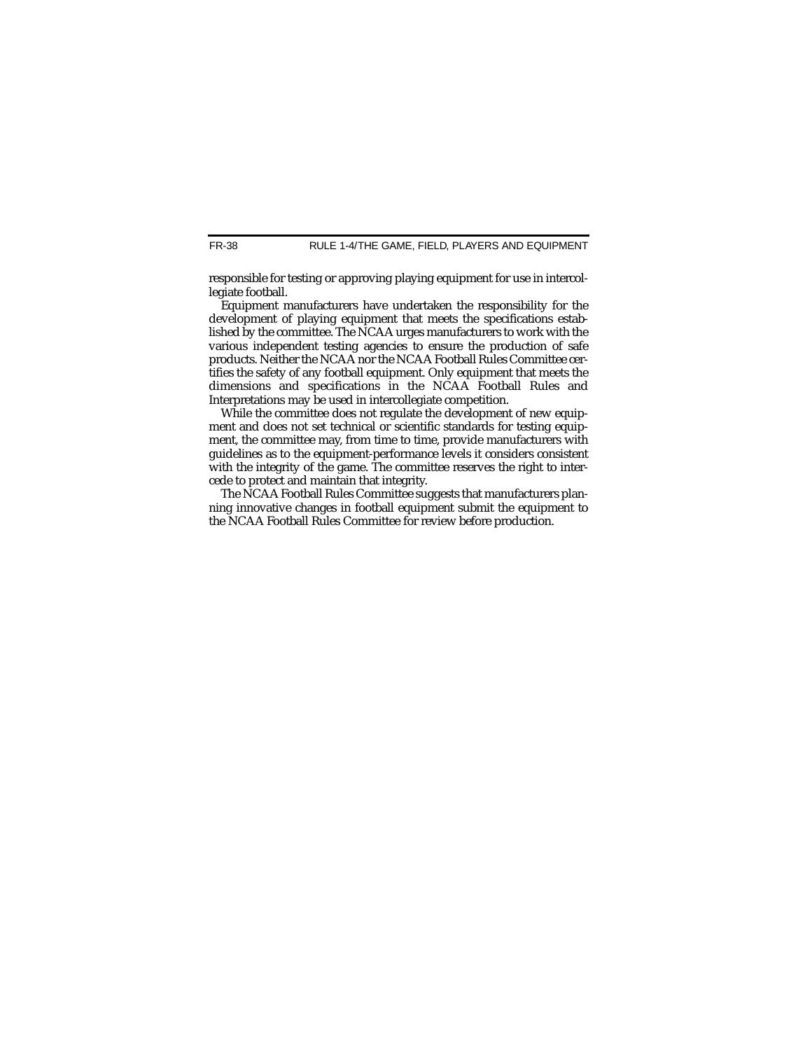responsible for testing or approving playing equipment for use in intercollegiate football.

Equipment manufacturers have undertaken the responsibility for the development of playing equipment that meets the specifications established by the committee. The NCAA urges manufacturers to work with the various independent testing agencies to ensure the production of safe products. Neither the NCAA nor the NCAA Football Rules Committee certifies the safety of any football equipment. Only equipment that meets the dimensions and specifications in the NCAA Football Rules and Interpretations may be used in intercollegiate competition.

While the committee does not regulate the development of new equipment and does not set technical or scientific standards for testing equipment, the committee may, from time to time, provide manufacturers with guidelines as to the equipment-performance levels it considers consistent with the integrity of the game. The committee reserves the right to intercede to protect and maintain that integrity.

The NCAA Football Rules Committee suggests that manufacturers planning innovative changes in football equipment submit the equipment to the NCAA Football Rules Committee for review before production.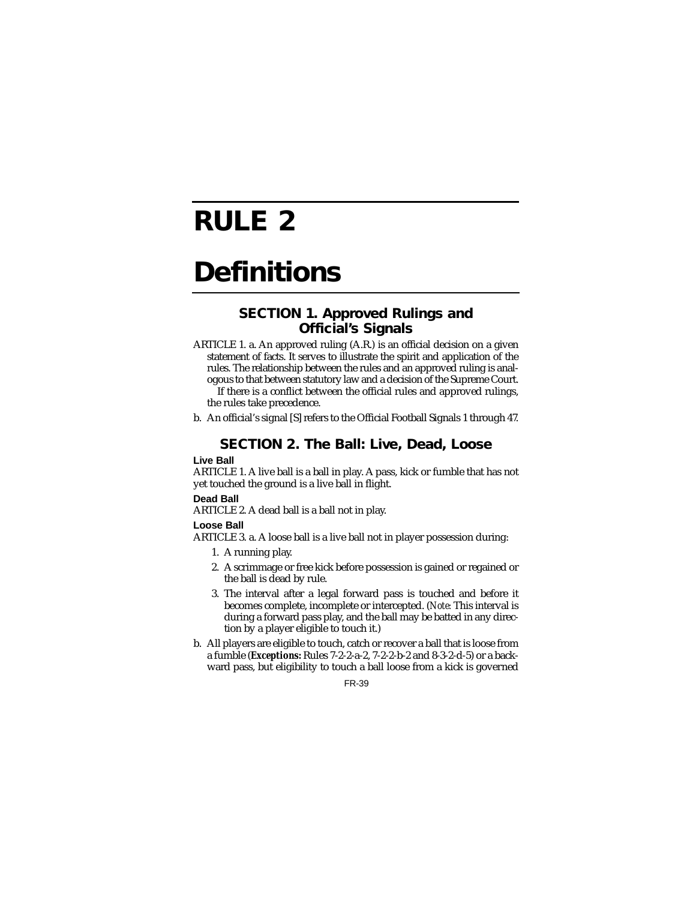# RULE 2

# Definitions

## SECTION 1. Approved Rulings and Official's Signals

ARTICLE 1. a. An approved ruling (A.R.) is an official decision on a given statement of facts. It serves to illustrate the spirit and application of the rules. The relationship between the rules and an approved ruling is analogous to that between statutory law and a decision of the Supreme Court.

If there is a conflict between the official rules and approved rulings, the rules take precedence.

b. An official's signal [S] refers to the Official Football Signals 1 through 47.

## SECTION 2. The Ball: Live, Dead, Loose

### Live Ball

ARTICLE 1. A live ball is a ball in play. A pass, kick or fumble that has not yet touched the ground is a live ball in flight.

### Dead Ball

ARTICLE 2. A dead ball is a ball not in play.

### Loose Ball

ARTICLE 3. a. A loose ball is a live ball not in player possession during:

1. A running play.
2. A scrimmage or free kick before possession is gained or regained or the ball is dead by rule.
3. The interval after a legal forward pass is touched and before it becomes complete, incomplete or intercepted. (*Note:* This interval is during a forward pass play, and the ball may be batted in any direction by a player eligible to touch it.)

b. All players are eligible to touch, catch or recover a ball that is loose from a fumble (***Exceptions:*** Rules 7-2-2-a-2, 7-2-2-b-2 and 8-3-2-d-5) or a backward pass, but eligibility to touch a ball loose from a kick is governed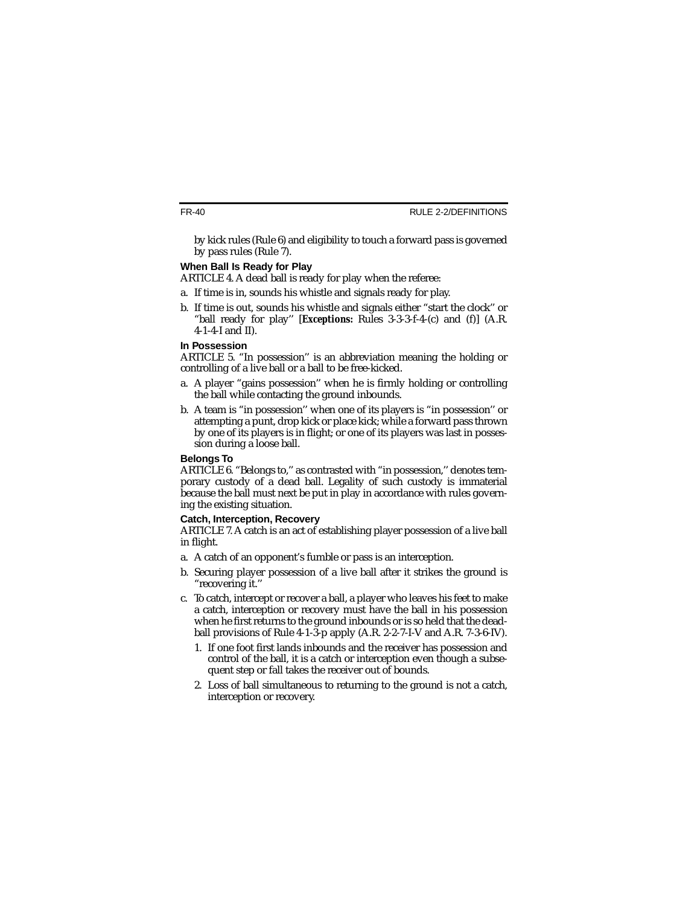by kick rules (Rule 6) and eligibility to touch a forward pass is governed by pass rules (Rule 7).

### When Ball Is Ready for Play

ARTICLE 4. A dead ball is ready for play when the referee:

a. If time is in, sounds his whistle and signals ready for play.

b. If time is out, sounds his whistle and signals either ''start the clock'' or ''ball ready for play'' [***Exceptions:*** Rules 3-3-3-f-4-(c) and (f)] (A.R. 4-1-4-I and II).

### In Possession

ARTICLE 5. ''In possession'' is an abbreviation meaning the holding or controlling of a live ball or a ball to be free-kicked.

a. A player ''gains possession'' when he is firmly holding or controlling the ball while contacting the ground inbounds.

b. A team is ''in possession'' when one of its players is ''in possession'' or attempting a punt, drop kick or place kick; while a forward pass thrown by one of its players is in flight; or one of its players was last in possession during a loose ball.

### Belongs To

ARTICLE 6. ''Belongs to,'' as contrasted with ''in possession,'' denotes temporary custody of a dead ball. Legality of such custody is immaterial because the ball must next be put in play in accordance with rules governing the existing situation.

### Catch, Interception, Recovery

ARTICLE 7. A catch is an act of establishing player possession of a live ball in flight.

a. A catch of an opponent's fumble or pass is an interception.

b. Securing player possession of a live ball after it strikes the ground is ''recovering it.''

c. To catch, intercept or recover a ball, a player who leaves his feet to make a catch, interception or recovery must have the ball in his possession when he first returns to the ground inbounds or is so held that the dead-ball provisions of Rule 4-1-3-p apply (A.R. 2-2-7-I-V and A.R. 7-3-6-IV).

   1. If one foot first lands inbounds and the receiver has possession and control of the ball, it is a catch or interception even though a subsequent step or fall takes the receiver out of bounds.

   2. Loss of ball simultaneous to returning to the ground is not a catch, interception or recovery.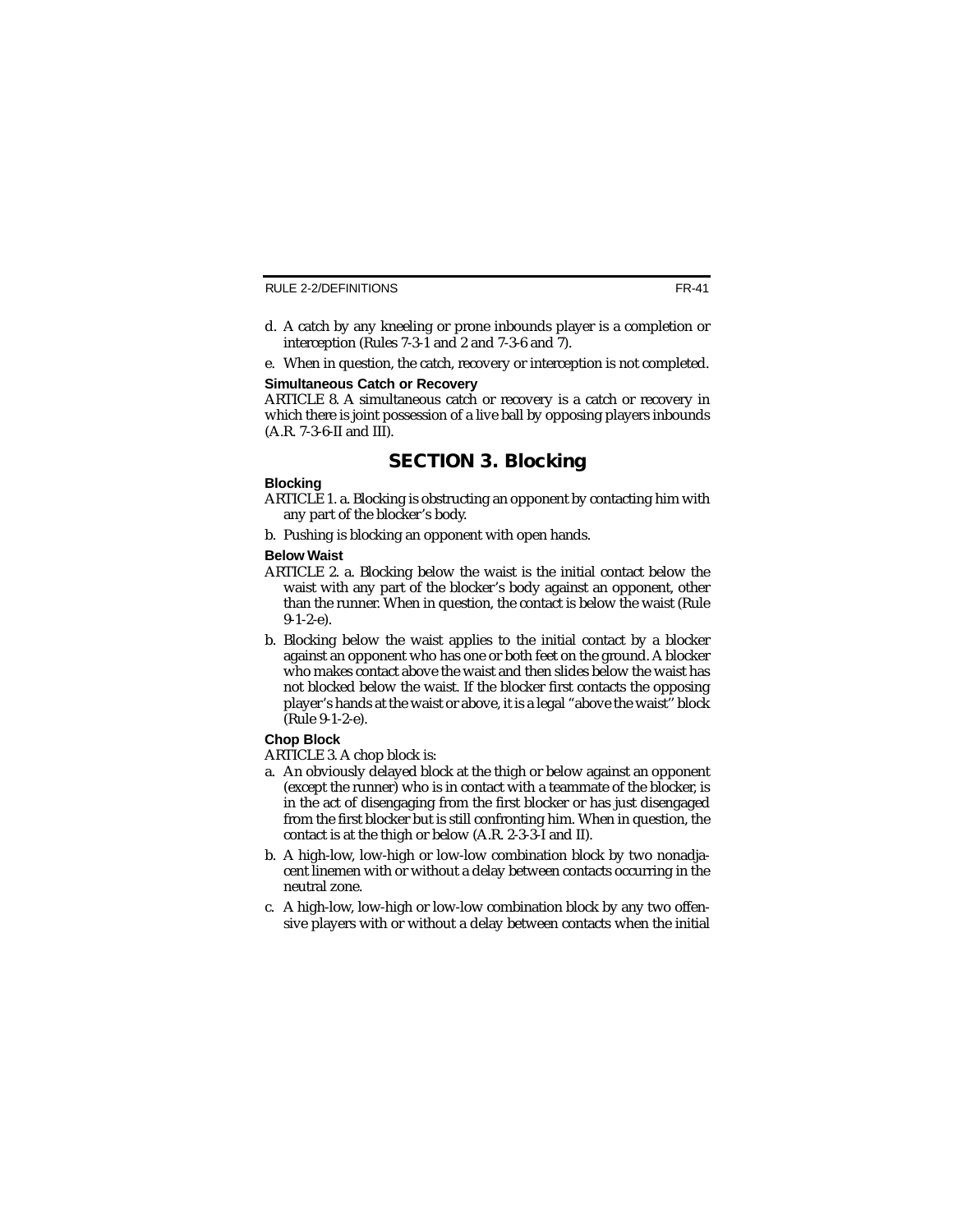d. A catch by any kneeling or prone inbounds player is a completion or interception (Rules 7-3-1 and 2 and 7-3-6 and 7).

e. When in question, the catch, recovery or interception is not completed.

**Simultaneous Catch or Recovery**

ARTICLE 8. A simultaneous catch or recovery is a catch or recovery in which there is joint possession of a live ball by opposing players inbounds (A.R. 7-3-6-II and III).

## SECTION 3. Blocking

**Blocking**

ARTICLE 1. a. Blocking is obstructing an opponent by contacting him with any part of the blocker's body.

b. Pushing is blocking an opponent with open hands.

**Below Waist**

ARTICLE 2. a. Blocking below the waist is the initial contact below the waist with any part of the blocker's body against an opponent, other than the runner. When in question, the contact is below the waist (Rule 9-1-2-e).

b. Blocking below the waist applies to the initial contact by a blocker against an opponent who has one or both feet on the ground. A blocker who makes contact above the waist and then slides below the waist has not blocked below the waist. If the blocker first contacts the opposing player's hands at the waist or above, it is a legal "above the waist" block (Rule 9-1-2-e).

**Chop Block**

ARTICLE 3. A chop block is:

a. An obviously delayed block at the thigh or below against an opponent (except the runner) who is in contact with a teammate of the blocker, is in the act of disengaging from the first blocker or has just disengaged from the first blocker but is still confronting him. When in question, the contact is at the thigh or below (A.R. 2-3-3-I and II).

b. A high-low, low-high or low-low combination block by two nonadjacent linemen with or without a delay between contacts occurring in the neutral zone.

c. A high-low, low-high or low-low combination block by any two offensive players with or without a delay between contacts when the initial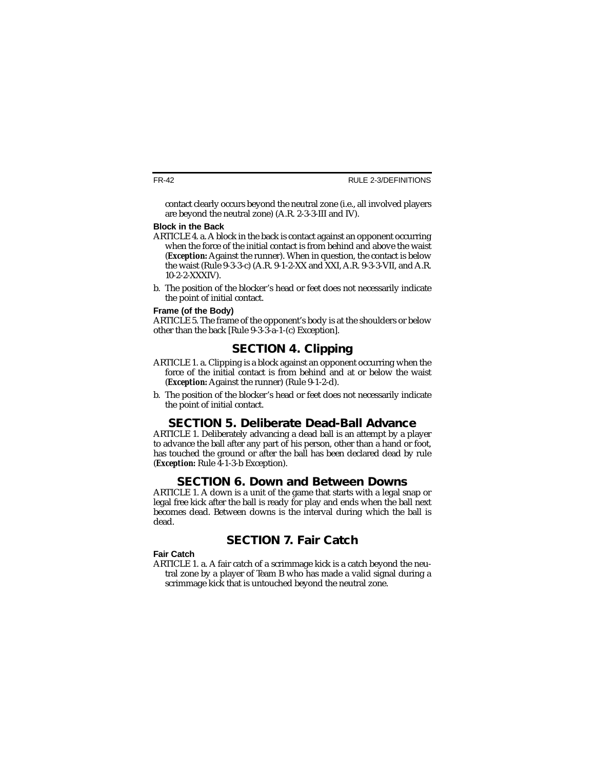contact clearly occurs beyond the neutral zone (i.e., all involved players are beyond the neutral zone) (A.R. 2-3-3-III and IV).

**Block in the Back**

ARTICLE 4. a. A block in the back is contact against an opponent occurring when the force of the initial contact is from behind and above the waist (***Exception:*** Against the runner). When in question, the contact is below the waist (Rule 9-3-3-c) (A.R. 9-1-2-XX and XXI, A.R. 9-3-3-VII, and A.R. 10-2-2-XXXIV).

b. The position of the blocker's head or feet does not necessarily indicate the point of initial contact.

**Frame (of the Body)**

ARTICLE 5. The frame of the opponent's body is at the shoulders or below other than the back [Rule 9-3-3-a-1-(c) Exception].

## SECTION 4. Clipping

ARTICLE 1. a. Clipping is a block against an opponent occurring when the force of the initial contact is from behind and at or below the waist (***Exception:*** Against the runner) (Rule 9-1-2-d).

b. The position of the blocker's head or feet does not necessarily indicate the point of initial contact.

## SECTION 5. Deliberate Dead-Ball Advance

ARTICLE 1. Deliberately advancing a dead ball is an attempt by a player to advance the ball after any part of his person, other than a hand or foot, has touched the ground or after the ball has been declared dead by rule (***Exception:*** Rule 4-1-3-b Exception).

## SECTION 6. Down and Between Downs

ARTICLE 1. A down is a unit of the game that starts with a legal snap or legal free kick after the ball is ready for play and ends when the ball next becomes dead. Between downs is the interval during which the ball is dead.

## SECTION 7. Fair Catch

**Fair Catch**

ARTICLE 1. a. A fair catch of a scrimmage kick is a catch beyond the neutral zone by a player of Team B who has made a valid signal during a scrimmage kick that is untouched beyond the neutral zone.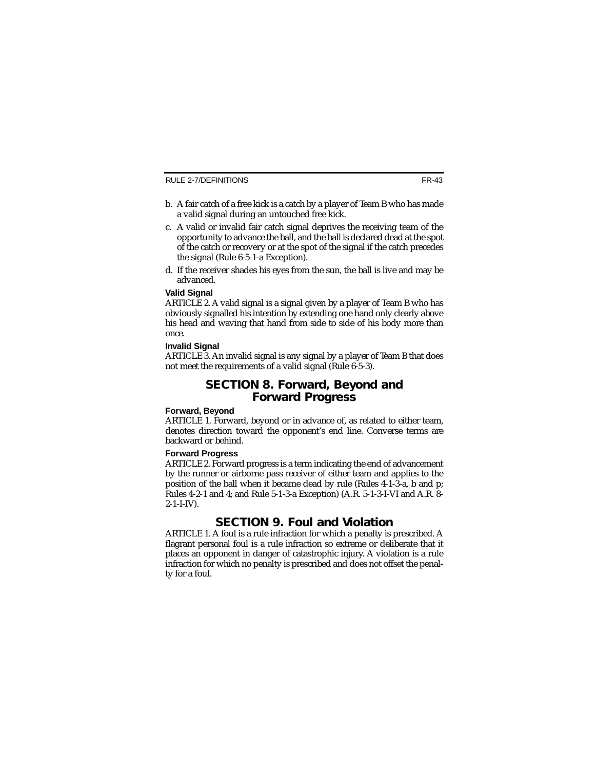b. A fair catch of a free kick is a catch by a player of Team B who has made a valid signal during an untouched free kick.

c. A valid or invalid fair catch signal deprives the receiving team of the opportunity to advance the ball, and the ball is declared dead at the spot of the catch or recovery or at the spot of the signal if the catch precedes the signal (Rule 6-5-1-a Exception).

d. If the receiver shades his eyes from the sun, the ball is live and may be advanced.

**Valid Signal**

ARTICLE 2. A valid signal is a signal given by a player of Team B who has obviously signalled his intention by extending one hand only clearly above his head and waving that hand from side to side of his body more than once.

**Invalid Signal**

ARTICLE 3. An invalid signal is any signal by a player of Team B that does not meet the requirements of a valid signal (Rule 6-5-3).

## SECTION 8. Forward, Beyond and Forward Progress

**Forward, Beyond**

ARTICLE 1. Forward, beyond or in advance of, as related to either team, denotes direction toward the opponent's end line. Converse terms are backward or behind.

**Forward Progress**

ARTICLE 2. Forward progress is a term indicating the end of advancement by the runner or airborne pass receiver of either team and applies to the position of the ball when it became dead by rule (Rules 4-1-3-a, b and p; Rules 4-2-1 and 4; and Rule 5-1-3-a Exception) (A.R. 5-1-3-I-VI and A.R. 8-2-1-I-IV).

## SECTION 9. Foul and Violation

ARTICLE 1. A foul is a rule infraction for which a penalty is prescribed. A flagrant personal foul is a rule infraction so extreme or deliberate that it places an opponent in danger of catastrophic injury. A violation is a rule infraction for which no penalty is prescribed and does not offset the penalty for a foul.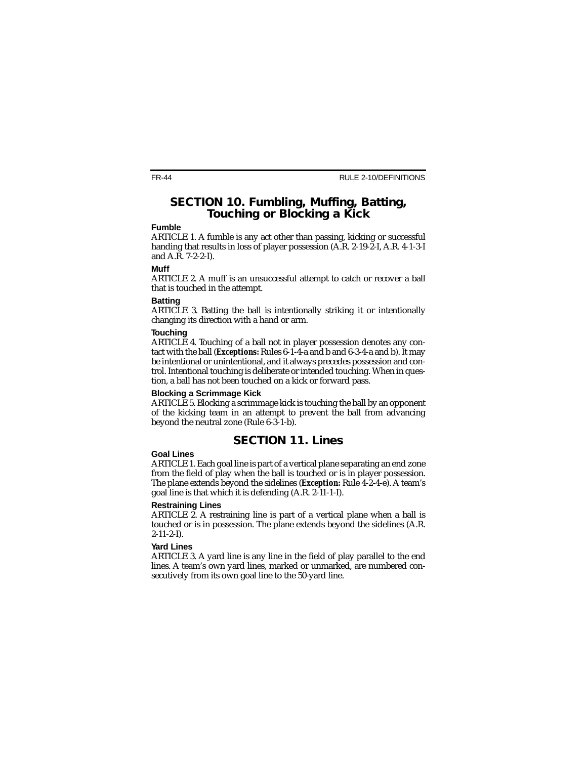## SECTION 10. Fumbling, Muffing, Batting, Touching or Blocking a Kick

### Fumble

ARTICLE 1. A fumble is any act other than passing, kicking or successful handing that results in loss of player possession (A.R. 2-19-2-I, A.R. 4-1-3-I and A.R. 7-2-2-I).

### Muff

ARTICLE 2. A muff is an unsuccessful attempt to catch or recover a ball that is touched in the attempt.

### Batting

ARTICLE 3. Batting the ball is intentionally striking it or intentionally changing its direction with a hand or arm.

### Touching

ARTICLE 4. Touching of a ball not in player possession denotes any contact with the ball (***Exceptions:*** Rules 6-1-4-a and b and 6-3-4-a and b). It may be intentional or unintentional, and it always precedes possession and control. Intentional touching is deliberate or intended touching. When in question, a ball has not been touched on a kick or forward pass.

### Blocking a Scrimmage Kick

ARTICLE 5. Blocking a scrimmage kick is touching the ball by an opponent of the kicking team in an attempt to prevent the ball from advancing beyond the neutral zone (Rule 6-3-1-b).

## SECTION 11. Lines

### Goal Lines

ARTICLE 1. Each goal line is part of a vertical plane separating an end zone from the field of play when the ball is touched or is in player possession. The plane extends beyond the sidelines (***Exception:*** Rule 4-2-4-e). A team's goal line is that which it is defending (A.R. 2-11-1-I).

### Restraining Lines

ARTICLE 2. A restraining line is part of a vertical plane when a ball is touched or is in possession. The plane extends beyond the sidelines (A.R. 2-11-2-I).

### Yard Lines

ARTICLE 3. A yard line is any line in the field of play parallel to the end lines. A team's own yard lines, marked or unmarked, are numbered consecutively from its own goal line to the 50-yard line.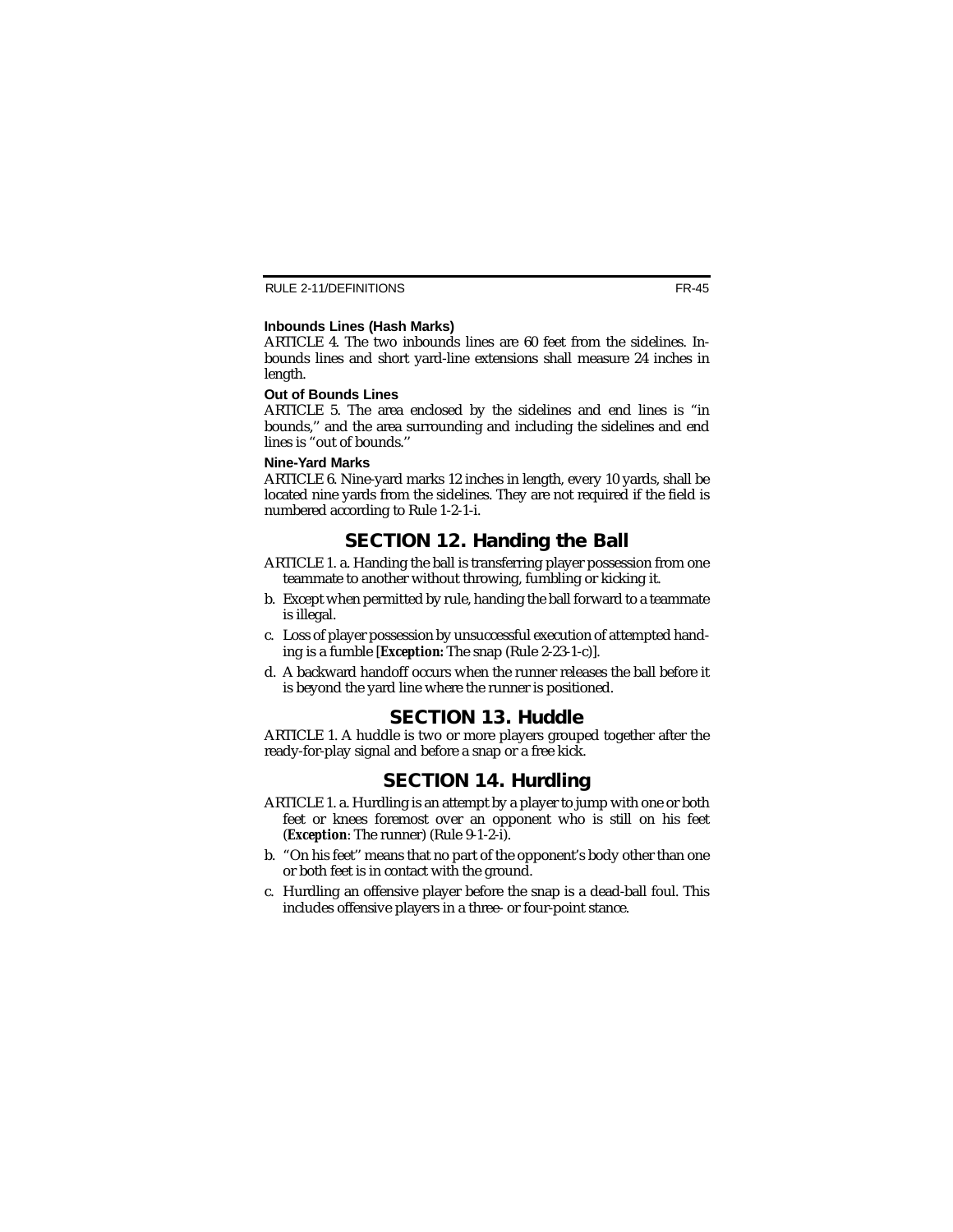### Inbounds Lines (Hash Marks)

ARTICLE 4. The two inbounds lines are 60 feet from the sidelines. Inbounds lines and short yard-line extensions shall measure 24 inches in length.

### Out of Bounds Lines

ARTICLE 5. The area enclosed by the sidelines and end lines is "in bounds," and the area surrounding and including the sidelines and end lines is "out of bounds."

### Nine-Yard Marks

ARTICLE 6. Nine-yard marks 12 inches in length, every 10 yards, shall be located nine yards from the sidelines. They are not required if the field is numbered according to Rule 1-2-1-i.

## SECTION 12. Handing the Ball

ARTICLE 1. a. Handing the ball is transferring player possession from one teammate to another without throwing, fumbling or kicking it.

b. Except when permitted by rule, handing the ball forward to a teammate is illegal.

c. Loss of player possession by unsuccessful execution of attempted handing is a fumble [***Exception:*** The snap (Rule 2-23-1-c)].

d. A backward handoff occurs when the runner releases the ball before it is beyond the yard line where the runner is positioned.

## SECTION 13. Huddle

ARTICLE 1. A huddle is two or more players grouped together after the ready-for-play signal and before a snap or a free kick.

## SECTION 14. Hurdling

ARTICLE 1. a. Hurdling is an attempt by a player to jump with one or both feet or knees foremost over an opponent who is still on his feet (***Exception***: The runner) (Rule 9-1-2-i).

b. "On his feet" means that no part of the opponent's body other than one or both feet is in contact with the ground.

c. Hurdling an offensive player before the snap is a dead-ball foul. This includes offensive players in a three- or four-point stance.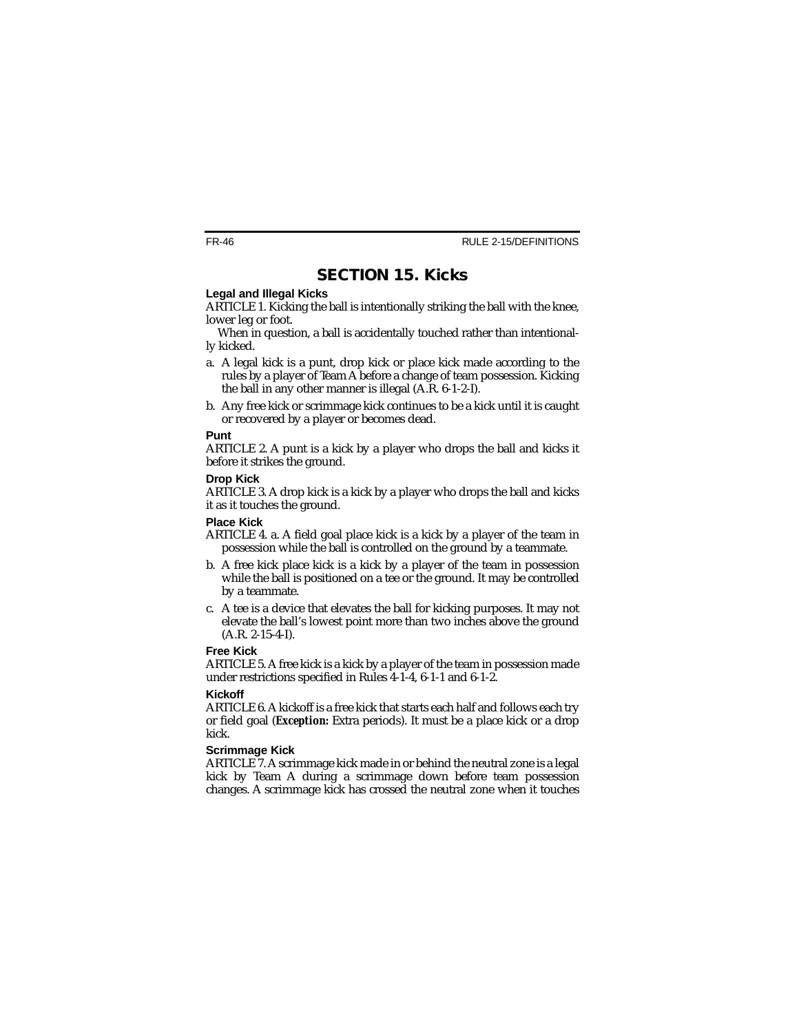## SECTION 15. Kicks

### Legal and Illegal Kicks

ARTICLE 1. Kicking the ball is intentionally striking the ball with the knee, lower leg or foot.

When in question, a ball is accidentally touched rather than intentionally kicked.

a. A legal kick is a punt, drop kick or place kick made according to the rules by a player of Team A before a change of team possession. Kicking the ball in any other manner is illegal (A.R. 6-1-2-I).

b. Any free kick or scrimmage kick continues to be a kick until it is caught or recovered by a player or becomes dead.

### Punt

ARTICLE 2. A punt is a kick by a player who drops the ball and kicks it before it strikes the ground.

### Drop Kick

ARTICLE 3. A drop kick is a kick by a player who drops the ball and kicks it as it touches the ground.

### Place Kick

ARTICLE 4. a. A field goal place kick is a kick by a player of the team in possession while the ball is controlled on the ground by a teammate.

b. A free kick place kick is a kick by a player of the team in possession while the ball is positioned on a tee or the ground. It may be controlled by a teammate.

c. A tee is a device that elevates the ball for kicking purposes. It may not elevate the ball's lowest point more than two inches above the ground (A.R. 2-15-4-I).

### Free Kick

ARTICLE 5. A free kick is a kick by a player of the team in possession made under restrictions specified in Rules 4-1-4, 6-1-1 and 6-1-2.

### Kickoff

ARTICLE 6. A kickoff is a free kick that starts each half and follows each try or field goal (*Exception:* Extra periods). It must be a place kick or a drop kick.

### Scrimmage Kick

ARTICLE 7. A scrimmage kick made in or behind the neutral zone is a legal kick by Team A during a scrimmage down before team possession changes. A scrimmage kick has crossed the neutral zone when it touches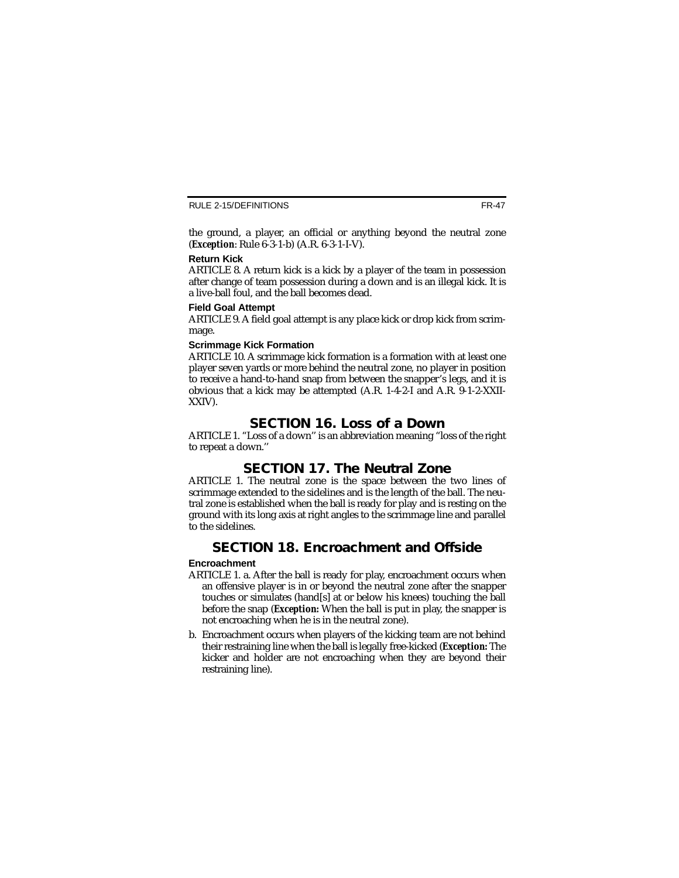the ground, a player, an official or anything beyond the neutral zone (***Exception***: Rule 6-3-1-b) (A.R. 6-3-1-I-V).

### Return Kick

ARTICLE 8. A return kick is a kick by a player of the team in possession after change of team possession during a down and is an illegal kick. It is a live-ball foul, and the ball becomes dead.

### Field Goal Attempt

ARTICLE 9. A field goal attempt is any place kick or drop kick from scrimmage.

### Scrimmage Kick Formation

ARTICLE 10. A scrimmage kick formation is a formation with at least one player seven yards or more behind the neutral zone, no player in position to receive a hand-to-hand snap from between the snapper's legs, and it is obvious that a kick may be attempted (A.R. 1-4-2-I and A.R. 9-1-2-XXII-XXIV).

## SECTION 16. Loss of a Down

ARTICLE 1. ''Loss of a down'' is an abbreviation meaning ''loss of the right to repeat a down.''

## SECTION 17. The Neutral Zone

ARTICLE 1. The neutral zone is the space between the two lines of scrimmage extended to the sidelines and is the length of the ball. The neutral zone is established when the ball is ready for play and is resting on the ground with its long axis at right angles to the scrimmage line and parallel to the sidelines.

## SECTION 18. Encroachment and Offside

### Encroachment

ARTICLE 1. a. After the ball is ready for play, encroachment occurs when an offensive player is in or beyond the neutral zone after the snapper touches or simulates (hand[s] at or below his knees) touching the ball before the snap (***Exception:*** When the ball is put in play, the snapper is not encroaching when he is in the neutral zone).

b. Encroachment occurs when players of the kicking team are not behind their restraining line when the ball is legally free-kicked (***Exception:*** The kicker and holder are not encroaching when they are beyond their restraining line).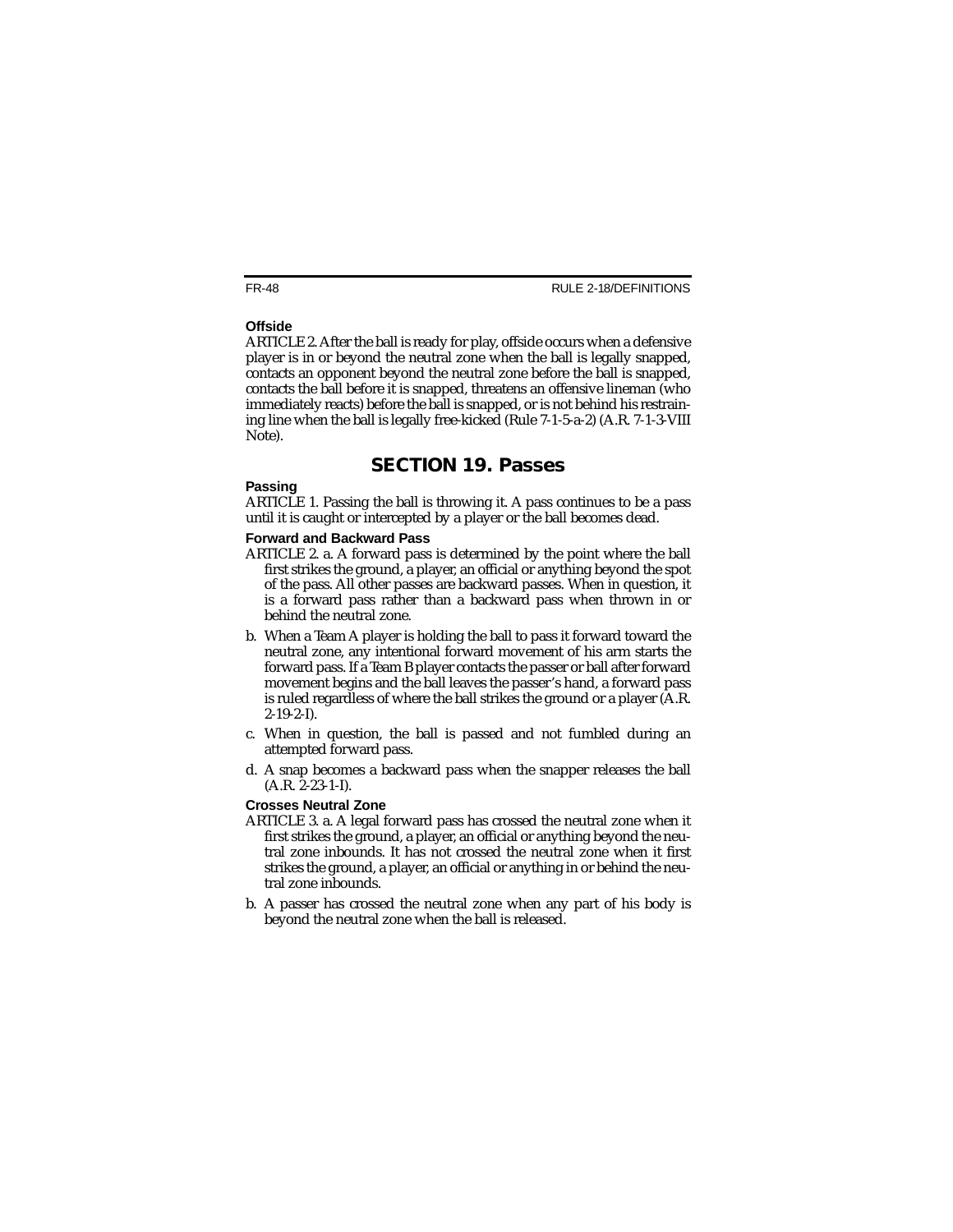### Offside

ARTICLE 2. After the ball is ready for play, offside occurs when a defensive player is in or beyond the neutral zone when the ball is legally snapped, contacts an opponent beyond the neutral zone before the ball is snapped, contacts the ball before it is snapped, threatens an offensive lineman (who immediately reacts) before the ball is snapped, or is not behind his restraining line when the ball is legally free-kicked (Rule 7-1-5-a-2) (A.R. 7-1-3-VIII Note).

## SECTION 19. Passes

### Passing

ARTICLE 1. Passing the ball is throwing it. A pass continues to be a pass until it is caught or intercepted by a player or the ball becomes dead.

### Forward and Backward Pass

ARTICLE 2. a. A forward pass is determined by the point where the ball first strikes the ground, a player, an official or anything beyond the spot of the pass. All other passes are backward passes. When in question, it is a forward pass rather than a backward pass when thrown in or behind the neutral zone.

b. When a Team A player is holding the ball to pass it forward toward the neutral zone, any intentional forward movement of his arm starts the forward pass. If a Team B player contacts the passer or ball after forward movement begins and the ball leaves the passer's hand, a forward pass is ruled regardless of where the ball strikes the ground or a player (A.R. 2-19-2-I).

c. When in question, the ball is passed and not fumbled during an attempted forward pass.

d. A snap becomes a backward pass when the snapper releases the ball (A.R. 2-23-1-I).

### Crosses Neutral Zone

ARTICLE 3. a. A legal forward pass has crossed the neutral zone when it first strikes the ground, a player, an official or anything beyond the neutral zone inbounds. It has not crossed the neutral zone when it first strikes the ground, a player, an official or anything in or behind the neutral zone inbounds.

b. A passer has crossed the neutral zone when any part of his body is beyond the neutral zone when the ball is released.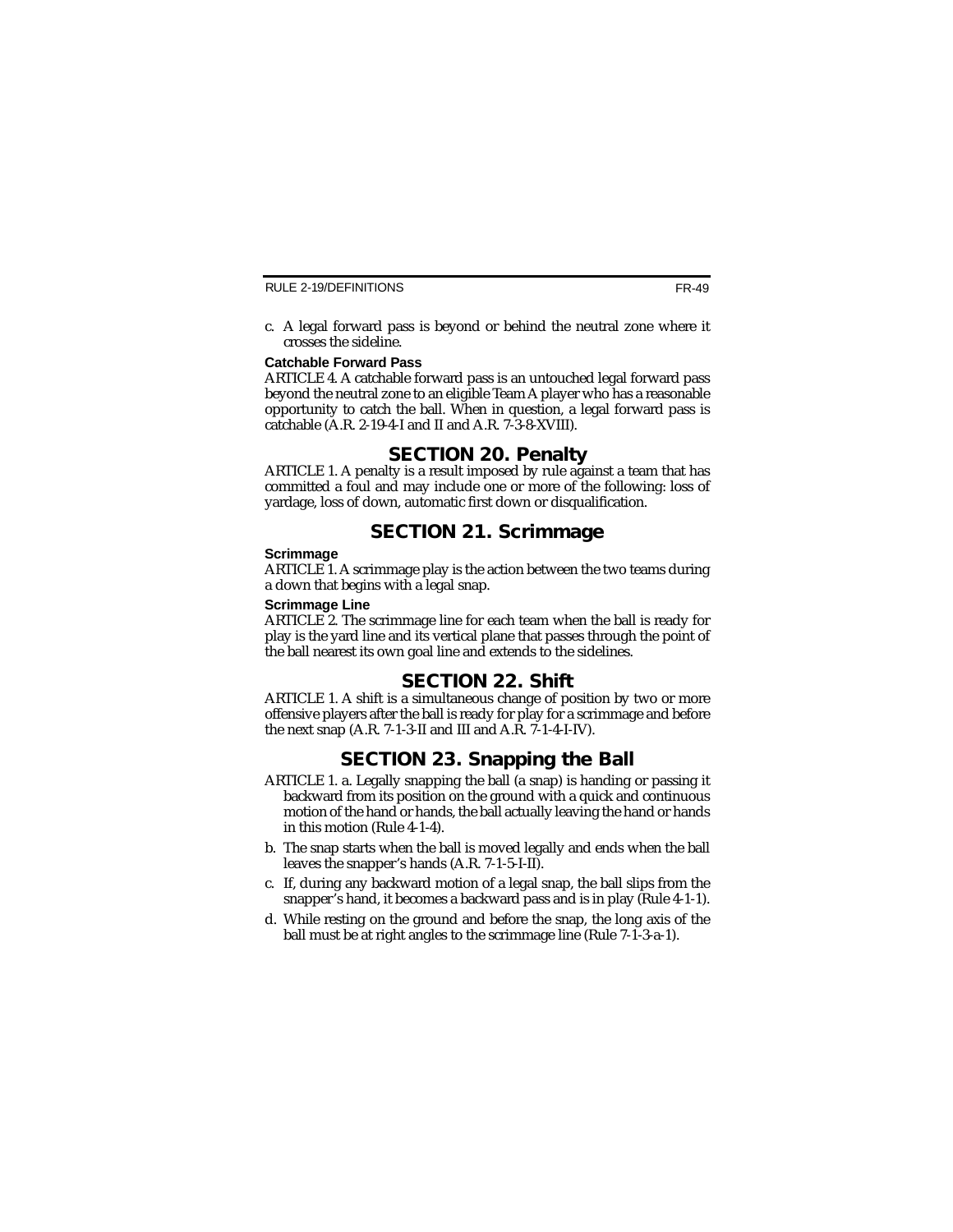c. A legal forward pass is beyond or behind the neutral zone where it crosses the sideline.

### Catchable Forward Pass

ARTICLE 4. A catchable forward pass is an untouched legal forward pass beyond the neutral zone to an eligible Team A player who has a reasonable opportunity to catch the ball. When in question, a legal forward pass is catchable (A.R. 2-19-4-I and II and A.R. 7-3-8-XVIII).

## SECTION 20. Penalty

ARTICLE 1. A penalty is a result imposed by rule against a team that has committed a foul and may include one or more of the following: loss of yardage, loss of down, automatic first down or disqualification.

## SECTION 21. Scrimmage

### Scrimmage

ARTICLE 1. A scrimmage play is the action between the two teams during a down that begins with a legal snap.

### Scrimmage Line

ARTICLE 2. The scrimmage line for each team when the ball is ready for play is the yard line and its vertical plane that passes through the point of the ball nearest its own goal line and extends to the sidelines.

## SECTION 22. Shift

ARTICLE 1. A shift is a simultaneous change of position by two or more offensive players after the ball is ready for play for a scrimmage and before the next snap (A.R. 7-1-3-II and III and A.R. 7-1-4-I-IV).

## SECTION 23. Snapping the Ball

ARTICLE 1. a. Legally snapping the ball (a snap) is handing or passing it backward from its position on the ground with a quick and continuous motion of the hand or hands, the ball actually leaving the hand or hands in this motion (Rule 4-1-4).

b. The snap starts when the ball is moved legally and ends when the ball leaves the snapper's hands (A.R. 7-1-5-I-II).

c. If, during any backward motion of a legal snap, the ball slips from the snapper's hand, it becomes a backward pass and is in play (Rule 4-1-1).

d. While resting on the ground and before the snap, the long axis of the ball must be at right angles to the scrimmage line (Rule 7-1-3-a-1).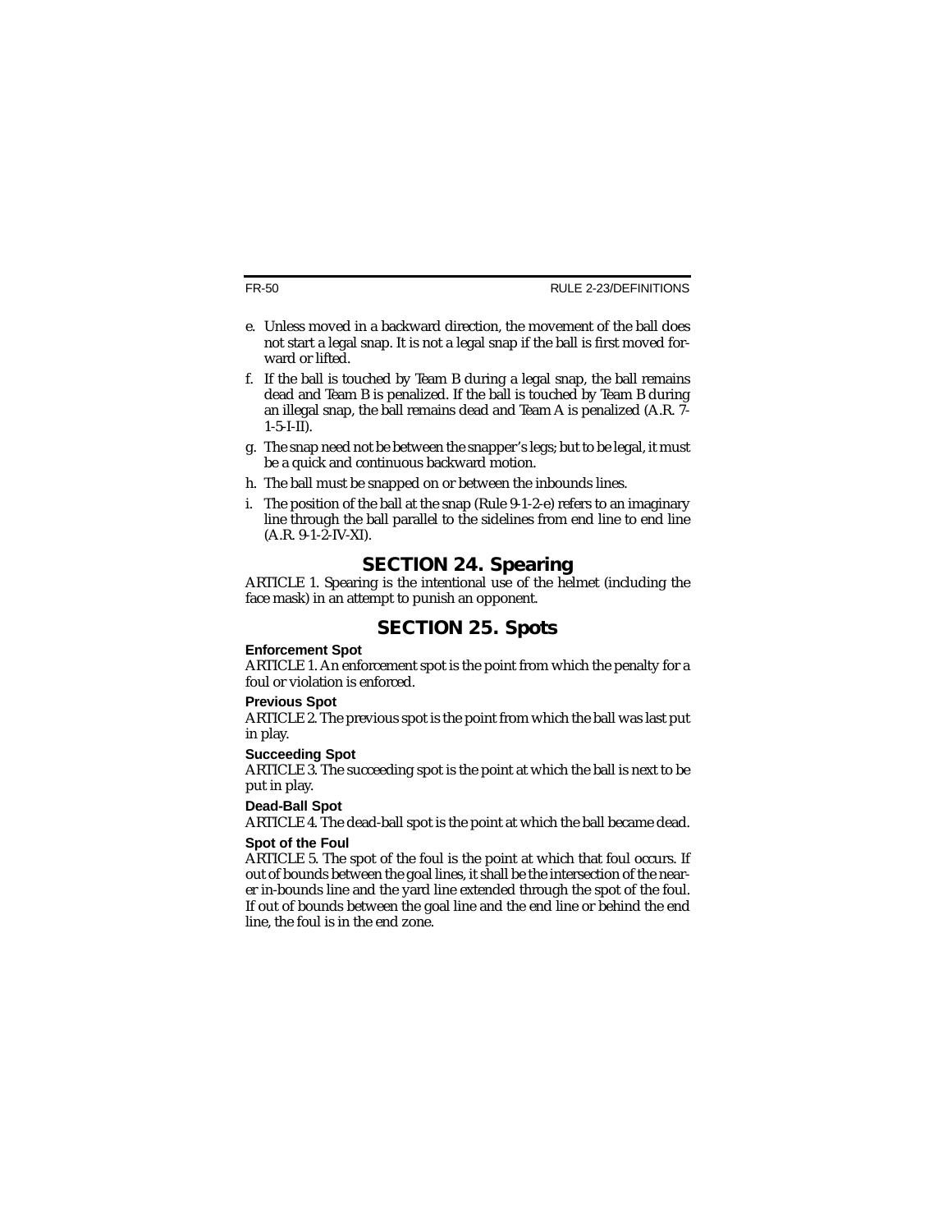e. Unless moved in a backward direction, the movement of the ball does not start a legal snap. It is not a legal snap if the ball is first moved forward or lifted.

f. If the ball is touched by Team B during a legal snap, the ball remains dead and Team B is penalized. If the ball is touched by Team B during an illegal snap, the ball remains dead and Team A is penalized (A.R. 7-1-5-I-II).

g. The snap need not be between the snapper's legs; but to be legal, it must be a quick and continuous backward motion.

h. The ball must be snapped on or between the inbounds lines.

i. The position of the ball at the snap (Rule 9-1-2-e) refers to an imaginary line through the ball parallel to the sidelines from end line to end line (A.R. 9-1-2-IV-XI).

## SECTION 24. Spearing

ARTICLE 1. Spearing is the intentional use of the helmet (including the face mask) in an attempt to punish an opponent.

## SECTION 25. Spots

### Enforcement Spot

ARTICLE 1. An enforcement spot is the point from which the penalty for a foul or violation is enforced.

### Previous Spot

ARTICLE 2. The previous spot is the point from which the ball was last put in play.

### Succeeding Spot

ARTICLE 3. The succeeding spot is the point at which the ball is next to be put in play.

### Dead-Ball Spot

ARTICLE 4. The dead-ball spot is the point at which the ball became dead.

### Spot of the Foul

ARTICLE 5. The spot of the foul is the point at which that foul occurs. If out of bounds between the goal lines, it shall be the intersection of the nearer in-bounds line and the yard line extended through the spot of the foul. If out of bounds between the goal line and the end line or behind the end line, the foul is in the end zone.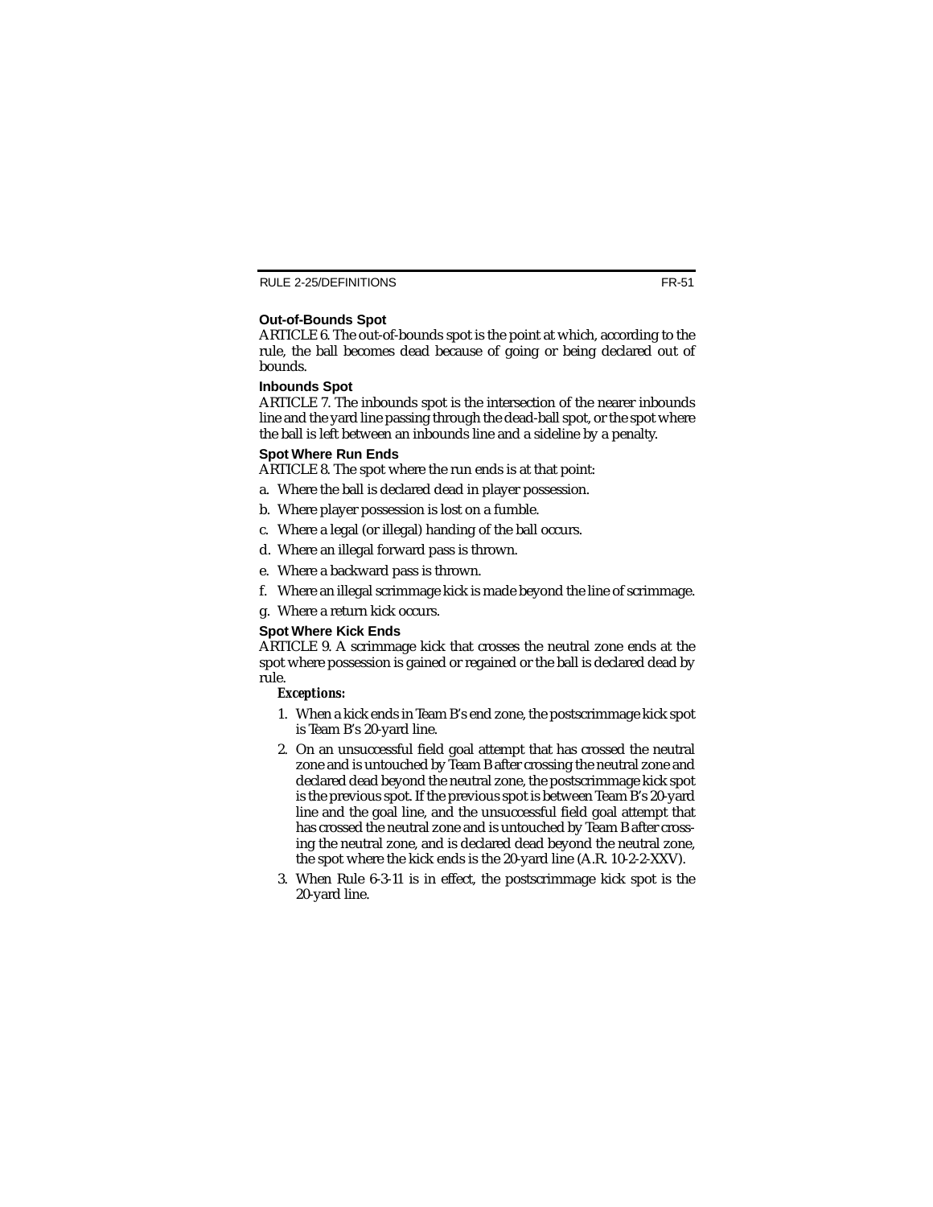### Out-of-Bounds Spot

ARTICLE 6. The out-of-bounds spot is the point at which, according to the rule, the ball becomes dead because of going or being declared out of bounds.

### Inbounds Spot

ARTICLE 7. The inbounds spot is the intersection of the nearer inbounds line and the yard line passing through the dead-ball spot, or the spot where the ball is left between an inbounds line and a sideline by a penalty.

### Spot Where Run Ends

ARTICLE 8. The spot where the run ends is at that point:

a. Where the ball is declared dead in player possession.

b. Where player possession is lost on a fumble.

c. Where a legal (or illegal) handing of the ball occurs.

d. Where an illegal forward pass is thrown.

e. Where a backward pass is thrown.

f. Where an illegal scrimmage kick is made beyond the line of scrimmage.

g. Where a return kick occurs.

### Spot Where Kick Ends

ARTICLE 9. A scrimmage kick that crosses the neutral zone ends at the spot where possession is gained or regained or the ball is declared dead by rule.

***Exceptions:***

1. When a kick ends in Team B's end zone, the postscrimmage kick spot is Team B's 20-yard line.
2. On an unsuccessful field goal attempt that has crossed the neutral zone and is untouched by Team B after crossing the neutral zone and declared dead beyond the neutral zone, the postscrimmage kick spot is the previous spot. If the previous spot is between Team B's 20-yard line and the goal line, and the unsuccessful field goal attempt that has crossed the neutral zone and is untouched by Team B after crossing the neutral zone, and is declared dead beyond the neutral zone, the spot where the kick ends is the 20-yard line (A.R. 10-2-2-XXV).
3. When Rule 6-3-11 is in effect, the postscrimmage kick spot is the 20-yard line.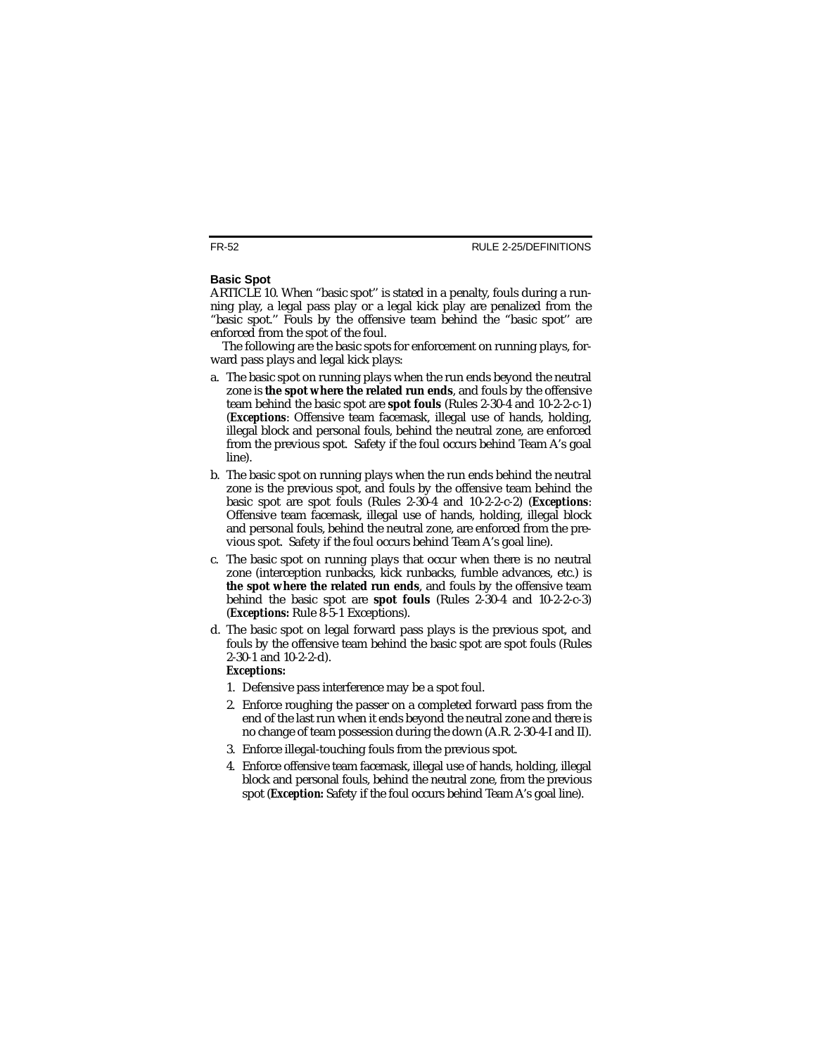### Basic Spot

ARTICLE 10. When "basic spot'' is stated in a penalty, fouls during a running play, a legal pass play or a legal kick play are penalized from the "basic spot.'' Fouls by the offensive team behind the "basic spot'' are enforced from the spot of the foul.

The following are the basic spots for enforcement on running plays, forward pass plays and legal kick plays:

a. The basic spot on running plays when the run ends beyond the neutral zone is **the spot where the related run ends**, and fouls by the offensive team behind the basic spot are **spot fouls** (Rules 2-30-4 and 10-2-2-c-1) (***Exceptions***: Offensive team facemask, illegal use of hands, holding, illegal block and personal fouls, behind the neutral zone, are enforced from the previous spot. Safety if the foul occurs behind Team A's goal line).

b. The basic spot on running plays when the run ends behind the neutral zone is the previous spot, and fouls by the offensive team behind the basic spot are spot fouls (Rules 2-30-4 and 10-2-2-c-2) (***Exceptions***: Offensive team facemask, illegal use of hands, holding, illegal block and personal fouls, behind the neutral zone, are enforced from the previous spot. Safety if the foul occurs behind Team A's goal line).

c. The basic spot on running plays that occur when there is no neutral zone (interception runbacks, kick runbacks, fumble advances, etc.) is **the spot where the related run ends**, and fouls by the offensive team behind the basic spot are **spot fouls** (Rules 2-30-4 and 10-2-2-c-3) (***Exceptions:*** Rule 8-5-1 Exceptions).

d. The basic spot on legal forward pass plays is the previous spot, and fouls by the offensive team behind the basic spot are spot fouls (Rules 2-30-1 and 10-2-2-d).

   ***Exceptions:***

   1. Defensive pass interference may be a spot foul.
   2. Enforce roughing the passer on a completed forward pass from the end of the last run when it ends beyond the neutral zone and there is no change of team possession during the down (A.R. 2-30-4-I and II).
   3. Enforce illegal-touching fouls from the previous spot.
   4. Enforce offensive team facemask, illegal use of hands, holding, illegal block and personal fouls, behind the neutral zone, from the previous spot (***Exception:*** Safety if the foul occurs behind Team A's goal line).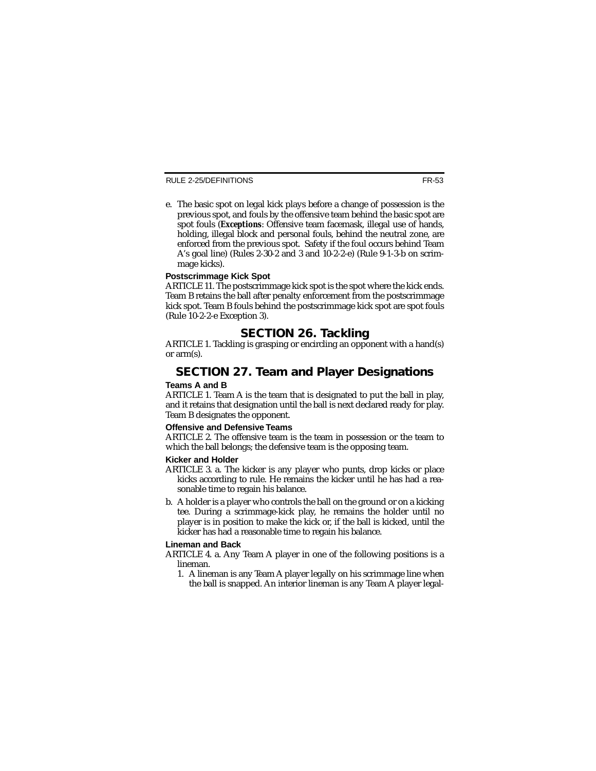e. The basic spot on legal kick plays before a change of possession is the previous spot, and fouls by the offensive team behind the basic spot are spot fouls (***Exceptions***: Offensive team facemask, illegal use of hands, holding, illegal block and personal fouls, behind the neutral zone, are enforced from the previous spot. Safety if the foul occurs behind Team A's goal line) (Rules 2-30-2 and 3 and 10-2-2-e) (Rule 9-1-3-b on scrimmage kicks).

**Postscrimmage Kick Spot**

ARTICLE 11. The postscrimmage kick spot is the spot where the kick ends. Team B retains the ball after penalty enforcement from the postscrimmage kick spot. Team B fouls behind the postscrimmage kick spot are spot fouls (Rule 10-2-2-e Exception 3).

## SECTION 26. Tackling

ARTICLE 1. Tackling is grasping or encircling an opponent with a hand(s) or arm(s).

## SECTION 27. Team and Player Designations

**Teams A and B**

ARTICLE 1. Team A is the team that is designated to put the ball in play, and it retains that designation until the ball is next declared ready for play. Team B designates the opponent.

**Offensive and Defensive Teams**

ARTICLE 2. The offensive team is the team in possession or the team to which the ball belongs; the defensive team is the opposing team.

**Kicker and Holder**

ARTICLE 3. a. The kicker is any player who punts, drop kicks or place kicks according to rule. He remains the kicker until he has had a reasonable time to regain his balance.

b. A holder is a player who controls the ball on the ground or on a kicking tee. During a scrimmage-kick play, he remains the holder until no player is in position to make the kick or, if the ball is kicked, until the kicker has had a reasonable time to regain his balance.

**Lineman and Back**

ARTICLE 4. a. Any Team A player in one of the following positions is a lineman.

1. A lineman is any Team A player legally on his scrimmage line when the ball is snapped. An interior lineman is any Team A player legal-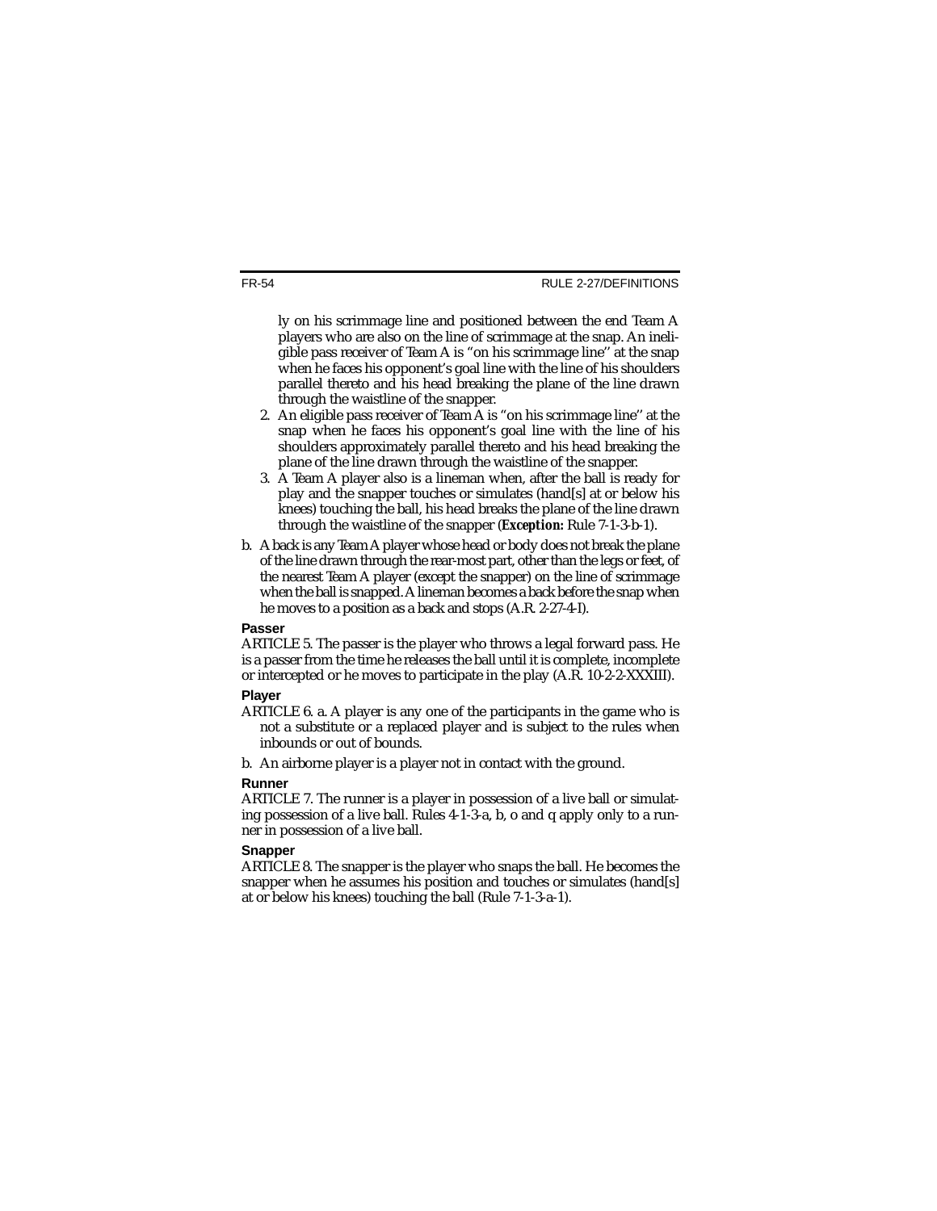ly on his scrimmage line and positioned between the end Team A players who are also on the line of scrimmage at the snap. An ineligible pass receiver of Team A is "on his scrimmage line" at the snap when he faces his opponent's goal line with the line of his shoulders parallel thereto and his head breaking the plane of the line drawn through the waistline of the snapper.

2. An eligible pass receiver of Team A is "on his scrimmage line" at the snap when he faces his opponent's goal line with the line of his shoulders approximately parallel thereto and his head breaking the plane of the line drawn through the waistline of the snapper.
3. A Team A player also is a lineman when, after the ball is ready for play and the snapper touches or simulates (hand[s] at or below his knees) touching the ball, his head breaks the plane of the line drawn through the waistline of the snapper (***Exception:*** Rule 7-1-3-b-1).

b. A back is any Team A player whose head or body does not break the plane of the line drawn through the rear-most part, other than the legs or feet, of the nearest Team A player (except the snapper) on the line of scrimmage when the ball is snapped. A lineman becomes a back before the snap when he moves to a position as a back and stops (A.R. 2-27-4-I).

**Passer**

ARTICLE 5. The passer is the player who throws a legal forward pass. He is a passer from the time he releases the ball until it is complete, incomplete or intercepted or he moves to participate in the play (A.R. 10-2-2-XXXIII).

**Player**

ARTICLE 6. a. A player is any one of the participants in the game who is not a substitute or a replaced player and is subject to the rules when inbounds or out of bounds.

b. An airborne player is a player not in contact with the ground.

**Runner**

ARTICLE 7. The runner is a player in possession of a live ball or simulating possession of a live ball. Rules 4-1-3-a, b, o and q apply only to a runner in possession of a live ball.

**Snapper**

ARTICLE 8. The snapper is the player who snaps the ball. He becomes the snapper when he assumes his position and touches or simulates (hand[s] at or below his knees) touching the ball (Rule 7-1-3-a-1).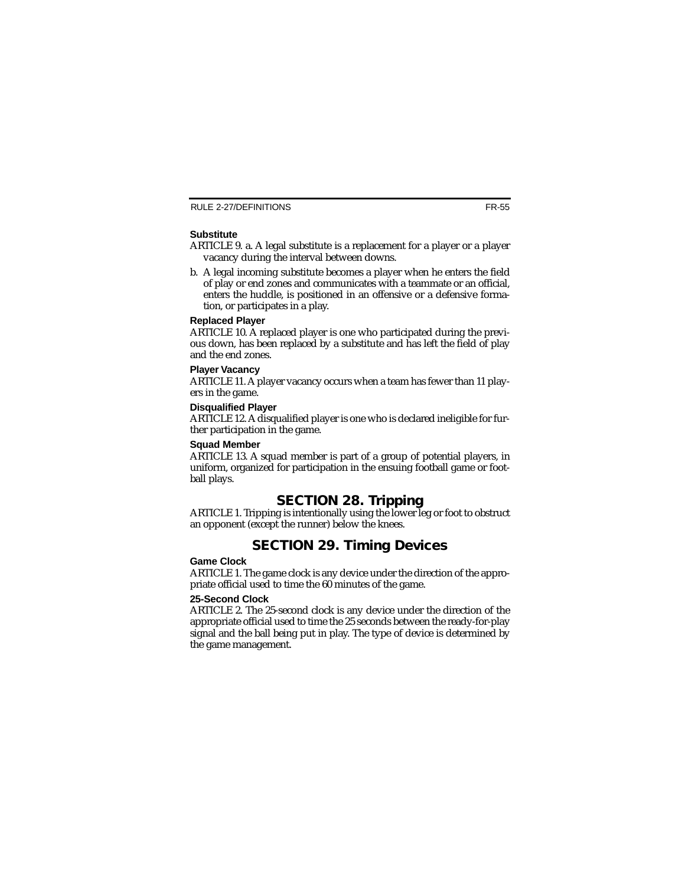### Substitute

ARTICLE 9. a. A legal substitute is a replacement for a player or a player vacancy during the interval between downs.

b. A legal incoming substitute becomes a player when he enters the field of play or end zones and communicates with a teammate or an official, enters the huddle, is positioned in an offensive or a defensive formation, or participates in a play.

### Replaced Player

ARTICLE 10. A replaced player is one who participated during the previous down, has been replaced by a substitute and has left the field of play and the end zones.

### Player Vacancy

ARTICLE 11. A player vacancy occurs when a team has fewer than 11 players in the game.

### Disqualified Player

ARTICLE 12. A disqualified player is one who is declared ineligible for further participation in the game.

### Squad Member

ARTICLE 13. A squad member is part of a group of potential players, in uniform, organized for participation in the ensuing football game or football plays.

## SECTION 28. Tripping

ARTICLE 1. Tripping is intentionally using the lower leg or foot to obstruct an opponent (except the runner) below the knees.

## SECTION 29. Timing Devices

### Game Clock

ARTICLE 1. The game clock is any device under the direction of the appropriate official used to time the 60 minutes of the game.

### 25-Second Clock

ARTICLE 2. The 25-second clock is any device under the direction of the appropriate official used to time the 25 seconds between the ready-for-play signal and the ball being put in play. The type of device is determined by the game management.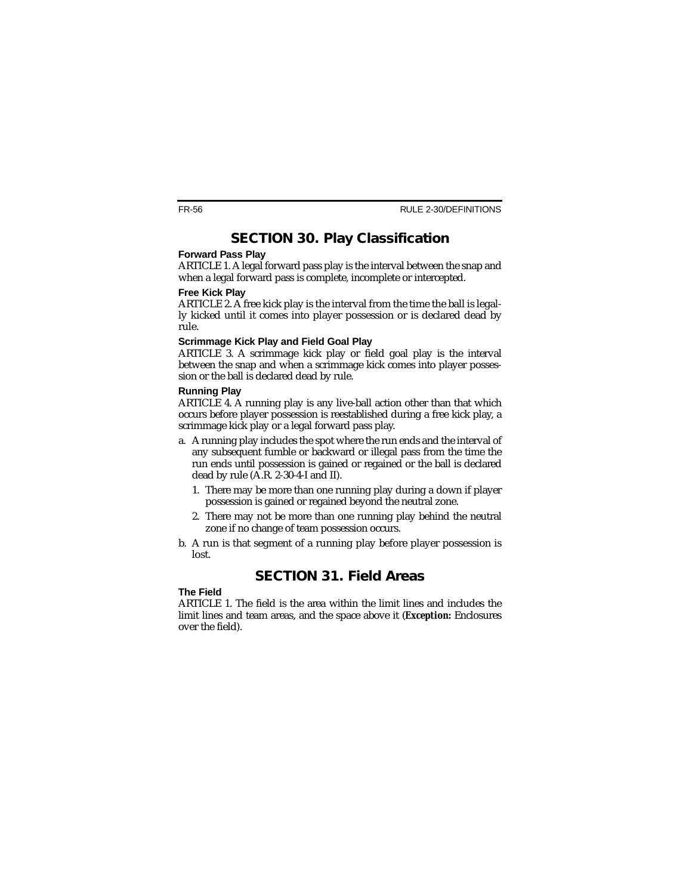## SECTION 30. Play Classification

### Forward Pass Play

ARTICLE 1. A legal forward pass play is the interval between the snap and when a legal forward pass is complete, incomplete or intercepted.

### Free Kick Play

ARTICLE 2. A free kick play is the interval from the time the ball is legally kicked until it comes into player possession or is declared dead by rule.

### Scrimmage Kick Play and Field Goal Play

ARTICLE 3. A scrimmage kick play or field goal play is the interval between the snap and when a scrimmage kick comes into player possession or the ball is declared dead by rule.

### Running Play

ARTICLE 4. A running play is any live-ball action other than that which occurs before player possession is reestablished during a free kick play, a scrimmage kick play or a legal forward pass play.

a. A running play includes the spot where the run ends and the interval of any subsequent fumble or backward or illegal pass from the time the run ends until possession is gained or regained or the ball is declared dead by rule (A.R. 2-30-4-I and II).
   1. There may be more than one running play during a down if player possession is gained or regained beyond the neutral zone.
   2. There may not be more than one running play behind the neutral zone if no change of team possession occurs.
b. A run is that segment of a running play before player possession is lost.

## SECTION 31. Field Areas

### The Field

ARTICLE 1. The field is the area within the limit lines and includes the limit lines and team areas, and the space above it (***Exception:*** Enclosures over the field).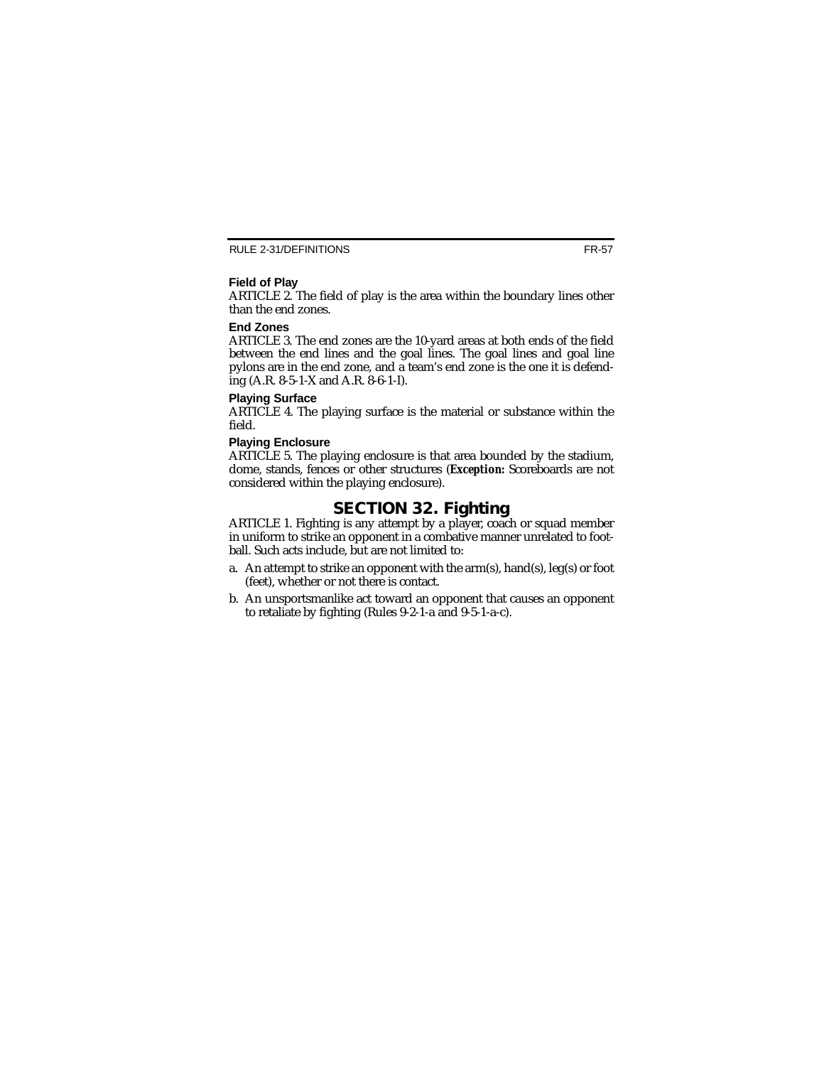### Field of Play

ARTICLE 2. The field of play is the area within the boundary lines other than the end zones.

### End Zones

ARTICLE 3. The end zones are the 10-yard areas at both ends of the field between the end lines and the goal lines. The goal lines and goal line pylons are in the end zone, and a team's end zone is the one it is defending (A.R. 8-5-1-X and A.R. 8-6-1-I).

### Playing Surface

ARTICLE 4. The playing surface is the material or substance within the field.

### Playing Enclosure

ARTICLE 5. The playing enclosure is that area bounded by the stadium, dome, stands, fences or other structures (***Exception:*** Scoreboards are not considered within the playing enclosure).

## SECTION 32. Fighting

ARTICLE 1. Fighting is any attempt by a player, coach or squad member in uniform to strike an opponent in a combative manner unrelated to football. Such acts include, but are not limited to:

a. An attempt to strike an opponent with the arm(s), hand(s), leg(s) or foot (feet), whether or not there is contact.

b. An unsportsmanlike act toward an opponent that causes an opponent to retaliate by fighting (Rules 9-2-1-a and 9-5-1-a-c).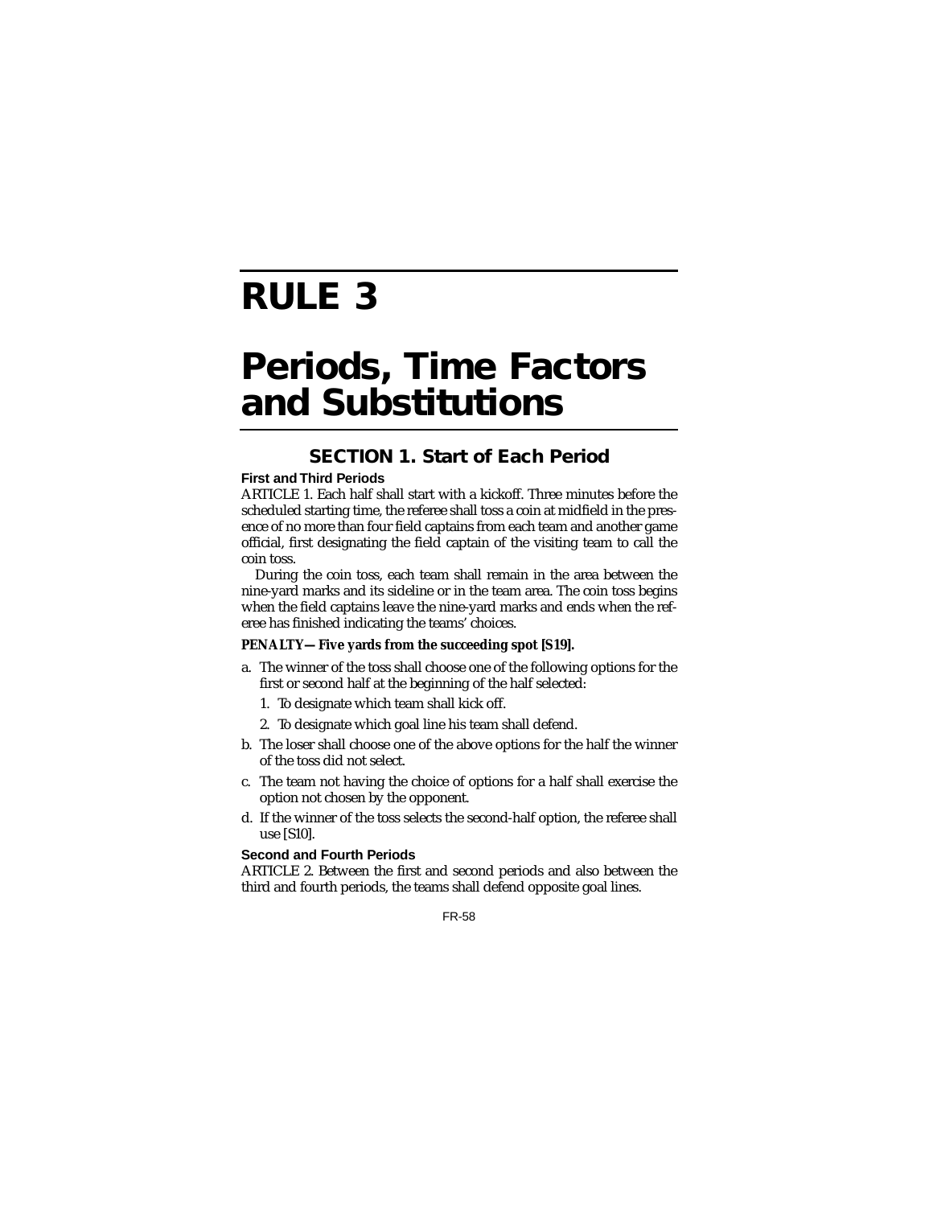# RULE 3

# Periods, Time Factors and Substitutions

## SECTION 1. Start of Each Period

### First and Third Periods

ARTICLE 1. Each half shall start with a kickoff. Three minutes before the scheduled starting time, the referee shall toss a coin at midfield in the presence of no more than four field captains from each team and another game official, first designating the field captain of the visiting team to call the coin toss.

During the coin toss, each team shall remain in the area between the nine-yard marks and its sideline or in the team area. The coin toss begins when the field captains leave the nine-yard marks and ends when the referee has finished indicating the teams' choices.

**PENALTY—Five yards from the succeeding spot [S19].**

a. The winner of the toss shall choose one of the following options for the first or second half at the beginning of the half selected:
   1. To designate which team shall kick off.
   2. To designate which goal line his team shall defend.
b. The loser shall choose one of the above options for the half the winner of the toss did not select.
c. The team not having the choice of options for a half shall exercise the option not chosen by the opponent.
d. If the winner of the toss selects the second-half option, the referee shall use [S10].

### Second and Fourth Periods

ARTICLE 2. Between the first and second periods and also between the third and fourth periods, the teams shall defend opposite goal lines.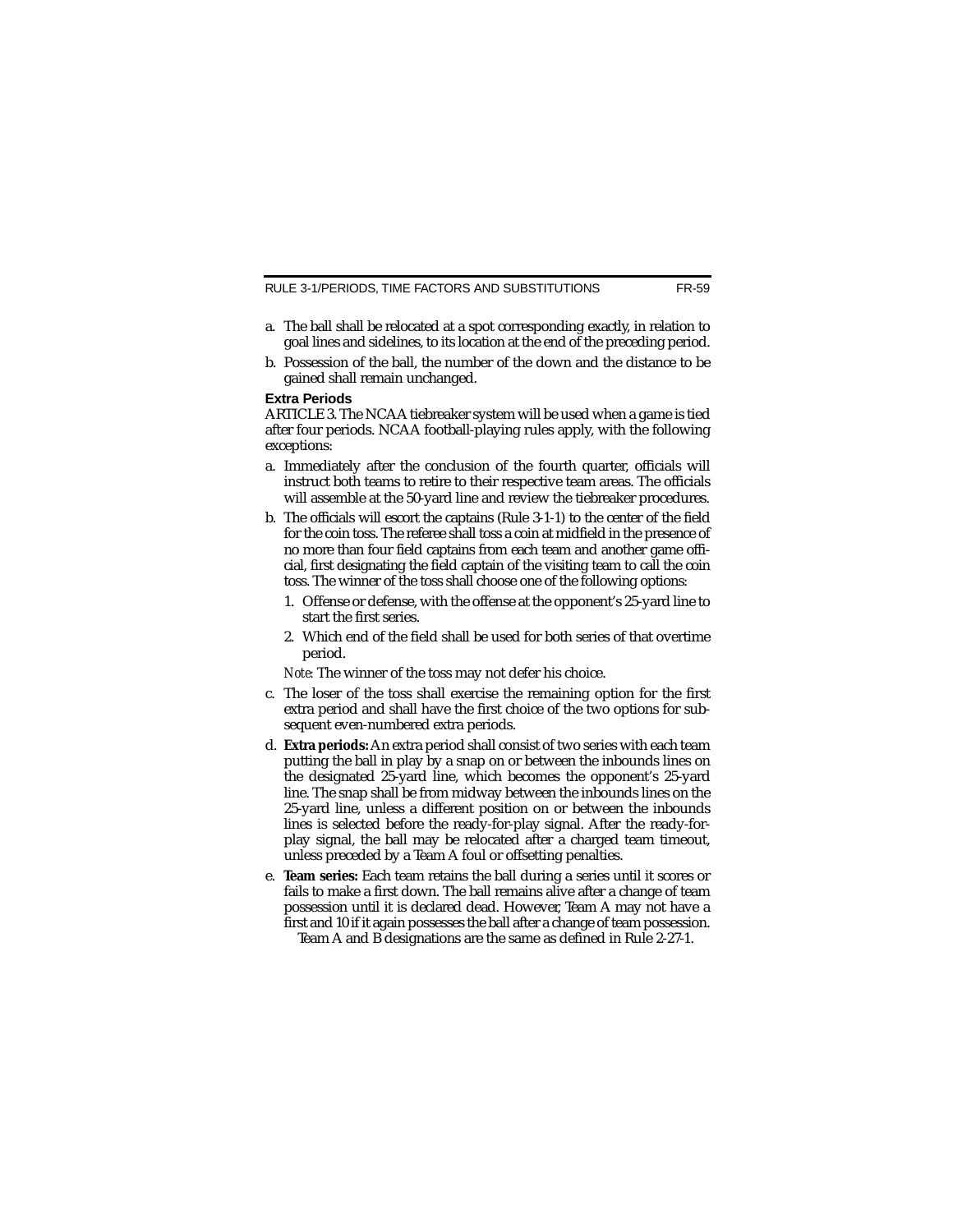a. The ball shall be relocated at a spot corresponding exactly, in relation to goal lines and sidelines, to its location at the end of the preceding period.

b. Possession of the ball, the number of the down and the distance to be gained shall remain unchanged.

### Extra Periods

ARTICLE 3. The NCAA tiebreaker system will be used when a game is tied after four periods. NCAA football-playing rules apply, with the following exceptions:

a. Immediately after the conclusion of the fourth quarter, officials will instruct both teams to retire to their respective team areas. The officials will assemble at the 50-yard line and review the tiebreaker procedures.

b. The officials will escort the captains (Rule 3-1-1) to the center of the field for the coin toss. The referee shall toss a coin at midfield in the presence of no more than four field captains from each team and another game official, first designating the field captain of the visiting team to call the coin toss. The winner of the toss shall choose one of the following options:

   1. Offense or defense, with the offense at the opponent's 25-yard line to start the first series.
   2. Which end of the field shall be used for both series of that overtime period.

   *Note:* The winner of the toss may not defer his choice.

c. The loser of the toss shall exercise the remaining option for the first extra period and shall have the first choice of the two options for subsequent even-numbered extra periods.

d. **Extra periods:** An extra period shall consist of two series with each team putting the ball in play by a snap on or between the inbounds lines on the designated 25-yard line, which becomes the opponent's 25-yard line. The snap shall be from midway between the inbounds lines on the 25-yard line, unless a different position on or between the inbounds lines is selected before the ready-for-play signal. After the ready-for-play signal, the ball may be relocated after a charged team timeout, unless preceded by a Team A foul or offsetting penalties.

e. **Team series:** Each team retains the ball during a series until it scores or fails to make a first down. The ball remains alive after a change of team possession until it is declared dead. However, Team A may not have a first and 10 if it again possesses the ball after a change of team possession.

   Team A and B designations are the same as defined in Rule 2-27-1.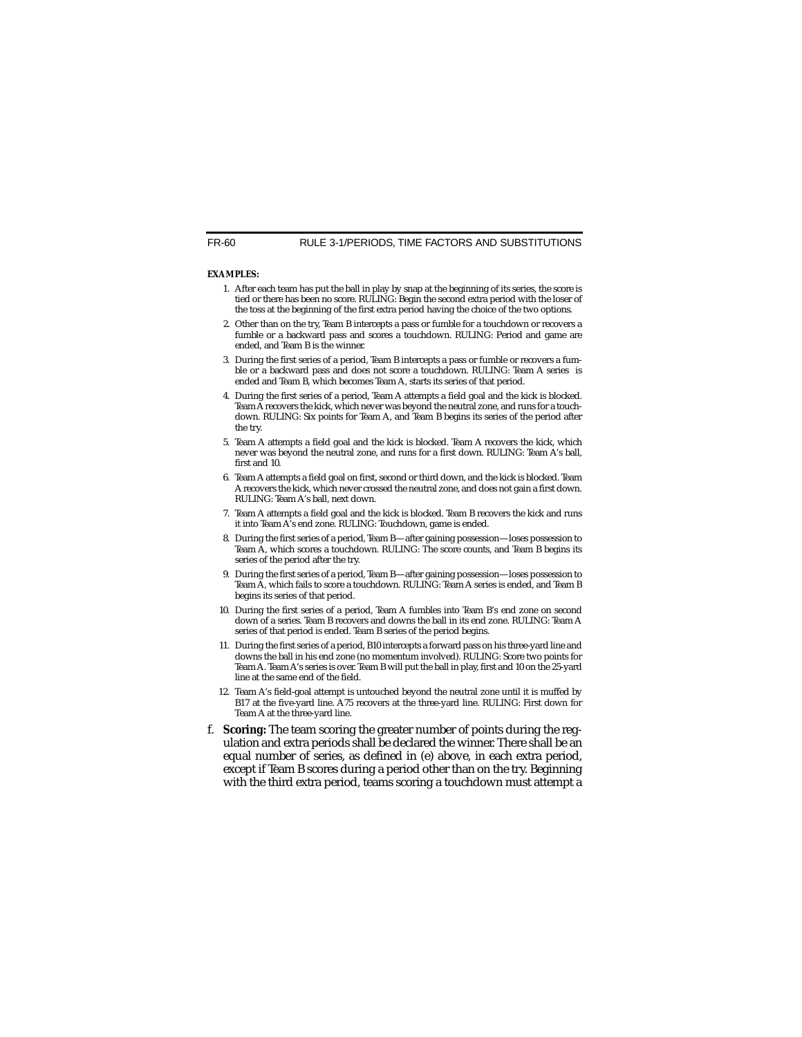**EXAMPLES:**

1. After each team has put the ball in play by snap at the beginning of its series, the score is tied or there has been no score. RULING: Begin the second extra period with the loser of the toss at the beginning of the first extra period having the choice of the two options.
2. Other than on the try, Team B intercepts a pass or fumble for a touchdown or recovers a fumble or a backward pass and scores a touchdown. RULING: Period and game are ended, and Team B is the winner.
3. During the first series of a period, Team B intercepts a pass or fumble or recovers a fumble or a backward pass and does not score a touchdown. RULING: Team A series is ended and Team B, which becomes Team A, starts its series of that period.
4. During the first series of a period, Team A attempts a field goal and the kick is blocked. Team A recovers the kick, which never was beyond the neutral zone, and runs for a touchdown. RULING: Six points for Team A, and Team B begins its series of the period after the try.
5. Team A attempts a field goal and the kick is blocked. Team A recovers the kick, which never was beyond the neutral zone, and runs for a first down. RULING: Team A's ball, first and 10.
6. Team A attempts a field goal on first, second or third down, and the kick is blocked. Team A recovers the kick, which never crossed the neutral zone, and does not gain a first down. RULING: Team A's ball, next down.
7. Team A attempts a field goal and the kick is blocked. Team B recovers the kick and runs it into Team A's end zone. RULING: Touchdown, game is ended.
8. During the first series of a period, Team B—after gaining possession—loses possession to Team A, which scores a touchdown. RULING: The score counts, and Team B begins its series of the period after the try.
9. During the first series of a period, Team B—after gaining possession—loses possession to Team A, which fails to score a touchdown. RULING: Team A series is ended, and Team B begins its series of that period.
10. During the first series of a period, Team A fumbles into Team B's end zone on second down of a series. Team B recovers and downs the ball in its end zone. RULING: Team A series of that period is ended. Team B series of the period begins.
11. During the first series of a period, B10 intercepts a forward pass on his three-yard line and downs the ball in his end zone (no momentum involved). RULING: Score two points for Team A. Team A's series is over. Team B will put the ball in play, first and 10 on the 25-yard line at the same end of the field.
12. Team A's field-goal attempt is untouched beyond the neutral zone until it is muffed by B17 at the five-yard line. A75 recovers at the three-yard line. RULING: First down for Team A at the three-yard line.

f. **Scoring:** The team scoring the greater number of points during the regulation and extra periods shall be declared the winner. There shall be an equal number of series, as defined in (e) above, in each extra period, except if Team B scores during a period other than on the try. Beginning with the third extra period, teams scoring a touchdown must attempt a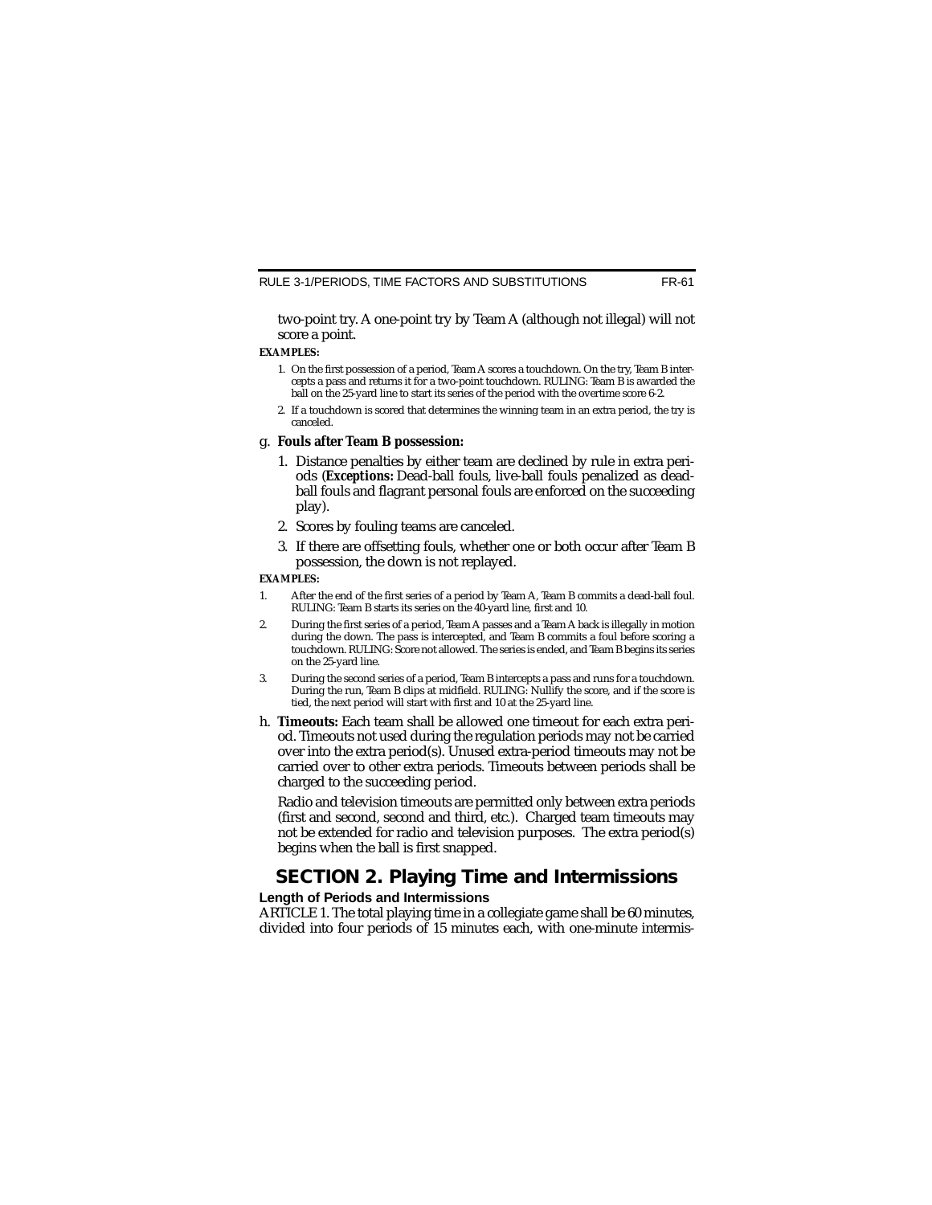two-point try. A one-point try by Team A (although not illegal) will not score a point.

**EXAMPLES:**

1. On the first possession of a period, Team A scores a touchdown. On the try, Team B intercepts a pass and returns it for a two-point touchdown. RULING: Team B is awarded the ball on the 25-yard line to start its series of the period with the overtime score 6-2.
2. If a touchdown is scored that determines the winning team in an extra period, the try is canceled.

g. **Fouls after Team B possession:**

1. Distance penalties by either team are declined by rule in extra periods (***Exceptions:*** Dead-ball fouls, live-ball fouls penalized as dead-ball fouls and flagrant personal fouls are enforced on the succeeding play).
2. Scores by fouling teams are canceled.
3. If there are offsetting fouls, whether one or both occur after Team B possession, the down is not replayed.

**EXAMPLES:**

1. After the end of the first series of a period by Team A, Team B commits a dead-ball foul. RULING: Team B starts its series on the 40-yard line, first and 10.
2. During the first series of a period, Team A passes and a Team A back is illegally in motion during the down. The pass is intercepted, and Team B commits a foul before scoring a touchdown. RULING: Score not allowed. The series is ended, and Team B begins its series on the 25-yard line.
3. During the second series of a period, Team B intercepts a pass and runs for a touchdown. During the run, Team B clips at midfield. RULING: Nullify the score, and if the score is tied, the next period will start with first and 10 at the 25-yard line.

h. **Timeouts:** Each team shall be allowed one timeout for each extra period. Timeouts not used during the regulation periods may not be carried over into the extra period(s). Unused extra-period timeouts may not be carried over to other extra periods. Timeouts between periods shall be charged to the succeeding period.

Radio and television timeouts are permitted only between extra periods (first and second, second and third, etc.). Charged team timeouts may not be extended for radio and television purposes. The extra period(s) begins when the ball is first snapped.

## SECTION 2. Playing Time and Intermissions

### Length of Periods and Intermissions

ARTICLE 1. The total playing time in a collegiate game shall be 60 minutes, divided into four periods of 15 minutes each, with one-minute intermis-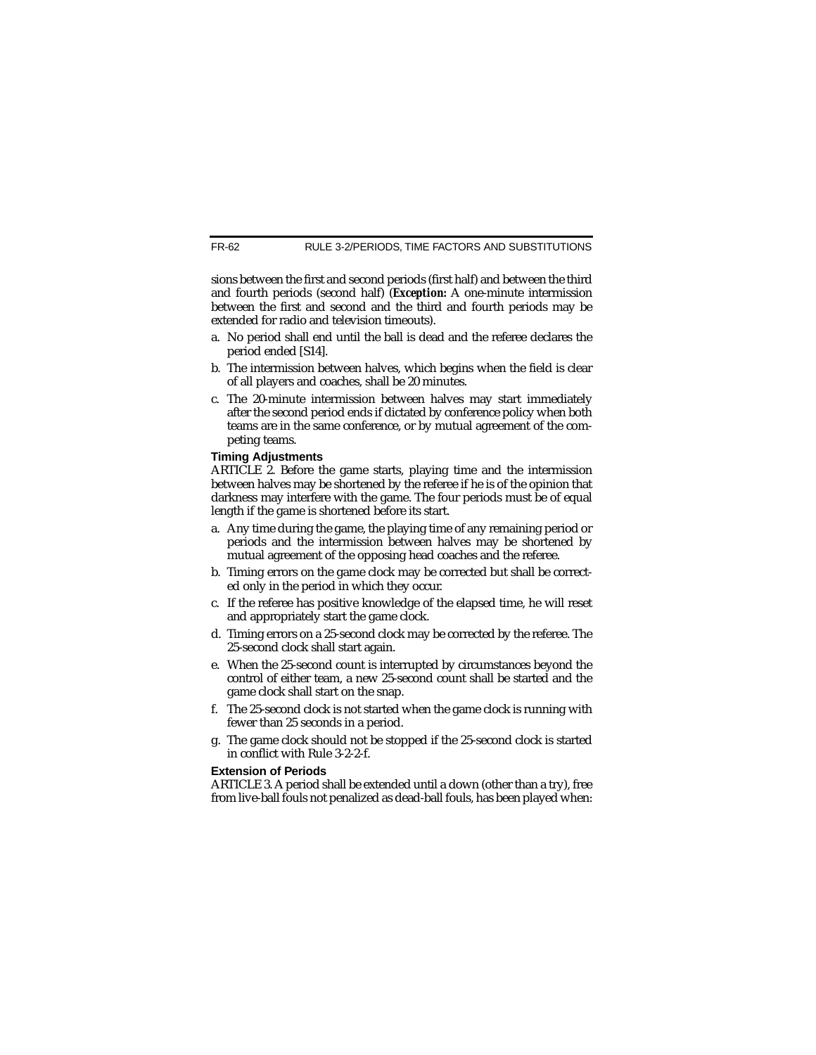sions between the first and second periods (first half) and between the third and fourth periods (second half) (***Exception:*** A one-minute intermission between the first and second and the third and fourth periods may be extended for radio and television timeouts).

a. No period shall end until the ball is dead and the referee declares the period ended [S14].

b. The intermission between halves, which begins when the field is clear of all players and coaches, shall be 20 minutes.

c. The 20-minute intermission between halves may start immediately after the second period ends if dictated by conference policy when both teams are in the same conference, or by mutual agreement of the competing teams.

**Timing Adjustments**

ARTICLE 2. Before the game starts, playing time and the intermission between halves may be shortened by the referee if he is of the opinion that darkness may interfere with the game. The four periods must be of equal length if the game is shortened before its start.

a. Any time during the game, the playing time of any remaining period or periods and the intermission between halves may be shortened by mutual agreement of the opposing head coaches and the referee.

b. Timing errors on the game clock may be corrected but shall be corrected only in the period in which they occur.

c. If the referee has positive knowledge of the elapsed time, he will reset and appropriately start the game clock.

d. Timing errors on a 25-second clock may be corrected by the referee. The 25-second clock shall start again.

e. When the 25-second count is interrupted by circumstances beyond the control of either team, a new 25-second count shall be started and the game clock shall start on the snap.

f. The 25-second clock is not started when the game clock is running with fewer than 25 seconds in a period.

g. The game clock should not be stopped if the 25-second clock is started in conflict with Rule 3-2-2-f.

**Extension of Periods**

ARTICLE 3. A period shall be extended until a down (other than a try), free from live-ball fouls not penalized as dead-ball fouls, has been played when: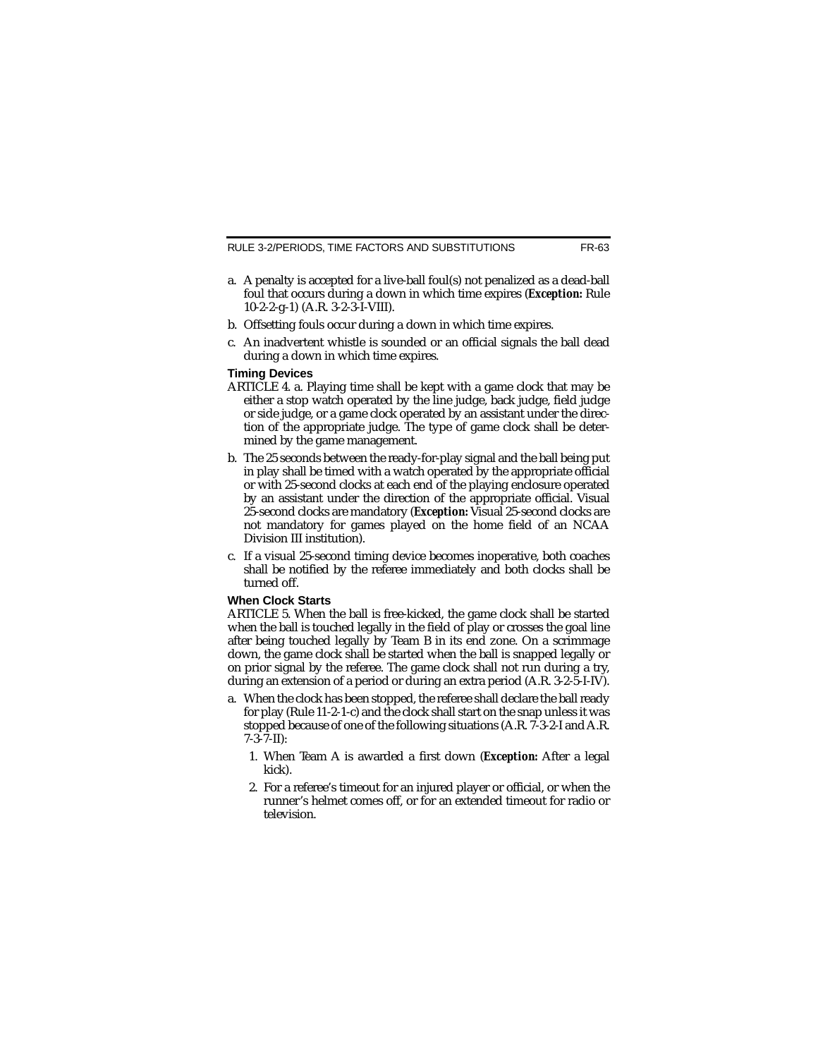a. A penalty is accepted for a live-ball foul(s) not penalized as a dead-ball foul that occurs during a down in which time expires (***Exception:*** Rule 10-2-2-g-1) (A.R. 3-2-3-I-VIII).

b. Offsetting fouls occur during a down in which time expires.

c. An inadvertent whistle is sounded or an official signals the ball dead during a down in which time expires.

### Timing Devices

ARTICLE 4. a. Playing time shall be kept with a game clock that may be either a stop watch operated by the line judge, back judge, field judge or side judge, or a game clock operated by an assistant under the direction of the appropriate judge. The type of game clock shall be determined by the game management.

b. The 25 seconds between the ready-for-play signal and the ball being put in play shall be timed with a watch operated by the appropriate official or with 25-second clocks at each end of the playing enclosure operated by an assistant under the direction of the appropriate official. Visual 25-second clocks are mandatory (***Exception:*** Visual 25-second clocks are not mandatory for games played on the home field of an NCAA Division III institution).

c. If a visual 25-second timing device becomes inoperative, both coaches shall be notified by the referee immediately and both clocks shall be turned off.

### When Clock Starts

ARTICLE 5. When the ball is free-kicked, the game clock shall be started when the ball is touched legally in the field of play or crosses the goal line after being touched legally by Team B in its end zone. On a scrimmage down, the game clock shall be started when the ball is snapped legally or on prior signal by the referee. The game clock shall not run during a try, during an extension of a period or during an extra period (A.R. 3-2-5-I-IV).

a. When the clock has been stopped, the referee shall declare the ball ready for play (Rule 11-2-1-c) and the clock shall start on the snap unless it was stopped because of one of the following situations (A.R. 7-3-2-I and A.R. 7-3-7-II):

   1. When Team A is awarded a first down (***Exception:*** After a legal kick).

   2. For a referee's timeout for an injured player or official, or when the runner's helmet comes off, or for an extended timeout for radio or television.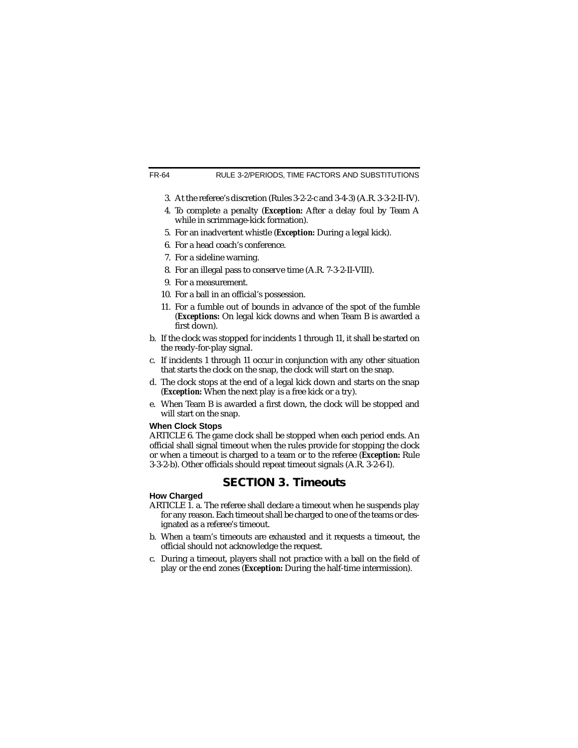3. At the referee's discretion (Rules 3-2-2-c and 3-4-3) (A.R. 3-3-2-II-IV).
4. To complete a penalty (**Exception:** After a delay foul by Team A while in scrimmage-kick formation).
5. For an inadvertent whistle (**Exception:** During a legal kick).
6. For a head coach's conference.
7. For a sideline warning.
8. For an illegal pass to conserve time (A.R. 7-3-2-II-VIII).
9. For a measurement.
10. For a ball in an official's possession.
11. For a fumble out of bounds in advance of the spot of the fumble (**Exceptions:** On legal kick downs and when Team B is awarded a first down).

b. If the clock was stopped for incidents 1 through 11, it shall be started on the ready-for-play signal.

c. If incidents 1 through 11 occur in conjunction with any other situation that starts the clock on the snap, the clock will start on the snap.

d. The clock stops at the end of a legal kick down and starts on the snap (**Exception:** When the next play is a free kick or a try).

e. When Team B is awarded a first down, the clock will be stopped and will start on the snap.

**When Clock Stops**

ARTICLE 6. The game clock shall be stopped when each period ends. An official shall signal timeout when the rules provide for stopping the clock or when a timeout is charged to a team or to the referee (**Exception:** Rule 3-3-2-b). Other officials should repeat timeout signals (A.R. 3-2-6-I).

## SECTION 3. Timeouts

**How Charged**

ARTICLE 1. a. The referee shall declare a timeout when he suspends play for any reason. Each timeout shall be charged to one of the teams or designated as a referee's timeout.

b. When a team's timeouts are exhausted and it requests a timeout, the official should not acknowledge the request.

c. During a timeout, players shall not practice with a ball on the field of play or the end zones (**Exception:** During the half-time intermission).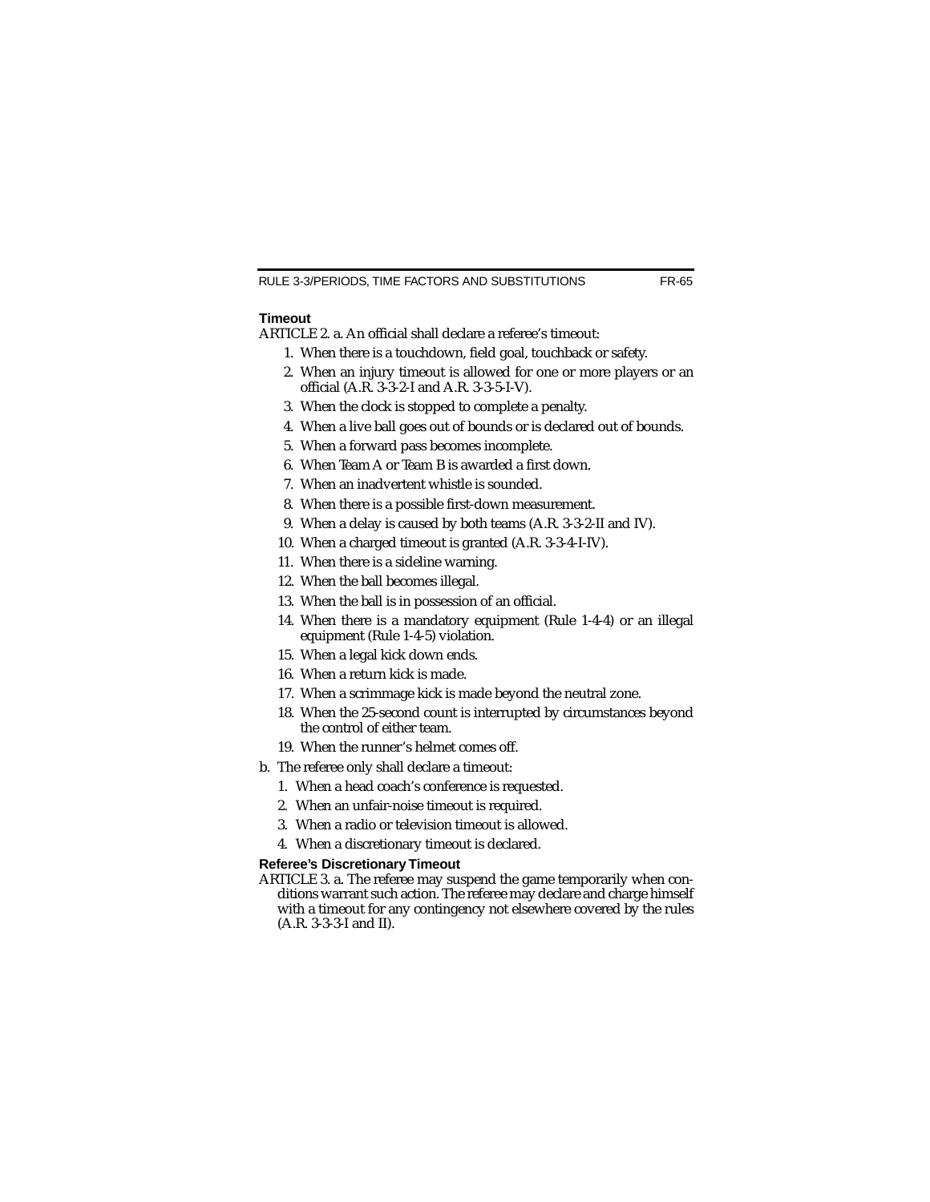### Timeout

ARTICLE 2. a. An official shall declare a referee's timeout:

1. When there is a touchdown, field goal, touchback or safety.
2. When an injury timeout is allowed for one or more players or an official (A.R. 3-3-2-I and A.R. 3-3-5-I-V).
3. When the clock is stopped to complete a penalty.
4. When a live ball goes out of bounds or is declared out of bounds.
5. When a forward pass becomes incomplete.
6. When Team A or Team B is awarded a first down.
7. When an inadvertent whistle is sounded.
8. When there is a possible first-down measurement.
9. When a delay is caused by both teams (A.R. 3-3-2-II and IV).
10. When a charged timeout is granted (A.R. 3-3-4-I-IV).
11. When there is a sideline warning.
12. When the ball becomes illegal.
13. When the ball is in possession of an official.
14. When there is a mandatory equipment (Rule 1-4-4) or an illegal equipment (Rule 1-4-5) violation.
15. When a legal kick down ends.
16. When a return kick is made.
17. When a scrimmage kick is made beyond the neutral zone.
18. When the 25-second count is interrupted by circumstances beyond the control of either team.
19. When the runner's helmet comes off.

b. The referee only shall declare a timeout:

1. When a head coach's conference is requested.
2. When an unfair-noise timeout is required.
3. When a radio or television timeout is allowed.
4. When a discretionary timeout is declared.

### Referee's Discretionary Timeout

ARTICLE 3. a. The referee may suspend the game temporarily when conditions warrant such action. The referee may declare and charge himself with a timeout for any contingency not elsewhere covered by the rules (A.R. 3-3-3-I and II).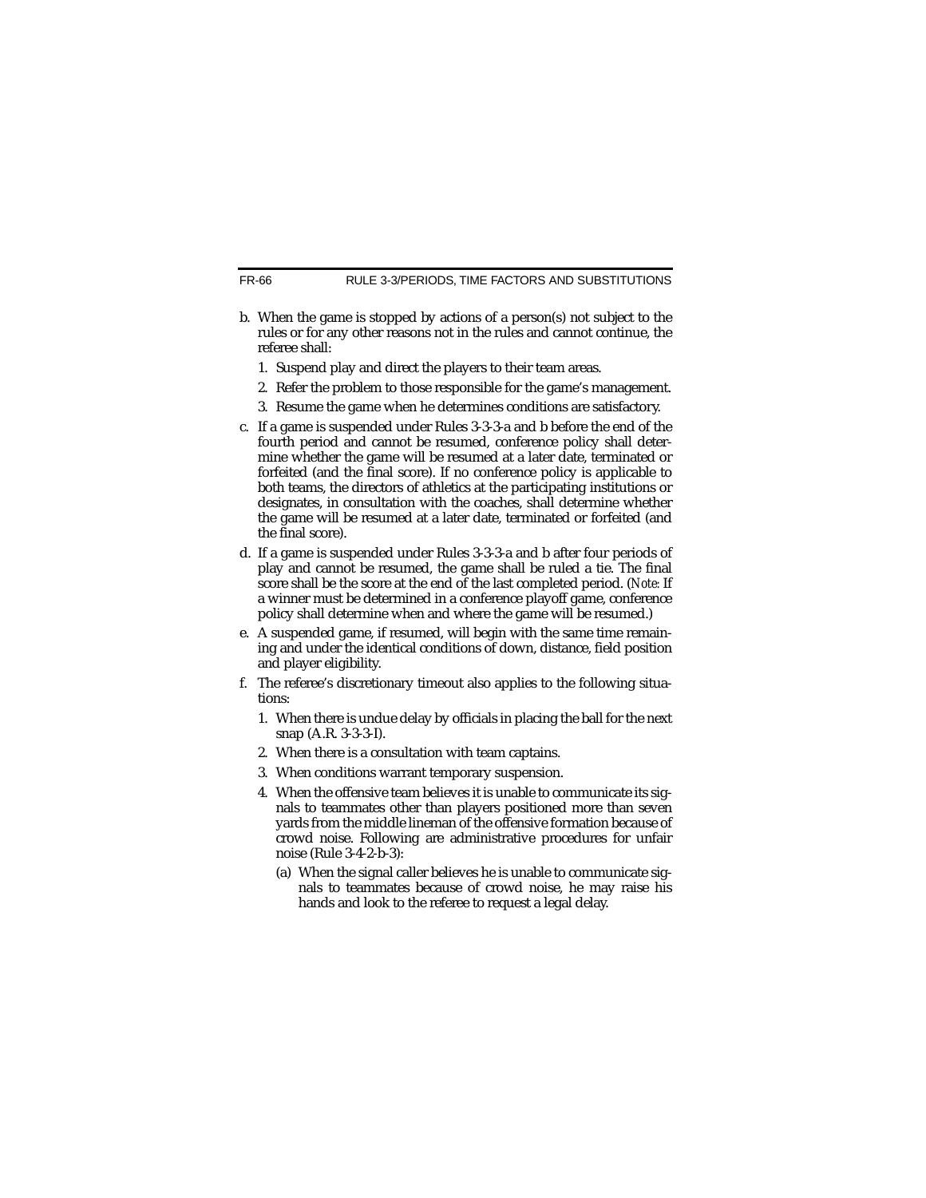b. When the game is stopped by actions of a person(s) not subject to the rules or for any other reasons not in the rules and cannot continue, the referee shall:

   1. Suspend play and direct the players to their team areas.
   2. Refer the problem to those responsible for the game's management.
   3. Resume the game when he determines conditions are satisfactory.

c. If a game is suspended under Rules 3-3-3-a and b before the end of the fourth period and cannot be resumed, conference policy shall determine whether the game will be resumed at a later date, terminated or forfeited (and the final score). If no conference policy is applicable to both teams, the directors of athletics at the participating institutions or designates, in consultation with the coaches, shall determine whether the game will be resumed at a later date, terminated or forfeited (and the final score).

d. If a game is suspended under Rules 3-3-3-a and b after four periods of play and cannot be resumed, the game shall be ruled a tie. The final score shall be the score at the end of the last completed period. (*Note:* If a winner must be determined in a conference playoff game, conference policy shall determine when and where the game will be resumed.)

e. A suspended game, if resumed, will begin with the same time remaining and under the identical conditions of down, distance, field position and player eligibility.

f. The referee's discretionary timeout also applies to the following situations:

   1. When there is undue delay by officials in placing the ball for the next snap (A.R. 3-3-3-I).
   2. When there is a consultation with team captains.
   3. When conditions warrant temporary suspension.
   4. When the offensive team believes it is unable to communicate its signals to teammates other than players positioned more than seven yards from the middle lineman of the offensive formation because of crowd noise. Following are administrative procedures for unfair noise (Rule 3-4-2-b-3):

      (a) When the signal caller believes he is unable to communicate signals to teammates because of crowd noise, he may raise his hands and look to the referee to request a legal delay.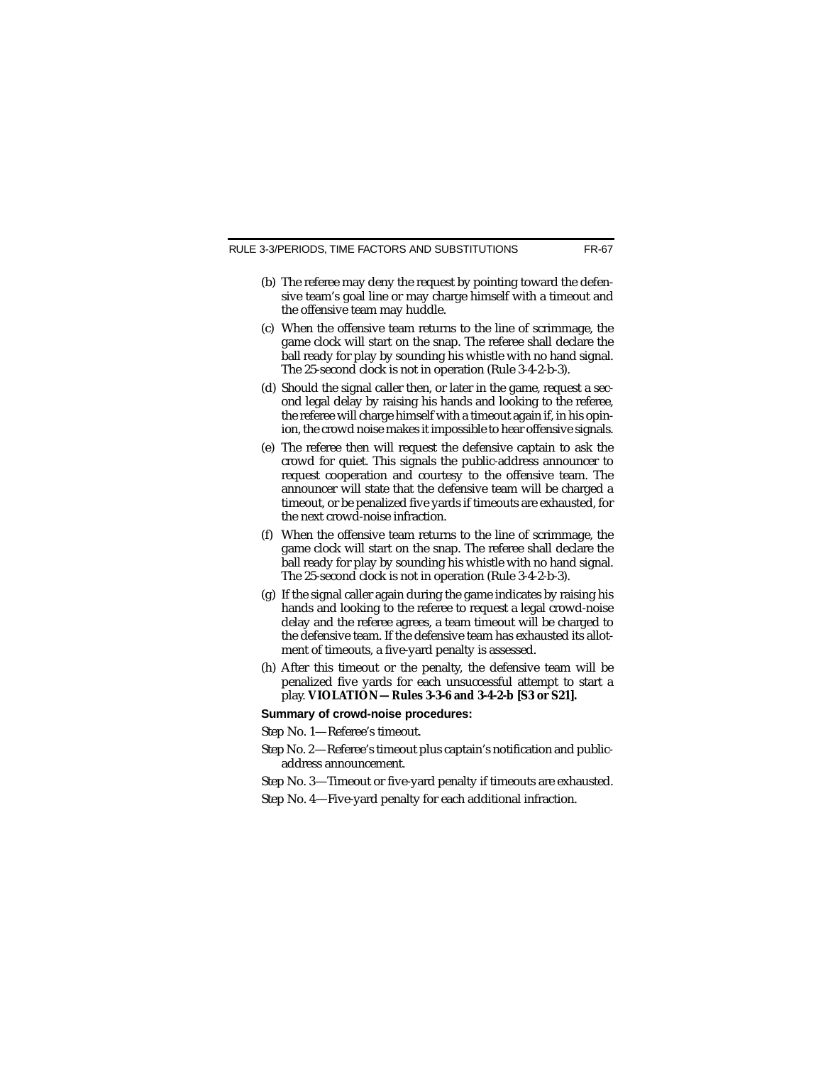(b) The referee may deny the request by pointing toward the defensive team's goal line or may charge himself with a timeout and the offensive team may huddle.

(c) When the offensive team returns to the line of scrimmage, the game clock will start on the snap. The referee shall declare the ball ready for play by sounding his whistle with no hand signal. The 25-second clock is not in operation (Rule 3-4-2-b-3).

(d) Should the signal caller then, or later in the game, request a second legal delay by raising his hands and looking to the referee, the referee will charge himself with a timeout again if, in his opinion, the crowd noise makes it impossible to hear offensive signals.

(e) The referee then will request the defensive captain to ask the crowd for quiet. This signals the public-address announcer to request cooperation and courtesy to the offensive team. The announcer will state that the defensive team will be charged a timeout, or be penalized five yards if timeouts are exhausted, for the next crowd-noise infraction.

(f) When the offensive team returns to the line of scrimmage, the game clock will start on the snap. The referee shall declare the ball ready for play by sounding his whistle with no hand signal. The 25-second clock is not in operation (Rule 3-4-2-b-3).

(g) If the signal caller again during the game indicates by raising his hands and looking to the referee to request a legal crowd-noise delay and the referee agrees, a team timeout will be charged to the defensive team. If the defensive team has exhausted its allotment of timeouts, a five-yard penalty is assessed.

(h) After this timeout or the penalty, the defensive team will be penalized five yards for each unsuccessful attempt to start a play. **VIOLATION—Rules 3-3-6 and 3-4-2-b [S3 or S21].**

**Summary of crowd-noise procedures:**

Step No. 1—Referee's timeout.

Step No. 2—Referee's timeout plus captain's notification and public-address announcement.

Step No. 3—Timeout or five-yard penalty if timeouts are exhausted.

Step No. 4—Five-yard penalty for each additional infraction.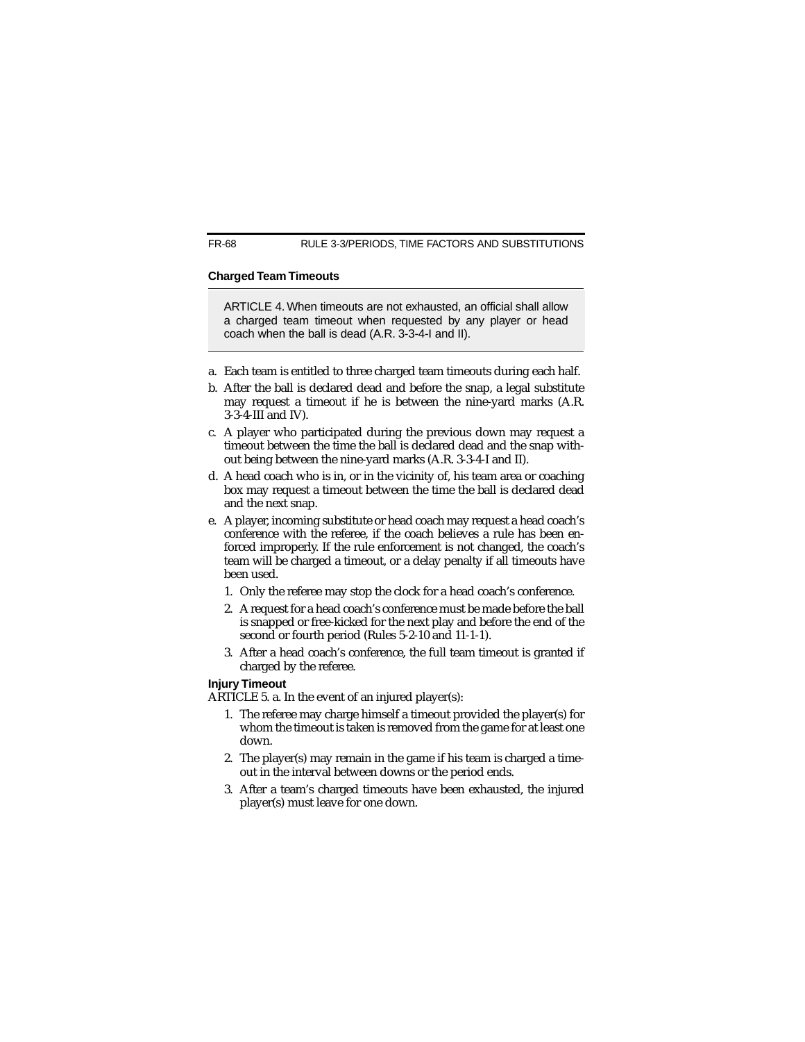### Charged Team Timeouts

ARTICLE 4. When timeouts are not exhausted, an official shall allow a charged team timeout when requested by any player or head coach when the ball is dead (A.R. 3-3-4-I and II).

a. Each team is entitled to three charged team timeouts during each half.

b. After the ball is declared dead and before the snap, a legal substitute may request a timeout if he is between the nine-yard marks (A.R. 3-3-4-III and IV).

c. A player who participated during the previous down may request a timeout between the time the ball is declared dead and the snap without being between the nine-yard marks (A.R. 3-3-4-I and II).

d. A head coach who is in, or in the vicinity of, his team area or coaching box may request a timeout between the time the ball is declared dead and the next snap.

e. A player, incoming substitute or head coach may request a head coach's conference with the referee, if the coach believes a rule has been enforced improperly. If the rule enforcement is not changed, the coach's team will be charged a timeout, or a delay penalty if all timeouts have been used.

   1. Only the referee may stop the clock for a head coach's conference.
   2. A request for a head coach's conference must be made before the ball is snapped or free-kicked for the next play and before the end of the second or fourth period (Rules 5-2-10 and 11-1-1).
   3. After a head coach's conference, the full team timeout is granted if charged by the referee.

### Injury Timeout

ARTICLE 5. a. In the event of an injured player(s):

   1. The referee may charge himself a timeout provided the player(s) for whom the timeout is taken is removed from the game for at least one down.
   2. The player(s) may remain in the game if his team is charged a timeout in the interval between downs or the period ends.
   3. After a team's charged timeouts have been exhausted, the injured player(s) must leave for one down.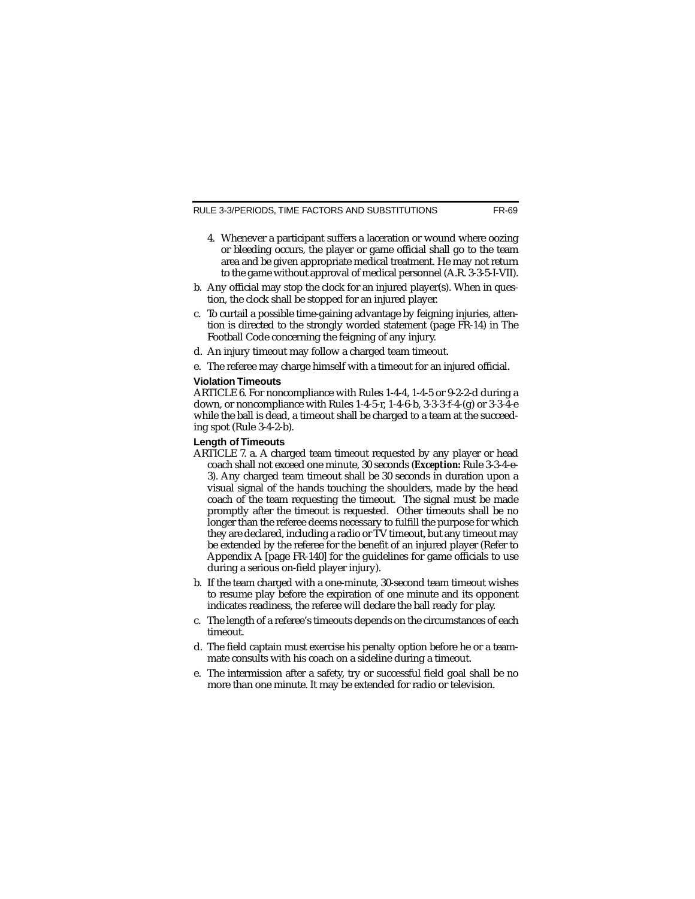4. Whenever a participant suffers a laceration or wound where oozing or bleeding occurs, the player or game official shall go to the team area and be given appropriate medical treatment. He may not return to the game without approval of medical personnel (A.R. 3-3-5-I-VII).

b. Any official may stop the clock for an injured player(s). When in question, the clock shall be stopped for an injured player.

c. To curtail a possible time-gaining advantage by feigning injuries, attention is directed to the strongly worded statement (page FR-14) in The Football Code concerning the feigning of any injury.

d. An injury timeout may follow a charged team timeout.

e. The referee may charge himself with a timeout for an injured official.

**Violation Timeouts**

ARTICLE 6. For noncompliance with Rules 1-4-4, 1-4-5 or 9-2-2-d during a down, or noncompliance with Rules 1-4-5-r, 1-4-6-b, 3-3-3-f-4-(g) or 3-3-4-e while the ball is dead, a timeout shall be charged to a team at the succeeding spot (Rule 3-4-2-b).

**Length of Timeouts**

ARTICLE 7. a. A charged team timeout requested by any player or head coach shall not exceed one minute, 30 seconds (***Exception:*** Rule 3-3-4-e-3). Any charged team timeout shall be 30 seconds in duration upon a visual signal of the hands touching the shoulders, made by the head coach of the team requesting the timeout. The signal must be made promptly after the timeout is requested. Other timeouts shall be no longer than the referee deems necessary to fulfill the purpose for which they are declared, including a radio or TV timeout, but any timeout may be extended by the referee for the benefit of an injured player (Refer to Appendix A [page FR-140] for the guidelines for game officials to use during a serious on-field player injury).

b. If the team charged with a one-minute, 30-second team timeout wishes to resume play before the expiration of one minute and its opponent indicates readiness, the referee will declare the ball ready for play.

c. The length of a referee's timeouts depends on the circumstances of each timeout.

d. The field captain must exercise his penalty option before he or a teammate consults with his coach on a sideline during a timeout.

e. The intermission after a safety, try or successful field goal shall be no more than one minute. It may be extended for radio or television.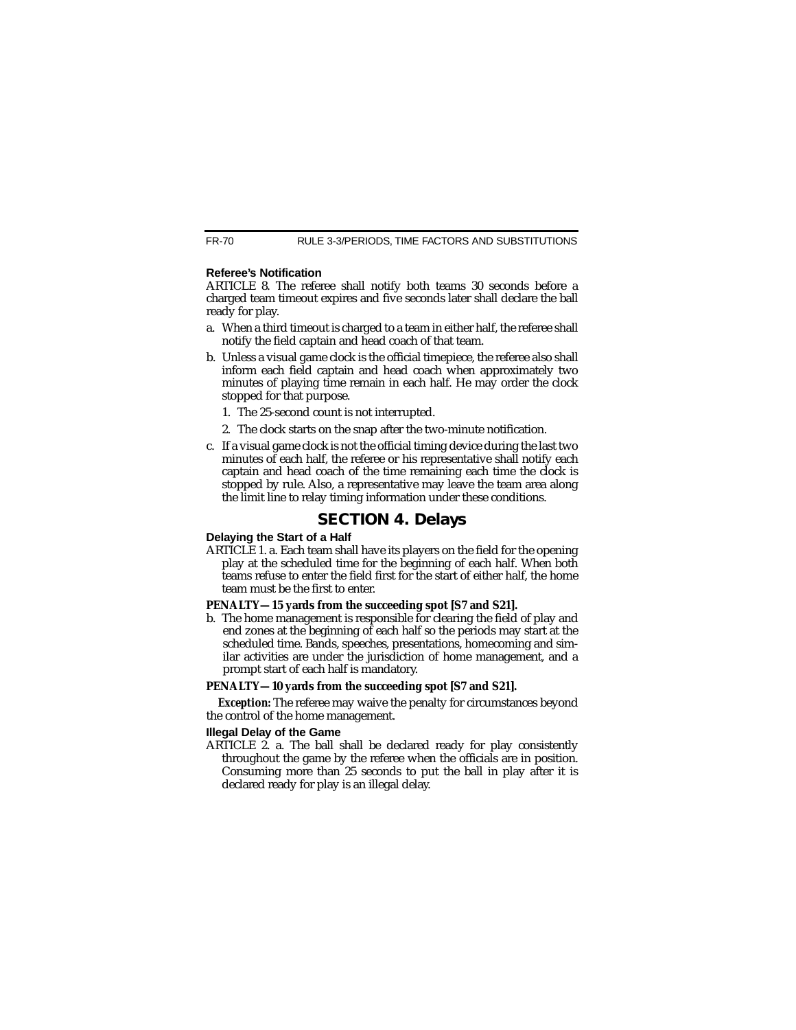**Referee's Notification**

ARTICLE 8. The referee shall notify both teams 30 seconds before a charged team timeout expires and five seconds later shall declare the ball ready for play.

a. When a third timeout is charged to a team in either half, the referee shall notify the field captain and head coach of that team.

b. Unless a visual game clock is the official timepiece, the referee also shall inform each field captain and head coach when approximately two minutes of playing time remain in each half. He may order the clock stopped for that purpose.

   1. The 25-second count is not interrupted.

   2. The clock starts on the snap after the two-minute notification.

c. If a visual game clock is not the official timing device during the last two minutes of each half, the referee or his representative shall notify each captain and head coach of the time remaining each time the clock is stopped by rule. Also, a representative may leave the team area along the limit line to relay timing information under these conditions.

## SECTION 4. Delays

**Delaying the Start of a Half**

ARTICLE 1. a. Each team shall have its players on the field for the opening play at the scheduled time for the beginning of each half. When both teams refuse to enter the field first for the start of either half, the home team must be the first to enter.

**PENALTY—15 yards from the succeeding spot [S7 and S21].**

b. The home management is responsible for clearing the field of play and end zones at the beginning of each half so the periods may start at the scheduled time. Bands, speeches, presentations, homecoming and similar activities are under the jurisdiction of home management, and a prompt start of each half is mandatory.

**PENALTY—10 yards from the succeeding spot [S7 and S21].**

***Exception:*** The referee may waive the penalty for circumstances beyond the control of the home management.

**Illegal Delay of the Game**

ARTICLE 2. a. The ball shall be declared ready for play consistently throughout the game by the referee when the officials are in position. Consuming more than 25 seconds to put the ball in play after it is declared ready for play is an illegal delay.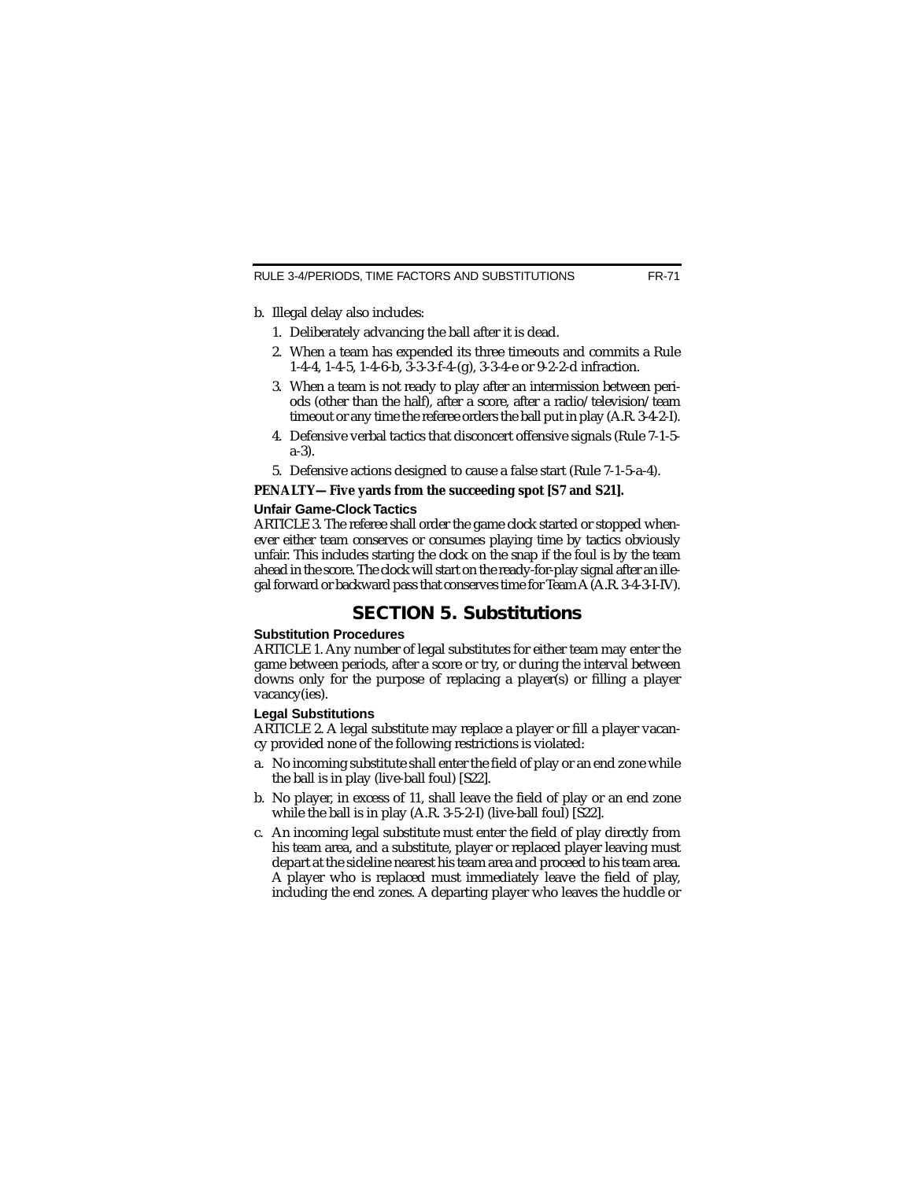b. Illegal delay also includes:

   1. Deliberately advancing the ball after it is dead.
   2. When a team has expended its three timeouts and commits a Rule 1-4-4, 1-4-5, 1-4-6-b, 3-3-3-f-4-(g), 3-3-4-e or 9-2-2-d infraction.
   3. When a team is not ready to play after an intermission between periods (other than the half), after a score, after a radio/television/team timeout or any time the referee orders the ball put in play (A.R. 3-4-2-I).
   4. Defensive verbal tactics that disconcert offensive signals (Rule 7-1-5-a-3).
   5. Defensive actions designed to cause a false start (Rule 7-1-5-a-4).

***PENALTY—Five yards from the succeeding spot [S7 and S21].***

### Unfair Game-Clock Tactics

ARTICLE 3. The referee shall order the game clock started or stopped whenever either team conserves or consumes playing time by tactics obviously unfair. This includes starting the clock on the snap if the foul is by the team ahead in the score. The clock will start on the ready-for-play signal after an illegal forward or backward pass that conserves time for Team A (A.R. 3-4-3-I-IV).

## SECTION 5. Substitutions

### Substitution Procedures

ARTICLE 1. Any number of legal substitutes for either team may enter the game between periods, after a score or try, or during the interval between downs only for the purpose of replacing a player(s) or filling a player vacancy(ies).

### Legal Substitutions

ARTICLE 2. A legal substitute may replace a player or fill a player vacancy provided none of the following restrictions is violated:

a. No incoming substitute shall enter the field of play or an end zone while the ball is in play (live-ball foul) [S22].

b. No player, in excess of 11, shall leave the field of play or an end zone while the ball is in play (A.R. 3-5-2-I) (live-ball foul) [S22].

c. An incoming legal substitute must enter the field of play directly from his team area, and a substitute, player or replaced player leaving must depart at the sideline nearest his team area and proceed to his team area. A player who is replaced must immediately leave the field of play, including the end zones. A departing player who leaves the huddle or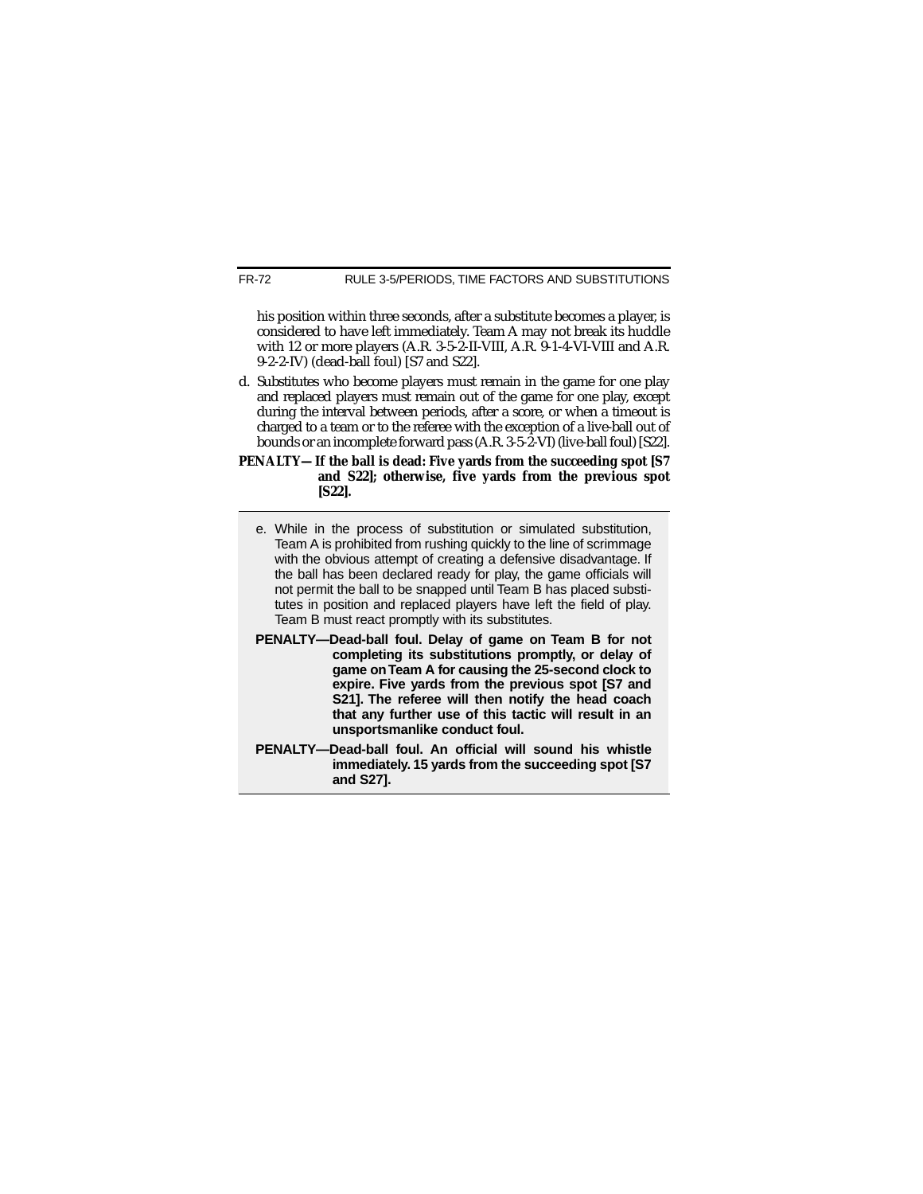his position within three seconds, after a substitute becomes a player, is considered to have left immediately. Team A may not break its huddle with 12 or more players (A.R. 3-5-2-II-VIII, A.R. 9-1-4-VI-VIII and A.R. 9-2-2-IV) (dead-ball foul) [S7 and S22].

d. Substitutes who become players must remain in the game for one play and replaced players must remain out of the game for one play, except during the interval between periods, after a score, or when a timeout is charged to a team or to the referee with the exception of a live-ball out of bounds or an incomplete forward pass (A.R. 3-5-2-VI) (live-ball foul) [S22].

**PENALTY—If the ball is dead: Five yards from the succeeding spot [S7 and S22]; otherwise, five yards from the previous spot [S22].**

---

e. While in the process of substitution or simulated substitution, Team A is prohibited from rushing quickly to the line of scrimmage with the obvious attempt of creating a defensive disadvantage. If the ball has been declared ready for play, the game officials will not permit the ball to be snapped until Team B has placed substitutes in position and replaced players have left the field of play. Team B must react promptly with its substitutes.

**PENALTY—Dead-ball foul. Delay of game on Team B for not completing its substitutions promptly, or delay of game on Team A for causing the 25-second clock to expire. Five yards from the previous spot [S7 and S21]. The referee will then notify the head coach that any further use of this tactic will result in an unsportsmanlike conduct foul.**

**PENALTY—Dead-ball foul. An official will sound his whistle immediately. 15 yards from the succeeding spot [S7 and S27].**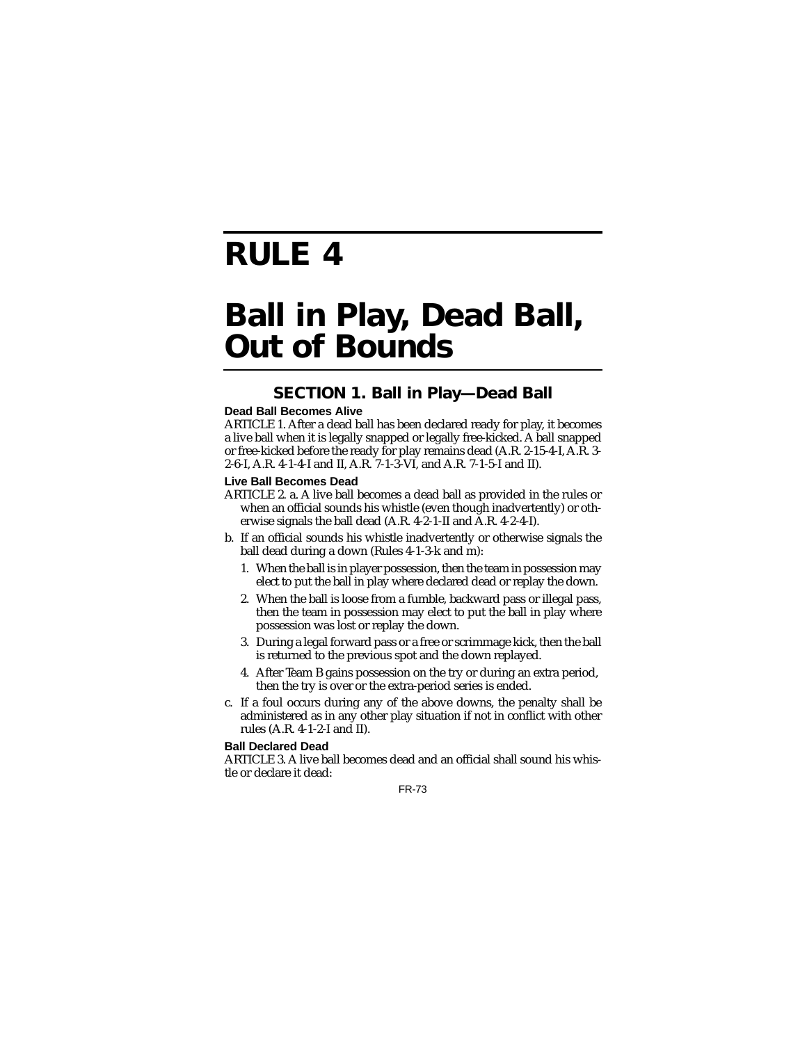# RULE 4

# Ball in Play, Dead Ball, Out of Bounds

## SECTION 1. Ball in Play—Dead Ball

### Dead Ball Becomes Alive

ARTICLE 1. After a dead ball has been declared ready for play, it becomes a live ball when it is legally snapped or legally free-kicked. A ball snapped or free-kicked before the ready for play remains dead (A.R. 2-15-4-I, A.R. 3-2-6-I, A.R. 4-1-4-I and II, A.R. 7-1-3-VI, and A.R. 7-1-5-I and II).

### Live Ball Becomes Dead

ARTICLE 2. a. A live ball becomes a dead ball as provided in the rules or when an official sounds his whistle (even though inadvertently) or otherwise signals the ball dead (A.R. 4-2-1-II and A.R. 4-2-4-I).

b. If an official sounds his whistle inadvertently or otherwise signals the ball dead during a down (Rules 4-1-3-k and m):

1. When the ball is in player possession, then the team in possession may elect to put the ball in play where declared dead or replay the down.
2. When the ball is loose from a fumble, backward pass or illegal pass, then the team in possession may elect to put the ball in play where possession was lost or replay the down.
3. During a legal forward pass or a free or scrimmage kick, then the ball is returned to the previous spot and the down replayed.
4. After Team B gains possession on the try or during an extra period, then the try is over or the extra-period series is ended.

c. If a foul occurs during any of the above downs, the penalty shall be administered as in any other play situation if not in conflict with other rules (A.R. 4-1-2-I and II).

### Ball Declared Dead

ARTICLE 3. A live ball becomes dead and an official shall sound his whistle or declare it dead: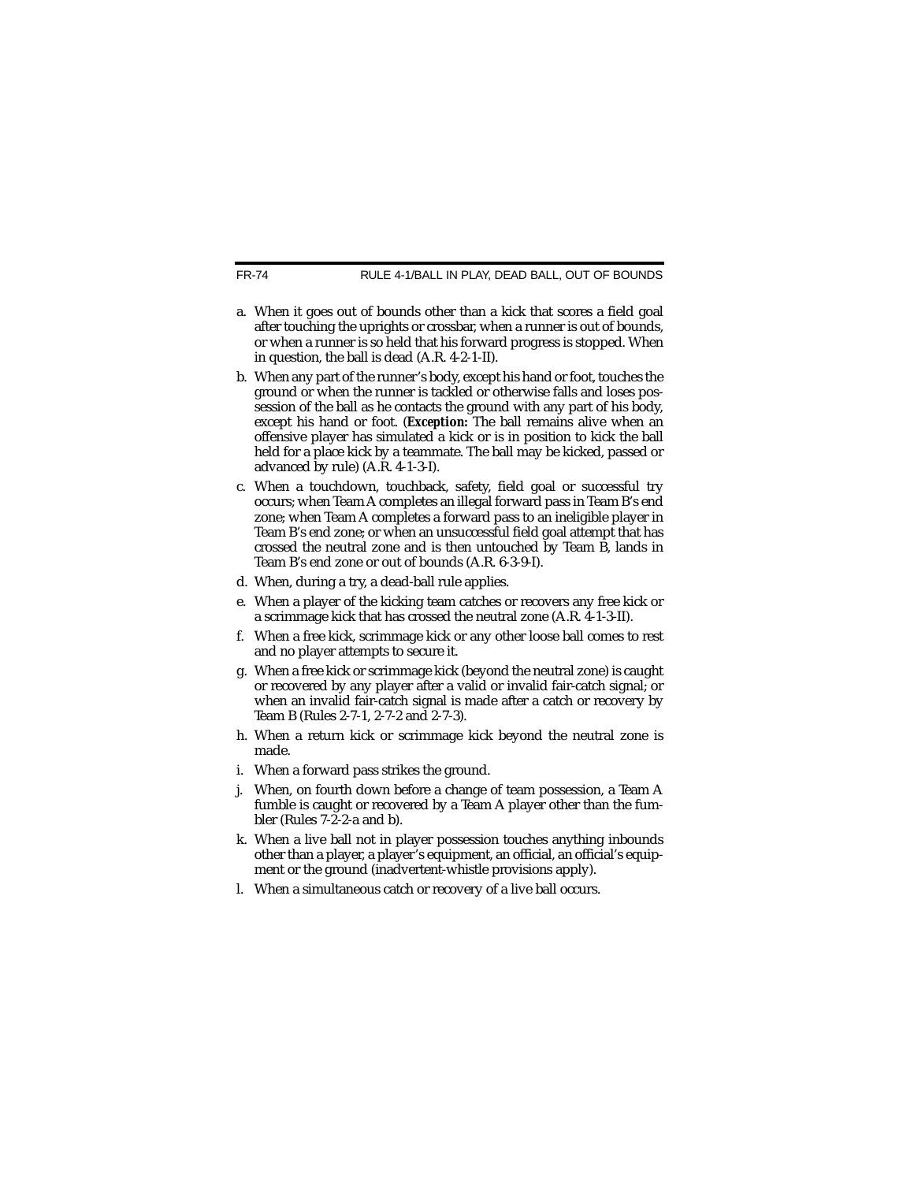a. When it goes out of bounds other than a kick that scores a field goal after touching the uprights or crossbar, when a runner is out of bounds, or when a runner is so held that his forward progress is stopped. When in question, the ball is dead (A.R. 4-2-1-II).

b. When any part of the runner's body, except his hand or foot, touches the ground or when the runner is tackled or otherwise falls and loses possession of the ball as he contacts the ground with any part of his body, except his hand or foot. (***Exception:*** The ball remains alive when an offensive player has simulated a kick or is in position to kick the ball held for a place kick by a teammate. The ball may be kicked, passed or advanced by rule) (A.R. 4-1-3-I).

c. When a touchdown, touchback, safety, field goal or successful try occurs; when Team A completes an illegal forward pass in Team B's end zone; when Team A completes a forward pass to an ineligible player in Team B's end zone; or when an unsuccessful field goal attempt that has crossed the neutral zone and is then untouched by Team B, lands in Team B's end zone or out of bounds (A.R. 6-3-9-I).

d. When, during a try, a dead-ball rule applies.

e. When a player of the kicking team catches or recovers any free kick or a scrimmage kick that has crossed the neutral zone (A.R. 4-1-3-II).

f. When a free kick, scrimmage kick or any other loose ball comes to rest and no player attempts to secure it.

g. When a free kick or scrimmage kick (beyond the neutral zone) is caught or recovered by any player after a valid or invalid fair-catch signal; or when an invalid fair-catch signal is made after a catch or recovery by Team B (Rules 2-7-1, 2-7-2 and 2-7-3).

h. When a return kick or scrimmage kick beyond the neutral zone is made.

i. When a forward pass strikes the ground.

j. When, on fourth down before a change of team possession, a Team A fumble is caught or recovered by a Team A player other than the fumbler (Rules 7-2-2-a and b).

k. When a live ball not in player possession touches anything inbounds other than a player, a player's equipment, an official, an official's equipment or the ground (inadvertent-whistle provisions apply).

l. When a simultaneous catch or recovery of a live ball occurs.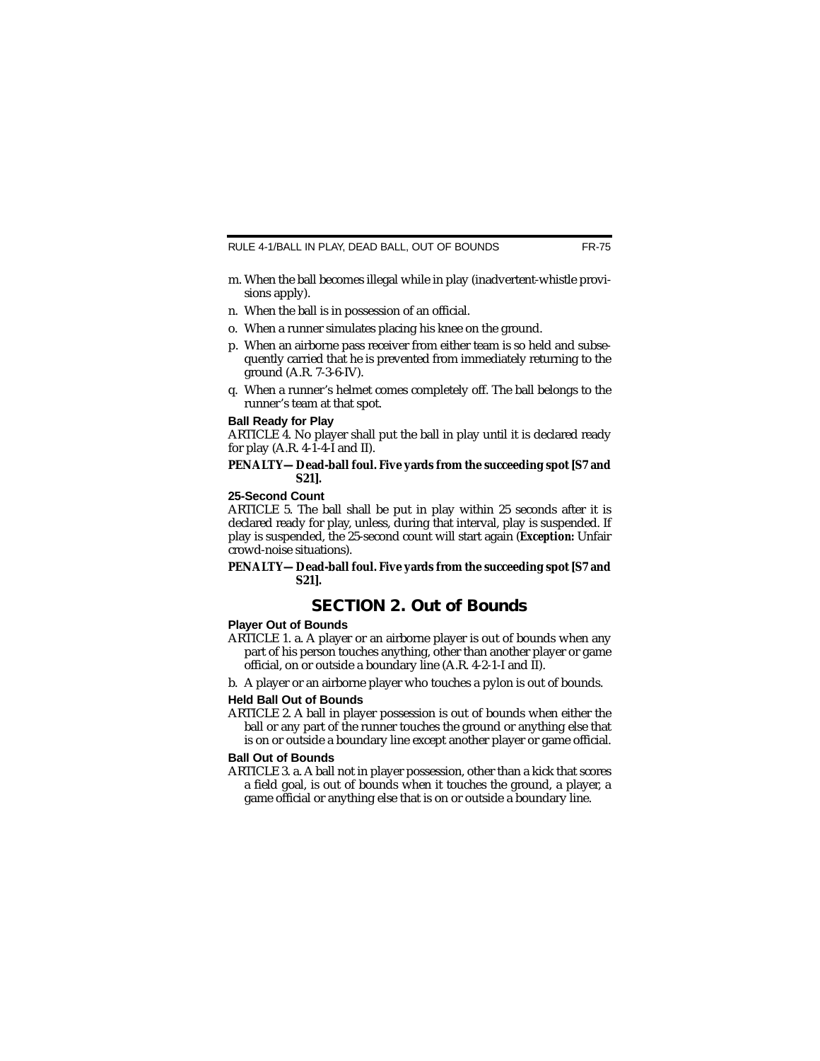m. When the ball becomes illegal while in play (inadvertent-whistle provisions apply).

n. When the ball is in possession of an official.

o. When a runner simulates placing his knee on the ground.

p. When an airborne pass receiver from either team is so held and subsequently carried that he is prevented from immediately returning to the ground (A.R. 7-3-6-IV).

q. When a runner's helmet comes completely off. The ball belongs to the runner's team at that spot.

**Ball Ready for Play**

ARTICLE 4. No player shall put the ball in play until it is declared ready for play (A.R. 4-1-4-I and II).

**PENALTY—Dead-ball foul. Five yards from the succeeding spot [S7 and S21].**

**25-Second Count**

ARTICLE 5. The ball shall be put in play within 25 seconds after it is declared ready for play, unless, during that interval, play is suspended. If play is suspended, the 25-second count will start again (***Exception:*** Unfair crowd-noise situations).

**PENALTY—Dead-ball foul. Five yards from the succeeding spot [S7 and S21].**

## SECTION 2. Out of Bounds

**Player Out of Bounds**

ARTICLE 1. a. A player or an airborne player is out of bounds when any part of his person touches anything, other than another player or game official, on or outside a boundary line (A.R. 4-2-1-I and II).

b. A player or an airborne player who touches a pylon is out of bounds.

**Held Ball Out of Bounds**

ARTICLE 2. A ball in player possession is out of bounds when either the ball or any part of the runner touches the ground or anything else that is on or outside a boundary line except another player or game official.

**Ball Out of Bounds**

ARTICLE 3. a. A ball not in player possession, other than a kick that scores a field goal, is out of bounds when it touches the ground, a player, a game official or anything else that is on or outside a boundary line.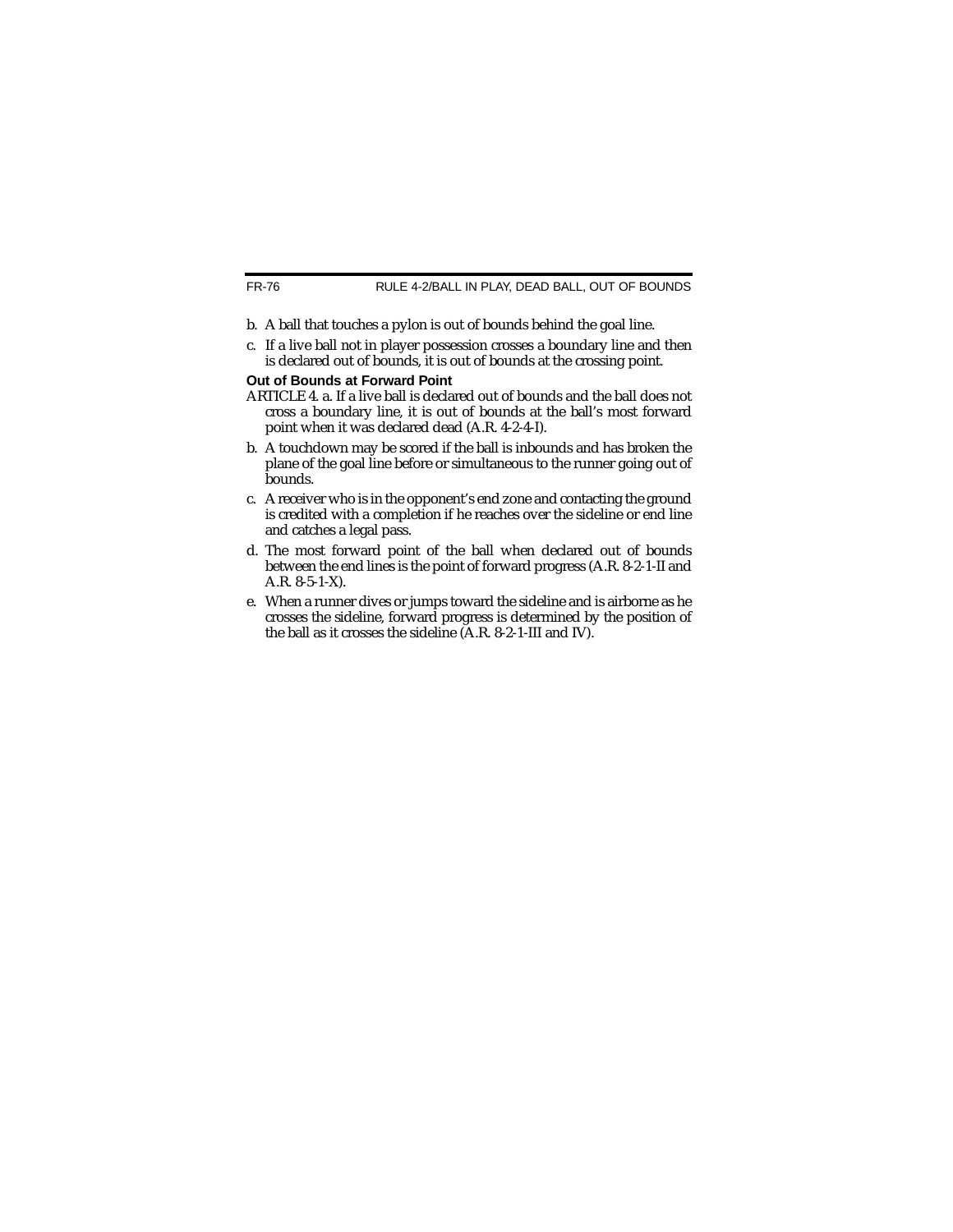b. A ball that touches a pylon is out of bounds behind the goal line.

c. If a live ball not in player possession crosses a boundary line and then is declared out of bounds, it is out of bounds at the crossing point.

**Out of Bounds at Forward Point**

ARTICLE 4. a. If a live ball is declared out of bounds and the ball does not cross a boundary line, it is out of bounds at the ball's most forward point when it was declared dead (A.R. 4-2-4-I).

b. A touchdown may be scored if the ball is inbounds and has broken the plane of the goal line before or simultaneous to the runner going out of bounds.

c. A receiver who is in the opponent's end zone and contacting the ground is credited with a completion if he reaches over the sideline or end line and catches a legal pass.

d. The most forward point of the ball when declared out of bounds between the end lines is the point of forward progress (A.R. 8-2-1-II and A.R. 8-5-1-X).

e. When a runner dives or jumps toward the sideline and is airborne as he crosses the sideline, forward progress is determined by the position of the ball as it crosses the sideline (A.R. 8-2-1-III and IV).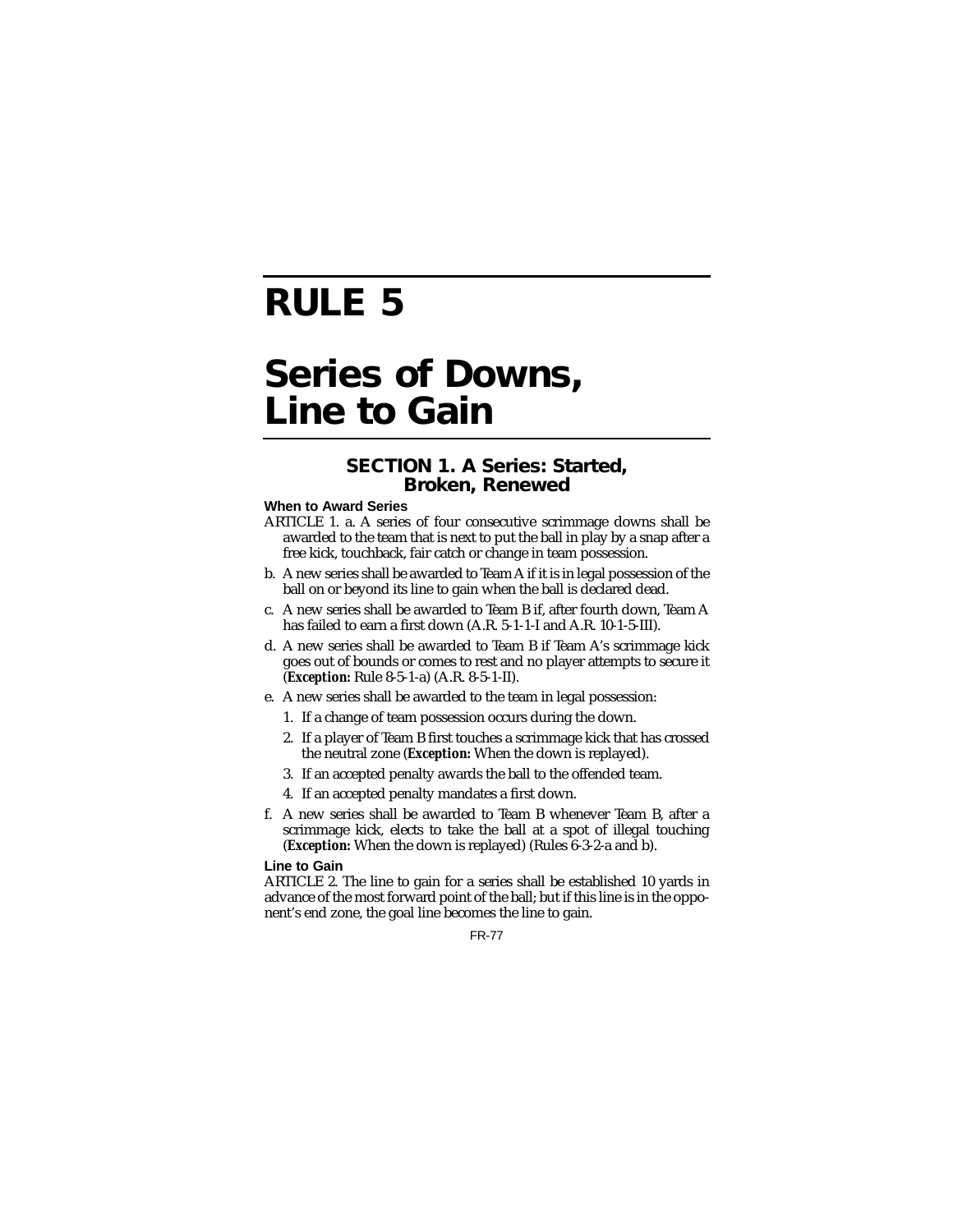# RULE 5

# Series of Downs, Line to Gain

## SECTION 1. A Series: Started, Broken, Renewed

**When to Award Series**

ARTICLE 1. a. A series of four consecutive scrimmage downs shall be awarded to the team that is next to put the ball in play by a snap after a free kick, touchback, fair catch or change in team possession.

b. A new series shall be awarded to Team A if it is in legal possession of the ball on or beyond its line to gain when the ball is declared dead.

c. A new series shall be awarded to Team B if, after fourth down, Team A has failed to earn a first down (A.R. 5-1-1-I and A.R. 10-1-5-III).

d. A new series shall be awarded to Team B if Team A's scrimmage kick goes out of bounds or comes to rest and no player attempts to secure it (***Exception:*** Rule 8-5-1-a) (A.R. 8-5-1-II).

e. A new series shall be awarded to the team in legal possession:

1. If a change of team possession occurs during the down.
2. If a player of Team B first touches a scrimmage kick that has crossed the neutral zone (***Exception:*** When the down is replayed).
3. If an accepted penalty awards the ball to the offended team.
4. If an accepted penalty mandates a first down.

f. A new series shall be awarded to Team B whenever Team B, after a scrimmage kick, elects to take the ball at a spot of illegal touching (***Exception:*** When the down is replayed) (Rules 6-3-2-a and b).

**Line to Gain**

ARTICLE 2. The line to gain for a series shall be established 10 yards in advance of the most forward point of the ball; but if this line is in the opponent's end zone, the goal line becomes the line to gain.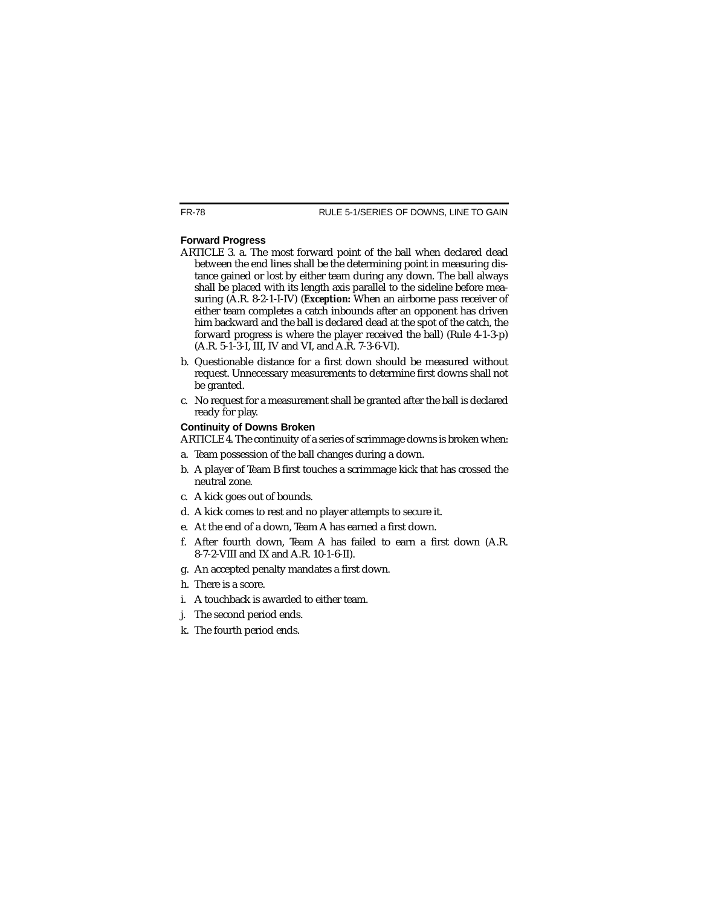### Forward Progress

ARTICLE 3. a. The most forward point of the ball when declared dead between the end lines shall be the determining point in measuring distance gained or lost by either team during any down. The ball always shall be placed with its length axis parallel to the sideline before measuring (A.R. 8-2-1-I-IV) (***Exception:*** When an airborne pass receiver of either team completes a catch inbounds after an opponent has driven him backward and the ball is declared dead at the spot of the catch, the forward progress is where the player received the ball) (Rule 4-1-3-p) (A.R. 5-1-3-I, III, IV and VI, and A.R. 7-3-6-VI).

b. Questionable distance for a first down should be measured without request. Unnecessary measurements to determine first downs shall not be granted.

c. No request for a measurement shall be granted after the ball is declared ready for play.

### Continuity of Downs Broken

ARTICLE 4. The continuity of a series of scrimmage downs is broken when:

a. Team possession of the ball changes during a down.

b. A player of Team B first touches a scrimmage kick that has crossed the neutral zone.

c. A kick goes out of bounds.

d. A kick comes to rest and no player attempts to secure it.

e. At the end of a down, Team A has earned a first down.

f. After fourth down, Team A has failed to earn a first down (A.R. 8-7-2-VIII and IX and A.R. 10-1-6-II).

g. An accepted penalty mandates a first down.

h. There is a score.

i. A touchback is awarded to either team.

j. The second period ends.

k. The fourth period ends.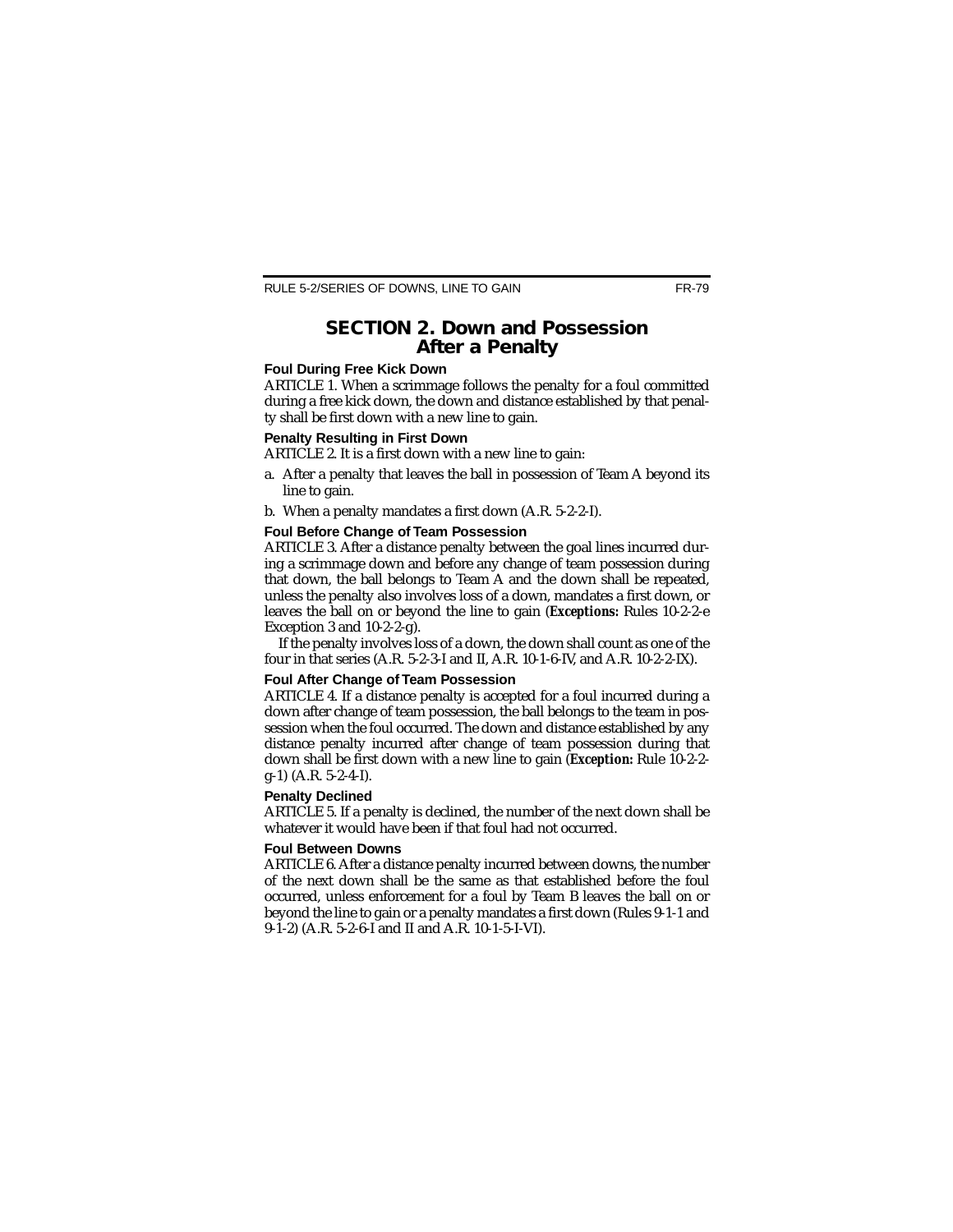## SECTION 2. Down and Possession After a Penalty

### Foul During Free Kick Down

ARTICLE 1. When a scrimmage follows the penalty for a foul committed during a free kick down, the down and distance established by that penalty shall be first down with a new line to gain.

### Penalty Resulting in First Down

ARTICLE 2. It is a first down with a new line to gain:

a. After a penalty that leaves the ball in possession of Team A beyond its line to gain.

b. When a penalty mandates a first down (A.R. 5-2-2-I).

### Foul Before Change of Team Possession

ARTICLE 3. After a distance penalty between the goal lines incurred during a scrimmage down and before any change of team possession during that down, the ball belongs to Team A and the down shall be repeated, unless the penalty also involves loss of a down, mandates a first down, or leaves the ball on or beyond the line to gain (***Exceptions:*** Rules 10-2-2-e Exception 3 and 10-2-2-g).

If the penalty involves loss of a down, the down shall count as one of the four in that series (A.R. 5-2-3-I and II, A.R. 10-1-6-IV, and A.R. 10-2-2-IX).

### Foul After Change of Team Possession

ARTICLE 4. If a distance penalty is accepted for a foul incurred during a down after change of team possession, the ball belongs to the team in possession when the foul occurred. The down and distance established by any distance penalty incurred after change of team possession during that down shall be first down with a new line to gain (***Exception:*** Rule 10-2-2-g-1) (A.R. 5-2-4-I).

### Penalty Declined

ARTICLE 5. If a penalty is declined, the number of the next down shall be whatever it would have been if that foul had not occurred.

### Foul Between Downs

ARTICLE 6. After a distance penalty incurred between downs, the number of the next down shall be the same as that established before the foul occurred, unless enforcement for a foul by Team B leaves the ball on or beyond the line to gain or a penalty mandates a first down (Rules 9-1-1 and 9-1-2) (A.R. 5-2-6-I and II and A.R. 10-1-5-I-VI).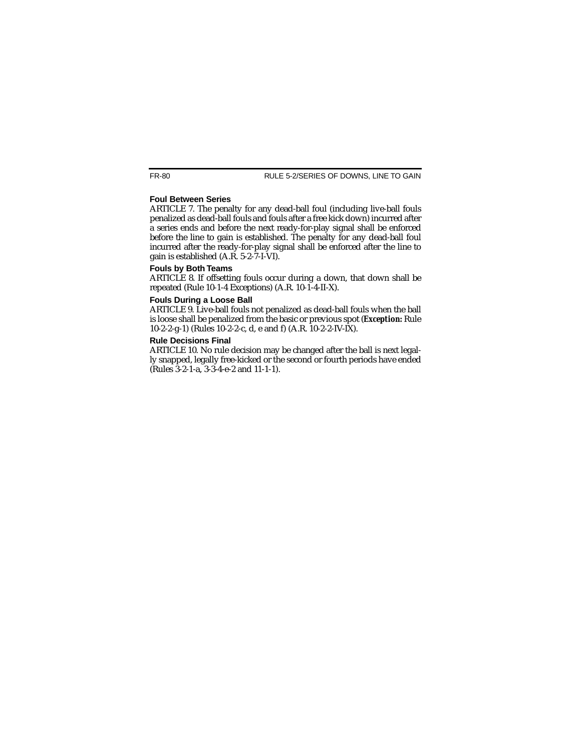### Foul Between Series

ARTICLE 7. The penalty for any dead-ball foul (including live-ball fouls penalized as dead-ball fouls and fouls after a free kick down) incurred after a series ends and before the next ready-for-play signal shall be enforced before the line to gain is established. The penalty for any dead-ball foul incurred after the ready-for-play signal shall be enforced after the line to gain is established (A.R. 5-2-7-I-VI).

### Fouls by Both Teams

ARTICLE 8. If offsetting fouls occur during a down, that down shall be repeated (Rule 10-1-4 Exceptions) (A.R. 10-1-4-II-X).

### Fouls During a Loose Ball

ARTICLE 9. Live-ball fouls not penalized as dead-ball fouls when the ball is loose shall be penalized from the basic or previous spot (***Exception:*** Rule 10-2-2-g-1) (Rules 10-2-2-c, d, e and f) (A.R. 10-2-2-IV-IX).

### Rule Decisions Final

ARTICLE 10. No rule decision may be changed after the ball is next legally snapped, legally free-kicked or the second or fourth periods have ended (Rules 3-2-1-a, 3-3-4-e-2 and 11-1-1).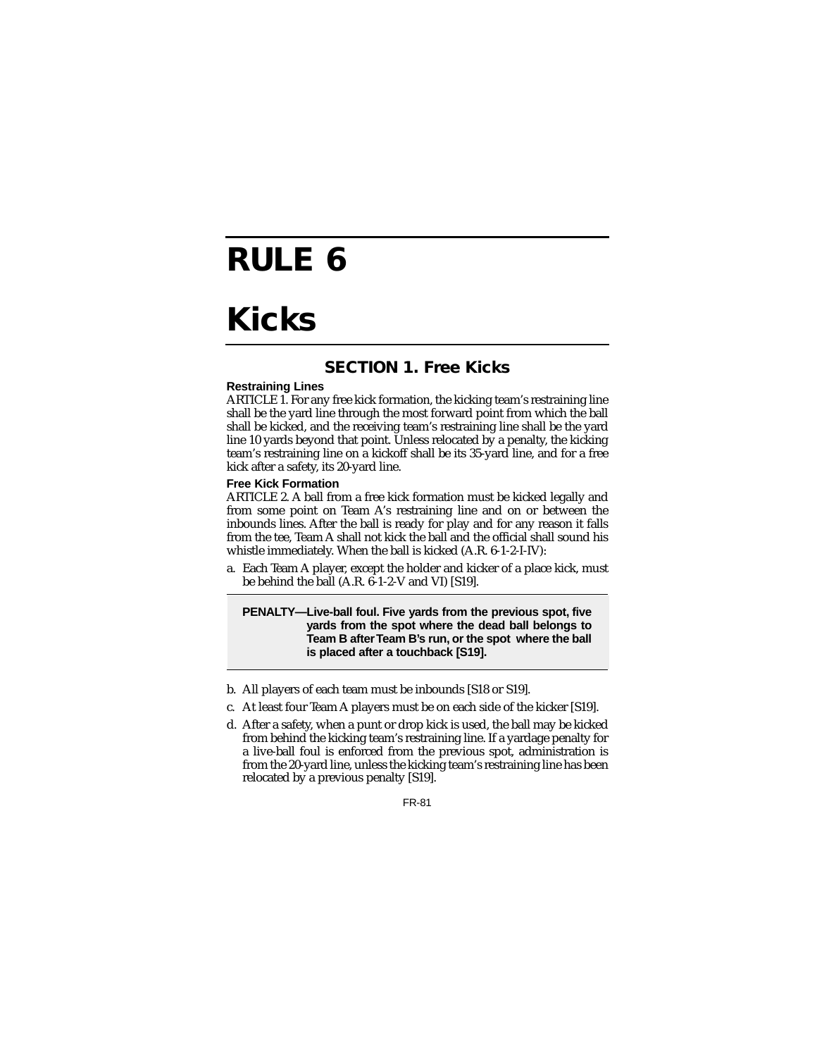# RULE 6

# Kicks

## SECTION 1. Free Kicks

**Restraining Lines**

ARTICLE 1. For any free kick formation, the kicking team's restraining line shall be the yard line through the most forward point from which the ball shall be kicked, and the receiving team's restraining line shall be the yard line 10 yards beyond that point. Unless relocated by a penalty, the kicking team's restraining line on a kickoff shall be its 35-yard line, and for a free kick after a safety, its 20-yard line.

**Free Kick Formation**

ARTICLE 2. A ball from a free kick formation must be kicked legally and from some point on Team A's restraining line and on or between the inbounds lines. After the ball is ready for play and for any reason it falls from the tee, Team A shall not kick the ball and the official shall sound his whistle immediately. When the ball is kicked (A.R. 6-1-2-I-IV):

a. Each Team A player, except the holder and kicker of a place kick, must be behind the ball (A.R. 6-1-2-V and VI) [S19].

**PENALTY—Live-ball foul. Five yards from the previous spot, five yards from the spot where the dead ball belongs to Team B after Team B's run, or the spot where the ball is placed after a touchback [S19].**

b. All players of each team must be inbounds [S18 or S19].

c. At least four Team A players must be on each side of the kicker [S19].

d. After a safety, when a punt or drop kick is used, the ball may be kicked from behind the kicking team's restraining line. If a yardage penalty for a live-ball foul is enforced from the previous spot, administration is from the 20-yard line, unless the kicking team's restraining line has been relocated by a previous penalty [S19].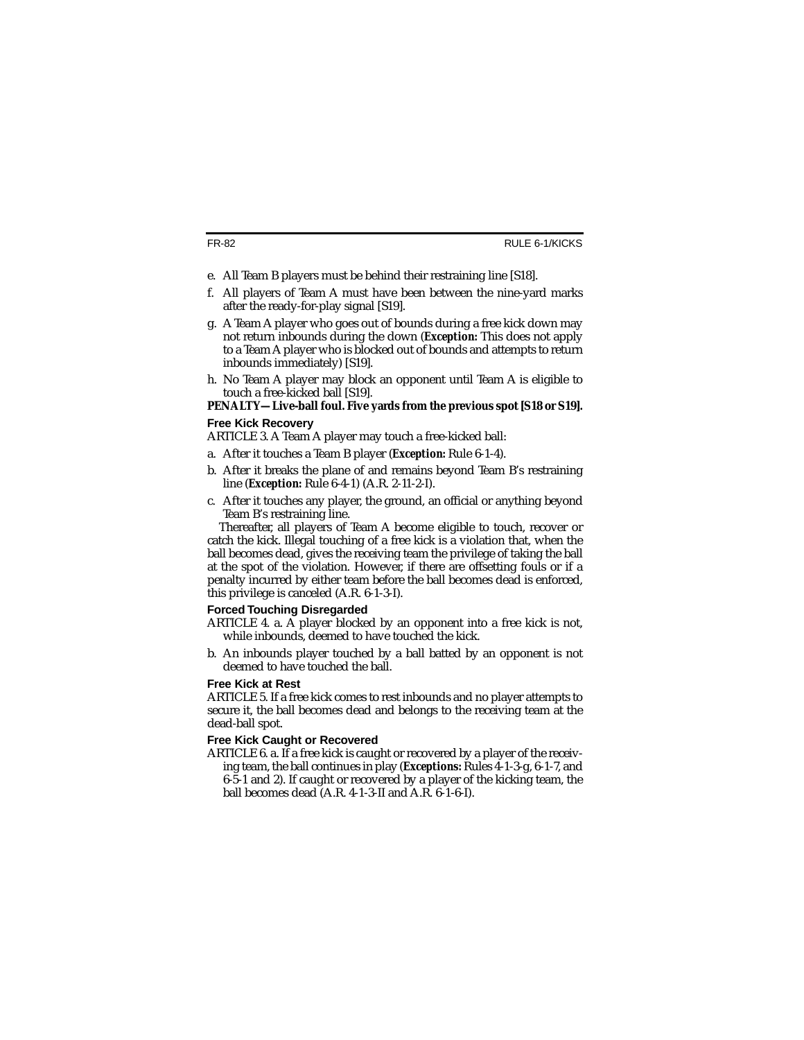e. All Team B players must be behind their restraining line [S18].

f. All players of Team A must have been between the nine-yard marks after the ready-for-play signal [S19].

g. A Team A player who goes out of bounds during a free kick down may not return inbounds during the down (***Exception:*** This does not apply to a Team A player who is blocked out of bounds and attempts to return inbounds immediately) [S19].

h. No Team A player may block an opponent until Team A is eligible to touch a free-kicked ball [S19].

***PENALTY—Live-ball foul. Five yards from the previous spot [S18 or S19].***

### Free Kick Recovery

ARTICLE 3. A Team A player may touch a free-kicked ball:

a. After it touches a Team B player (***Exception:*** Rule 6-1-4).

b. After it breaks the plane of and remains beyond Team B's restraining line (***Exception:*** Rule 6-4-1) (A.R. 2-11-2-I).

c. After it touches any player, the ground, an official or anything beyond Team B's restraining line.

Thereafter, all players of Team A become eligible to touch, recover or catch the kick. Illegal touching of a free kick is a violation that, when the ball becomes dead, gives the receiving team the privilege of taking the ball at the spot of the violation. However, if there are offsetting fouls or if a penalty incurred by either team before the ball becomes dead is enforced, this privilege is canceled (A.R. 6-1-3-I).

### Forced Touching Disregarded

ARTICLE 4. a. A player blocked by an opponent into a free kick is not, while inbounds, deemed to have touched the kick.

b. An inbounds player touched by a ball batted by an opponent is not deemed to have touched the ball.

### Free Kick at Rest

ARTICLE 5. If a free kick comes to rest inbounds and no player attempts to secure it, the ball becomes dead and belongs to the receiving team at the dead-ball spot.

### Free Kick Caught or Recovered

ARTICLE 6. a. If a free kick is caught or recovered by a player of the receiving team, the ball continues in play (***Exceptions:*** Rules 4-1-3-g, 6-1-7, and 6-5-1 and 2). If caught or recovered by a player of the kicking team, the ball becomes dead (A.R. 4-1-3-II and A.R. 6-1-6-I).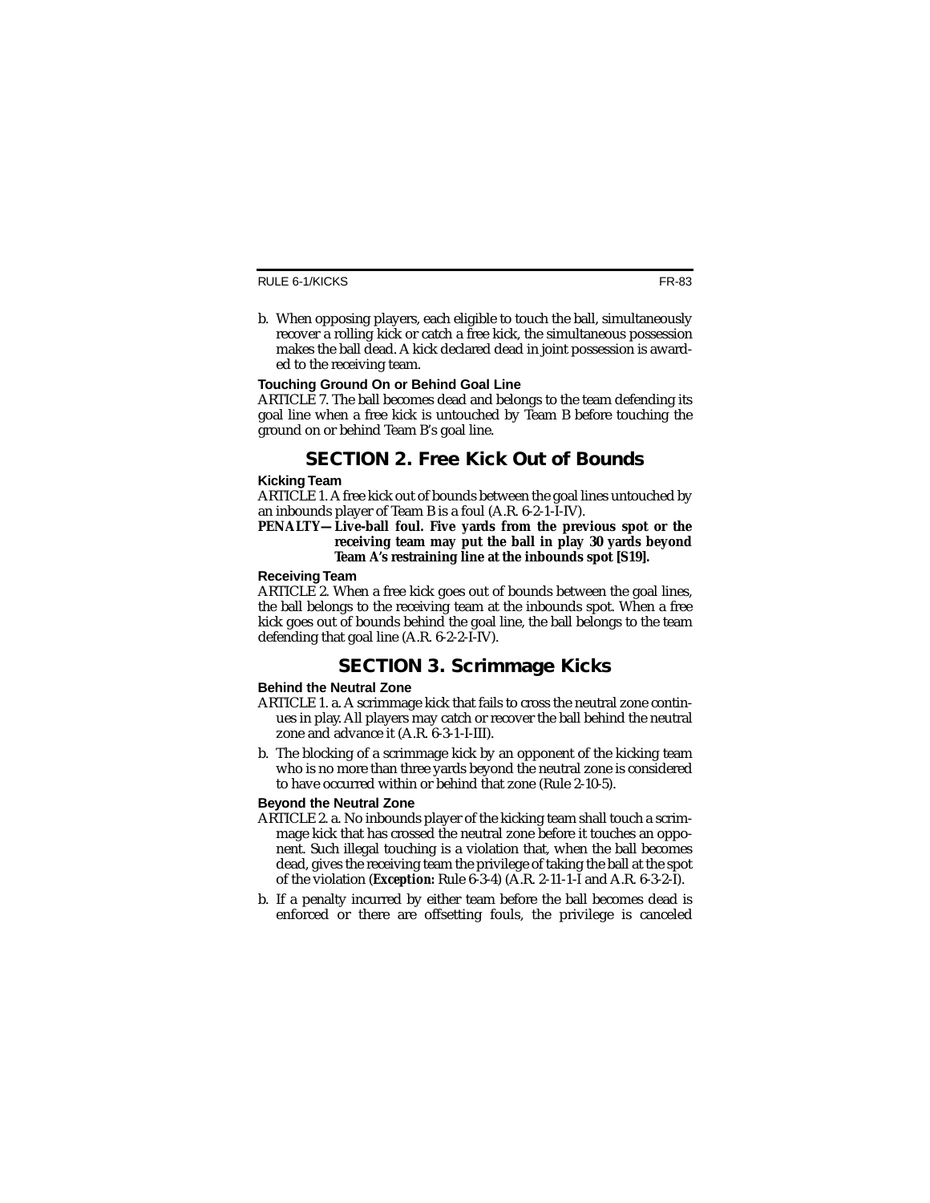b. When opposing players, each eligible to touch the ball, simultaneously recover a rolling kick or catch a free kick, the simultaneous possession makes the ball dead. A kick declared dead in joint possession is awarded to the receiving team.

**Touching Ground On or Behind Goal Line**

ARTICLE 7. The ball becomes dead and belongs to the team defending its goal line when a free kick is untouched by Team B before touching the ground on or behind Team B's goal line.

## SECTION 2. Free Kick Out of Bounds

**Kicking Team**

ARTICLE 1. A free kick out of bounds between the goal lines untouched by an inbounds player of Team B is a foul (A.R. 6-2-1-I-IV).

**PENALTY—Live-ball foul. Five yards from the previous spot or the receiving team may put the ball in play 30 yards beyond Team A's restraining line at the inbounds spot [S19].**

**Receiving Team**

ARTICLE 2. When a free kick goes out of bounds between the goal lines, the ball belongs to the receiving team at the inbounds spot. When a free kick goes out of bounds behind the goal line, the ball belongs to the team defending that goal line (A.R. 6-2-2-I-IV).

## SECTION 3. Scrimmage Kicks

**Behind the Neutral Zone**

ARTICLE 1. a. A scrimmage kick that fails to cross the neutral zone continues in play. All players may catch or recover the ball behind the neutral zone and advance it (A.R. 6-3-1-I-III).

b. The blocking of a scrimmage kick by an opponent of the kicking team who is no more than three yards beyond the neutral zone is considered to have occurred within or behind that zone (Rule 2-10-5).

**Beyond the Neutral Zone**

ARTICLE 2. a. No inbounds player of the kicking team shall touch a scrimmage kick that has crossed the neutral zone before it touches an opponent. Such illegal touching is a violation that, when the ball becomes dead, gives the receiving team the privilege of taking the ball at the spot of the violation (***Exception:*** Rule 6-3-4) (A.R. 2-11-1-I and A.R. 6-3-2-I).

b. If a penalty incurred by either team before the ball becomes dead is enforced or there are offsetting fouls, the privilege is canceled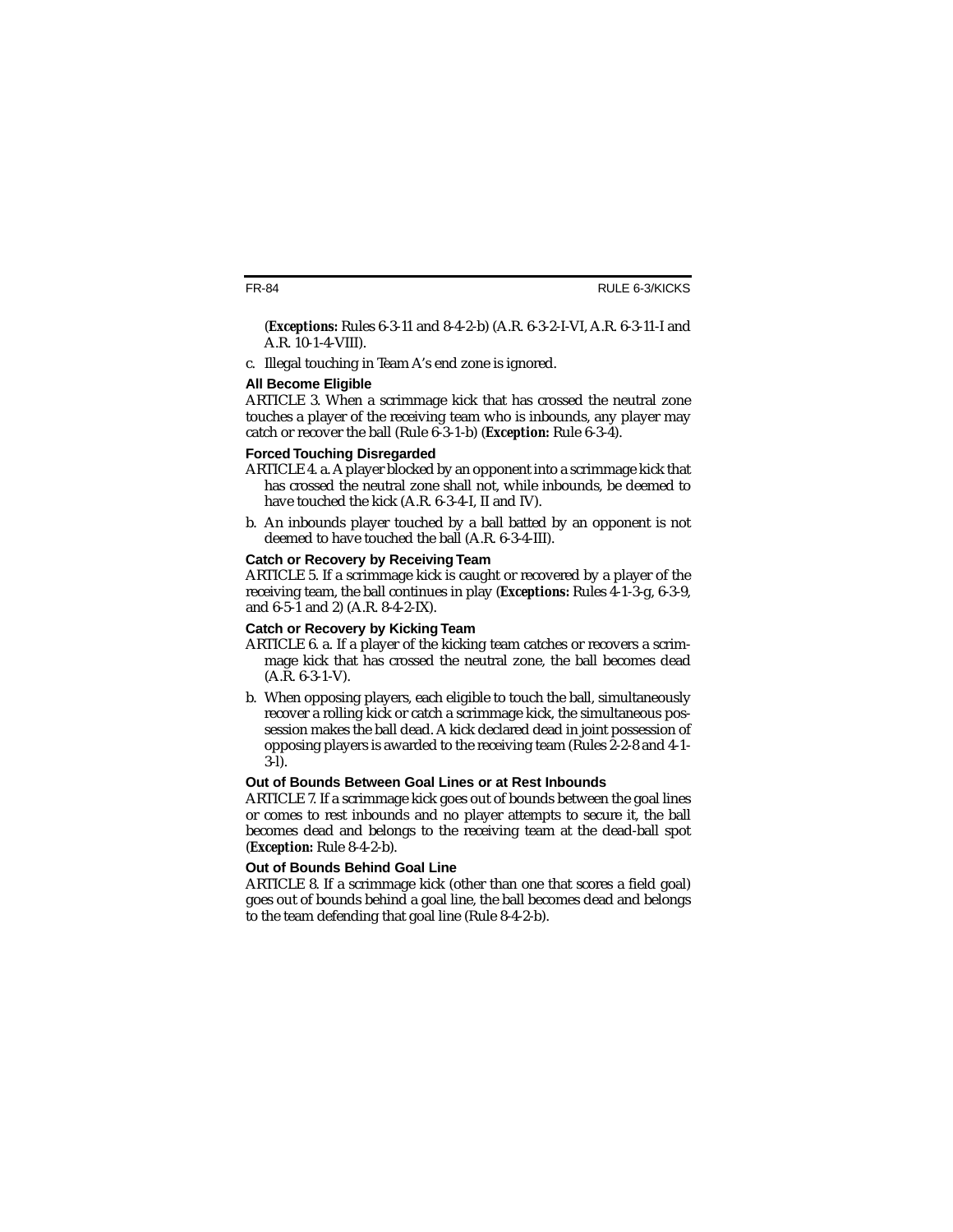(***Exceptions:*** Rules 6-3-11 and 8-4-2-b) (A.R. 6-3-2-I-VI, A.R. 6-3-11-I and A.R. 10-1-4-VIII).

c. Illegal touching in Team A's end zone is ignored.

### All Become Eligible

ARTICLE 3. When a scrimmage kick that has crossed the neutral zone touches a player of the receiving team who is inbounds, any player may catch or recover the ball (Rule 6-3-1-b) (***Exception:*** Rule 6-3-4).

### Forced Touching Disregarded

ARTICLE 4. a. A player blocked by an opponent into a scrimmage kick that has crossed the neutral zone shall not, while inbounds, be deemed to have touched the kick (A.R. 6-3-4-I, II and IV).

b. An inbounds player touched by a ball batted by an opponent is not deemed to have touched the ball (A.R. 6-3-4-III).

### Catch or Recovery by Receiving Team

ARTICLE 5. If a scrimmage kick is caught or recovered by a player of the receiving team, the ball continues in play (***Exceptions:*** Rules 4-1-3-g, 6-3-9, and 6-5-1 and 2) (A.R. 8-4-2-IX).

### Catch or Recovery by Kicking Team

ARTICLE 6. a. If a player of the kicking team catches or recovers a scrimmage kick that has crossed the neutral zone, the ball becomes dead (A.R. 6-3-1-V).

b. When opposing players, each eligible to touch the ball, simultaneously recover a rolling kick or catch a scrimmage kick, the simultaneous possession makes the ball dead. A kick declared dead in joint possession of opposing players is awarded to the receiving team (Rules 2-2-8 and 4-1-3-l).

### Out of Bounds Between Goal Lines or at Rest Inbounds

ARTICLE 7. If a scrimmage kick goes out of bounds between the goal lines or comes to rest inbounds and no player attempts to secure it, the ball becomes dead and belongs to the receiving team at the dead-ball spot (***Exception:*** Rule 8-4-2-b).

### Out of Bounds Behind Goal Line

ARTICLE 8. If a scrimmage kick (other than one that scores a field goal) goes out of bounds behind a goal line, the ball becomes dead and belongs to the team defending that goal line (Rule 8-4-2-b).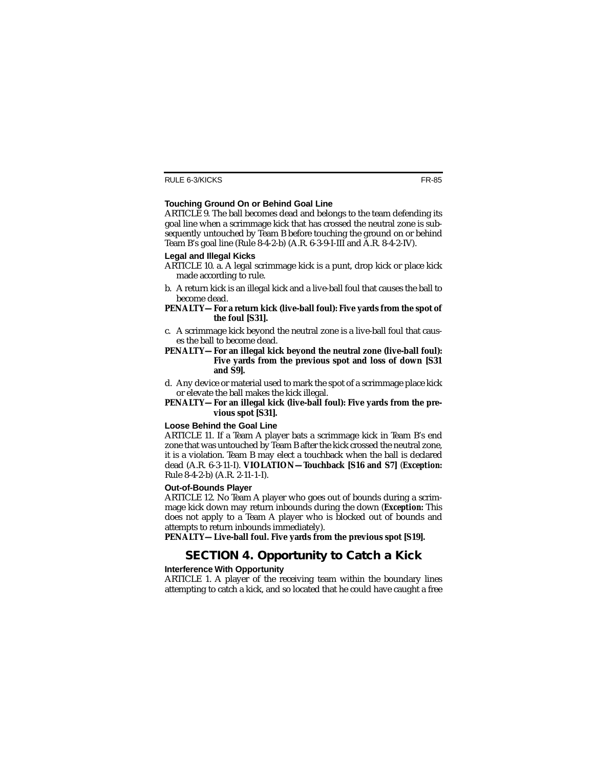### Touching Ground On or Behind Goal Line

ARTICLE 9. The ball becomes dead and belongs to the team defending its goal line when a scrimmage kick that has crossed the neutral zone is subsequently untouched by Team B before touching the ground on or behind Team B's goal line (Rule 8-4-2-b) (A.R. 6-3-9-I-III and A.R. 8-4-2-IV).

### Legal and Illegal Kicks

ARTICLE 10. a. A legal scrimmage kick is a punt, drop kick or place kick made according to rule.

b. A return kick is an illegal kick and a live-ball foul that causes the ball to become dead.

**PENALTY—For a return kick (live-ball foul): Five yards from the spot of the foul [S31].**

c. A scrimmage kick beyond the neutral zone is a live-ball foul that causes the ball to become dead.

**PENALTY—For an illegal kick beyond the neutral zone (live-ball foul): Five yards from the previous spot and loss of down [S31 and S9].**

d. Any device or material used to mark the spot of a scrimmage place kick or elevate the ball makes the kick illegal.

**PENALTY—For an illegal kick (live-ball foul): Five yards from the previous spot [S31].**

### Loose Behind the Goal Line

ARTICLE 11. If a Team A player bats a scrimmage kick in Team B's end zone that was untouched by Team B after the kick crossed the neutral zone, it is a violation. Team B may elect a touchback when the ball is declared dead (A.R. 6-3-11-I). **VIOLATION—Touchback [S16 and S7]** (***Exception:*** Rule 8-4-2-b) (A.R. 2-11-1-I).

### Out-of-Bounds Player

ARTICLE 12. No Team A player who goes out of bounds during a scrimmage kick down may return inbounds during the down (***Exception:*** This does not apply to a Team A player who is blocked out of bounds and attempts to return inbounds immediately).

**PENALTY—Live-ball foul. Five yards from the previous spot [S19].**

## SECTION 4. Opportunity to Catch a Kick

### Interference With Opportunity

ARTICLE 1. A player of the receiving team within the boundary lines attempting to catch a kick, and so located that he could have caught a free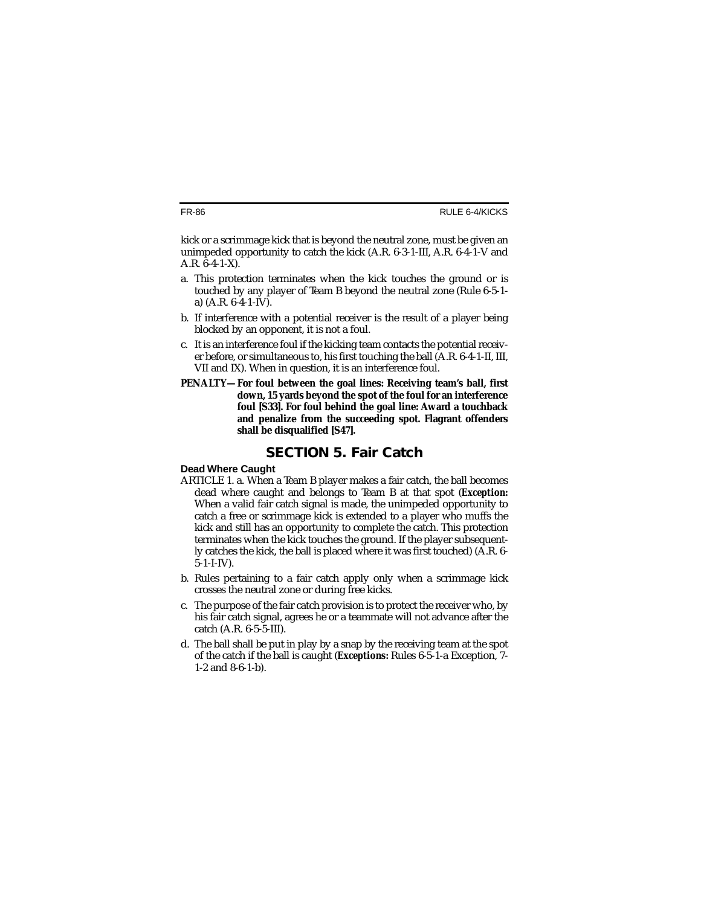kick or a scrimmage kick that is beyond the neutral zone, must be given an unimpeded opportunity to catch the kick (A.R. 6-3-1-III, A.R. 6-4-1-V and A.R. 6-4-1-X).

a. This protection terminates when the kick touches the ground or is touched by any player of Team B beyond the neutral zone (Rule 6-5-1-a) (A.R. 6-4-1-IV).

b. If interference with a potential receiver is the result of a player being blocked by an opponent, it is not a foul.

c. It is an interference foul if the kicking team contacts the potential receiver before, or simultaneous to, his first touching the ball (A.R. 6-4-1-II, III, VII and IX). When in question, it is an interference foul.

**PENALTY—For foul between the goal lines: Receiving team's ball, first down, 15 yards beyond the spot of the foul for an interference foul [S33]. For foul behind the goal line: Award a touchback and penalize from the succeeding spot. Flagrant offenders shall be disqualified [S47].**

## SECTION 5. Fair Catch

### Dead Where Caught

ARTICLE 1. a. When a Team B player makes a fair catch, the ball becomes dead where caught and belongs to Team B at that spot (***Exception:*** When a valid fair catch signal is made, the unimpeded opportunity to catch a free or scrimmage kick is extended to a player who muffs the kick and still has an opportunity to complete the catch. This protection terminates when the kick touches the ground. If the player subsequently catches the kick, the ball is placed where it was first touched) (A.R. 6-5-1-I-IV).

b. Rules pertaining to a fair catch apply only when a scrimmage kick crosses the neutral zone or during free kicks.

c. The purpose of the fair catch provision is to protect the receiver who, by his fair catch signal, agrees he or a teammate will not advance after the catch (A.R. 6-5-5-III).

d. The ball shall be put in play by a snap by the receiving team at the spot of the catch if the ball is caught (***Exceptions:*** Rules 6-5-1-a Exception, 7-1-2 and 8-6-1-b).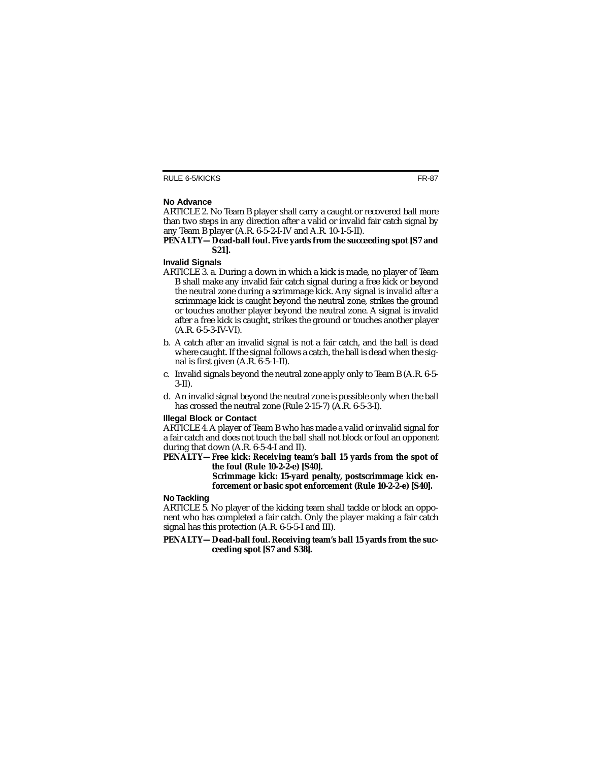### No Advance

ARTICLE 2. No Team B player shall carry a caught or recovered ball more than two steps in any direction after a valid or invalid fair catch signal by any Team B player (A.R. 6-5-2-I-IV and A.R. 10-1-5-II).

**PENALTY—Dead-ball foul. Five yards from the succeeding spot [S7 and S21].**

### Invalid Signals

ARTICLE 3. a. During a down in which a kick is made, no player of Team B shall make any invalid fair catch signal during a free kick or beyond the neutral zone during a scrimmage kick. Any signal is invalid after a scrimmage kick is caught beyond the neutral zone, strikes the ground or touches another player beyond the neutral zone. A signal is invalid after a free kick is caught, strikes the ground or touches another player (A.R. 6-5-3-IV-VI).

b. A catch after an invalid signal is not a fair catch, and the ball is dead where caught. If the signal follows a catch, the ball is dead when the signal is first given (A.R. 6-5-1-II).

c. Invalid signals beyond the neutral zone apply only to Team B (A.R. 6-5-3-II).

d. An invalid signal beyond the neutral zone is possible only when the ball has crossed the neutral zone (Rule 2-15-7) (A.R. 6-5-3-I).

### Illegal Block or Contact

ARTICLE 4. A player of Team B who has made a valid or invalid signal for a fair catch and does not touch the ball shall not block or foul an opponent during that down (A.R. 6-5-4-I and II).

**PENALTY—Free kick: Receiving team's ball 15 yards from the spot of the foul (Rule 10-2-2-e) [S40].**

**Scrimmage kick: 15-yard penalty, postscrimmage kick enforcement or basic spot enforcement (Rule 10-2-2-e) [S40].**

### No Tackling

ARTICLE 5. No player of the kicking team shall tackle or block an opponent who has completed a fair catch. Only the player making a fair catch signal has this protection (A.R. 6-5-5-I and III).

**PENALTY—Dead-ball foul. Receiving team's ball 15 yards from the succeeding spot [S7 and S38].**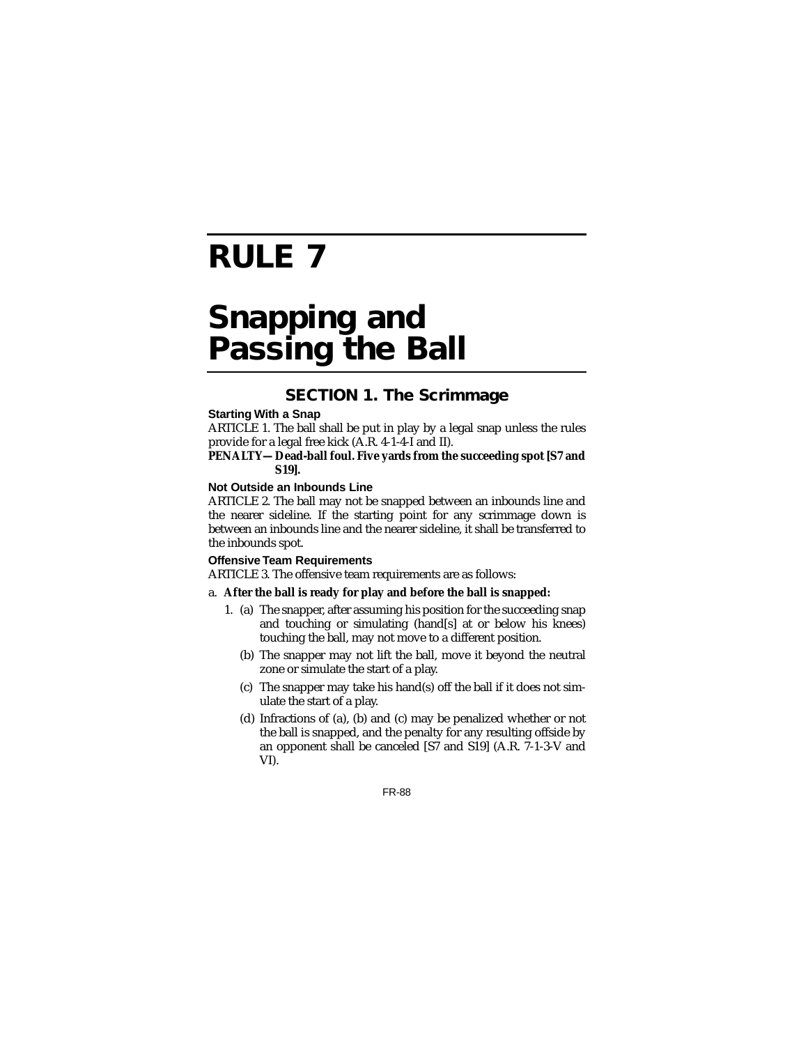# RULE 7

# Snapping and Passing the Ball

## SECTION 1. The Scrimmage

### Starting With a Snap

ARTICLE 1. The ball shall be put in play by a legal snap unless the rules provide for a legal free kick (A.R. 4-1-4-I and II).

**PENALTY—Dead-ball foul. Five yards from the succeeding spot [S7 and S19].**

### Not Outside an Inbounds Line

ARTICLE 2. The ball may not be snapped between an inbounds line and the nearer sideline. If the starting point for any scrimmage down is between an inbounds line and the nearer sideline, it shall be transferred to the inbounds spot.

### Offensive Team Requirements

ARTICLE 3. The offensive team requirements are as follows:

a. **After the ball is ready for play and before the ball is snapped:**

1. (a) The snapper, after assuming his position for the succeeding snap and touching or simulating (hand[s] at or below his knees) touching the ball, may not move to a different position.

   (b) The snapper may not lift the ball, move it beyond the neutral zone or simulate the start of a play.

   (c) The snapper may take his hand(s) off the ball if it does not simulate the start of a play.

   (d) Infractions of (a), (b) and (c) may be penalized whether or not the ball is snapped, and the penalty for any resulting offside by an opponent shall be canceled [S7 and S19] (A.R. 7-1-3-V and VI).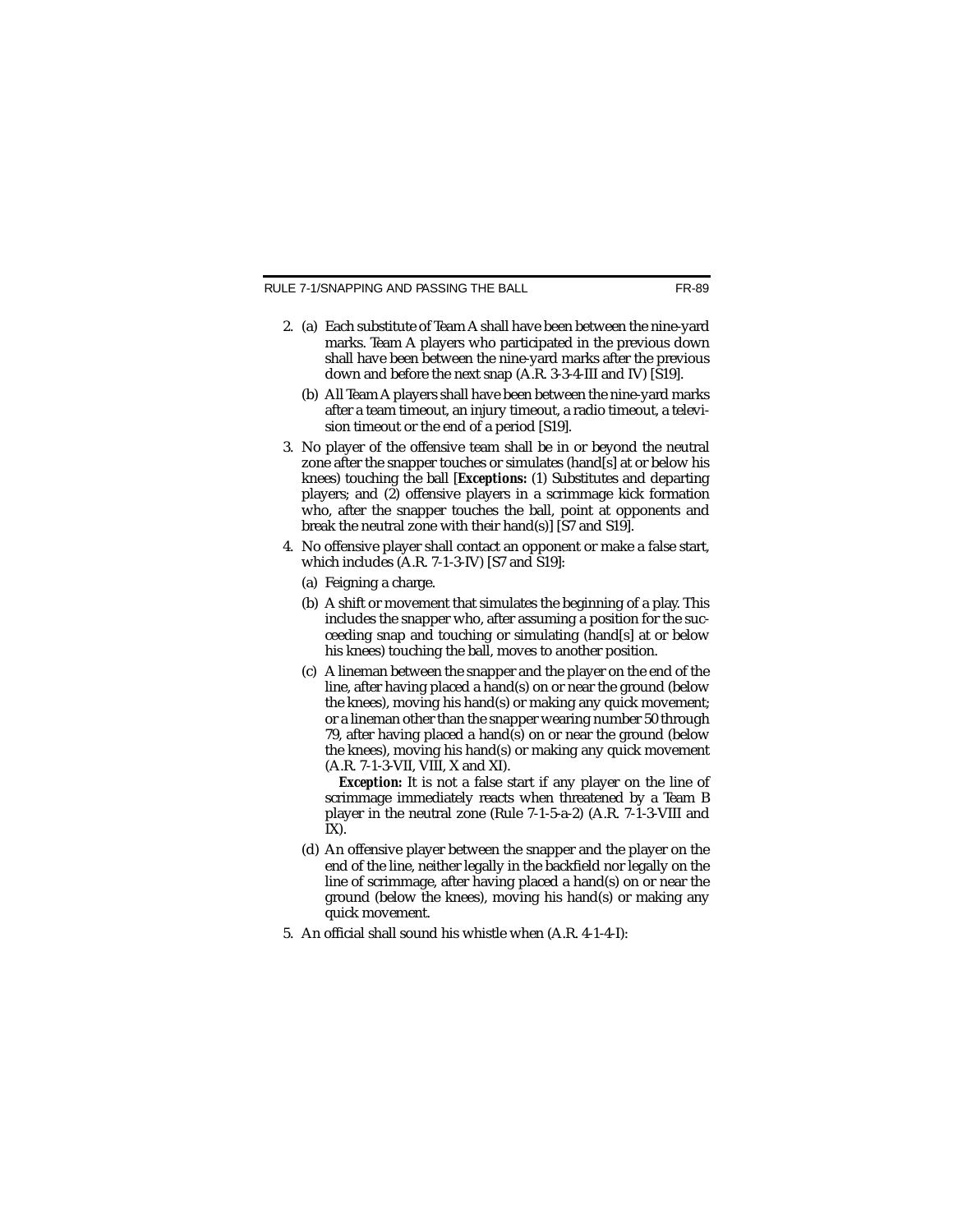2. (a) Each substitute of Team A shall have been between the nine-yard marks. Team A players who participated in the previous down shall have been between the nine-yard marks after the previous down and before the next snap (A.R. 3-3-4-III and IV) [S19].

   (b) All Team A players shall have been between the nine-yard marks after a team timeout, an injury timeout, a radio timeout, a television timeout or the end of a period [S19].

3. No player of the offensive team shall be in or beyond the neutral zone after the snapper touches or simulates (hand[s] at or below his knees) touching the ball [***Exceptions:*** (1) Substitutes and departing players; and (2) offensive players in a scrimmage kick formation who, after the snapper touches the ball, point at opponents and break the neutral zone with their hand(s)] [S7 and S19].

4. No offensive player shall contact an opponent or make a false start, which includes (A.R. 7-1-3-IV) [S7 and S19]:

   (a) Feigning a charge.

   (b) A shift or movement that simulates the beginning of a play. This includes the snapper who, after assuming a position for the succeeding snap and touching or simulating (hand[s] at or below his knees) touching the ball, moves to another position.

   (c) A lineman between the snapper and the player on the end of the line, after having placed a hand(s) on or near the ground (below the knees), moving his hand(s) or making any quick movement; or a lineman other than the snapper wearing number 50 through 79, after having placed a hand(s) on or near the ground (below the knees), moving his hand(s) or making any quick movement (A.R. 7-1-3-VII, VIII, X and XI).

      ***Exception:*** It is not a false start if any player on the line of scrimmage immediately reacts when threatened by a Team B player in the neutral zone (Rule 7-1-5-a-2) (A.R. 7-1-3-VIII and IX).

   (d) An offensive player between the snapper and the player on the end of the line, neither legally in the backfield nor legally on the line of scrimmage, after having placed a hand(s) on or near the ground (below the knees), moving his hand(s) or making any quick movement.

5. An official shall sound his whistle when (A.R. 4-1-4-I):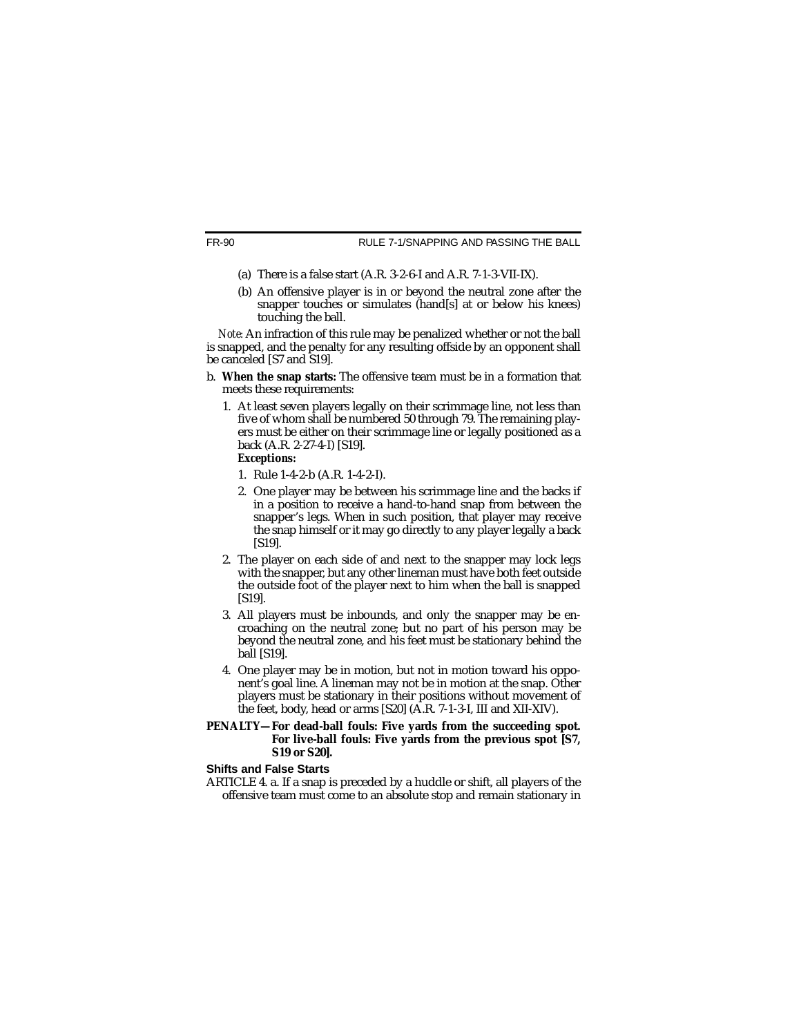(a) There is a false start (A.R. 3-2-6-I and A.R. 7-1-3-VII-IX).

(b) An offensive player is in or beyond the neutral zone after the snapper touches or simulates (hand[s] at or below his knees) touching the ball.

*Note*: An infraction of this rule may be penalized whether or not the ball is snapped, and the penalty for any resulting offside by an opponent shall be canceled [S7 and S19].

b. **When the snap starts:** The offensive team must be in a formation that meets these requirements:

1. At least seven players legally on their scrimmage line, not less than five of whom shall be numbered 50 through 79. The remaining players must be either on their scrimmage line or legally positioned as a back (A.R. 2-27-4-I) [S19].

   ***Exceptions:***

   1. Rule 1-4-2-b (A.R. 1-4-2-I).
   2. One player may be between his scrimmage line and the backs if in a position to receive a hand-to-hand snap from between the snapper's legs. When in such position, that player may receive the snap himself or it may go directly to any player legally a back [S19].

2. The player on each side of and next to the snapper may lock legs with the snapper, but any other lineman must have both feet outside the outside foot of the player next to him when the ball is snapped [S19].

3. All players must be inbounds, and only the snapper may be encroaching on the neutral zone; but no part of his person may be beyond the neutral zone, and his feet must be stationary behind the ball [S19].

4. One player may be in motion, but not in motion toward his opponent's goal line. A lineman may not be in motion at the snap. Other players must be stationary in their positions without movement of the feet, body, head or arms [S20] (A.R. 7-1-3-I, III and XII-XIV).

**PENALTY—For dead-ball fouls: Five yards from the succeeding spot. For live-ball fouls: Five yards from the previous spot [S7, S19 or S20].**

### Shifts and False Starts

ARTICLE 4. a. If a snap is preceded by a huddle or shift, all players of the offensive team must come to an absolute stop and remain stationary in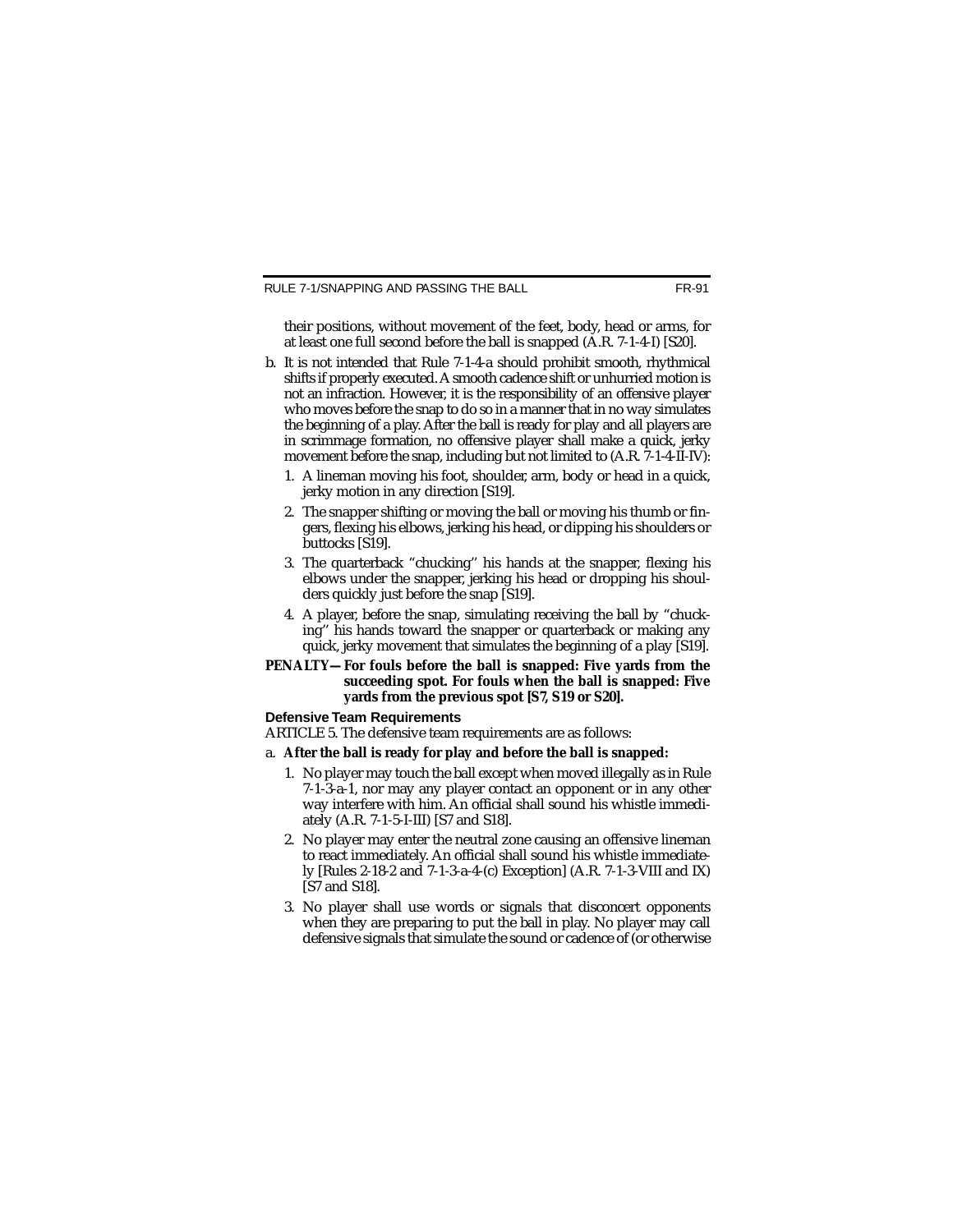their positions, without movement of the feet, body, head or arms, for at least one full second before the ball is snapped (A.R. 7-1-4-I) [S20].

b. It is not intended that Rule 7-1-4-a should prohibit smooth, rhythmical shifts if properly executed. A smooth cadence shift or unhurried motion is not an infraction. However, it is the responsibility of an offensive player who moves before the snap to do so in a manner that in no way simulates the beginning of a play. After the ball is ready for play and all players are in scrimmage formation, no offensive player shall make a quick, jerky movement before the snap, including but not limited to (A.R. 7-1-4-II-IV):

   1. A lineman moving his foot, shoulder, arm, body or head in a quick, jerky motion in any direction [S19].

   2. The snapper shifting or moving the ball or moving his thumb or fingers, flexing his elbows, jerking his head, or dipping his shoulders or buttocks [S19].

   3. The quarterback "chucking" his hands at the snapper, flexing his elbows under the snapper, jerking his head or dropping his shoulders quickly just before the snap [S19].

   4. A player, before the snap, simulating receiving the ball by "chucking" his hands toward the snapper or quarterback or making any quick, jerky movement that simulates the beginning of a play [S19].

***PENALTY—*** **For fouls before the ball is snapped: Five yards from the succeeding spot. For fouls when the ball is snapped: Five yards from the previous spot [S7, S19 or S20].**

**Defensive Team Requirements**

ARTICLE 5. The defensive team requirements are as follows:

a. **After the ball is ready for play and before the ball is snapped:**

   1. No player may touch the ball except when moved illegally as in Rule 7-1-3-a-1, nor may any player contact an opponent or in any other way interfere with him. An official shall sound his whistle immediately (A.R. 7-1-5-I-III) [S7 and S18].

   2. No player may enter the neutral zone causing an offensive lineman to react immediately. An official shall sound his whistle immediately [Rules 2-18-2 and 7-1-3-a-4-(c) Exception] (A.R. 7-1-3-VIII and IX) [S7 and S18].

   3. No player shall use words or signals that disconcert opponents when they are preparing to put the ball in play. No player may call defensive signals that simulate the sound or cadence of (or otherwise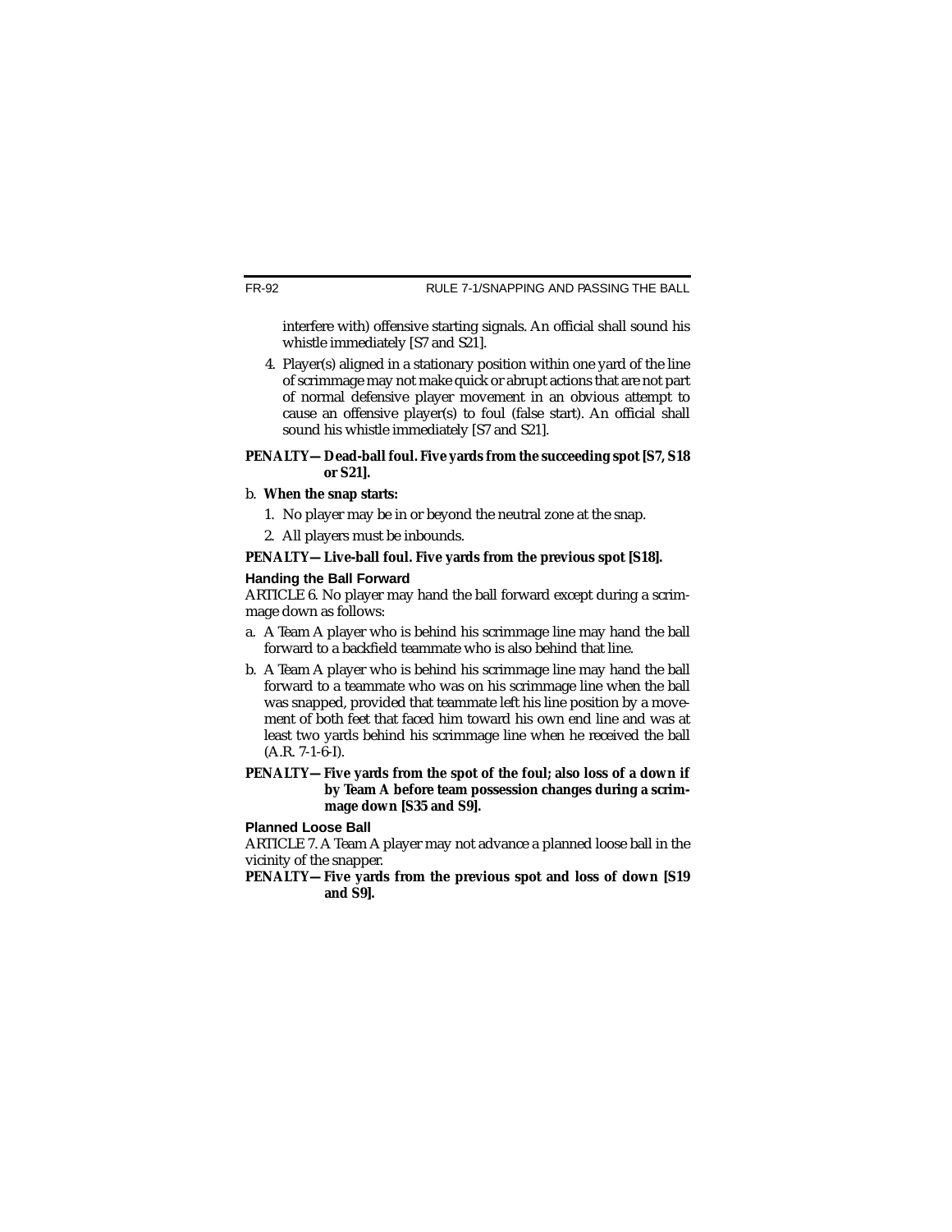interfere with) offensive starting signals. An official shall sound his whistle immediately [S7 and S21].

4. Player(s) aligned in a stationary position within one yard of the line of scrimmage may not make quick or abrupt actions that are not part of normal defensive player movement in an obvious attempt to cause an offensive player(s) to foul (false start). An official shall sound his whistle immediately [S7 and S21].

**PENALTY—Dead-ball foul. Five yards from the succeeding spot [S7, S18 or S21].**

b. **When the snap starts:**

1. No player may be in or beyond the neutral zone at the snap.
2. All players must be inbounds.

**PENALTY—Live-ball foul. Five yards from the previous spot [S18].**

### Handing the Ball Forward

ARTICLE 6. No player may hand the ball forward except during a scrimmage down as follows:

a. A Team A player who is behind his scrimmage line may hand the ball forward to a backfield teammate who is also behind that line.

b. A Team A player who is behind his scrimmage line may hand the ball forward to a teammate who was on his scrimmage line when the ball was snapped, provided that teammate left his line position by a movement of both feet that faced him toward his own end line and was at least two yards behind his scrimmage line when he received the ball (A.R. 7-1-6-I).

**PENALTY—Five yards from the spot of the foul; also loss of a down if by Team A before team possession changes during a scrimmage down [S35 and S9].**

### Planned Loose Ball

ARTICLE 7. A Team A player may not advance a planned loose ball in the vicinity of the snapper.

**PENALTY—Five yards from the previous spot and loss of down [S19 and S9].**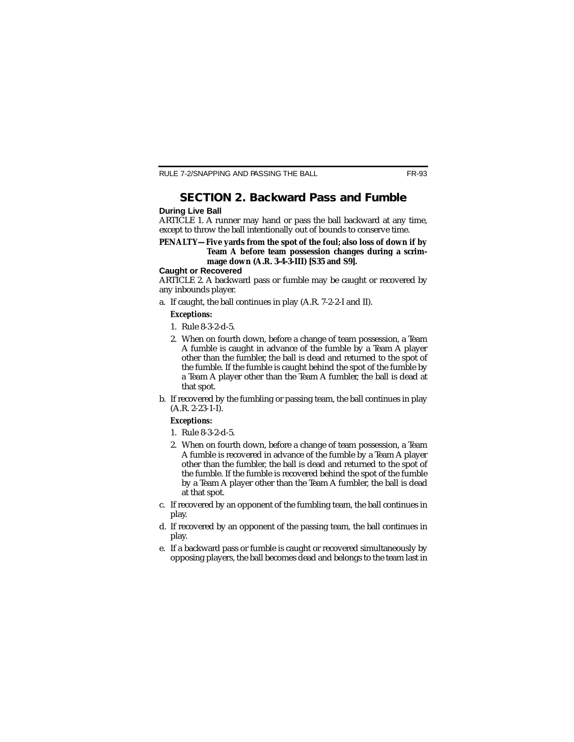## SECTION 2. Backward Pass and Fumble

### During Live Ball

ARTICLE 1. A runner may hand or pass the ball backward at any time, except to throw the ball intentionally out of bounds to conserve time.

**PENALTY—Five yards from the spot of the foul; also loss of down if by Team A before team possession changes during a scrimmage down (A.R. 3-4-3-III) [S35 and S9].**

### Caught or Recovered

ARTICLE 2. A backward pass or fumble may be caught or recovered by any inbounds player.

a. If caught, the ball continues in play (A.R. 7-2-2-I and II).

   ***Exceptions:***

   1. Rule 8-3-2-d-5.
   2. When on fourth down, before a change of team possession, a Team A fumble is caught in advance of the fumble by a Team A player other than the fumbler, the ball is dead and returned to the spot of the fumble. If the fumble is caught behind the spot of the fumble by a Team A player other than the Team A fumbler, the ball is dead at that spot.

b. If recovered by the fumbling or passing team, the ball continues in play (A.R. 2-23-1-I).

   ***Exceptions:***

   1. Rule 8-3-2-d-5.
   2. When on fourth down, before a change of team possession, a Team A fumble is recovered in advance of the fumble by a Team A player other than the fumbler, the ball is dead and returned to the spot of the fumble. If the fumble is recovered behind the spot of the fumble by a Team A player other than the Team A fumbler, the ball is dead at that spot.

c. If recovered by an opponent of the fumbling team, the ball continues in play.

d. If recovered by an opponent of the passing team, the ball continues in play.

e. If a backward pass or fumble is caught or recovered simultaneously by opposing players, the ball becomes dead and belongs to the team last in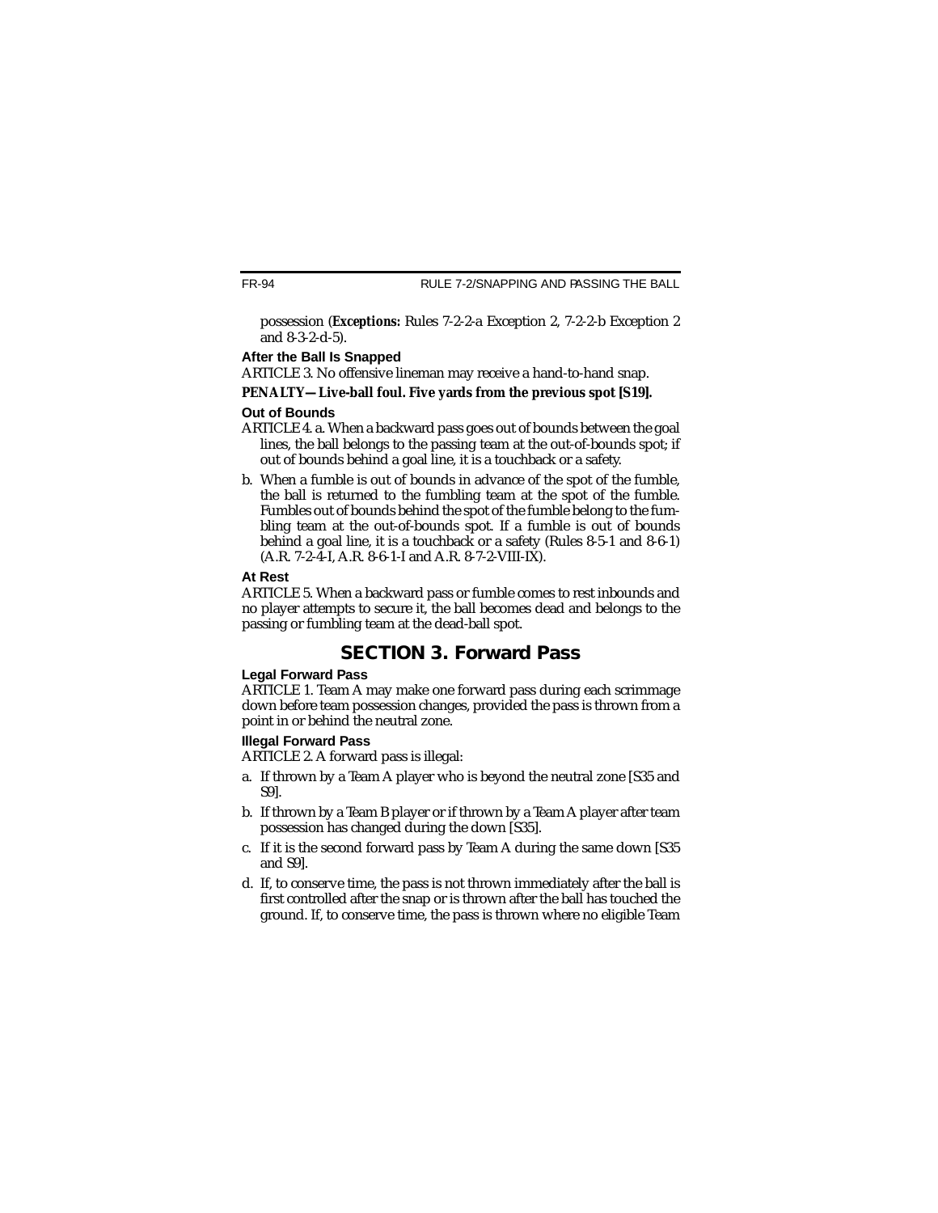possession (***Exceptions:*** Rules 7-2-2-a Exception 2, 7-2-2-b Exception 2 and 8-3-2-d-5).

### After the Ball Is Snapped

ARTICLE 3. No offensive lineman may receive a hand-to-hand snap.

**PENALTY—Live-ball foul. Five yards from the previous spot [S19].**

### Out of Bounds

ARTICLE 4. a. When a backward pass goes out of bounds between the goal lines, the ball belongs to the passing team at the out-of-bounds spot; if out of bounds behind a goal line, it is a touchback or a safety.

b. When a fumble is out of bounds in advance of the spot of the fumble, the ball is returned to the fumbling team at the spot of the fumble. Fumbles out of bounds behind the spot of the fumble belong to the fumbling team at the out-of-bounds spot. If a fumble is out of bounds behind a goal line, it is a touchback or a safety (Rules 8-5-1 and 8-6-1) (A.R. 7-2-4-I, A.R. 8-6-1-I and A.R. 8-7-2-VIII-IX).

### At Rest

ARTICLE 5. When a backward pass or fumble comes to rest inbounds and no player attempts to secure it, the ball becomes dead and belongs to the passing or fumbling team at the dead-ball spot.

## SECTION 3. Forward Pass

### Legal Forward Pass

ARTICLE 1. Team A may make one forward pass during each scrimmage down before team possession changes, provided the pass is thrown from a point in or behind the neutral zone.

### Illegal Forward Pass

ARTICLE 2. A forward pass is illegal:

a. If thrown by a Team A player who is beyond the neutral zone [S35 and S9].

b. If thrown by a Team B player or if thrown by a Team A player after team possession has changed during the down [S35].

c. If it is the second forward pass by Team A during the same down [S35 and S9].

d. If, to conserve time, the pass is not thrown immediately after the ball is first controlled after the snap or is thrown after the ball has touched the ground. If, to conserve time, the pass is thrown where no eligible Team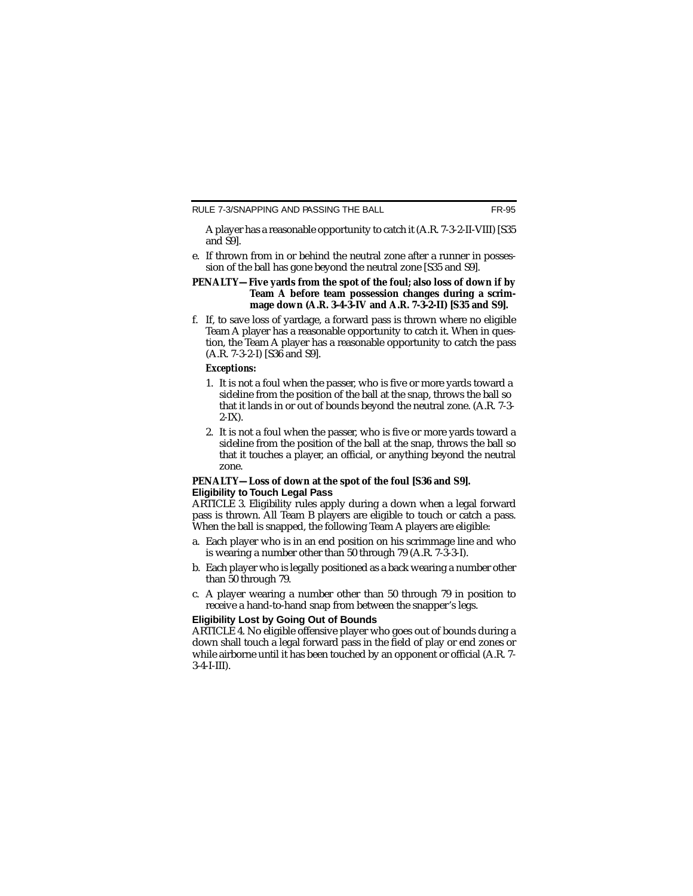A player has a reasonable opportunity to catch it (A.R. 7-3-2-II-VIII) [S35 and S9].

e. If thrown from in or behind the neutral zone after a runner in possession of the ball has gone beyond the neutral zone [S35 and S9].

**PENALTY—Five yards from the spot of the foul; also loss of down if by Team A before team possession changes during a scrimmage down (A.R. 3-4-3-IV and A.R. 7-3-2-II) [S35 and S9].**

f. If, to save loss of yardage, a forward pass is thrown where no eligible Team A player has a reasonable opportunity to catch it. When in question, the Team A player has a reasonable opportunity to catch the pass (A.R. 7-3-2-I) [S36 and S9].

   ***Exceptions:***

   1. It is not a foul when the passer, who is five or more yards toward a sideline from the position of the ball at the snap, throws the ball so that it lands in or out of bounds beyond the neutral zone. (A.R. 7-3-2-IX).
   2. It is not a foul when the passer, who is five or more yards toward a sideline from the position of the ball at the snap, throws the ball so that it touches a player, an official, or anything beyond the neutral zone.

**PENALTY—Loss of down at the spot of the foul [S36 and S9].**

### Eligibility to Touch Legal Pass

ARTICLE 3. Eligibility rules apply during a down when a legal forward pass is thrown. All Team B players are eligible to touch or catch a pass. When the ball is snapped, the following Team A players are eligible:

a. Each player who is in an end position on his scrimmage line and who is wearing a number other than 50 through 79 (A.R. 7-3-3-I).

b. Each player who is legally positioned as a back wearing a number other than 50 through 79.

c. A player wearing a number other than 50 through 79 in position to receive a hand-to-hand snap from between the snapper's legs.

### Eligibility Lost by Going Out of Bounds

ARTICLE 4. No eligible offensive player who goes out of bounds during a down shall touch a legal forward pass in the field of play or end zones or while airborne until it has been touched by an opponent or official (A.R. 7-3-4-I-III).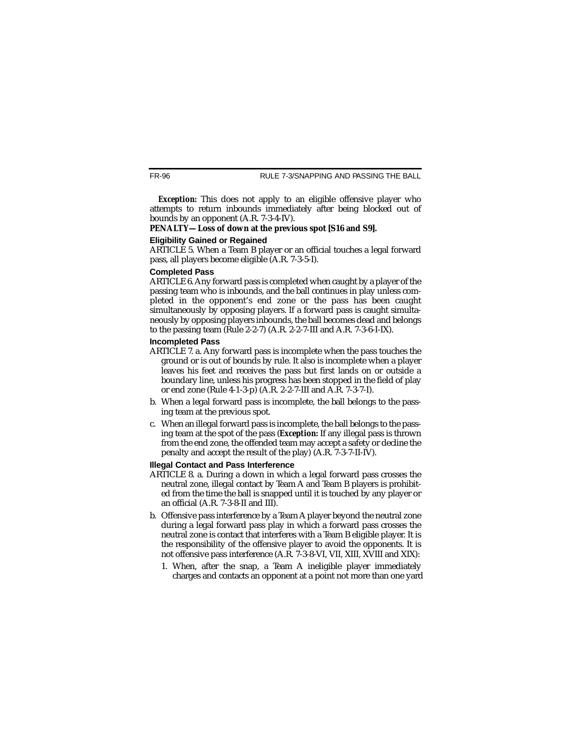***Exception:*** This does not apply to an eligible offensive player who attempts to return inbounds immediately after being blocked out of bounds by an opponent (A.R. 7-3-4-IV).

***PENALTY—Loss of down at the previous spot [S16 and S9].***

### Eligibility Gained or Regained

ARTICLE 5. When a Team B player or an official touches a legal forward pass, all players become eligible (A.R. 7-3-5-I).

### Completed Pass

ARTICLE 6. Any forward pass is completed when caught by a player of the passing team who is inbounds, and the ball continues in play unless completed in the opponent's end zone or the pass has been caught simultaneously by opposing players. If a forward pass is caught simultaneously by opposing players inbounds, the ball becomes dead and belongs to the passing team (Rule 2-2-7) (A.R. 2-2-7-III and A.R. 7-3-6-I-IX).

### Incompleted Pass

ARTICLE 7. a. Any forward pass is incomplete when the pass touches the ground or is out of bounds by rule. It also is incomplete when a player leaves his feet and receives the pass but first lands on or outside a boundary line, unless his progress has been stopped in the field of play or end zone (Rule 4-1-3-p) (A.R. 2-2-7-III and A.R. 7-3-7-I).

b. When a legal forward pass is incomplete, the ball belongs to the passing team at the previous spot.

c. When an illegal forward pass is incomplete, the ball belongs to the passing team at the spot of the pass (***Exception:*** If any illegal pass is thrown from the end zone, the offended team may accept a safety or decline the penalty and accept the result of the play) (A.R. 7-3-7-II-IV).

### Illegal Contact and Pass Interference

ARTICLE 8. a. During a down in which a legal forward pass crosses the neutral zone, illegal contact by Team A and Team B players is prohibited from the time the ball is snapped until it is touched by any player or an official (A.R. 7-3-8-II and III).

b. Offensive pass interference by a Team A player beyond the neutral zone during a legal forward pass play in which a forward pass crosses the neutral zone is contact that interferes with a Team B eligible player. It is the responsibility of the offensive player to avoid the opponents. It is not offensive pass interference (A.R. 7-3-8-VI, VII, XIII, XVIII and XIX):

   1. When, after the snap, a Team A ineligible player immediately charges and contacts an opponent at a point not more than one yard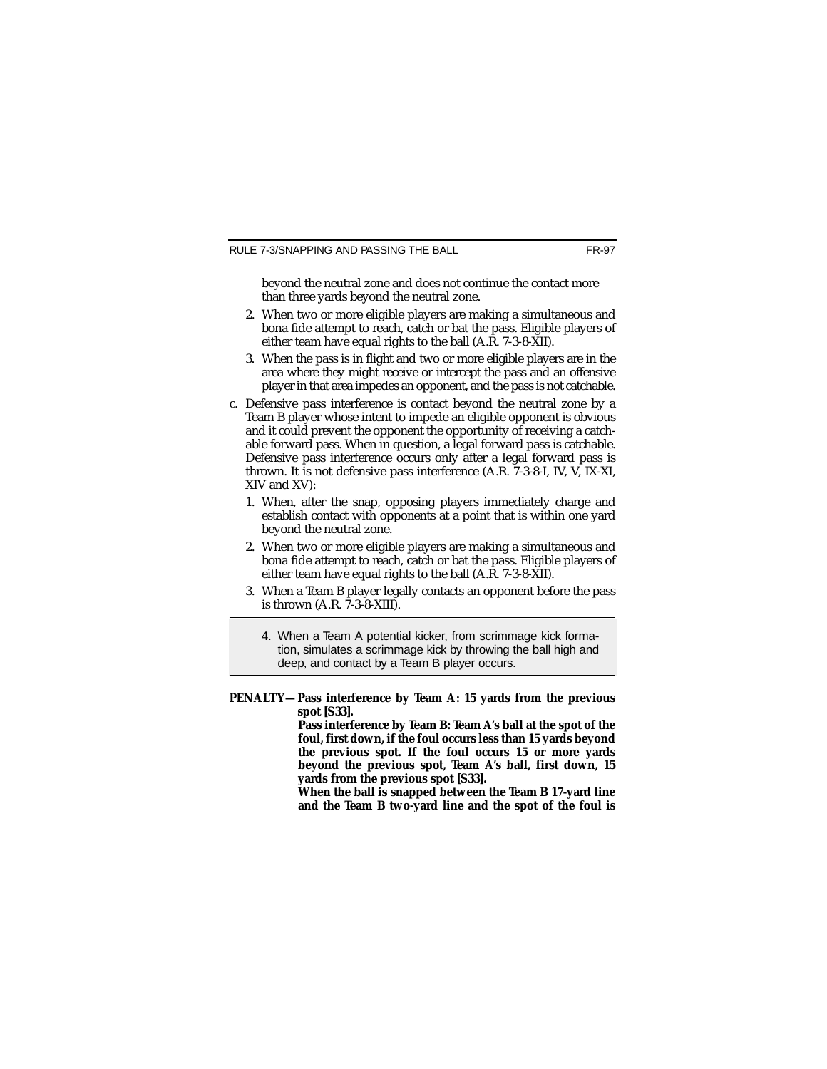beyond the neutral zone and does not continue the contact more than three yards beyond the neutral zone.

2. When two or more eligible players are making a simultaneous and bona fide attempt to reach, catch or bat the pass. Eligible players of either team have equal rights to the ball (A.R. 7-3-8-XII).
3. When the pass is in flight and two or more eligible players are in the area where they might receive or intercept the pass and an offensive player in that area impedes an opponent, and the pass is not catchable.

c. Defensive pass interference is contact beyond the neutral zone by a Team B player whose intent to impede an eligible opponent is obvious and it could prevent the opponent the opportunity of receiving a catchable forward pass. When in question, a legal forward pass is catchable. Defensive pass interference occurs only after a legal forward pass is thrown. It is not defensive pass interference (A.R. 7-3-8-I, IV, V, IX-XI, XIV and XV):

1. When, after the snap, opposing players immediately charge and establish contact with opponents at a point that is within one yard beyond the neutral zone.
2. When two or more eligible players are making a simultaneous and bona fide attempt to reach, catch or bat the pass. Eligible players of either team have equal rights to the ball (A.R. 7-3-8-XII).
3. When a Team B player legally contacts an opponent before the pass is thrown (A.R. 7-3-8-XIII).
4. When a Team A potential kicker, from scrimmage kick formation, simulates a scrimmage kick by throwing the ball high and deep, and contact by a Team B player occurs.

**PENALTY—Pass interference by Team A: 15 yards from the previous spot [S33].**

**Pass interference by Team B: Team A's ball at the spot of the foul, first down, if the foul occurs less than 15 yards beyond the previous spot. If the foul occurs 15 or more yards beyond the previous spot, Team A's ball, first down, 15 yards from the previous spot [S33].**

**When the ball is snapped between the Team B 17-yard line and the Team B two-yard line and the spot of the foul is**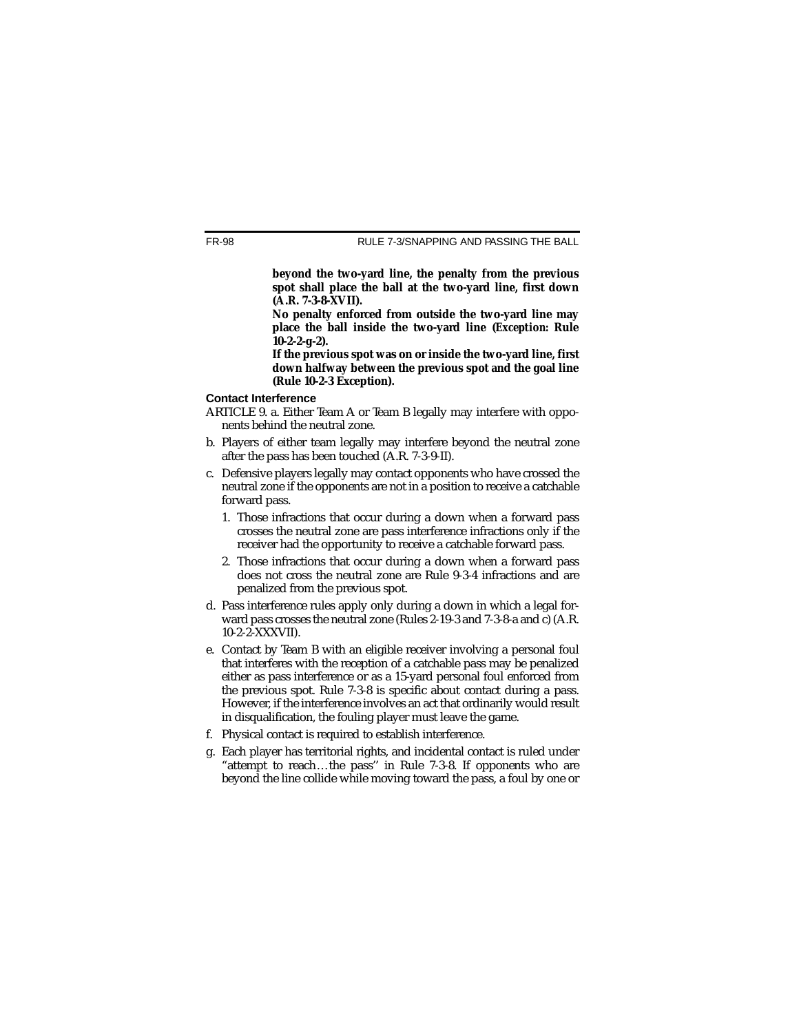**beyond the two-yard line, the penalty from the previous spot shall place the ball at the two-yard line, first down (A.R. 7-3-8-XVII).**

**No penalty enforced from outside the two-yard line may place the ball inside the two-yard line (Exception: Rule 10-2-2-g-2).**

**If the previous spot was on or inside the two-yard line, first down halfway between the previous spot and the goal line (Rule 10-2-3 Exception).**

### Contact Interference

ARTICLE 9. a. Either Team A or Team B legally may interfere with opponents behind the neutral zone.

b. Players of either team legally may interfere beyond the neutral zone after the pass has been touched (A.R. 7-3-9-II).

c. Defensive players legally may contact opponents who have crossed the neutral zone if the opponents are not in a position to receive a catchable forward pass.

   1. Those infractions that occur during a down when a forward pass crosses the neutral zone are pass interference infractions only if the receiver had the opportunity to receive a catchable forward pass.

   2. Those infractions that occur during a down when a forward pass does not cross the neutral zone are Rule 9-3-4 infractions and are penalized from the previous spot.

d. Pass interference rules apply only during a down in which a legal forward pass crosses the neutral zone (Rules 2-19-3 and 7-3-8-a and c) (A.R. 10-2-2-XXXVII).

e. Contact by Team B with an eligible receiver involving a personal foul that interferes with the reception of a catchable pass may be penalized either as pass interference or as a 15-yard personal foul enforced from the previous spot. Rule 7-3-8 is specific about contact during a pass. However, if the interference involves an act that ordinarily would result in disqualification, the fouling player must leave the game.

f. Physical contact is required to establish interference.

g. Each player has territorial rights, and incidental contact is ruled under "attempt to reach…the pass" in Rule 7-3-8. If opponents who are beyond the line collide while moving toward the pass, a foul by one or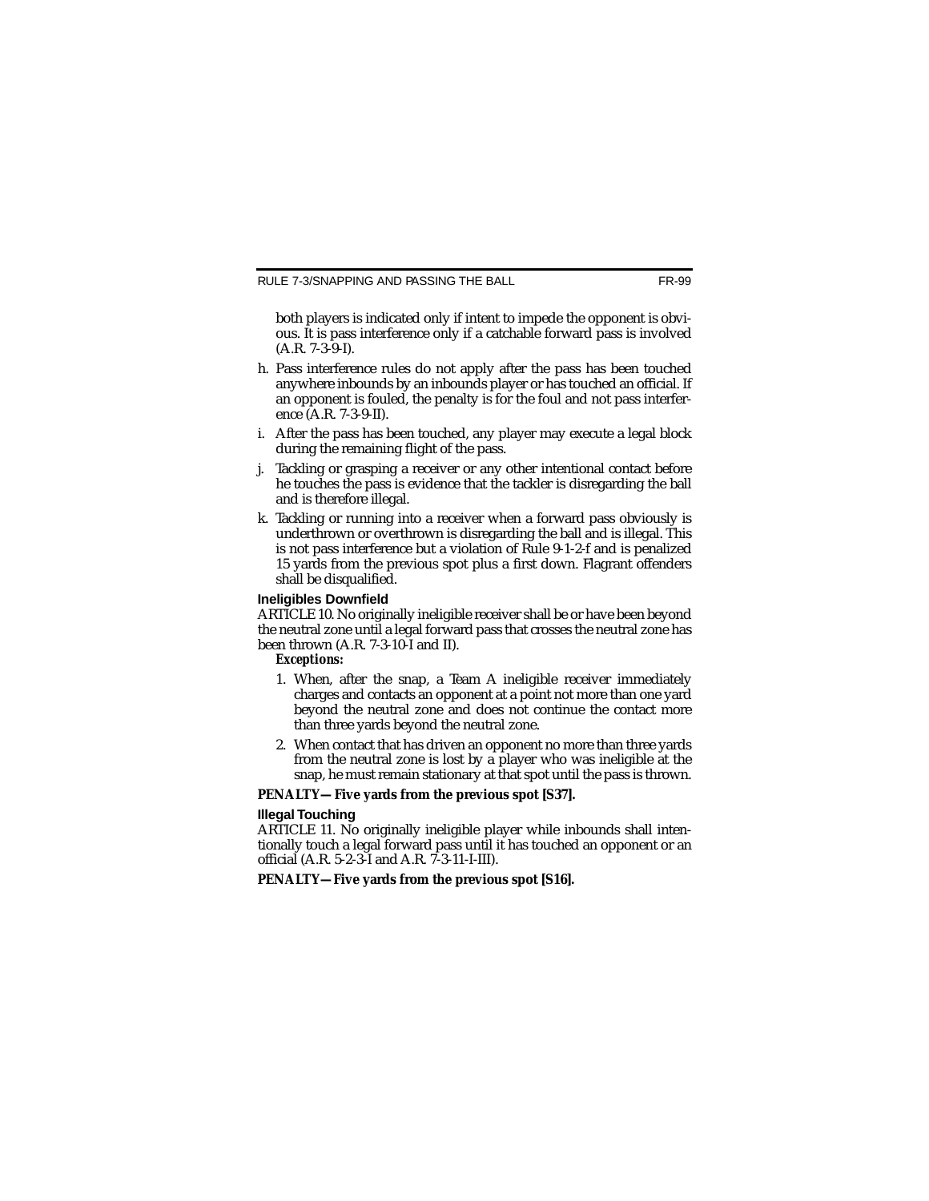both players is indicated only if intent to impede the opponent is obvious. It is pass interference only if a catchable forward pass is involved (A.R. 7-3-9-I).

h. Pass interference rules do not apply after the pass has been touched anywhere inbounds by an inbounds player or has touched an official. If an opponent is fouled, the penalty is for the foul and not pass interference (A.R. 7-3-9-II).

i. After the pass has been touched, any player may execute a legal block during the remaining flight of the pass.

j. Tackling or grasping a receiver or any other intentional contact before he touches the pass is evidence that the tackler is disregarding the ball and is therefore illegal.

k. Tackling or running into a receiver when a forward pass obviously is underthrown or overthrown is disregarding the ball and is illegal. This is not pass interference but a violation of Rule 9-1-2-f and is penalized 15 yards from the previous spot plus a first down. Flagrant offenders shall be disqualified.

### Ineligibles Downfield

ARTICLE 10. No originally ineligible receiver shall be or have been beyond the neutral zone until a legal forward pass that crosses the neutral zone has been thrown (A.R. 7-3-10-I and II).

***Exceptions:***

1. When, after the snap, a Team A ineligible receiver immediately charges and contacts an opponent at a point not more than one yard beyond the neutral zone and does not continue the contact more than three yards beyond the neutral zone.
2. When contact that has driven an opponent no more than three yards from the neutral zone is lost by a player who was ineligible at the snap, he must remain stationary at that spot until the pass is thrown.

***PENALTY—Five yards from the previous spot [S37].***

### Illegal Touching

ARTICLE 11. No originally ineligible player while inbounds shall intentionally touch a legal forward pass until it has touched an opponent or an official (A.R. 5-2-3-I and A.R. 7-3-11-I-III).

***PENALTY—Five yards from the previous spot [S16].***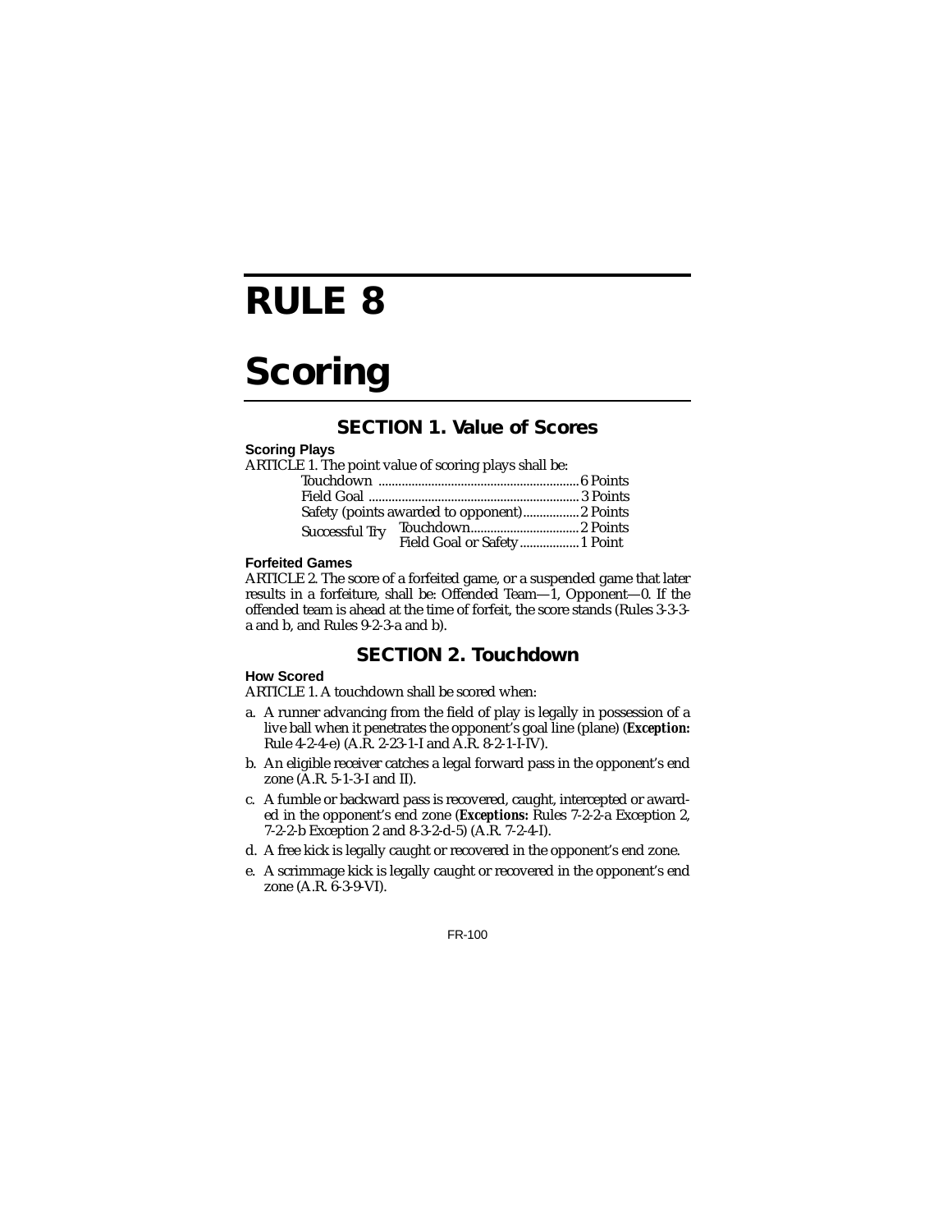# RULE 8

# Scoring

## SECTION 1. Value of Scores

### Scoring Plays

ARTICLE 1. The point value of scoring plays shall be:

| | | |
|---|---|---|
| Touchdown | | 6 Points |
| Field Goal | | 3 Points |
| Safety (points awarded to opponent) | | 2 Points |
| Successful Try | Touchdown | 2 Points |
| | Field Goal or Safety | 1 Point |

### Forfeited Games

ARTICLE 2. The score of a forfeited game, or a suspended game that later results in a forfeiture, shall be: Offended Team—1, Opponent—0. If the offended team is ahead at the time of forfeit, the score stands (Rules 3-3-3-a and b, and Rules 9-2-3-a and b).

## SECTION 2. Touchdown

### How Scored

ARTICLE 1. A touchdown shall be scored when:

a. A runner advancing from the field of play is legally in possession of a live ball when it penetrates the opponent's goal line (plane) (***Exception:*** Rule 4-2-4-e) (A.R. 2-23-1-I and A.R. 8-2-1-I-IV).

b. An eligible receiver catches a legal forward pass in the opponent's end zone (A.R. 5-1-3-I and II).

c. A fumble or backward pass is recovered, caught, intercepted or awarded in the opponent's end zone (***Exceptions:*** Rules 7-2-2-a Exception 2, 7-2-2-b Exception 2 and 8-3-2-d-5) (A.R. 7-2-4-I).

d. A free kick is legally caught or recovered in the opponent's end zone.

e. A scrimmage kick is legally caught or recovered in the opponent's end zone (A.R. 6-3-9-VI).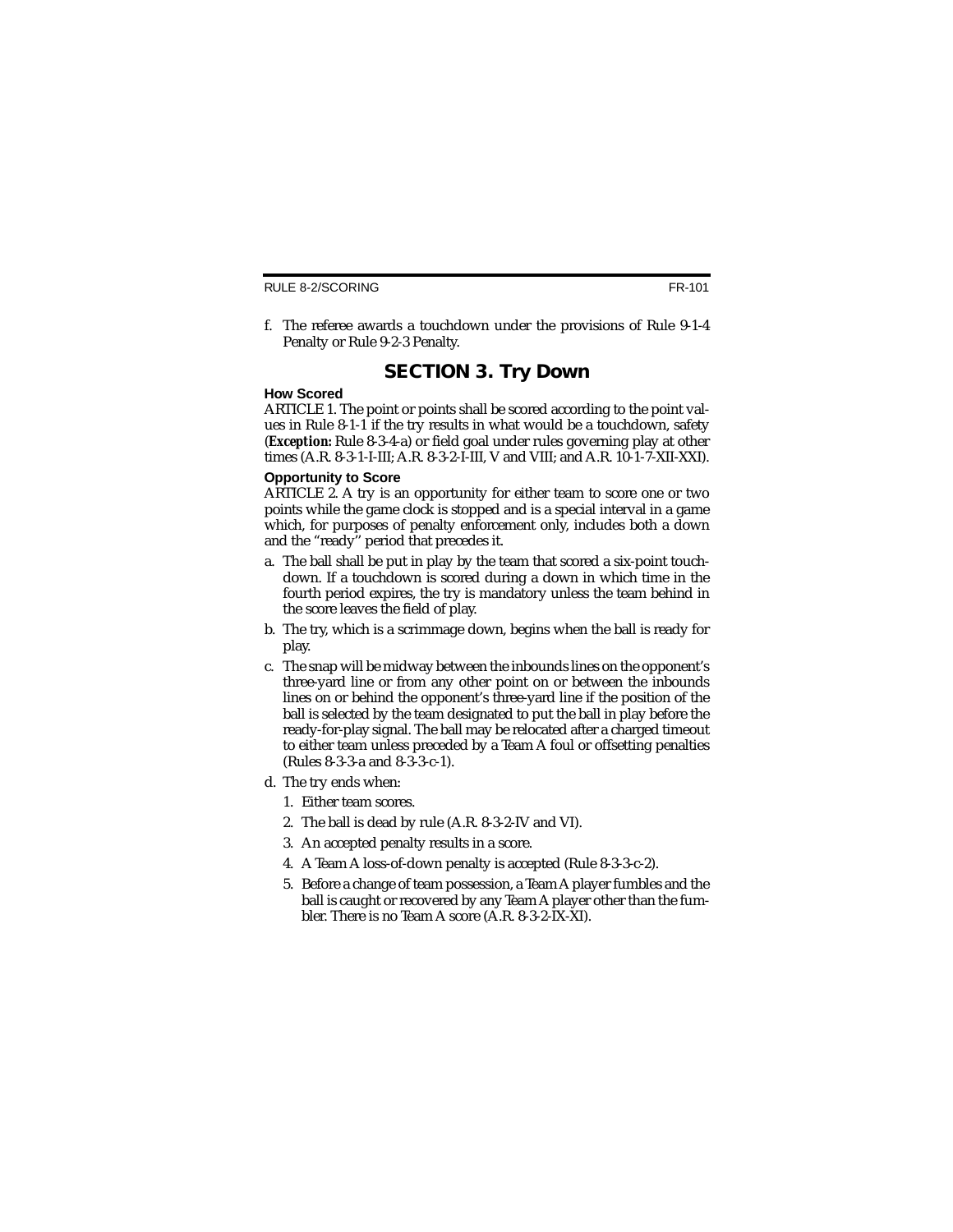f. The referee awards a touchdown under the provisions of Rule 9-1-4 Penalty or Rule 9-2-3 Penalty.

## SECTION 3. Try Down

**How Scored**

ARTICLE 1. The point or points shall be scored according to the point values in Rule 8-1-1 if the try results in what would be a touchdown, safety (*Exception:* Rule 8-3-4-a) or field goal under rules governing play at other times (A.R. 8-3-1-I-III; A.R. 8-3-2-I-III, V and VIII; and A.R. 10-1-7-XII-XXI).

**Opportunity to Score**

ARTICLE 2. A try is an opportunity for either team to score one or two points while the game clock is stopped and is a special interval in a game which, for purposes of penalty enforcement only, includes both a down and the "ready" period that precedes it.

a. The ball shall be put in play by the team that scored a six-point touchdown. If a touchdown is scored during a down in which time in the fourth period expires, the try is mandatory unless the team behind in the score leaves the field of play.

b. The try, which is a scrimmage down, begins when the ball is ready for play.

c. The snap will be midway between the inbounds lines on the opponent's three-yard line or from any other point on or between the inbounds lines on or behind the opponent's three-yard line if the position of the ball is selected by the team designated to put the ball in play before the ready-for-play signal. The ball may be relocated after a charged timeout to either team unless preceded by a Team A foul or offsetting penalties (Rules 8-3-3-a and 8-3-3-c-1).

d. The try ends when:

   1. Either team scores.
   2. The ball is dead by rule (A.R. 8-3-2-IV and VI).
   3. An accepted penalty results in a score.
   4. A Team A loss-of-down penalty is accepted (Rule 8-3-3-c-2).
   5. Before a change of team possession, a Team A player fumbles and the ball is caught or recovered by any Team A player other than the fumbler. There is no Team A score (A.R. 8-3-2-IX-XI).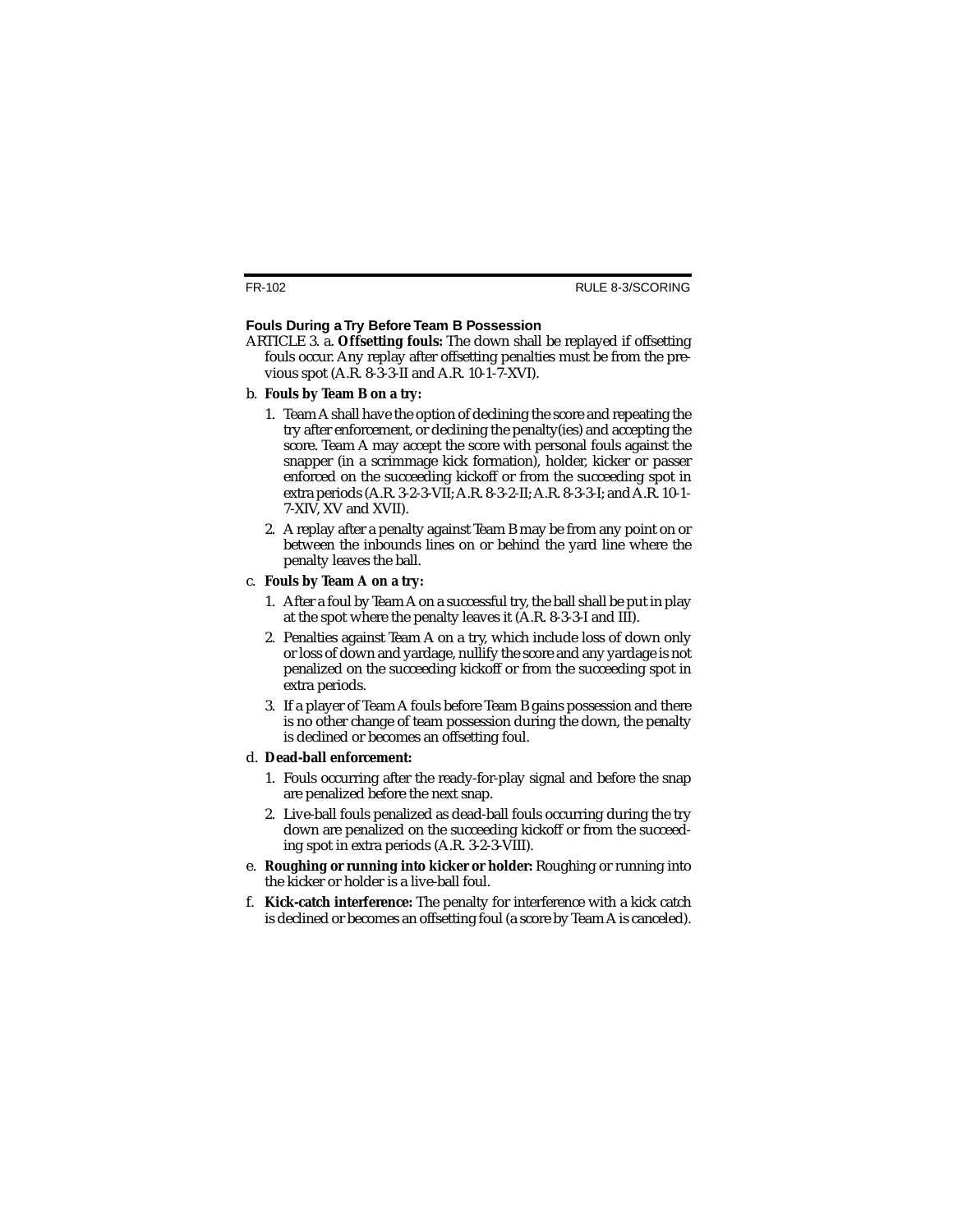### Fouls During a Try Before Team B Possession

ARTICLE 3. a. **Offsetting fouls:** The down shall be replayed if offsetting fouls occur. Any replay after offsetting penalties must be from the previous spot (A.R. 8-3-3-II and A.R. 10-1-7-XVI).

b. **Fouls by Team B on a try:**

1. Team A shall have the option of declining the score and repeating the try after enforcement, or declining the penalty(ies) and accepting the score. Team A may accept the score with personal fouls against the snapper (in a scrimmage kick formation), holder, kicker or passer enforced on the succeeding kickoff or from the succeeding spot in extra periods (A.R. 3-2-3-VII; A.R. 8-3-2-II; A.R. 8-3-3-I; and A.R. 10-1-7-XIV, XV and XVII).
2. A replay after a penalty against Team B may be from any point on or between the inbounds lines on or behind the yard line where the penalty leaves the ball.

c. **Fouls by Team A on a try:**

1. After a foul by Team A on a successful try, the ball shall be put in play at the spot where the penalty leaves it (A.R. 8-3-3-I and III).
2. Penalties against Team A on a try, which include loss of down only or loss of down and yardage, nullify the score and any yardage is not penalized on the succeeding kickoff or from the succeeding spot in extra periods.
3. If a player of Team A fouls before Team B gains possession and there is no other change of team possession during the down, the penalty is declined or becomes an offsetting foul.

d. **Dead-ball enforcement:**

1. Fouls occurring after the ready-for-play signal and before the snap are penalized before the next snap.
2. Live-ball fouls penalized as dead-ball fouls occurring during the try down are penalized on the succeeding kickoff or from the succeeding spot in extra periods (A.R. 3-2-3-VIII).

e. **Roughing or running into kicker or holder:** Roughing or running into the kicker or holder is a live-ball foul.

f. **Kick-catch interference:** The penalty for interference with a kick catch is declined or becomes an offsetting foul (a score by Team A is canceled).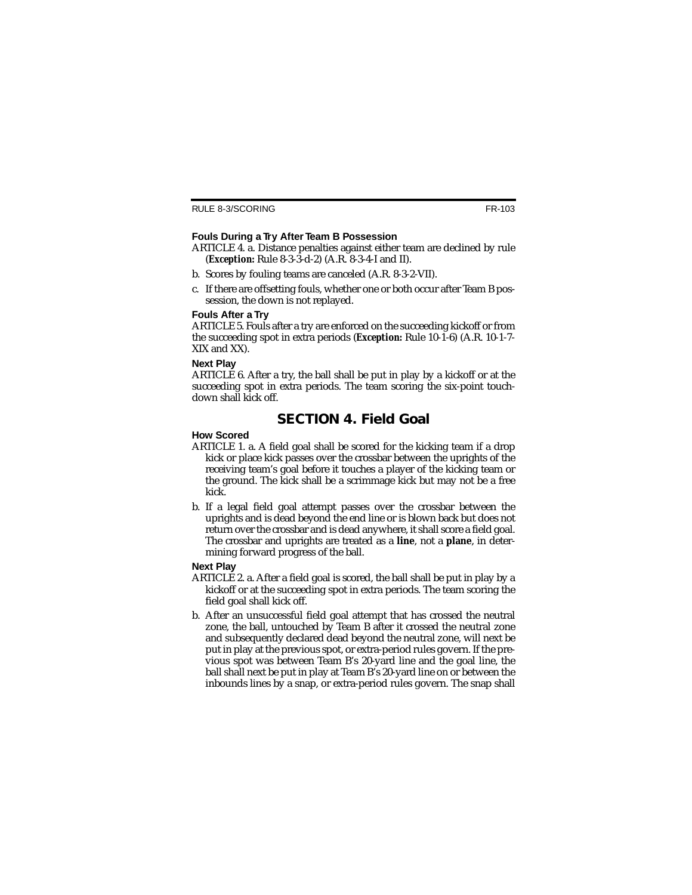### Fouls During a Try After Team B Possession

ARTICLE 4. a. Distance penalties against either team are declined by rule (***Exception:*** Rule 8-3-3-d-2) (A.R. 8-3-4-I and II).

b. Scores by fouling teams are canceled (A.R. 8-3-2-VII).

c. If there are offsetting fouls, whether one or both occur after Team B possession, the down is not replayed.

### Fouls After a Try

ARTICLE 5. Fouls after a try are enforced on the succeeding kickoff or from the succeeding spot in extra periods (***Exception:*** Rule 10-1-6) (A.R. 10-1-7-XIX and XX).

### Next Play

ARTICLE 6. After a try, the ball shall be put in play by a kickoff or at the succeeding spot in extra periods. The team scoring the six-point touchdown shall kick off.

## SECTION 4. Field Goal

### How Scored

ARTICLE 1. a. A field goal shall be scored for the kicking team if a drop kick or place kick passes over the crossbar between the uprights of the receiving team's goal before it touches a player of the kicking team or the ground. The kick shall be a scrimmage kick but may not be a free kick.

b. If a legal field goal attempt passes over the crossbar between the uprights and is dead beyond the end line or is blown back but does not return over the crossbar and is dead anywhere, it shall score a field goal. The crossbar and uprights are treated as a **line**, not a **plane**, in determining forward progress of the ball.

### Next Play

ARTICLE 2. a. After a field goal is scored, the ball shall be put in play by a kickoff or at the succeeding spot in extra periods. The team scoring the field goal shall kick off.

b. After an unsuccessful field goal attempt that has crossed the neutral zone, the ball, untouched by Team B after it crossed the neutral zone and subsequently declared dead beyond the neutral zone, will next be put in play at the previous spot, or extra-period rules govern. If the previous spot was between Team B's 20-yard line and the goal line, the ball shall next be put in play at Team B's 20-yard line on or between the inbounds lines by a snap, or extra-period rules govern. The snap shall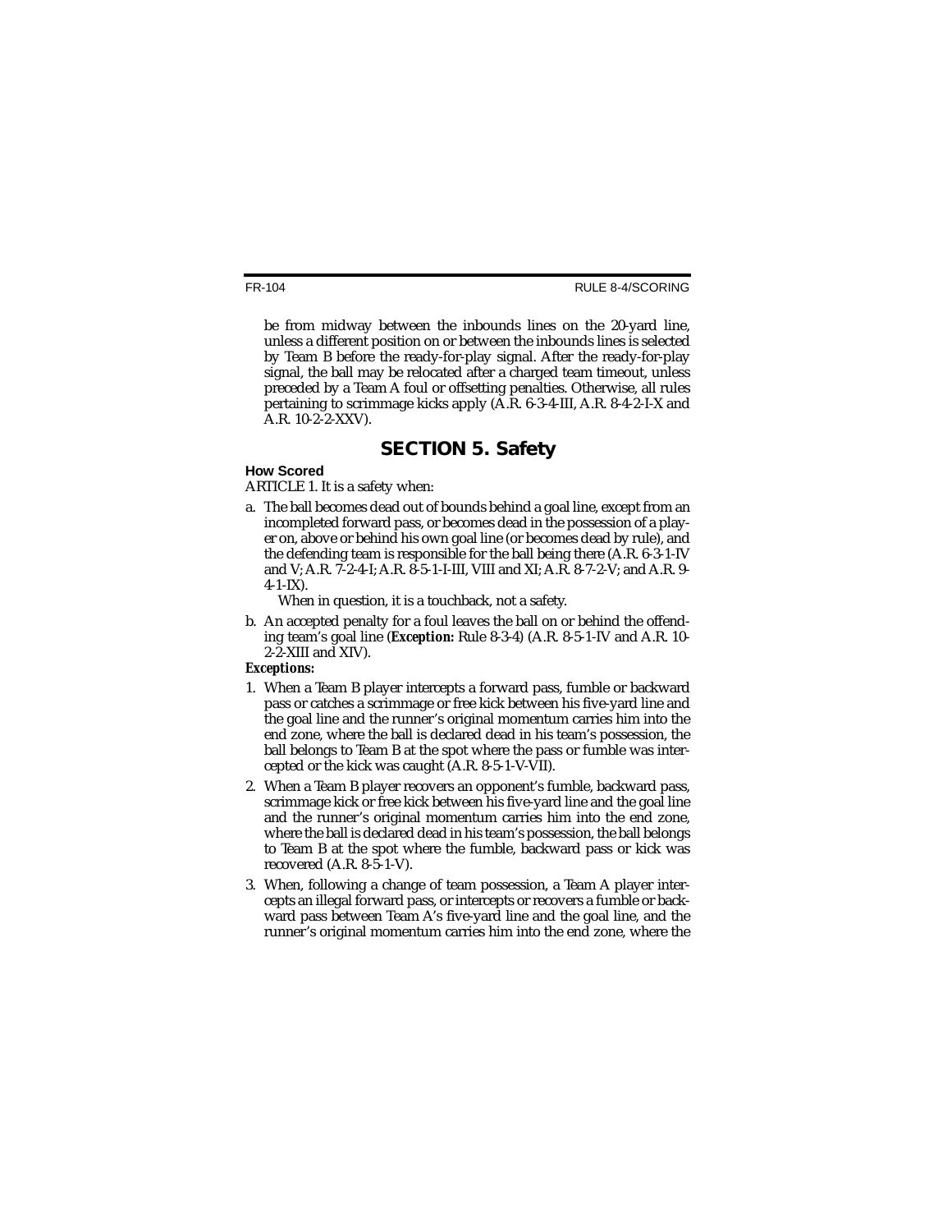be from midway between the inbounds lines on the 20-yard line, unless a different position on or between the inbounds lines is selected by Team B before the ready-for-play signal. After the ready-for-play signal, the ball may be relocated after a charged team timeout, unless preceded by a Team A foul or offsetting penalties. Otherwise, all rules pertaining to scrimmage kicks apply (A.R. 6-3-4-III, A.R. 8-4-2-I-X and A.R. 10-2-2-XXV).

## SECTION 5. Safety

**How Scored**

ARTICLE 1. It is a safety when:

a. The ball becomes dead out of bounds behind a goal line, except from an incompleted forward pass, or becomes dead in the possession of a player on, above or behind his own goal line (or becomes dead by rule), and the defending team is responsible for the ball being there (A.R. 6-3-1-IV and V; A.R. 7-2-4-I; A.R. 8-5-1-I-III, VIII and XI; A.R. 8-7-2-V; and A.R. 9-4-1-IX).

   When in question, it is a touchback, not a safety.

b. An accepted penalty for a foul leaves the ball on or behind the offending team's goal line (***Exception:*** Rule 8-3-4) (A.R. 8-5-1-IV and A.R. 10-2-2-XIII and XIV).

***Exceptions:***

1. When a Team B player intercepts a forward pass, fumble or backward pass or catches a scrimmage or free kick between his five-yard line and the goal line and the runner's original momentum carries him into the end zone, where the ball is declared dead in his team's possession, the ball belongs to Team B at the spot where the pass or fumble was intercepted or the kick was caught (A.R. 8-5-1-V-VII).
2. When a Team B player recovers an opponent's fumble, backward pass, scrimmage kick or free kick between his five-yard line and the goal line and the runner's original momentum carries him into the end zone, where the ball is declared dead in his team's possession, the ball belongs to Team B at the spot where the fumble, backward pass or kick was recovered (A.R. 8-5-1-V).
3. When, following a change of team possession, a Team A player intercepts an illegal forward pass, or intercepts or recovers a fumble or backward pass between Team A's five-yard line and the goal line, and the runner's original momentum carries him into the end zone, where the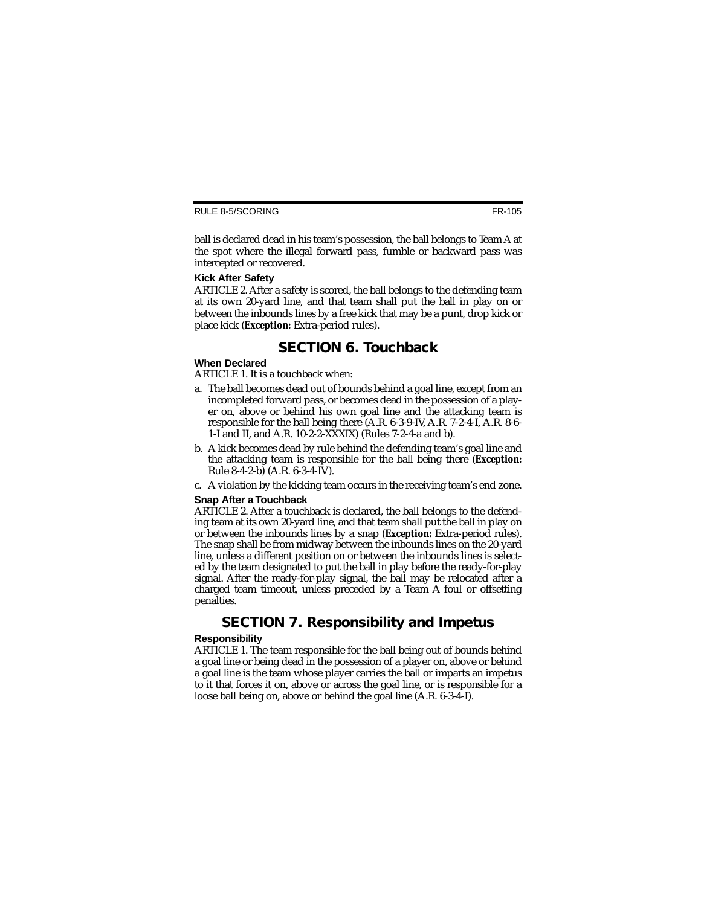ball is declared dead in his team's possession, the ball belongs to Team A at the spot where the illegal forward pass, fumble or backward pass was intercepted or recovered.

#### Kick After Safety

ARTICLE 2. After a safety is scored, the ball belongs to the defending team at its own 20-yard line, and that team shall put the ball in play on or between the inbounds lines by a free kick that may be a punt, drop kick or place kick (***Exception:*** Extra-period rules).

## SECTION 6. Touchback

#### When Declared

ARTICLE 1. It is a touchback when:

a. The ball becomes dead out of bounds behind a goal line, except from an incompleted forward pass, or becomes dead in the possession of a player on, above or behind his own goal line and the attacking team is responsible for the ball being there (A.R. 6-3-9-IV, A.R. 7-2-4-I, A.R. 8-6-1-I and II, and A.R. 10-2-2-XXXIX) (Rules 7-2-4-a and b).
b. A kick becomes dead by rule behind the defending team's goal line and the attacking team is responsible for the ball being there (***Exception:*** Rule 8-4-2-b) (A.R. 6-3-4-IV).
c. A violation by the kicking team occurs in the receiving team's end zone.

#### Snap After a Touchback

ARTICLE 2. After a touchback is declared, the ball belongs to the defending team at its own 20-yard line, and that team shall put the ball in play on or between the inbounds lines by a snap (***Exception:*** Extra-period rules). The snap shall be from midway between the inbounds lines on the 20-yard line, unless a different position on or between the inbounds lines is selected by the team designated to put the ball in play before the ready-for-play signal. After the ready-for-play signal, the ball may be relocated after a charged team timeout, unless preceded by a Team A foul or offsetting penalties.

## SECTION 7. Responsibility and Impetus

#### Responsibility

ARTICLE 1. The team responsible for the ball being out of bounds behind a goal line or being dead in the possession of a player on, above or behind a goal line is the team whose player carries the ball or imparts an impetus to it that forces it on, above or across the goal line, or is responsible for a loose ball being on, above or behind the goal line (A.R. 6-3-4-I).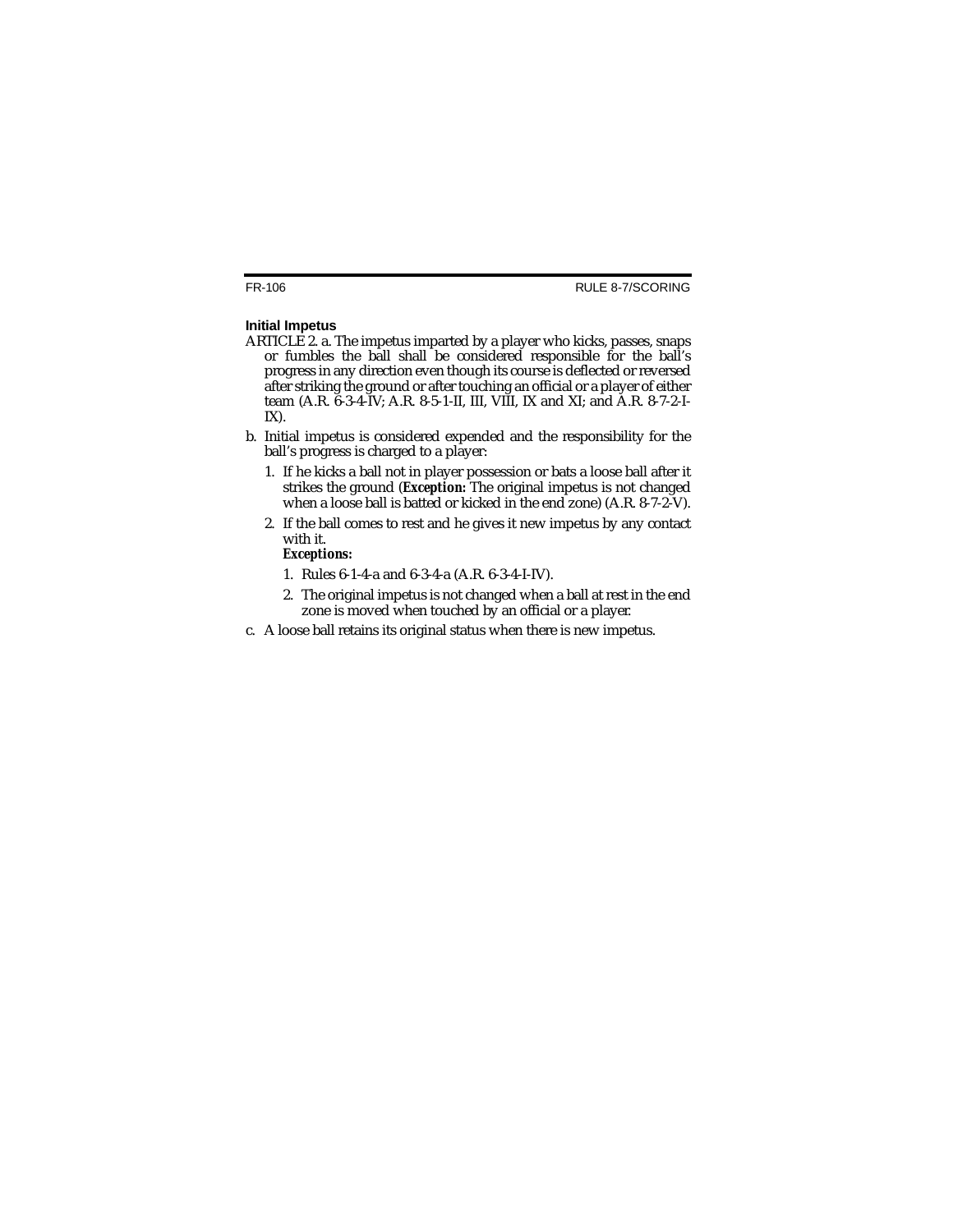### Initial Impetus

ARTICLE 2. a. The impetus imparted by a player who kicks, passes, snaps or fumbles the ball shall be considered responsible for the ball's progress in any direction even though its course is deflected or reversed after striking the ground or after touching an official or a player of either team (A.R. 6-3-4-IV; A.R. 8-5-1-II, III, VIII, IX and XI; and A.R. 8-7-2-I-IX).

b. Initial impetus is considered expended and the responsibility for the ball's progress is charged to a player:

1. If he kicks a ball not in player possession or bats a loose ball after it strikes the ground (***Exception:*** The original impetus is not changed when a loose ball is batted or kicked in the end zone) (A.R. 8-7-2-V).
2. If the ball comes to rest and he gives it new impetus by any contact with it.

   ***Exceptions:***

   1. Rules 6-1-4-a and 6-3-4-a (A.R. 6-3-4-I-IV).
   2. The original impetus is not changed when a ball at rest in the end zone is moved when touched by an official or a player.

c. A loose ball retains its original status when there is new impetus.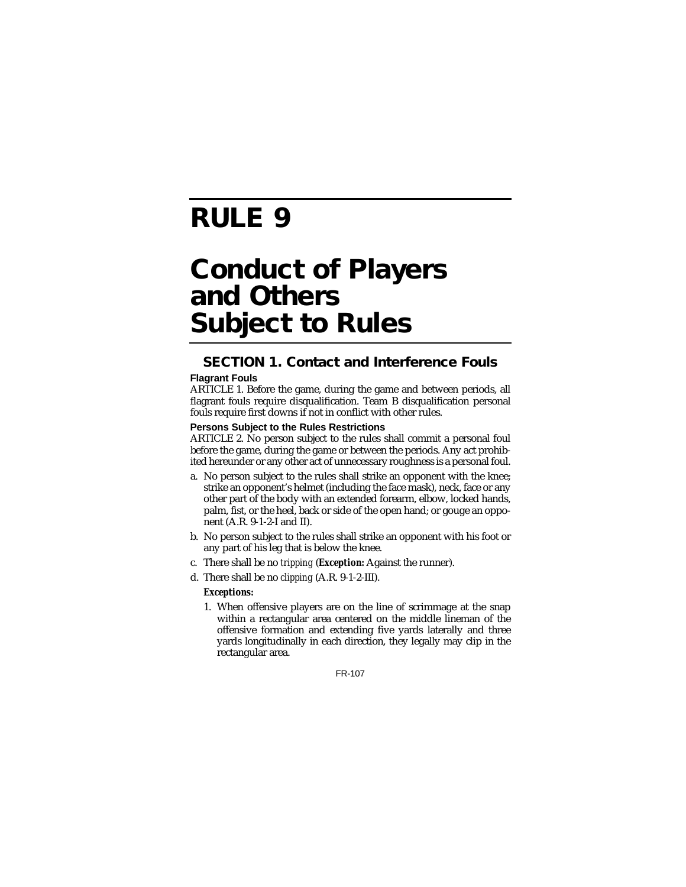# RULE 9

# Conduct of Players and Others Subject to Rules

## SECTION 1. Contact and Interference Fouls

### Flagrant Fouls

ARTICLE 1. Before the game, during the game and between periods, all flagrant fouls require disqualification. Team B disqualification personal fouls require first downs if not in conflict with other rules.

### Persons Subject to the Rules Restrictions

ARTICLE 2. No person subject to the rules shall commit a personal foul before the game, during the game or between the periods. Any act prohibited hereunder or any other act of unnecessary roughness is a personal foul.

a. No person subject to the rules shall strike an opponent with the knee; strike an opponent's helmet (including the face mask), neck, face or any other part of the body with an extended forearm, elbow, locked hands, palm, fist, or the heel, back or side of the open hand; or gouge an opponent (A.R. 9-1-2-I and II).

b. No person subject to the rules shall strike an opponent with his foot or any part of his leg that is below the knee.

c. There shall be no *tripping* (***Exception:*** Against the runner).

d. There shall be no *clipping* (A.R. 9-1-2-III).

   ***Exceptions:***

   1. When offensive players are on the line of scrimmage at the snap within a rectangular area centered on the middle lineman of the offensive formation and extending five yards laterally and three yards longitudinally in each direction, they legally may clip in the rectangular area.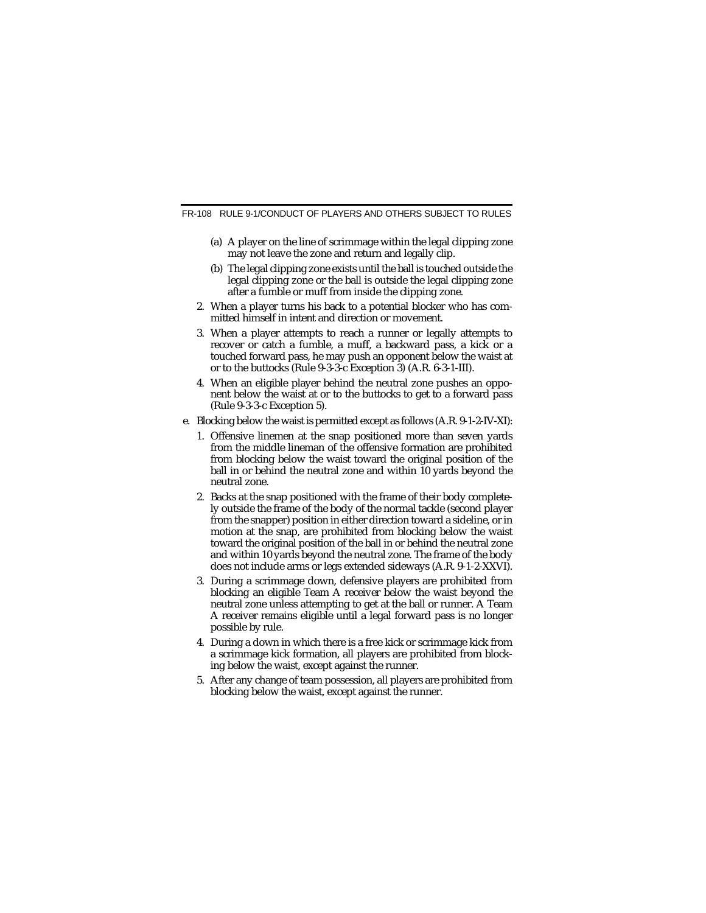(a) A player on the line of scrimmage within the legal clipping zone may not leave the zone and return and legally clip.

(b) The legal clipping zone exists until the ball is touched outside the legal clipping zone or the ball is outside the legal clipping zone after a fumble or muff from inside the clipping zone.

2. When a player turns his back to a potential blocker who has committed himself in intent and direction or movement.

3. When a player attempts to reach a runner or legally attempts to recover or catch a fumble, a muff, a backward pass, a kick or a touched forward pass, he may push an opponent below the waist at or to the buttocks (Rule 9-3-3-c Exception 3) (A.R. 6-3-1-III).

4. When an eligible player behind the neutral zone pushes an opponent below the waist at or to the buttocks to get to a forward pass (Rule 9-3-3-c Exception 5).

e. Blocking below the waist is permitted except as follows (A.R. 9-1-2-IV-XI):

1. Offensive linemen at the snap positioned more than seven yards from the middle lineman of the offensive formation are prohibited from blocking below the waist toward the original position of the ball in or behind the neutral zone and within 10 yards beyond the neutral zone.

2. Backs at the snap positioned with the frame of their body completely outside the frame of the body of the normal tackle (second player from the snapper) position in either direction toward a sideline, or in motion at the snap, are prohibited from blocking below the waist toward the original position of the ball in or behind the neutral zone and within 10 yards beyond the neutral zone. The frame of the body does not include arms or legs extended sideways (A.R. 9-1-2-XXVI).

3. During a scrimmage down, defensive players are prohibited from blocking an eligible Team A receiver below the waist beyond the neutral zone unless attempting to get at the ball or runner. A Team A receiver remains eligible until a legal forward pass is no longer possible by rule.

4. During a down in which there is a free kick or scrimmage kick from a scrimmage kick formation, all players are prohibited from blocking below the waist, except against the runner.

5. After any change of team possession, all players are prohibited from blocking below the waist, except against the runner.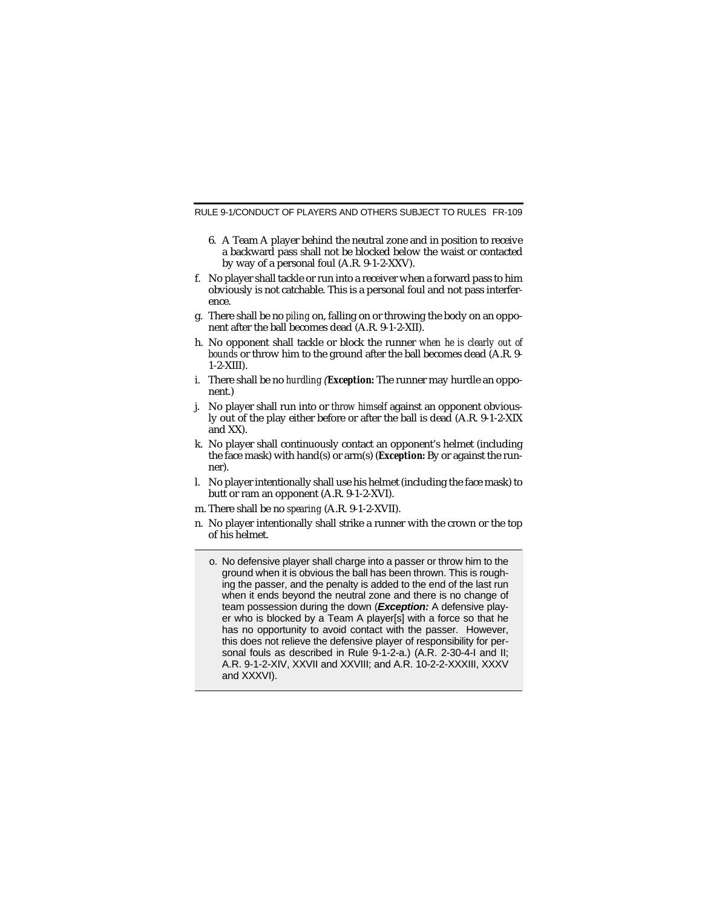6. A Team A player behind the neutral zone and in position to receive a backward pass shall not be blocked below the waist or contacted by way of a personal foul (A.R. 9-1-2-XXV).

f. No player shall tackle or run into a receiver when a forward pass to him obviously is not catchable. This is a personal foul and not pass interference.

g. There shall be no *piling* on, falling on or throwing the body on an opponent after the ball becomes dead (A.R. 9-1-2-XII).

h. No opponent shall tackle or block the runner *when he is clearly out of bounds* or throw him to the ground after the ball becomes dead (A.R. 9-1-2-XIII).

i. There shall be no *hurdling* (***Exception:*** The runner may hurdle an opponent.)

j. No player shall run into or *throw himself* against an opponent obviously out of the play either before or after the ball is dead (A.R. 9-1-2-XIX and XX).

k. No player shall continuously contact an opponent's helmet (including the face mask) with hand(s) or arm(s) (***Exception:*** By or against the runner).

l. No player intentionally shall use his helmet (including the face mask) to butt or ram an opponent (A.R. 9-1-2-XVI).

m. There shall be no *spearing* (A.R. 9-1-2-XVII).

n. No player intentionally shall strike a runner with the crown or the top of his helmet.

o. No defensive player shall charge into a passer or throw him to the ground when it is obvious the ball has been thrown. This is roughing the passer, and the penalty is added to the end of the last run when it ends beyond the neutral zone and there is no change of team possession during the down (***Exception:*** A defensive player who is blocked by a Team A player[s] with a force so that he has no opportunity to avoid contact with the passer. However, this does not relieve the defensive player of responsibility for personal fouls as described in Rule 9-1-2-a.) (A.R. 2-30-4-I and II; A.R. 9-1-2-XIV, XXVII and XXVIII; and A.R. 10-2-2-XXXIII, XXXV and XXXVI).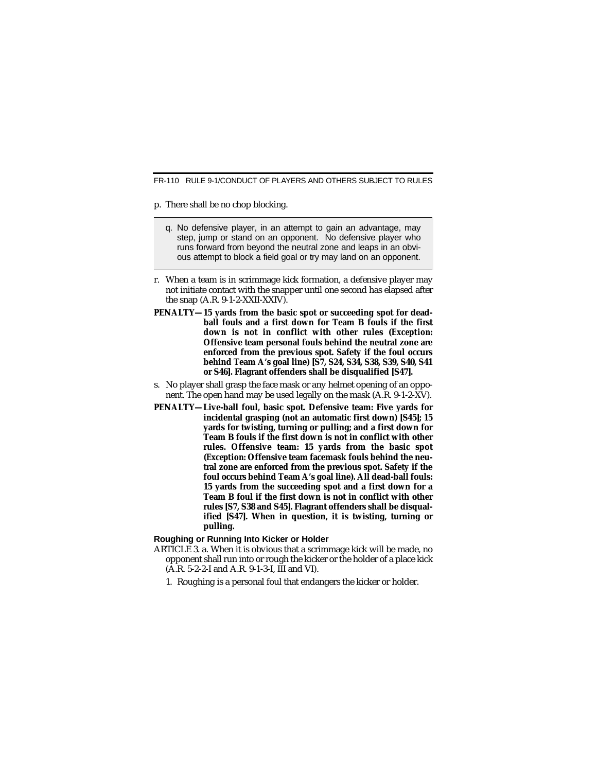p. There shall be no chop blocking.

q. No defensive player, in an attempt to gain an advantage, may step, jump or stand on an opponent. No defensive player who runs forward from beyond the neutral zone and leaps in an obvious attempt to block a field goal or try may land on an opponent.

r. When a team is in scrimmage kick formation, a defensive player may not initiate contact with the snapper until one second has elapsed after the snap (A.R. 9-1-2-XXII-XXIV).

**PENALTY—15 yards from the basic spot or succeeding spot for dead-ball fouls and a first down for Team B fouls if the first down is not in conflict with other rules (*Exception:* Offensive team personal fouls behind the neutral zone are enforced from the previous spot. Safety if the foul occurs behind Team A's goal line) [S7, S24, S34, S38, S39, S40, S41 or S46]. Flagrant offenders shall be disqualified [S47].**

s. No player shall grasp the face mask or any helmet opening of an opponent. The open hand may be used legally on the mask (A.R. 9-1-2-XV).

**PENALTY—Live-ball foul, basic spot. Defensive team: Five yards for incidental grasping (not an automatic first down) [S45]; 15 yards for twisting, turning or pulling; and a first down for Team B fouls if the first down is not in conflict with other rules. Offensive team: 15 yards from the basic spot (*Exception:* Offensive team facemask fouls behind the neutral zone are enforced from the previous spot. Safety if the foul occurs behind Team A's goal line). All dead-ball fouls: 15 yards from the succeeding spot and a first down for a Team B foul if the first down is not in conflict with other rules [S7, S38 and S45]. Flagrant offenders shall be disqualified [S47]. When in question, it is twisting, turning or pulling.**

### Roughing or Running Into Kicker or Holder

ARTICLE 3. a. When it is obvious that a scrimmage kick will be made, no opponent shall run into or rough the kicker or the holder of a place kick (A.R. 5-2-2-I and A.R. 9-1-3-I, III and VI).

1. Roughing is a personal foul that endangers the kicker or holder.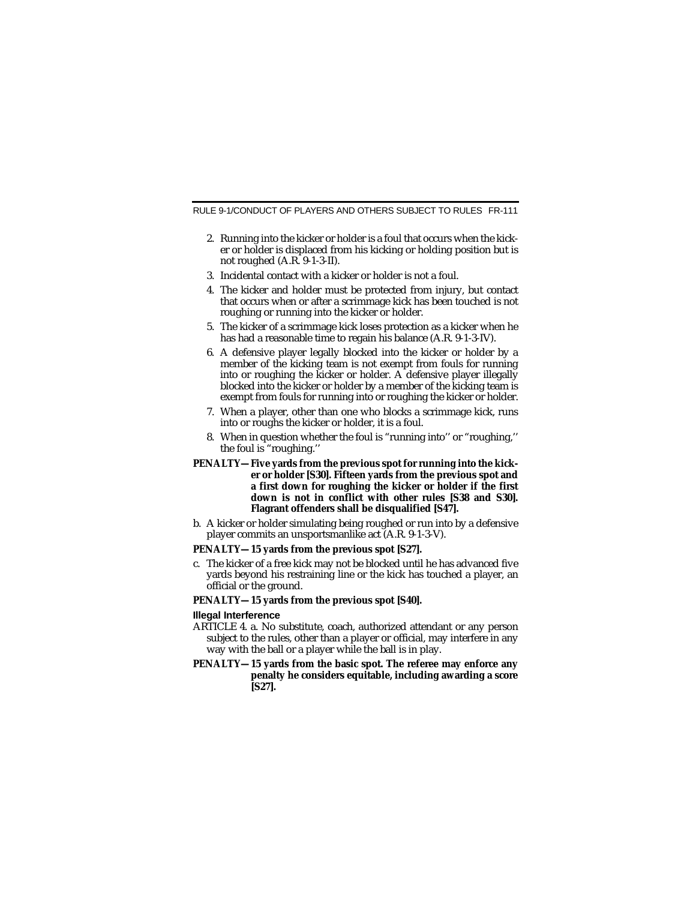2. Running into the kicker or holder is a foul that occurs when the kicker or holder is displaced from his kicking or holding position but is not roughed (A.R. 9-1-3-II).

3. Incidental contact with a kicker or holder is not a foul.

4. The kicker and holder must be protected from injury, but contact that occurs when or after a scrimmage kick has been touched is not roughing or running into the kicker or holder.

5. The kicker of a scrimmage kick loses protection as a kicker when he has had a reasonable time to regain his balance (A.R. 9-1-3-IV).

6. A defensive player legally blocked into the kicker or holder by a member of the kicking team is not exempt from fouls for running into or roughing the kicker or holder. A defensive player illegally blocked into the kicker or holder by a member of the kicking team is exempt from fouls for running into or roughing the kicker or holder.

7. When a player, other than one who blocks a scrimmage kick, runs into or roughs the kicker or holder, it is a foul.

8. When in question whether the foul is ''running into'' or ''roughing,'' the foul is ''roughing.''

**PENALTY—Five yards from the previous spot for running into the kicker or holder [S30]. Fifteen yards from the previous spot and a first down for roughing the kicker or holder if the first down is not in conflict with other rules [S38 and S30]. Flagrant offenders shall be disqualified [S47].**

b. A kicker or holder simulating being roughed or run into by a defensive player commits an unsportsmanlike act (A.R. 9-1-3-V).

**PENALTY—15 yards from the previous spot [S27].**

c. The kicker of a free kick may not be blocked until he has advanced five yards beyond his restraining line or the kick has touched a player, an official or the ground.

**PENALTY—15 yards from the previous spot [S40].**

### Illegal Interference

ARTICLE 4. a. No substitute, coach, authorized attendant or any person subject to the rules, other than a player or official, may interfere in any way with the ball or a player while the ball is in play.

**PENALTY—15 yards from the basic spot. The referee may enforce any penalty he considers equitable, including awarding a score [S27].**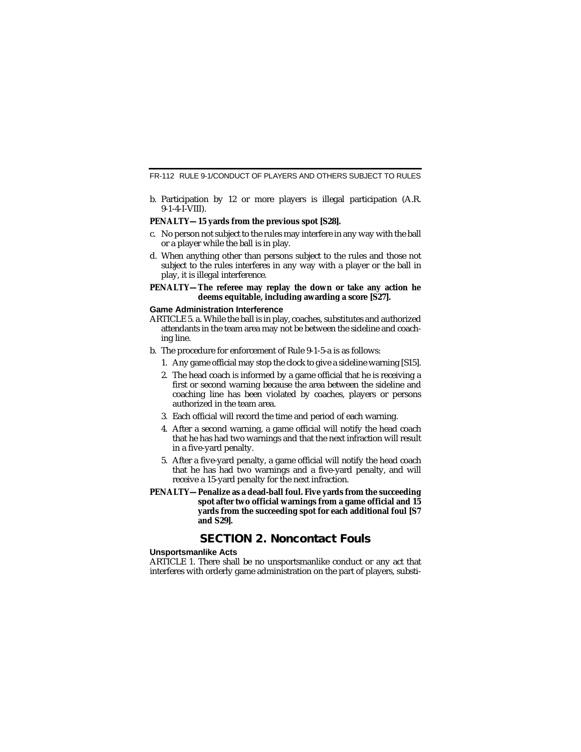b. Participation by 12 or more players is illegal participation (A.R. 9-1-4-I-VIII).

**PENALTY—15 yards from the previous spot [S28].**

c. No person not subject to the rules may interfere in any way with the ball or a player while the ball is in play.

d. When anything other than persons subject to the rules and those not subject to the rules interferes in any way with a player or the ball in play, it is illegal interference.

**PENALTY—The referee may replay the down or take any action he deems equitable, including awarding a score [S27].**

#### Game Administration Interference

ARTICLE 5. a. While the ball is in play, coaches, substitutes and authorized attendants in the team area may not be between the sideline and coaching line.

b. The procedure for enforcement of Rule 9-1-5-a is as follows:

1. Any game official may stop the clock to give a sideline warning [S15].
2. The head coach is informed by a game official that he is receiving a first or second warning because the area between the sideline and coaching line has been violated by coaches, players or persons authorized in the team area.
3. Each official will record the time and period of each warning.
4. After a second warning, a game official will notify the head coach that he has had two warnings and that the next infraction will result in a five-yard penalty.
5. After a five-yard penalty, a game official will notify the head coach that he has had two warnings and a five-yard penalty, and will receive a 15-yard penalty for the next infraction.

**PENALTY—Penalize as a dead-ball foul. Five yards from the succeeding spot after two official warnings from a game official and 15 yards from the succeeding spot for each additional foul [S7 and S29].**

## SECTION 2. Noncontact Fouls

#### Unsportsmanlike Acts

ARTICLE 1. There shall be no unsportsmanlike conduct or any act that interferes with orderly game administration on the part of players, substi-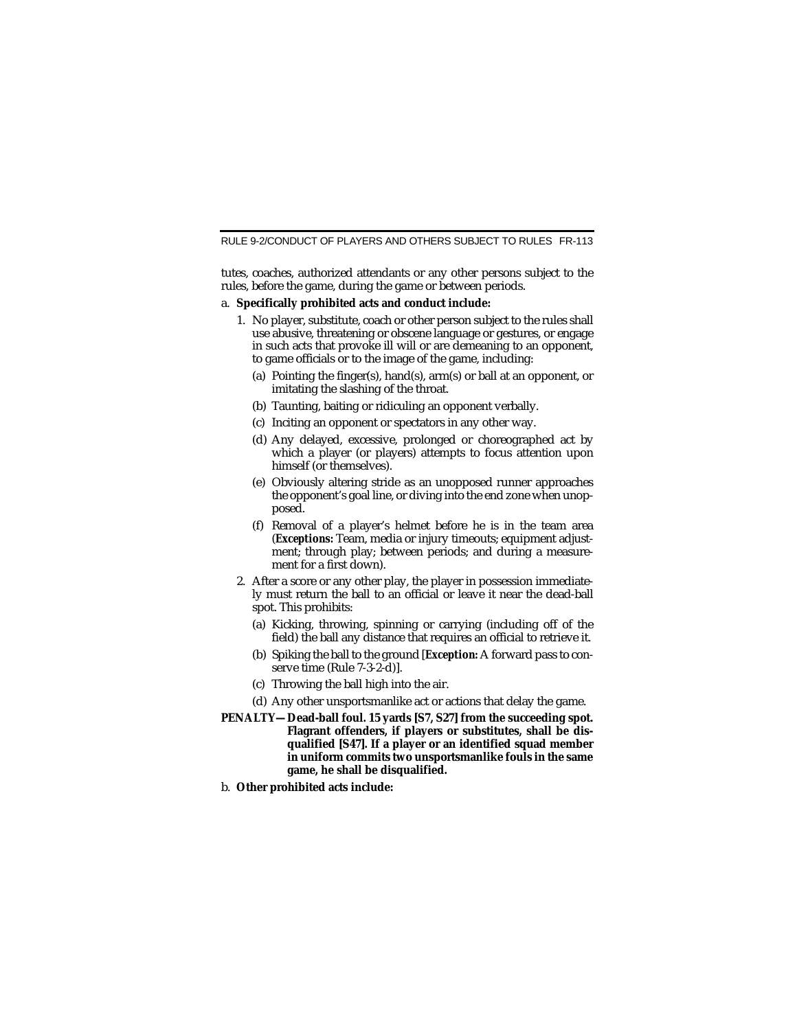tutes, coaches, authorized attendants or any other persons subject to the rules, before the game, during the game or between periods.

a. **Specifically prohibited acts and conduct include:**

1. No player, substitute, coach or other person subject to the rules shall use abusive, threatening or obscene language or gestures, or engage in such acts that provoke ill will or are demeaning to an opponent, to game officials or to the image of the game, including:

   (a) Pointing the finger(s), hand(s), arm(s) or ball at an opponent, or imitating the slashing of the throat.

   (b) Taunting, baiting or ridiculing an opponent verbally.

   (c) Inciting an opponent or spectators in any other way.

   (d) Any delayed, excessive, prolonged or choreographed act by which a player (or players) attempts to focus attention upon himself (or themselves).

   (e) Obviously altering stride as an unopposed runner approaches the opponent's goal line, or diving into the end zone when unopposed.

   (f) Removal of a player's helmet before he is in the team area (***Exceptions:*** Team, media or injury timeouts; equipment adjustment; through play; between periods; and during a measurement for a first down).

2. After a score or any other play, the player in possession immediately must return the ball to an official or leave it near the dead-ball spot. This prohibits:

   (a) Kicking, throwing, spinning or carrying (including off of the field) the ball any distance that requires an official to retrieve it.

   (b) Spiking the ball to the ground [***Exception:*** A forward pass to conserve time (Rule 7-3-2-d)].

   (c) Throwing the ball high into the air.

   (d) Any other unsportsmanlike act or actions that delay the game.

**PENALTY—Dead-ball foul. 15 yards [S7, S27] from the succeeding spot. Flagrant offenders, if players or substitutes, shall be disqualified [S47]. If a player or an identified squad member in uniform commits two unsportsmanlike fouls in the same game, he shall be disqualified.**

b. **Other prohibited acts include:**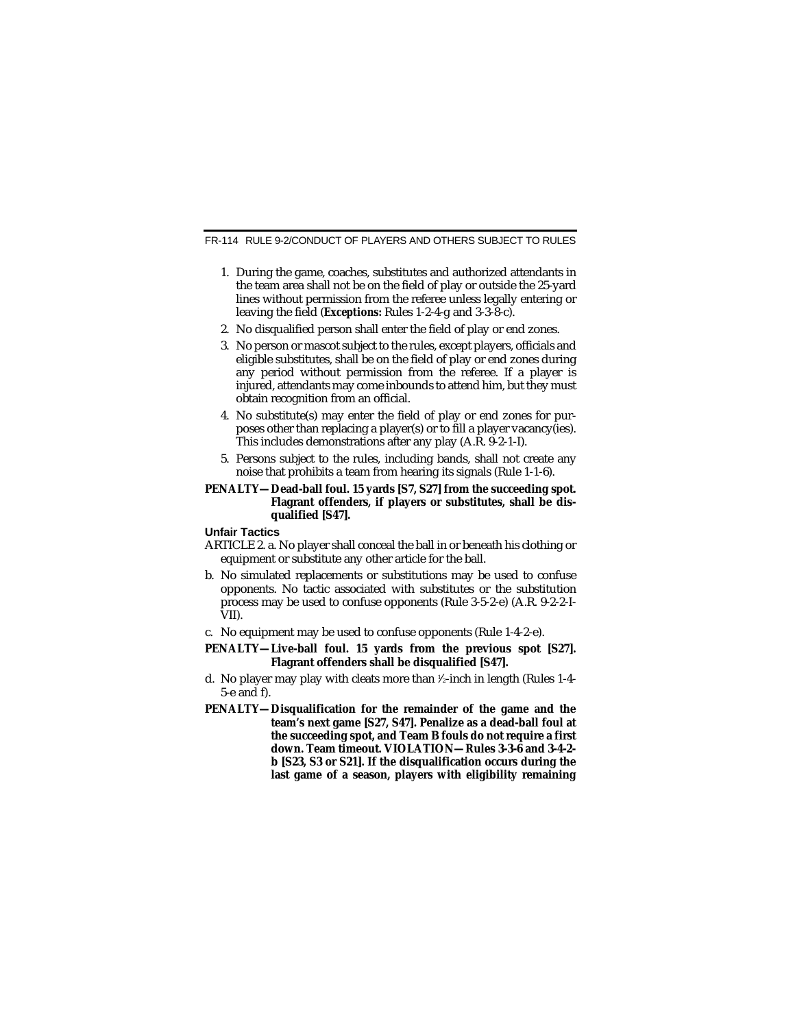1. During the game, coaches, substitutes and authorized attendants in the team area shall not be on the field of play or outside the 25-yard lines without permission from the referee unless legally entering or leaving the field (***Exceptions:*** Rules 1-2-4-g and 3-3-8-c).
2. No disqualified person shall enter the field of play or end zones.
3. No person or mascot subject to the rules, except players, officials and eligible substitutes, shall be on the field of play or end zones during any period without permission from the referee. If a player is injured, attendants may come inbounds to attend him, but they must obtain recognition from an official.
4. No substitute(s) may enter the field of play or end zones for purposes other than replacing a player(s) or to fill a player vacancy(ies). This includes demonstrations after any play (A.R. 9-2-1-I).
5. Persons subject to the rules, including bands, shall not create any noise that prohibits a team from hearing its signals (Rule 1-1-6).

**PENALTY—Dead-ball foul. 15 yards [S7, S27] from the succeeding spot. Flagrant offenders, if players or substitutes, shall be disqualified [S47].**

### Unfair Tactics

ARTICLE 2. a. No player shall conceal the ball in or beneath his clothing or equipment or substitute any other article for the ball.

b. No simulated replacements or substitutions may be used to confuse opponents. No tactic associated with substitutes or the substitution process may be used to confuse opponents (Rule 3-5-2-e) (A.R. 9-2-2-I-VII).

c. No equipment may be used to confuse opponents (Rule 1-4-2-e).

**PENALTY—Live-ball foul. 15 yards from the previous spot [S27]. Flagrant offenders shall be disqualified [S47].**

d. No player may play with cleats more than ½-inch in length (Rules 1-4-5-e and f).

**PENALTY—Disqualification for the remainder of the game and the team's next game [S27, S47]. Penalize as a dead-ball foul at the succeeding spot, and Team B fouls do not require a first down. Team timeout. *VIOLATION*—Rules 3-3-6 and 3-4-2-b [S23, S3 or S21]. If the disqualification occurs during the last game of a season, players with eligibility remaining**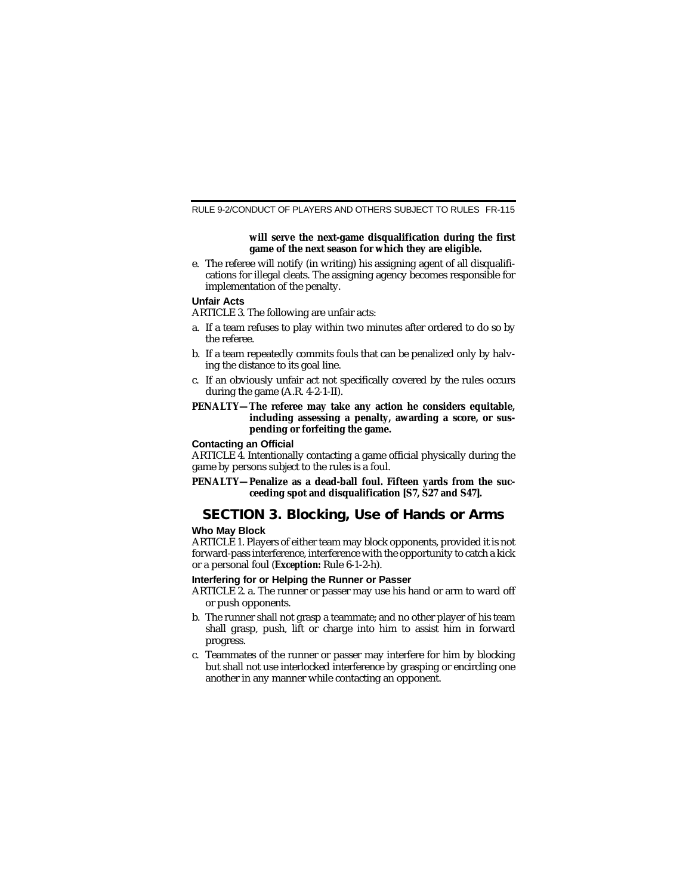**will serve the next-game disqualification during the first game of the next season for which they are eligible.**

e. The referee will notify (in writing) his assigning agent of all disqualifications for illegal cleats. The assigning agency becomes responsible for implementation of the penalty.

### Unfair Acts

ARTICLE 3. The following are unfair acts:

a. If a team refuses to play within two minutes after ordered to do so by the referee.

b. If a team repeatedly commits fouls that can be penalized only by halving the distance to its goal line.

c. If an obviously unfair act not specifically covered by the rules occurs during the game (A.R. 4-2-1-II).

**PENALTY—The referee may take any action he considers equitable, including assessing a penalty, awarding a score, or suspending or forfeiting the game.**

### Contacting an Official

ARTICLE 4. Intentionally contacting a game official physically during the game by persons subject to the rules is a foul.

**PENALTY—Penalize as a dead-ball foul. Fifteen yards from the succeeding spot and disqualification [S7, S27 and S47].**

## SECTION 3. Blocking, Use of Hands or Arms

### Who May Block

ARTICLE 1. Players of either team may block opponents, provided it is not forward-pass interference, interference with the opportunity to catch a kick or a personal foul (***Exception:*** Rule 6-1-2-h).

### Interfering for or Helping the Runner or Passer

ARTICLE 2. a. The runner or passer may use his hand or arm to ward off or push opponents.

b. The runner shall not grasp a teammate; and no other player of his team shall grasp, push, lift or charge into him to assist him in forward progress.

c. Teammates of the runner or passer may interfere for him by blocking but shall not use interlocked interference by grasping or encircling one another in any manner while contacting an opponent.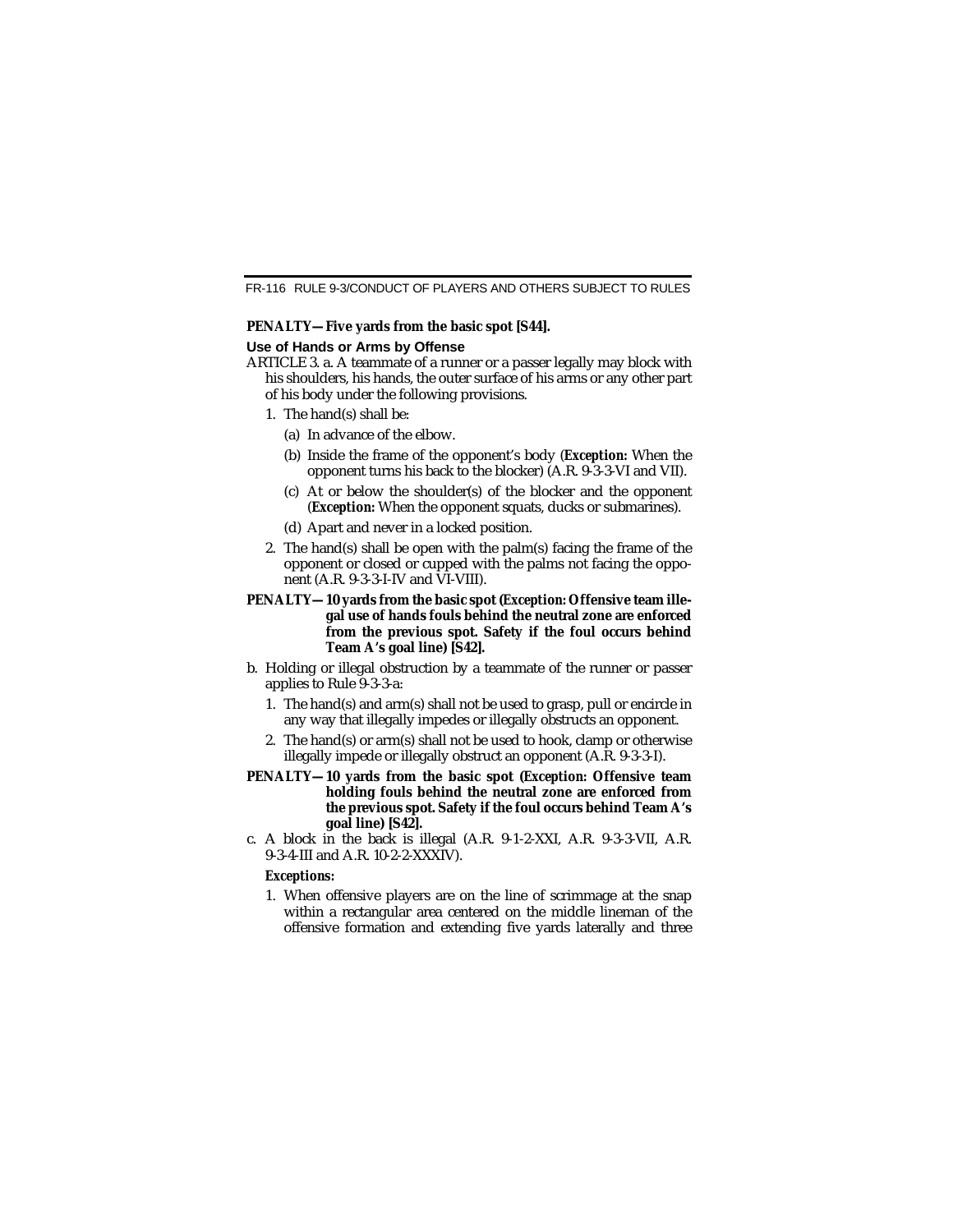**PENALTY—Five yards from the basic spot [S44].**

### Use of Hands or Arms by Offense

ARTICLE 3. a. A teammate of a runner or a passer legally may block with his shoulders, his hands, the outer surface of his arms or any other part of his body under the following provisions.

1. The hand(s) shall be:
   - (a) In advance of the elbow.
   - (b) Inside the frame of the opponent's body (***Exception:*** When the opponent turns his back to the blocker) (A.R. 9-3-3-VI and VII).
   - (c) At or below the shoulder(s) of the blocker and the opponent (***Exception:*** When the opponent squats, ducks or submarines).
   - (d) Apart and never in a locked position.
2. The hand(s) shall be open with the palm(s) facing the frame of the opponent or closed or cupped with the palms not facing the opponent (A.R. 9-3-3-I-IV and VI-VIII).

**PENALTY—10 yards from the basic spot (*Exception:* Offensive team illegal use of hands fouls behind the neutral zone are enforced from the previous spot. Safety if the foul occurs behind Team A's goal line) [S42].**

b. Holding or illegal obstruction by a teammate of the runner or passer applies to Rule 9-3-3-a:

1. The hand(s) and arm(s) shall not be used to grasp, pull or encircle in any way that illegally impedes or illegally obstructs an opponent.
2. The hand(s) or arm(s) shall not be used to hook, clamp or otherwise illegally impede or illegally obstruct an opponent (A.R. 9-3-3-I).

**PENALTY—10 yards from the basic spot (*Exception:* Offensive team holding fouls behind the neutral zone are enforced from the previous spot. Safety if the foul occurs behind Team A's goal line) [S42].**

c. A block in the back is illegal (A.R. 9-1-2-XXI, A.R. 9-3-3-VII, A.R. 9-3-4-III and A.R. 10-2-2-XXXIV).

***Exceptions:***

1. When offensive players are on the line of scrimmage at the snap within a rectangular area centered on the middle lineman of the offensive formation and extending five yards laterally and three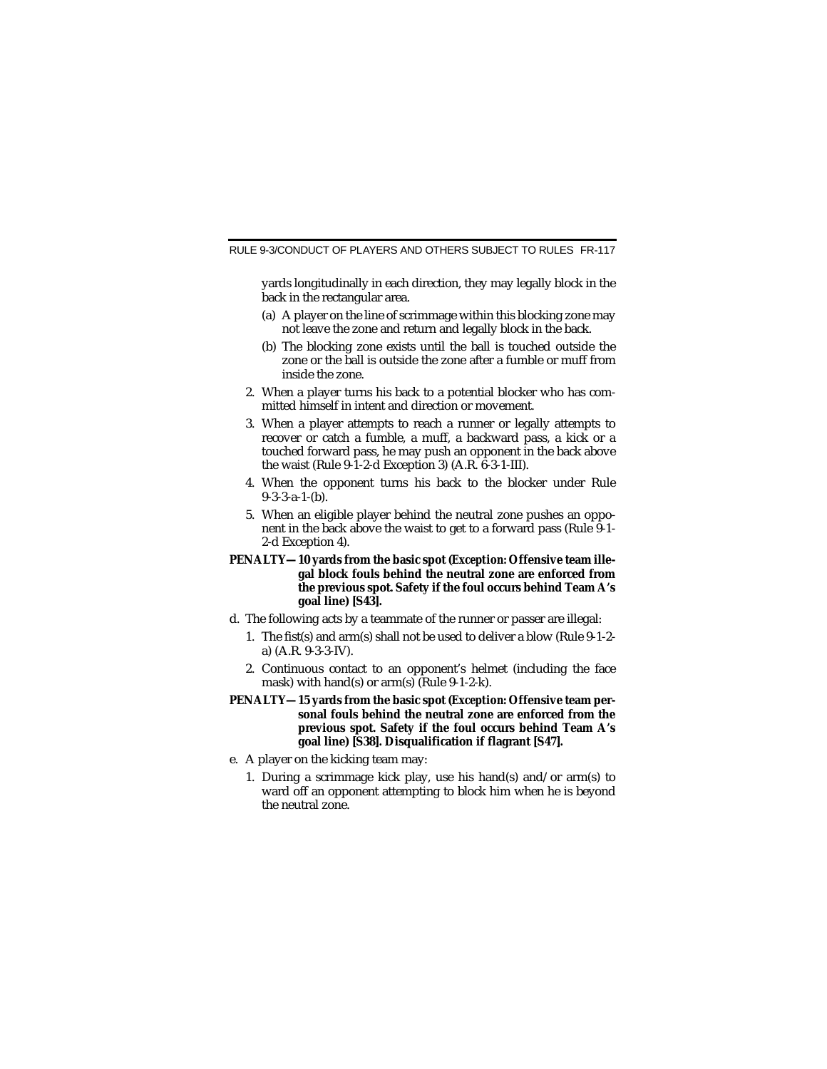yards longitudinally in each direction, they may legally block in the back in the rectangular area.

   (a) A player on the line of scrimmage within this blocking zone may not leave the zone and return and legally block in the back.

   (b) The blocking zone exists until the ball is touched outside the zone or the ball is outside the zone after a fumble or muff from inside the zone.

2. When a player turns his back to a potential blocker who has committed himself in intent and direction or movement.

3. When a player attempts to reach a runner or legally attempts to recover or catch a fumble, a muff, a backward pass, a kick or a touched forward pass, he may push an opponent in the back above the waist (Rule 9-1-2-d Exception 3) (A.R. 6-3-1-III).

4. When the opponent turns his back to the blocker under Rule 9-3-3-a-1-(b).

5. When an eligible player behind the neutral zone pushes an opponent in the back above the waist to get to a forward pass (Rule 9-1-2-d Exception 4).

**PENALTY—10 yards from the basic spot (*Exception:* Offensive team illegal block fouls behind the neutral zone are enforced from the previous spot. Safety if the foul occurs behind Team A's goal line) [S43].**

d. The following acts by a teammate of the runner or passer are illegal:

1. The fist(s) and arm(s) shall not be used to deliver a blow (Rule 9-1-2-a) (A.R. 9-3-3-IV).

2. Continuous contact to an opponent's helmet (including the face mask) with hand(s) or arm(s) (Rule 9-1-2-k).

**PENALTY—15 yards from the basic spot (*Exception:* Offensive team personal fouls behind the neutral zone are enforced from the previous spot. Safety if the foul occurs behind Team A's goal line) [S38]. Disqualification if flagrant [S47].**

e. A player on the kicking team may:

1. During a scrimmage kick play, use his hand(s) and/or arm(s) to ward off an opponent attempting to block him when he is beyond the neutral zone.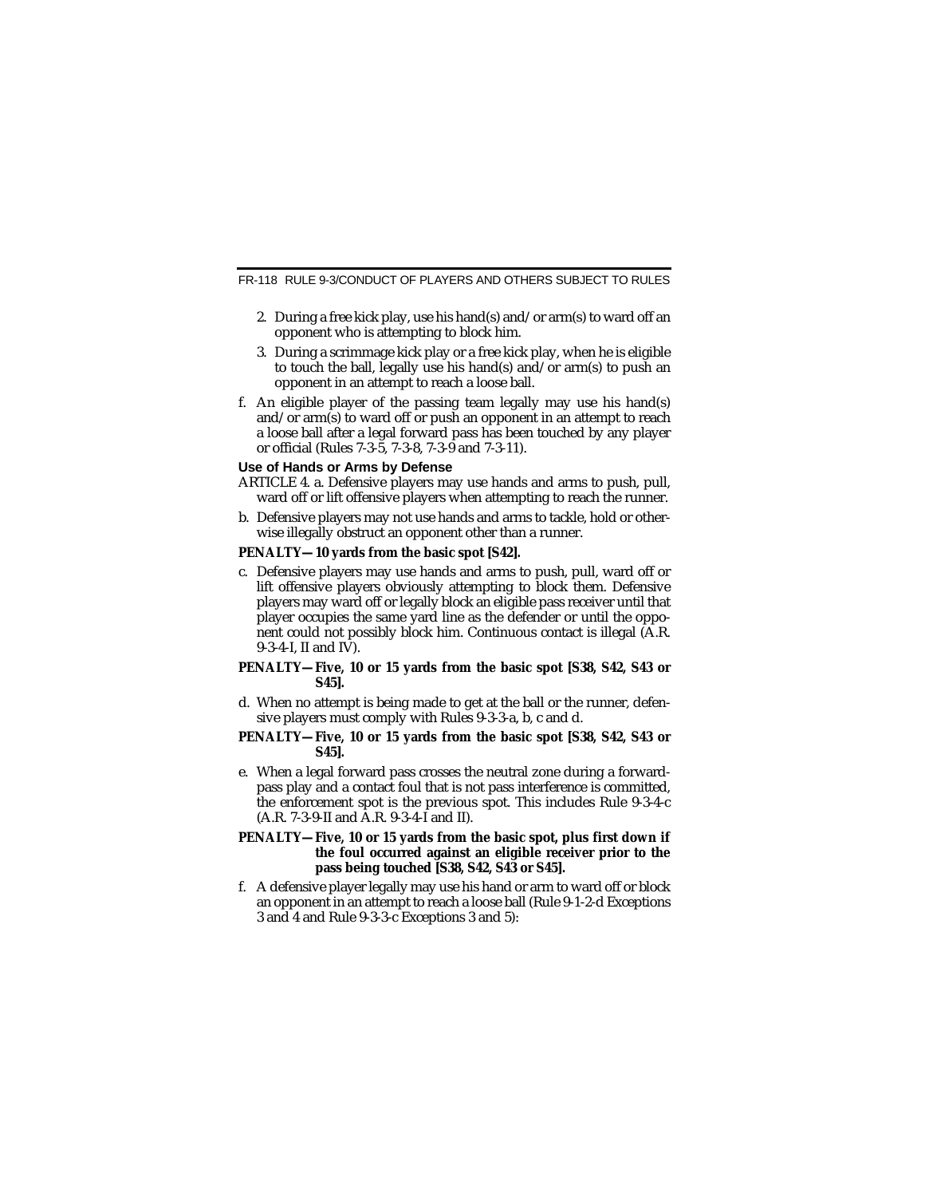2. During a free kick play, use his hand(s) and/or arm(s) to ward off an opponent who is attempting to block him.
3. During a scrimmage kick play or a free kick play, when he is eligible to touch the ball, legally use his hand(s) and/or arm(s) to push an opponent in an attempt to reach a loose ball.

f. An eligible player of the passing team legally may use his hand(s) and/or arm(s) to ward off or push an opponent in an attempt to reach a loose ball after a legal forward pass has been touched by any player or official (Rules 7-3-5, 7-3-8, 7-3-9 and 7-3-11).

### Use of Hands or Arms by Defense

ARTICLE 4. a. Defensive players may use hands and arms to push, pull, ward off or lift offensive players when attempting to reach the runner.

b. Defensive players may not use hands and arms to tackle, hold or otherwise illegally obstruct an opponent other than a runner.

**PENALTY—10 yards from the basic spot [S42].**

c. Defensive players may use hands and arms to push, pull, ward off or lift offensive players obviously attempting to block them. Defensive players may ward off or legally block an eligible pass receiver until that player occupies the same yard line as the defender or until the opponent could not possibly block him. Continuous contact is illegal (A.R. 9-3-4-I, II and IV).

**PENALTY—Five, 10 or 15 yards from the basic spot [S38, S42, S43 or S45].**

d. When no attempt is being made to get at the ball or the runner, defensive players must comply with Rules 9-3-3-a, b, c and d.

**PENALTY—Five, 10 or 15 yards from the basic spot [S38, S42, S43 or S45].**

e. When a legal forward pass crosses the neutral zone during a forward-pass play and a contact foul that is not pass interference is committed, the enforcement spot is the previous spot. This includes Rule 9-3-4-c (A.R. 7-3-9-II and A.R. 9-3-4-I and II).

**PENALTY—Five, 10 or 15 yards from the basic spot, plus first down if the foul occurred against an eligible receiver prior to the pass being touched [S38, S42, S43 or S45].**

f. A defensive player legally may use his hand or arm to ward off or block an opponent in an attempt to reach a loose ball (Rule 9-1-2-d Exceptions 3 and 4 and Rule 9-3-3-c Exceptions 3 and 5):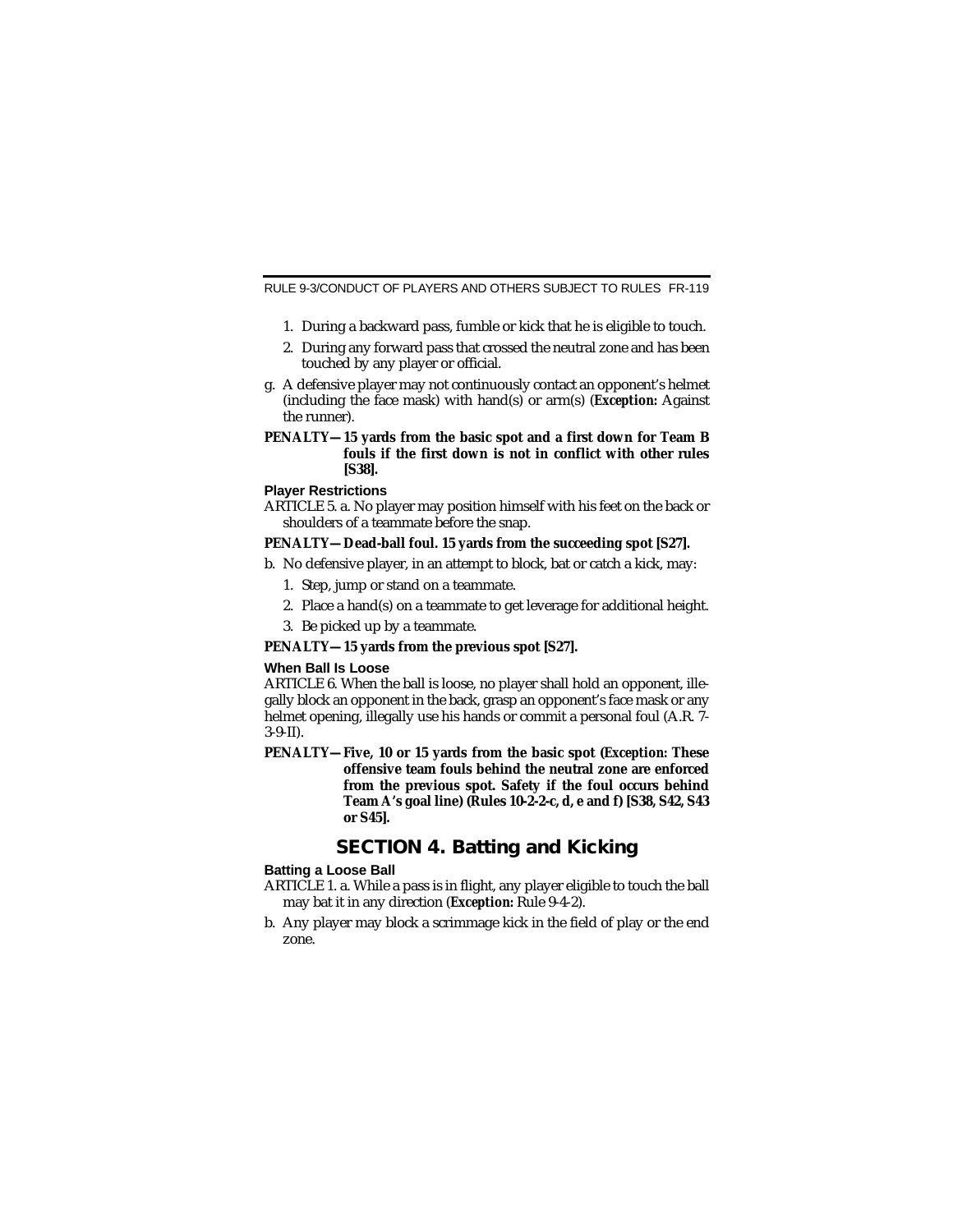1. During a backward pass, fumble or kick that he is eligible to touch.
2. During any forward pass that crossed the neutral zone and has been touched by any player or official.

g. A defensive player may not continuously contact an opponent's helmet (including the face mask) with hand(s) or arm(s) (***Exception:*** Against the runner).

**PENALTY—15 yards from the basic spot and a first down for Team B fouls if the first down is not in conflict with other rules [S38].**

### Player Restrictions

ARTICLE 5. a. No player may position himself with his feet on the back or shoulders of a teammate before the snap.

**PENALTY—Dead-ball foul. 15 yards from the succeeding spot [S27].**

b. No defensive player, in an attempt to block, bat or catch a kick, may:
1. Step, jump or stand on a teammate.
2. Place a hand(s) on a teammate to get leverage for additional height.
3. Be picked up by a teammate.

**PENALTY—15 yards from the previous spot [S27].**

### When Ball Is Loose

ARTICLE 6. When the ball is loose, no player shall hold an opponent, illegally block an opponent in the back, grasp an opponent's face mask or any helmet opening, illegally use his hands or commit a personal foul (A.R. 7-3-9-II).

**PENALTY—Five, 10 or 15 yards from the basic spot (*Exception:* These offensive team fouls behind the neutral zone are enforced from the previous spot. Safety if the foul occurs behind Team A's goal line) (Rules 10-2-2-c, d, e and f) [S38, S42, S43 or S45].**

## SECTION 4. Batting and Kicking

### Batting a Loose Ball

ARTICLE 1. a. While a pass is in flight, any player eligible to touch the ball may bat it in any direction (***Exception:*** Rule 9-4-2).

b. Any player may block a scrimmage kick in the field of play or the end zone.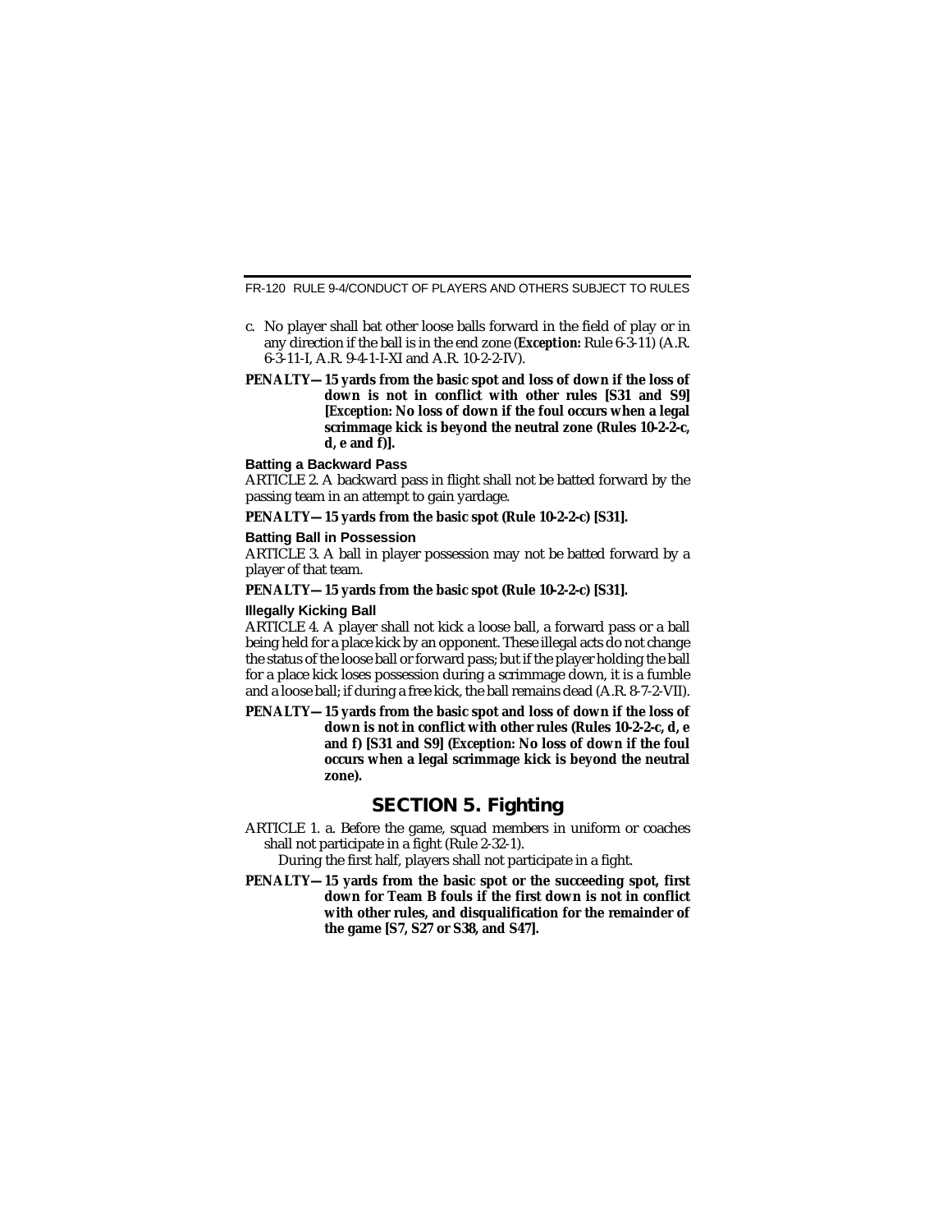c. No player shall bat other loose balls forward in the field of play or in any direction if the ball is in the end zone (*Exception:* Rule 6-3-11) (A.R. 6-3-11-I, A.R. 9-4-1-I-XI and A.R. 10-2-2-IV).

**PENALTY—15 yards from the basic spot and loss of down if the loss of down is not in conflict with other rules [S31 and S9] [*Exception:* No loss of down if the foul occurs when a legal scrimmage kick is beyond the neutral zone (Rules 10-2-2-c, d, e and f)].**

### Batting a Backward Pass

ARTICLE 2. A backward pass in flight shall not be batted forward by the passing team in an attempt to gain yardage.

**PENALTY—15 yards from the basic spot (Rule 10-2-2-c) [S31].**

### Batting Ball in Possession

ARTICLE 3. A ball in player possession may not be batted forward by a player of that team.

**PENALTY—15 yards from the basic spot (Rule 10-2-2-c) [S31].**

### Illegally Kicking Ball

ARTICLE 4. A player shall not kick a loose ball, a forward pass or a ball being held for a place kick by an opponent. These illegal acts do not change the status of the loose ball or forward pass; but if the player holding the ball for a place kick loses possession during a scrimmage down, it is a fumble and a loose ball; if during a free kick, the ball remains dead (A.R. 8-7-2-VII).

**PENALTY—15 yards from the basic spot and loss of down if the loss of down is not in conflict with other rules (Rules 10-2-2-c, d, e and f) [S31 and S9] (*Exception:* No loss of down if the foul occurs when a legal scrimmage kick is beyond the neutral zone).**

## SECTION 5. Fighting

ARTICLE 1. a. Before the game, squad members in uniform or coaches shall not participate in a fight (Rule 2-32-1).

During the first half, players shall not participate in a fight.

**PENALTY—15 yards from the basic spot or the succeeding spot, first down for Team B fouls if the first down is not in conflict with other rules, and disqualification for the remainder of the game [S7, S27 or S38, and S47].**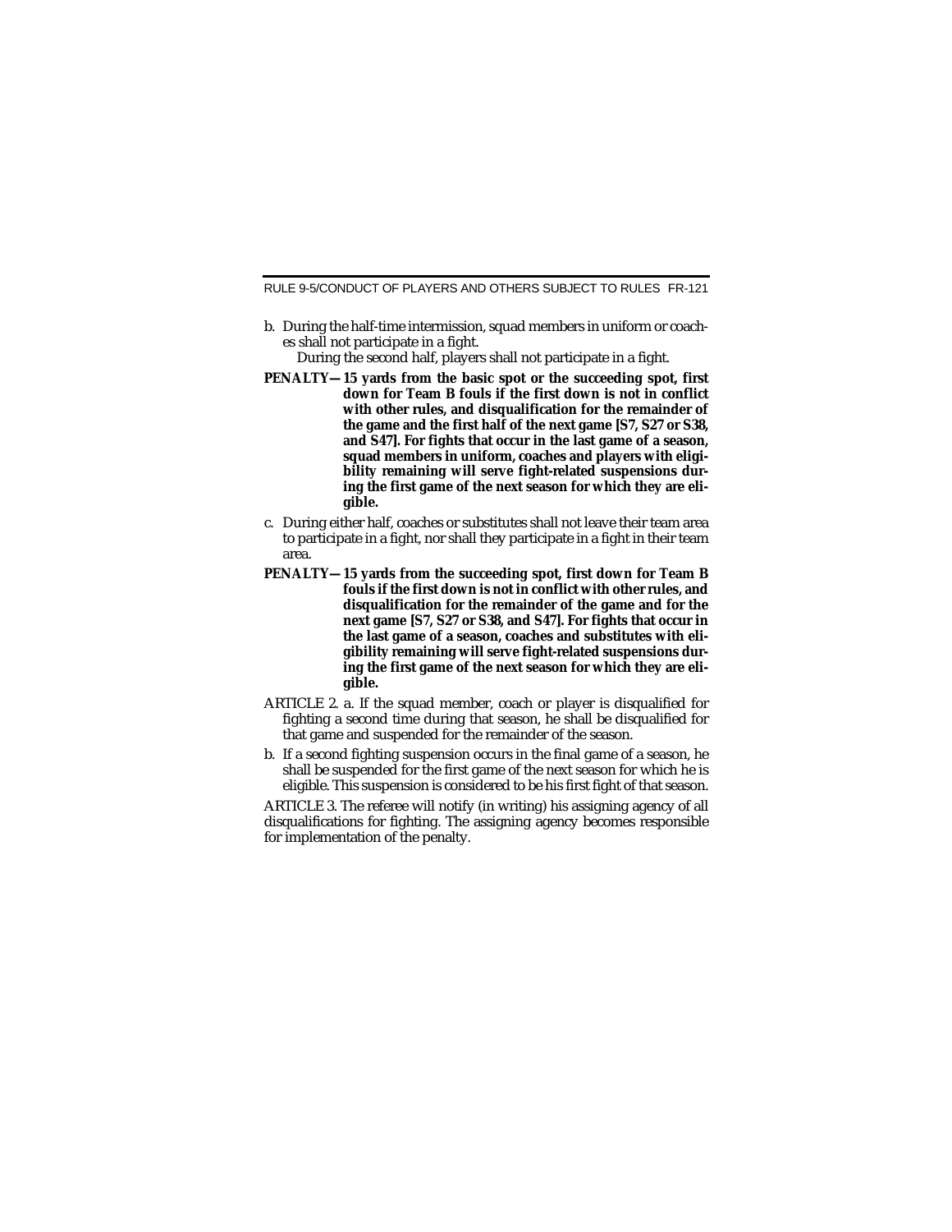b. During the half-time intermission, squad members in uniform or coaches shall not participate in a fight.

During the second half, players shall not participate in a fight.

**PENALTY—15 yards from the basic spot or the succeeding spot, first down for Team B fouls if the first down is not in conflict with other rules, and disqualification for the remainder of the game and the first half of the next game [S7, S27 or S38, and S47]. For fights that occur in the last game of a season, squad members in uniform, coaches and players with eligibility remaining will serve fight-related suspensions during the first game of the next season for which they are eligible.**

c. During either half, coaches or substitutes shall not leave their team area to participate in a fight, nor shall they participate in a fight in their team area.

**PENALTY—15 yards from the succeeding spot, first down for Team B fouls if the first down is not in conflict with other rules, and disqualification for the remainder of the game and for the next game [S7, S27 or S38, and S47]. For fights that occur in the last game of a season, coaches and substitutes with eligibility remaining will serve fight-related suspensions during the first game of the next season for which they are eligible.**

ARTICLE 2. a. If the squad member, coach or player is disqualified for fighting a second time during that season, he shall be disqualified for that game and suspended for the remainder of the season.

b. If a second fighting suspension occurs in the final game of a season, he shall be suspended for the first game of the next season for which he is eligible. This suspension is considered to be his first fight of that season.

ARTICLE 3. The referee will notify (in writing) his assigning agency of all disqualifications for fighting. The assigning agency becomes responsible for implementation of the penalty.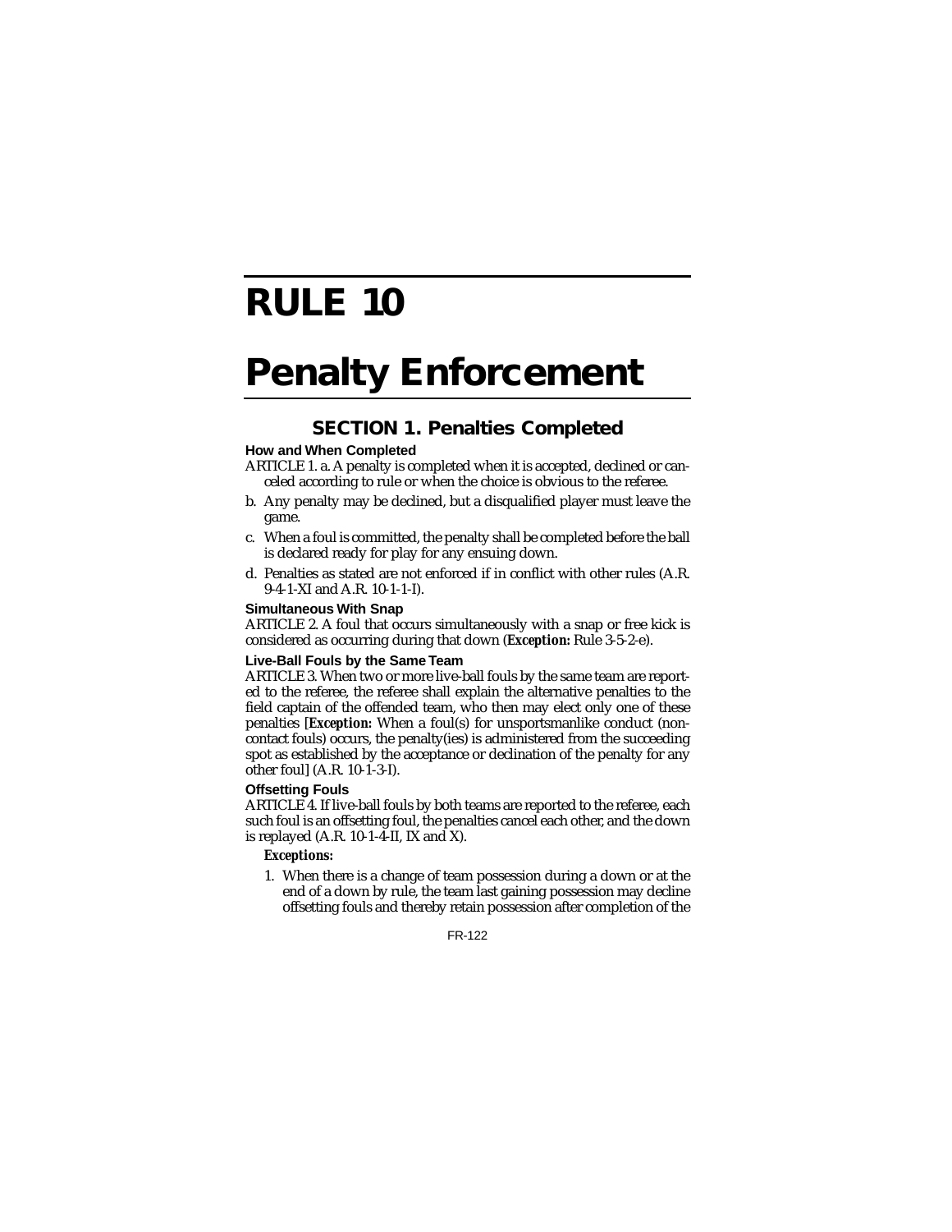# RULE 10

# Penalty Enforcement

## SECTION 1. Penalties Completed

### How and When Completed

ARTICLE 1. a. A penalty is completed when it is accepted, declined or canceled according to rule or when the choice is obvious to the referee.

b. Any penalty may be declined, but a disqualified player must leave the game.

c. When a foul is committed, the penalty shall be completed before the ball is declared ready for play for any ensuing down.

d. Penalties as stated are not enforced if in conflict with other rules (A.R. 9-4-1-XI and A.R. 10-1-1-I).

### Simultaneous With Snap

ARTICLE 2. A foul that occurs simultaneously with a snap or free kick is considered as occurring during that down (***Exception:*** Rule 3-5-2-e).

### Live-Ball Fouls by the Same Team

ARTICLE 3. When two or more live-ball fouls by the same team are reported to the referee, the referee shall explain the alternative penalties to the field captain of the offended team, who then may elect only one of these penalties [***Exception:*** When a foul(s) for unsportsmanlike conduct (noncontact fouls) occurs, the penalty(ies) is administered from the succeeding spot as established by the acceptance or declination of the penalty for any other foul] (A.R. 10-1-3-I).

### Offsetting Fouls

ARTICLE 4. If live-ball fouls by both teams are reported to the referee, each such foul is an offsetting foul, the penalties cancel each other, and the down is replayed (A.R. 10-1-4-II, IX and X).

***Exceptions:***

1. When there is a change of team possession during a down or at the end of a down by rule, the team last gaining possession may decline offsetting fouls and thereby retain possession after completion of the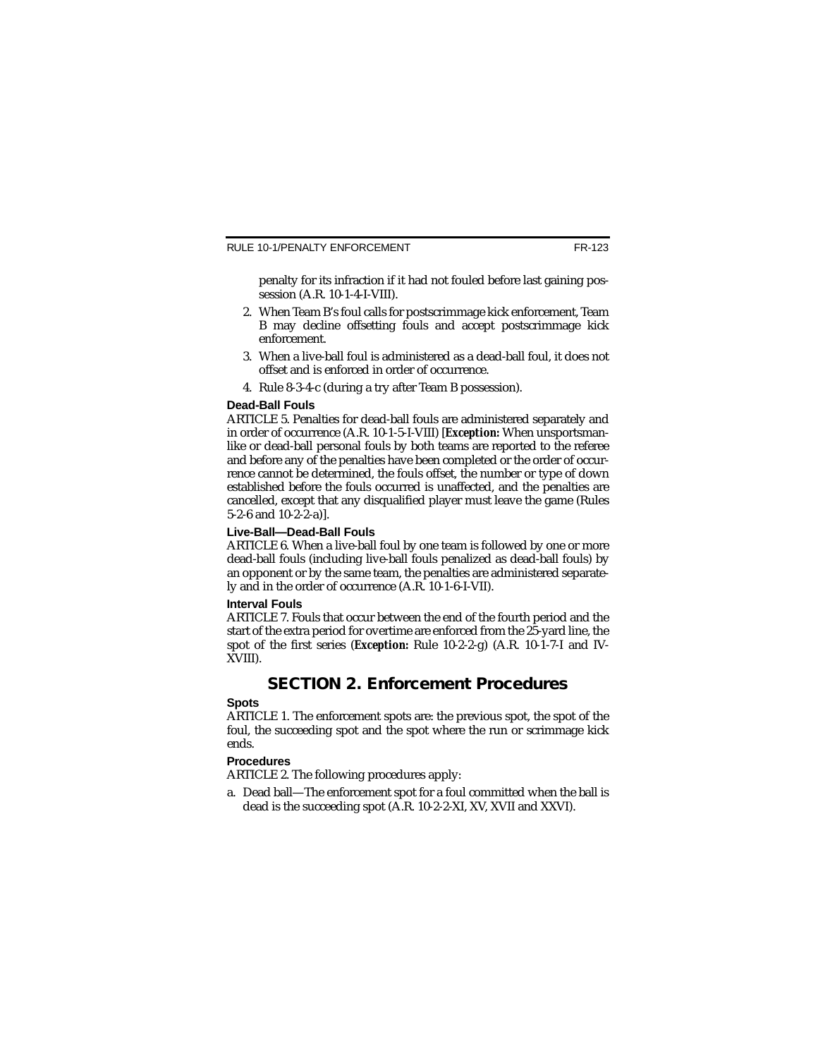penalty for its infraction if it had not fouled before last gaining possession (A.R. 10-1-4-I-VIII).

2. When Team B's foul calls for postscrimmage kick enforcement, Team B may decline offsetting fouls and accept postscrimmage kick enforcement.
3. When a live-ball foul is administered as a dead-ball foul, it does not offset and is enforced in order of occurrence.
4. Rule 8-3-4-c (during a try after Team B possession).

### Dead-Ball Fouls

ARTICLE 5. Penalties for dead-ball fouls are administered separately and in order of occurrence (A.R. 10-1-5-I-VIII) [***Exception:*** When unsportsmanlike or dead-ball personal fouls by both teams are reported to the referee and before any of the penalties have been completed or the order of occurrence cannot be determined, the fouls offset, the number or type of down established before the fouls occurred is unaffected, and the penalties are cancelled, except that any disqualified player must leave the game (Rules 5-2-6 and 10-2-2-a)].

### Live-Ball—Dead-Ball Fouls

ARTICLE 6. When a live-ball foul by one team is followed by one or more dead-ball fouls (including live-ball fouls penalized as dead-ball fouls) by an opponent or by the same team, the penalties are administered separately and in the order of occurrence (A.R. 10-1-6-I-VII).

### Interval Fouls

ARTICLE 7. Fouls that occur between the end of the fourth period and the start of the extra period for overtime are enforced from the 25-yard line, the spot of the first series (***Exception:*** Rule 10-2-2-g) (A.R. 10-1-7-I and IV-XVIII).

## SECTION 2. Enforcement Procedures

### Spots

ARTICLE 1. The enforcement spots are: the previous spot, the spot of the foul, the succeeding spot and the spot where the run or scrimmage kick ends.

### Procedures

ARTICLE 2. The following procedures apply:

a. Dead ball—The enforcement spot for a foul committed when the ball is dead is the succeeding spot (A.R. 10-2-2-XI, XV, XVII and XXVI).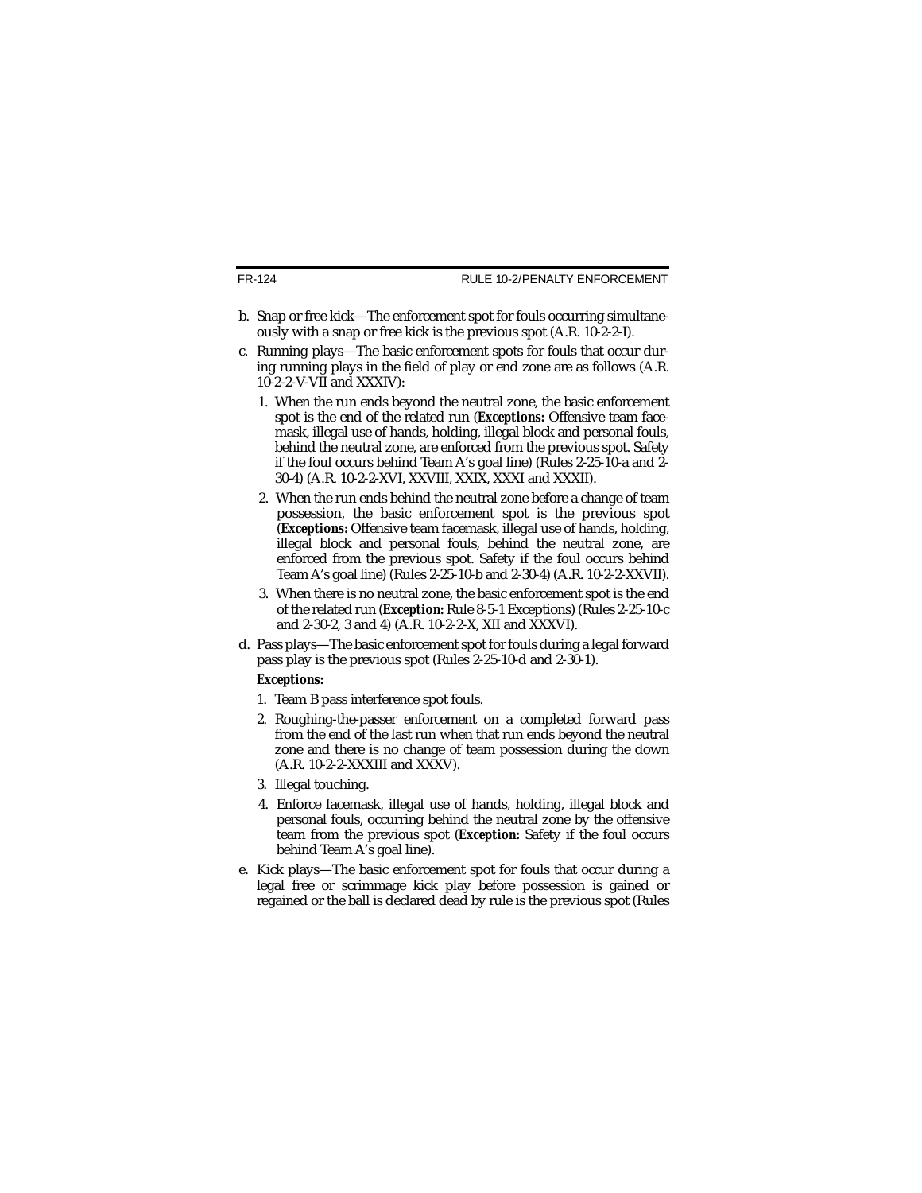b. Snap or free kick—The enforcement spot for fouls occurring simultaneously with a snap or free kick is the previous spot (A.R. 10-2-2-I).

c. Running plays—The basic enforcement spots for fouls that occur during running plays in the field of play or end zone are as follows (A.R. 10-2-2-V-VII and XXXIV):

   1. When the run ends beyond the neutral zone, the basic enforcement spot is the end of the related run (***Exceptions:*** Offensive team facemask, illegal use of hands, holding, illegal block and personal fouls, behind the neutral zone, are enforced from the previous spot. Safety if the foul occurs behind Team A's goal line) (Rules 2-25-10-a and 2-30-4) (A.R. 10-2-2-XVI, XXVIII, XXIX, XXXI and XXXII).

   2. When the run ends behind the neutral zone before a change of team possession, the basic enforcement spot is the previous spot (***Exceptions:*** Offensive team facemask, illegal use of hands, holding, illegal block and personal fouls, behind the neutral zone, are enforced from the previous spot. Safety if the foul occurs behind Team A's goal line) (Rules 2-25-10-b and 2-30-4) (A.R. 10-2-2-XXVII).

   3. When there is no neutral zone, the basic enforcement spot is the end of the related run (***Exception:*** Rule 8-5-1 Exceptions) (Rules 2-25-10-c and 2-30-2, 3 and 4) (A.R. 10-2-2-X, XII and XXXVI).

d. Pass plays—The basic enforcement spot for fouls during a legal forward pass play is the previous spot (Rules 2-25-10-d and 2-30-1).

   ***Exceptions:***

   1. Team B pass interference spot fouls.

   2. Roughing-the-passer enforcement on a completed forward pass from the end of the last run when that run ends beyond the neutral zone and there is no change of team possession during the down (A.R. 10-2-2-XXXIII and XXXV).

   3. Illegal touching.

   4. Enforce facemask, illegal use of hands, holding, illegal block and personal fouls, occurring behind the neutral zone by the offensive team from the previous spot (***Exception:*** Safety if the foul occurs behind Team A's goal line).

e. Kick plays—The basic enforcement spot for fouls that occur during a legal free or scrimmage kick play before possession is gained or regained or the ball is declared dead by rule is the previous spot (Rules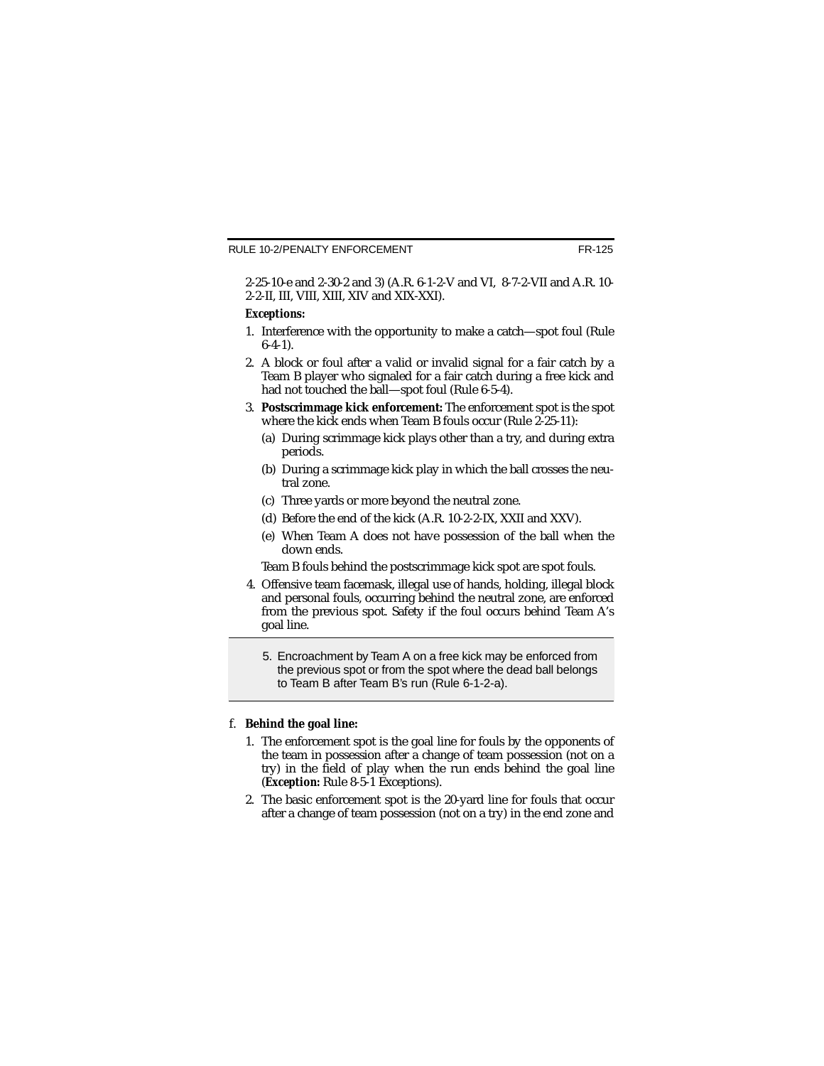2-25-10-e and 2-30-2 and 3) (A.R. 6-1-2-V and VI, 8-7-2-VII and A.R. 10-2-2-II, III, VIII, XIII, XIV and XIX-XXI).

***Exceptions:***

1. Interference with the opportunity to make a catch—spot foul (Rule 6-4-1).
2. A block or foul after a valid or invalid signal for a fair catch by a Team B player who signaled for a fair catch during a free kick and had not touched the ball—spot foul (Rule 6-5-4).
3. **Postscrimmage kick enforcement:** The enforcement spot is the spot where the kick ends when Team B fouls occur (Rule 2-25-11):
   (a) During scrimmage kick plays other than a try, and during extra periods.
   (b) During a scrimmage kick play in which the ball crosses the neutral zone.
   (c) Three yards or more beyond the neutral zone.
   (d) Before the end of the kick (A.R. 10-2-2-IX, XXII and XXV).
   (e) When Team A does not have possession of the ball when the down ends.

   Team B fouls behind the postscrimmage kick spot are spot fouls.
4. Offensive team facemask, illegal use of hands, holding, illegal block and personal fouls, occurring behind the neutral zone, are enforced from the previous spot. Safety if the foul occurs behind Team A's goal line.
5. Encroachment by Team A on a free kick may be enforced from the previous spot or from the spot where the dead ball belongs to Team B after Team B's run (Rule 6-1-2-a).

f. **Behind the goal line:**

1. The enforcement spot is the goal line for fouls by the opponents of the team in possession after a change of team possession (not on a try) in the field of play when the run ends behind the goal line (***Exception:*** Rule 8-5-1 Exceptions).
2. The basic enforcement spot is the 20-yard line for fouls that occur after a change of team possession (not on a try) in the end zone and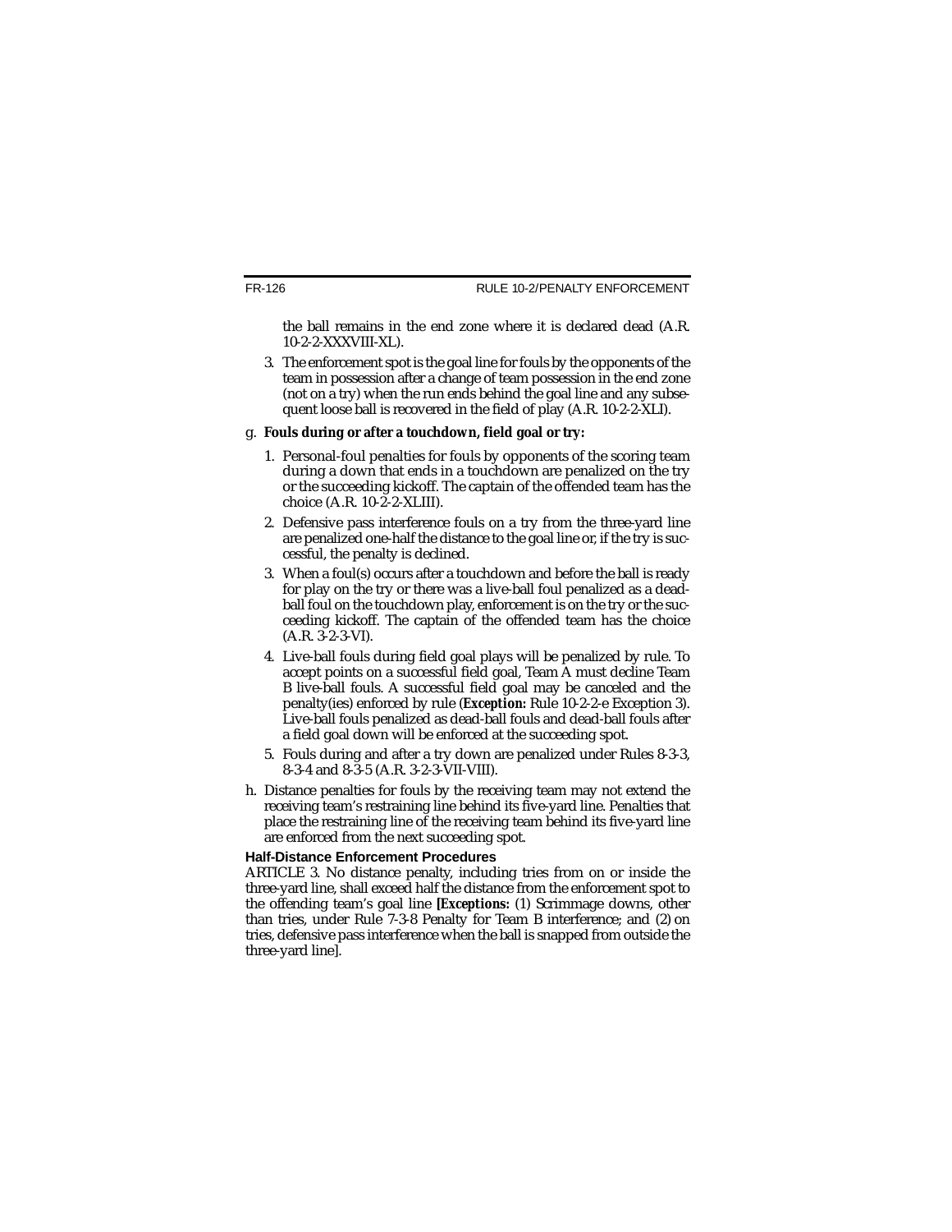the ball remains in the end zone where it is declared dead (A.R. 10-2-2-XXXVIII-XL).

3. The enforcement spot is the goal line for fouls by the opponents of the team in possession after a change of team possession in the end zone (not on a try) when the run ends behind the goal line and any subsequent loose ball is recovered in the field of play (A.R. 10-2-2-XLI).

g. **Fouls during or after a touchdown, field goal or try:**

   1. Personal-foul penalties for fouls by opponents of the scoring team during a down that ends in a touchdown are penalized on the try or the succeeding kickoff. The captain of the offended team has the choice (A.R. 10-2-2-XLIII).

   2. Defensive pass interference fouls on a try from the three-yard line are penalized one-half the distance to the goal line or, if the try is successful, the penalty is declined.

   3. When a foul(s) occurs after a touchdown and before the ball is ready for play on the try or there was a live-ball foul penalized as a dead-ball foul on the touchdown play, enforcement is on the try or the succeeding kickoff. The captain of the offended team has the choice (A.R. 3-2-3-VI).

   4. Live-ball fouls during field goal plays will be penalized by rule. To accept points on a successful field goal, Team A must decline Team B live-ball fouls. A successful field goal may be canceled and the penalty(ies) enforced by rule (***Exception:*** Rule 10-2-2-e Exception 3). Live-ball fouls penalized as dead-ball fouls and dead-ball fouls after a field goal down will be enforced at the succeeding spot.

   5. Fouls during and after a try down are penalized under Rules 8-3-3, 8-3-4 and 8-3-5 (A.R. 3-2-3-VII-VIII).

h. Distance penalties for fouls by the receiving team may not extend the receiving team's restraining line behind its five-yard line. Penalties that place the restraining line of the receiving team behind its five-yard line are enforced from the next succeeding spot.

**Half-Distance Enforcement Procedures**

ARTICLE 3. No distance penalty, including tries from on or inside the three-yard line, shall exceed half the distance from the enforcement spot to the offending team's goal line **[*Exceptions:*** (1) Scrimmage downs, other than tries, under Rule 7-3-8 Penalty for Team B interference; and (2) on tries, defensive pass interference when the ball is snapped from outside the three-yard line].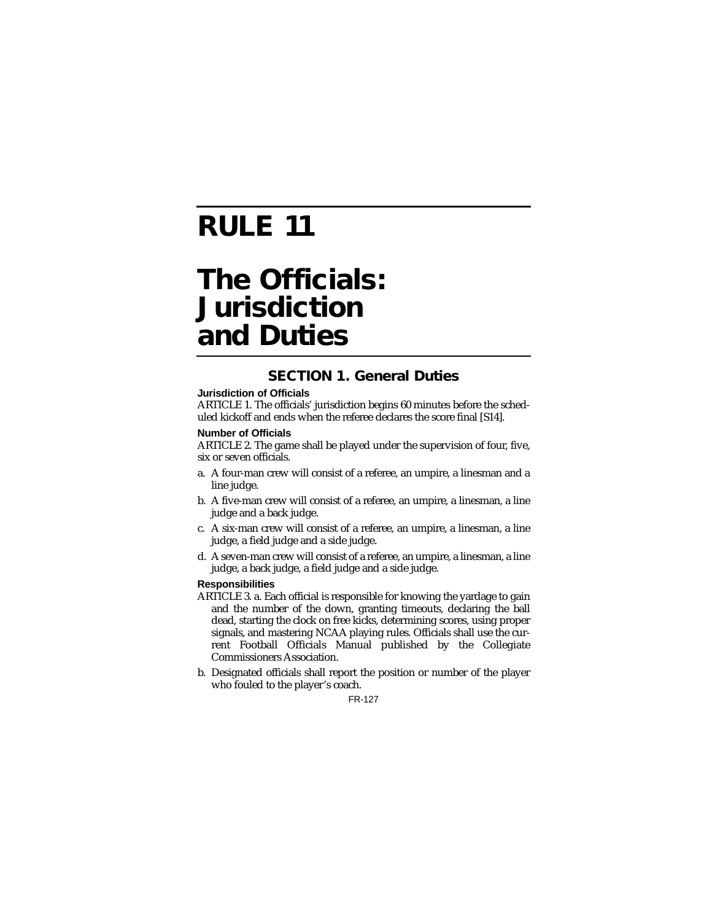# RULE 11

# The Officials: Jurisdiction and Duties

## SECTION 1. General Duties

**Jurisdiction of Officials**

ARTICLE 1. The officials' jurisdiction begins 60 minutes before the scheduled kickoff and ends when the referee declares the score final [S14].

**Number of Officials**

ARTICLE 2. The game shall be played under the supervision of four, five, six or seven officials.

a. A four-man crew will consist of a referee, an umpire, a linesman and a line judge.
b. A five-man crew will consist of a referee, an umpire, a linesman, a line judge and a back judge.
c. A six-man crew will consist of a referee, an umpire, a linesman, a line judge, a field judge and a side judge.
d. A seven-man crew will consist of a referee, an umpire, a linesman, a line judge, a back judge, a field judge and a side judge.

**Responsibilities**

ARTICLE 3. a. Each official is responsible for knowing the yardage to gain and the number of the down, granting timeouts, declaring the ball dead, starting the clock on free kicks, determining scores, using proper signals, and mastering NCAA playing rules. Officials shall use the current Football Officials Manual published by the Collegiate Commissioners Association.

b. Designated officials shall report the position or number of the player who fouled to the player's coach.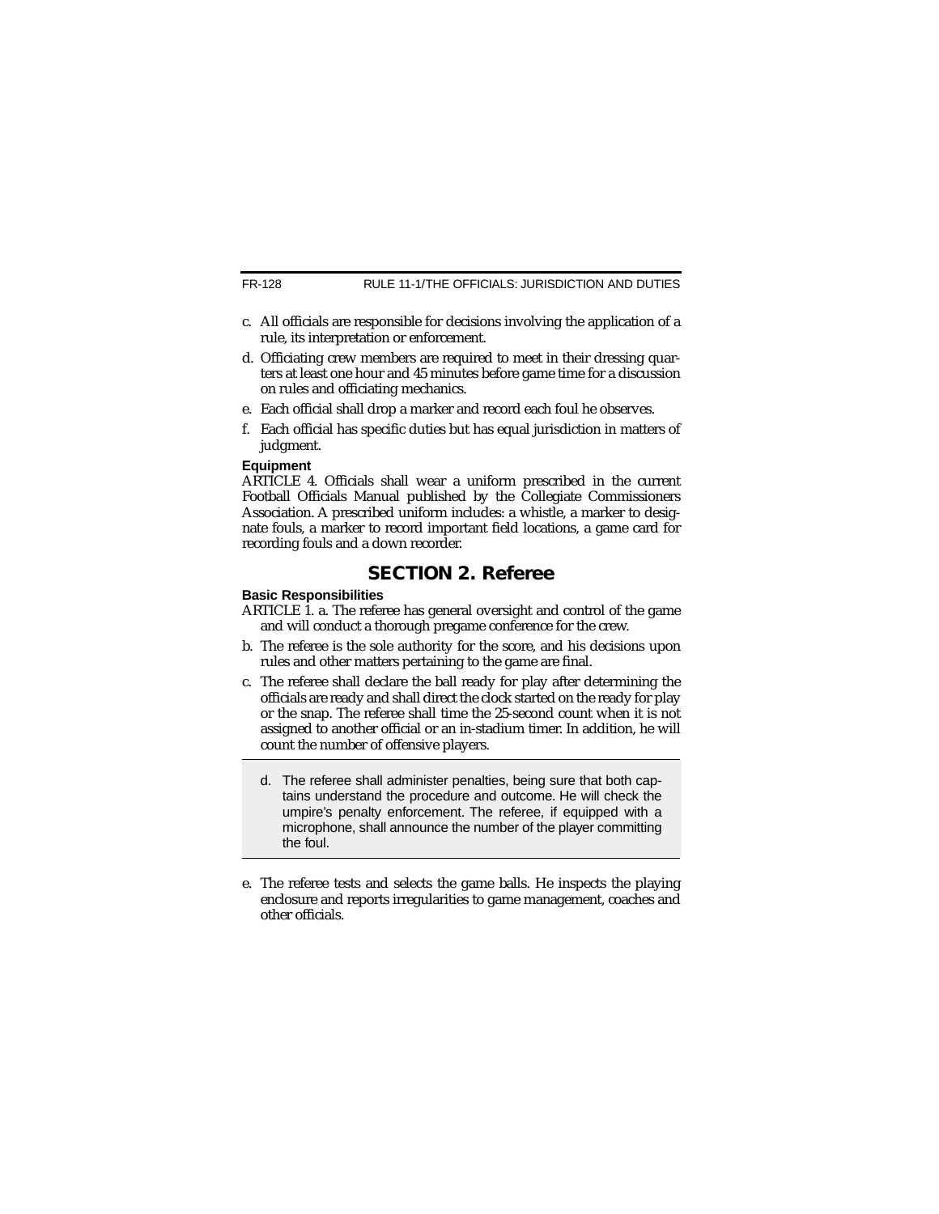c. All officials are responsible for decisions involving the application of a rule, its interpretation or enforcement.

d. Officiating crew members are required to meet in their dressing quarters at least one hour and 45 minutes before game time for a discussion on rules and officiating mechanics.

e. Each official shall drop a marker and record each foul he observes.

f. Each official has specific duties but has equal jurisdiction in matters of judgment.

**Equipment**

ARTICLE 4. Officials shall wear a uniform prescribed in the current Football Officials Manual published by the Collegiate Commissioners Association. A prescribed uniform includes: a whistle, a marker to designate fouls, a marker to record important field locations, a game card for recording fouls and a down recorder.

## SECTION 2. Referee

**Basic Responsibilities**

ARTICLE 1. a. The referee has general oversight and control of the game and will conduct a thorough pregame conference for the crew.

b. The referee is the sole authority for the score, and his decisions upon rules and other matters pertaining to the game are final.

c. The referee shall declare the ball ready for play after determining the officials are ready and shall direct the clock started on the ready for play or the snap. The referee shall time the 25-second count when it is not assigned to another official or an in-stadium timer. In addition, he will count the number of offensive players.

d. The referee shall administer penalties, being sure that both captains understand the procedure and outcome. He will check the umpire's penalty enforcement. The referee, if equipped with a microphone, shall announce the number of the player committing the foul.

e. The referee tests and selects the game balls. He inspects the playing enclosure and reports irregularities to game management, coaches and other officials.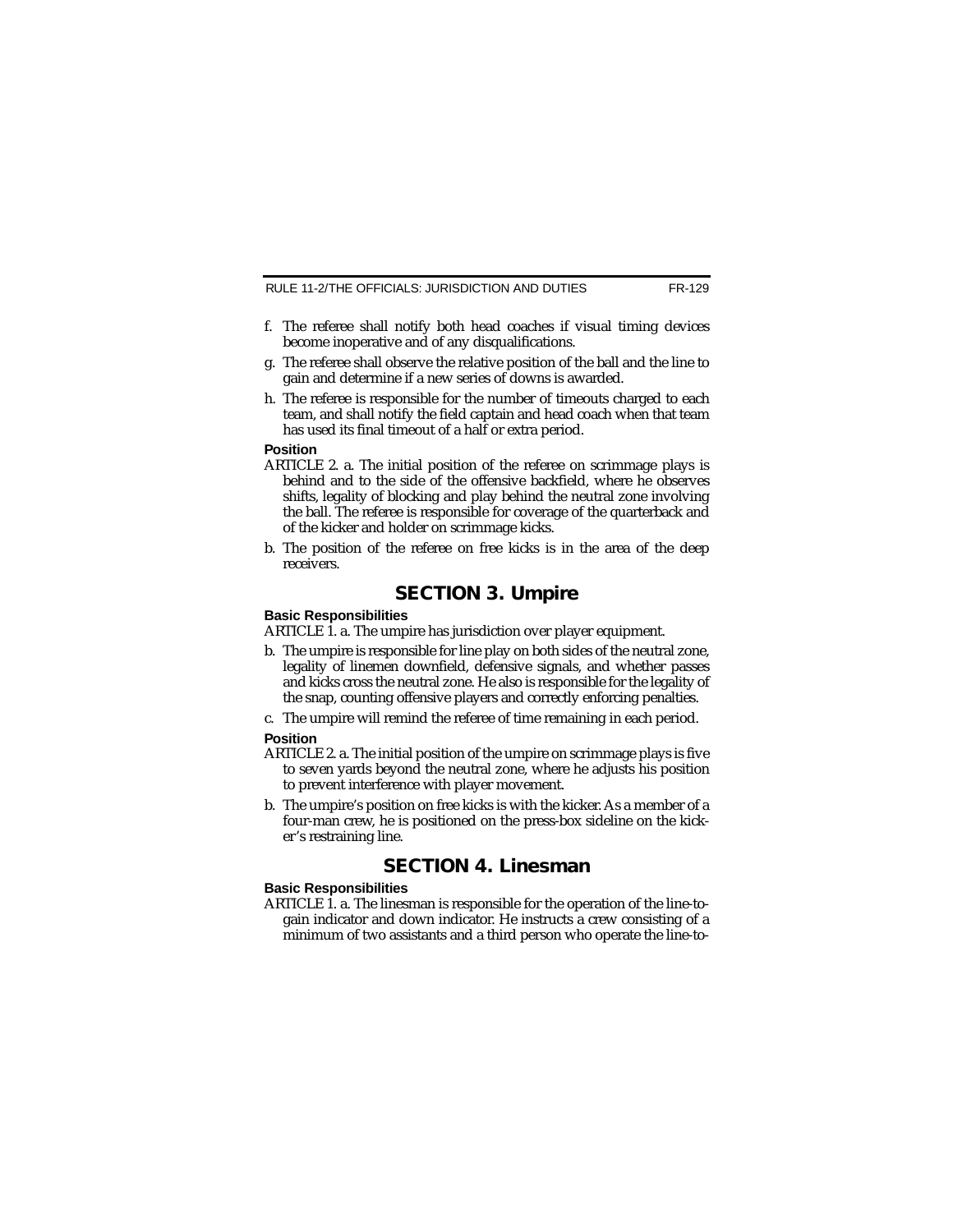f. The referee shall notify both head coaches if visual timing devices become inoperative and of any disqualifications.

g. The referee shall observe the relative position of the ball and the line to gain and determine if a new series of downs is awarded.

h. The referee is responsible for the number of timeouts charged to each team, and shall notify the field captain and head coach when that team has used its final timeout of a half or extra period.

**Position**

ARTICLE 2. a. The initial position of the referee on scrimmage plays is behind and to the side of the offensive backfield, where he observes shifts, legality of blocking and play behind the neutral zone involving the ball. The referee is responsible for coverage of the quarterback and of the kicker and holder on scrimmage kicks.

b. The position of the referee on free kicks is in the area of the deep receivers.

## SECTION 3. Umpire

**Basic Responsibilities**

ARTICLE 1. a. The umpire has jurisdiction over player equipment.

b. The umpire is responsible for line play on both sides of the neutral zone, legality of linemen downfield, defensive signals, and whether passes and kicks cross the neutral zone. He also is responsible for the legality of the snap, counting offensive players and correctly enforcing penalties.

c. The umpire will remind the referee of time remaining in each period.

**Position**

ARTICLE 2. a. The initial position of the umpire on scrimmage plays is five to seven yards beyond the neutral zone, where he adjusts his position to prevent interference with player movement.

b. The umpire's position on free kicks is with the kicker. As a member of a four-man crew, he is positioned on the press-box sideline on the kicker's restraining line.

## SECTION 4. Linesman

**Basic Responsibilities**

ARTICLE 1. a. The linesman is responsible for the operation of the line-to-gain indicator and down indicator. He instructs a crew consisting of a minimum of two assistants and a third person who operate the line-to-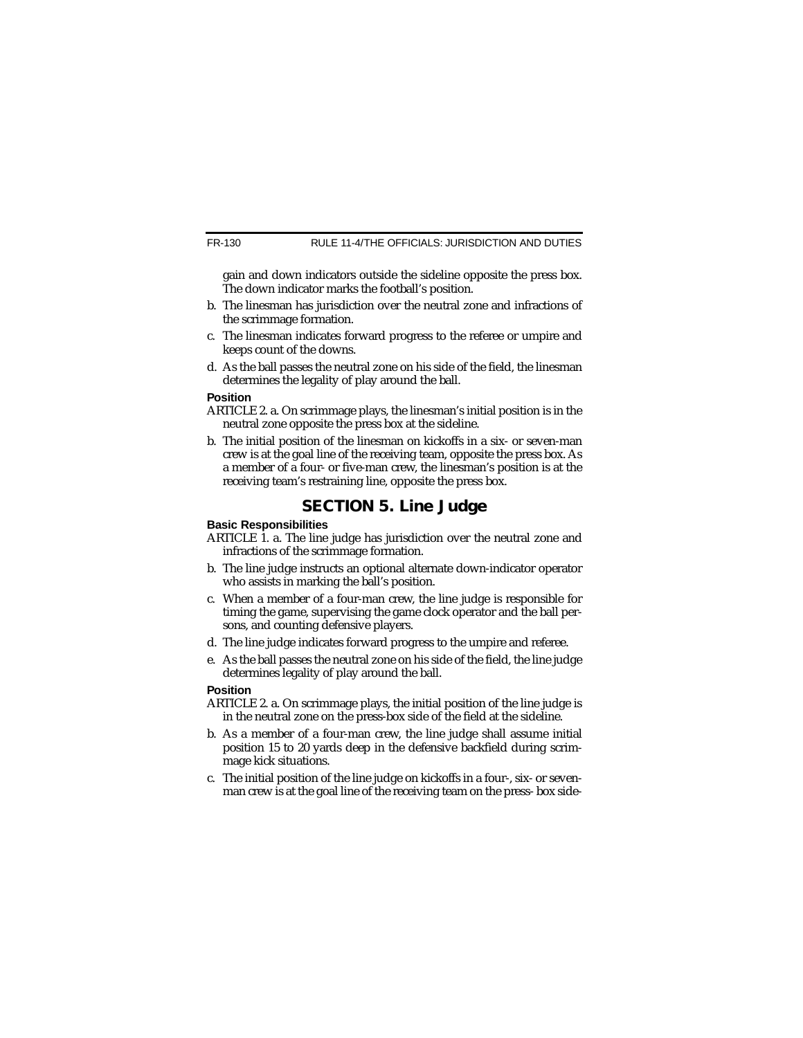gain and down indicators outside the sideline opposite the press box. The down indicator marks the football's position.

b. The linesman has jurisdiction over the neutral zone and infractions of the scrimmage formation.

c. The linesman indicates forward progress to the referee or umpire and keeps count of the downs.

d. As the ball passes the neutral zone on his side of the field, the linesman determines the legality of play around the ball.

**Position**

ARTICLE 2. a. On scrimmage plays, the linesman's initial position is in the neutral zone opposite the press box at the sideline.

b. The initial position of the linesman on kickoffs in a six- or seven-man crew is at the goal line of the receiving team, opposite the press box. As a member of a four- or five-man crew, the linesman's position is at the receiving team's restraining line, opposite the press box.

## SECTION 5. Line Judge

**Basic Responsibilities**

ARTICLE 1. a. The line judge has jurisdiction over the neutral zone and infractions of the scrimmage formation.

b. The line judge instructs an optional alternate down-indicator operator who assists in marking the ball's position.

c. When a member of a four-man crew, the line judge is responsible for timing the game, supervising the game clock operator and the ball persons, and counting defensive players.

d. The line judge indicates forward progress to the umpire and referee.

e. As the ball passes the neutral zone on his side of the field, the line judge determines legality of play around the ball.

**Position**

ARTICLE 2. a. On scrimmage plays, the initial position of the line judge is in the neutral zone on the press-box side of the field at the sideline.

b. As a member of a four-man crew, the line judge shall assume initial position 15 to 20 yards deep in the defensive backfield during scrimmage kick situations.

c. The initial position of the line judge on kickoffs in a four-, six- or seven-man crew is at the goal line of the receiving team on the press- box side-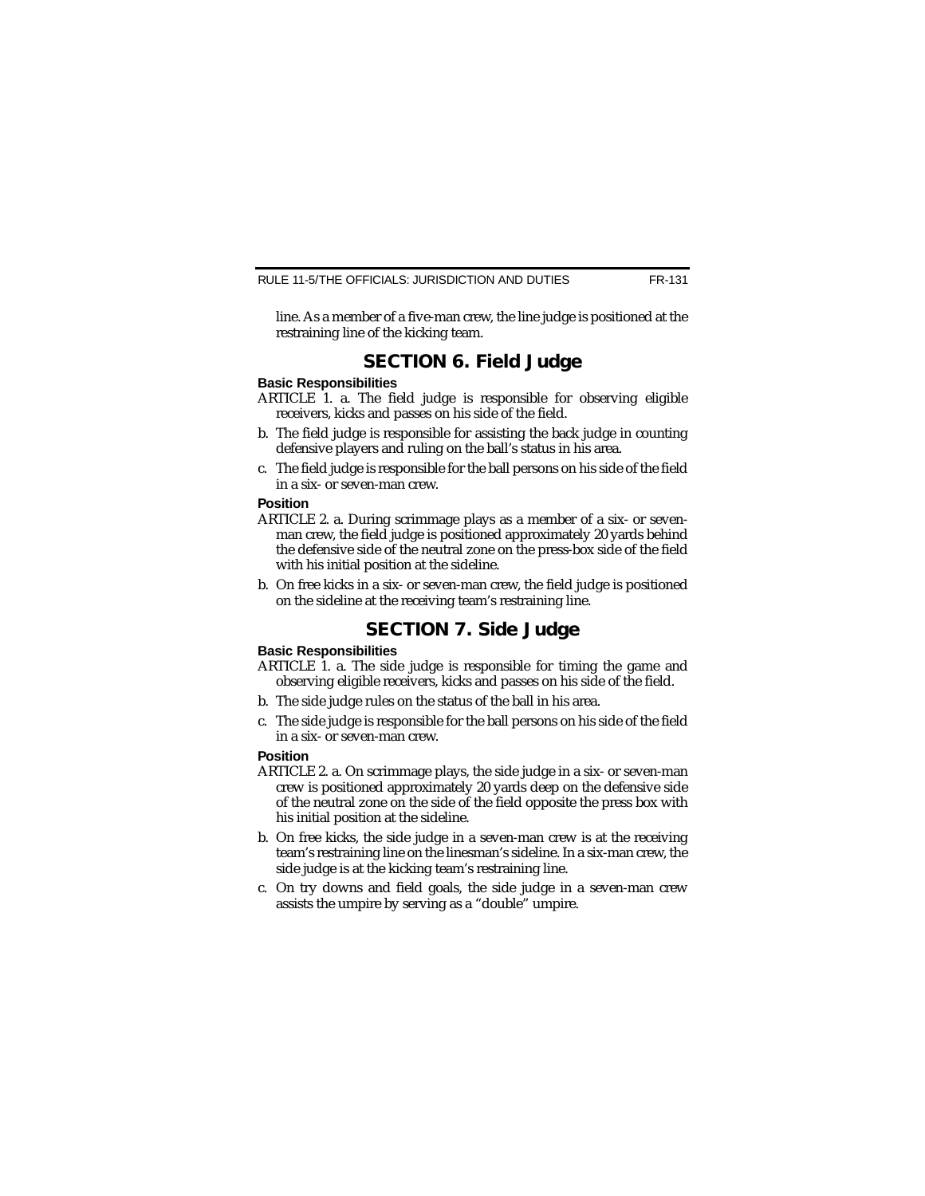line. As a member of a five-man crew, the line judge is positioned at the restraining line of the kicking team.

## SECTION 6. Field Judge

### Basic Responsibilities

ARTICLE 1. a. The field judge is responsible for observing eligible receivers, kicks and passes on his side of the field.

b. The field judge is responsible for assisting the back judge in counting defensive players and ruling on the ball's status in his area.

c. The field judge is responsible for the ball persons on his side of the field in a six- or seven-man crew.

### Position

ARTICLE 2. a. During scrimmage plays as a member of a six- or seven-man crew, the field judge is positioned approximately 20 yards behind the defensive side of the neutral zone on the press-box side of the field with his initial position at the sideline.

b. On free kicks in a six- or seven-man crew, the field judge is positioned on the sideline at the receiving team's restraining line.

## SECTION 7. Side Judge

### Basic Responsibilities

ARTICLE 1. a. The side judge is responsible for timing the game and observing eligible receivers, kicks and passes on his side of the field.

b. The side judge rules on the status of the ball in his area.

c. The side judge is responsible for the ball persons on his side of the field in a six- or seven-man crew.

### Position

ARTICLE 2. a. On scrimmage plays, the side judge in a six- or seven-man crew is positioned approximately 20 yards deep on the defensive side of the neutral zone on the side of the field opposite the press box with his initial position at the sideline.

b. On free kicks, the side judge in a seven-man crew is at the receiving team's restraining line on the linesman's sideline. In a six-man crew, the side judge is at the kicking team's restraining line.

c. On try downs and field goals, the side judge in a seven-man crew assists the umpire by serving as a "double" umpire.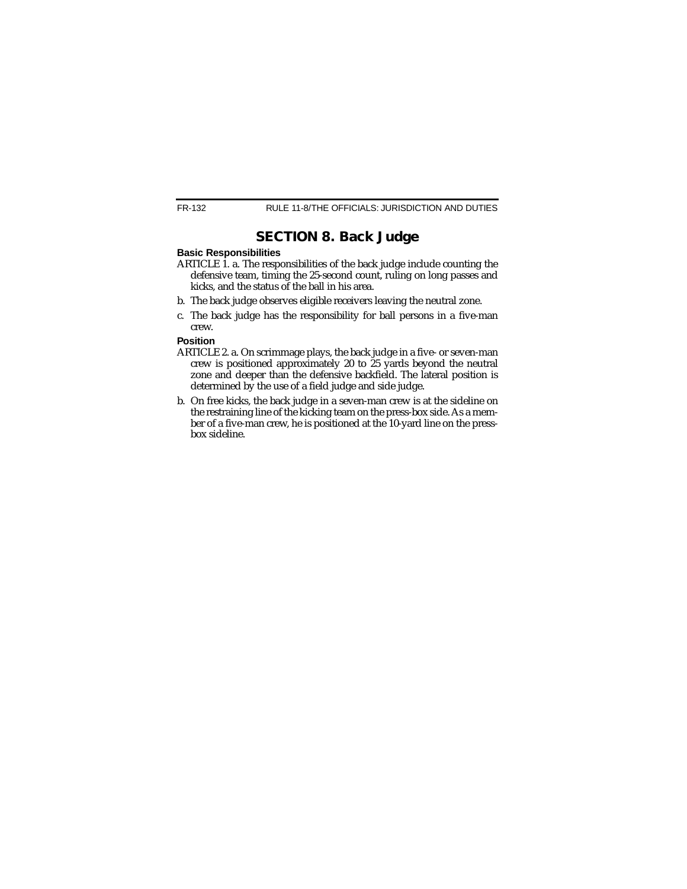## SECTION 8. Back Judge

**Basic Responsibilities**

ARTICLE 1. a. The responsibilities of the back judge include counting the defensive team, timing the 25-second count, ruling on long passes and kicks, and the status of the ball in his area.

b. The back judge observes eligible receivers leaving the neutral zone.

c. The back judge has the responsibility for ball persons in a five-man crew.

**Position**

ARTICLE 2. a. On scrimmage plays, the back judge in a five- or seven-man crew is positioned approximately 20 to 25 yards beyond the neutral zone and deeper than the defensive backfield. The lateral position is determined by the use of a field judge and side judge.

b. On free kicks, the back judge in a seven-man crew is at the sideline on the restraining line of the kicking team on the press-box side. As a member of a five-man crew, he is positioned at the 10-yard line on the press-box sideline.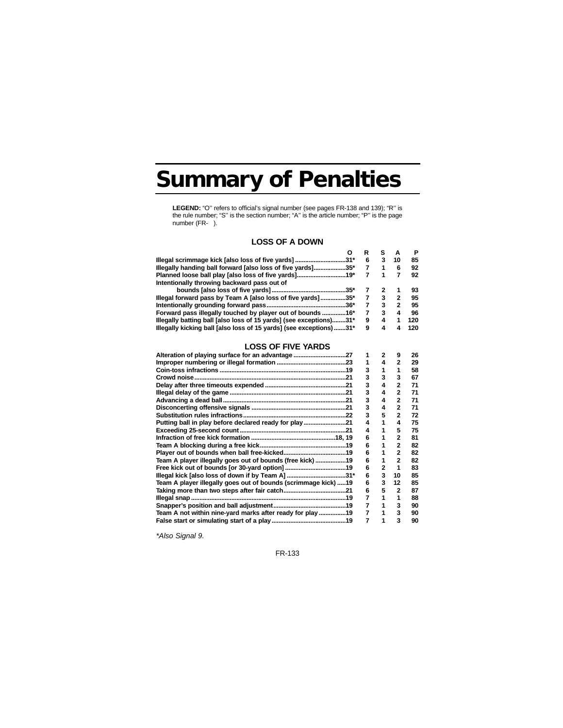# Summary of Penalties

**LEGEND:** "O" refers to official's signal number (see pages FR-138 and 139); "R" is the rule number; "S" is the section number; "A" is the article number; "P" is the page number (FR- ).

## LOSS OF A DOWN

| | O | R | S | A | P |
|---|---|---|---|---|---|
| Illegal scrimmage kick [also loss of five yards] | 31* | 6 | 3 | 10 | 85 |
| Illegally handing ball forward [also loss of five yards] | 35* | 7 | 1 | 6 | 92 |
| Planned loose ball play [also loss of five yards] | 19* | 7 | 1 | 7 | 92 |
| Intentionally throwing backward pass out of bounds [also loss of five yards] | 35* | 7 | 2 | 1 | 93 |
| Illegal forward pass by Team A [also loss of five yards] | 35* | 7 | 3 | 2 | 95 |
| Intentionally grounding forward pass | 36* | 7 | 3 | 2 | 95 |
| Forward pass illegally touched by player out of bounds | 16* | 7 | 3 | 4 | 96 |
| Illegally batting ball [also loss of 15 yards] (see exceptions) | 31* | 9 | 4 | 1 | 120 |
| Illegally kicking ball [also loss of 15 yards] (see exceptions) | 31* | 9 | 4 | 4 | 120 |

## LOSS OF FIVE YARDS

| | O | R | S | A | P |
|---|---|---|---|---|---|
| Alteration of playing surface for an advantage | 27 | 1 | 2 | 9 | 26 |
| Improper numbering or illegal formation | 23 | 1 | 4 | 2 | 29 |
| Coin-toss infractions | 19 | 3 | 1 | 1 | 58 |
| Crowd noise | 21 | 3 | 3 | 3 | 67 |
| Delay after three timeouts expended | 21 | 3 | 4 | 2 | 71 |
| Illegal delay of the game | 21 | 3 | 4 | 2 | 71 |
| Advancing a dead ball | 21 | 3 | 4 | 2 | 71 |
| Disconcerting offensive signals | 21 | 3 | 4 | 2 | 71 |
| Substitution rules infractions | 22 | 3 | 5 | 2 | 72 |
| Putting ball in play before declared ready for play | 21 | 4 | 1 | 4 | 75 |
| Exceeding 25-second count | 21 | 4 | 1 | 5 | 75 |
| Infraction of free kick formation | 18, 19 | 6 | 1 | 2 | 81 |
| Team A blocking during a free kick | 19 | 6 | 1 | 2 | 82 |
| Player out of bounds when ball free-kicked | 19 | 6 | 1 | 2 | 82 |
| Team A player illegally goes out of bounds (free kick) | 19 | 6 | 1 | 2 | 82 |
| Free kick out of bounds [or 30-yard option] | 19 | 6 | 2 | 1 | 83 |
| Illegal kick [also loss of down if by Team A] | 31* | 6 | 3 | 10 | 85 |
| Team A player illegally goes out of bounds (scrimmage kick) | 19 | 6 | 3 | 12 | 85 |
| Taking more than two steps after fair catch | 21 | 6 | 5 | 2 | 87 |
| Illegal snap | 19 | 7 | 1 | 1 | 88 |
| Snapper's position and ball adjustment | 19 | 7 | 1 | 3 | 90 |
| Team A not within nine-yard marks after ready for play | 19 | 7 | 1 | 3 | 90 |
| False start or simulating start of a play | 19 | 7 | 1 | 3 | 90 |

*\*Also Signal 9.*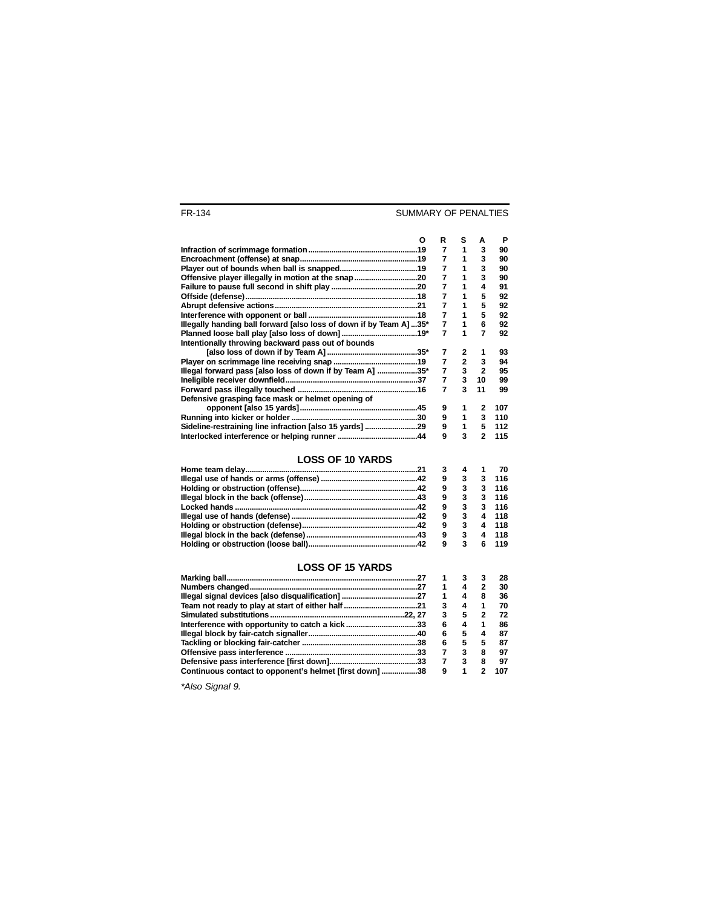| | O | R | S | A | P |
|---|---|---|---|---|---|
| Infraction of scrimmage formation | 19 | 7 | 1 | 3 | 90 |
| Encroachment (offense) at snap | 19 | 7 | 1 | 3 | 90 |
| Player out of bounds when ball is snapped | 19 | 7 | 1 | 3 | 90 |
| Offensive player illegally in motion at the snap | 20 | 7 | 1 | 3 | 90 |
| Failure to pause full second in shift play | 20 | 7 | 1 | 4 | 91 |
| Offside (defense) | 18 | 7 | 1 | 5 | 92 |
| Abrupt defensive actions | 21 | 7 | 1 | 5 | 92 |
| Interference with opponent or ball | 18 | 7 | 1 | 5 | 92 |
| Illegally handing ball forward [also loss of down if by Team A] | 35* | 7 | 1 | 6 | 92 |
| Planned loose ball play [also loss of down] | 19* | 7 | 1 | 7 | 92 |
| Intentionally throwing backward pass out of bounds [also loss of down if by Team A] | 35* | 7 | 2 | 1 | 93 |
| Player on scrimmage line receiving snap | 19 | 7 | 2 | 3 | 94 |
| Illegal forward pass [also loss of down if by Team A] | 35* | 7 | 3 | 2 | 95 |
| Ineligible receiver downfield | 37 | 7 | 3 | 10 | 99 |
| Forward pass illegally touched | 16 | 7 | 3 | 11 | 99 |
| Defensive grasping face mask or helmet opening of opponent [also 15 yards] | 45 | 9 | 1 | 2 | 107 |
| Running into kicker or holder | 30 | 9 | 1 | 3 | 110 |
| Sideline-restraining line infraction [also 15 yards] | 29 | 9 | 1 | 5 | 112 |
| Interlocked interference or helping runner | 44 | 9 | 3 | 2 | 115 |

## LOSS OF 10 YARDS

| | O | R | S | A | P |
|---|---|---|---|---|---|
| Home team delay | 21 | 3 | 4 | 1 | 70 |
| Illegal use of hands or arms (offense) | 42 | 9 | 3 | 3 | 116 |
| Holding or obstruction (offense) | 42 | 9 | 3 | 3 | 116 |
| Illegal block in the back (offense) | 43 | 9 | 3 | 3 | 116 |
| Locked hands | 42 | 9 | 3 | 3 | 116 |
| Illegal use of hands (defense) | 42 | 9 | 3 | 4 | 118 |
| Holding or obstruction (defense) | 42 | 9 | 3 | 4 | 118 |
| Illegal block in the back (defense) | 43 | 9 | 3 | 4 | 118 |
| Holding or obstruction (loose ball) | 42 | 9 | 3 | 6 | 119 |

## LOSS OF 15 YARDS

| | O | R | S | A | P |
|---|---|---|---|---|---|
| Marking ball | 27 | 1 | 3 | 3 | 28 |
| Numbers changed | 27 | 1 | 4 | 2 | 30 |
| Illegal signal devices [also disqualification] | 27 | 1 | 4 | 8 | 36 |
| Team not ready to play at start of either half | 21 | 3 | 4 | 1 | 70 |
| Simulated substitutions | 22, 27 | 3 | 5 | 2 | 72 |
| Interference with opportunity to catch a kick | 33 | 6 | 4 | 1 | 86 |
| Illegal block by fair-catch signaller | 40 | 6 | 5 | 4 | 87 |
| Tackling or blocking fair-catcher | 38 | 6 | 5 | 5 | 87 |
| Offensive pass interference | 33 | 7 | 3 | 8 | 97 |
| Defensive pass interference [first down] | 33 | 7 | 3 | 8 | 97 |
| Continuous contact to opponent's helmet [first down] | 38 | 9 | 1 | 2 | 107 |

*\*Also Signal 9.*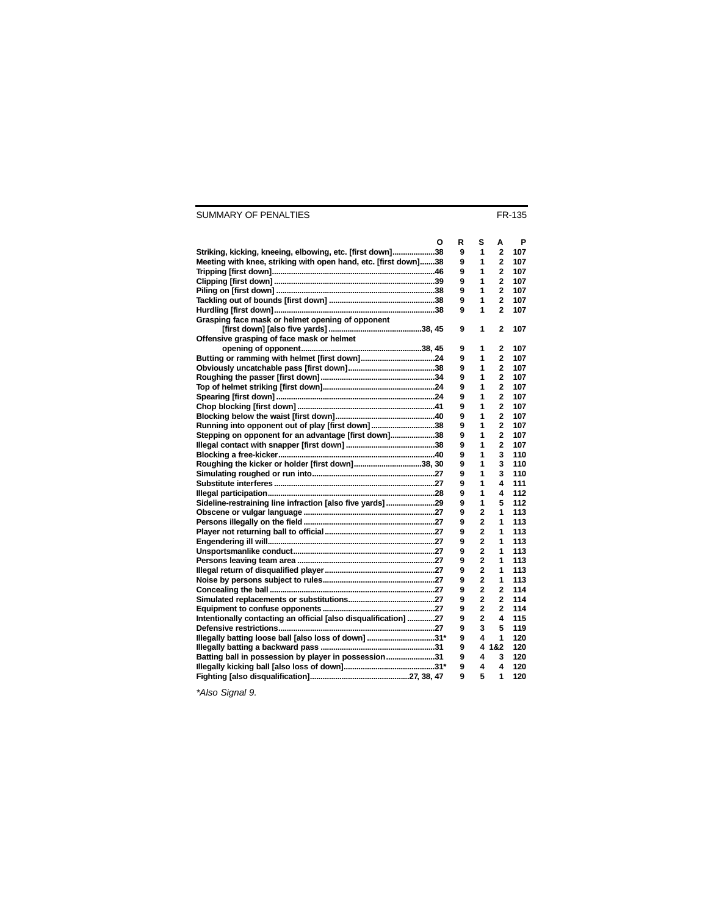## SUMMARY OF PENALTIES

| | O | R | S | A | P |
|---|---|---|---|---|---|
| Striking, kicking, kneeing, elbowing, etc. [first down] | 38 | 9 | 1 | 2 | 107 |
| Meeting with knee, striking with open hand, etc. [first down] | 38 | 9 | 1 | 2 | 107 |
| Tripping [first down] | 46 | 9 | 1 | 2 | 107 |
| Clipping [first down] | 39 | 9 | 1 | 2 | 107 |
| Piling on [first down] | 38 | 9 | 1 | 2 | 107 |
| Tackling out of bounds [first down] | 38 | 9 | 1 | 2 | 107 |
| Hurdling [first down] | 38 | 9 | 1 | 2 | 107 |
| Grasping face mask or helmet opening of opponent [first down] [also five yards] | 38, 45 | 9 | 1 | 2 | 107 |
| Offensive grasping of face mask or helmet opening of opponent | 38, 45 | 9 | 1 | 2 | 107 |
| Butting or ramming with helmet [first down] | 24 | 9 | 1 | 2 | 107 |
| Obviously uncatchable pass [first down] | 38 | 9 | 1 | 2 | 107 |
| Roughing the passer [first down] | 34 | 9 | 1 | 2 | 107 |
| Top of helmet striking [first down] | 24 | 9 | 1 | 2 | 107 |
| Spearing [first down] | 24 | 9 | 1 | 2 | 107 |
| Chop blocking [first down] | 41 | 9 | 1 | 2 | 107 |
| Blocking below the waist [first down] | 40 | 9 | 1 | 2 | 107 |
| Running into opponent out of play [first down] | 38 | 9 | 1 | 2 | 107 |
| Stepping on opponent for an advantage [first down] | 38 | 9 | 1 | 2 | 107 |
| Illegal contact with snapper [first down] | 38 | 9 | 1 | 2 | 107 |
| Blocking a free-kicker | 40 | 9 | 1 | 3 | 110 |
| Roughing the kicker or holder [first down] | 38, 30 | 9 | 1 | 3 | 110 |
| Simulating roughed or run into | 27 | 9 | 1 | 3 | 110 |
| Substitute interferes | 27 | 9 | 1 | 4 | 111 |
| Illegal participation | 28 | 9 | 1 | 4 | 112 |
| Sideline-restraining line infraction [also five yards] | 29 | 9 | 1 | 5 | 112 |
| Obscene or vulgar language | 27 | 9 | 2 | 1 | 113 |
| Persons illegally on the field | 27 | 9 | 2 | 1 | 113 |
| Player not returning ball to official | 27 | 9 | 2 | 1 | 113 |
| Engendering ill will | 27 | 9 | 2 | 1 | 113 |
| Unsportsmanlike conduct | 27 | 9 | 2 | 1 | 113 |
| Persons leaving team area | 27 | 9 | 2 | 1 | 113 |
| Illegal return of disqualified player | 27 | 9 | 2 | 1 | 113 |
| Noise by persons subject to rules | 27 | 9 | 2 | 1 | 113 |
| Concealing the ball | 27 | 9 | 2 | 2 | 114 |
| Simulated replacements or substitutions | 27 | 9 | 2 | 2 | 114 |
| Equipment to confuse opponents | 27 | 9 | 2 | 2 | 114 |
| Intentionally contacting an official [also disqualification] | 27 | 9 | 2 | 4 | 115 |
| Defensive restrictions | 27 | 9 | 3 | 5 | 119 |
| Illegally batting loose ball [also loss of down] | 31* | 9 | 4 | 1 | 120 |
| Illegally batting a backward pass | 31 | 9 | 4 | 1&2 | 120 |
| Batting ball in possession by player in possession | 31 | 9 | 4 | 3 | 120 |
| Illegally kicking ball [also loss of down] | 31* | 9 | 4 | 4 | 120 |
| Fighting [also disqualification] | 27, 38, 47 | 9 | 5 | 1 | 120 |

*\*Also Signal 9.*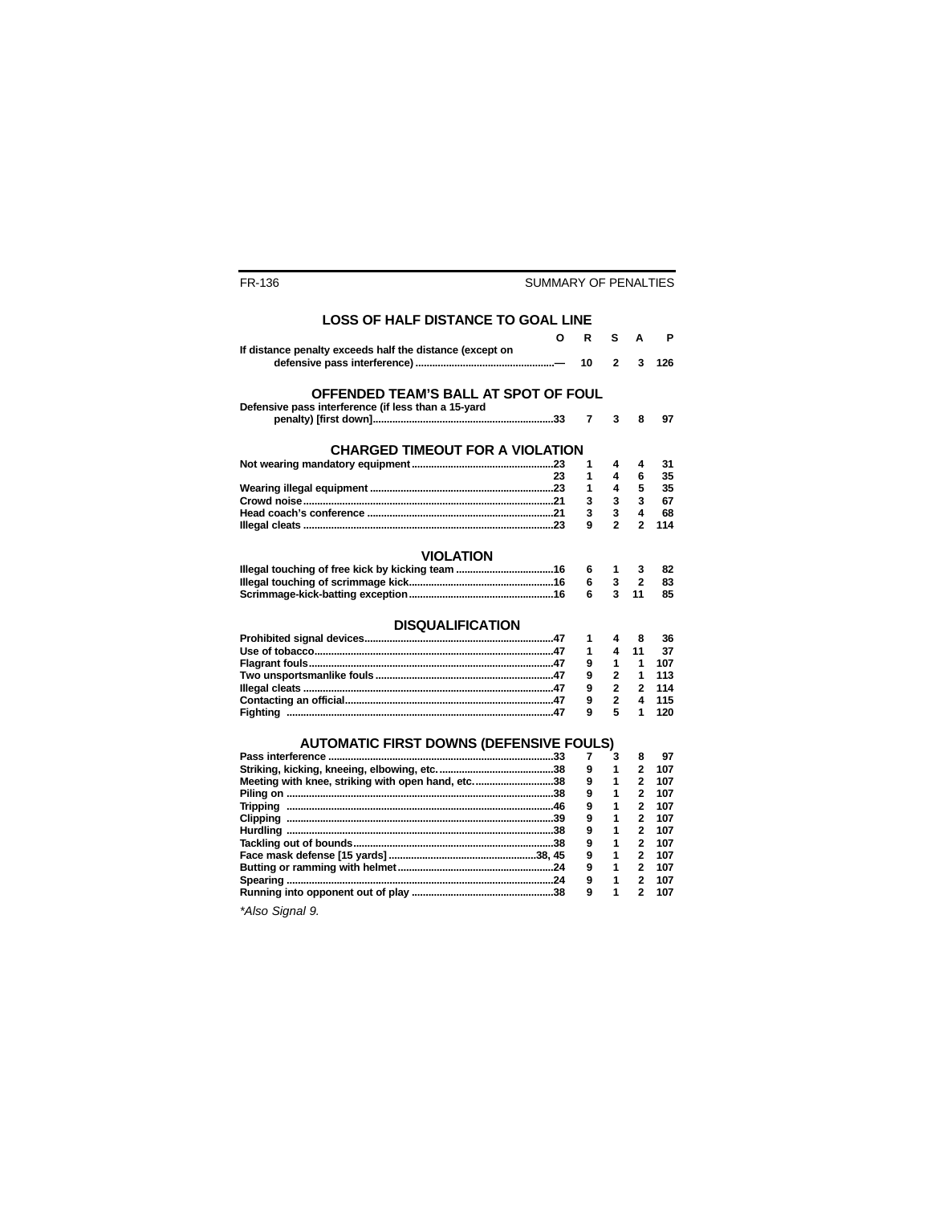## LOSS OF HALF DISTANCE TO GOAL LINE

| | O | R | S | A | P |
|---|---|---|---|---|---|
| If distance penalty exceeds half the distance (except on defensive pass interference) | — | 10 | 2 | 3 | 126 |

## OFFENDED TEAM'S BALL AT SPOT OF FOUL

| | O | R | S | A | P |
|---|---|---|---|---|---|
| Defensive pass interference (if less than a 15-yard penalty) [first down] | 33 | 7 | 3 | 8 | 97 |

## CHARGED TIMEOUT FOR A VIOLATION

| | O | R | S | A | P |
|---|---|---|---|---|---|
| Not wearing mandatory equipment | 23 | 1 | 4 | 4 | 31 |
| | 23 | 1 | 4 | 6 | 35 |
| Wearing illegal equipment | 23 | 1 | 4 | 5 | 35 |
| Crowd noise | 21 | 3 | 3 | 3 | 67 |
| Head coach's conference | 21 | 3 | 3 | 4 | 68 |
| Illegal cleats | 23 | 9 | 2 | 2 | 114 |

## VIOLATION

| | O | R | S | A | P |
|---|---|---|---|---|---|
| Illegal touching of free kick by kicking team | 16 | 6 | 1 | 3 | 82 |
| Illegal touching of scrimmage kick | 16 | 6 | 3 | 2 | 83 |
| Scrimmage-kick-batting exception | 16 | 6 | 3 | 11 | 85 |

## DISQUALIFICATION

| | O | R | S | A | P |
|---|---|---|---|---|---|
| Prohibited signal devices | 47 | 1 | 4 | 8 | 36 |
| Use of tobacco | 47 | 1 | 4 | 11 | 37 |
| Flagrant fouls | 47 | 9 | 1 | 1 | 107 |
| Two unsportsmanlike fouls | 47 | 9 | 2 | 1 | 113 |
| Illegal cleats | 47 | 9 | 2 | 2 | 114 |
| Contacting an official | 47 | 9 | 2 | 4 | 115 |
| Fighting | 47 | 9 | 5 | 1 | 120 |

## AUTOMATIC FIRST DOWNS (DEFENSIVE FOULS)

| | O | R | S | A | P |
|---|---|---|---|---|---|
| Pass interference | 33 | 7 | 3 | 8 | 97 |
| Striking, kicking, kneeing, elbowing, etc. | 38 | 9 | 1 | 2 | 107 |
| Meeting with knee, striking with open hand, etc. | 38 | 9 | 1 | 2 | 107 |
| Piling on | 38 | 9 | 1 | 2 | 107 |
| Tripping | 46 | 9 | 1 | 2 | 107 |
| Clipping | 39 | 9 | 1 | 2 | 107 |
| Hurdling | 38 | 9 | 1 | 2 | 107 |
| Tackling out of bounds | 38 | 9 | 1 | 2 | 107 |
| Face mask defense [15 yards] | 38, 45 | 9 | 1 | 2 | 107 |
| Butting or ramming with helmet | 24 | 9 | 1 | 2 | 107 |
| Spearing | 24 | 9 | 1 | 2 | 107 |
| Running into opponent out of play | 38 | 9 | 1 | 2 | 107 |

*Also Signal 9.*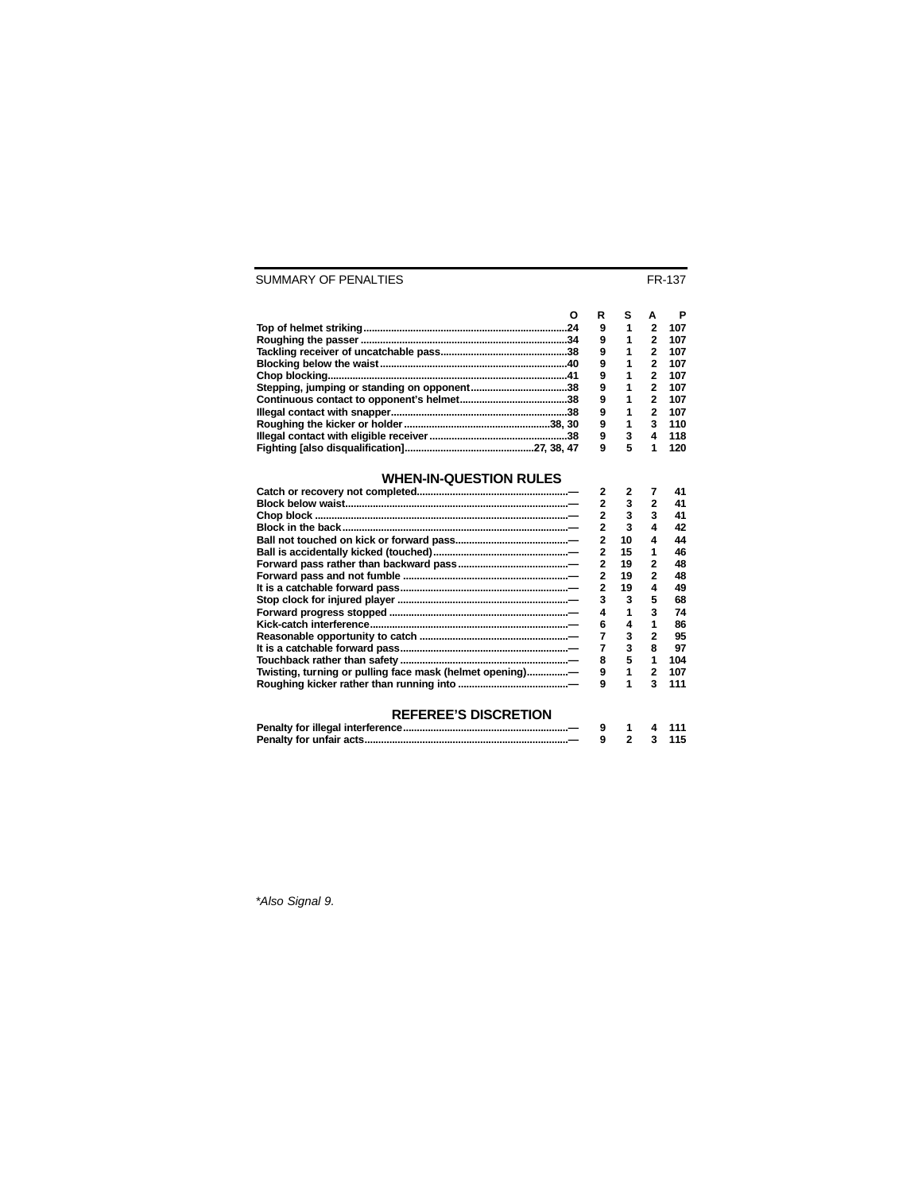| | O | R | S | A | P |
|---|---|---|---|---|---|
| Top of helmet striking | 24 | 9 | 1 | 2 | 107 |
| Roughing the passer | 34 | 9 | 1 | 2 | 107 |
| Tackling receiver of uncatchable pass | 38 | 9 | 1 | 2 | 107 |
| Blocking below the waist | 40 | 9 | 1 | 2 | 107 |
| Chop blocking | 41 | 9 | 1 | 2 | 107 |
| Stepping, jumping or standing on opponent | 38 | 9 | 1 | 2 | 107 |
| Continuous contact to opponent's helmet | 38 | 9 | 1 | 2 | 107 |
| Illegal contact with snapper | 38 | 9 | 1 | 2 | 107 |
| Roughing the kicker or holder | 38, 30 | 9 | 1 | 3 | 110 |
| Illegal contact with eligible receiver | 38 | 9 | 3 | 4 | 118 |
| Fighting [also disqualification] | 27, 38, 47 | 9 | 5 | 1 | 120 |

## WHEN-IN-QUESTION RULES

| | O | R | S | A | P |
|---|---|---|---|---|---|
| Catch or recovery not completed | — | 2 | 2 | 7 | 41 |
| Block below waist | — | 2 | 3 | 2 | 41 |
| Chop block | — | 2 | 3 | 3 | 41 |
| Block in the back | — | 2 | 3 | 4 | 42 |
| Ball not touched on kick or forward pass | — | 2 | 10 | 4 | 44 |
| Ball is accidentally kicked (touched) | — | 2 | 15 | 1 | 46 |
| Forward pass rather than backward pass | — | 2 | 19 | 2 | 48 |
| Forward pass and not fumble | — | 2 | 19 | 2 | 48 |
| It is a catchable forward pass | — | 2 | 19 | 4 | 49 |
| Stop clock for injured player | — | 3 | 3 | 5 | 68 |
| Forward progress stopped | — | 4 | 1 | 3 | 74 |
| Kick-catch interference | — | 6 | 4 | 1 | 86 |
| Reasonable opportunity to catch | — | 7 | 3 | 2 | 95 |
| It is a catchable forward pass | — | 7 | 3 | 8 | 97 |
| Touchback rather than safety | — | 8 | 5 | 1 | 104 |
| Twisting, turning or pulling face mask (helmet opening) | — | 9 | 1 | 2 | 107 |
| Roughing kicker rather than running into | — | 9 | 1 | 3 | 111 |

## REFEREE'S DISCRETION

| | O | R | S | A | P |
|---|---|---|---|---|---|
| Penalty for illegal interference | — | 9 | 1 | 4 | 111 |
| Penalty for unfair acts | — | 9 | 2 | 3 | 115 |

*\*Also Signal 9.*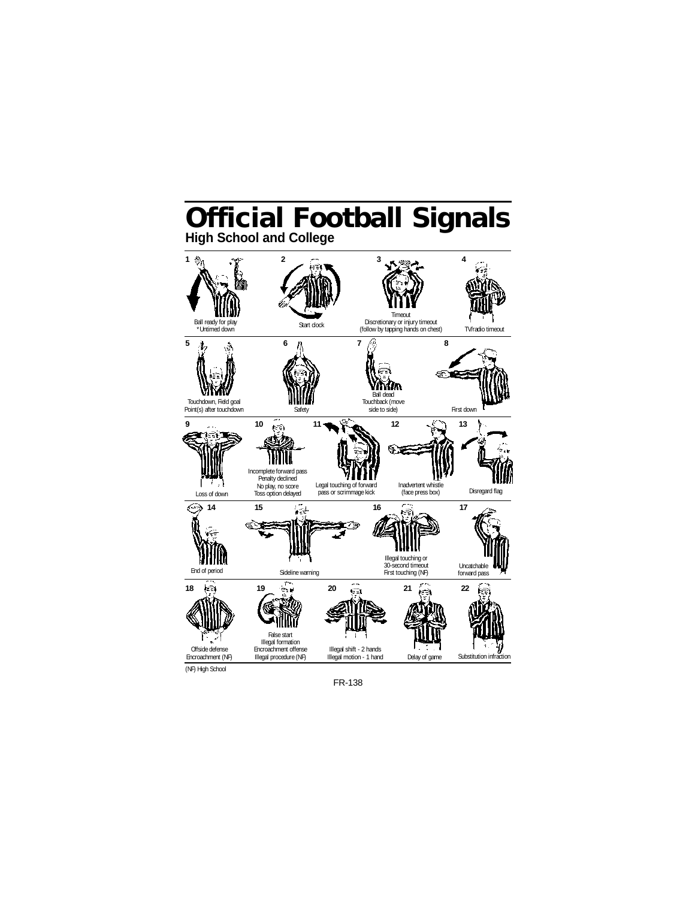# Official Football Signals

## High School and College

**1** Ball ready for play
*Untimed down

**2** Start clock

**3** Timeout
Discretionary or injury timeout
(follow by tapping hands on chest)

**4** TV/radio timeout

**5** Touchdown, Field goal
Point(s) after touchdown

**6** Safety

**7** Ball dead
Touchback (move side to side)

**8** First down

**9** Loss of down

**10** Incomplete forward pass
Penalty declined
No play, no score
Toss option delayed

**11** Legal touching of forward pass or scrimmage kick

**12** Inadvertent whistle
(face press box)

**13** Disregard flag

**14** End of period

**15** Sideline warning

**16** Illegal touching or
30-second timeout
First touching (NF)

**17** Uncatchable forward pass

**18** Offside defense
Encroachment (NF)

**19** False start
Illegal formation
Encroachment offense
Illegal procedure (NF)

**20** Illegal shift - 2 hands
Illegal motion - 1 hand

**21** Delay of game

**22** Substitution infraction

(NF) High School

FR-138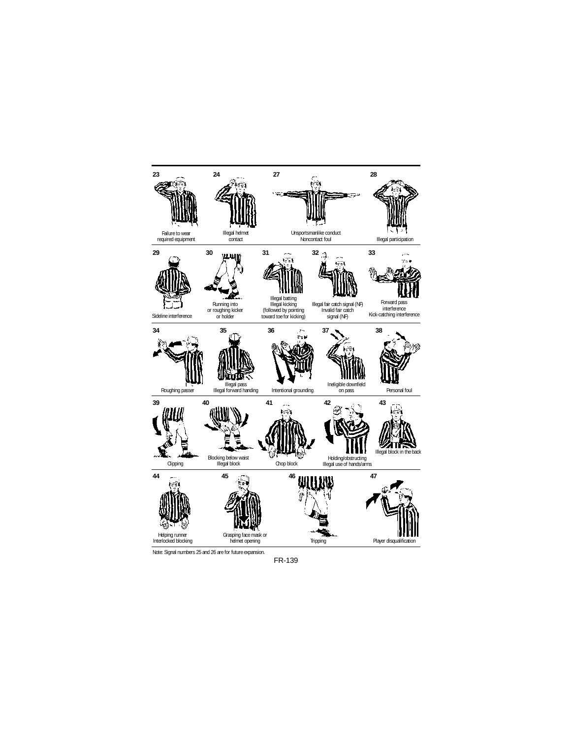**23** Failure to wear required equipment

**24** Illegal helmet contact

**27** Unsportsmanlike conduct
Noncontact foul

**28** Illegal participation

**29** Sideline interference

**30** Running into or roughing kicker or holder

**31** Illegal batting
Illegal kicking
(followed by pointing toward toe for kicking)

**32** Illegal fair catch signal (NF)
Invalid fair catch signal (NF)

**33** Forward pass interference
Kick-catching interference

**34** Roughing passer

**35** Illegal pass
Illegal forward handing

**36** Intentional grounding

**37** Ineligible downfield on pass

**38** Personal foul

**39** Clipping

**40** Blocking below waist
Illegal block

**41** Chop block

**42** Holding/obstructing
Illegal use of hands/arms

**43** Illegal block in the back

**44** Helping runner
Interlocked blocking

**45** Grasping face mask or helmet opening

**46** Tripping

**47** Player disqualification

Note: Signal numbers 25 and 26 are for future expansion.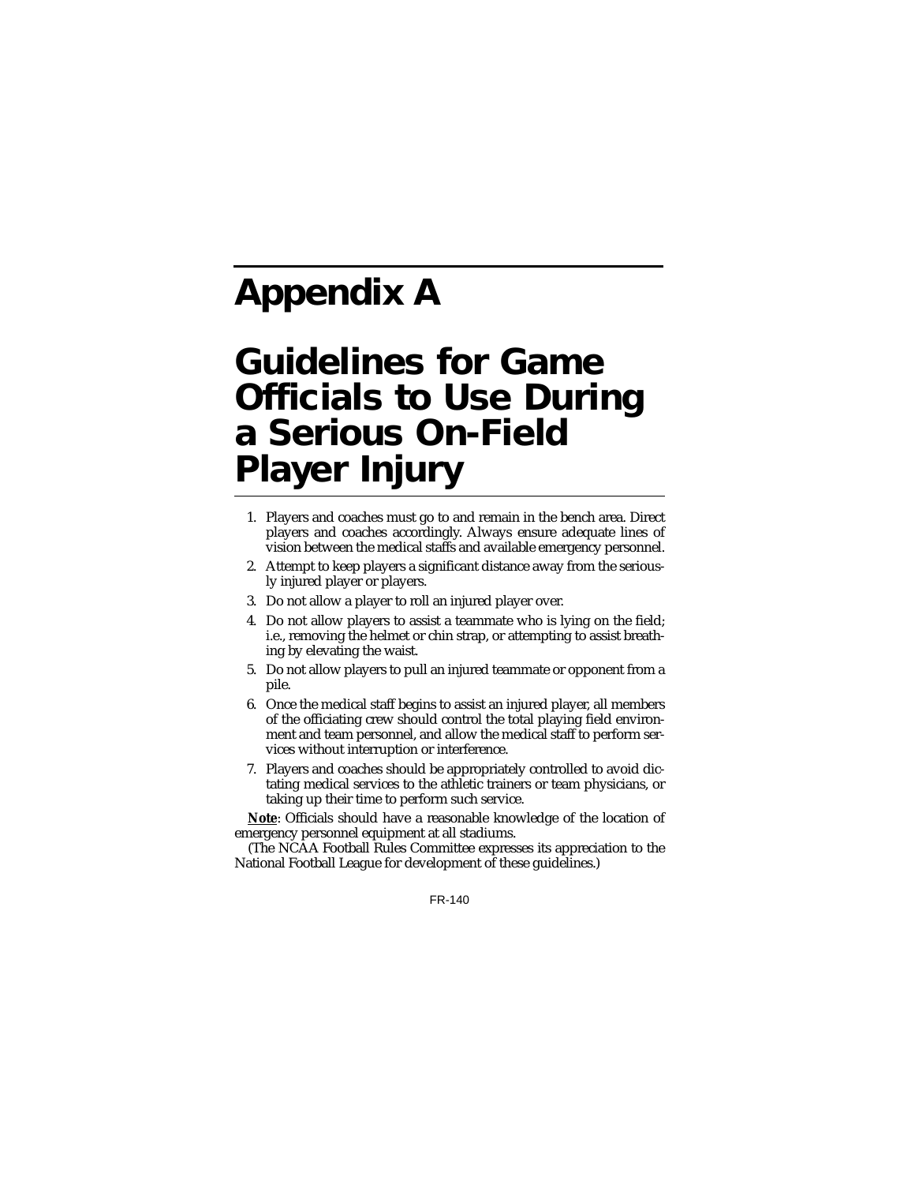# Appendix A

# Guidelines for Game Officials to Use During a Serious On-Field Player Injury

1. Players and coaches must go to and remain in the bench area. Direct players and coaches accordingly. Always ensure adequate lines of vision between the medical staffs and available emergency personnel.
2. Attempt to keep players a significant distance away from the seriously injured player or players.
3. Do not allow a player to roll an injured player over.
4. Do not allow players to assist a teammate who is lying on the field; i.e., removing the helmet or chin strap, or attempting to assist breathing by elevating the waist.
5. Do not allow players to pull an injured teammate or opponent from a pile.
6. Once the medical staff begins to assist an injured player, all members of the officiating crew should control the total playing field environment and team personnel, and allow the medical staff to perform services without interruption or interference.
7. Players and coaches should be appropriately controlled to avoid dictating medical services to the athletic trainers or team physicians, or taking up their time to perform such service.

**Note**: Officials should have a reasonable knowledge of the location of emergency personnel equipment at all stadiums.

(The NCAA Football Rules Committee expresses its appreciation to the National Football League for development of these guidelines.)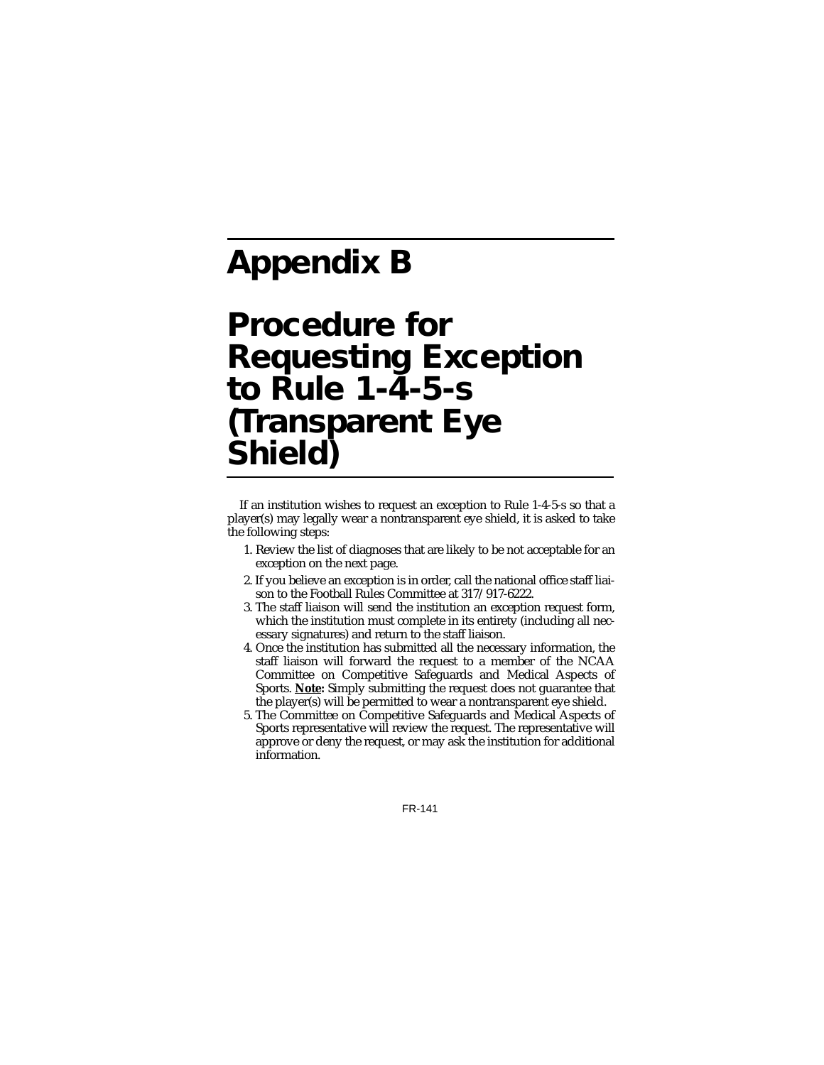# Appendix B

# Procedure for Requesting Exception to Rule 1-4-5-s (Transparent Eye Shield)

If an institution wishes to request an exception to Rule 1-4-5-s so that a player(s) may legally wear a nontransparent eye shield, it is asked to take the following steps:

1. Review the list of diagnoses that are likely to be not acceptable for an exception on the next page.
2. If you believe an exception is in order, call the national office staff liaison to the Football Rules Committee at 317/917-6222.
3. The staff liaison will send the institution an exception request form, which the institution must complete in its entirety (including all necessary signatures) and return to the staff liaison.
4. Once the institution has submitted all the necessary information, the staff liaison will forward the request to a member of the NCAA Committee on Competitive Safeguards and Medical Aspects of Sports. **Note:** Simply submitting the request does not guarantee that the player(s) will be permitted to wear a nontransparent eye shield.
5. The Committee on Competitive Safeguards and Medical Aspects of Sports representative will review the request. The representative will approve or deny the request, or may ask the institution for additional information.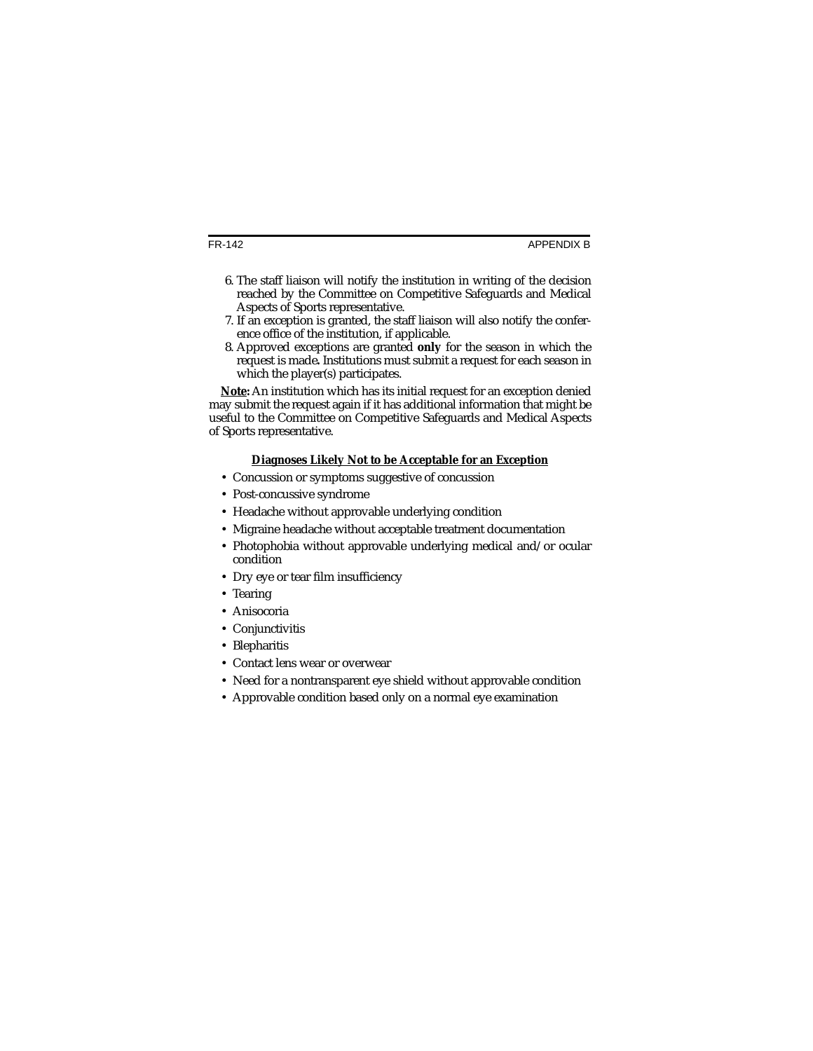6. The staff liaison will notify the institution in writing of the decision reached by the Committee on Competitive Safeguards and Medical Aspects of Sports representative.
7. If an exception is granted, the staff liaison will also notify the conference office of the institution, if applicable.
8. Approved exceptions are granted **only** for the season in which the request is made. Institutions must submit a request for each season in which the player(s) participates.

**Note:** An institution which has its initial request for an exception denied may submit the request again if it has additional information that might be useful to the Committee on Competitive Safeguards and Medical Aspects of Sports representative.

**Diagnoses Likely Not to be Acceptable for an Exception**

- Concussion or symptoms suggestive of concussion
- Post-concussive syndrome
- Headache without approvable underlying condition
- Migraine headache without acceptable treatment documentation
- Photophobia without approvable underlying medical and/or ocular condition
- Dry eye or tear film insufficiency
- Tearing
- Anisocoria
- Conjunctivitis
- Blepharitis
- Contact lens wear or overwear
- Need for a nontransparent eye shield without approvable condition
- Approvable condition based only on a normal eye examination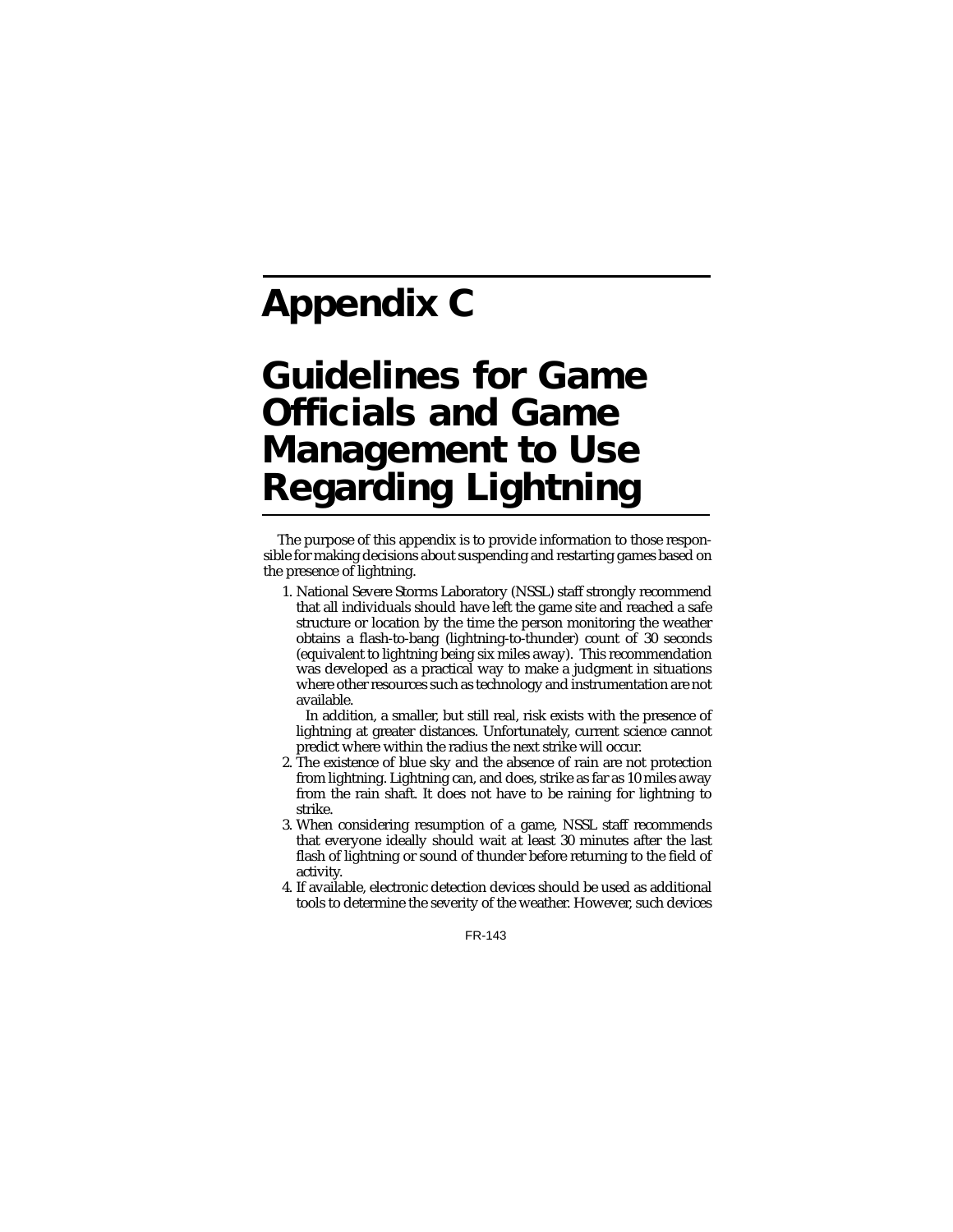# Appendix C

# Guidelines for Game Officials and Game Management to Use Regarding Lightning

The purpose of this appendix is to provide information to those responsible for making decisions about suspending and restarting games based on the presence of lightning.

1. National Severe Storms Laboratory (NSSL) staff strongly recommend that all individuals should have left the game site and reached a safe structure or location by the time the person monitoring the weather obtains a flash-to-bang (lightning-to-thunder) count of 30 seconds (equivalent to lightning being six miles away). This recommendation was developed as a practical way to make a judgment in situations where other resources such as technology and instrumentation are not available.

   In addition, a smaller, but still real, risk exists with the presence of lightning at greater distances. Unfortunately, current science cannot predict where within the radius the next strike will occur.
2. The existence of blue sky and the absence of rain are not protection from lightning. Lightning can, and does, strike as far as 10 miles away from the rain shaft. It does not have to be raining for lightning to strike.
3. When considering resumption of a game, NSSL staff recommends that everyone ideally should wait at least 30 minutes after the last flash of lightning or sound of thunder before returning to the field of activity.
4. If available, electronic detection devices should be used as additional tools to determine the severity of the weather. However, such devices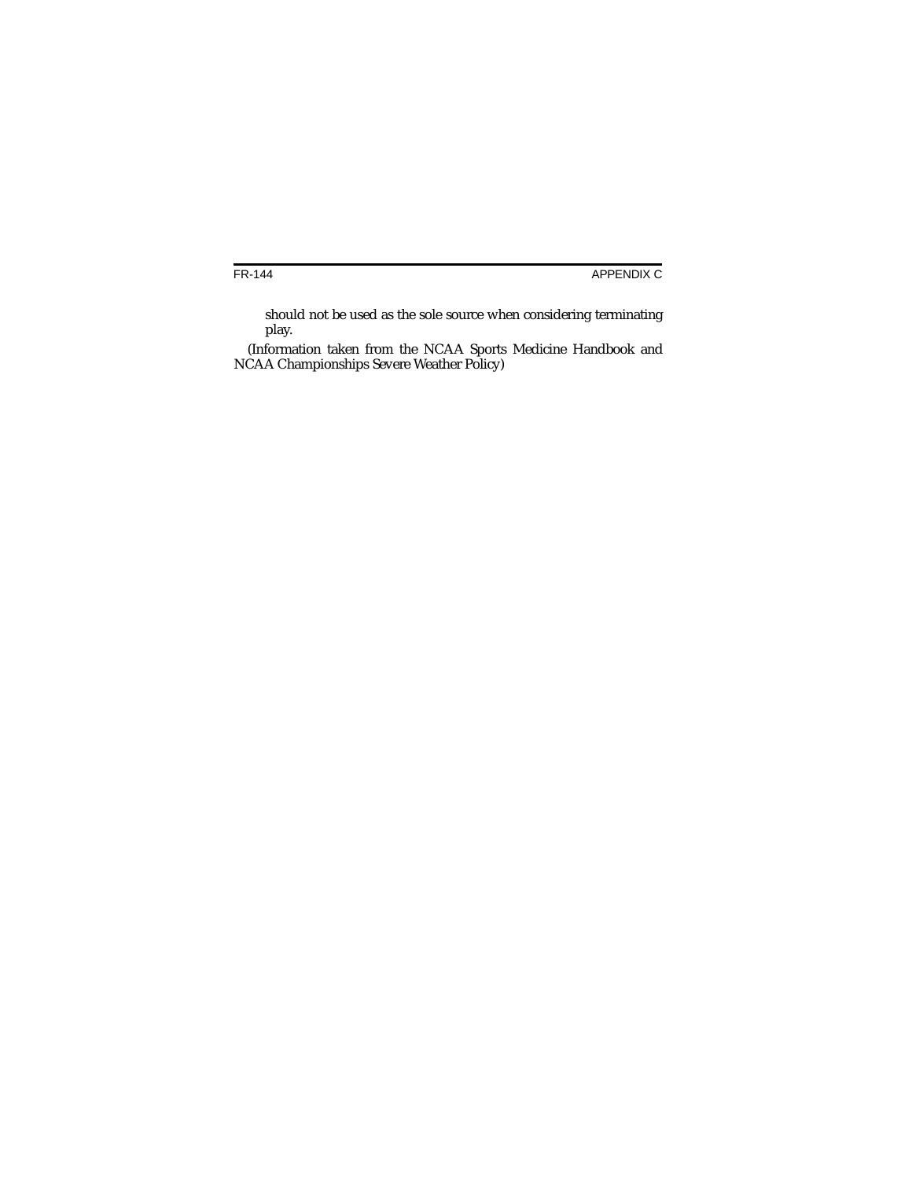should not be used as the sole source when considering terminating play.

(Information taken from the NCAA Sports Medicine Handbook and NCAA Championships Severe Weather Policy)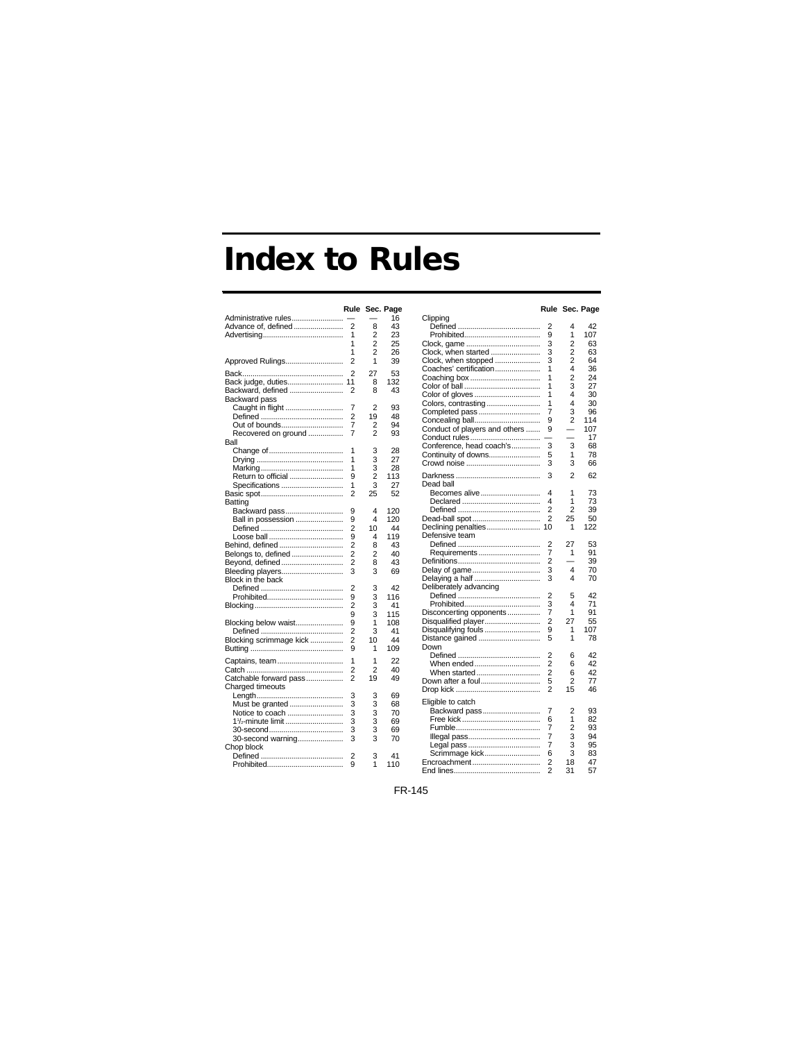# Index to Rules

| | Rule | Sec. | Page |
|---|---|---|---|
| Administrative rules | — | — | 16 |
| Advance of, defined | 2 | 8 | 43 |
| Advertising | 1 | 2 | 23 |
| | 1 | 2 | 25 |
| | 1 | 2 | 26 |
| Approved Rulings | 2 | 1 | 39 |
| Back | 2 | 27 | 53 |
| Back judge, duties | 11 | 8 | 132 |
| Backward, defined | 2 | 8 | 43 |
| Backward pass | | | |
| Caught in flight | 7 | 2 | 93 |
| Defined | 2 | 19 | 48 |
| Out of bounds | 7 | 2 | 94 |
| Recovered on ground | 7 | 2 | 93 |
| Ball | | | |
| Change of | 1 | 3 | 28 |
| Drying | 1 | 3 | 27 |
| Marking | 1 | 3 | 28 |
| Return to official | 9 | 2 | 113 |
| Specifications | 1 | 3 | 27 |
| Basic spot | 2 | 25 | 52 |
| Batting | | | |
| Backward pass | 9 | 4 | 120 |
| Ball in possession | 9 | 4 | 120 |
| Defined | 2 | 10 | 44 |
| Loose ball | 9 | 4 | 119 |
| Behind, defined | 2 | 8 | 43 |
| Belongs to, defined | 2 | 2 | 40 |
| Beyond, defined | 2 | 8 | 43 |
| Bleeding players | 3 | 3 | 69 |
| Block in the back | | | |
| Defined | 2 | 3 | 42 |
| Prohibited | 9 | 3 | 116 |
| Blocking | 2 | 3 | 41 |
| | 9 | 3 | 115 |
| Blocking below waist | 9 | 1 | 108 |
| Defined | 2 | 3 | 41 |
| Blocking scrimmage kick | 2 | 10 | 44 |
| Butting | 9 | 1 | 109 |
| Captains, team | 1 | 1 | 22 |
| Catch | 2 | 2 | 40 |
| Catchable forward pass | 2 | 19 | 49 |
| Charged timeouts | | | |
| Length | 3 | 3 | 69 |
| Must be granted | 3 | 3 | 68 |
| Notice to coach | 3 | 3 | 70 |
| 1½-minute limit | 3 | 3 | 69 |
| 30-second | 3 | 3 | 69 |
| 30-second warning | 3 | 3 | 70 |
| Chop block | | | |
| Defined | 2 | 3 | 41 |
| Prohibited | 9 | 1 | 110 |
| Clipping | | | |
| Defined | 2 | 4 | 42 |
| Prohibited | 9 | 1 | 107 |
| Clock, game | 3 | 2 | 63 |
| Clock, when started | 3 | 2 | 63 |
| Clock, when stopped | 3 | 2 | 64 |
| Coaches' certification | 1 | 4 | 36 |
| Coaching box | 1 | 2 | 24 |
| Color of ball | 1 | 3 | 27 |
| Color of gloves | 1 | 4 | 30 |
| Colors, contrasting | 1 | 4 | 30 |
| Completed pass | 7 | 3 | 96 |
| Concealing ball | 9 | 2 | 114 |
| Conduct of players and others | 9 | — | 107 |
| Conduct rules | — | — | 17 |
| Conference, head coach's | 3 | 3 | 68 |
| Continuity of downs | 5 | 1 | 78 |
| Crowd noise | 3 | 3 | 66 |
| Darkness | 3 | 2 | 62 |
| Dead ball | | | |
| Becomes alive | 4 | 1 | 73 |
| Declared | 4 | 1 | 73 |
| Defined | 2 | 2 | 39 |
| Dead-ball spot | 2 | 25 | 50 |
| Declining penalties | 10 | 1 | 122 |
| Defensive team | | | |
| Defined | 2 | 27 | 53 |
| Requirements | 7 | 1 | 91 |
| Definitions | 2 | — | 39 |
| Delay of game | 3 | 4 | 70 |
| Delaying a half | 3 | 4 | 70 |
| Deliberately advancing | | | |
| Defined | 2 | 5 | 42 |
| Prohibited | 3 | 4 | 71 |
| Disconcerting opponents | 7 | 1 | 91 |
| Disqualified player | 2 | 27 | 55 |
| Disqualifying fouls | 9 | 1 | 107 |
| Distance gained | 5 | 1 | 78 |
| Down | | | |
| Defined | 2 | 6 | 42 |
| When ended | 2 | 6 | 42 |
| When started | 2 | 6 | 42 |
| Down after a foul | 5 | 2 | 77 |
| Drop kick | 2 | 15 | 46 |
| Eligible to catch | | | |
| Backward pass | 7 | 2 | 93 |
| Free kick | 6 | 1 | 82 |
| Fumble | 7 | 2 | 93 |
| Illegal pass | 7 | 3 | 94 |
| Legal pass | 7 | 3 | 95 |
| Scrimmage kick | 6 | 3 | 83 |
| Encroachment | 2 | 18 | 47 |
| End lines | 2 | 31 | 57 |

FR-145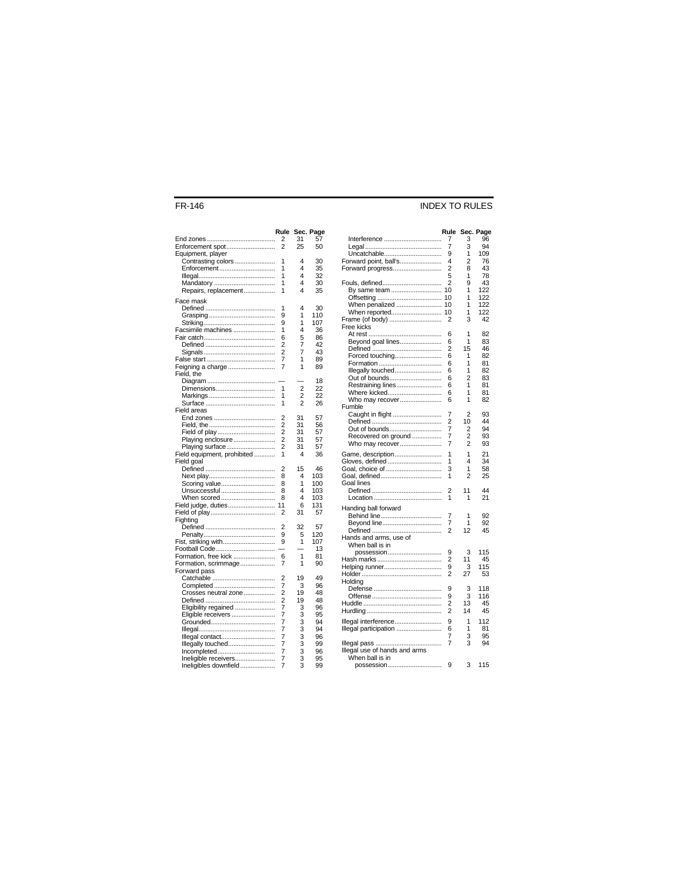# INDEX TO RULES

| | Rule | Sec. | Page |
|---|---|---|---|
| End zones | 2 | 31 | 57 |
| Enforcement spot | 2 | 25 | 50 |
| Equipment, player | | | |
| Contrasting colors | 1 | 4 | 30 |
| Enforcement | 1 | 4 | 35 |
| Illegal | 1 | 4 | 32 |
| Mandatory | 1 | 4 | 30 |
| Repairs, replacement | 1 | 4 | 35 |
| Face mask | | | |
| Defined | 1 | 4 | 30 |
| Grasping | 9 | 1 | 110 |
| Striking | 9 | 1 | 107 |
| Facsimile machines | 1 | 4 | 36 |
| Fair catch | 6 | 5 | 86 |
| Defined | 2 | 7 | 42 |
| Signals | 2 | 7 | 43 |
| False start | 7 | 1 | 89 |
| Feigning a charge | 7 | 1 | 89 |
| Field, the | | | |
| Diagram | — | — | 18 |
| Dimensions | 1 | 2 | 22 |
| Markings | 1 | 2 | 22 |
| Surface | 1 | 2 | 26 |
| Field areas | | | |
| End zones | 2 | 31 | 57 |
| Field, the | 2 | 31 | 56 |
| Field of play | 2 | 31 | 57 |
| Playing enclosure | 2 | 31 | 57 |
| Playing surface | 2 | 31 | 57 |
| Field equipment, prohibited | 1 | 4 | 36 |
| Field goal | | | |
| Defined | 2 | 15 | 46 |
| Next play | 8 | 4 | 103 |
| Scoring value | 8 | 1 | 100 |
| Unsuccessful | 8 | 4 | 103 |
| When scored | 8 | 4 | 103 |
| Field judge, duties | 11 | 6 | 131 |
| Field of play | 2 | 31 | 57 |
| Fighting | | | |
| Defined | 2 | 32 | 57 |
| Penalty | 9 | 5 | 120 |
| Fist, striking with | 9 | 1 | 107 |
| Football Code | — | — | 13 |
| Formation, free kick | 6 | 1 | 81 |
| Formation, scrimmage | 7 | 1 | 90 |
| Forward pass | | | |
| Catchable | 2 | 19 | 49 |
| Completed | 7 | 3 | 96 |
| Crosses neutral zone | 2 | 19 | 48 |
| Defined | 2 | 19 | 48 |
| Eligibility regained | 7 | 3 | 96 |
| Eligible receivers | 7 | 3 | 95 |
| Grounded | 7 | 3 | 94 |
| Illegal | 7 | 3 | 94 |
| Illegal contact | 7 | 3 | 96 |
| Illegally touched | 7 | 3 | 99 |
| Incompleted | 7 | 3 | 96 |
| Ineligible receivers | 7 | 3 | 95 |
| Ineligibles downfield | 7 | 3 | 99 |
| Interference | 7 | 3 | 96 |
| Legal | 7 | 3 | 94 |
| Uncatchable | 9 | 1 | 109 |
| Forward point, ball's | 4 | 2 | 76 |
| Forward progress | 2 | 8 | 43 |
| | 5 | 1 | 78 |
| Fouls, defined | 2 | 9 | 43 |
| By same team | 10 | 1 | 122 |
| Offsetting | 10 | 1 | 122 |
| When penalized | 10 | 1 | 122 |
| When reported | 10 | 1 | 122 |
| Frame (of body) | 2 | 3 | 42 |
| Free kicks | | | |
| At rest | 6 | 1 | 82 |
| Beyond goal lines | 6 | 1 | 83 |
| Defined | 2 | 15 | 46 |
| Forced touching | 6 | 1 | 82 |
| Formation | 6 | 1 | 81 |
| Illegally touched | 6 | 1 | 82 |
| Out of bounds | 6 | 2 | 83 |
| Restraining lines | 6 | 1 | 81 |
| Where kicked | 6 | 1 | 81 |
| Who may recover | 6 | 1 | 82 |
| Fumble | | | |
| Caught in flight | 7 | 2 | 93 |
| Defined | 2 | 10 | 44 |
| Out of bounds | 7 | 2 | 94 |
| Recovered on ground | 7 | 2 | 93 |
| Who may recover | 7 | 2 | 93 |
| Game, description | 1 | 1 | 21 |
| Gloves, defined | 1 | 4 | 34 |
| Goal, choice of | 3 | 1 | 58 |
| Goal, defined | 1 | 2 | 25 |
| Goal lines | | | |
| Defined | 2 | 11 | 44 |
| Location | 1 | 1 | 21 |
| Handing ball forward | | | |
| Behind line | 7 | 1 | 92 |
| Beyond line | 7 | 1 | 92 |
| Defined | 2 | 12 | 45 |
| Hands and arms, use of | | | |
| When ball is in possession | 9 | 3 | 115 |
| Hash marks | 2 | 11 | 45 |
| Helping runner | 9 | 3 | 115 |
| Holder | 2 | 27 | 53 |
| Holding | | | |
| Defense | 9 | 3 | 118 |
| Offense | 9 | 3 | 116 |
| Huddle | 2 | 13 | 45 |
| Hurdling | 2 | 14 | 45 |
| Illegal interference | 9 | 1 | 112 |
| Illegal participation | 6 | 1 | 81 |
| | 7 | 3 | 95 |
| Illegal pass | 7 | 3 | 94 |
| Illegal use of hands and arms | | | |
| When ball is in possession | 9 | 3 | 115 |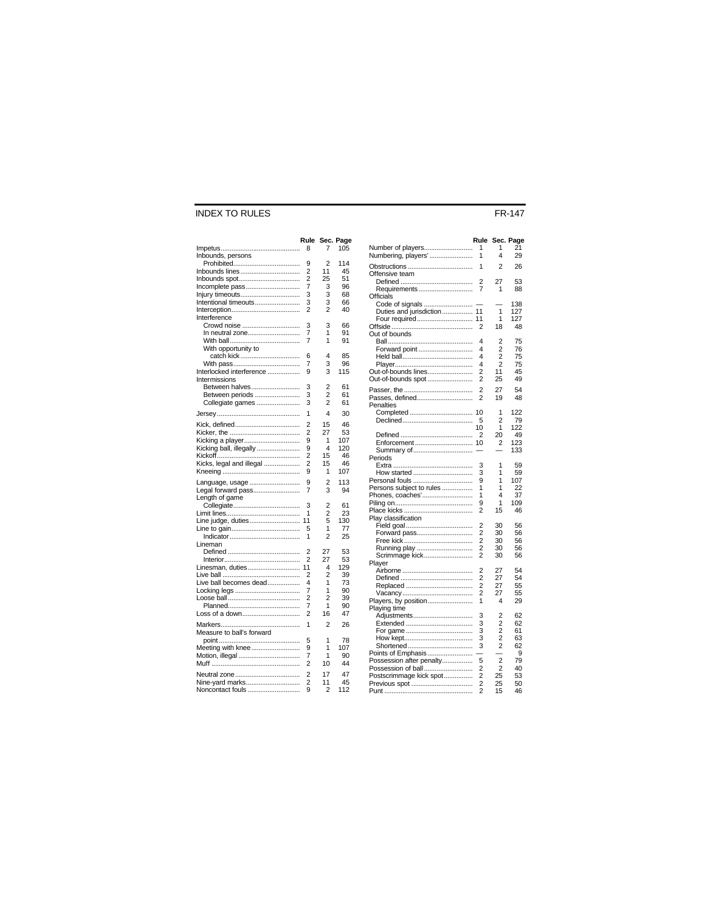# INDEX TO RULES

| | Rule | Sec. | Page |
|---|---|---|---|
| Impetus | 8 | 7 | 105 |
| Inbounds, persons | | | |
| Prohibited | 9 | 2 | 114 |
| Inbounds lines | 2 | 11 | 45 |
| Inbounds spot | 2 | 25 | 51 |
| Incomplete pass | 7 | 3 | 96 |
| Injury timeouts | 3 | 3 | 68 |
| Intentional timeouts | 3 | 3 | 66 |
| Interception | 2 | 2 | 40 |
| Interference | | | |
| Crowd noise | 3 | 3 | 66 |
| In neutral zone | 7 | 1 | 91 |
| With ball | 7 | 1 | 91 |
| With opportunity to catch kick | 6 | 4 | 85 |
| With pass | 7 | 3 | 96 |
| Interlocked interference | 9 | 3 | 115 |
| Intermissions | | | |
| Between halves | 3 | 2 | 61 |
| Between periods | 3 | 2 | 61 |
| Collegiate games | 3 | 2 | 61 |
| Jersey | 1 | 4 | 30 |
| Kick, defined | 2 | 15 | 46 |
| Kicker, the | 2 | 27 | 53 |
| Kicking a player | 9 | 1 | 107 |
| Kicking ball, illegally | 9 | 4 | 120 |
| Kickoff | 2 | 15 | 46 |
| Kicks, legal and illegal | 2 | 15 | 46 |
| Kneeing | 9 | 1 | 107 |
| Language, usage | 9 | 2 | 113 |
| Legal forward pass | 7 | 3 | 94 |
| Length of game | | | |
| Collegiate | 3 | 2 | 61 |
| Limit lines | 1 | 2 | 23 |
| Line judge, duties | 11 | 5 | 130 |
| Line to gain | 5 | 1 | 77 |
| Indicator | 1 | 2 | 25 |
| Lineman | | | |
| Defined | 2 | 27 | 53 |
| Interior | 2 | 27 | 53 |
| Linesman, duties | 11 | 4 | 129 |
| Live ball | 2 | 2 | 39 |
| Live ball becomes dead | 4 | 1 | 73 |
| Locking legs | 7 | 1 | 90 |
| Loose ball | 2 | 2 | 39 |
| Planned | 7 | 1 | 90 |
| Loss of a down | 2 | 16 | 47 |
| Markers | 1 | 2 | 26 |
| Measure to ball's forward point | 5 | 1 | 78 |
| Meeting with knee | 9 | 1 | 107 |
| Motion, illegal | 7 | 1 | 90 |
| Muff | 2 | 10 | 44 |
| Neutral zone | 2 | 17 | 47 |
| Nine-yard marks | 2 | 11 | 45 |
| Noncontact fouls | 9 | 2 | 112 |

| | Rule | Sec. | Page |
|---|---|---|---|
| Number of players | 1 | 1 | 21 |
| Numbering, players' | 1 | 4 | 29 |
| Obstructions | 1 | 2 | 26 |
| Offensive team | | | |
| Defined | 2 | 27 | 53 |
| Requirements | 7 | 1 | 88 |
| Officials | | | |
| Code of signals | — | — | 138 |
| Duties and jurisdiction | 11 | 1 | 127 |
| Four required | 11 | 1 | 127 |
| Offside | 2 | 18 | 48 |
| Out of bounds | | | |
| Ball | 4 | 2 | 75 |
| Forward point | 4 | 2 | 76 |
| Held ball | 4 | 2 | 75 |
| Player | 4 | 2 | 75 |
| Out-of-bounds lines | 2 | 11 | 45 |
| Out-of-bounds spot | 2 | 25 | 49 |
| Passer, the | 2 | 27 | 54 |
| Passes, defined | 2 | 19 | 48 |
| Penalties | | | |
| Completed | 10 | 1 | 122 |
| Declined | 5 | 2 | 79 |
| | 10 | 1 | 122 |
| Defined | 2 | 20 | 49 |
| Enforcement | 10 | 2 | 123 |
| Summary of | — | — | 133 |
| Periods | | | |
| Extra | 3 | 1 | 59 |
| How started | 3 | 1 | 59 |
| Personal fouls | 9 | 1 | 107 |
| Persons subject to rules | 1 | 1 | 22 |
| Phones, coaches' | 1 | 4 | 37 |
| Piling on | 9 | 1 | 109 |
| Place kicks | 2 | 15 | 46 |
| Play classification | | | |
| Field goal | 2 | 30 | 56 |
| Forward pass | 2 | 30 | 56 |
| Free kick | 2 | 30 | 56 |
| Running play | 2 | 30 | 56 |
| Scrimmage kick | 2 | 30 | 56 |
| Player | | | |
| Airborne | 2 | 27 | 54 |
| Defined | 2 | 27 | 54 |
| Replaced | 2 | 27 | 55 |
| Vacancy | 2 | 27 | 55 |
| Players, by position | 1 | 4 | 29 |
| Playing time | | | |
| Adjustments | 3 | 2 | 62 |
| Extended | 3 | 2 | 62 |
| For game | 3 | 2 | 61 |
| How kept | 3 | 2 | 63 |
| Shortened | 3 | 2 | 62 |
| Points of Emphasis | — | — | 9 |
| Possession after penalty | 5 | 2 | 79 |
| Possession of ball | 2 | 2 | 40 |
| Postscrimmage kick spot | 2 | 25 | 53 |
| Previous spot | 2 | 25 | 50 |
| Punt | 2 | 15 | 46 |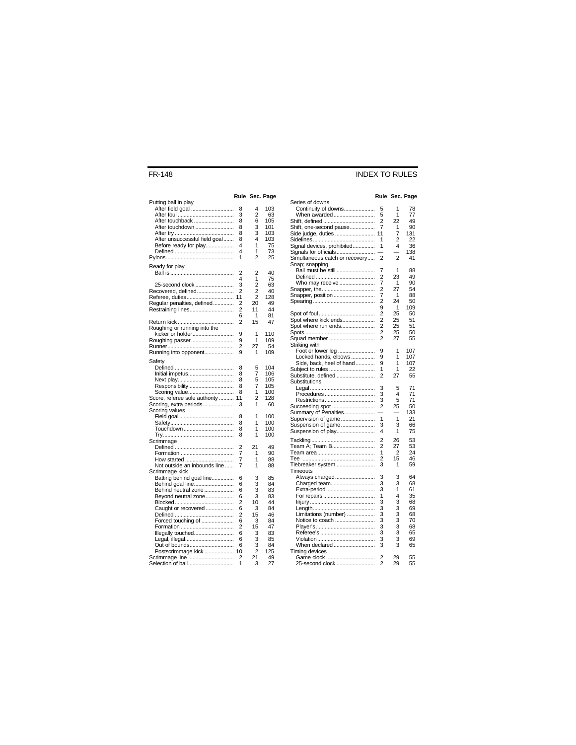| | Rule | Sec. | Page |
|---|---|---|---|
| Putting ball in play | | | |
| After field goal | 8 | 4 | 103 |
| After foul | 3 | 2 | 63 |
| After touchback | 8 | 6 | 105 |
| After touchdown | 8 | 3 | 101 |
| After try | 8 | 3 | 103 |
| After unsuccessful field goal | 8 | 4 | 103 |
| Before ready for play | 4 | 1 | 75 |
| Defined | 4 | 1 | 73 |
| Pylons | 1 | 2 | 25 |
| Ready for play | | | |
| Ball is | 2 | 2 | 40 |
| | 4 | 1 | 75 |
| 25-second clock | 3 | 2 | 63 |
| Recovered, defined | 2 | 2 | 40 |
| Referee, duties | 11 | 2 | 128 |
| Regular penalties, defined | 2 | 20 | 49 |
| Restraining lines | 2 | 11 | 44 |
| | 6 | 1 | 81 |
| Return kick | 2 | 15 | 47 |
| Roughing or running into the kicker or holder | 9 | 1 | 110 |
| Roughing passer | 9 | 1 | 109 |
| Runner | 2 | 27 | 54 |
| Running into opponent | 9 | 1 | 109 |
| Safety | | | |
| Defined | 8 | 5 | 104 |
| Initial impetus | 8 | 7 | 106 |
| Next play | 8 | 5 | 105 |
| Responsibility | 8 | 7 | 105 |
| Scoring value | 8 | 1 | 100 |
| Score, referee sole authority | 11 | 2 | 128 |
| Scoring, extra periods | 3 | 1 | 60 |
| Scoring values | | | |
| Field goal | 8 | 1 | 100 |
| Safety | 8 | 1 | 100 |
| Touchdown | 8 | 1 | 100 |
| Try | 8 | 1 | 100 |
| Scrimmage | | | |
| Defined | 2 | 21 | 49 |
| Formation | 7 | 1 | 90 |
| How started | 7 | 1 | 88 |
| Not outside an inbounds line | 7 | 1 | 88 |
| Scrimmage kick | | | |
| Batting behind goal line | 6 | 3 | 85 |
| Behind goal line | 6 | 3 | 84 |
| Behind neutral zone | 6 | 3 | 83 |
| Beyond neutral zone | 6 | 3 | 83 |
| Blocked | 2 | 10 | 44 |
| Caught or recovered | 6 | 3 | 84 |
| Defined | 2 | 15 | 46 |
| Forced touching of | 6 | 3 | 84 |
| Formation | 2 | 15 | 47 |
| Illegally touched | 6 | 3 | 83 |
| Legal, illegal | 6 | 3 | 85 |
| Out of bounds | 6 | 3 | 84 |
| Postscrimmage kick | 10 | 2 | 125 |
| Scrimmage line | 2 | 21 | 49 |
| Selection of ball | 1 | 3 | 27 |

| | Rule | Sec. | Page |
|---|---|---|---|
| Series of downs | | | |
| Continuity of downs | 5 | 1 | 78 |
| When awarded | 5 | 1 | 77 |
| Shift, defined | 2 | 22 | 49 |
| Shift, one-second pause | 7 | 1 | 90 |
| Side judge, duties | 11 | 7 | 131 |
| Sidelines | 1 | 2 | 22 |
| Signal devices, prohibited | 1 | 4 | 36 |
| Signals for officials | — | — | 138 |
| Simultaneous catch or recovery | 2 | 2 | 41 |
| Snap; snapping | | | |
| Ball must be still | 7 | 1 | 88 |
| Defined | 2 | 23 | 49 |
| Who may receive | 7 | 1 | 90 |
| Snapper, the | 2 | 27 | 54 |
| Snapper, position | 7 | 1 | 88 |
| Spearing | 2 | 24 | 50 |
| | 9 | 1 | 109 |
| Spot of foul | 2 | 25 | 50 |
| Spot where kick ends | 2 | 25 | 51 |
| Spot where run ends | 2 | 25 | 51 |
| Spots | 2 | 25 | 50 |
| Squad member | 2 | 27 | 55 |
| Striking with | | | |
| Foot or lower leg | 9 | 1 | 107 |
| Locked hands, elbows | 9 | 1 | 107 |
| Side, back, heel of hand | 9 | 1 | 107 |
| Subject to rules | 1 | 1 | 22 |
| Substitute, defined | 2 | 27 | 55 |
| Substitutions | | | |
| Legal | 3 | 5 | 71 |
| Procedures | 3 | 4 | 71 |
| Restrictions | 3 | 5 | 71 |
| Succeeding spot | 2 | 25 | 50 |
| Summary of Penalties | — | — | 133 |
| Supervision of game | 1 | 1 | 21 |
| Suspension of game | 3 | 3 | 66 |
| Suspension of play | 4 | 1 | 75 |
| Tackling | 2 | 26 | 53 |
| Team A; Team B | 2 | 27 | 53 |
| Team area | 1 | 2 | 24 |
| Tee | 2 | 15 | 46 |
| Tiebreaker system | 3 | 1 | 59 |
| Timeouts | | | |
| Always charged | 3 | 3 | 64 |
| Charged team | 3 | 3 | 68 |
| Extra-period | 3 | 1 | 61 |
| For repairs | 1 | 4 | 35 |
| Injury | 3 | 3 | 68 |
| Length | 3 | 3 | 69 |
| Limitations (number) | 3 | 3 | 68 |
| Notice to coach | 3 | 3 | 70 |
| Player's | 3 | 3 | 68 |
| Referee's | 3 | 3 | 65 |
| Violation | 3 | 3 | 69 |
| When declared | 3 | 3 | 65 |
| Timing devices | | | |
| Game clock | 2 | 29 | 55 |
| 25-second clock | 2 | 29 | 55 |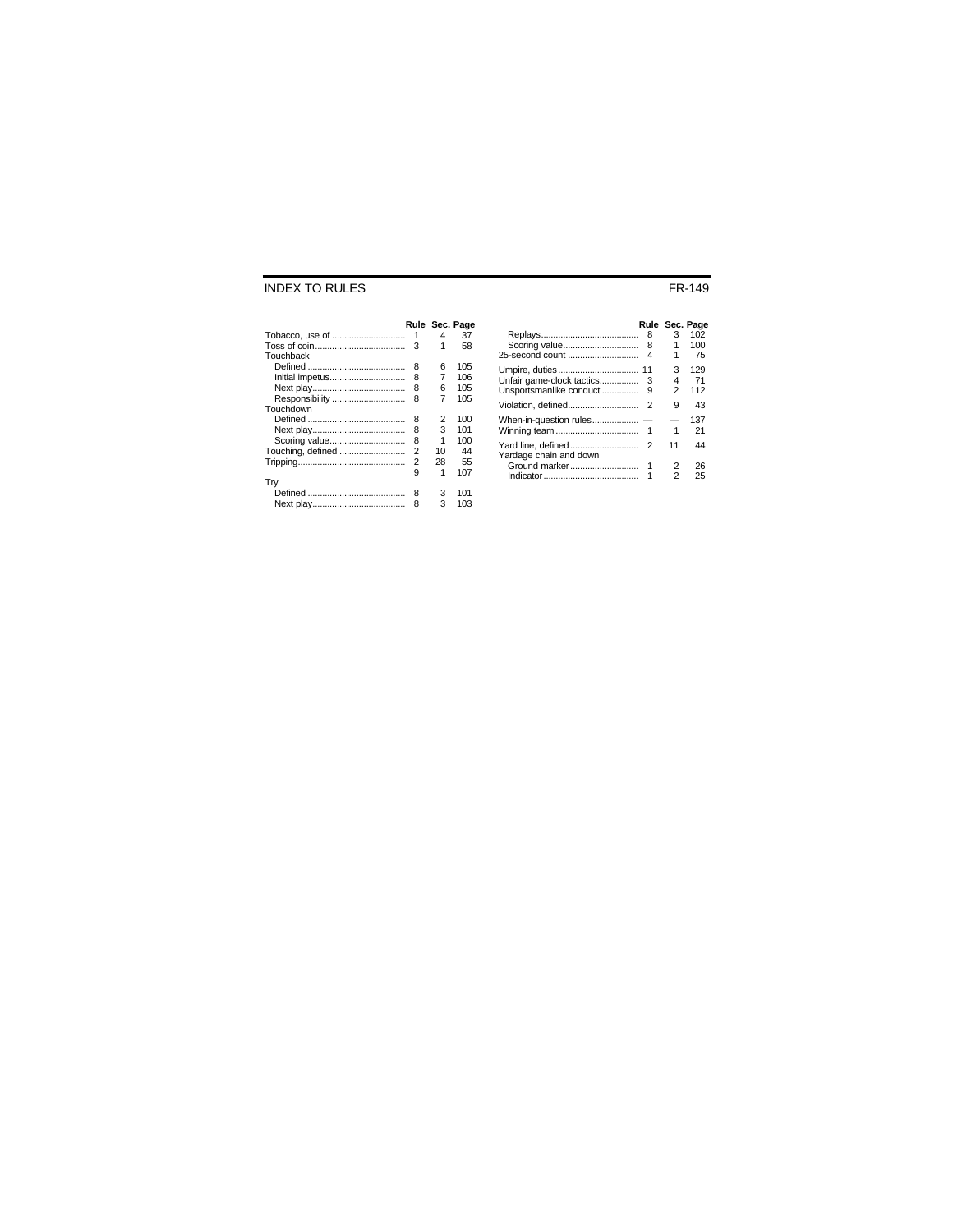| | Rule | Sec. | Page |
|---|---|---|---|
| Tobacco, use of | 1 | 4 | 37 |
| Toss of coin | 3 | 1 | 58 |
| Touchback | | | |
| Defined | 8 | 6 | 105 |
| Initial impetus | 8 | 7 | 106 |
| Next play | 8 | 6 | 105 |
| Responsibility | 8 | 7 | 105 |
| Touchdown | | | |
| Defined | 8 | 2 | 100 |
| Next play | 8 | 3 | 101 |
| Scoring value | 8 | 1 | 100 |
| Touching, defined | 2 | 10 | 44 |
| Tripping | 2 | 28 | 55 |
| | 9 | 1 | 107 |
| Try | | | |
| Defined | 8 | 3 | 101 |
| Next play | 8 | 3 | 103 |
| Replays | 8 | 3 | 102 |
| Scoring value | 8 | 1 | 100 |
| 25-second count | 4 | 1 | 75 |
| Umpire, duties | 11 | 3 | 129 |
| Unfair game-clock tactics | 3 | 4 | 71 |
| Unsportsmanlike conduct | 9 | 2 | 112 |
| Violation, defined | 2 | 9 | 43 |
| When-in-question rules | — | — | 137 |
| Winning team | 1 | 1 | 21 |
| Yard line, defined | 2 | 11 | 44 |
| Yardage chain and down | | | |
| Ground marker | 1 | 2 | 26 |
| Indicator | 1 | 2 | 25 |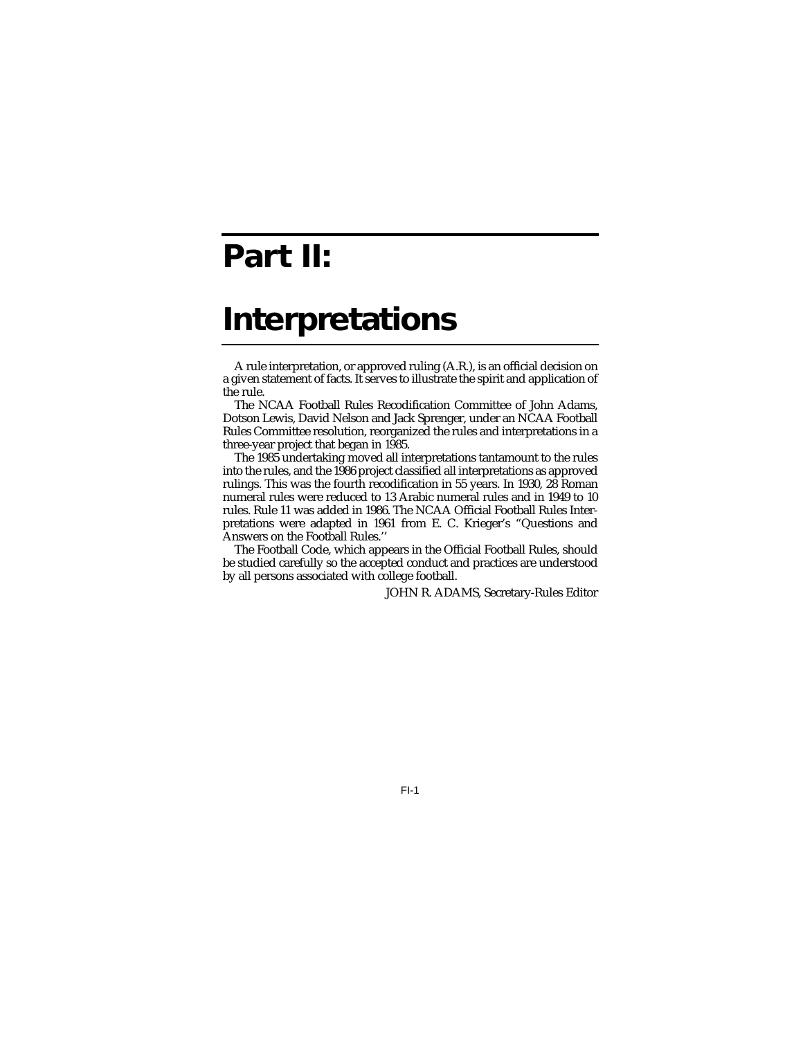# Part II:

# Interpretations

A rule interpretation, or approved ruling (A.R.), is an official decision on a given statement of facts. It serves to illustrate the spirit and application of the rule.

The NCAA Football Rules Recodification Committee of John Adams, Dotson Lewis, David Nelson and Jack Sprenger, under an NCAA Football Rules Committee resolution, reorganized the rules and interpretations in a three-year project that began in 1985.

The 1985 undertaking moved all interpretations tantamount to the rules into the rules, and the 1986 project classified all interpretations as approved rulings. This was the fourth recodification in 55 years. In 1930, 28 Roman numeral rules were reduced to 13 Arabic numeral rules and in 1949 to 10 rules. Rule 11 was added in 1986. The NCAA Official Football Rules Interpretations were adapted in 1961 from E. C. Krieger's "Questions and Answers on the Football Rules."

The Football Code, which appears in the Official Football Rules, should be studied carefully so the accepted conduct and practices are understood by all persons associated with college football.

JOHN R. ADAMS, Secretary-Rules Editor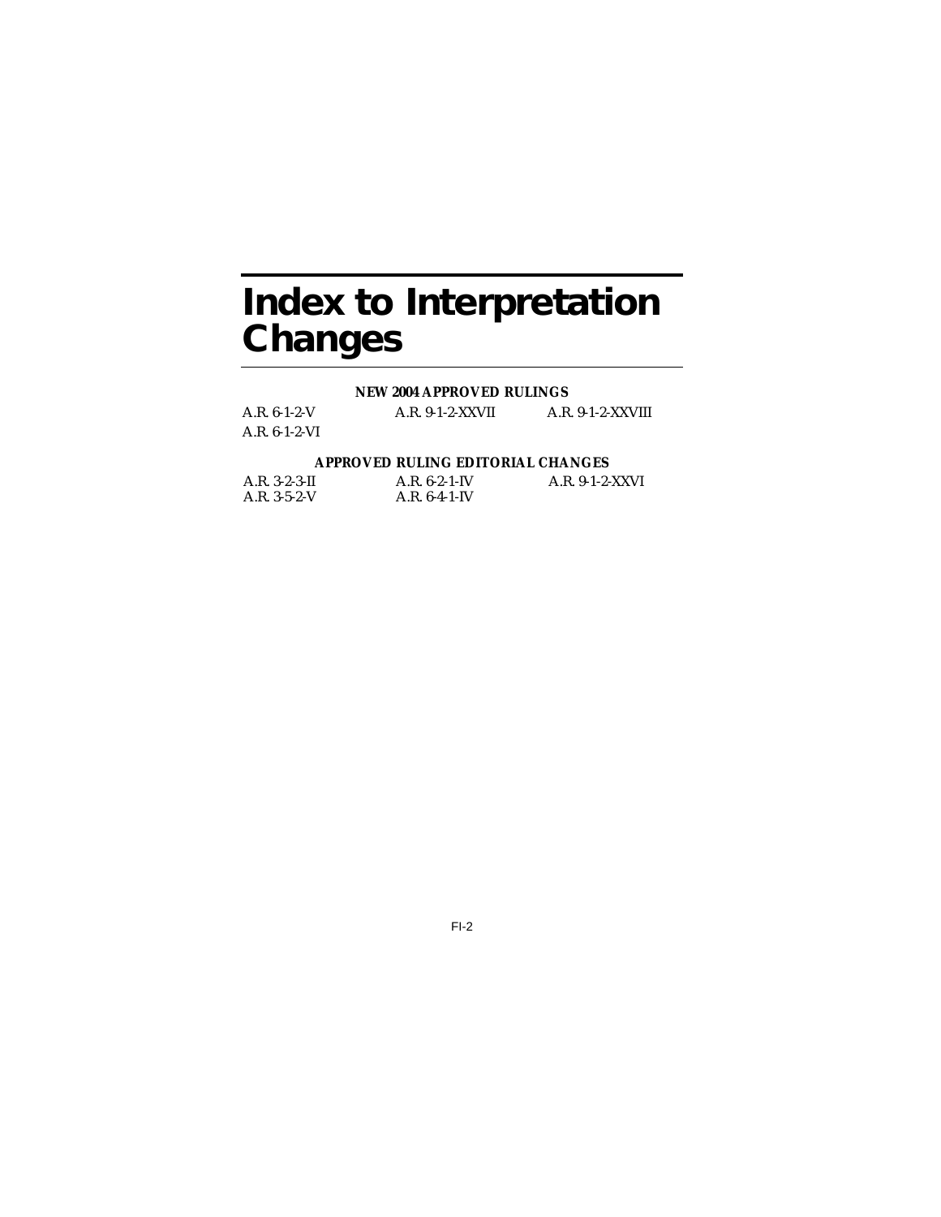# Index to Interpretation Changes

**NEW 2004 APPROVED RULINGS**

A.R. 6-1-2-V A.R. 9-1-2-XXVII A.R. 9-1-2-XXVIII
A.R. 6-1-2-VI

**APPROVED RULING EDITORIAL CHANGES**

A.R. 3-2-3-II A.R. 6-2-1-IV A.R. 9-1-2-XXVI
A.R. 3-5-2-V A.R. 6-4-1-IV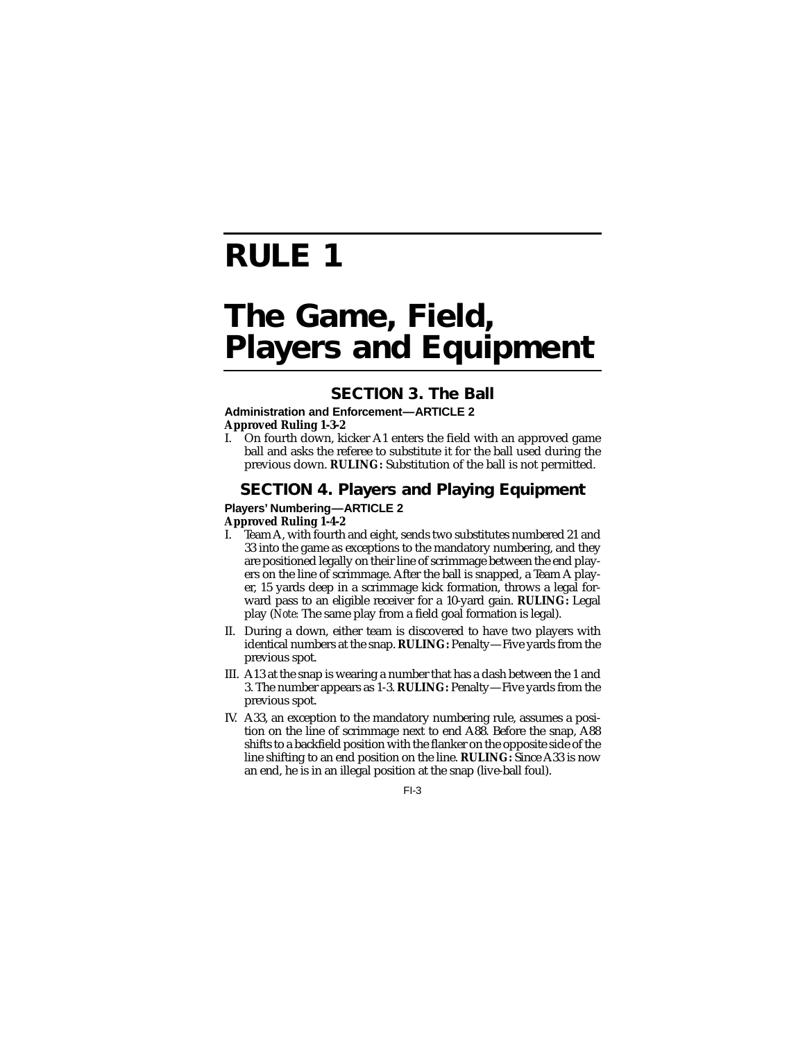# RULE 1

# The Game, Field, Players and Equipment

## SECTION 3. The Ball

**Administration and Enforcement—ARTICLE 2**

***Approved Ruling 1-3-2***

I. On fourth down, kicker A1 enters the field with an approved game ball and asks the referee to substitute it for the ball used during the previous down. **RULING:** Substitution of the ball is not permitted.

## SECTION 4. Players and Playing Equipment

**Players' Numbering—ARTICLE 2**

***Approved Ruling 1-4-2***

I. Team A, with fourth and eight, sends two substitutes numbered 21 and 33 into the game as exceptions to the mandatory numbering, and they are positioned legally on their line of scrimmage between the end players on the line of scrimmage. After the ball is snapped, a Team A player, 15 yards deep in a scrimmage kick formation, throws a legal forward pass to an eligible receiver for a 10-yard gain. **RULING:** Legal play (*Note:* The same play from a field goal formation is legal).

II. During a down, either team is discovered to have two players with identical numbers at the snap. **RULING:** Penalty—Five yards from the previous spot.

III. A13 at the snap is wearing a number that has a dash between the 1 and 3. The number appears as 1-3. **RULING:** Penalty—Five yards from the previous spot.

IV. A33, an exception to the mandatory numbering rule, assumes a position on the line of scrimmage next to end A88. Before the snap, A88 shifts to a backfield position with the flanker on the opposite side of the line shifting to an end position on the line. **RULING:** Since A33 is now an end, he is in an illegal position at the snap (live-ball foul).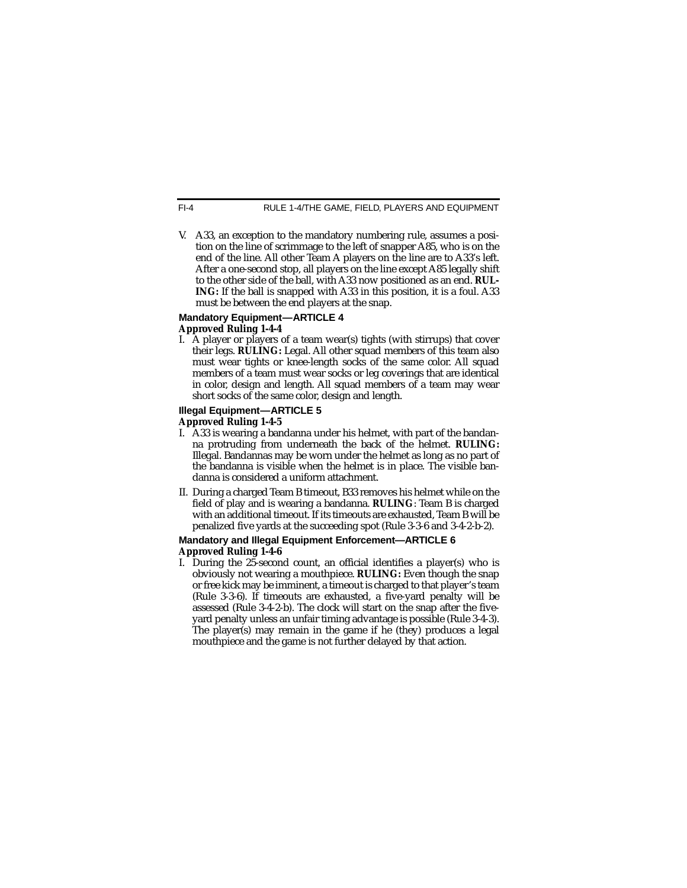V. A33, an exception to the mandatory numbering rule, assumes a position on the line of scrimmage to the left of snapper A85, who is on the end of the line. All other Team A players on the line are to A33's left. After a one-second stop, all players on the line except A85 legally shift to the other side of the ball, with A33 now positioned as an end. **RULING:** If the ball is snapped with A33 in this position, it is a foul. A33 must be between the end players at the snap.

### Mandatory Equipment—ARTICLE 4

**Approved Ruling 1-4-4**

I. A player or players of a team wear(s) tights (with stirrups) that cover their legs. **RULING:** Legal. All other squad members of this team also must wear tights or knee-length socks of the same color. All squad members of a team must wear socks or leg coverings that are identical in color, design and length. All squad members of a team may wear short socks of the same color, design and length.

### Illegal Equipment—ARTICLE 5

**Approved Ruling 1-4-5**

I. A33 is wearing a bandanna under his helmet, with part of the bandanna protruding from underneath the back of the helmet. **RULING:** Illegal. Bandannas may be worn under the helmet as long as no part of the bandanna is visible when the helmet is in place. The visible bandanna is considered a uniform attachment.

II. During a charged Team B timeout, B33 removes his helmet while on the field of play and is wearing a bandanna. **RULING**: Team B is charged with an additional timeout. If its timeouts are exhausted, Team B will be penalized five yards at the succeeding spot (Rule 3-3-6 and 3-4-2-b-2).

### Mandatory and Illegal Equipment Enforcement—ARTICLE 6

**Approved Ruling 1-4-6**

I. During the 25-second count, an official identifies a player(s) who is obviously not wearing a mouthpiece. **RULING:** Even though the snap or free kick may be imminent, a timeout is charged to that player's team (Rule 3-3-6). If timeouts are exhausted, a five-yard penalty will be assessed (Rule 3-4-2-b). The clock will start on the snap after the five-yard penalty unless an unfair timing advantage is possible (Rule 3-4-3). The player(s) may remain in the game if he (they) produces a legal mouthpiece and the game is not further delayed by that action.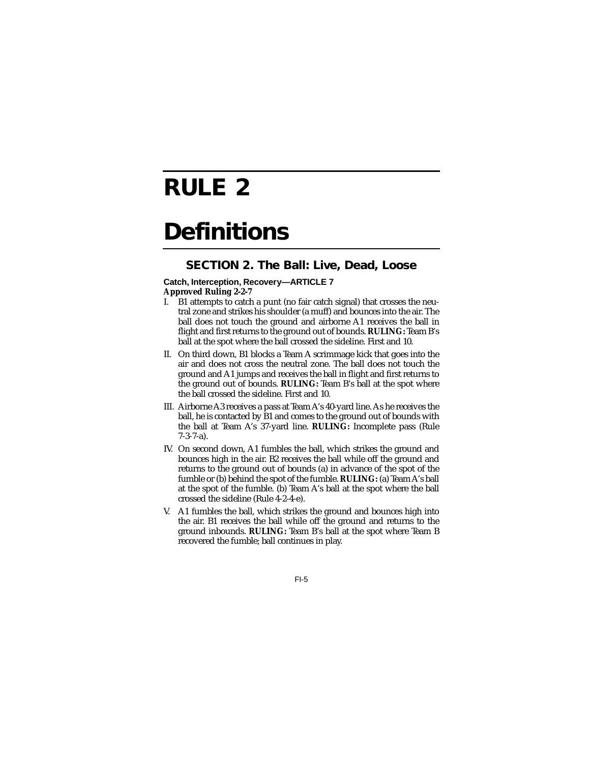# RULE 2

# Definitions

## SECTION 2. The Ball: Live, Dead, Loose

**Catch, Interception, Recovery—ARTICLE 7**
***Approved Ruling 2-2-7***

I. B1 attempts to catch a punt (no fair catch signal) that crosses the neutral zone and strikes his shoulder (a muff) and bounces into the air. The ball does not touch the ground and airborne A1 receives the ball in flight and first returns to the ground out of bounds. **RULING:** Team B's ball at the spot where the ball crossed the sideline. First and 10.

II. On third down, B1 blocks a Team A scrimmage kick that goes into the air and does not cross the neutral zone. The ball does not touch the ground and A1 jumps and receives the ball in flight and first returns to the ground out of bounds. **RULING:** Team B's ball at the spot where the ball crossed the sideline. First and 10.

III. Airborne A3 receives a pass at Team A's 40-yard line. As he receives the ball, he is contacted by B1 and comes to the ground out of bounds with the ball at Team A's 37-yard line. **RULING:** Incomplete pass (Rule 7-3-7-a).

IV. On second down, A1 fumbles the ball, which strikes the ground and bounces high in the air. B2 receives the ball while off the ground and returns to the ground out of bounds (a) in advance of the spot of the fumble or (b) behind the spot of the fumble. **RULING:** (a) Team A's ball at the spot of the fumble. (b) Team A's ball at the spot where the ball crossed the sideline (Rule 4-2-4-e).

V. A1 fumbles the ball, which strikes the ground and bounces high into the air. B1 receives the ball while off the ground and returns to the ground inbounds. **RULING:** Team B's ball at the spot where Team B recovered the fumble; ball continues in play.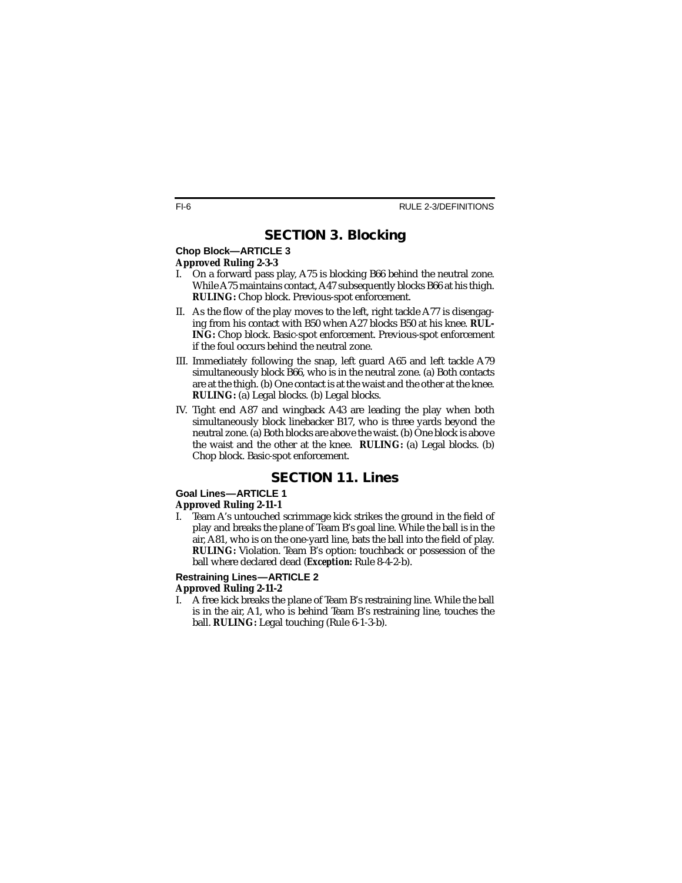## SECTION 3. Blocking

### Chop Block—ARTICLE 3

***Approved Ruling 2-3-3***

I. On a forward pass play, A75 is blocking B66 behind the neutral zone. While A75 maintains contact, A47 subsequently blocks B66 at his thigh. ***RULING:*** Chop block. Previous-spot enforcement.

II. As the flow of the play moves to the left, right tackle A77 is disengaging from his contact with B50 when A27 blocks B50 at his knee. ***RULING:*** Chop block. Basic-spot enforcement. Previous-spot enforcement if the foul occurs behind the neutral zone.

III. Immediately following the snap, left guard A65 and left tackle A79 simultaneously block B66, who is in the neutral zone. (a) Both contacts are at the thigh. (b) One contact is at the waist and the other at the knee. ***RULING:*** (a) Legal blocks. (b) Legal blocks.

IV. Tight end A87 and wingback A43 are leading the play when both simultaneously block linebacker B17, who is three yards beyond the neutral zone. (a) Both blocks are above the waist. (b) One block is above the waist and the other at the knee. ***RULING:*** (a) Legal blocks. (b) Chop block. Basic-spot enforcement.

## SECTION 11. Lines

### Goal Lines—ARTICLE 1

***Approved Ruling 2-11-1***

I. Team A's untouched scrimmage kick strikes the ground in the field of play and breaks the plane of Team B's goal line. While the ball is in the air, A81, who is on the one-yard line, bats the ball into the field of play. ***RULING:*** Violation. Team B's option: touchback or possession of the ball where declared dead (***Exception:*** Rule 8-4-2-b).

### Restraining Lines—ARTICLE 2

***Approved Ruling 2-11-2***

I. A free kick breaks the plane of Team B's restraining line. While the ball is in the air, A1, who is behind Team B's restraining line, touches the ball. ***RULING:*** Legal touching (Rule 6-1-3-b).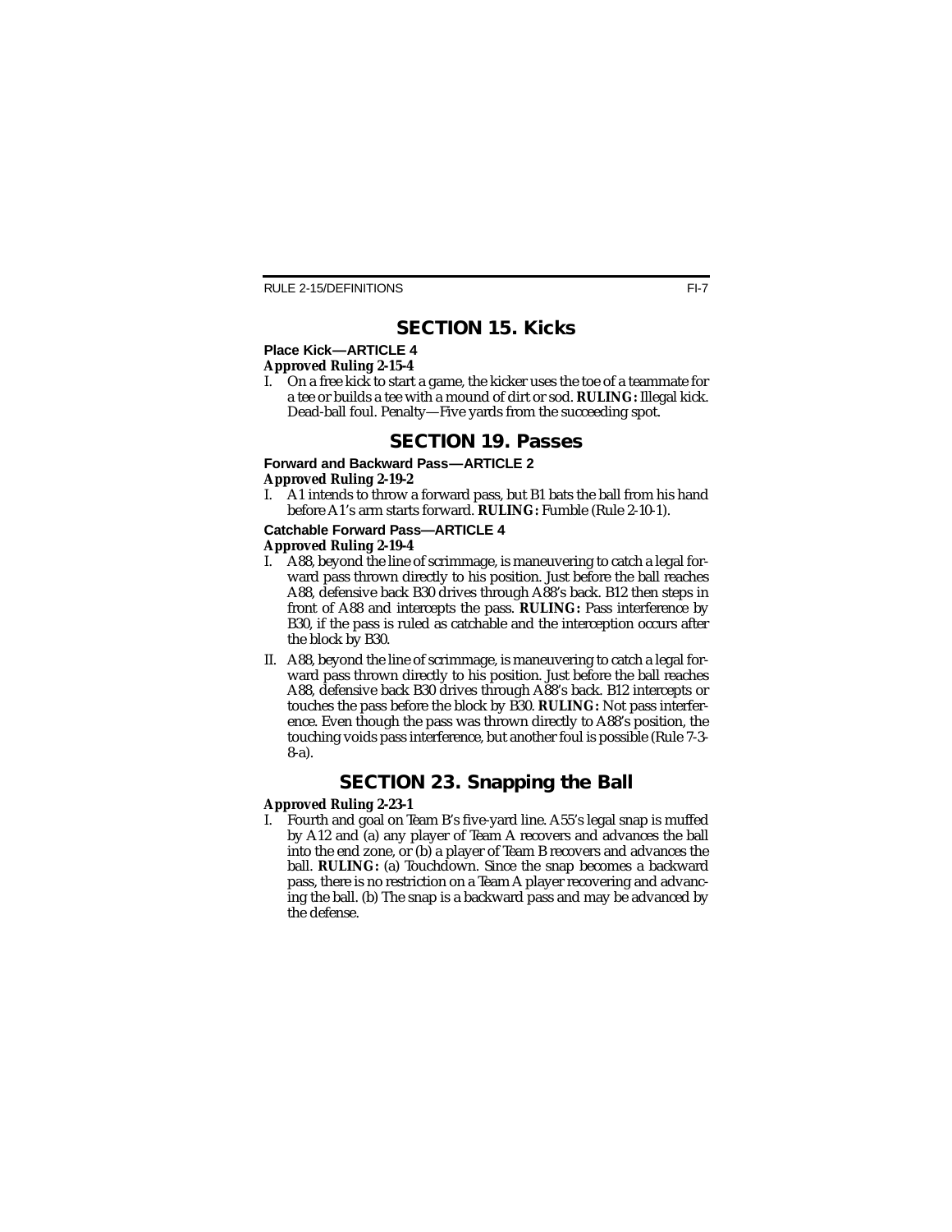## SECTION 15. Kicks

**Place Kick—ARTICLE 4**

***Approved Ruling 2-15-4***

I. On a free kick to start a game, the kicker uses the toe of a teammate for a tee or builds a tee with a mound of dirt or sod. **RULING:** Illegal kick. Dead-ball foul. Penalty—Five yards from the succeeding spot.

## SECTION 19. Passes

**Forward and Backward Pass—ARTICLE 2**

***Approved Ruling 2-19-2***

I. A1 intends to throw a forward pass, but B1 bats the ball from his hand before A1's arm starts forward. **RULING:** Fumble (Rule 2-10-1).

**Catchable Forward Pass—ARTICLE 4**

***Approved Ruling 2-19-4***

I. A88, beyond the line of scrimmage, is maneuvering to catch a legal forward pass thrown directly to his position. Just before the ball reaches A88, defensive back B30 drives through A88's back. B12 then steps in front of A88 and intercepts the pass. **RULING:** Pass interference by B30, if the pass is ruled as catchable and the interception occurs after the block by B30.

II. A88, beyond the line of scrimmage, is maneuvering to catch a legal forward pass thrown directly to his position. Just before the ball reaches A88, defensive back B30 drives through A88's back. B12 intercepts or touches the pass before the block by B30. **RULING:** Not pass interference. Even though the pass was thrown directly to A88's position, the touching voids pass interference, but another foul is possible (Rule 7-3-8-a).

## SECTION 23. Snapping the Ball

***Approved Ruling 2-23-1***

I. Fourth and goal on Team B's five-yard line. A55's legal snap is muffed by A12 and (a) any player of Team A recovers and advances the ball into the end zone, or (b) a player of Team B recovers and advances the ball. **RULING:** (a) Touchdown. Since the snap becomes a backward pass, there is no restriction on a Team A player recovering and advancing the ball. (b) The snap is a backward pass and may be advanced by the defense.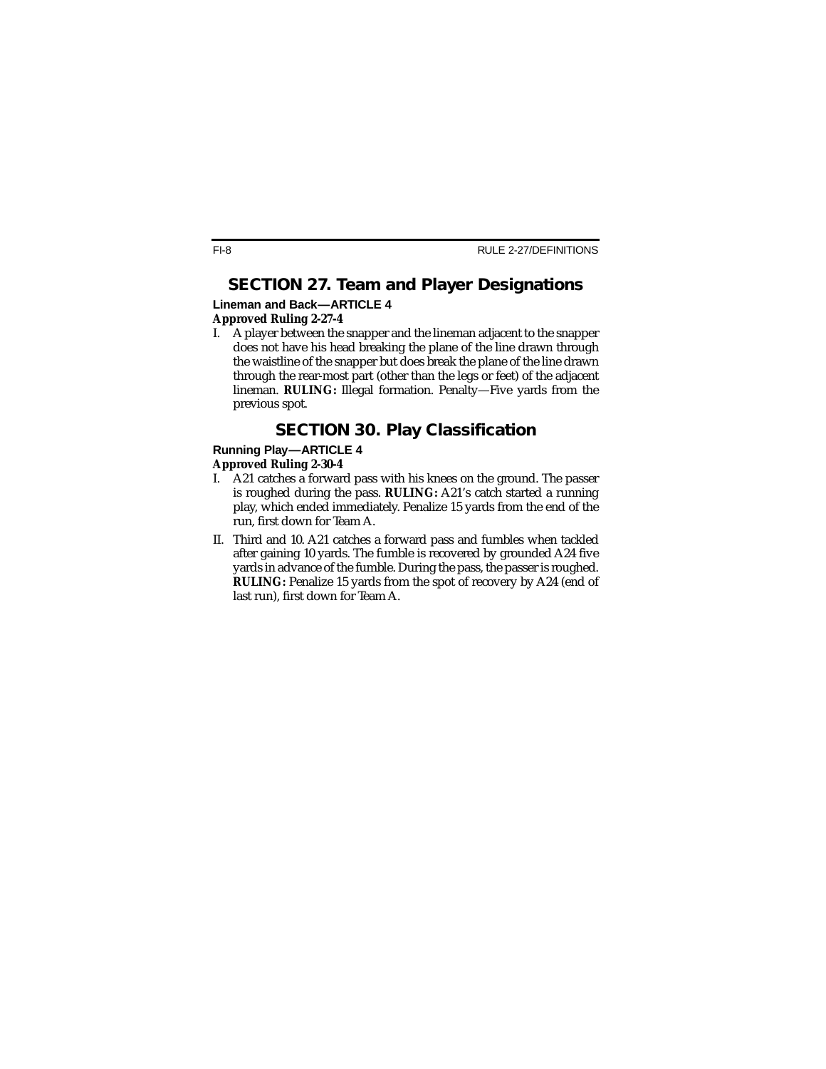## SECTION 27. Team and Player Designations

**Lineman and Back—ARTICLE 4**

***Approved Ruling 2-27-4***

I. A player between the snapper and the lineman adjacent to the snapper does not have his head breaking the plane of the line drawn through the waistline of the snapper but does break the plane of the line drawn through the rear-most part (other than the legs or feet) of the adjacent lineman. **RULING:** Illegal formation. Penalty—Five yards from the previous spot.

## SECTION 30. Play Classification

**Running Play—ARTICLE 4**

***Approved Ruling 2-30-4***

I. A21 catches a forward pass with his knees on the ground. The passer is roughed during the pass. **RULING:** A21's catch started a running play, which ended immediately. Penalize 15 yards from the end of the run, first down for Team A.

II. Third and 10. A21 catches a forward pass and fumbles when tackled after gaining 10 yards. The fumble is recovered by grounded A24 five yards in advance of the fumble. During the pass, the passer is roughed. **RULING:** Penalize 15 yards from the spot of recovery by A24 (end of last run), first down for Team A.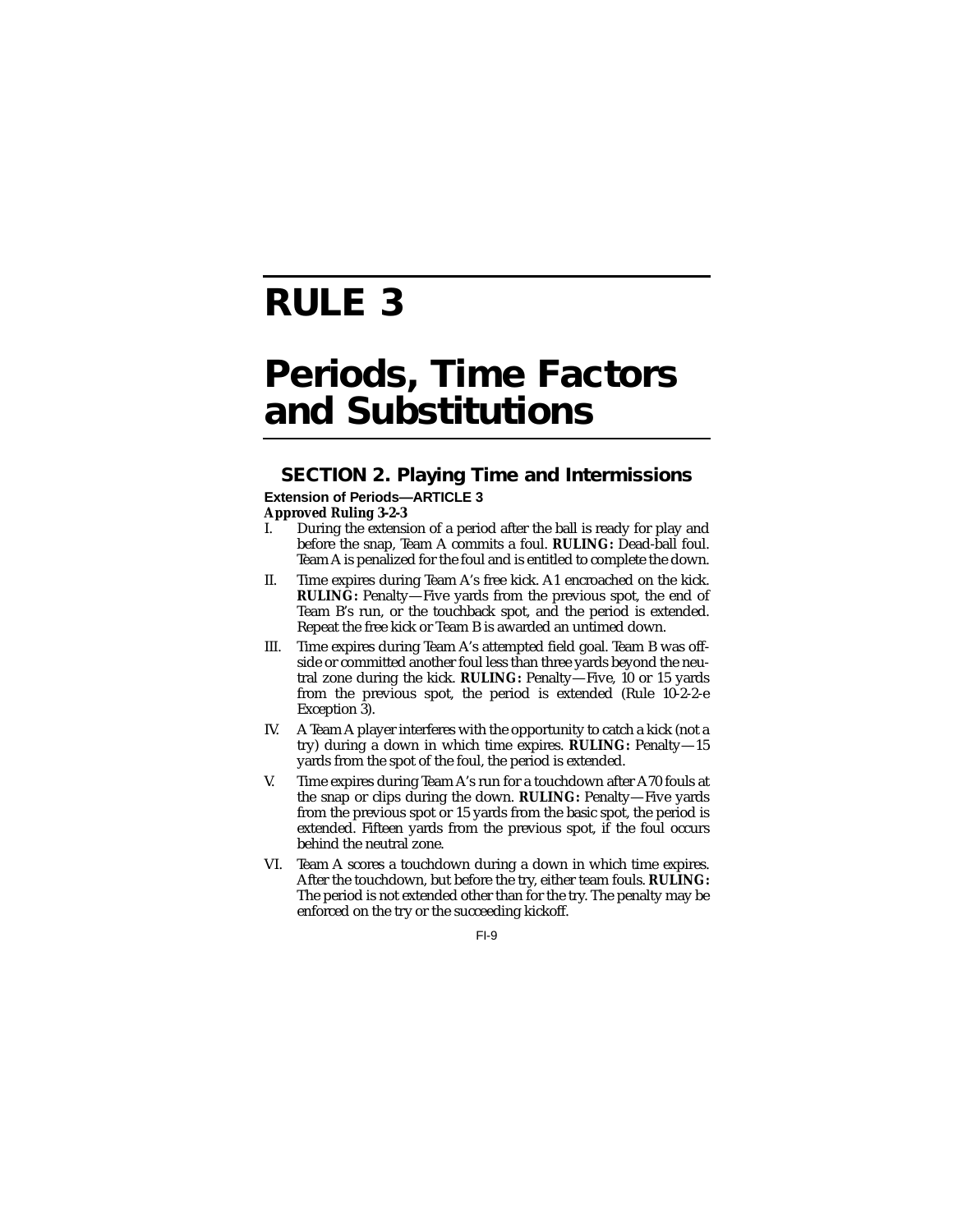# RULE 3

# Periods, Time Factors and Substitutions

## SECTION 2. Playing Time and Intermissions

**Extension of Periods—ARTICLE 3**

***Approved Ruling 3-2-3***

I. During the extension of a period after the ball is ready for play and before the snap, Team A commits a foul. **RULING:** Dead-ball foul. Team A is penalized for the foul and is entitled to complete the down.

II. Time expires during Team A's free kick. A1 encroached on the kick. **RULING:** Penalty—Five yards from the previous spot, the end of Team B's run, or the touchback spot, and the period is extended. Repeat the free kick or Team B is awarded an untimed down.

III. Time expires during Team A's attempted field goal. Team B was offside or committed another foul less than three yards beyond the neutral zone during the kick. **RULING:** Penalty—Five, 10 or 15 yards from the previous spot, the period is extended (Rule 10-2-2-e Exception 3).

IV. A Team A player interferes with the opportunity to catch a kick (not a try) during a down in which time expires. **RULING:** Penalty—15 yards from the spot of the foul, the period is extended.

V. Time expires during Team A's run for a touchdown after A70 fouls at the snap or clips during the down. **RULING:** Penalty—Five yards from the previous spot or 15 yards from the basic spot, the period is extended. Fifteen yards from the previous spot, if the foul occurs behind the neutral zone.

VI. Team A scores a touchdown during a down in which time expires. After the touchdown, but before the try, either team fouls. **RULING:** The period is not extended other than for the try. The penalty may be enforced on the try or the succeeding kickoff.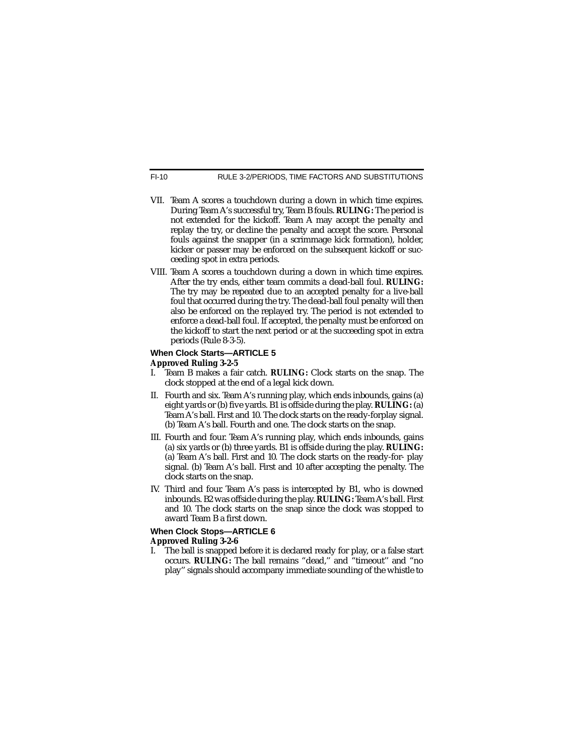VII. Team A scores a touchdown during a down in which time expires. During Team A's successful try, Team B fouls. **RULING:** The period is not extended for the kickoff. Team A may accept the penalty and replay the try, or decline the penalty and accept the score. Personal fouls against the snapper (in a scrimmage kick formation), holder, kicker or passer may be enforced on the subsequent kickoff or succeeding spot in extra periods.

VIII. Team A scores a touchdown during a down in which time expires. After the try ends, either team commits a dead-ball foul. **RULING:** The try may be repeated due to an accepted penalty for a live-ball foul that occurred during the try. The dead-ball foul penalty will then also be enforced on the replayed try. The period is not extended to enforce a dead-ball foul. If accepted, the penalty must be enforced on the kickoff to start the next period or at the succeeding spot in extra periods (Rule 8-3-5).

### When Clock Starts—ARTICLE 5

**Approved Ruling 3-2-5**

I. Team B makes a fair catch. **RULING:** Clock starts on the snap. The clock stopped at the end of a legal kick down.

II. Fourth and six. Team A's running play, which ends inbounds, gains (a) eight yards or (b) five yards. B1 is offside during the play. **RULING:** (a) Team A's ball. First and 10. The clock starts on the ready-forplay signal. (b) Team A's ball. Fourth and one. The clock starts on the snap.

III. Fourth and four. Team A's running play, which ends inbounds, gains (a) six yards or (b) three yards. B1 is offside during the play. **RULING:** (a) Team A's ball. First and 10. The clock starts on the ready-for- play signal. (b) Team A's ball. First and 10 after accepting the penalty. The clock starts on the snap.

IV. Third and four. Team A's pass is intercepted by B1, who is downed inbounds. B2 was offside during the play. **RULING:** Team A's ball. First and 10. The clock starts on the snap since the clock was stopped to award Team B a first down.

### When Clock Stops—ARTICLE 6

**Approved Ruling 3-2-6**

I. The ball is snapped before it is declared ready for play, or a false start occurs. **RULING:** The ball remains "dead," and "timeout" and "no play" signals should accompany immediate sounding of the whistle to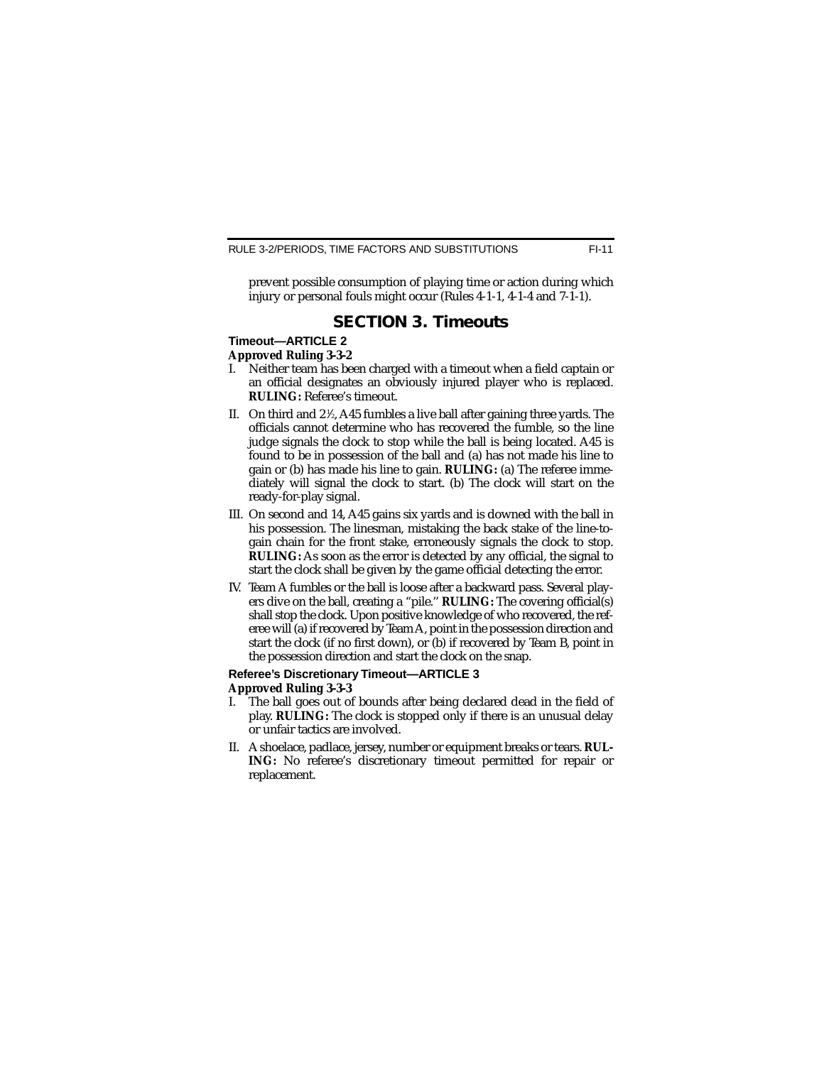prevent possible consumption of playing time or action during which injury or personal fouls might occur (Rules 4-1-1, 4-1-4 and 7-1-1).

## SECTION 3. Timeouts

### Timeout—ARTICLE 2

***Approved Ruling 3-3-2***

I. Neither team has been charged with a timeout when a field captain or an official designates an obviously injured player who is replaced. **RULING:** Referee's timeout.

II. On third and 2½, A45 fumbles a live ball after gaining three yards. The officials cannot determine who has recovered the fumble, so the line judge signals the clock to stop while the ball is being located. A45 is found to be in possession of the ball and (a) has not made his line to gain or (b) has made his line to gain. **RULING:** (a) The referee immediately will signal the clock to start. (b) The clock will start on the ready-for-play signal.

III. On second and 14, A45 gains six yards and is downed with the ball in his possession. The linesman, mistaking the back stake of the line-to-gain chain for the front stake, erroneously signals the clock to stop. **RULING:** As soon as the error is detected by any official, the signal to start the clock shall be given by the game official detecting the error.

IV. Team A fumbles or the ball is loose after a backward pass. Several players dive on the ball, creating a "pile." **RULING:** The covering official(s) shall stop the clock. Upon positive knowledge of who recovered, the referee will (a) if recovered by Team A, point in the possession direction and start the clock (if no first down), or (b) if recovered by Team B, point in the possession direction and start the clock on the snap.

### Referee's Discretionary Timeout—ARTICLE 3

***Approved Ruling 3-3-3***

I. The ball goes out of bounds after being declared dead in the field of play. **RULING:** The clock is stopped only if there is an unusual delay or unfair tactics are involved.

II. A shoelace, padlace, jersey, number or equipment breaks or tears. **RULING:** No referee's discretionary timeout permitted for repair or replacement.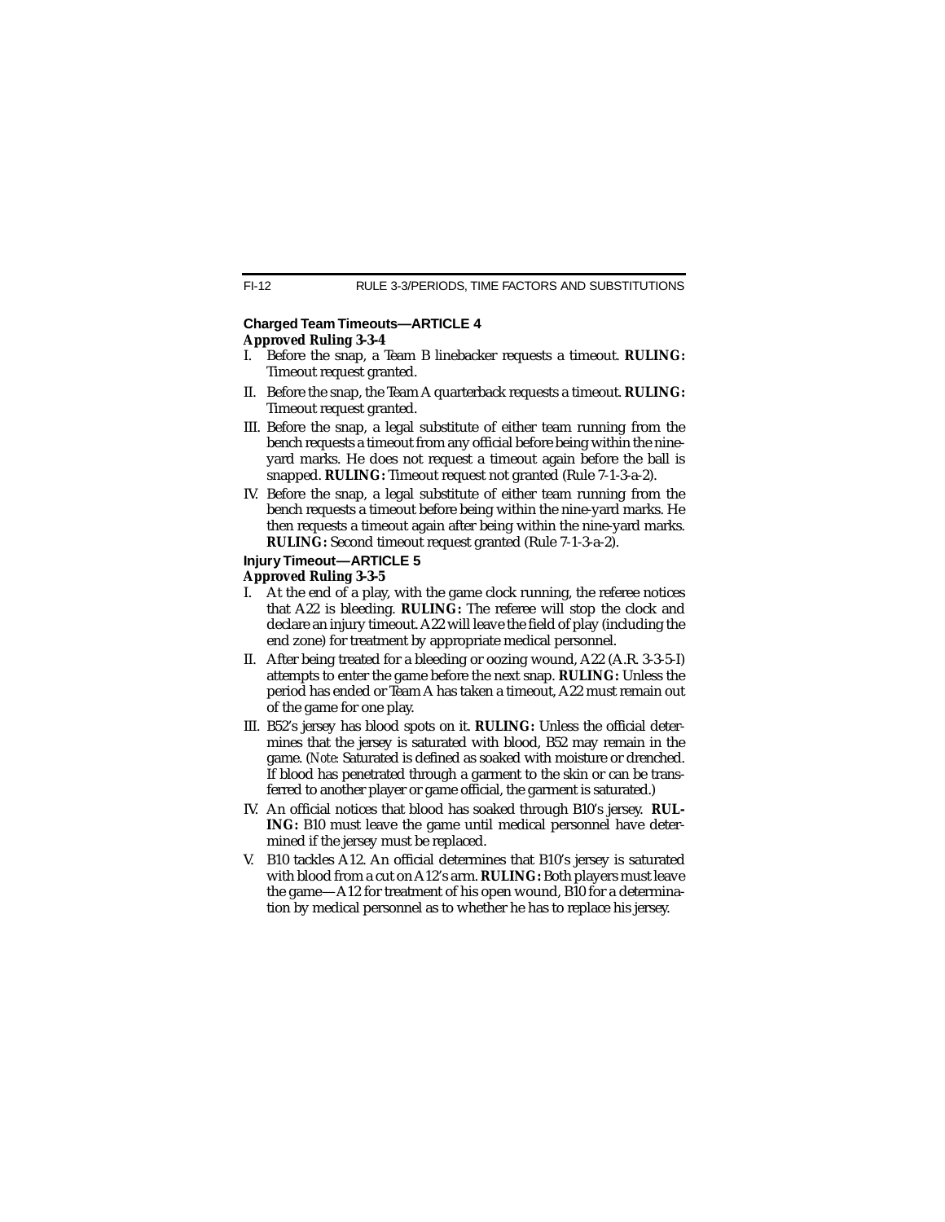### Charged Team Timeouts—ARTICLE 4

**Approved Ruling 3-3-4**

I. Before the snap, a Team B linebacker requests a timeout. **RULING:** Timeout request granted.

II. Before the snap, the Team A quarterback requests a timeout. **RULING:** Timeout request granted.

III. Before the snap, a legal substitute of either team running from the bench requests a timeout from any official before being within the nine-yard marks. He does not request a timeout again before the ball is snapped. **RULING:** Timeout request not granted (Rule 7-1-3-a-2).

IV. Before the snap, a legal substitute of either team running from the bench requests a timeout before being within the nine-yard marks. He then requests a timeout again after being within the nine-yard marks. **RULING:** Second timeout request granted (Rule 7-1-3-a-2).

### Injury Timeout—ARTICLE 5

**Approved Ruling 3-3-5**

I. At the end of a play, with the game clock running, the referee notices that A22 is bleeding. **RULING:** The referee will stop the clock and declare an injury timeout. A22 will leave the field of play (including the end zone) for treatment by appropriate medical personnel.

II. After being treated for a bleeding or oozing wound, A22 (A.R. 3-3-5-I) attempts to enter the game before the next snap. **RULING:** Unless the period has ended or Team A has taken a timeout, A22 must remain out of the game for one play.

III. B52's jersey has blood spots on it. **RULING:** Unless the official determines that the jersey is saturated with blood, B52 may remain in the game. (*Note:* Saturated is defined as soaked with moisture or drenched. If blood has penetrated through a garment to the skin or can be transferred to another player or game official, the garment is saturated.)

IV. An official notices that blood has soaked through B10's jersey. **RULING:** B10 must leave the game until medical personnel have determined if the jersey must be replaced.

V. B10 tackles A12. An official determines that B10's jersey is saturated with blood from a cut on A12's arm. **RULING:** Both players must leave the game—A12 for treatment of his open wound, B10 for a determination by medical personnel as to whether he has to replace his jersey.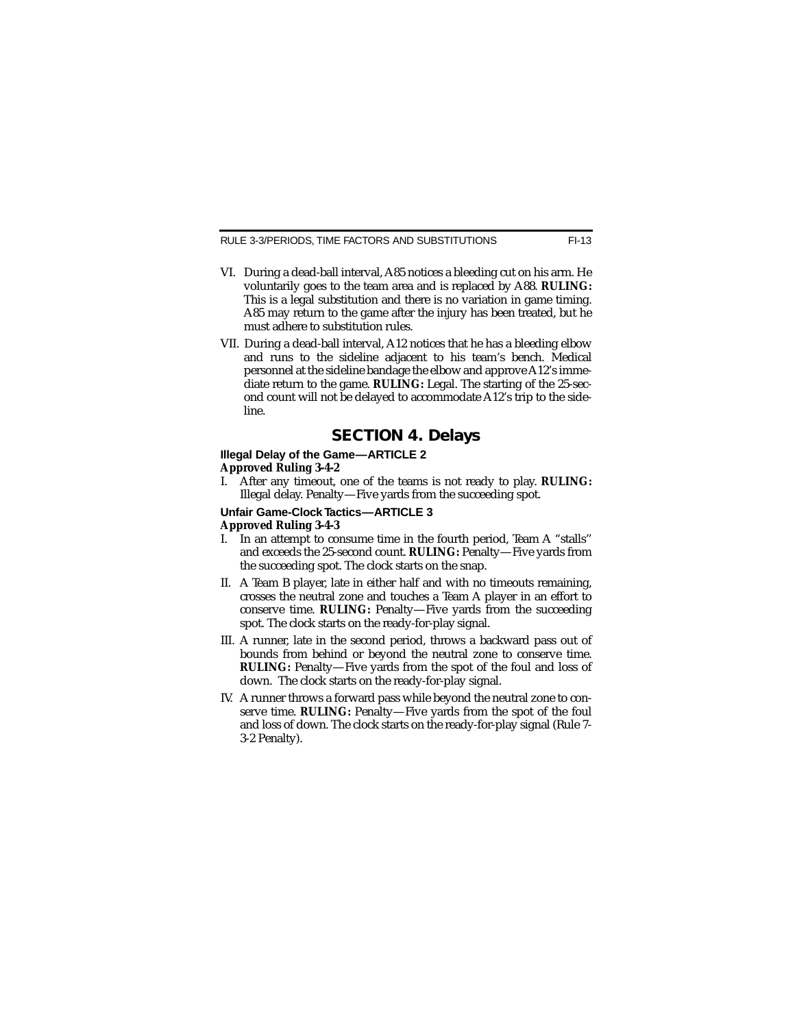VI. During a dead-ball interval, A85 notices a bleeding cut on his arm. He voluntarily goes to the team area and is replaced by A88. **RULING:** This is a legal substitution and there is no variation in game timing. A85 may return to the game after the injury has been treated, but he must adhere to substitution rules.

VII. During a dead-ball interval, A12 notices that he has a bleeding elbow and runs to the sideline adjacent to his team's bench. Medical personnel at the sideline bandage the elbow and approve A12's immediate return to the game. **RULING:** Legal. The starting of the 25-second count will not be delayed to accommodate A12's trip to the sideline.

## SECTION 4. Delays

### Illegal Delay of the Game—ARTICLE 2

**Approved Ruling 3-4-2**

I. After any timeout, one of the teams is not ready to play. **RULING:** Illegal delay. Penalty—Five yards from the succeeding spot.

### Unfair Game-Clock Tactics—ARTICLE 3

**Approved Ruling 3-4-3**

I. In an attempt to consume time in the fourth period, Team A "stalls" and exceeds the 25-second count. **RULING:** Penalty—Five yards from the succeeding spot. The clock starts on the snap.

II. A Team B player, late in either half and with no timeouts remaining, crosses the neutral zone and touches a Team A player in an effort to conserve time. **RULING:** Penalty—Five yards from the succeeding spot. The clock starts on the ready-for-play signal.

III. A runner, late in the second period, throws a backward pass out of bounds from behind or beyond the neutral zone to conserve time. **RULING:** Penalty—Five yards from the spot of the foul and loss of down. The clock starts on the ready-for-play signal.

IV. A runner throws a forward pass while beyond the neutral zone to conserve time. **RULING:** Penalty—Five yards from the spot of the foul and loss of down. The clock starts on the ready-for-play signal (Rule 7-3-2 Penalty).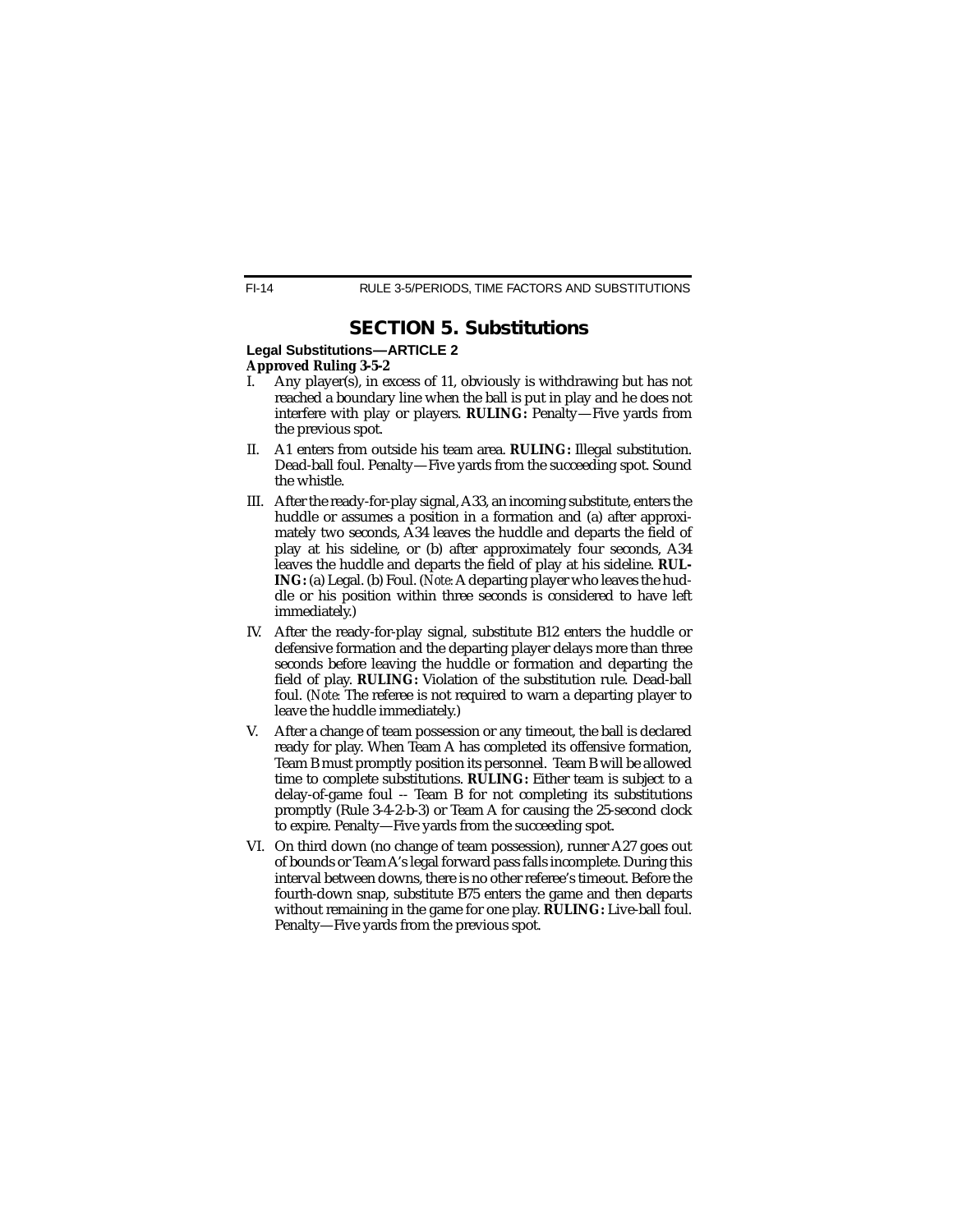## SECTION 5. Substitutions

**Legal Substitutions—ARTICLE 2**

***Approved Ruling 3-5-2***

I. Any player(s), in excess of 11, obviously is withdrawing but has not reached a boundary line when the ball is put in play and he does not interfere with play or players. **RULING:** Penalty—Five yards from the previous spot.

II. A1 enters from outside his team area. **RULING:** Illegal substitution. Dead-ball foul. Penalty—Five yards from the succeeding spot. Sound the whistle.

III. After the ready-for-play signal, A33, an incoming substitute, enters the huddle or assumes a position in a formation and (a) after approximately two seconds, A34 leaves the huddle and departs the field of play at his sideline, or (b) after approximately four seconds, A34 leaves the huddle and departs the field of play at his sideline. **RULING:** (a) Legal. (b) Foul. (*Note:* A departing player who leaves the huddle or his position within three seconds is considered to have left immediately.)

IV. After the ready-for-play signal, substitute B12 enters the huddle or defensive formation and the departing player delays more than three seconds before leaving the huddle or formation and departing the field of play. **RULING:** Violation of the substitution rule. Dead-ball foul. (*Note:* The referee is not required to warn a departing player to leave the huddle immediately.)

V. After a change of team possession or any timeout, the ball is declared ready for play. When Team A has completed its offensive formation, Team B must promptly position its personnel. Team B will be allowed time to complete substitutions. **RULING:** Either team is subject to a delay-of-game foul -- Team B for not completing its substitutions promptly (Rule 3-4-2-b-3) or Team A for causing the 25-second clock to expire. Penalty—Five yards from the succeeding spot.

VI. On third down (no change of team possession), runner A27 goes out of bounds or Team A's legal forward pass falls incomplete. During this interval between downs, there is no other referee's timeout. Before the fourth-down snap, substitute B75 enters the game and then departs without remaining in the game for one play. **RULING:** Live-ball foul. Penalty—Five yards from the previous spot.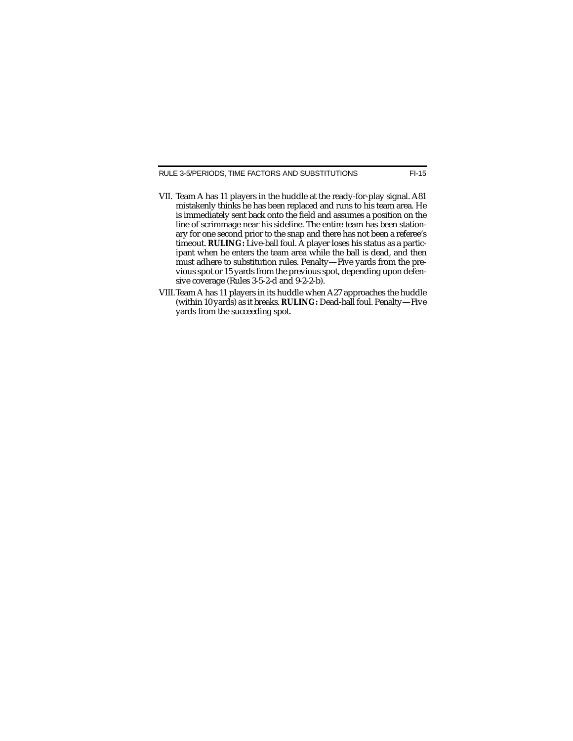VII. Team A has 11 players in the huddle at the ready-for-play signal. A81 mistakenly thinks he has been replaced and runs to his team area. He is immediately sent back onto the field and assumes a position on the line of scrimmage near his sideline. The entire team has been stationary for one second prior to the snap and there has not been a referee's timeout. **RULING:** Live-ball foul. A player loses his status as a participant when he enters the team area while the ball is dead, and then must adhere to substitution rules. Penalty—Five yards from the previous spot or 15 yards from the previous spot, depending upon defensive coverage (Rules 3-5-2-d and 9-2-2-b).

VIII. Team A has 11 players in its huddle when A27 approaches the huddle (within 10 yards) as it breaks. **RULING:** Dead-ball foul. Penalty—Five yards from the succeeding spot.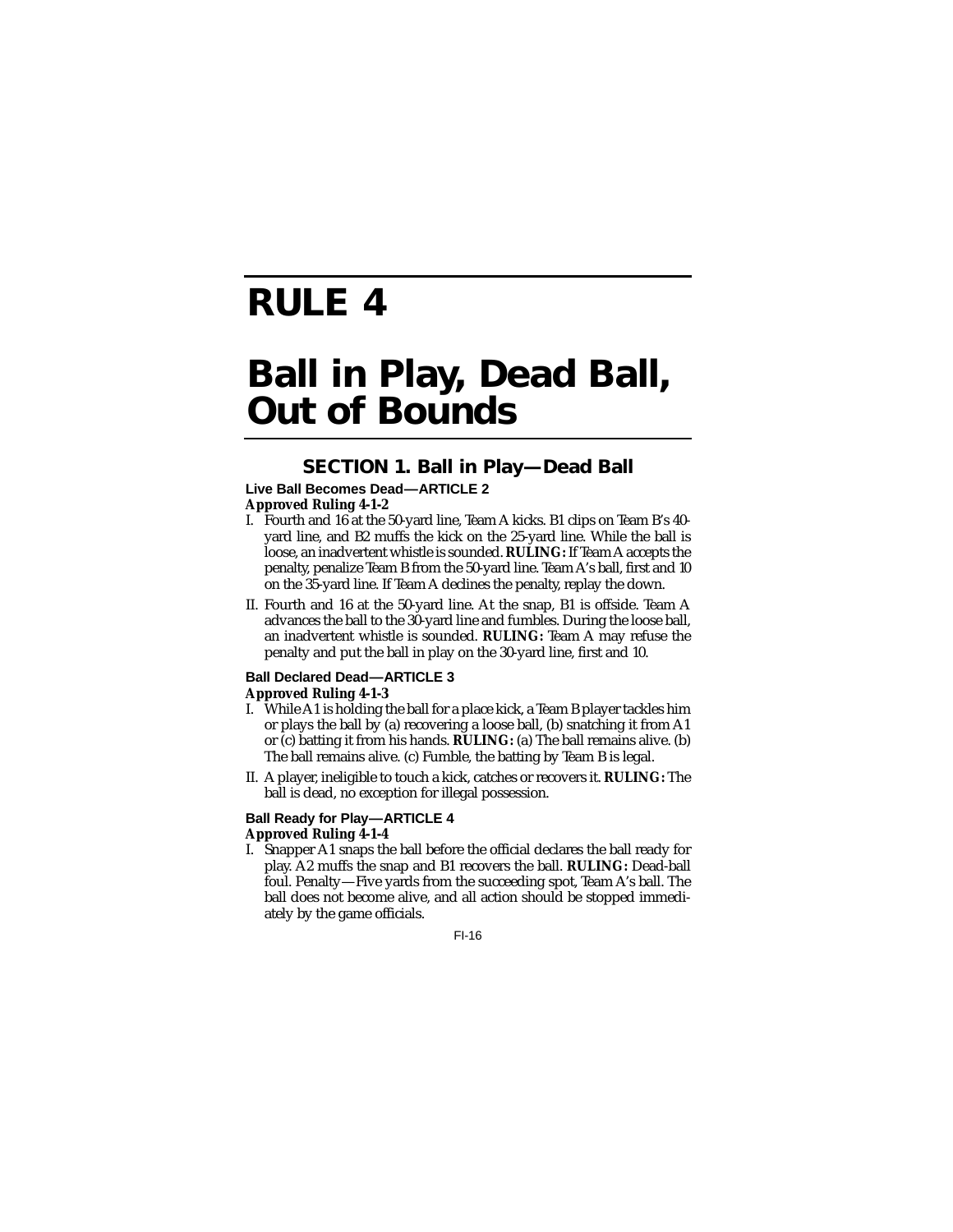# RULE 4

# Ball in Play, Dead Ball, Out of Bounds

## SECTION 1. Ball in Play—Dead Ball

### Live Ball Becomes Dead—ARTICLE 2

**Approved Ruling 4-1-2**

I. Fourth and 16 at the 50-yard line, Team A kicks. B1 clips on Team B's 40-yard line, and B2 muffs the kick on the 25-yard line. While the ball is loose, an inadvertent whistle is sounded. **RULING:** If Team A accepts the penalty, penalize Team B from the 50-yard line. Team A's ball, first and 10 on the 35-yard line. If Team A declines the penalty, replay the down.

II. Fourth and 16 at the 50-yard line. At the snap, B1 is offside. Team A advances the ball to the 30-yard line and fumbles. During the loose ball, an inadvertent whistle is sounded. **RULING:** Team A may refuse the penalty and put the ball in play on the 30-yard line, first and 10.

### Ball Declared Dead—ARTICLE 3

**Approved Ruling 4-1-3**

I. While A1 is holding the ball for a place kick, a Team B player tackles him or plays the ball by (a) recovering a loose ball, (b) snatching it from A1 or (c) batting it from his hands. **RULING:** (a) The ball remains alive. (b) The ball remains alive. (c) Fumble, the batting by Team B is legal.

II. A player, ineligible to touch a kick, catches or recovers it. **RULING:** The ball is dead, no exception for illegal possession.

### Ball Ready for Play—ARTICLE 4

**Approved Ruling 4-1-4**

I. Snapper A1 snaps the ball before the official declares the ball ready for play. A2 muffs the snap and B1 recovers the ball. **RULING:** Dead-ball foul. Penalty—Five yards from the succeeding spot, Team A's ball. The ball does not become alive, and all action should be stopped immediately by the game officials.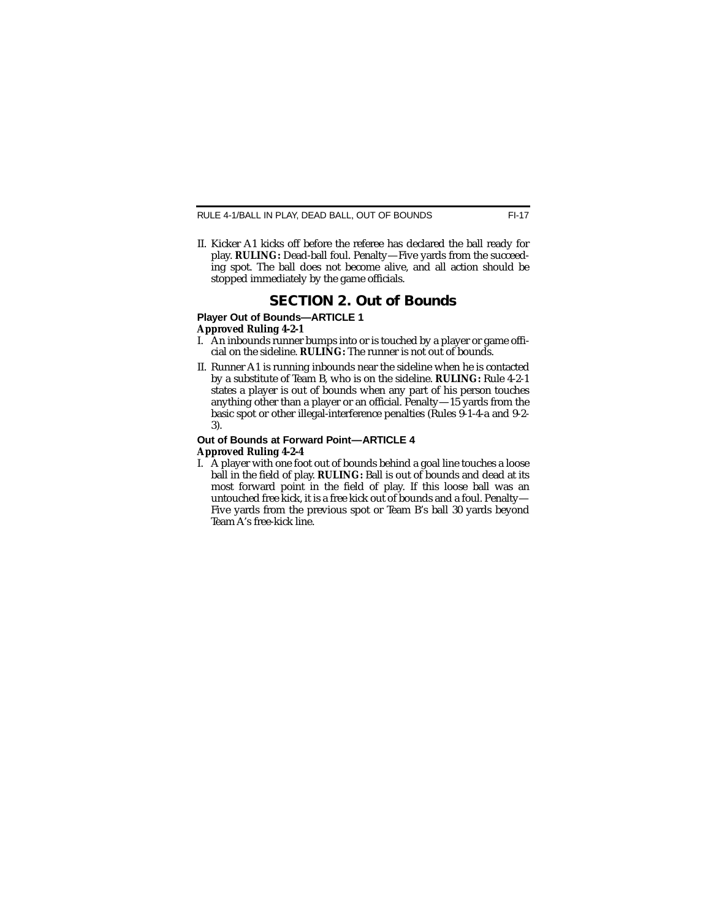II. Kicker A1 kicks off before the referee has declared the ball ready for play. **RULING:** Dead-ball foul. Penalty—Five yards from the succeeding spot. The ball does not become alive, and all action should be stopped immediately by the game officials.

## SECTION 2. Out of Bounds

### Player Out of Bounds—ARTICLE 1

**Approved Ruling 4-2-1**

I. An inbounds runner bumps into or is touched by a player or game official on the sideline. **RULING:** The runner is not out of bounds.

II. Runner A1 is running inbounds near the sideline when he is contacted by a substitute of Team B, who is on the sideline. **RULING:** Rule 4-2-1 states a player is out of bounds when any part of his person touches anything other than a player or an official. Penalty—15 yards from the basic spot or other illegal-interference penalties (Rules 9-1-4-a and 9-2-3).

### Out of Bounds at Forward Point—ARTICLE 4

**Approved Ruling 4-2-4**

I. A player with one foot out of bounds behind a goal line touches a loose ball in the field of play. **RULING:** Ball is out of bounds and dead at its most forward point in the field of play. If this loose ball was an untouched free kick, it is a free kick out of bounds and a foul. Penalty—Five yards from the previous spot or Team B's ball 30 yards beyond Team A's free-kick line.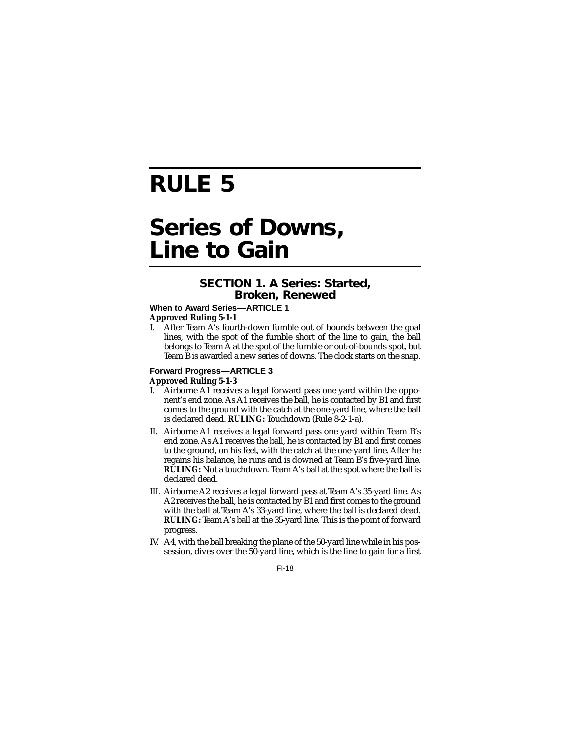# RULE 5

# Series of Downs, Line to Gain

## SECTION 1. A Series: Started, Broken, Renewed

**When to Award Series—ARTICLE 1**

***Approved Ruling 5-1-1***

I. After Team A's fourth-down fumble out of bounds between the goal lines, with the spot of the fumble short of the line to gain, the ball belongs to Team A at the spot of the fumble or out-of-bounds spot, but Team B is awarded a new series of downs. The clock starts on the snap.

**Forward Progress—ARTICLE 3**

***Approved Ruling 5-1-3***

I. Airborne A1 receives a legal forward pass one yard within the opponent's end zone. As A1 receives the ball, he is contacted by B1 and first comes to the ground with the catch at the one-yard line, where the ball is declared dead. **RULING:** Touchdown (Rule 8-2-1-a).

II. Airborne A1 receives a legal forward pass one yard within Team B's end zone. As A1 receives the ball, he is contacted by B1 and first comes to the ground, on his feet, with the catch at the one-yard line. After he regains his balance, he runs and is downed at Team B's five-yard line. **RULING:** Not a touchdown. Team A's ball at the spot where the ball is declared dead.

III. Airborne A2 receives a legal forward pass at Team A's 35-yard line. As A2 receives the ball, he is contacted by B1 and first comes to the ground with the ball at Team A's 33-yard line, where the ball is declared dead. **RULING:** Team A's ball at the 35-yard line. This is the point of forward progress.

IV. A4, with the ball breaking the plane of the 50-yard line while in his possession, dives over the 50-yard line, which is the line to gain for a first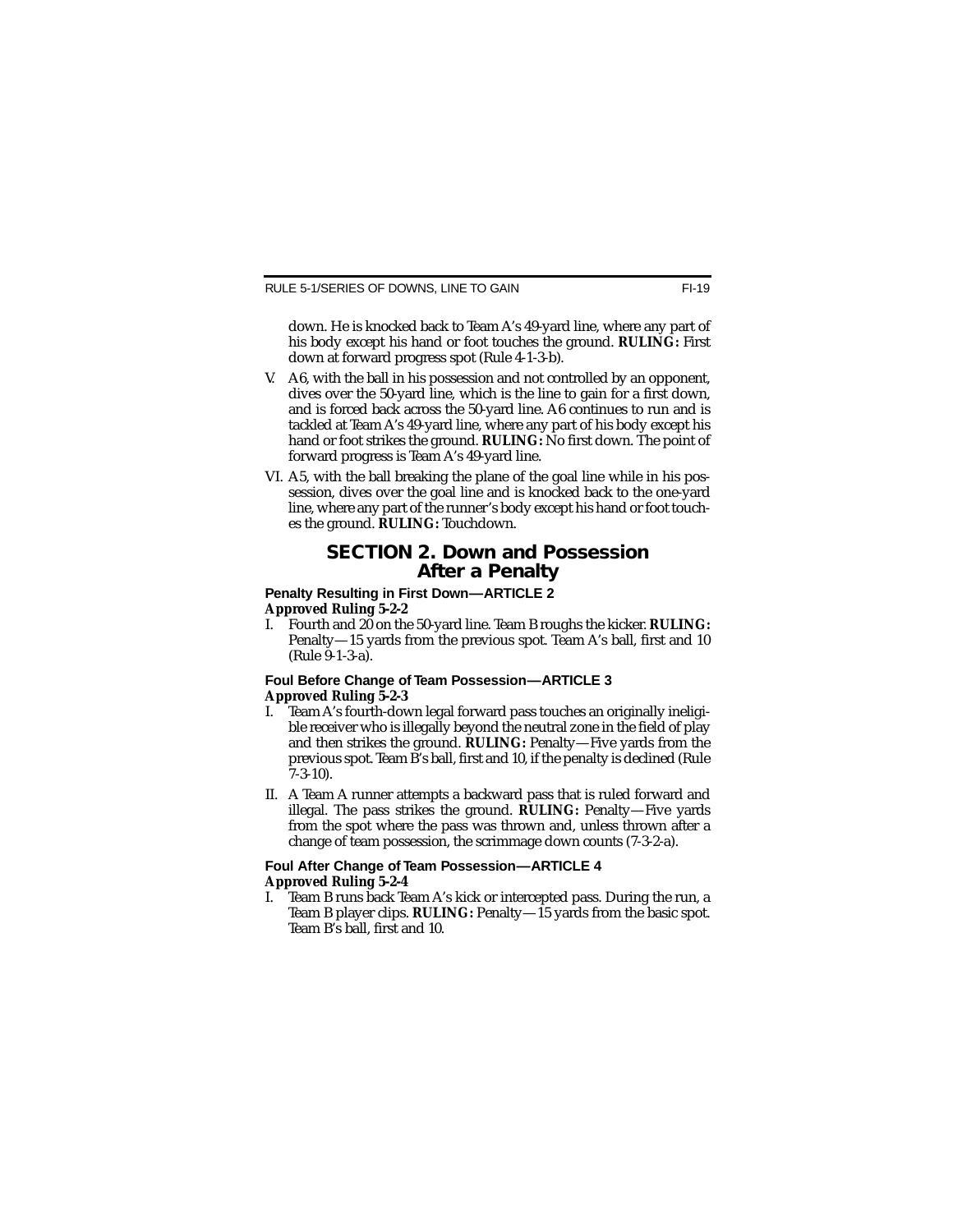down. He is knocked back to Team A's 49-yard line, where any part of his body except his hand or foot touches the ground. **RULING:** First down at forward progress spot (Rule 4-1-3-b).

V. A6, with the ball in his possession and not controlled by an opponent, dives over the 50-yard line, which is the line to gain for a first down, and is forced back across the 50-yard line. A6 continues to run and is tackled at Team A's 49-yard line, where any part of his body except his hand or foot strikes the ground. **RULING:** No first down. The point of forward progress is Team A's 49-yard line.

VI. A5, with the ball breaking the plane of the goal line while in his possession, dives over the goal line and is knocked back to the one-yard line, where any part of the runner's body except his hand or foot touches the ground. **RULING:** Touchdown.

## SECTION 2. Down and Possession After a Penalty

### Penalty Resulting in First Down—ARTICLE 2

***Approved Ruling 5-2-2***

I. Fourth and 20 on the 50-yard line. Team B roughs the kicker. **RULING:** Penalty—15 yards from the previous spot. Team A's ball, first and 10 (Rule 9-1-3-a).

### Foul Before Change of Team Possession—ARTICLE 3

***Approved Ruling 5-2-3***

I. Team A's fourth-down legal forward pass touches an originally ineligible receiver who is illegally beyond the neutral zone in the field of play and then strikes the ground. **RULING:** Penalty—Five yards from the previous spot. Team B's ball, first and 10, if the penalty is declined (Rule 7-3-10).

II. A Team A runner attempts a backward pass that is ruled forward and illegal. The pass strikes the ground. **RULING:** Penalty—Five yards from the spot where the pass was thrown and, unless thrown after a change of team possession, the scrimmage down counts (7-3-2-a).

### Foul After Change of Team Possession—ARTICLE 4

***Approved Ruling 5-2-4***

I. Team B runs back Team A's kick or intercepted pass. During the run, a Team B player clips. **RULING:** Penalty—15 yards from the basic spot. Team B's ball, first and 10.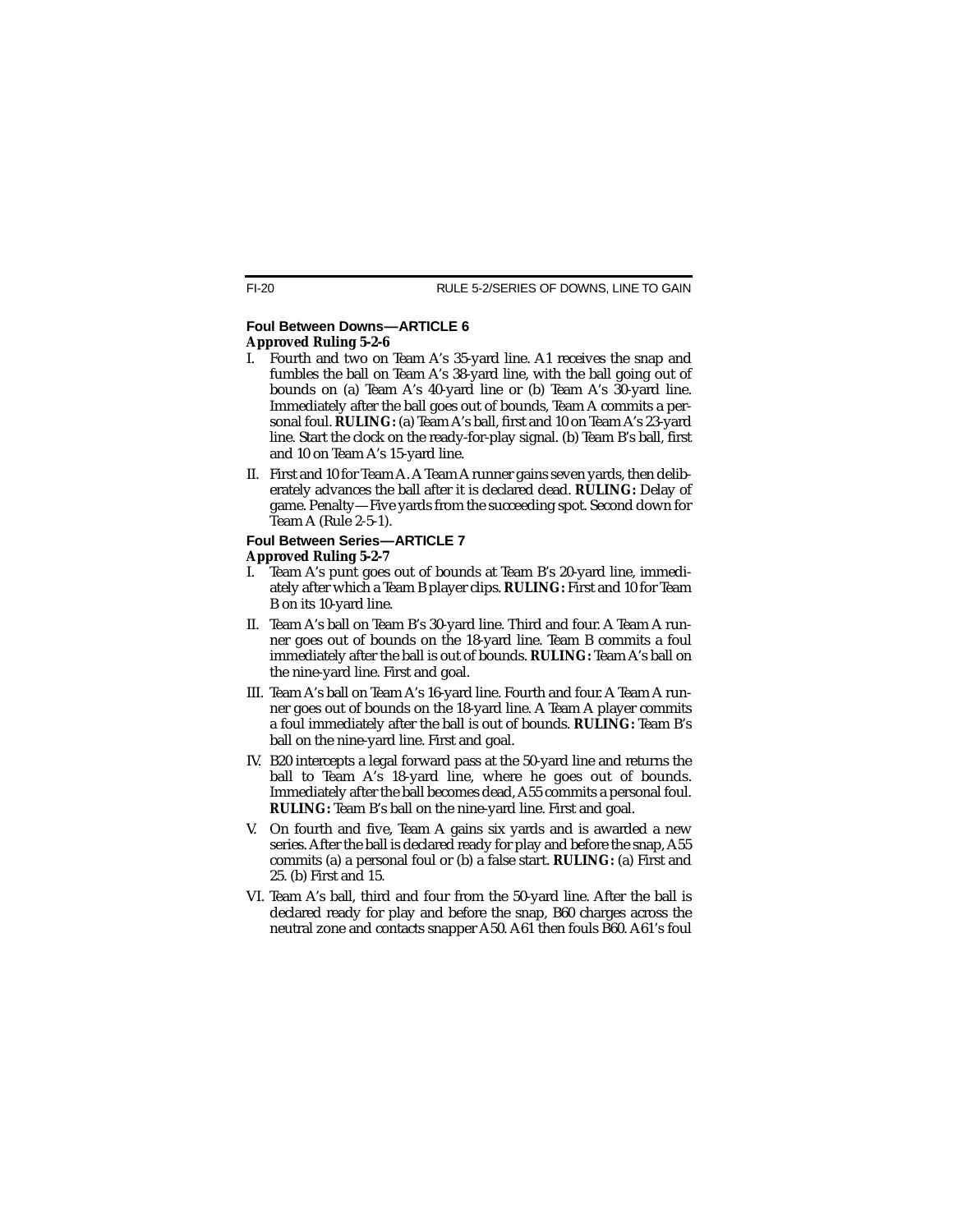### Foul Between Downs—ARTICLE 6

**Approved Ruling 5-2-6**

I. Fourth and two on Team A's 35-yard line. A1 receives the snap and fumbles the ball on Team A's 38-yard line, with the ball going out of bounds on (a) Team A's 40-yard line or (b) Team A's 30-yard line. Immediately after the ball goes out of bounds, Team A commits a personal foul. **RULING:** (a) Team A's ball, first and 10 on Team A's 23-yard line. Start the clock on the ready-for-play signal. (b) Team B's ball, first and 10 on Team A's 15-yard line.

II. First and 10 for Team A. A Team A runner gains seven yards, then deliberately advances the ball after it is declared dead. **RULING:** Delay of game. Penalty—Five yards from the succeeding spot. Second down for Team A (Rule 2-5-1).

### Foul Between Series—ARTICLE 7

**Approved Ruling 5-2-7**

I. Team A's punt goes out of bounds at Team B's 20-yard line, immediately after which a Team B player clips. **RULING:** First and 10 for Team B on its 10-yard line.

II. Team A's ball on Team B's 30-yard line. Third and four. A Team A runner goes out of bounds on the 18-yard line. Team B commits a foul immediately after the ball is out of bounds. **RULING:** Team A's ball on the nine-yard line. First and goal.

III. Team A's ball on Team A's 16-yard line. Fourth and four. A Team A runner goes out of bounds on the 18-yard line. A Team A player commits a foul immediately after the ball is out of bounds. **RULING:** Team B's ball on the nine-yard line. First and goal.

IV. B20 intercepts a legal forward pass at the 50-yard line and returns the ball to Team A's 18-yard line, where he goes out of bounds. Immediately after the ball becomes dead, A55 commits a personal foul. **RULING:** Team B's ball on the nine-yard line. First and goal.

V. On fourth and five, Team A gains six yards and is awarded a new series. After the ball is declared ready for play and before the snap, A55 commits (a) a personal foul or (b) a false start. **RULING:** (a) First and 25. (b) First and 15.

VI. Team A's ball, third and four from the 50-yard line. After the ball is declared ready for play and before the snap, B60 charges across the neutral zone and contacts snapper A50. A61 then fouls B60. A61's foul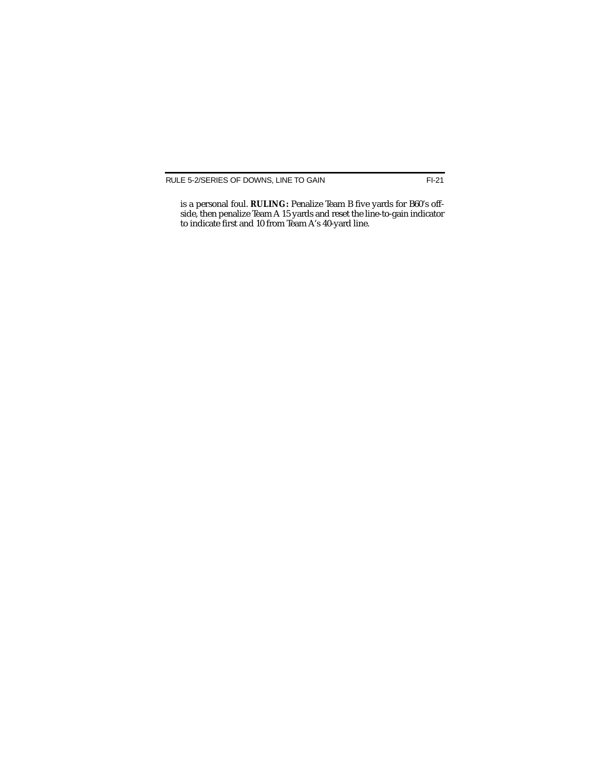is a personal foul. **RULING:** Penalize Team B five yards for B60's off-side, then penalize Team A 15 yards and reset the line-to-gain indicator to indicate first and 10 from Team A's 40-yard line.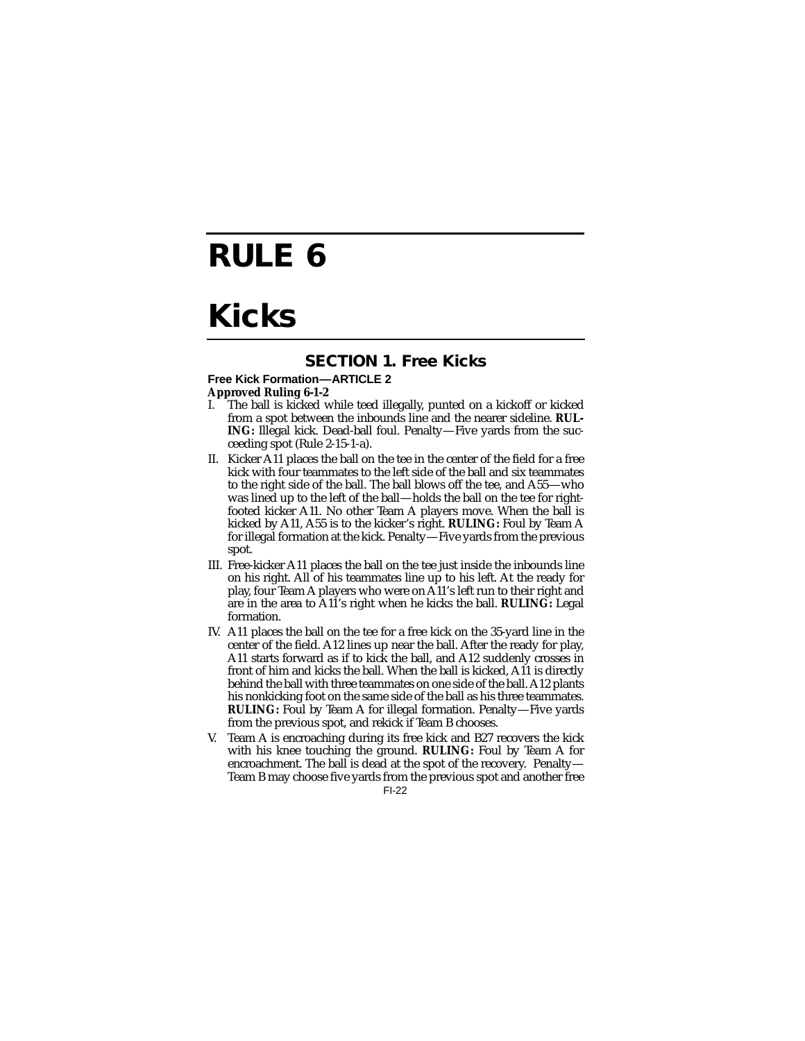# RULE 6

# Kicks

## SECTION 1. Free Kicks

### Free Kick Formation—ARTICLE 2

**Approved Ruling 6-1-2**

I. The ball is kicked while teed illegally, punted on a kickoff or kicked from a spot between the inbounds line and the nearer sideline. **RULING:** Illegal kick. Dead-ball foul. Penalty—Five yards from the succeeding spot (Rule 2-15-1-a).

II. Kicker A11 places the ball on the tee in the center of the field for a free kick with four teammates to the left side of the ball and six teammates to the right side of the ball. The ball blows off the tee, and A55—who was lined up to the left of the ball—holds the ball on the tee for right-footed kicker A11. No other Team A players move. When the ball is kicked by A11, A55 is to the kicker's right. **RULING:** Foul by Team A for illegal formation at the kick. Penalty—Five yards from the previous spot.

III. Free-kicker A11 places the ball on the tee just inside the inbounds line on his right. All of his teammates line up to his left. At the ready for play, four Team A players who were on A11's left run to their right and are in the area to A11's right when he kicks the ball. **RULING:** Legal formation.

IV. A11 places the ball on the tee for a free kick on the 35-yard line in the center of the field. A12 lines up near the ball. After the ready for play, A11 starts forward as if to kick the ball, and A12 suddenly crosses in front of him and kicks the ball. When the ball is kicked, A11 is directly behind the ball with three teammates on one side of the ball. A12 plants his nonkicking foot on the same side of the ball as his three teammates. **RULING:** Foul by Team A for illegal formation. Penalty—Five yards from the previous spot, and rekick if Team B chooses.

V. Team A is encroaching during its free kick and B27 recovers the kick with his knee touching the ground. **RULING:** Foul by Team A for encroachment. The ball is dead at the spot of the recovery. Penalty—Team B may choose five yards from the previous spot and another free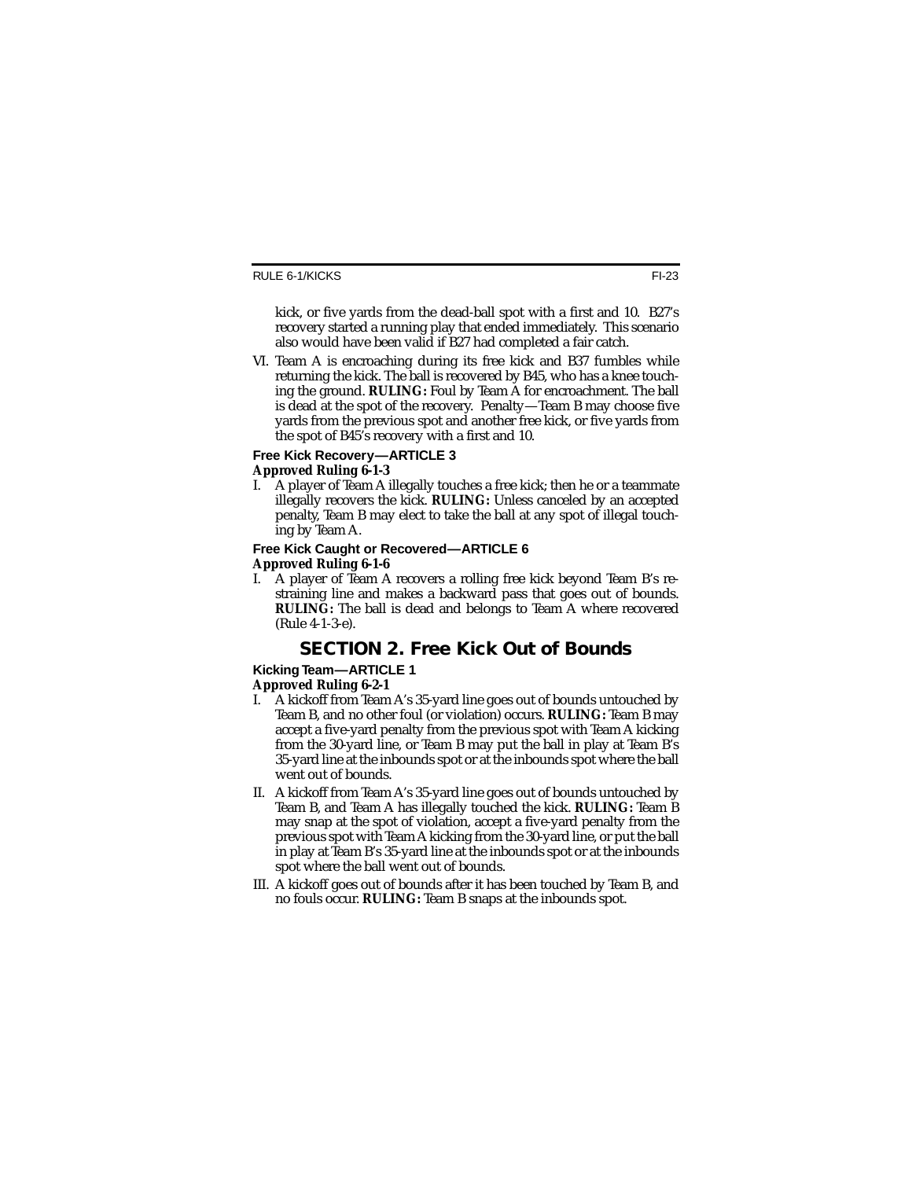kick, or five yards from the dead-ball spot with a first and 10. B27's recovery started a running play that ended immediately. This scenario also would have been valid if B27 had completed a fair catch.

VI. Team A is encroaching during its free kick and B37 fumbles while returning the kick. The ball is recovered by B45, who has a knee touching the ground. **RULING:** Foul by Team A for encroachment. The ball is dead at the spot of the recovery. Penalty—Team B may choose five yards from the previous spot and another free kick, or five yards from the spot of B45's recovery with a first and 10.

### Free Kick Recovery—ARTICLE 3

**Approved Ruling 6-1-3**

I. A player of Team A illegally touches a free kick; then he or a teammate illegally recovers the kick. **RULING:** Unless canceled by an accepted penalty, Team B may elect to take the ball at any spot of illegal touching by Team A.

### Free Kick Caught or Recovered—ARTICLE 6

**Approved Ruling 6-1-6**

I. A player of Team A recovers a rolling free kick beyond Team B's restraining line and makes a backward pass that goes out of bounds. **RULING:** The ball is dead and belongs to Team A where recovered (Rule 4-1-3-e).

## SECTION 2. Free Kick Out of Bounds

### Kicking Team—ARTICLE 1

**Approved Ruling 6-2-1**

I. A kickoff from Team A's 35-yard line goes out of bounds untouched by Team B, and no other foul (or violation) occurs. **RULING:** Team B may accept a five-yard penalty from the previous spot with Team A kicking from the 30-yard line, or Team B may put the ball in play at Team B's 35-yard line at the inbounds spot or at the inbounds spot where the ball went out of bounds.

II. A kickoff from Team A's 35-yard line goes out of bounds untouched by Team B, and Team A has illegally touched the kick. **RULING:** Team B may snap at the spot of violation, accept a five-yard penalty from the previous spot with Team A kicking from the 30-yard line, or put the ball in play at Team B's 35-yard line at the inbounds spot or at the inbounds spot where the ball went out of bounds.

III. A kickoff goes out of bounds after it has been touched by Team B, and no fouls occur. **RULING:** Team B snaps at the inbounds spot.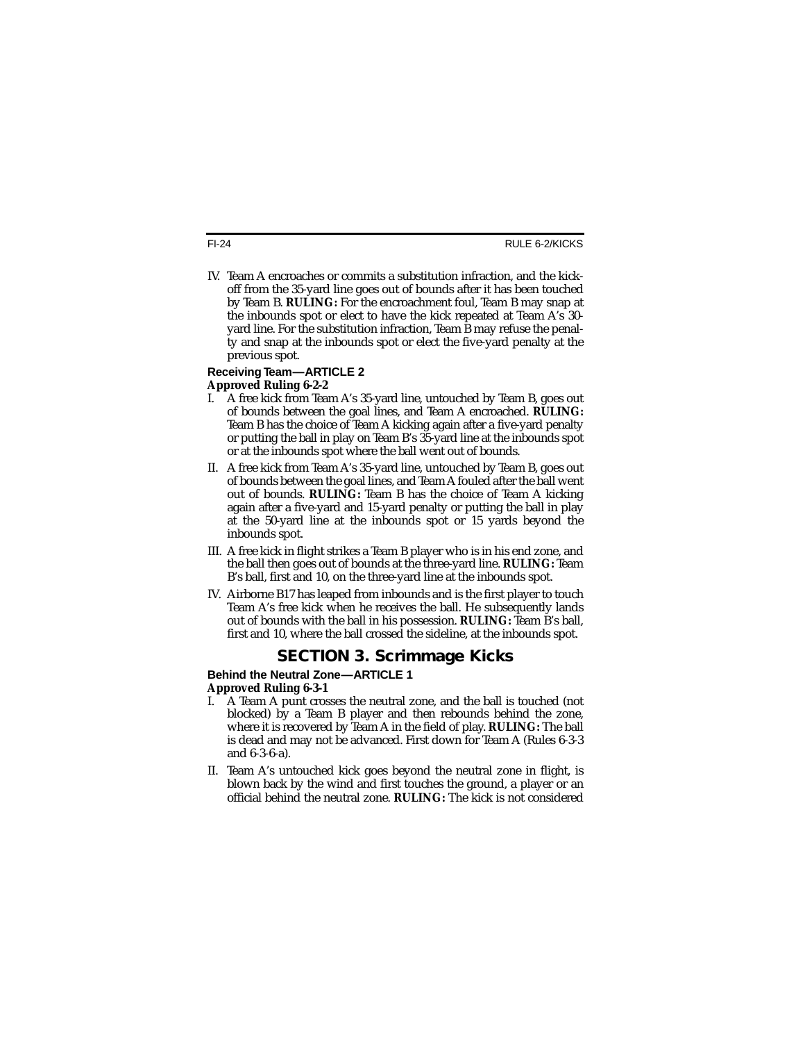IV. Team A encroaches or commits a substitution infraction, and the kickoff from the 35-yard line goes out of bounds after it has been touched by Team B. **RULING:** For the encroachment foul, Team B may snap at the inbounds spot or elect to have the kick repeated at Team A's 30-yard line. For the substitution infraction, Team B may refuse the penalty and snap at the inbounds spot or elect the five-yard penalty at the previous spot.

**Receiving Team—ARTICLE 2**

***Approved Ruling 6-2-2***

I. A free kick from Team A's 35-yard line, untouched by Team B, goes out of bounds between the goal lines, and Team A encroached. **RULING:** Team B has the choice of Team A kicking again after a five-yard penalty or putting the ball in play on Team B's 35-yard line at the inbounds spot or at the inbounds spot where the ball went out of bounds.

II. A free kick from Team A's 35-yard line, untouched by Team B, goes out of bounds between the goal lines, and Team A fouled after the ball went out of bounds. **RULING:** Team B has the choice of Team A kicking again after a five-yard and 15-yard penalty or putting the ball in play at the 50-yard line at the inbounds spot or 15 yards beyond the inbounds spot.

III. A free kick in flight strikes a Team B player who is in his end zone, and the ball then goes out of bounds at the three-yard line. **RULING:** Team B's ball, first and 10, on the three-yard line at the inbounds spot.

IV. Airborne B17 has leaped from inbounds and is the first player to touch Team A's free kick when he receives the ball. He subsequently lands out of bounds with the ball in his possession. **RULING:** Team B's ball, first and 10, where the ball crossed the sideline, at the inbounds spot.

## SECTION 3. Scrimmage Kicks

**Behind the Neutral Zone—ARTICLE 1**

***Approved Ruling 6-3-1***

I. A Team A punt crosses the neutral zone, and the ball is touched (not blocked) by a Team B player and then rebounds behind the zone, where it is recovered by Team A in the field of play. **RULING:** The ball is dead and may not be advanced. First down for Team A (Rules 6-3-3 and 6-3-6-a).

II. Team A's untouched kick goes beyond the neutral zone in flight, is blown back by the wind and first touches the ground, a player or an official behind the neutral zone. **RULING:** The kick is not considered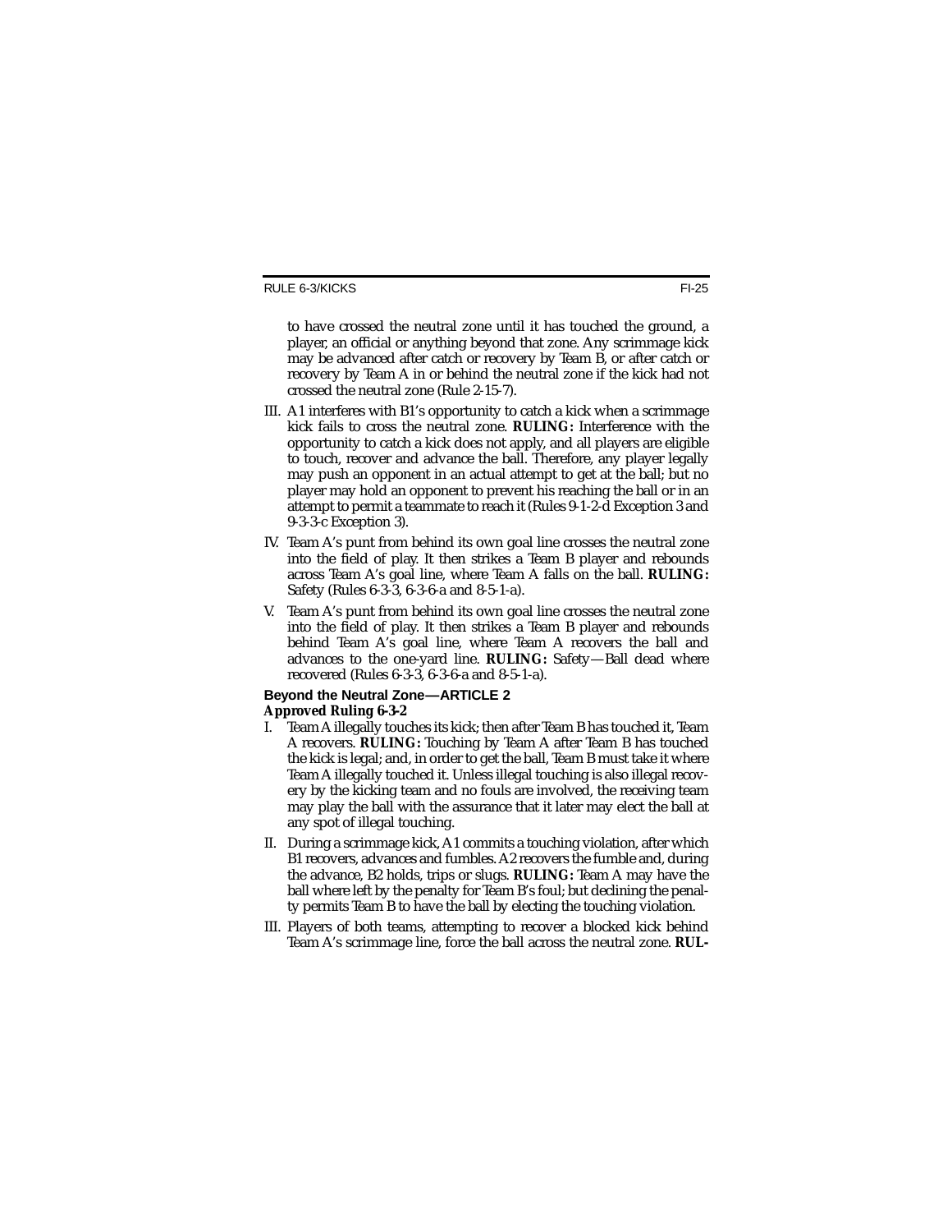to have crossed the neutral zone until it has touched the ground, a player, an official or anything beyond that zone. Any scrimmage kick may be advanced after catch or recovery by Team B, or after catch or recovery by Team A in or behind the neutral zone if the kick had not crossed the neutral zone (Rule 2-15-7).

III. A1 interferes with B1's opportunity to catch a kick when a scrimmage kick fails to cross the neutral zone. **RULING:** Interference with the opportunity to catch a kick does not apply, and all players are eligible to touch, recover and advance the ball. Therefore, any player legally may push an opponent in an actual attempt to get at the ball; but no player may hold an opponent to prevent his reaching the ball or in an attempt to permit a teammate to reach it (Rules 9-1-2-d Exception 3 and 9-3-3-c Exception 3).

IV. Team A's punt from behind its own goal line crosses the neutral zone into the field of play. It then strikes a Team B player and rebounds across Team A's goal line, where Team A falls on the ball. **RULING:** Safety (Rules 6-3-3, 6-3-6-a and 8-5-1-a).

V. Team A's punt from behind its own goal line crosses the neutral zone into the field of play. It then strikes a Team B player and rebounds behind Team A's goal line, where Team A recovers the ball and advances to the one-yard line. **RULING:** Safety—Ball dead where recovered (Rules 6-3-3, 6-3-6-a and 8-5-1-a).

### Beyond the Neutral Zone—ARTICLE 2

**Approved Ruling 6-3-2**

I. Team A illegally touches its kick; then after Team B has touched it, Team A recovers. **RULING:** Touching by Team A after Team B has touched the kick is legal; and, in order to get the ball, Team B must take it where Team A illegally touched it. Unless illegal touching is also illegal recovery by the kicking team and no fouls are involved, the receiving team may play the ball with the assurance that it later may elect the ball at any spot of illegal touching.

II. During a scrimmage kick, A1 commits a touching violation, after which B1 recovers, advances and fumbles. A2 recovers the fumble and, during the advance, B2 holds, trips or slugs. **RULING:** Team A may have the ball where left by the penalty for Team B's foul; but declining the penalty permits Team B to have the ball by electing the touching violation.

III. Players of both teams, attempting to recover a blocked kick behind Team A's scrimmage line, force the ball across the neutral zone. **RUL-**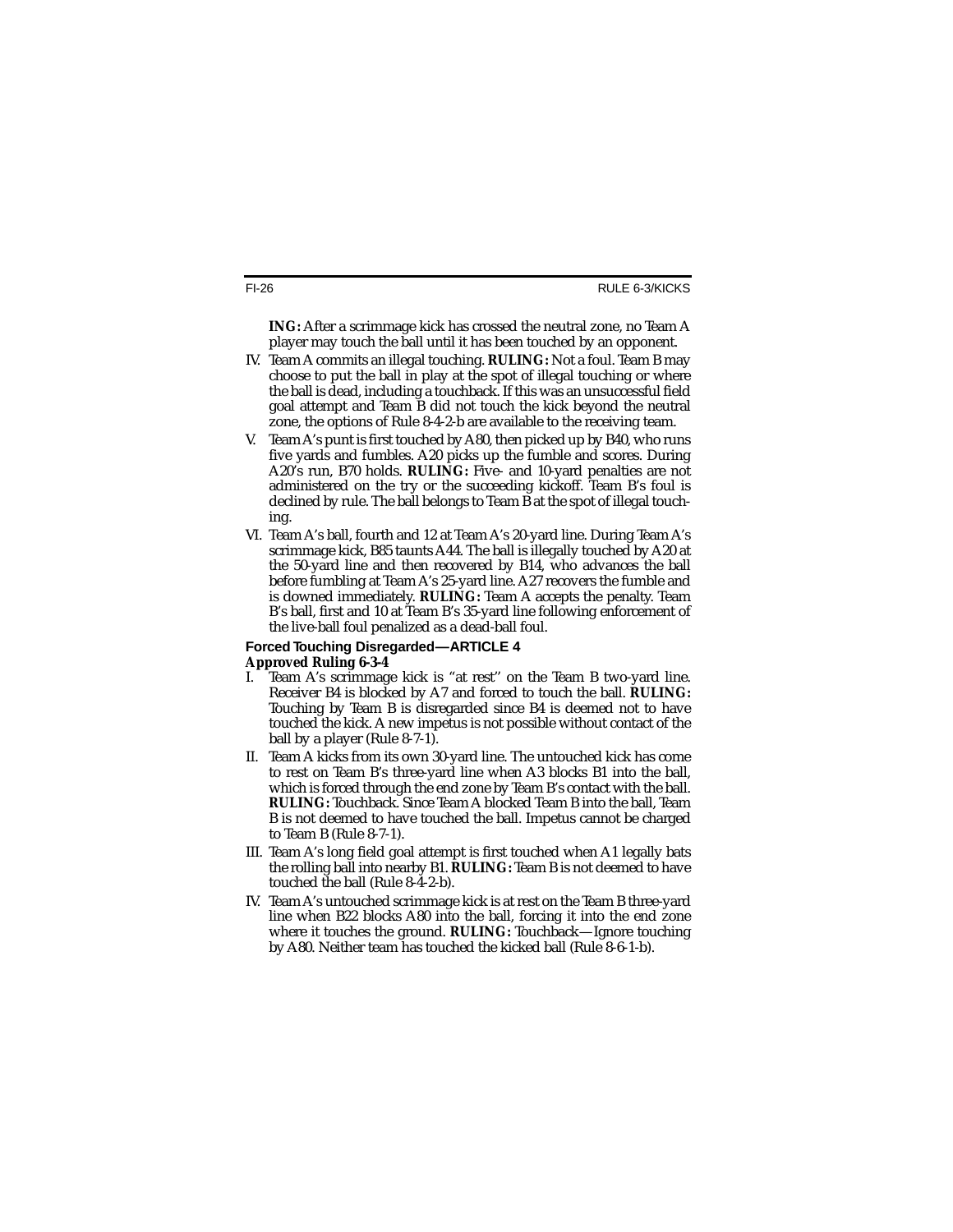**ING:** After a scrimmage kick has crossed the neutral zone, no Team A player may touch the ball until it has been touched by an opponent.

IV. Team A commits an illegal touching. **RULING:** Not a foul. Team B may choose to put the ball in play at the spot of illegal touching or where the ball is dead, including a touchback. If this was an unsuccessful field goal attempt and Team B did not touch the kick beyond the neutral zone, the options of Rule 8-4-2-b are available to the receiving team.

V. Team A's punt is first touched by A80, then picked up by B40, who runs five yards and fumbles. A20 picks up the fumble and scores. During A20's run, B70 holds. **RULING:** Five- and 10-yard penalties are not administered on the try or the succeeding kickoff. Team B's foul is declined by rule. The ball belongs to Team B at the spot of illegal touching.

VI. Team A's ball, fourth and 12 at Team A's 20-yard line. During Team A's scrimmage kick, B85 taunts A44. The ball is illegally touched by A20 at the 50-yard line and then recovered by B14, who advances the ball before fumbling at Team A's 25-yard line. A27 recovers the fumble and is downed immediately. **RULING:** Team A accepts the penalty. Team B's ball, first and 10 at Team B's 35-yard line following enforcement of the live-ball foul penalized as a dead-ball foul.

### Forced Touching Disregarded—ARTICLE 4

**Approved Ruling 6-3-4**

I. Team A's scrimmage kick is "at rest" on the Team B two-yard line. Receiver B4 is blocked by A7 and forced to touch the ball. **RULING:** Touching by Team B is disregarded since B4 is deemed not to have touched the kick. A new impetus is not possible without contact of the ball by a player (Rule 8-7-1).

II. Team A kicks from its own 30-yard line. The untouched kick has come to rest on Team B's three-yard line when A3 blocks B1 into the ball, which is forced through the end zone by Team B's contact with the ball. **RULING:** Touchback. Since Team A blocked Team B into the ball, Team B is not deemed to have touched the ball. Impetus cannot be charged to Team B (Rule 8-7-1).

III. Team A's long field goal attempt is first touched when A1 legally bats the rolling ball into nearby B1. **RULING:** Team B is not deemed to have touched the ball (Rule 8-4-2-b).

IV. Team A's untouched scrimmage kick is at rest on the Team B three-yard line when B22 blocks A80 into the ball, forcing it into the end zone where it touches the ground. **RULING:** Touchback—Ignore touching by A80. Neither team has touched the kicked ball (Rule 8-6-1-b).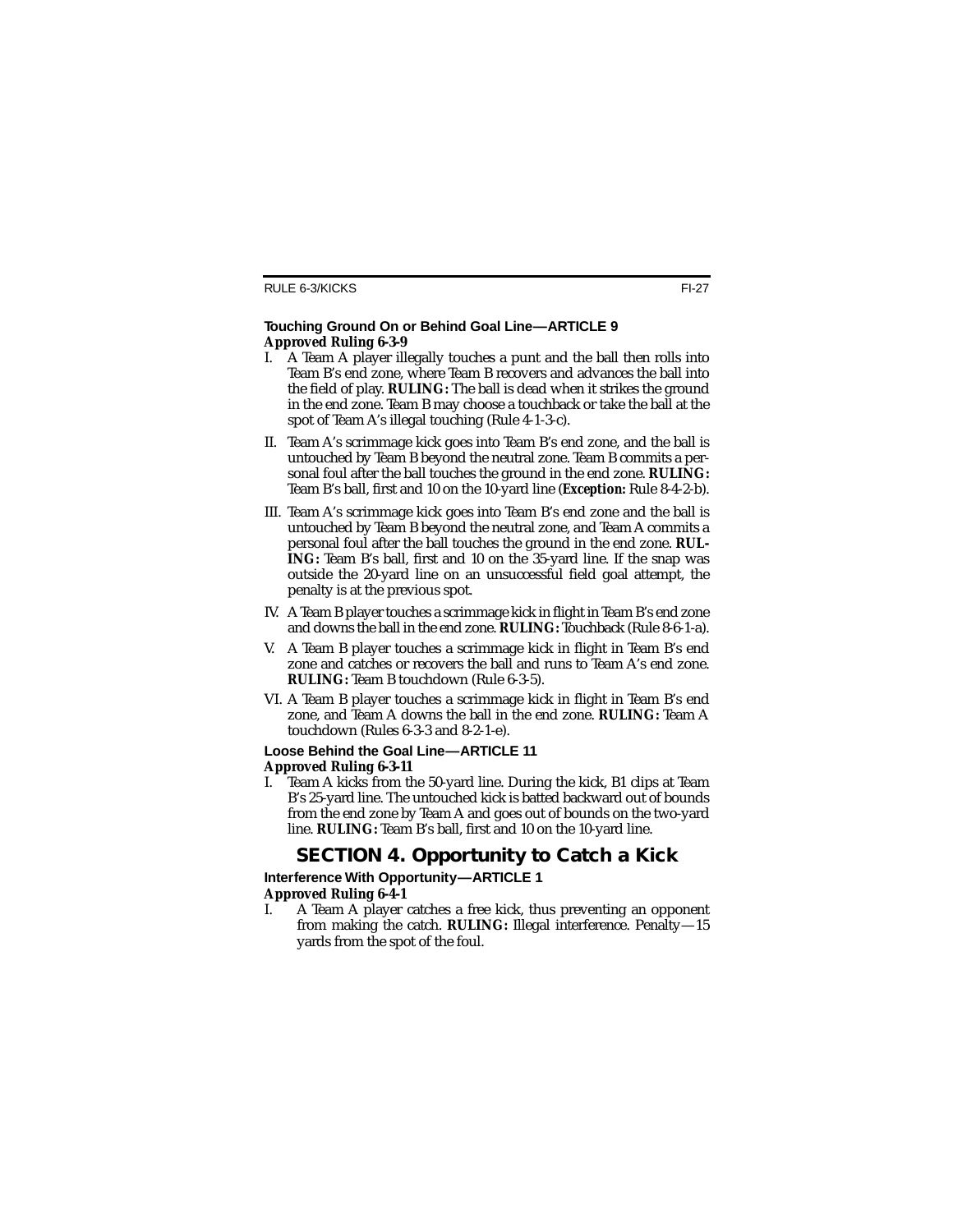### Touching Ground On or Behind Goal Line—ARTICLE 9

**Approved Ruling 6-3-9**

I. A Team A player illegally touches a punt and the ball then rolls into Team B's end zone, where Team B recovers and advances the ball into the field of play. **RULING:** The ball is dead when it strikes the ground in the end zone. Team B may choose a touchback or take the ball at the spot of Team A's illegal touching (Rule 4-1-3-c).

II. Team A's scrimmage kick goes into Team B's end zone, and the ball is untouched by Team B beyond the neutral zone. Team B commits a personal foul after the ball touches the ground in the end zone. **RULING:** Team B's ball, first and 10 on the 10-yard line (**Exception:** Rule 8-4-2-b).

III. Team A's scrimmage kick goes into Team B's end zone and the ball is untouched by Team B beyond the neutral zone, and Team A commits a personal foul after the ball touches the ground in the end zone. **RULING:** Team B's ball, first and 10 on the 35-yard line. If the snap was outside the 20-yard line on an unsuccessful field goal attempt, the penalty is at the previous spot.

IV. A Team B player touches a scrimmage kick in flight in Team B's end zone and downs the ball in the end zone. **RULING:** Touchback (Rule 8-6-1-a).

V. A Team B player touches a scrimmage kick in flight in Team B's end zone and catches or recovers the ball and runs to Team A's end zone. **RULING:** Team B touchdown (Rule 6-3-5).

VI. A Team B player touches a scrimmage kick in flight in Team B's end zone, and Team A downs the ball in the end zone. **RULING:** Team A touchdown (Rules 6-3-3 and 8-2-1-e).

### Loose Behind the Goal Line—ARTICLE 11

**Approved Ruling 6-3-11**

I. Team A kicks from the 50-yard line. During the kick, B1 clips at Team B's 25-yard line. The untouched kick is batted backward out of bounds from the end zone by Team A and goes out of bounds on the two-yard line. **RULING:** Team B's ball, first and 10 on the 10-yard line.

## SECTION 4. Opportunity to Catch a Kick

### Interference With Opportunity—ARTICLE 1

**Approved Ruling 6-4-1**

I. A Team A player catches a free kick, thus preventing an opponent from making the catch. **RULING:** Illegal interference. Penalty—15 yards from the spot of the foul.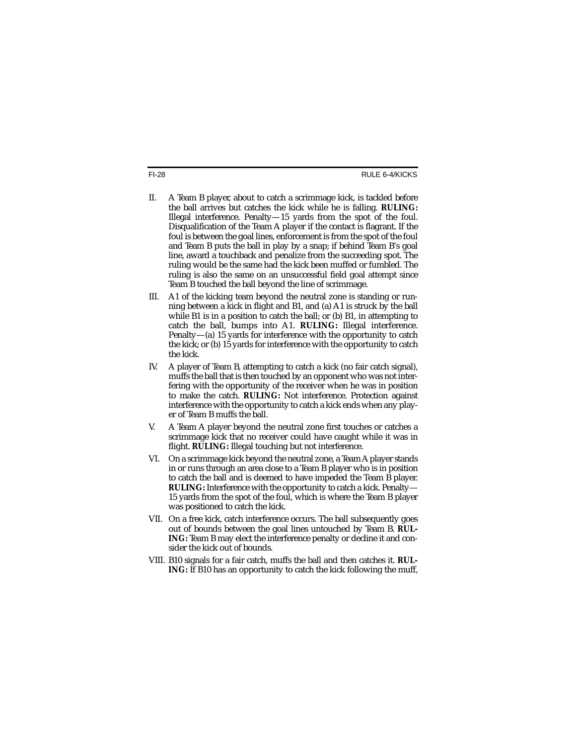II. A Team B player, about to catch a scrimmage kick, is tackled before the ball arrives but catches the kick while he is falling. **RULING:** Illegal interference. Penalty—15 yards from the spot of the foul. Disqualification of the Team A player if the contact is flagrant. If the foul is between the goal lines, enforcement is from the spot of the foul and Team B puts the ball in play by a snap; if behind Team B's goal line, award a touchback and penalize from the succeeding spot. The ruling would be the same had the kick been muffed or fumbled. The ruling is also the same on an unsuccessful field goal attempt since Team B touched the ball beyond the line of scrimmage.

III. A1 of the kicking team beyond the neutral zone is standing or running between a kick in flight and B1, and (a) A1 is struck by the ball while B1 is in a position to catch the ball; or (b) B1, in attempting to catch the ball, bumps into A1. **RULING:** Illegal interference. Penalty—(a) 15 yards for interference with the opportunity to catch the kick; or (b) 15 yards for interference with the opportunity to catch the kick.

IV. A player of Team B, attempting to catch a kick (no fair catch signal), muffs the ball that is then touched by an opponent who was not interfering with the opportunity of the receiver when he was in position to make the catch. **RULING:** Not interference. Protection against interference with the opportunity to catch a kick ends when any player of Team B muffs the ball.

V. A Team A player beyond the neutral zone first touches or catches a scrimmage kick that no receiver could have caught while it was in flight. **RULING:** Illegal touching but not interference.

VI. On a scrimmage kick beyond the neutral zone, a Team A player stands in or runs through an area close to a Team B player who is in position to catch the ball and is deemed to have impeded the Team B player. **RULING:** Interference with the opportunity to catch a kick. Penalty—15 yards from the spot of the foul, which is where the Team B player was positioned to catch the kick.

VII. On a free kick, catch interference occurs. The ball subsequently goes out of bounds between the goal lines untouched by Team B. **RULING:** Team B may elect the interference penalty or decline it and consider the kick out of bounds.

VIII. B10 signals for a fair catch, muffs the ball and then catches it. **RULING:** If B10 has an opportunity to catch the kick following the muff,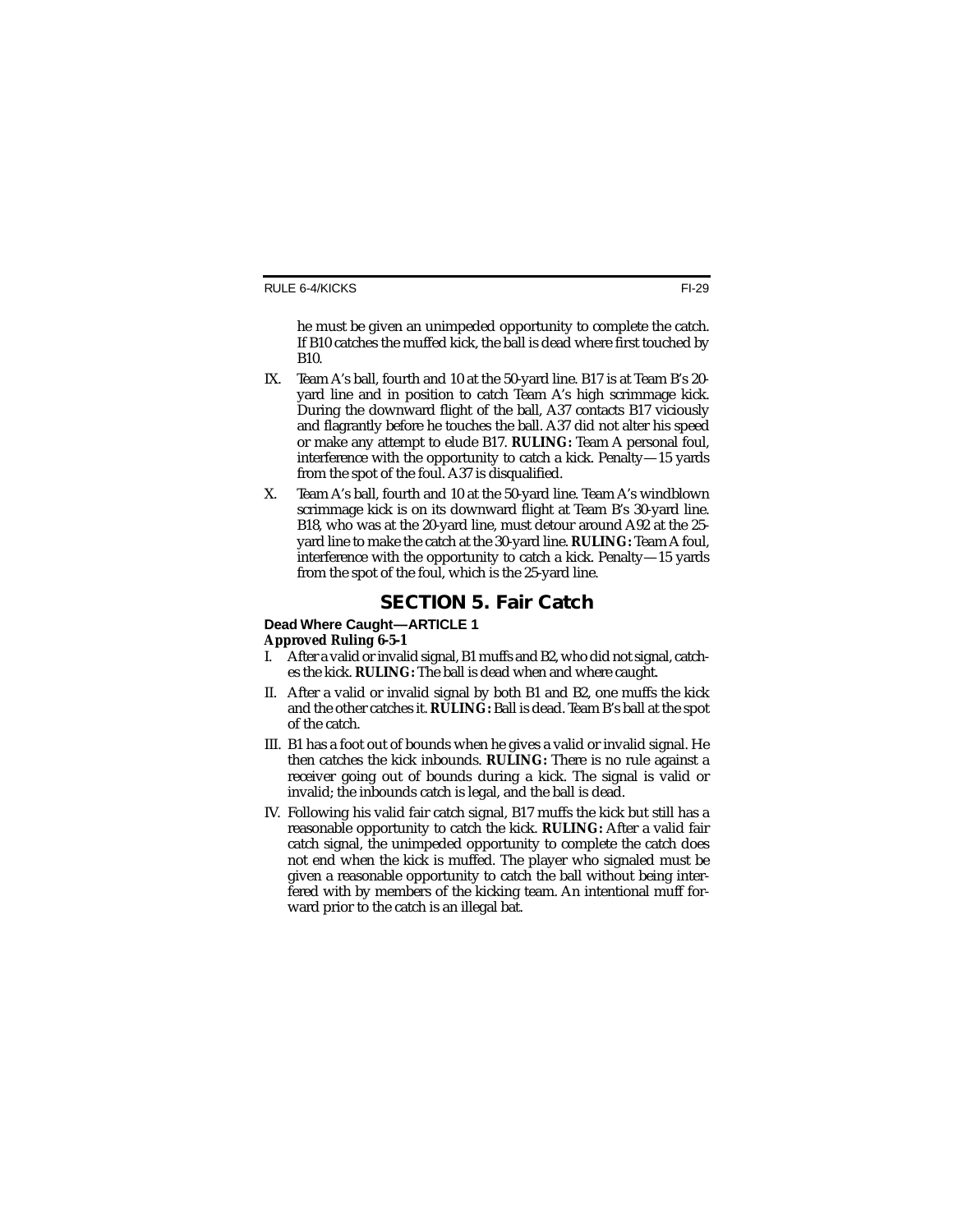he must be given an unimpeded opportunity to complete the catch. If B10 catches the muffed kick, the ball is dead where first touched by B10.

IX. Team A's ball, fourth and 10 at the 50-yard line. B17 is at Team B's 20-yard line and in position to catch Team A's high scrimmage kick. During the downward flight of the ball, A37 contacts B17 viciously and flagrantly before he touches the ball. A37 did not alter his speed or make any attempt to elude B17. **RULING:** Team A personal foul, interference with the opportunity to catch a kick. Penalty—15 yards from the spot of the foul. A37 is disqualified.

X. Team A's ball, fourth and 10 at the 50-yard line. Team A's windblown scrimmage kick is on its downward flight at Team B's 30-yard line. B18, who was at the 20-yard line, must detour around A92 at the 25-yard line to make the catch at the 30-yard line. **RULING:** Team A foul, interference with the opportunity to catch a kick. Penalty—15 yards from the spot of the foul, which is the 25-yard line.

## SECTION 5. Fair Catch

### Dead Where Caught—ARTICLE 1

**Approved Ruling 6-5-1**

I. After a valid or invalid signal, B1 muffs and B2, who did not signal, catches the kick. **RULING:** The ball is dead when and where caught.

II. After a valid or invalid signal by both B1 and B2, one muffs the kick and the other catches it. **RULING:** Ball is dead. Team B's ball at the spot of the catch.

III. B1 has a foot out of bounds when he gives a valid or invalid signal. He then catches the kick inbounds. **RULING:** There is no rule against a receiver going out of bounds during a kick. The signal is valid or invalid; the inbounds catch is legal, and the ball is dead.

IV. Following his valid fair catch signal, B17 muffs the kick but still has a reasonable opportunity to catch the kick. **RULING:** After a valid fair catch signal, the unimpeded opportunity to complete the catch does not end when the kick is muffed. The player who signaled must be given a reasonable opportunity to catch the ball without being interfered with by members of the kicking team. An intentional muff forward prior to the catch is an illegal bat.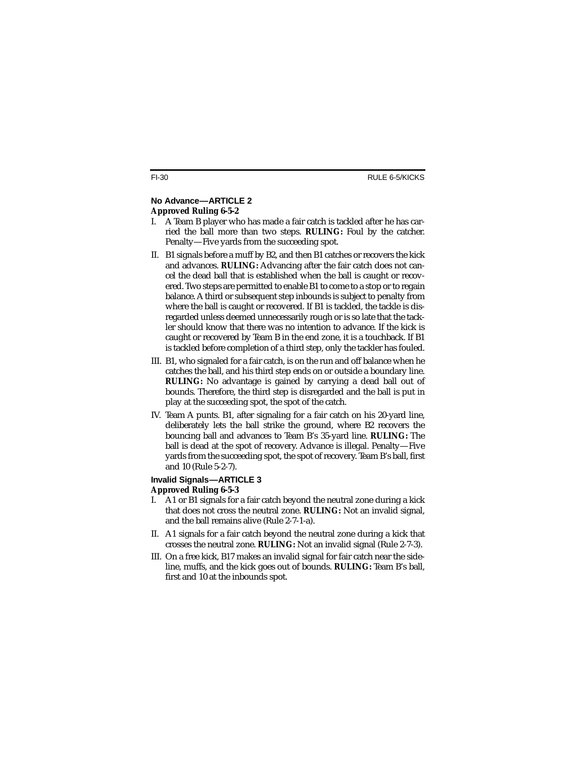### No Advance—ARTICLE 2

**Approved Ruling 6-5-2**

I. A Team B player who has made a fair catch is tackled after he has carried the ball more than two steps. **RULING:** Foul by the catcher. Penalty—Five yards from the succeeding spot.

II. B1 signals before a muff by B2, and then B1 catches or recovers the kick and advances. **RULING:** Advancing after the fair catch does not cancel the dead ball that is established when the ball is caught or recovered. Two steps are permitted to enable B1 to come to a stop or to regain balance. A third or subsequent step inbounds is subject to penalty from where the ball is caught or recovered. If B1 is tackled, the tackle is disregarded unless deemed unnecessarily rough or is so late that the tackler should know that there was no intention to advance. If the kick is caught or recovered by Team B in the end zone, it is a touchback. If B1 is tackled before completion of a third step, only the tackler has fouled.

III. B1, who signaled for a fair catch, is on the run and off balance when he catches the ball, and his third step ends on or outside a boundary line. **RULING:** No advantage is gained by carrying a dead ball out of bounds. Therefore, the third step is disregarded and the ball is put in play at the succeeding spot, the spot of the catch.

IV. Team A punts. B1, after signaling for a fair catch on his 20-yard line, deliberately lets the ball strike the ground, where B2 recovers the bouncing ball and advances to Team B's 35-yard line. **RULING:** The ball is dead at the spot of recovery. Advance is illegal. Penalty—Five yards from the succeeding spot, the spot of recovery. Team B's ball, first and 10 (Rule 5-2-7).

### Invalid Signals—ARTICLE 3

**Approved Ruling 6-5-3**

I. A1 or B1 signals for a fair catch beyond the neutral zone during a kick that does not cross the neutral zone. **RULING:** Not an invalid signal, and the ball remains alive (Rule 2-7-1-a).

II. A1 signals for a fair catch beyond the neutral zone during a kick that crosses the neutral zone. **RULING:** Not an invalid signal (Rule 2-7-3).

III. On a free kick, B17 makes an invalid signal for fair catch near the sideline, muffs, and the kick goes out of bounds. **RULING:** Team B's ball, first and 10 at the inbounds spot.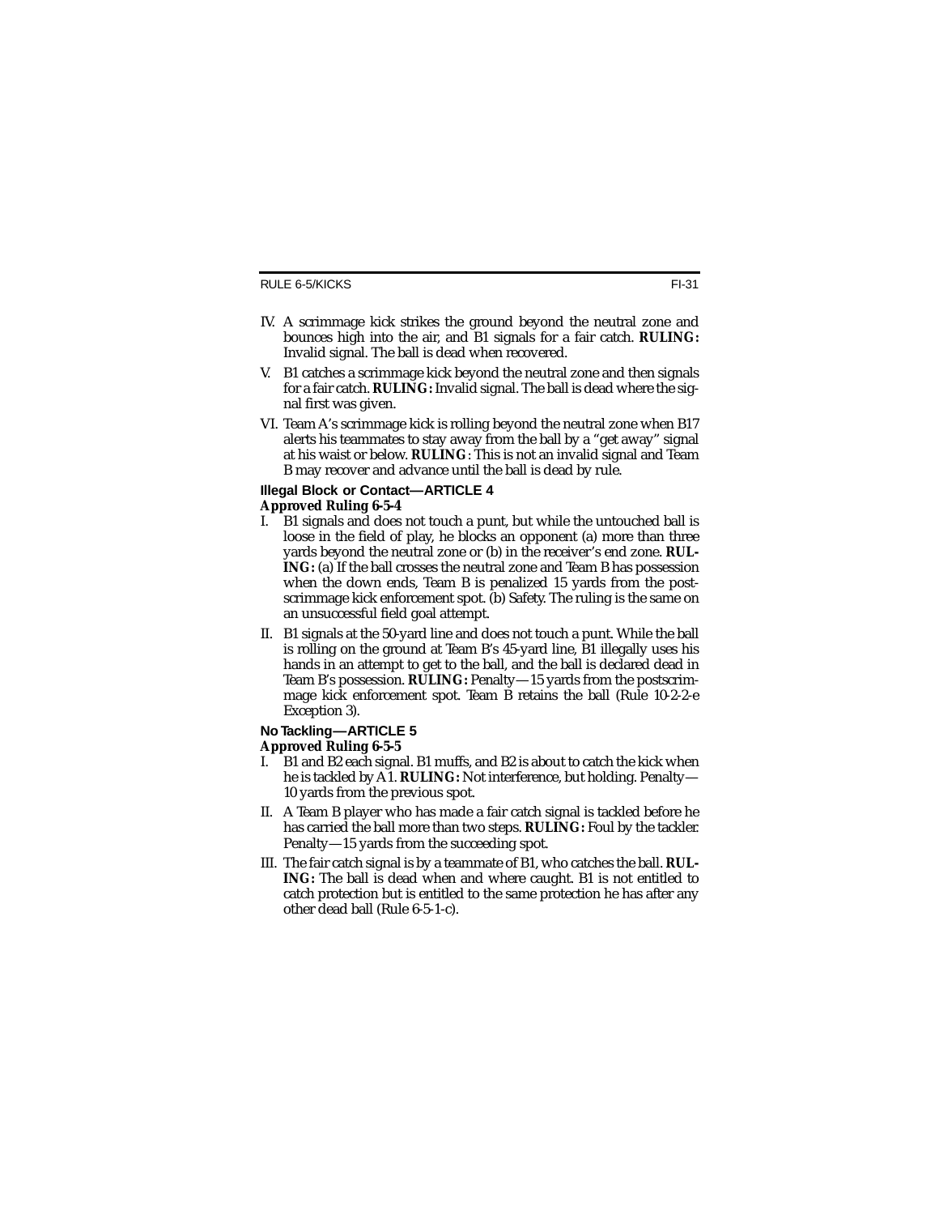IV. A scrimmage kick strikes the ground beyond the neutral zone and bounces high into the air, and B1 signals for a fair catch. **RULING:** Invalid signal. The ball is dead when recovered.

V. B1 catches a scrimmage kick beyond the neutral zone and then signals for a fair catch. **RULING:** Invalid signal. The ball is dead where the signal first was given.

VI. Team A's scrimmage kick is rolling beyond the neutral zone when B17 alerts his teammates to stay away from the ball by a "get away" signal at his waist or below. **RULING**: This is not an invalid signal and Team B may recover and advance until the ball is dead by rule.

### Illegal Block or Contact—ARTICLE 4

**Approved Ruling 6-5-4**

I. B1 signals and does not touch a punt, but while the untouched ball is loose in the field of play, he blocks an opponent (a) more than three yards beyond the neutral zone or (b) in the receiver's end zone. **RULING:** (a) If the ball crosses the neutral zone and Team B has possession when the down ends, Team B is penalized 15 yards from the postscrimmage kick enforcement spot. (b) Safety. The ruling is the same on an unsuccessful field goal attempt.

II. B1 signals at the 50-yard line and does not touch a punt. While the ball is rolling on the ground at Team B's 45-yard line, B1 illegally uses his hands in an attempt to get to the ball, and the ball is declared dead in Team B's possession. **RULING:** Penalty—15 yards from the postscrimmage kick enforcement spot. Team B retains the ball (Rule 10-2-2-e Exception 3).

### No Tackling—ARTICLE 5

**Approved Ruling 6-5-5**

I. B1 and B2 each signal. B1 muffs, and B2 is about to catch the kick when he is tackled by A1. **RULING:** Not interference, but holding. Penalty—10 yards from the previous spot.

II. A Team B player who has made a fair catch signal is tackled before he has carried the ball more than two steps. **RULING:** Foul by the tackler. Penalty—15 yards from the succeeding spot.

III. The fair catch signal is by a teammate of B1, who catches the ball. **RULING:** The ball is dead when and where caught. B1 is not entitled to catch protection but is entitled to the same protection he has after any other dead ball (Rule 6-5-1-c).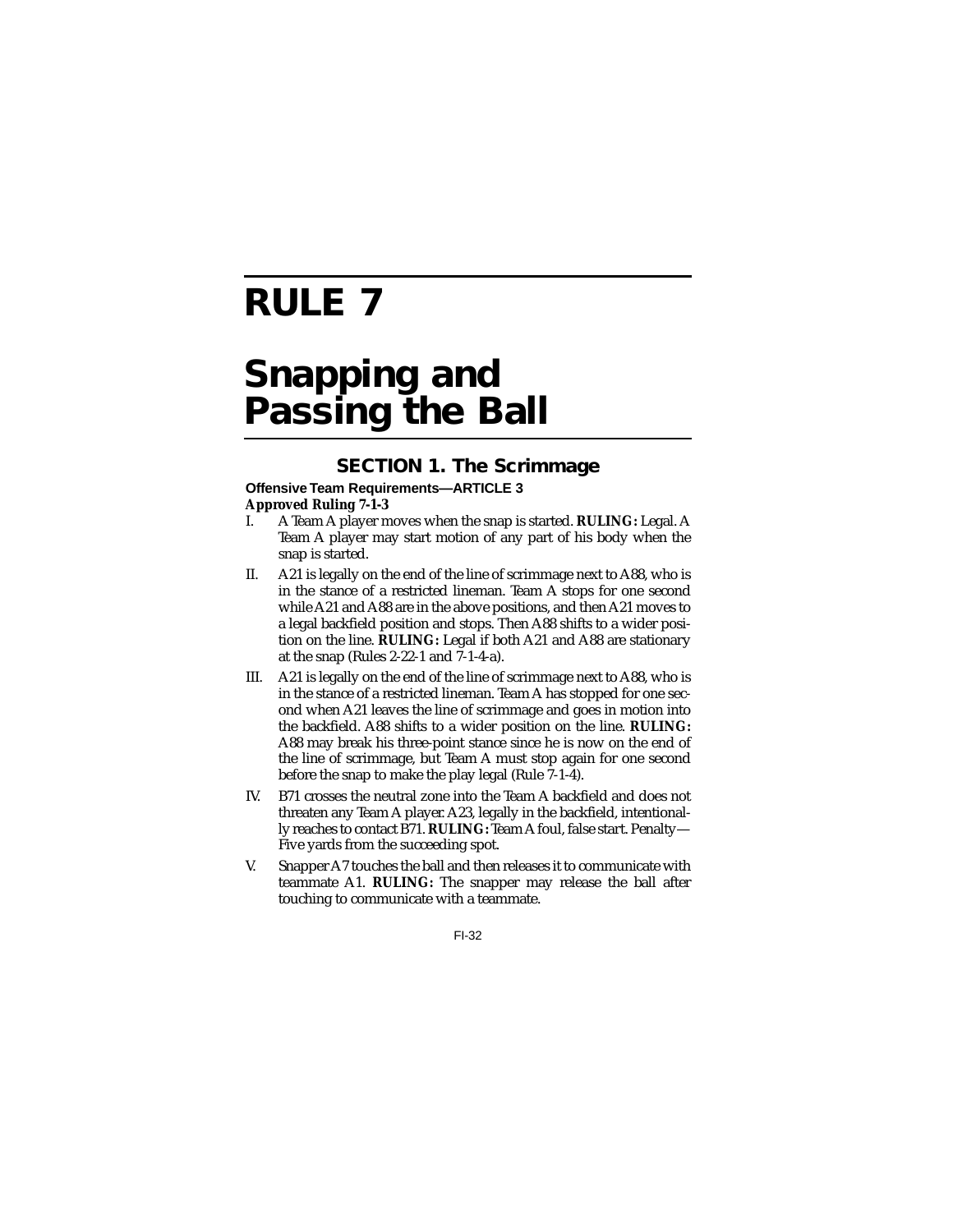# RULE 7

# Snapping and Passing the Ball

## SECTION 1. The Scrimmage

**Offensive Team Requirements—ARTICLE 3**

***Approved Ruling 7-1-3***

I. A Team A player moves when the snap is started. **RULING:** Legal. A Team A player may start motion of any part of his body when the snap is started.

II. A21 is legally on the end of the line of scrimmage next to A88, who is in the stance of a restricted lineman. Team A stops for one second while A21 and A88 are in the above positions, and then A21 moves to a legal backfield position and stops. Then A88 shifts to a wider position on the line. **RULING:** Legal if both A21 and A88 are stationary at the snap (Rules 2-22-1 and 7-1-4-a).

III. A21 is legally on the end of the line of scrimmage next to A88, who is in the stance of a restricted lineman. Team A has stopped for one second when A21 leaves the line of scrimmage and goes in motion into the backfield. A88 shifts to a wider position on the line. **RULING:** A88 may break his three-point stance since he is now on the end of the line of scrimmage, but Team A must stop again for one second before the snap to make the play legal (Rule 7-1-4).

IV. B71 crosses the neutral zone into the Team A backfield and does not threaten any Team A player. A23, legally in the backfield, intentionally reaches to contact B71. **RULING:** Team A foul, false start. Penalty—Five yards from the succeeding spot.

V. Snapper A7 touches the ball and then releases it to communicate with teammate A1. **RULING:** The snapper may release the ball after touching to communicate with a teammate.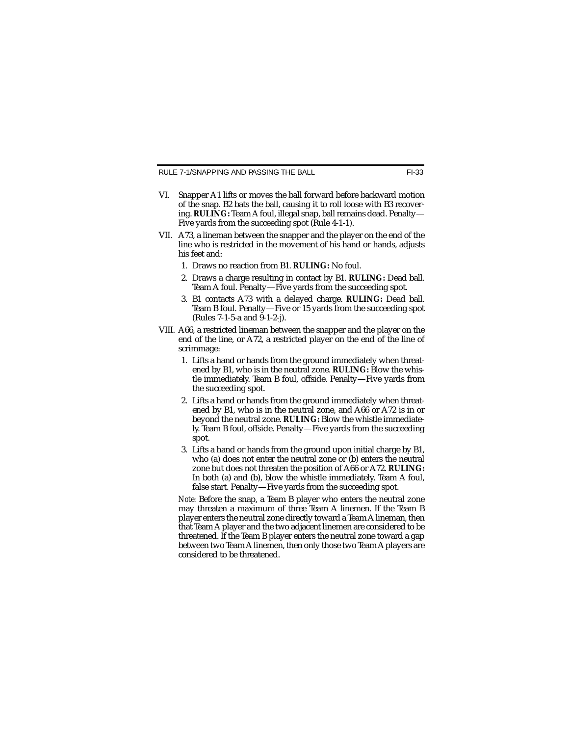VI. Snapper A1 lifts or moves the ball forward before backward motion of the snap. B2 bats the ball, causing it to roll loose with B3 recovering. **RULING:** Team A foul, illegal snap, ball remains dead. Penalty—Five yards from the succeeding spot (Rule 4-1-1).

VII. A73, a lineman between the snapper and the player on the end of the line who is restricted in the movement of his hand or hands, adjusts his feet and:

1. Draws no reaction from B1. **RULING:** No foul.
2. Draws a charge resulting in contact by B1. **RULING:** Dead ball. Team A foul. Penalty—Five yards from the succeeding spot.
3. B1 contacts A73 with a delayed charge. **RULING:** Dead ball. Team B foul. Penalty—Five or 15 yards from the succeeding spot (Rules 7-1-5-a and 9-1-2-j).

VIII. A66, a restricted lineman between the snapper and the player on the end of the line, or A72, a restricted player on the end of the line of scrimmage:

1. Lifts a hand or hands from the ground immediately when threatened by B1, who is in the neutral zone. **RULING:** Blow the whistle immediately. Team B foul, offside. Penalty—Five yards from the succeeding spot.
2. Lifts a hand or hands from the ground immediately when threatened by B1, who is in the neutral zone, and A66 or A72 is in or beyond the neutral zone. **RULING:** Blow the whistle immediately. Team B foul, offside. Penalty—Five yards from the succeeding spot.
3. Lifts a hand or hands from the ground upon initial charge by B1, who (a) does not enter the neutral zone or (b) enters the neutral zone but does not threaten the position of A66 or A72. **RULING:** In both (a) and (b), blow the whistle immediately. Team A foul, false start. Penalty—Five yards from the succeeding spot.

*Note:* Before the snap, a Team B player who enters the neutral zone may threaten a maximum of three Team A linemen. If the Team B player enters the neutral zone directly toward a Team A lineman, then that Team A player and the two adjacent linemen are considered to be threatened. If the Team B player enters the neutral zone toward a gap between two Team A linemen, then only those two Team A players are considered to be threatened.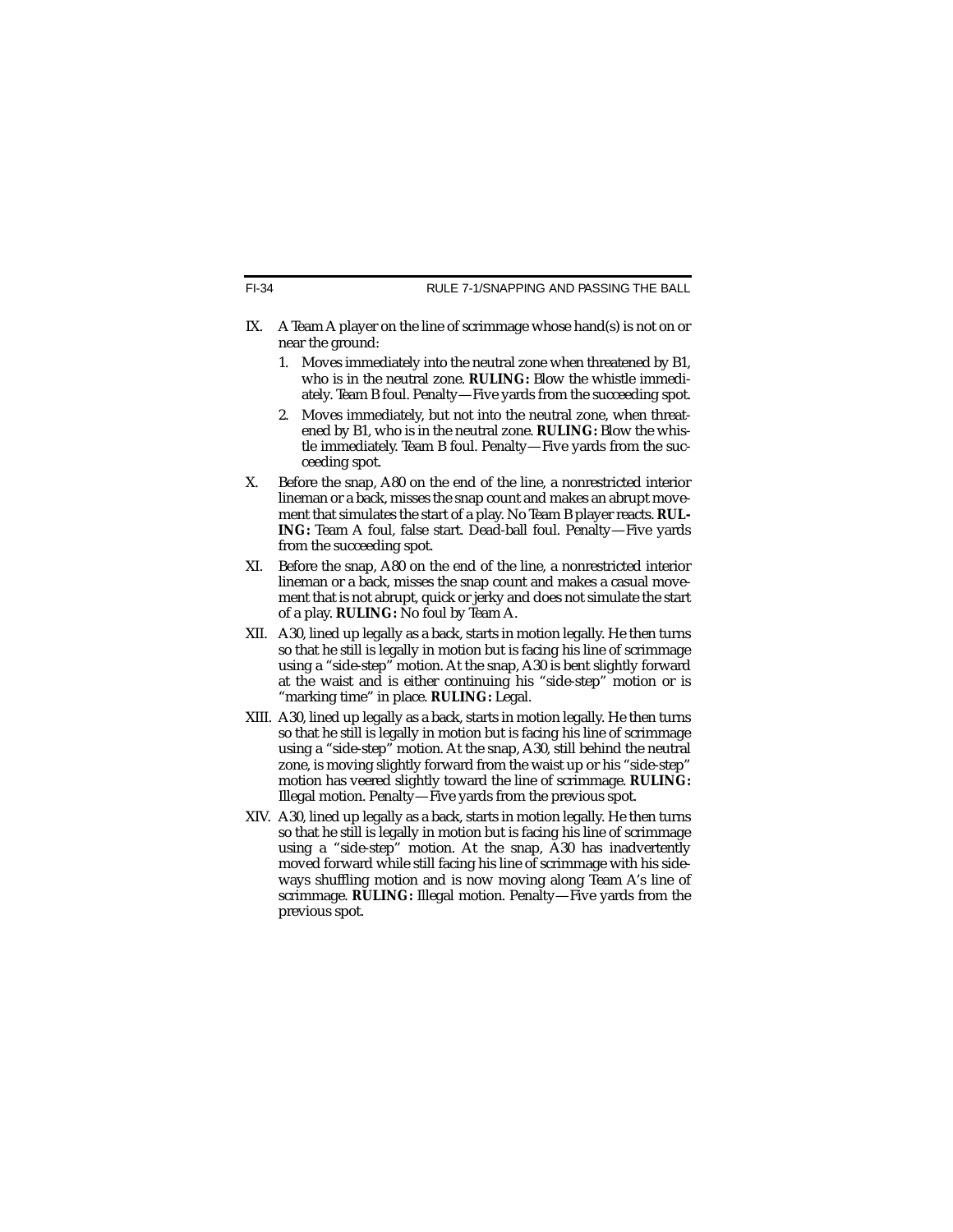IX. A Team A player on the line of scrimmage whose hand(s) is not on or near the ground:

   1. Moves immediately into the neutral zone when threatened by B1, who is in the neutral zone. **RULING:** Blow the whistle immediately. Team B foul. Penalty—Five yards from the succeeding spot.

   2. Moves immediately, but not into the neutral zone, when threatened by B1, who is in the neutral zone. **RULING:** Blow the whistle immediately. Team B foul. Penalty—Five yards from the succeeding spot.

X. Before the snap, A80 on the end of the line, a nonrestricted interior lineman or a back, misses the snap count and makes an abrupt movement that simulates the start of a play. No Team B player reacts. **RULING:** Team A foul, false start. Dead-ball foul. Penalty—Five yards from the succeeding spot.

XI. Before the snap, A80 on the end of the line, a nonrestricted interior lineman or a back, misses the snap count and makes a casual movement that is not abrupt, quick or jerky and does not simulate the start of a play. **RULING:** No foul by Team A.

XII. A30, lined up legally as a back, starts in motion legally. He then turns so that he still is legally in motion but is facing his line of scrimmage using a "side-step" motion. At the snap, A30 is bent slightly forward at the waist and is either continuing his "side-step" motion or is "marking time" in place. **RULING:** Legal.

XIII. A30, lined up legally as a back, starts in motion legally. He then turns so that he still is legally in motion but is facing his line of scrimmage using a "side-step" motion. At the snap, A30, still behind the neutral zone, is moving slightly forward from the waist up or his "side-step" motion has veered slightly toward the line of scrimmage. **RULING:** Illegal motion. Penalty—Five yards from the previous spot.

XIV. A30, lined up legally as a back, starts in motion legally. He then turns so that he still is legally in motion but is facing his line of scrimmage using a "side-step" motion. At the snap, A30 has inadvertently moved forward while still facing his line of scrimmage with his sideways shuffling motion and is now moving along Team A's line of scrimmage. **RULING:** Illegal motion. Penalty—Five yards from the previous spot.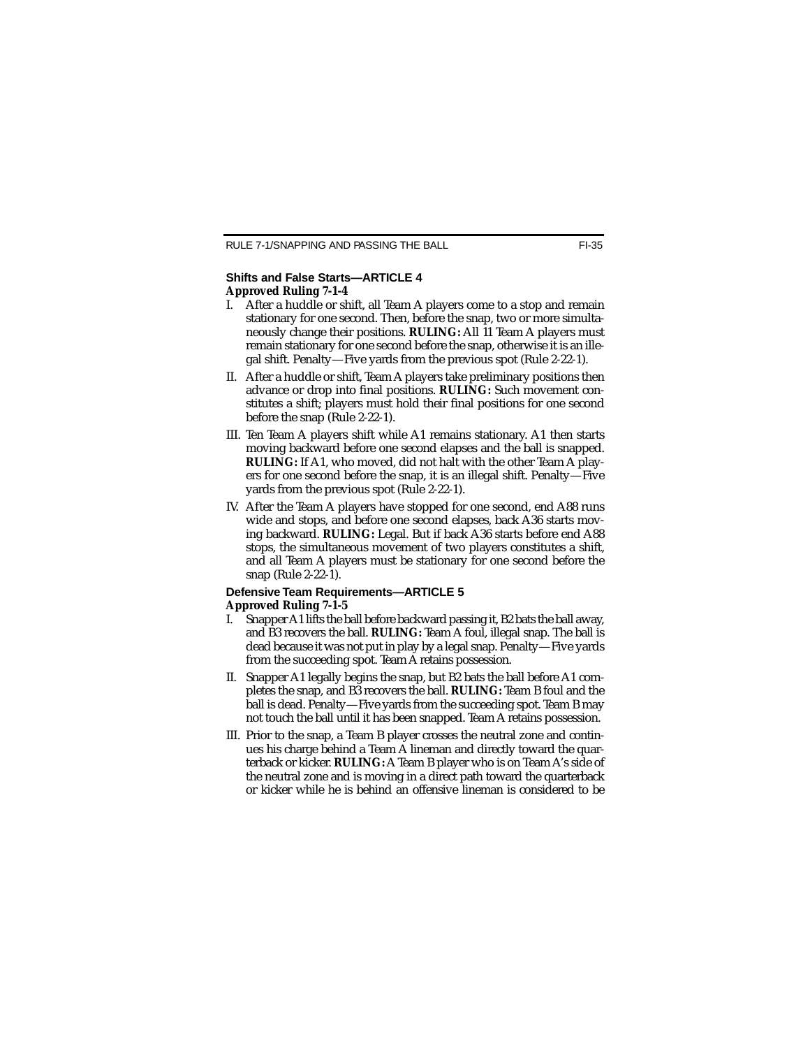### Shifts and False Starts—ARTICLE 4

**Approved Ruling 7-1-4**

I. After a huddle or shift, all Team A players come to a stop and remain stationary for one second. Then, before the snap, two or more simultaneously change their positions. **RULING:** All 11 Team A players must remain stationary for one second before the snap, otherwise it is an illegal shift. Penalty—Five yards from the previous spot (Rule 2-22-1).

II. After a huddle or shift, Team A players take preliminary positions then advance or drop into final positions. **RULING:** Such movement constitutes a shift; players must hold their final positions for one second before the snap (Rule 2-22-1).

III. Ten Team A players shift while A1 remains stationary. A1 then starts moving backward before one second elapses and the ball is snapped. **RULING:** If A1, who moved, did not halt with the other Team A players for one second before the snap, it is an illegal shift. Penalty—Five yards from the previous spot (Rule 2-22-1).

IV. After the Team A players have stopped for one second, end A88 runs wide and stops, and before one second elapses, back A36 starts moving backward. **RULING:** Legal. But if back A36 starts before end A88 stops, the simultaneous movement of two players constitutes a shift, and all Team A players must be stationary for one second before the snap (Rule 2-22-1).

### Defensive Team Requirements—ARTICLE 5

**Approved Ruling 7-1-5**

I. Snapper A1 lifts the ball before backward passing it, B2 bats the ball away, and B3 recovers the ball. **RULING:** Team A foul, illegal snap. The ball is dead because it was not put in play by a legal snap. Penalty—Five yards from the succeeding spot. Team A retains possession.

II. Snapper A1 legally begins the snap, but B2 bats the ball before A1 completes the snap, and B3 recovers the ball. **RULING:** Team B foul and the ball is dead. Penalty—Five yards from the succeeding spot. Team B may not touch the ball until it has been snapped. Team A retains possession.

III. Prior to the snap, a Team B player crosses the neutral zone and continues his charge behind a Team A lineman and directly toward the quarterback or kicker. **RULING:** A Team B player who is on Team A's side of the neutral zone and is moving in a direct path toward the quarterback or kicker while he is behind an offensive lineman is considered to be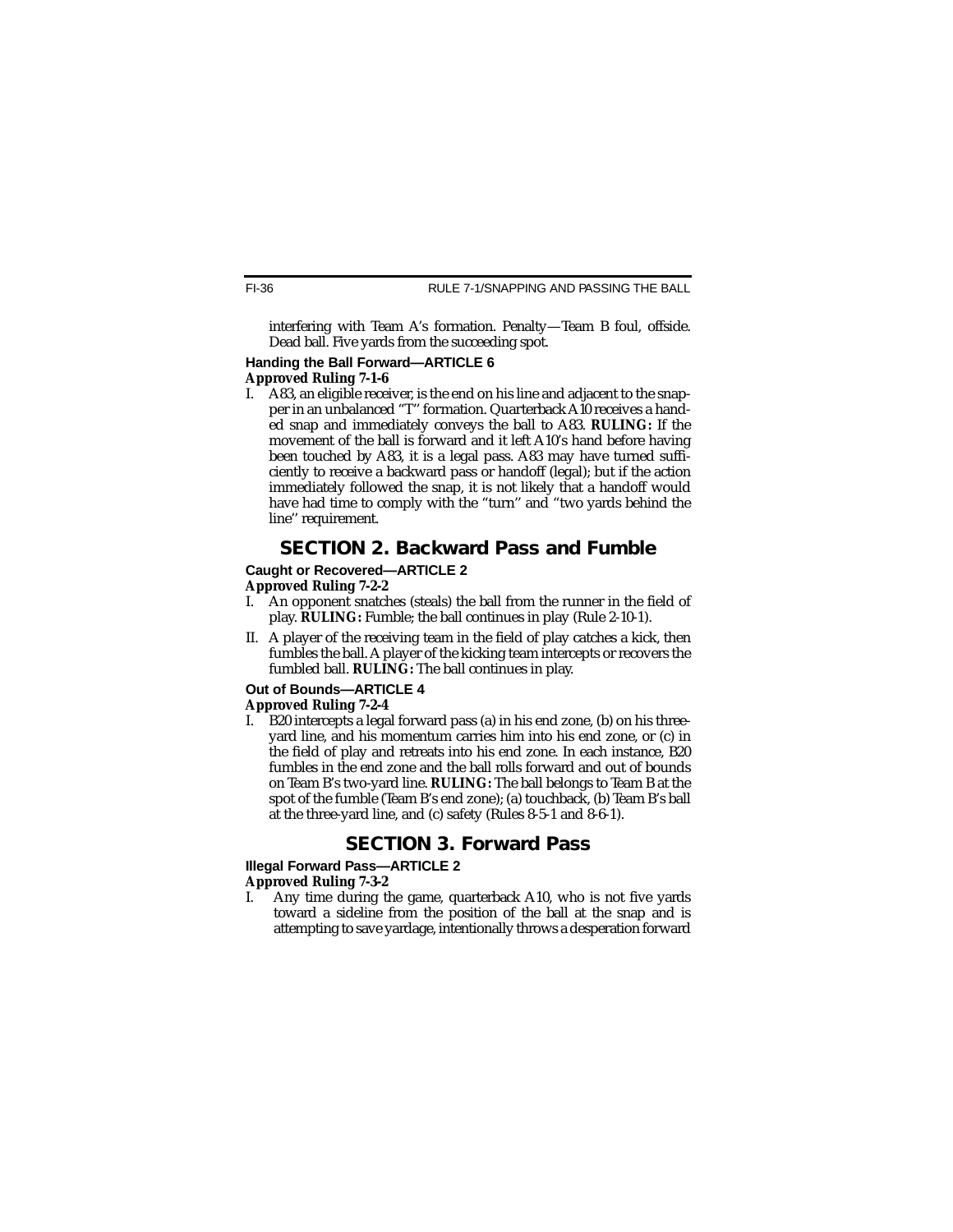interfering with Team A's formation. Penalty—Team B foul, offside. Dead ball. Five yards from the succeeding spot.

### Handing the Ball Forward—ARTICLE 6

**Approved Ruling 7-1-6**

I. A83, an eligible receiver, is the end on his line and adjacent to the snapper in an unbalanced "T" formation. Quarterback A10 receives a handed snap and immediately conveys the ball to A83. **RULING:** If the movement of the ball is forward and it left A10's hand before having been touched by A83, it is a legal pass. A83 may have turned sufficiently to receive a backward pass or handoff (legal); but if the action immediately followed the snap, it is not likely that a handoff would have had time to comply with the "turn" and "two yards behind the line" requirement.

## SECTION 2. Backward Pass and Fumble

### Caught or Recovered—ARTICLE 2

**Approved Ruling 7-2-2**

I. An opponent snatches (steals) the ball from the runner in the field of play. **RULING:** Fumble; the ball continues in play (Rule 2-10-1).

II. A player of the receiving team in the field of play catches a kick, then fumbles the ball. A player of the kicking team intercepts or recovers the fumbled ball. **RULING:** The ball continues in play.

### Out of Bounds—ARTICLE 4

**Approved Ruling 7-2-4**

I. B20 intercepts a legal forward pass (a) in his end zone, (b) on his three-yard line, and his momentum carries him into his end zone, or (c) in the field of play and retreats into his end zone. In each instance, B20 fumbles in the end zone and the ball rolls forward and out of bounds on Team B's two-yard line. **RULING:** The ball belongs to Team B at the spot of the fumble (Team B's end zone); (a) touchback, (b) Team B's ball at the three-yard line, and (c) safety (Rules 8-5-1 and 8-6-1).

## SECTION 3. Forward Pass

### Illegal Forward Pass—ARTICLE 2

**Approved Ruling 7-3-2**

I. Any time during the game, quarterback A10, who is not five yards toward a sideline from the position of the ball at the snap and is attempting to save yardage, intentionally throws a desperation forward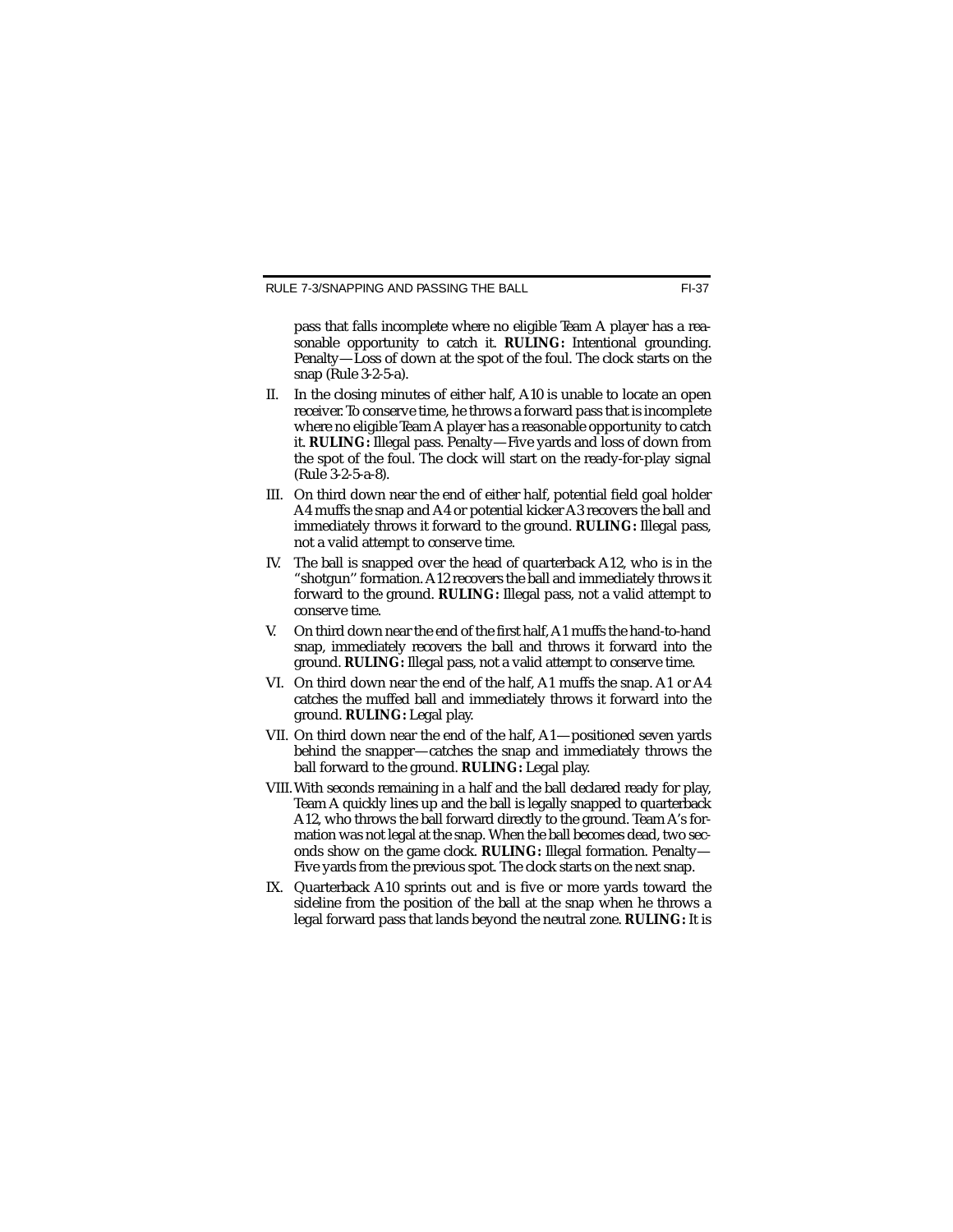pass that falls incomplete where no eligible Team A player has a reasonable opportunity to catch it. **RULING:** Intentional grounding. Penalty—Loss of down at the spot of the foul. The clock starts on the snap (Rule 3-2-5-a).

II. In the closing minutes of either half, A10 is unable to locate an open receiver. To conserve time, he throws a forward pass that is incomplete where no eligible Team A player has a reasonable opportunity to catch it. **RULING:** Illegal pass. Penalty—Five yards and loss of down from the spot of the foul. The clock will start on the ready-for-play signal (Rule 3-2-5-a-8).

III. On third down near the end of either half, potential field goal holder A4 muffs the snap and A4 or potential kicker A3 recovers the ball and immediately throws it forward to the ground. **RULING:** Illegal pass, not a valid attempt to conserve time.

IV. The ball is snapped over the head of quarterback A12, who is in the "shotgun" formation. A12 recovers the ball and immediately throws it forward to the ground. **RULING:** Illegal pass, not a valid attempt to conserve time.

V. On third down near the end of the first half, A1 muffs the hand-to-hand snap, immediately recovers the ball and throws it forward into the ground. **RULING:** Illegal pass, not a valid attempt to conserve time.

VI. On third down near the end of the half, A1 muffs the snap. A1 or A4 catches the muffed ball and immediately throws it forward into the ground. **RULING:** Legal play.

VII. On third down near the end of the half, A1—positioned seven yards behind the snapper—catches the snap and immediately throws the ball forward to the ground. **RULING:** Legal play.

VIII. With seconds remaining in a half and the ball declared ready for play, Team A quickly lines up and the ball is legally snapped to quarterback A12, who throws the ball forward directly to the ground. Team A's formation was not legal at the snap. When the ball becomes dead, two seconds show on the game clock. **RULING:** Illegal formation. Penalty—Five yards from the previous spot. The clock starts on the next snap.

IX. Quarterback A10 sprints out and is five or more yards toward the sideline from the position of the ball at the snap when he throws a legal forward pass that lands beyond the neutral zone. **RULING:** It is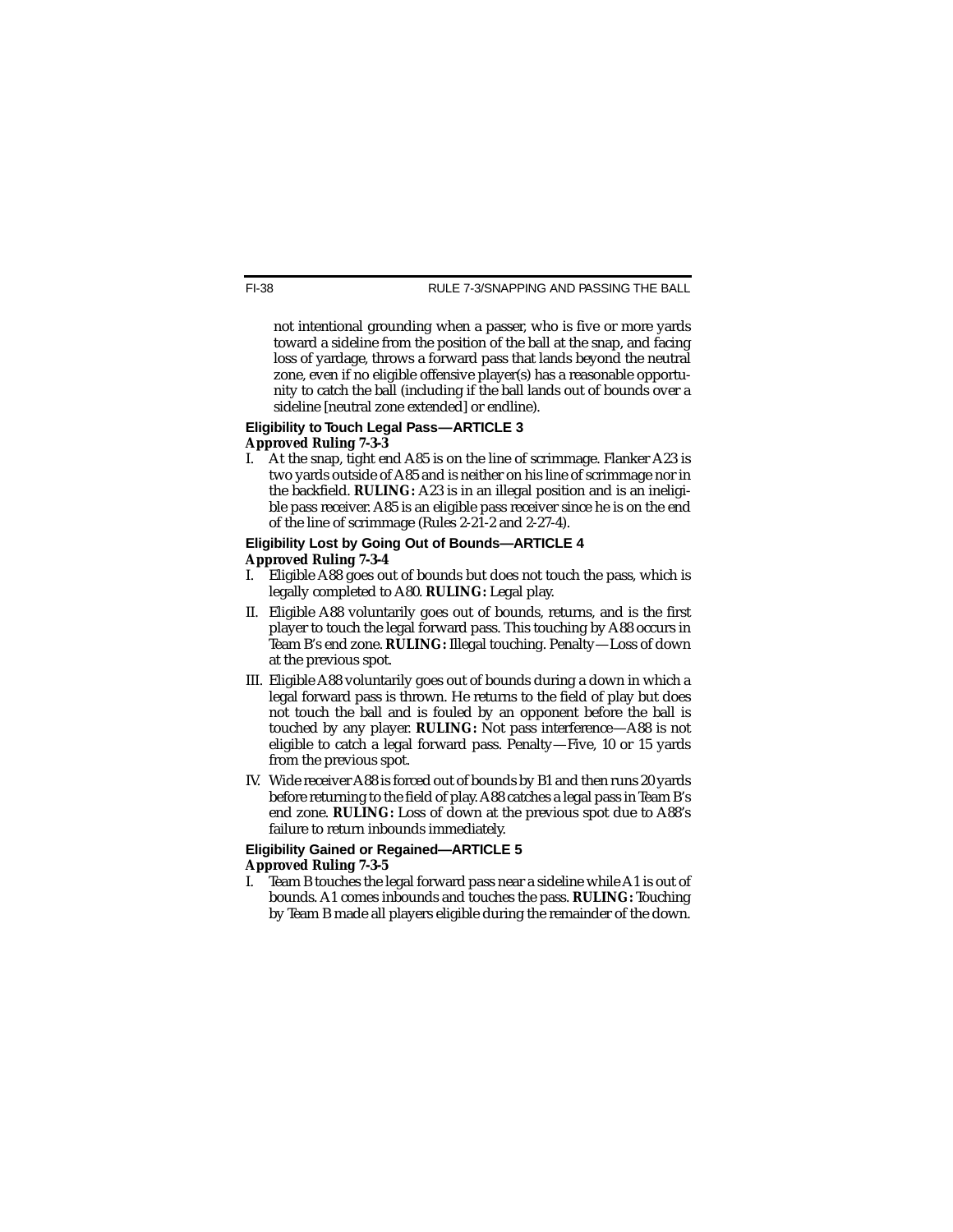not intentional grounding when a passer, who is five or more yards toward a sideline from the position of the ball at the snap, and facing loss of yardage, throws a forward pass that lands beyond the neutral zone, even if no eligible offensive player(s) has a reasonable opportunity to catch the ball (including if the ball lands out of bounds over a sideline [neutral zone extended] or endline).

### Eligibility to Touch Legal Pass—ARTICLE 3

**Approved Ruling 7-3-3**

I. At the snap, tight end A85 is on the line of scrimmage. Flanker A23 is two yards outside of A85 and is neither on his line of scrimmage nor in the backfield. **RULING:** A23 is in an illegal position and is an ineligible pass receiver. A85 is an eligible pass receiver since he is on the end of the line of scrimmage (Rules 2-21-2 and 2-27-4).

### Eligibility Lost by Going Out of Bounds—ARTICLE 4

**Approved Ruling 7-3-4**

I. Eligible A88 goes out of bounds but does not touch the pass, which is legally completed to A80. **RULING:** Legal play.

II. Eligible A88 voluntarily goes out of bounds, returns, and is the first player to touch the legal forward pass. This touching by A88 occurs in Team B's end zone. **RULING:** Illegal touching. Penalty—Loss of down at the previous spot.

III. Eligible A88 voluntarily goes out of bounds during a down in which a legal forward pass is thrown. He returns to the field of play but does not touch the ball and is fouled by an opponent before the ball is touched by any player. **RULING:** Not pass interference—A88 is not eligible to catch a legal forward pass. Penalty—Five, 10 or 15 yards from the previous spot.

IV. Wide receiver A88 is forced out of bounds by B1 and then runs 20 yards before returning to the field of play. A88 catches a legal pass in Team B's end zone. **RULING:** Loss of down at the previous spot due to A88's failure to return inbounds immediately.

### Eligibility Gained or Regained—ARTICLE 5

**Approved Ruling 7-3-5**

I. Team B touches the legal forward pass near a sideline while A1 is out of bounds. A1 comes inbounds and touches the pass. **RULING:** Touching by Team B made all players eligible during the remainder of the down.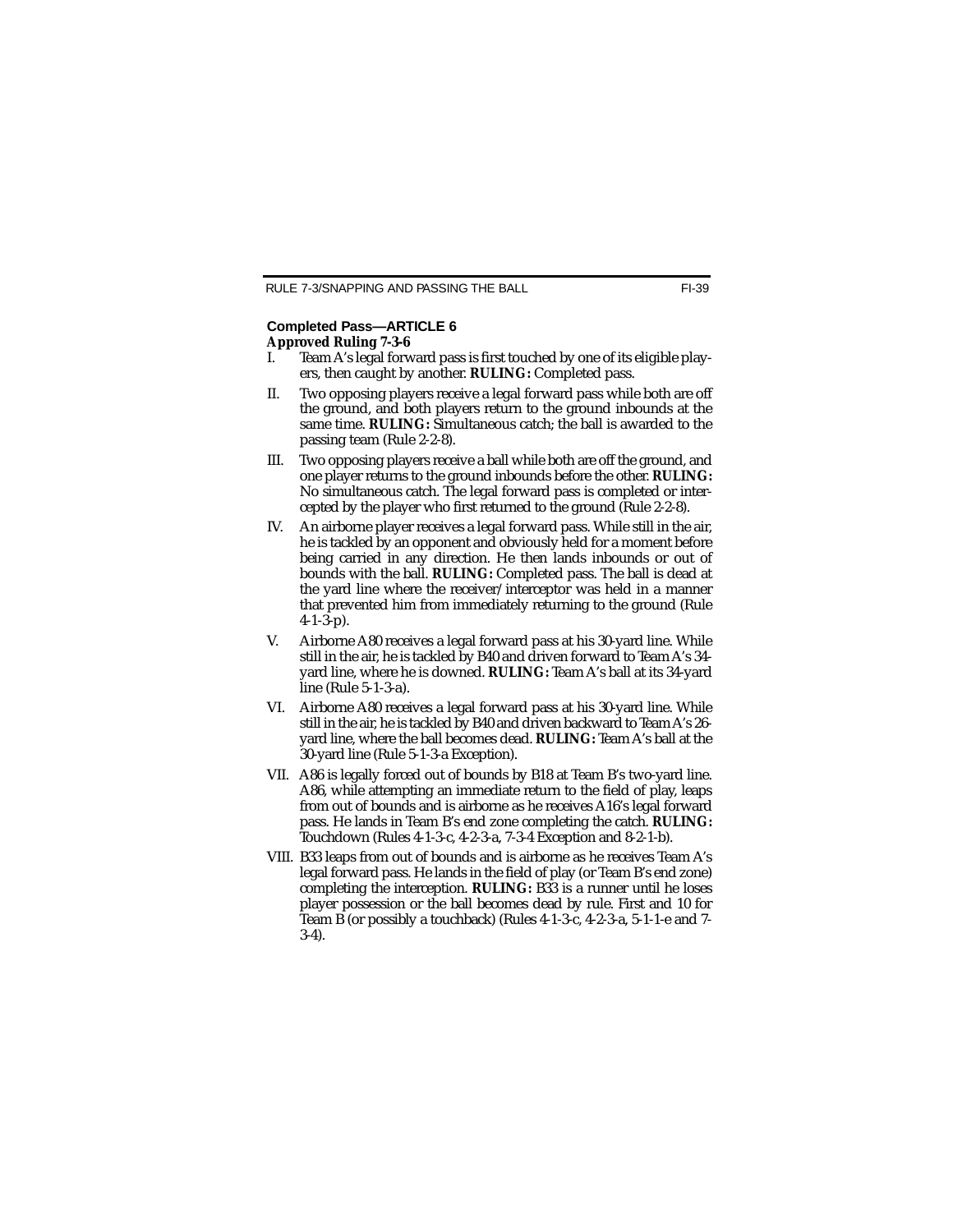### Completed Pass—ARTICLE 6

**Approved Ruling 7-3-6**

I. Team A's legal forward pass is first touched by one of its eligible players, then caught by another. **RULING:** Completed pass.

II. Two opposing players receive a legal forward pass while both are off the ground, and both players return to the ground inbounds at the same time. **RULING:** Simultaneous catch; the ball is awarded to the passing team (Rule 2-2-8).

III. Two opposing players receive a ball while both are off the ground, and one player returns to the ground inbounds before the other. **RULING:** No simultaneous catch. The legal forward pass is completed or intercepted by the player who first returned to the ground (Rule 2-2-8).

IV. An airborne player receives a legal forward pass. While still in the air, he is tackled by an opponent and obviously held for a moment before being carried in any direction. He then lands inbounds or out of bounds with the ball. **RULING:** Completed pass. The ball is dead at the yard line where the receiver/interceptor was held in a manner that prevented him from immediately returning to the ground (Rule 4-1-3-p).

V. Airborne A80 receives a legal forward pass at his 30-yard line. While still in the air, he is tackled by B40 and driven forward to Team A's 34-yard line, where he is downed. **RULING:** Team A's ball at its 34-yard line (Rule 5-1-3-a).

VI. Airborne A80 receives a legal forward pass at his 30-yard line. While still in the air, he is tackled by B40 and driven backward to Team A's 26-yard line, where the ball becomes dead. **RULING:** Team A's ball at the 30-yard line (Rule 5-1-3-a Exception).

VII. A86 is legally forced out of bounds by B18 at Team B's two-yard line. A86, while attempting an immediate return to the field of play, leaps from out of bounds and is airborne as he receives A16's legal forward pass. He lands in Team B's end zone completing the catch. **RULING:** Touchdown (Rules 4-1-3-c, 4-2-3-a, 7-3-4 Exception and 8-2-1-b).

VIII. B33 leaps from out of bounds and is airborne as he receives Team A's legal forward pass. He lands in the field of play (or Team B's end zone) completing the interception. **RULING:** B33 is a runner until he loses player possession or the ball becomes dead by rule. First and 10 for Team B (or possibly a touchback) (Rules 4-1-3-c, 4-2-3-a, 5-1-1-e and 7-3-4).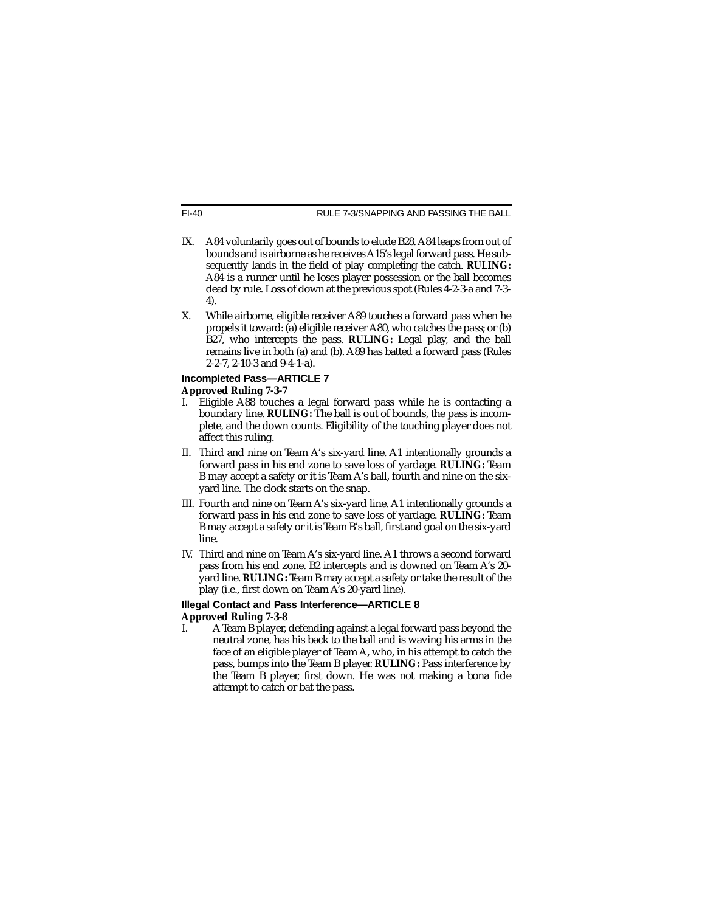IX. A84 voluntarily goes out of bounds to elude B28. A84 leaps from out of bounds and is airborne as he receives A15's legal forward pass. He subsequently lands in the field of play completing the catch. **RULING:** A84 is a runner until he loses player possession or the ball becomes dead by rule. Loss of down at the previous spot (Rules 4-2-3-a and 7-3-4).

X. While airborne, eligible receiver A89 touches a forward pass when he propels it toward: (a) eligible receiver A80, who catches the pass; or (b) B27, who intercepts the pass. **RULING:** Legal play, and the ball remains live in both (a) and (b). A89 has batted a forward pass (Rules 2-2-7, 2-10-3 and 9-4-1-a).

### Incompleted Pass—ARTICLE 7

**Approved Ruling 7-3-7**

I. Eligible A88 touches a legal forward pass while he is contacting a boundary line. **RULING:** The ball is out of bounds, the pass is incomplete, and the down counts. Eligibility of the touching player does not affect this ruling.

II. Third and nine on Team A's six-yard line. A1 intentionally grounds a forward pass in his end zone to save loss of yardage. **RULING:** Team B may accept a safety or it is Team A's ball, fourth and nine on the six-yard line. The clock starts on the snap.

III. Fourth and nine on Team A's six-yard line. A1 intentionally grounds a forward pass in his end zone to save loss of yardage. **RULING:** Team B may accept a safety or it is Team B's ball, first and goal on the six-yard line.

IV. Third and nine on Team A's six-yard line. A1 throws a second forward pass from his end zone. B2 intercepts and is downed on Team A's 20-yard line. **RULING:** Team B may accept a safety or take the result of the play (i.e., first down on Team A's 20-yard line).

### Illegal Contact and Pass Interference—ARTICLE 8

**Approved Ruling 7-3-8**

I. A Team B player, defending against a legal forward pass beyond the neutral zone, has his back to the ball and is waving his arms in the face of an eligible player of Team A, who, in his attempt to catch the pass, bumps into the Team B player. **RULING:** Pass interference by the Team B player, first down. He was not making a bona fide attempt to catch or bat the pass.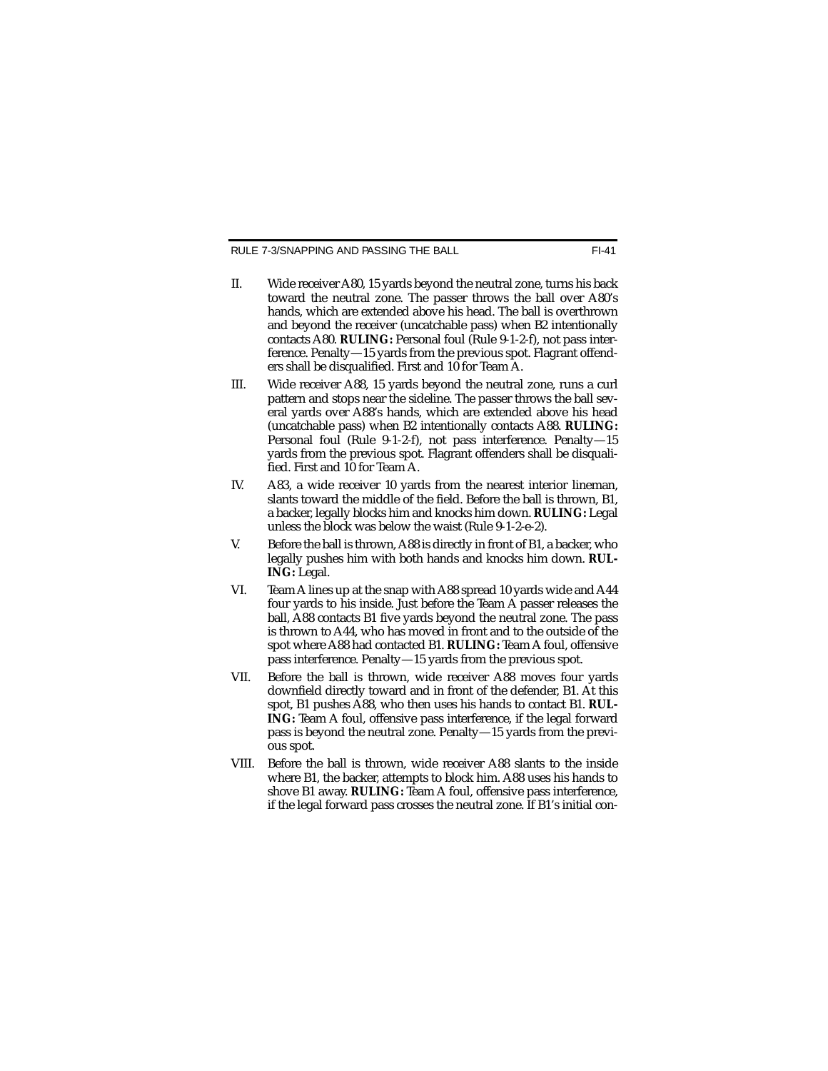II. Wide receiver A80, 15 yards beyond the neutral zone, turns his back toward the neutral zone. The passer throws the ball over A80's hands, which are extended above his head. The ball is overthrown and beyond the receiver (uncatchable pass) when B2 intentionally contacts A80. **RULING:** Personal foul (Rule 9-1-2-f), not pass interference. Penalty—15 yards from the previous spot. Flagrant offenders shall be disqualified. First and 10 for Team A.

III. Wide receiver A88, 15 yards beyond the neutral zone, runs a curl pattern and stops near the sideline. The passer throws the ball several yards over A88's hands, which are extended above his head (uncatchable pass) when B2 intentionally contacts A88. **RULING:** Personal foul (Rule 9-1-2-f), not pass interference. Penalty—15 yards from the previous spot. Flagrant offenders shall be disqualified. First and 10 for Team A.

IV. A83, a wide receiver 10 yards from the nearest interior lineman, slants toward the middle of the field. Before the ball is thrown, B1, a backer, legally blocks him and knocks him down. **RULING:** Legal unless the block was below the waist (Rule 9-1-2-e-2).

V. Before the ball is thrown, A88 is directly in front of B1, a backer, who legally pushes him with both hands and knocks him down. **RULING:** Legal.

VI. Team A lines up at the snap with A88 spread 10 yards wide and A44 four yards to his inside. Just before the Team A passer releases the ball, A88 contacts B1 five yards beyond the neutral zone. The pass is thrown to A44, who has moved in front and to the outside of the spot where A88 had contacted B1. **RULING:** Team A foul, offensive pass interference. Penalty—15 yards from the previous spot.

VII. Before the ball is thrown, wide receiver A88 moves four yards downfield directly toward and in front of the defender, B1. At this spot, B1 pushes A88, who then uses his hands to contact B1. **RULING:** Team A foul, offensive pass interference, if the legal forward pass is beyond the neutral zone. Penalty—15 yards from the previous spot.

VIII. Before the ball is thrown, wide receiver A88 slants to the inside where B1, the backer, attempts to block him. A88 uses his hands to shove B1 away. **RULING:** Team A foul, offensive pass interference, if the legal forward pass crosses the neutral zone. If B1's initial con-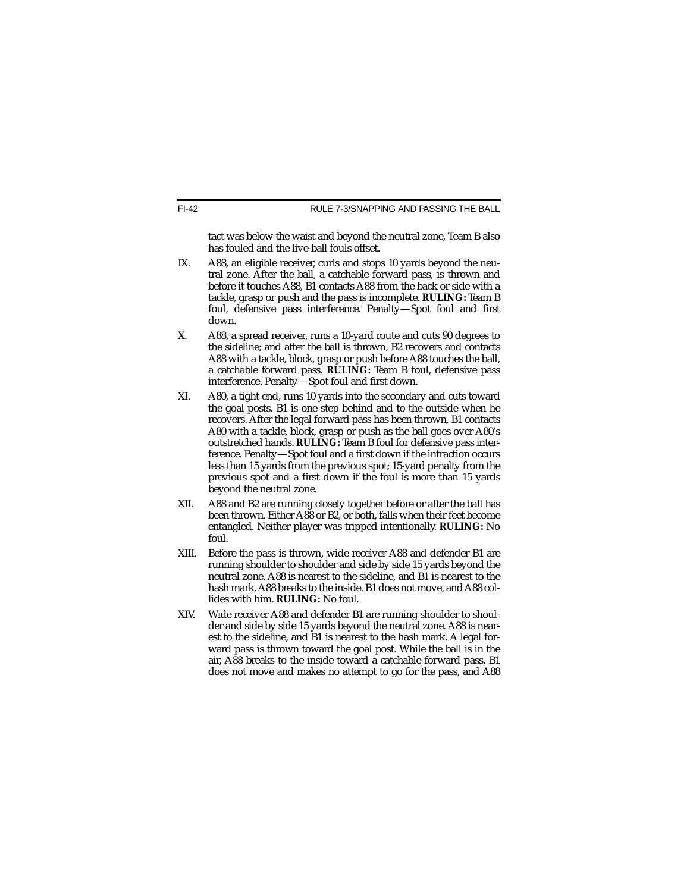tact was below the waist and beyond the neutral zone, Team B also has fouled and the live-ball fouls offset.

IX. A88, an eligible receiver, curls and stops 10 yards beyond the neutral zone. After the ball, a catchable forward pass, is thrown and before it touches A88, B1 contacts A88 from the back or side with a tackle, grasp or push and the pass is incomplete. **RULING:** Team B foul, defensive pass interference. Penalty—Spot foul and first down.

X. A88, a spread receiver, runs a 10-yard route and cuts 90 degrees to the sideline; and after the ball is thrown, B2 recovers and contacts A88 with a tackle, block, grasp or push before A88 touches the ball, a catchable forward pass. **RULING:** Team B foul, defensive pass interference. Penalty—Spot foul and first down.

XI. A80, a tight end, runs 10 yards into the secondary and cuts toward the goal posts. B1 is one step behind and to the outside when he recovers. After the legal forward pass has been thrown, B1 contacts A80 with a tackle, block, grasp or push as the ball goes over A80's outstretched hands. **RULING:** Team B foul for defensive pass interference. Penalty—Spot foul and a first down if the infraction occurs less than 15 yards from the previous spot; 15-yard penalty from the previous spot and a first down if the foul is more than 15 yards beyond the neutral zone.

XII. A88 and B2 are running closely together before or after the ball has been thrown. Either A88 or B2, or both, falls when their feet become entangled. Neither player was tripped intentionally. **RULING:** No foul.

XIII. Before the pass is thrown, wide receiver A88 and defender B1 are running shoulder to shoulder and side by side 15 yards beyond the neutral zone. A88 is nearest to the sideline, and B1 is nearest to the hash mark. A88 breaks to the inside. B1 does not move, and A88 collides with him. **RULING:** No foul.

XIV. Wide receiver A88 and defender B1 are running shoulder to shoulder and side by side 15 yards beyond the neutral zone. A88 is nearest to the sideline, and B1 is nearest to the hash mark. A legal forward pass is thrown toward the goal post. While the ball is in the air, A88 breaks to the inside toward a catchable forward pass. B1 does not move and makes no attempt to go for the pass, and A88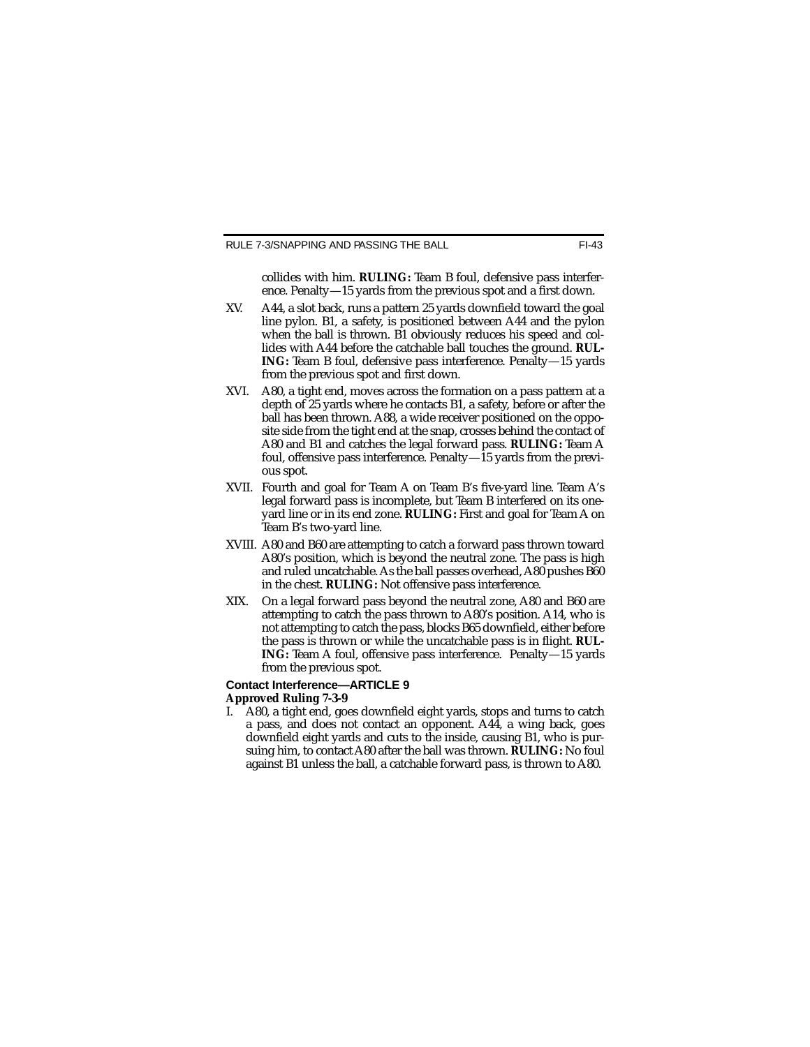collides with him. **RULING:** Team B foul, defensive pass interference. Penalty—15 yards from the previous spot and a first down.

XV. A44, a slot back, runs a pattern 25 yards downfield toward the goal line pylon. B1, a safety, is positioned between A44 and the pylon when the ball is thrown. B1 obviously reduces his speed and collides with A44 before the catchable ball touches the ground. **RULING:** Team B foul, defensive pass interference. Penalty—15 yards from the previous spot and first down.

XVI. A80, a tight end, moves across the formation on a pass pattern at a depth of 25 yards where he contacts B1, a safety, before or after the ball has been thrown. A88, a wide receiver positioned on the opposite side from the tight end at the snap, crosses behind the contact of A80 and B1 and catches the legal forward pass. **RULING:** Team A foul, offensive pass interference. Penalty—15 yards from the previous spot.

XVII. Fourth and goal for Team A on Team B's five-yard line. Team A's legal forward pass is incomplete, but Team B interfered on its one-yard line or in its end zone. **RULING:** First and goal for Team A on Team B's two-yard line.

XVIII. A80 and B60 are attempting to catch a forward pass thrown toward A80's position, which is beyond the neutral zone. The pass is high and ruled uncatchable. As the ball passes overhead, A80 pushes B60 in the chest. **RULING:** Not offensive pass interference.

XIX. On a legal forward pass beyond the neutral zone, A80 and B60 are attempting to catch the pass thrown to A80's position. A14, who is not attempting to catch the pass, blocks B65 downfield, either before the pass is thrown or while the uncatchable pass is in flight. **RULING:** Team A foul, offensive pass interference. Penalty—15 yards from the previous spot.

### Contact Interference—ARTICLE 9

**Approved Ruling 7-3-9**

I. A80, a tight end, goes downfield eight yards, stops and turns to catch a pass, and does not contact an opponent. A44, a wing back, goes downfield eight yards and cuts to the inside, causing B1, who is pursuing him, to contact A80 after the ball was thrown. **RULING:** No foul against B1 unless the ball, a catchable forward pass, is thrown to A80.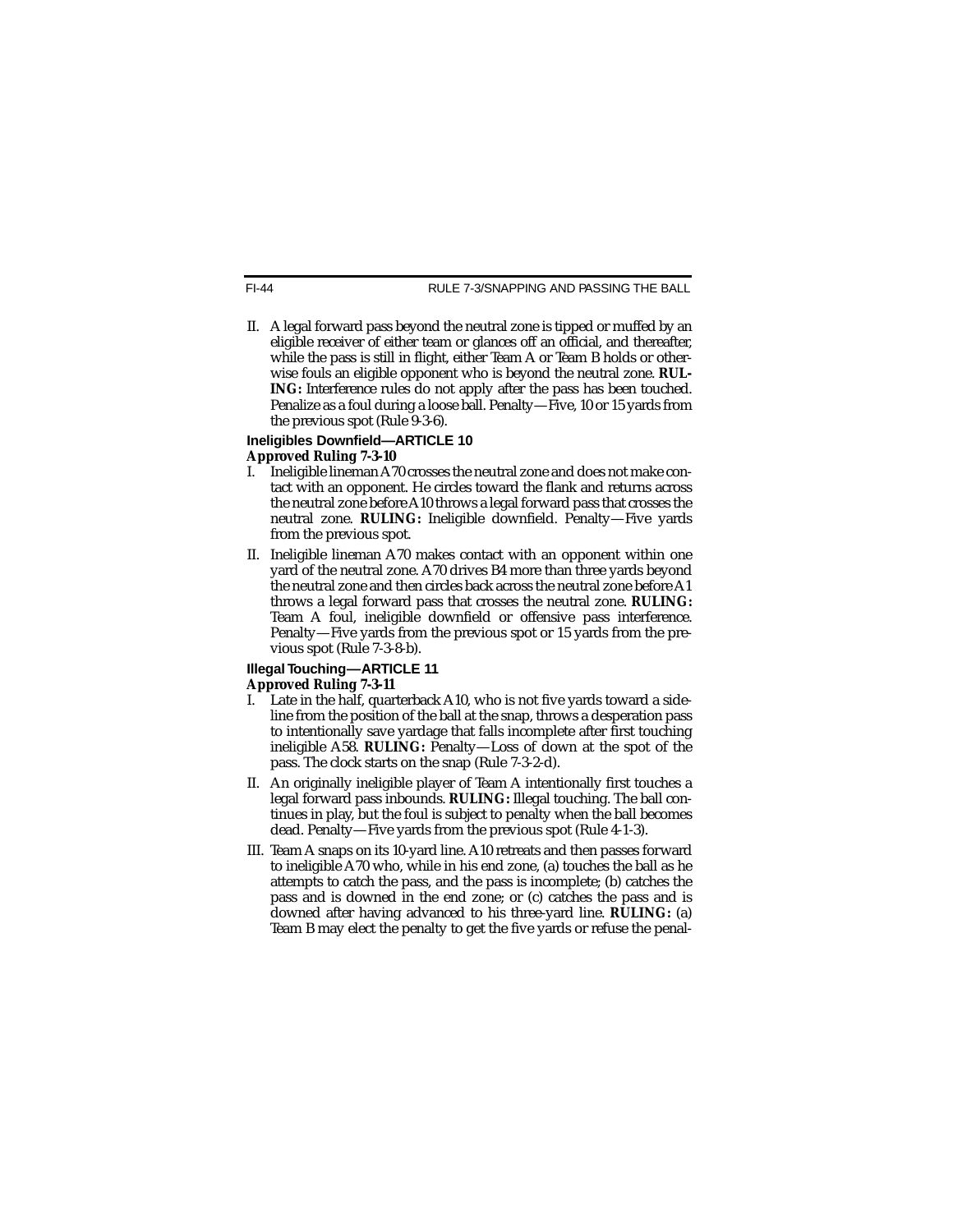II. A legal forward pass beyond the neutral zone is tipped or muffed by an eligible receiver of either team or glances off an official, and thereafter, while the pass is still in flight, either Team A or Team B holds or otherwise fouls an eligible opponent who is beyond the neutral zone. **RULING:** Interference rules do not apply after the pass has been touched. Penalize as a foul during a loose ball. Penalty—Five, 10 or 15 yards from the previous spot (Rule 9-3-6).

### Ineligibles Downfield—ARTICLE 10

**Approved Ruling 7-3-10**

I. Ineligible lineman A70 crosses the neutral zone and does not make contact with an opponent. He circles toward the flank and returns across the neutral zone before A10 throws a legal forward pass that crosses the neutral zone. **RULING:** Ineligible downfield. Penalty—Five yards from the previous spot.

II. Ineligible lineman A70 makes contact with an opponent within one yard of the neutral zone. A70 drives B4 more than three yards beyond the neutral zone and then circles back across the neutral zone before A1 throws a legal forward pass that crosses the neutral zone. **RULING:** Team A foul, ineligible downfield or offensive pass interference. Penalty—Five yards from the previous spot or 15 yards from the previous spot (Rule 7-3-8-b).

### Illegal Touching—ARTICLE 11

**Approved Ruling 7-3-11**

I. Late in the half, quarterback A10, who is not five yards toward a sideline from the position of the ball at the snap, throws a desperation pass to intentionally save yardage that falls incomplete after first touching ineligible A58. **RULING:** Penalty—Loss of down at the spot of the pass. The clock starts on the snap (Rule 7-3-2-d).

II. An originally ineligible player of Team A intentionally first touches a legal forward pass inbounds. **RULING:** Illegal touching. The ball continues in play, but the foul is subject to penalty when the ball becomes dead. Penalty—Five yards from the previous spot (Rule 4-1-3).

III. Team A snaps on its 10-yard line. A10 retreats and then passes forward to ineligible A70 who, while in his end zone, (a) touches the ball as he attempts to catch the pass, and the pass is incomplete; (b) catches the pass and is downed in the end zone; or (c) catches the pass and is downed after having advanced to his three-yard line. **RULING:** (a) Team B may elect the penalty to get the five yards or refuse the penal-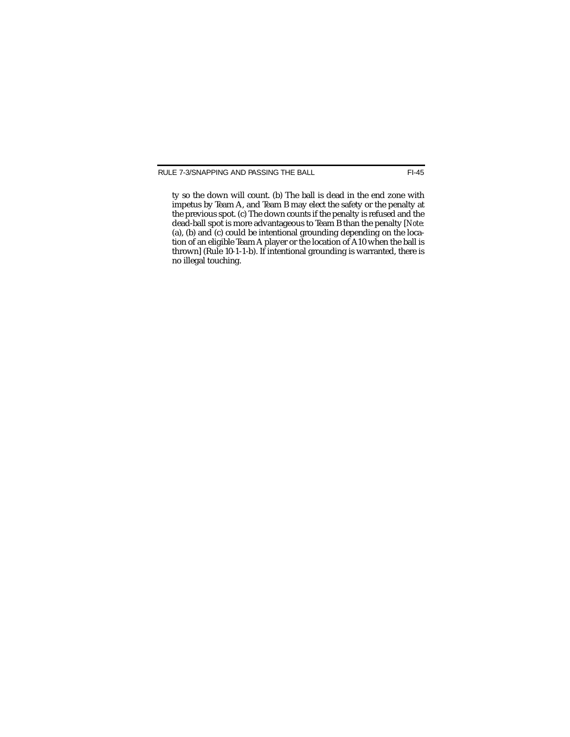ty so the down will count. (b) The ball is dead in the end zone with impetus by Team A, and Team B may elect the safety or the penalty at the previous spot. (c) The down counts if the penalty is refused and the dead-ball spot is more advantageous to Team B than the penalty [*Note:* (a), (b) and (c) could be intentional grounding depending on the location of an eligible Team A player or the location of A10 when the ball is thrown] (Rule 10-1-1-b). If intentional grounding is warranted, there is no illegal touching.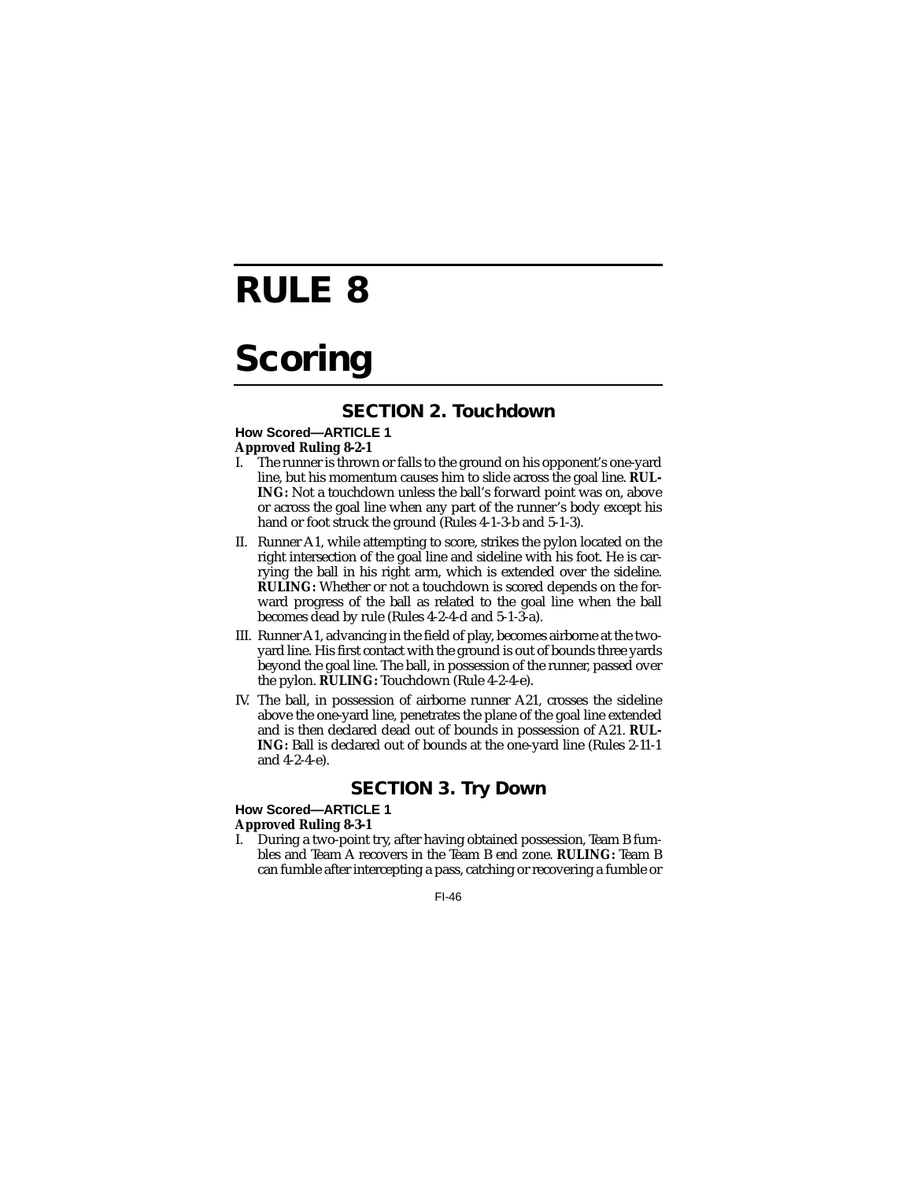# RULE 8

# Scoring

## SECTION 2. Touchdown

### How Scored—ARTICLE 1

***Approved Ruling 8-2-1***

I. The runner is thrown or falls to the ground on his opponent's one-yard line, but his momentum causes him to slide across the goal line. **RULING:** Not a touchdown unless the ball's forward point was on, above or across the goal line when any part of the runner's body except his hand or foot struck the ground (Rules 4-1-3-b and 5-1-3).

II. Runner A1, while attempting to score, strikes the pylon located on the right intersection of the goal line and sideline with his foot. He is carrying the ball in his right arm, which is extended over the sideline. **RULING:** Whether or not a touchdown is scored depends on the forward progress of the ball as related to the goal line when the ball becomes dead by rule (Rules 4-2-4-d and 5-1-3-a).

III. Runner A1, advancing in the field of play, becomes airborne at the two-yard line. His first contact with the ground is out of bounds three yards beyond the goal line. The ball, in possession of the runner, passed over the pylon. **RULING:** Touchdown (Rule 4-2-4-e).

IV. The ball, in possession of airborne runner A21, crosses the sideline above the one-yard line, penetrates the plane of the goal line extended and is then declared dead out of bounds in possession of A21. **RULING:** Ball is declared out of bounds at the one-yard line (Rules 2-11-1 and 4-2-4-e).

## SECTION 3. Try Down

### How Scored—ARTICLE 1

***Approved Ruling 8-3-1***

I. During a two-point try, after having obtained possession, Team B fumbles and Team A recovers in the Team B end zone. **RULING:** Team B can fumble after intercepting a pass, catching or recovering a fumble or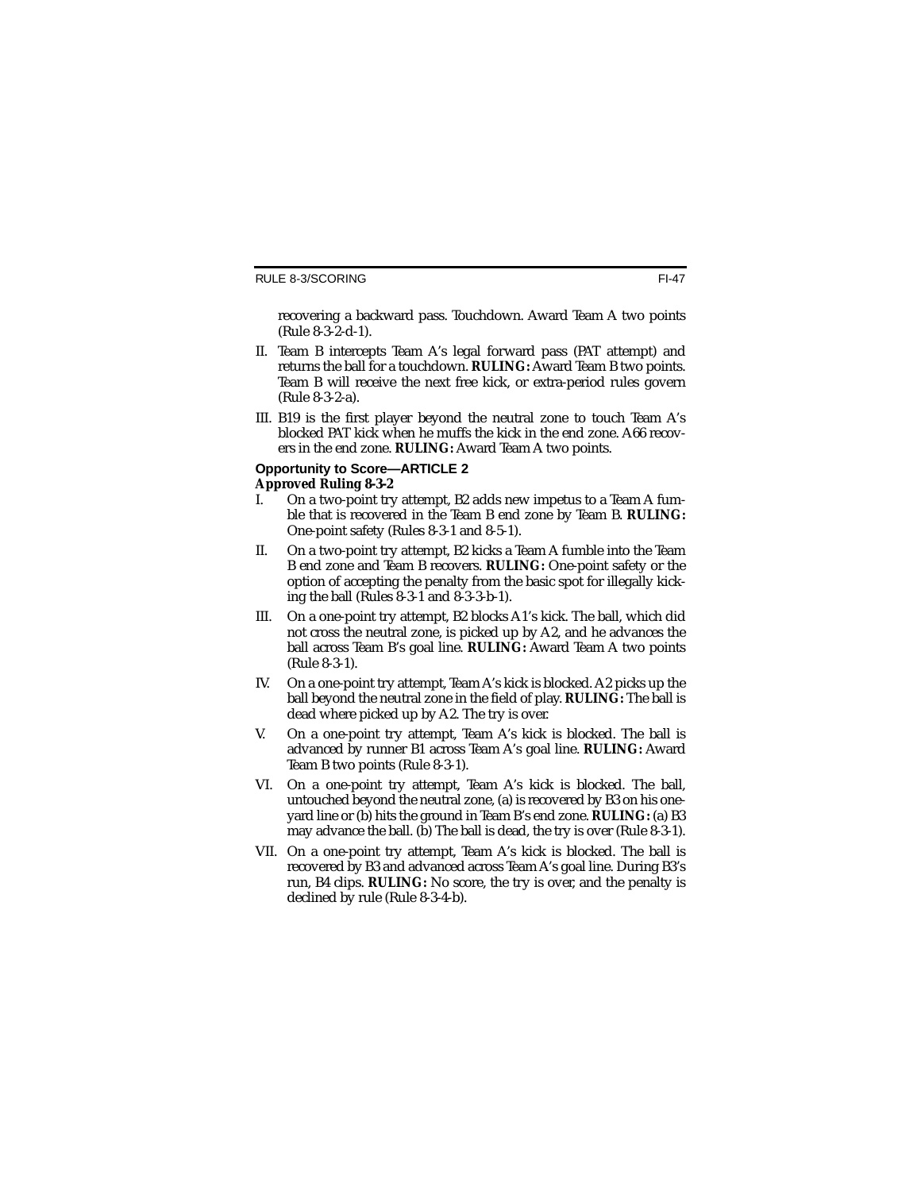recovering a backward pass. Touchdown. Award Team A two points (Rule 8-3-2-d-1).

II. Team B intercepts Team A's legal forward pass (PAT attempt) and returns the ball for a touchdown. **RULING:** Award Team B two points. Team B will receive the next free kick, or extra-period rules govern (Rule 8-3-2-a).

III. B19 is the first player beyond the neutral zone to touch Team A's blocked PAT kick when he muffs the kick in the end zone. A66 recovers in the end zone. **RULING:** Award Team A two points.

**Opportunity to Score—ARTICLE 2**

***Approved Ruling 8-3-2***

I. On a two-point try attempt, B2 adds new impetus to a Team A fumble that is recovered in the Team B end zone by Team B. **RULING:** One-point safety (Rules 8-3-1 and 8-5-1).

II. On a two-point try attempt, B2 kicks a Team A fumble into the Team B end zone and Team B recovers. **RULING:** One-point safety or the option of accepting the penalty from the basic spot for illegally kicking the ball (Rules 8-3-1 and 8-3-3-b-1).

III. On a one-point try attempt, B2 blocks A1's kick. The ball, which did not cross the neutral zone, is picked up by A2, and he advances the ball across Team B's goal line. **RULING:** Award Team A two points (Rule 8-3-1).

IV. On a one-point try attempt, Team A's kick is blocked. A2 picks up the ball beyond the neutral zone in the field of play. **RULING:** The ball is dead where picked up by A2. The try is over.

V. On a one-point try attempt, Team A's kick is blocked. The ball is advanced by runner B1 across Team A's goal line. **RULING:** Award Team B two points (Rule 8-3-1).

VI. On a one-point try attempt, Team A's kick is blocked. The ball, untouched beyond the neutral zone, (a) is recovered by B3 on his one-yard line or (b) hits the ground in Team B's end zone. **RULING:** (a) B3 may advance the ball. (b) The ball is dead, the try is over (Rule 8-3-1).

VII. On a one-point try attempt, Team A's kick is blocked. The ball is recovered by B3 and advanced across Team A's goal line. During B3's run, B4 clips. **RULING:** No score, the try is over, and the penalty is declined by rule (Rule 8-3-4-b).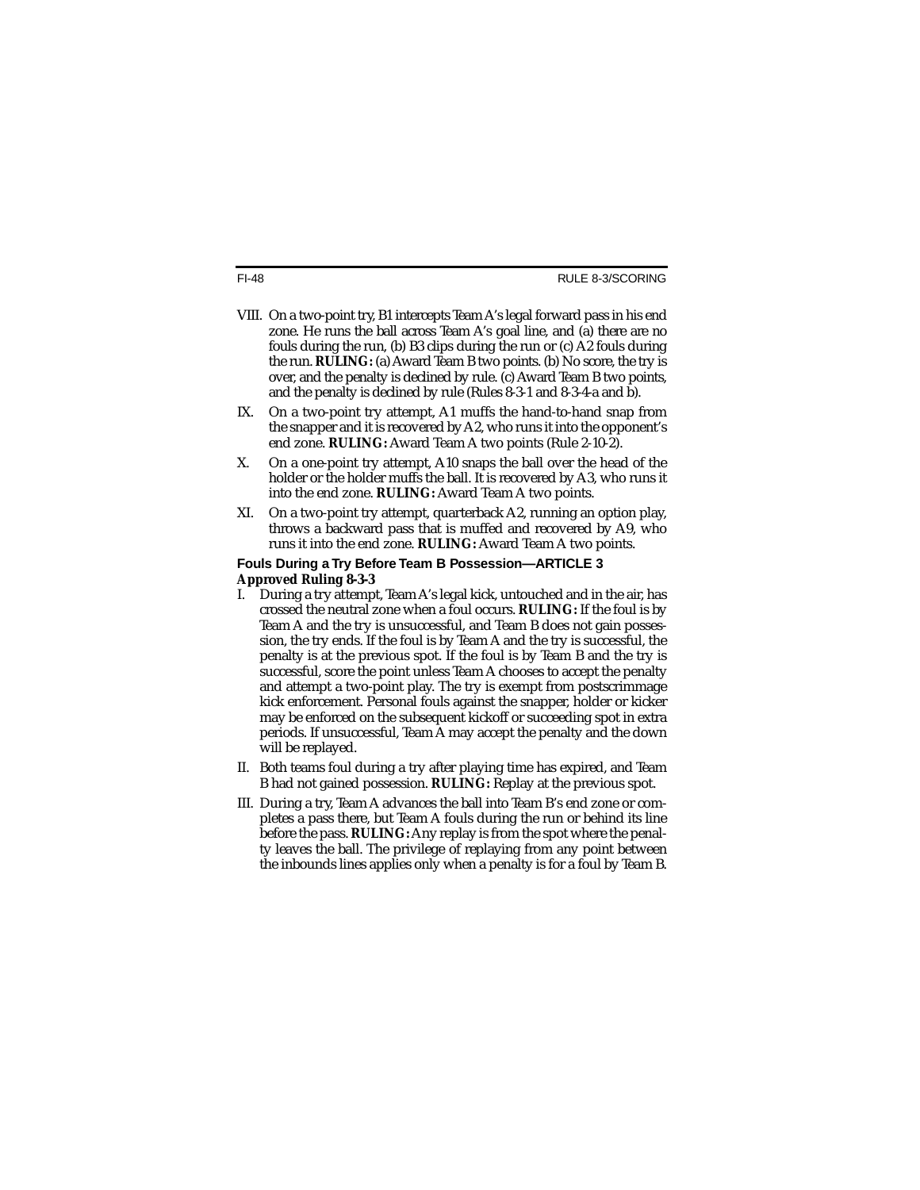VIII. On a two-point try, B1 intercepts Team A's legal forward pass in his end zone. He runs the ball across Team A's goal line, and (a) there are no fouls during the run, (b) B3 clips during the run or (c) A2 fouls during the run. **RULING:** (a) Award Team B two points. (b) No score, the try is over, and the penalty is declined by rule. (c) Award Team B two points, and the penalty is declined by rule (Rules 8-3-1 and 8-3-4-a and b).

IX. On a two-point try attempt, A1 muffs the hand-to-hand snap from the snapper and it is recovered by A2, who runs it into the opponent's end zone. **RULING:** Award Team A two points (Rule 2-10-2).

X. On a one-point try attempt, A10 snaps the ball over the head of the holder or the holder muffs the ball. It is recovered by A3, who runs it into the end zone. **RULING:** Award Team A two points.

XI. On a two-point try attempt, quarterback A2, running an option play, throws a backward pass that is muffed and recovered by A9, who runs it into the end zone. **RULING:** Award Team A two points.

### Fouls During a Try Before Team B Possession—ARTICLE 3

**Approved Ruling 8-3-3**

I. During a try attempt, Team A's legal kick, untouched and in the air, has crossed the neutral zone when a foul occurs. **RULING:** If the foul is by Team A and the try is unsuccessful, and Team B does not gain possession, the try ends. If the foul is by Team A and the try is successful, the penalty is at the previous spot. If the foul is by Team B and the try is successful, score the point unless Team A chooses to accept the penalty and attempt a two-point play. The try is exempt from postscrimmage kick enforcement. Personal fouls against the snapper, holder or kicker may be enforced on the subsequent kickoff or succeeding spot in extra periods. If unsuccessful, Team A may accept the penalty and the down will be replayed.

II. Both teams foul during a try after playing time has expired, and Team B had not gained possession. **RULING:** Replay at the previous spot.

III. During a try, Team A advances the ball into Team B's end zone or completes a pass there, but Team A fouls during the run or behind its line before the pass. **RULING:** Any replay is from the spot where the penalty leaves the ball. The privilege of replaying from any point between the inbounds lines applies only when a penalty is for a foul by Team B.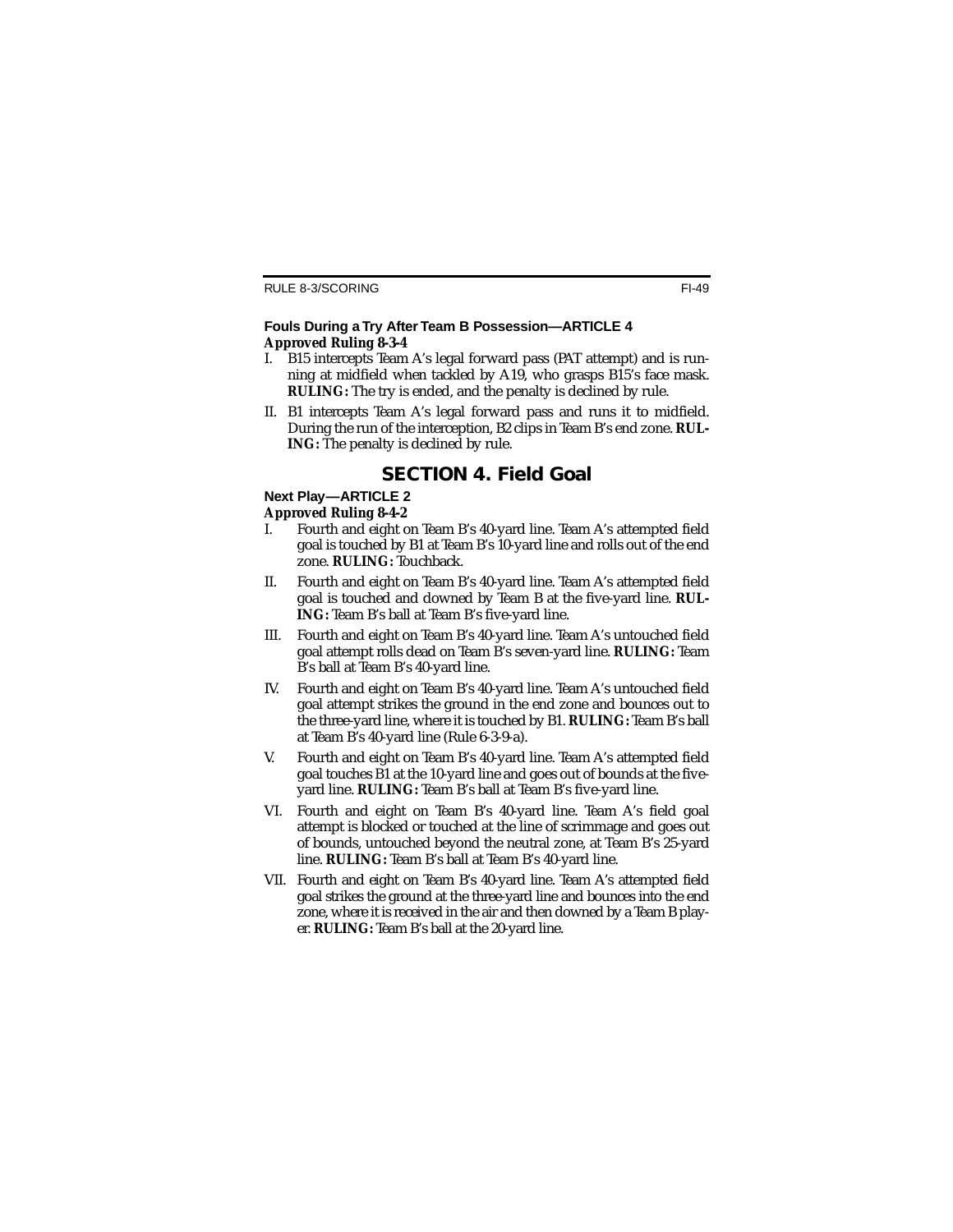### Fouls During a Try After Team B Possession—ARTICLE 4

**Approved Ruling 8-3-4**

I. B15 intercepts Team A's legal forward pass (PAT attempt) and is running at midfield when tackled by A19, who grasps B15's face mask. **RULING:** The try is ended, and the penalty is declined by rule.

II. B1 intercepts Team A's legal forward pass and runs it to midfield. During the run of the interception, B2 clips in Team B's end zone. **RULING:** The penalty is declined by rule.

## SECTION 4. Field Goal

### Next Play—ARTICLE 2

**Approved Ruling 8-4-2**

I. Fourth and eight on Team B's 40-yard line. Team A's attempted field goal is touched by B1 at Team B's 10-yard line and rolls out of the end zone. **RULING:** Touchback.

II. Fourth and eight on Team B's 40-yard line. Team A's attempted field goal is touched and downed by Team B at the five-yard line. **RULING:** Team B's ball at Team B's five-yard line.

III. Fourth and eight on Team B's 40-yard line. Team A's untouched field goal attempt rolls dead on Team B's seven-yard line. **RULING:** Team B's ball at Team B's 40-yard line.

IV. Fourth and eight on Team B's 40-yard line. Team A's untouched field goal attempt strikes the ground in the end zone and bounces out to the three-yard line, where it is touched by B1. **RULING:** Team B's ball at Team B's 40-yard line (Rule 6-3-9-a).

V. Fourth and eight on Team B's 40-yard line. Team A's attempted field goal touches B1 at the 10-yard line and goes out of bounds at the five-yard line. **RULING:** Team B's ball at Team B's five-yard line.

VI. Fourth and eight on Team B's 40-yard line. Team A's field goal attempt is blocked or touched at the line of scrimmage and goes out of bounds, untouched beyond the neutral zone, at Team B's 25-yard line. **RULING:** Team B's ball at Team B's 40-yard line.

VII. Fourth and eight on Team B's 40-yard line. Team A's attempted field goal strikes the ground at the three-yard line and bounces into the end zone, where it is received in the air and then downed by a Team B player. **RULING:** Team B's ball at the 20-yard line.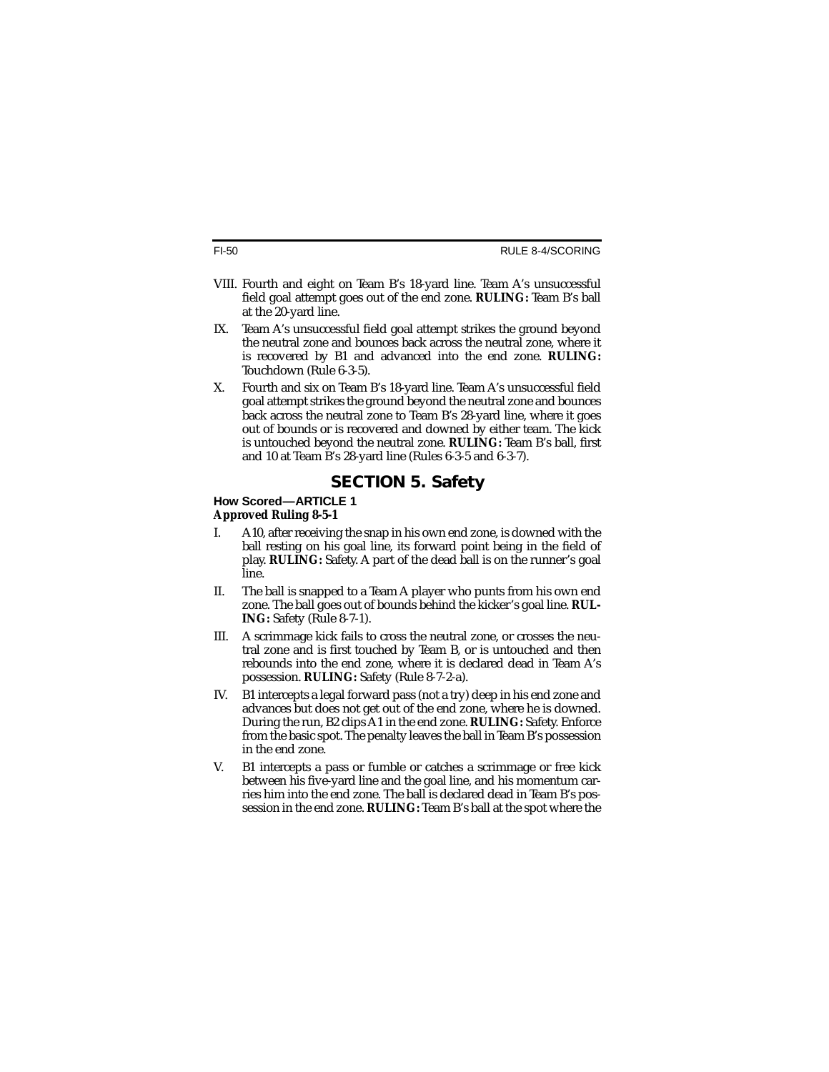VIII. Fourth and eight on Team B's 18-yard line. Team A's unsuccessful field goal attempt goes out of the end zone. **RULING:** Team B's ball at the 20-yard line.

IX. Team A's unsuccessful field goal attempt strikes the ground beyond the neutral zone and bounces back across the neutral zone, where it is recovered by B1 and advanced into the end zone. **RULING:** Touchdown (Rule 6-3-5).

X. Fourth and six on Team B's 18-yard line. Team A's unsuccessful field goal attempt strikes the ground beyond the neutral zone and bounces back across the neutral zone to Team B's 28-yard line, where it goes out of bounds or is recovered and downed by either team. The kick is untouched beyond the neutral zone. **RULING:** Team B's ball, first and 10 at Team B's 28-yard line (Rules 6-3-5 and 6-3-7).

## SECTION 5. Safety

**How Scored—ARTICLE 1**
***Approved Ruling 8-5-1***

I. A10, after receiving the snap in his own end zone, is downed with the ball resting on his goal line, its forward point being in the field of play. **RULING:** Safety. A part of the dead ball is on the runner's goal line.

II. The ball is snapped to a Team A player who punts from his own end zone. The ball goes out of bounds behind the kicker's goal line. **RULING:** Safety (Rule 8-7-1).

III. A scrimmage kick fails to cross the neutral zone, or crosses the neutral zone and is first touched by Team B, or is untouched and then rebounds into the end zone, where it is declared dead in Team A's possession. **RULING:** Safety (Rule 8-7-2-a).

IV. B1 intercepts a legal forward pass (not a try) deep in his end zone and advances but does not get out of the end zone, where he is downed. During the run, B2 clips A1 in the end zone. **RULING:** Safety. Enforce from the basic spot. The penalty leaves the ball in Team B's possession in the end zone.

V. B1 intercepts a pass or fumble or catches a scrimmage or free kick between his five-yard line and the goal line, and his momentum carries him into the end zone. The ball is declared dead in Team B's possession in the end zone. **RULING:** Team B's ball at the spot where the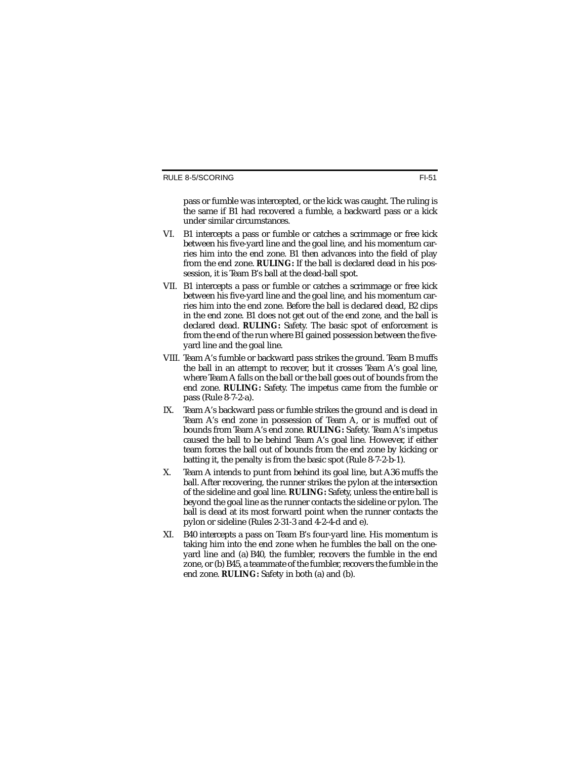pass or fumble was intercepted, or the kick was caught. The ruling is the same if B1 had recovered a fumble, a backward pass or a kick under similar circumstances.

VI. B1 intercepts a pass or fumble or catches a scrimmage or free kick between his five-yard line and the goal line, and his momentum carries him into the end zone. B1 then advances into the field of play from the end zone. **RULING:** If the ball is declared dead in his possession, it is Team B's ball at the dead-ball spot.

VII. B1 intercepts a pass or fumble or catches a scrimmage or free kick between his five-yard line and the goal line, and his momentum carries him into the end zone. Before the ball is declared dead, B2 clips in the end zone. B1 does not get out of the end zone, and the ball is declared dead. **RULING:** Safety. The basic spot of enforcement is from the end of the run where B1 gained possession between the five-yard line and the goal line.

VIII. Team A's fumble or backward pass strikes the ground. Team B muffs the ball in an attempt to recover, but it crosses Team A's goal line, where Team A falls on the ball or the ball goes out of bounds from the end zone. **RULING:** Safety. The impetus came from the fumble or pass (Rule 8-7-2-a).

IX. Team A's backward pass or fumble strikes the ground and is dead in Team A's end zone in possession of Team A, or is muffed out of bounds from Team A's end zone. **RULING:** Safety. Team A's impetus caused the ball to be behind Team A's goal line. However, if either team forces the ball out of bounds from the end zone by kicking or batting it, the penalty is from the basic spot (Rule 8-7-2-b-1).

X. Team A intends to punt from behind its goal line, but A36 muffs the ball. After recovering, the runner strikes the pylon at the intersection of the sideline and goal line. **RULING:** Safety, unless the entire ball is beyond the goal line as the runner contacts the sideline or pylon. The ball is dead at its most forward point when the runner contacts the pylon or sideline (Rules 2-31-3 and 4-2-4-d and e).

XI. B40 intercepts a pass on Team B's four-yard line. His momentum is taking him into the end zone when he fumbles the ball on the one-yard line and (a) B40, the fumbler, recovers the fumble in the end zone, or (b) B45, a teammate of the fumbler, recovers the fumble in the end zone. **RULING:** Safety in both (a) and (b).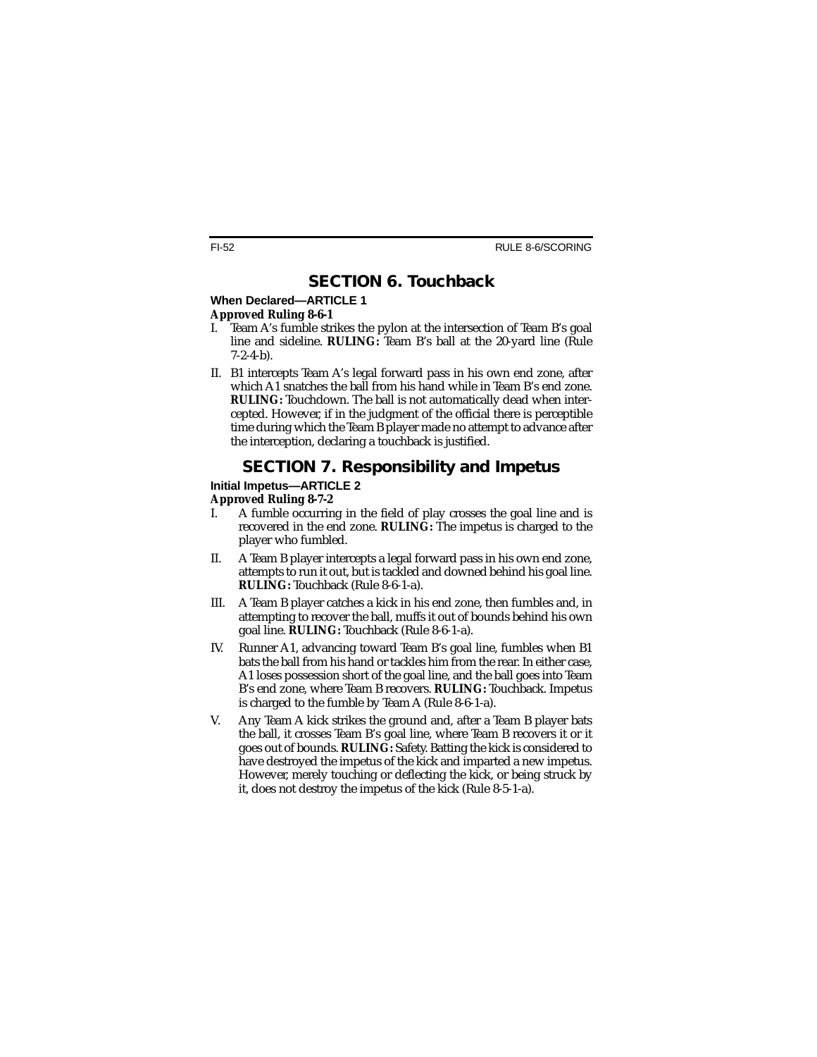## SECTION 6. Touchback

### When Declared—ARTICLE 1

***Approved Ruling 8-6-1***

I. Team A's fumble strikes the pylon at the intersection of Team B's goal line and sideline. **RULING:** Team B's ball at the 20-yard line (Rule 7-2-4-b).

II. B1 intercepts Team A's legal forward pass in his own end zone, after which A1 snatches the ball from his hand while in Team B's end zone. **RULING:** Touchdown. The ball is not automatically dead when intercepted. However, if in the judgment of the official there is perceptible time during which the Team B player made no attempt to advance after the interception, declaring a touchback is justified.

## SECTION 7. Responsibility and Impetus

### Initial Impetus—ARTICLE 2

***Approved Ruling 8-7-2***

I. A fumble occurring in the field of play crosses the goal line and is recovered in the end zone. **RULING:** The impetus is charged to the player who fumbled.

II. A Team B player intercepts a legal forward pass in his own end zone, attempts to run it out, but is tackled and downed behind his goal line. **RULING:** Touchback (Rule 8-6-1-a).

III. A Team B player catches a kick in his end zone, then fumbles and, in attempting to recover the ball, muffs it out of bounds behind his own goal line. **RULING:** Touchback (Rule 8-6-1-a).

IV. Runner A1, advancing toward Team B's goal line, fumbles when B1 bats the ball from his hand or tackles him from the rear. In either case, A1 loses possession short of the goal line, and the ball goes into Team B's end zone, where Team B recovers. **RULING:** Touchback. Impetus is charged to the fumble by Team A (Rule 8-6-1-a).

V. Any Team A kick strikes the ground and, after a Team B player bats the ball, it crosses Team B's goal line, where Team B recovers it or it goes out of bounds. **RULING:** Safety. Batting the kick is considered to have destroyed the impetus of the kick and imparted a new impetus. However, merely touching or deflecting the kick, or being struck by it, does not destroy the impetus of the kick (Rule 8-5-1-a).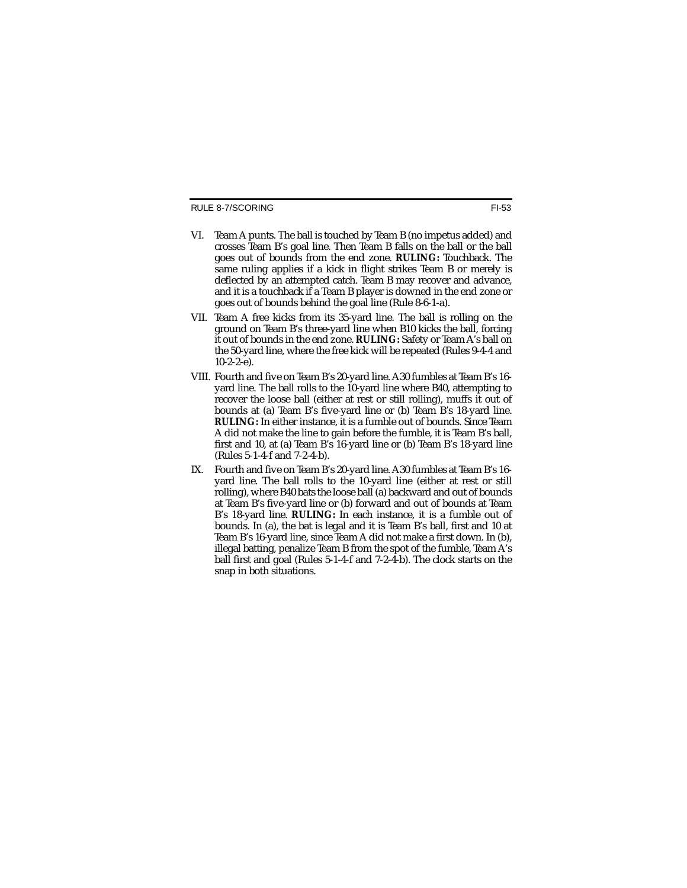VI. Team A punts. The ball is touched by Team B (no impetus added) and crosses Team B's goal line. Then Team B falls on the ball or the ball goes out of bounds from the end zone. **RULING:** Touchback. The same ruling applies if a kick in flight strikes Team B or merely is deflected by an attempted catch. Team B may recover and advance, and it is a touchback if a Team B player is downed in the end zone or goes out of bounds behind the goal line (Rule 8-6-1-a).

VII. Team A free kicks from its 35-yard line. The ball is rolling on the ground on Team B's three-yard line when B10 kicks the ball, forcing it out of bounds in the end zone. **RULING:** Safety or Team A's ball on the 50-yard line, where the free kick will be repeated (Rules 9-4-4 and 10-2-2-e).

VIII. Fourth and five on Team B's 20-yard line. A30 fumbles at Team B's 16-yard line. The ball rolls to the 10-yard line where B40, attempting to recover the loose ball (either at rest or still rolling), muffs it out of bounds at (a) Team B's five-yard line or (b) Team B's 18-yard line. **RULING:** In either instance, it is a fumble out of bounds. Since Team A did not make the line to gain before the fumble, it is Team B's ball, first and 10, at (a) Team B's 16-yard line or (b) Team B's 18-yard line (Rules 5-1-4-f and 7-2-4-b).

IX. Fourth and five on Team B's 20-yard line. A30 fumbles at Team B's 16-yard line. The ball rolls to the 10-yard line (either at rest or still rolling), where B40 bats the loose ball (a) backward and out of bounds at Team B's five-yard line or (b) forward and out of bounds at Team B's 18-yard line. **RULING:** In each instance, it is a fumble out of bounds. In (a), the bat is legal and it is Team B's ball, first and 10 at Team B's 16-yard line, since Team A did not make a first down. In (b), illegal batting, penalize Team B from the spot of the fumble, Team A's ball first and goal (Rules 5-1-4-f and 7-2-4-b). The clock starts on the snap in both situations.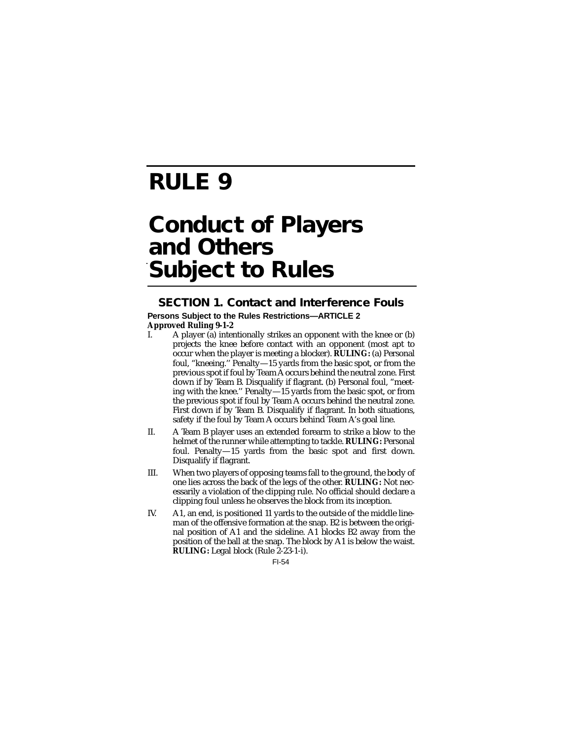# RULE 9

# Conduct of Players and Others Subject to Rules

## SECTION 1. Contact and Interference Fouls

**Persons Subject to the Rules Restrictions—ARTICLE 2**

**Approved Ruling 9-1-2**

I. A player (a) intentionally strikes an opponent with the knee or (b) projects the knee before contact with an opponent (most apt to occur when the player is meeting a blocker). **RULING:** (a) Personal foul, ''kneeing.'' Penalty—15 yards from the basic spot, or from the previous spot if foul by Team A occurs behind the neutral zone. First down if by Team B. Disqualify if flagrant. (b) Personal foul, ''meeting with the knee.'' Penalty—15 yards from the basic spot, or from the previous spot if foul by Team A occurs behind the neutral zone. First down if by Team B. Disqualify if flagrant. In both situations, safety if the foul by Team A occurs behind Team A's goal line.

II. A Team B player uses an extended forearm to strike a blow to the helmet of the runner while attempting to tackle. **RULING:** Personal foul. Penalty—15 yards from the basic spot and first down. Disqualify if flagrant.

III. When two players of opposing teams fall to the ground, the body of one lies across the back of the legs of the other. **RULING:** Not necessarily a violation of the clipping rule. No official should declare a clipping foul unless he observes the block from its inception.

IV. A1, an end, is positioned 11 yards to the outside of the middle lineman of the offensive formation at the snap. B2 is between the original position of A1 and the sideline. A1 blocks B2 away from the position of the ball at the snap. The block by A1 is below the waist. **RULING:** Legal block (Rule 2-23-1-i).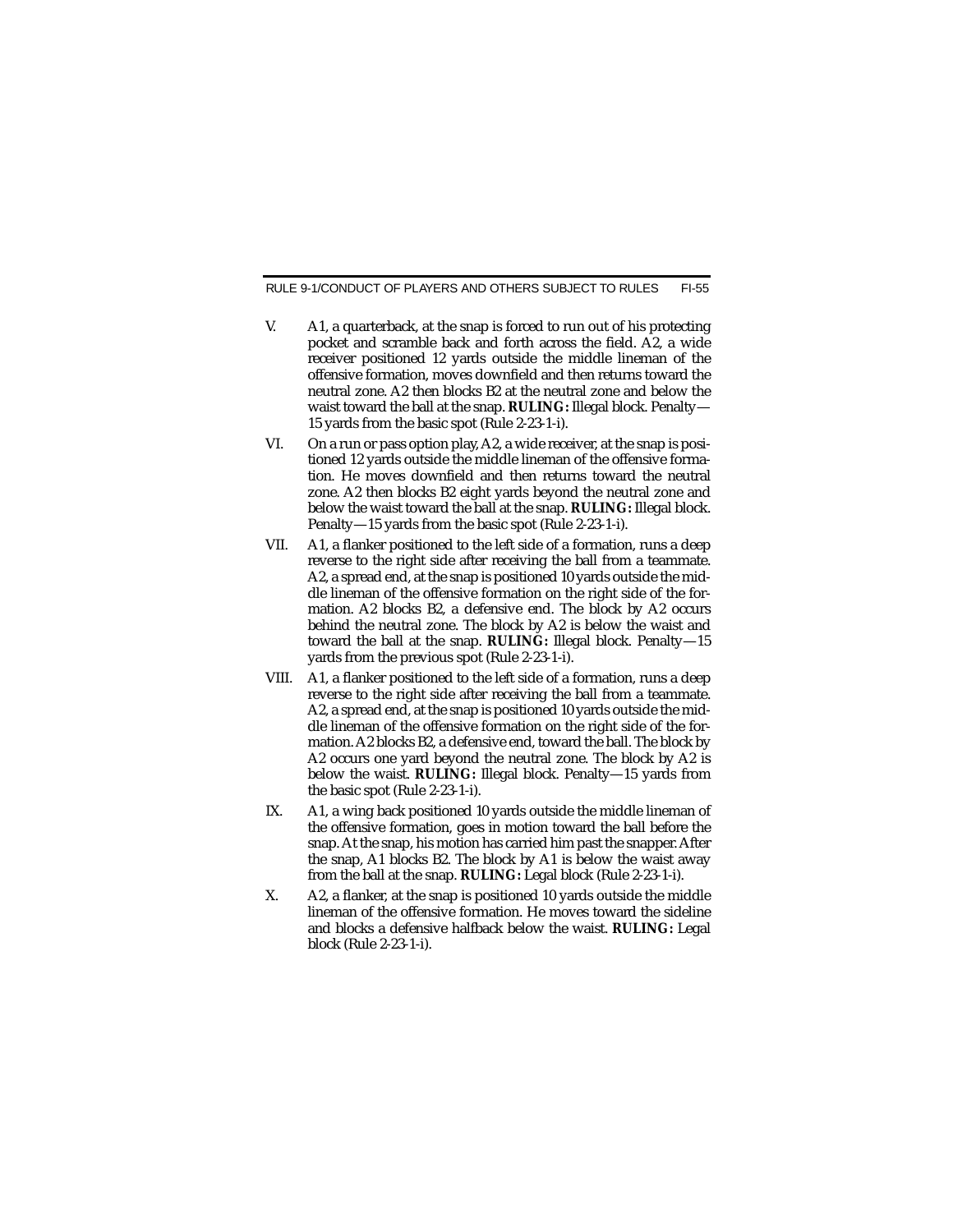V. A1, a quarterback, at the snap is forced to run out of his protecting pocket and scramble back and forth across the field. A2, a wide receiver positioned 12 yards outside the middle lineman of the offensive formation, moves downfield and then returns toward the neutral zone. A2 then blocks B2 at the neutral zone and below the waist toward the ball at the snap. **RULING:** Illegal block. Penalty—15 yards from the basic spot (Rule 2-23-1-i).

VI. On a run or pass option play, A2, a wide receiver, at the snap is positioned 12 yards outside the middle lineman of the offensive formation. He moves downfield and then returns toward the neutral zone. A2 then blocks B2 eight yards beyond the neutral zone and below the waist toward the ball at the snap. **RULING:** Illegal block. Penalty—15 yards from the basic spot (Rule 2-23-1-i).

VII. A1, a flanker positioned to the left side of a formation, runs a deep reverse to the right side after receiving the ball from a teammate. A2, a spread end, at the snap is positioned 10 yards outside the middle lineman of the offensive formation on the right side of the formation. A2 blocks B2, a defensive end. The block by A2 occurs behind the neutral zone. The block by A2 is below the waist and toward the ball at the snap. **RULING:** Illegal block. Penalty—15 yards from the previous spot (Rule 2-23-1-i).

VIII. A1, a flanker positioned to the left side of a formation, runs a deep reverse to the right side after receiving the ball from a teammate. A2, a spread end, at the snap is positioned 10 yards outside the middle lineman of the offensive formation on the right side of the formation. A2 blocks B2, a defensive end, toward the ball. The block by A2 occurs one yard beyond the neutral zone. The block by A2 is below the waist. **RULING:** Illegal block. Penalty—15 yards from the basic spot (Rule 2-23-1-i).

IX. A1, a wing back positioned 10 yards outside the middle lineman of the offensive formation, goes in motion toward the ball before the snap. At the snap, his motion has carried him past the snapper. After the snap, A1 blocks B2. The block by A1 is below the waist away from the ball at the snap. **RULING:** Legal block (Rule 2-23-1-i).

X. A2, a flanker, at the snap is positioned 10 yards outside the middle lineman of the offensive formation. He moves toward the sideline and blocks a defensive halfback below the waist. **RULING:** Legal block (Rule 2-23-1-i).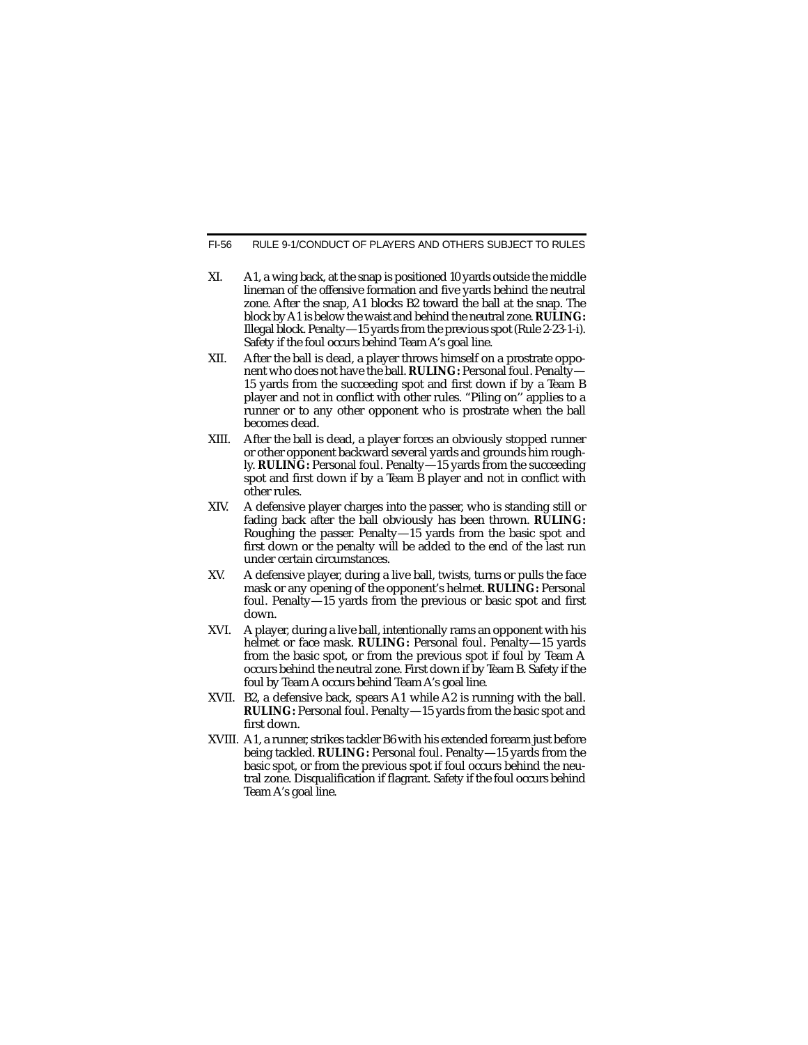XI. A1, a wing back, at the snap is positioned 10 yards outside the middle lineman of the offensive formation and five yards behind the neutral zone. After the snap, A1 blocks B2 toward the ball at the snap. The block by A1 is below the waist and behind the neutral zone. **RULING:** Illegal block. Penalty—15 yards from the previous spot (Rule 2-23-1-i). Safety if the foul occurs behind Team A's goal line.

XII. After the ball is dead, a player throws himself on a prostrate opponent who does not have the ball. **RULING:** Personal foul. Penalty—15 yards from the succeeding spot and first down if by a Team B player and not in conflict with other rules. "Piling on" applies to a runner or to any other opponent who is prostrate when the ball becomes dead.

XIII. After the ball is dead, a player forces an obviously stopped runner or other opponent backward several yards and grounds him roughly. **RULING:** Personal foul. Penalty—15 yards from the succeeding spot and first down if by a Team B player and not in conflict with other rules.

XIV. A defensive player charges into the passer, who is standing still or fading back after the ball obviously has been thrown. **RULING:** Roughing the passer. Penalty—15 yards from the basic spot and first down or the penalty will be added to the end of the last run under certain circumstances.

XV. A defensive player, during a live ball, twists, turns or pulls the face mask or any opening of the opponent's helmet. **RULING:** Personal foul. Penalty—15 yards from the previous or basic spot and first down.

XVI. A player, during a live ball, intentionally rams an opponent with his helmet or face mask. **RULING:** Personal foul. Penalty—15 yards from the basic spot, or from the previous spot if foul by Team A occurs behind the neutral zone. First down if by Team B. Safety if the foul by Team A occurs behind Team A's goal line.

XVII. B2, a defensive back, spears A1 while A2 is running with the ball. **RULING:** Personal foul. Penalty—15 yards from the basic spot and first down.

XVIII. A1, a runner, strikes tackler B6 with his extended forearm just before being tackled. **RULING:** Personal foul. Penalty—15 yards from the basic spot, or from the previous spot if foul occurs behind the neutral zone. Disqualification if flagrant. Safety if the foul occurs behind Team A's goal line.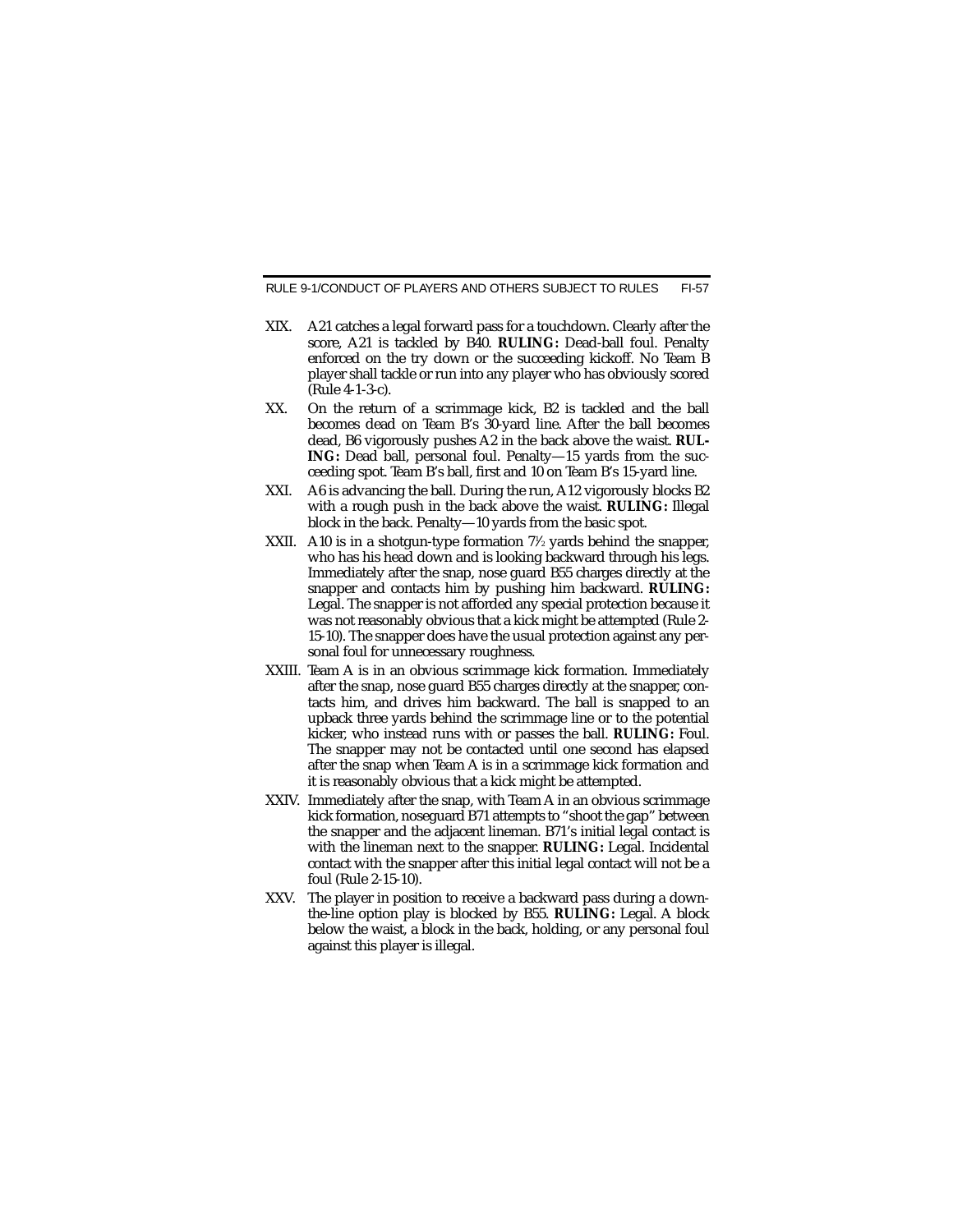XIX. A21 catches a legal forward pass for a touchdown. Clearly after the score, A21 is tackled by B40. **RULING:** Dead-ball foul. Penalty enforced on the try down or the succeeding kickoff. No Team B player shall tackle or run into any player who has obviously scored (Rule 4-1-3-c).

XX. On the return of a scrimmage kick, B2 is tackled and the ball becomes dead on Team B's 30-yard line. After the ball becomes dead, B6 vigorously pushes A2 in the back above the waist. **RULING:** Dead ball, personal foul. Penalty—15 yards from the succeeding spot. Team B's ball, first and 10 on Team B's 15-yard line.

XXI. A6 is advancing the ball. During the run, A12 vigorously blocks B2 with a rough push in the back above the waist. **RULING:** Illegal block in the back. Penalty—10 yards from the basic spot.

XXII. A10 is in a shotgun-type formation 7½ yards behind the snapper, who has his head down and is looking backward through his legs. Immediately after the snap, nose guard B55 charges directly at the snapper and contacts him by pushing him backward. **RULING:** Legal. The snapper is not afforded any special protection because it was not reasonably obvious that a kick might be attempted (Rule 2-15-10). The snapper does have the usual protection against any personal foul for unnecessary roughness.

XXIII. Team A is in an obvious scrimmage kick formation. Immediately after the snap, nose guard B55 charges directly at the snapper, contacts him, and drives him backward. The ball is snapped to an upback three yards behind the scrimmage line or to the potential kicker, who instead runs with or passes the ball. **RULING:** Foul. The snapper may not be contacted until one second has elapsed after the snap when Team A is in a scrimmage kick formation and it is reasonably obvious that a kick might be attempted.

XXIV. Immediately after the snap, with Team A in an obvious scrimmage kick formation, noseguard B71 attempts to "shoot the gap" between the snapper and the adjacent lineman. B71's initial legal contact is with the lineman next to the snapper. **RULING:** Legal. Incidental contact with the snapper after this initial legal contact will not be a foul (Rule 2-15-10).

XXV. The player in position to receive a backward pass during a down-the-line option play is blocked by B55. **RULING:** Legal. A block below the waist, a block in the back, holding, or any personal foul against this player is illegal.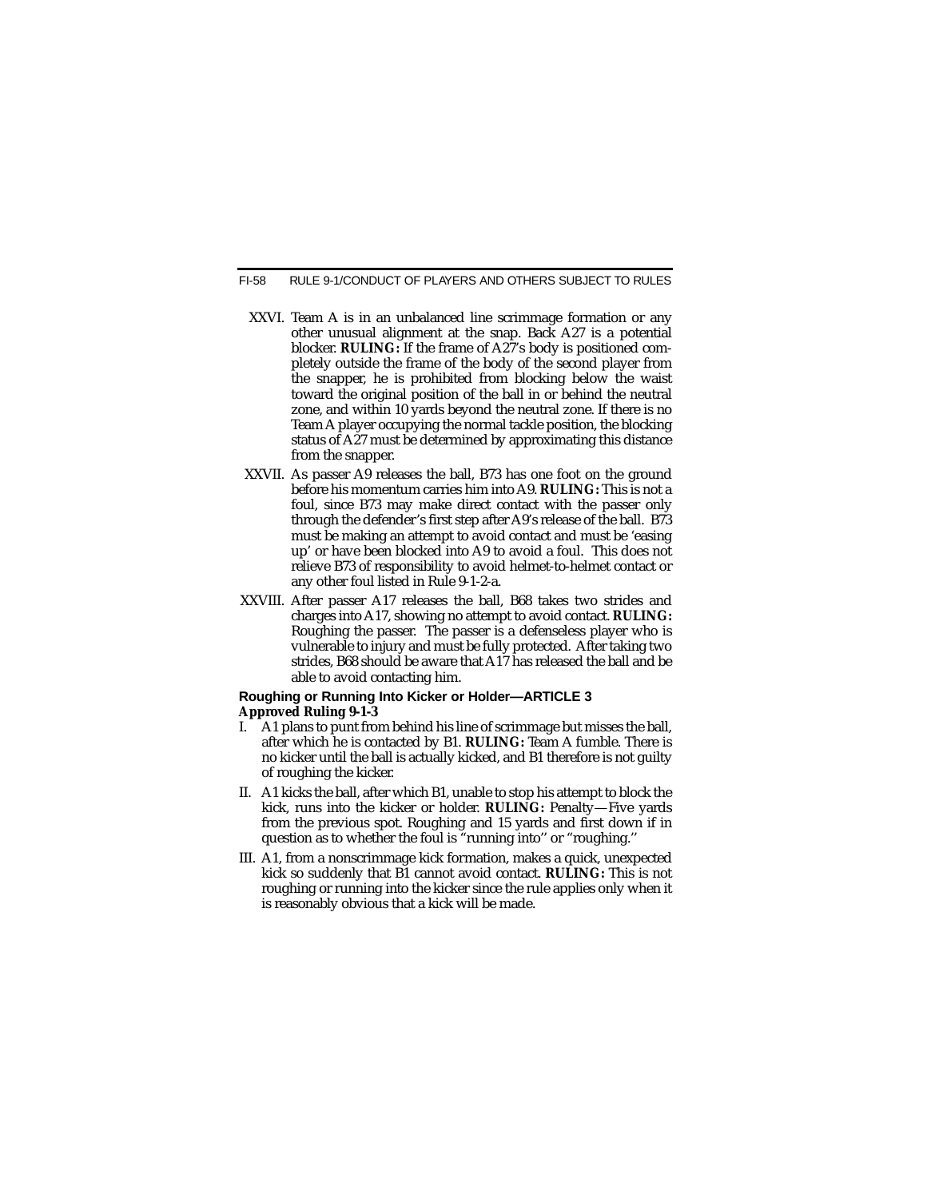XXVI. Team A is in an unbalanced line scrimmage formation or any other unusual alignment at the snap. Back A27 is a potential blocker. **RULING:** If the frame of A27's body is positioned completely outside the frame of the body of the second player from the snapper, he is prohibited from blocking below the waist toward the original position of the ball in or behind the neutral zone, and within 10 yards beyond the neutral zone. If there is no Team A player occupying the normal tackle position, the blocking status of A27 must be determined by approximating this distance from the snapper.

XXVII. As passer A9 releases the ball, B73 has one foot on the ground before his momentum carries him into A9. **RULING:** This is not a foul, since B73 may make direct contact with the passer only through the defender's first step after A9's release of the ball. B73 must be making an attempt to avoid contact and must be 'easing up' or have been blocked into A9 to avoid a foul. This does not relieve B73 of responsibility to avoid helmet-to-helmet contact or any other foul listed in Rule 9-1-2-a.

XXVIII. After passer A17 releases the ball, B68 takes two strides and charges into A17, showing no attempt to avoid contact. **RULING:** Roughing the passer. The passer is a defenseless player who is vulnerable to injury and must be fully protected. After taking two strides, B68 should be aware that A17 has released the ball and be able to avoid contacting him.

### Roughing or Running Into Kicker or Holder—ARTICLE 3

***Approved Ruling 9-1-3***

I. A1 plans to punt from behind his line of scrimmage but misses the ball, after which he is contacted by B1. **RULING:** Team A fumble. There is no kicker until the ball is actually kicked, and B1 therefore is not guilty of roughing the kicker.

II. A1 kicks the ball, after which B1, unable to stop his attempt to block the kick, runs into the kicker or holder. **RULING:** Penalty—Five yards from the previous spot. Roughing and 15 yards and first down if in question as to whether the foul is "running into'' or "roughing.''

III. A1, from a nonscrimmage kick formation, makes a quick, unexpected kick so suddenly that B1 cannot avoid contact. **RULING:** This is not roughing or running into the kicker since the rule applies only when it is reasonably obvious that a kick will be made.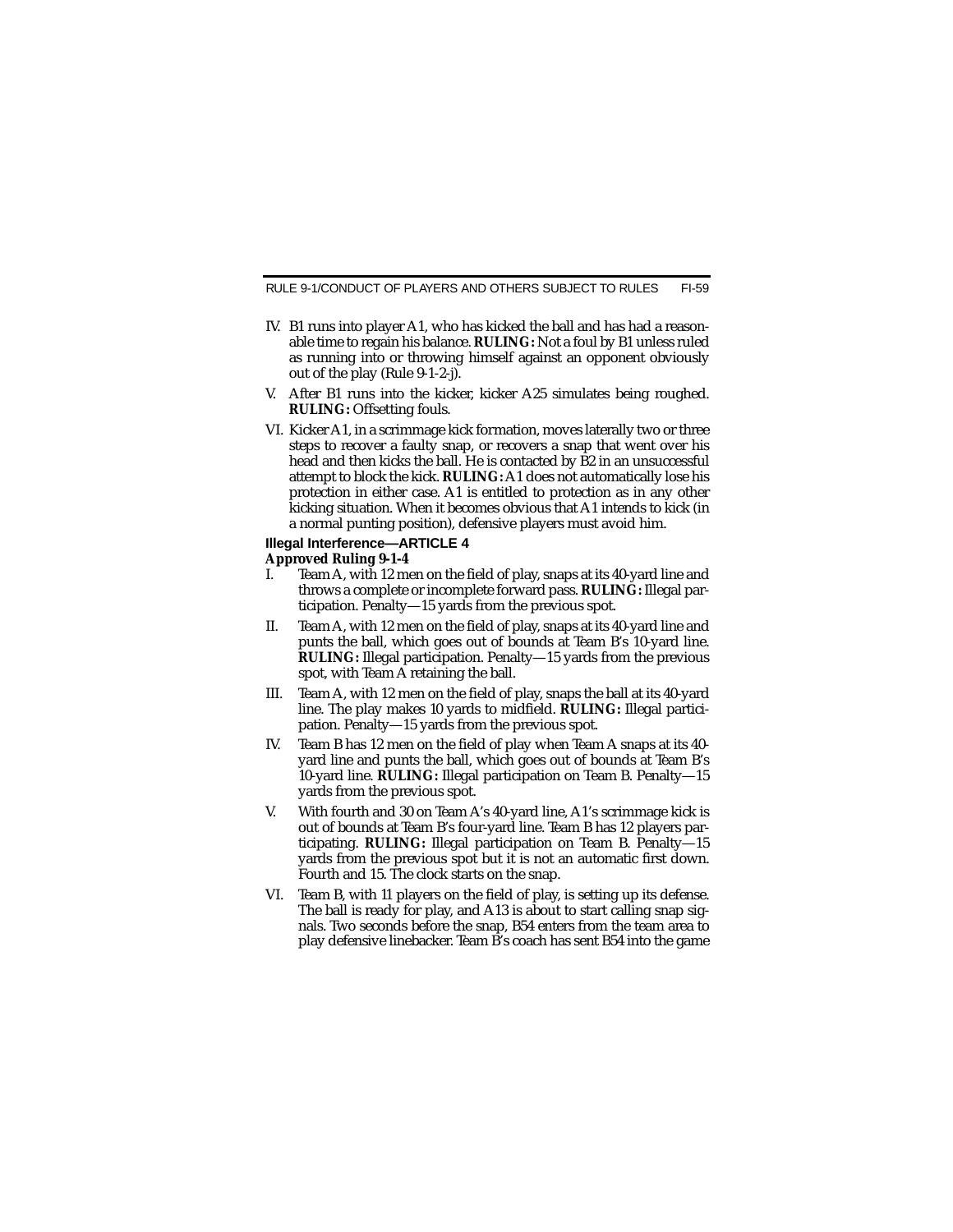IV. B1 runs into player A1, who has kicked the ball and has had a reasonable time to regain his balance. **RULING:** Not a foul by B1 unless ruled as running into or throwing himself against an opponent obviously out of the play (Rule 9-1-2-j).

V. After B1 runs into the kicker, kicker A25 simulates being roughed. **RULING:** Offsetting fouls.

VI. Kicker A1, in a scrimmage kick formation, moves laterally two or three steps to recover a faulty snap, or recovers a snap that went over his head and then kicks the ball. He is contacted by B2 in an unsuccessful attempt to block the kick. **RULING:** A1 does not automatically lose his protection in either case. A1 is entitled to protection as in any other kicking situation. When it becomes obvious that A1 intends to kick (in a normal punting position), defensive players must avoid him.

### Illegal Interference—ARTICLE 4

**Approved Ruling 9-1-4**

I. Team A, with 12 men on the field of play, snaps at its 40-yard line and throws a complete or incomplete forward pass. **RULING:** Illegal participation. Penalty—15 yards from the previous spot.

II. Team A, with 12 men on the field of play, snaps at its 40-yard line and punts the ball, which goes out of bounds at Team B's 10-yard line. **RULING:** Illegal participation. Penalty—15 yards from the previous spot, with Team A retaining the ball.

III. Team A, with 12 men on the field of play, snaps the ball at its 40-yard line. The play makes 10 yards to midfield. **RULING:** Illegal participation. Penalty—15 yards from the previous spot.

IV. Team B has 12 men on the field of play when Team A snaps at its 40-yard line and punts the ball, which goes out of bounds at Team B's 10-yard line. **RULING:** Illegal participation on Team B. Penalty—15 yards from the previous spot.

V. With fourth and 30 on Team A's 40-yard line, A1's scrimmage kick is out of bounds at Team B's four-yard line. Team B has 12 players participating. **RULING:** Illegal participation on Team B. Penalty—15 yards from the previous spot but it is not an automatic first down. Fourth and 15. The clock starts on the snap.

VI. Team B, with 11 players on the field of play, is setting up its defense. The ball is ready for play, and A13 is about to start calling snap signals. Two seconds before the snap, B54 enters from the team area to play defensive linebacker. Team B's coach has sent B54 into the game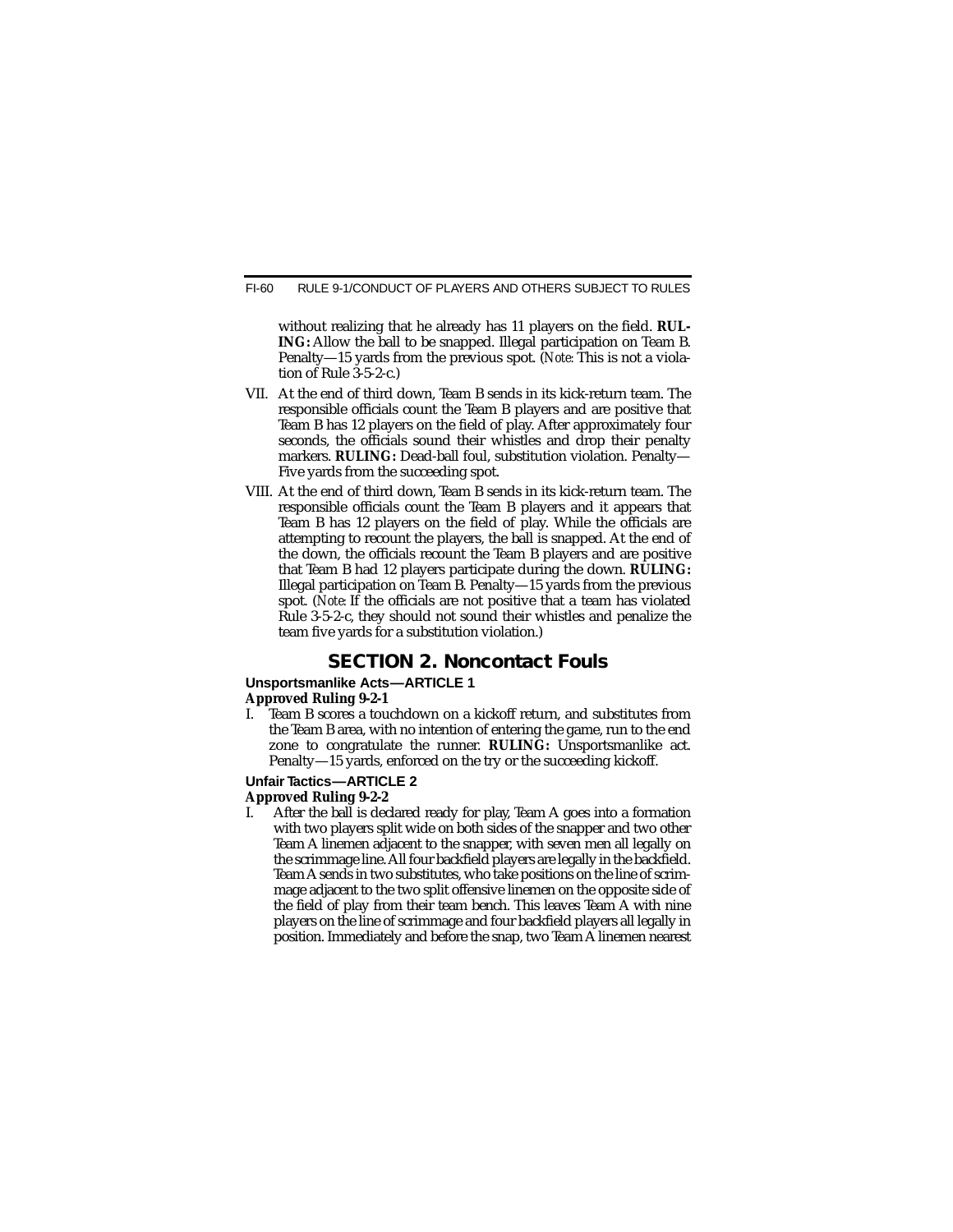without realizing that he already has 11 players on the field. **RULING:** Allow the ball to be snapped. Illegal participation on Team B. Penalty—15 yards from the previous spot. (*Note:* This is not a violation of Rule 3-5-2-c.)

VII. At the end of third down, Team B sends in its kick-return team. The responsible officials count the Team B players and are positive that Team B has 12 players on the field of play. After approximately four seconds, the officials sound their whistles and drop their penalty markers. **RULING:** Dead-ball foul, substitution violation. Penalty—Five yards from the succeeding spot.

VIII. At the end of third down, Team B sends in its kick-return team. The responsible officials count the Team B players and it appears that Team B has 12 players on the field of play. While the officials are attempting to recount the players, the ball is snapped. At the end of the down, the officials recount the Team B players and are positive that Team B had 12 players participate during the down. **RULING:** Illegal participation on Team B. Penalty—15 yards from the previous spot. (*Note:* If the officials are not positive that a team has violated Rule 3-5-2-c, they should not sound their whistles and penalize the team five yards for a substitution violation.)

## SECTION 2. Noncontact Fouls

### Unsportsmanlike Acts—ARTICLE 1

**Approved Ruling 9-2-1**

I. Team B scores a touchdown on a kickoff return, and substitutes from the Team B area, with no intention of entering the game, run to the end zone to congratulate the runner. **RULING:** Unsportsmanlike act. Penalty—15 yards, enforced on the try or the succeeding kickoff.

### Unfair Tactics—ARTICLE 2

**Approved Ruling 9-2-2**

I. After the ball is declared ready for play, Team A goes into a formation with two players split wide on both sides of the snapper and two other Team A linemen adjacent to the snapper, with seven men all legally on the scrimmage line. All four backfield players are legally in the backfield. Team A sends in two substitutes, who take positions on the line of scrimmage adjacent to the two split offensive linemen on the opposite side of the field of play from their team bench. This leaves Team A with nine players on the line of scrimmage and four backfield players all legally in position. Immediately and before the snap, two Team A linemen nearest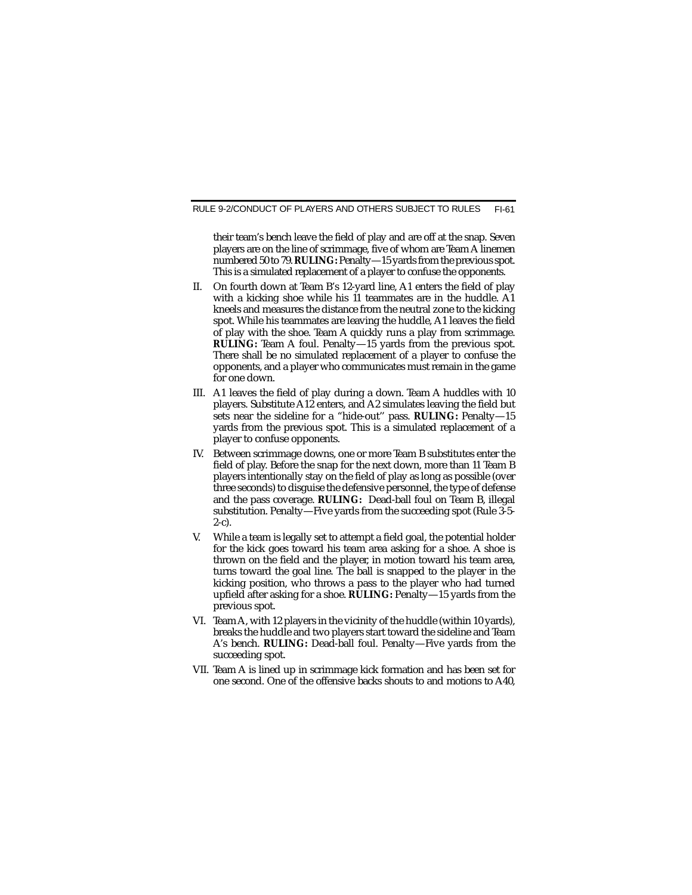their team's bench leave the field of play and are off at the snap. Seven players are on the line of scrimmage, five of whom are Team A linemen numbered 50 to 79. **RULING:** Penalty—15 yards from the previous spot. This is a simulated replacement of a player to confuse the opponents.

II. On fourth down at Team B's 12-yard line, A1 enters the field of play with a kicking shoe while his 11 teammates are in the huddle. A1 kneels and measures the distance from the neutral zone to the kicking spot. While his teammates are leaving the huddle, A1 leaves the field of play with the shoe. Team A quickly runs a play from scrimmage. **RULING:** Team A foul. Penalty—15 yards from the previous spot. There shall be no simulated replacement of a player to confuse the opponents, and a player who communicates must remain in the game for one down.

III. A1 leaves the field of play during a down. Team A huddles with 10 players. Substitute A12 enters, and A2 simulates leaving the field but sets near the sideline for a "hide-out" pass. **RULING:** Penalty—15 yards from the previous spot. This is a simulated replacement of a player to confuse opponents.

IV. Between scrimmage downs, one or more Team B substitutes enter the field of play. Before the snap for the next down, more than 11 Team B players intentionally stay on the field of play as long as possible (over three seconds) to disguise the defensive personnel, the type of defense and the pass coverage. **RULING:** Dead-ball foul on Team B, illegal substitution. Penalty—Five yards from the succeeding spot (Rule 3-5-2-c).

V. While a team is legally set to attempt a field goal, the potential holder for the kick goes toward his team area asking for a shoe. A shoe is thrown on the field and the player, in motion toward his team area, turns toward the goal line. The ball is snapped to the player in the kicking position, who throws a pass to the player who had turned upfield after asking for a shoe. **RULING:** Penalty—15 yards from the previous spot.

VI. Team A, with 12 players in the vicinity of the huddle (within 10 yards), breaks the huddle and two players start toward the sideline and Team A's bench. **RULING:** Dead-ball foul. Penalty—Five yards from the succeeding spot.

VII. Team A is lined up in scrimmage kick formation and has been set for one second. One of the offensive backs shouts to and motions to A40,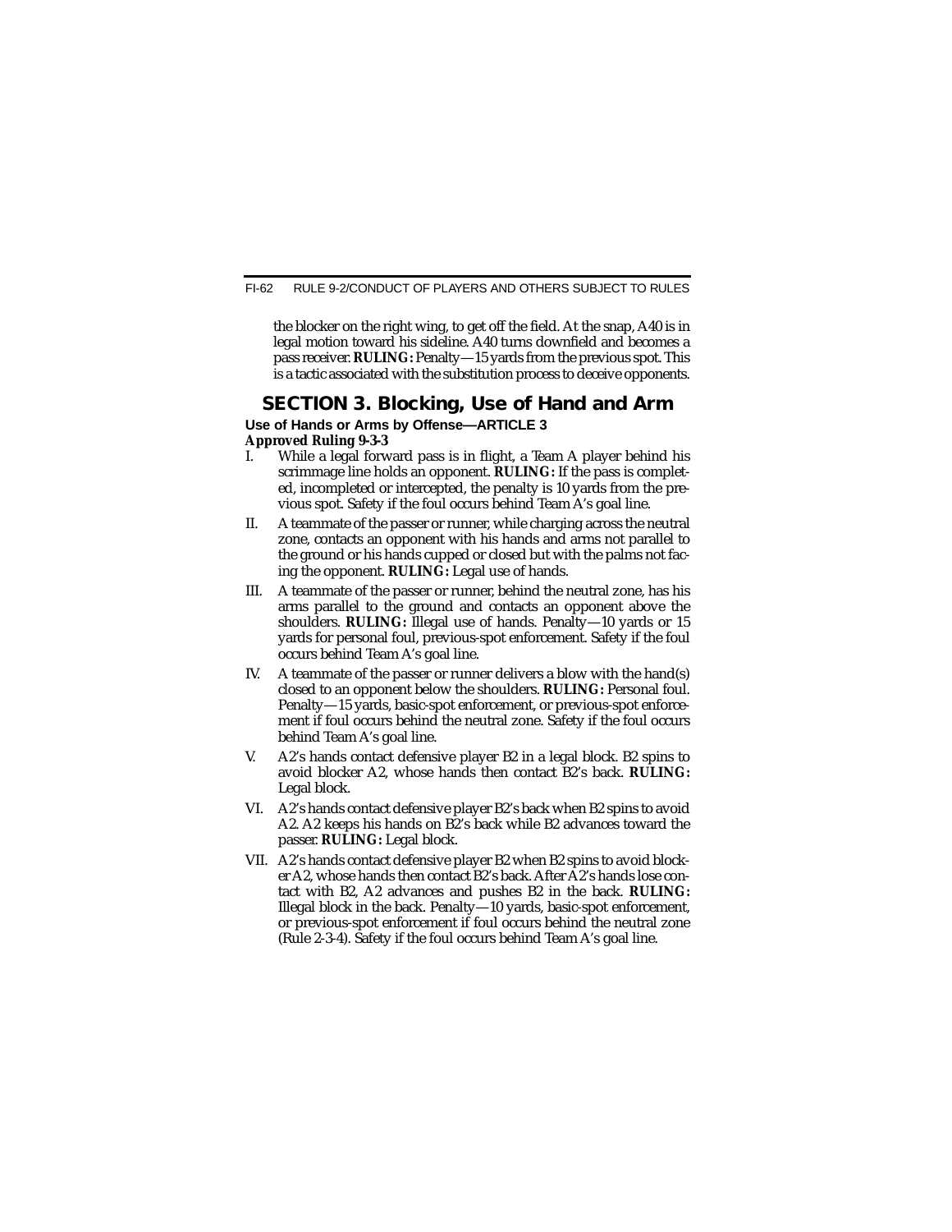the blocker on the right wing, to get off the field. At the snap, A40 is in legal motion toward his sideline. A40 turns downfield and becomes a pass receiver. **RULING:** Penalty—15 yards from the previous spot. This is a tactic associated with the substitution process to deceive opponents.

## SECTION 3. Blocking, Use of Hand and Arm

### Use of Hands or Arms by Offense—ARTICLE 3

**Approved Ruling 9-3-3**

I. While a legal forward pass is in flight, a Team A player behind his scrimmage line holds an opponent. **RULING:** If the pass is completed, incomplete or intercepted, the penalty is 10 yards from the previous spot. Safety if the foul occurs behind Team A's goal line.

II. A teammate of the passer or runner, while charging across the neutral zone, contacts an opponent with his hands and arms not parallel to the ground or his hands cupped or closed but with the palms not facing the opponent. **RULING:** Legal use of hands.

III. A teammate of the passer or runner, behind the neutral zone, has his arms parallel to the ground and contacts an opponent above the shoulders. **RULING:** Illegal use of hands. Penalty—10 yards or 15 yards for personal foul, previous-spot enforcement. Safety if the foul occurs behind Team A's goal line.

IV. A teammate of the passer or runner delivers a blow with the hand(s) closed to an opponent below the shoulders. **RULING:** Personal foul. Penalty—15 yards, basic-spot enforcement, or previous-spot enforcement if foul occurs behind the neutral zone. Safety if the foul occurs behind Team A's goal line.

V. A2's hands contact defensive player B2 in a legal block. B2 spins to avoid blocker A2, whose hands then contact B2's back. **RULING:** Legal block.

VI. A2's hands contact defensive player B2's back when B2 spins to avoid A2. A2 keeps his hands on B2's back while B2 advances toward the passer. **RULING:** Legal block.

VII. A2's hands contact defensive player B2 when B2 spins to avoid blocker A2, whose hands then contact B2's back. After A2's hands lose contact with B2, A2 advances and pushes B2 in the back. **RULING:** Illegal block in the back. Penalty—10 yards, basic-spot enforcement, or previous-spot enforcement if foul occurs behind the neutral zone (Rule 2-3-4). Safety if the foul occurs behind Team A's goal line.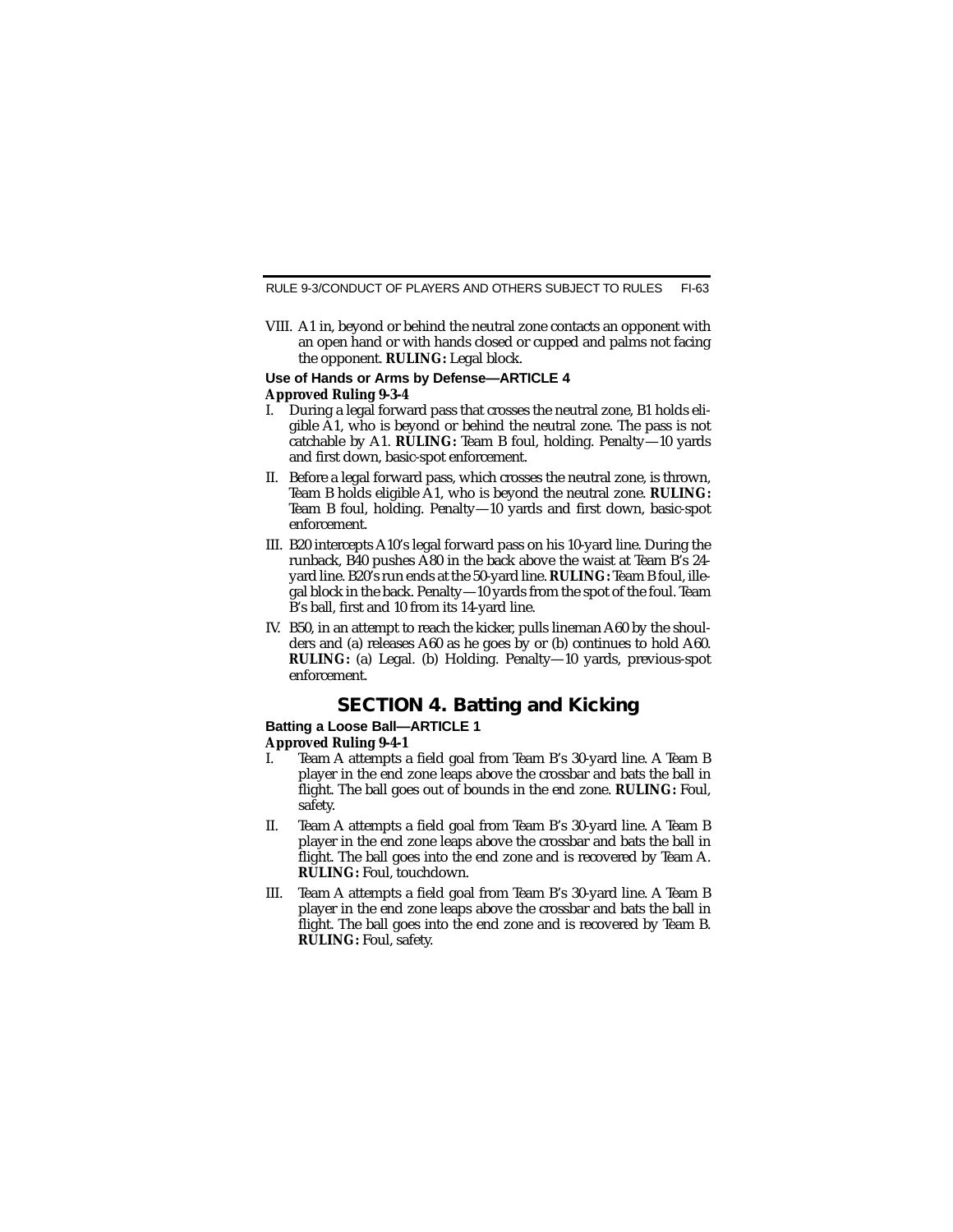VIII. A1 in, beyond or behind the neutral zone contacts an opponent with an open hand or with hands closed or cupped and palms not facing the opponent. **RULING:** Legal block.

### Use of Hands or Arms by Defense—ARTICLE 4

**Approved Ruling 9-3-4**

I. During a legal forward pass that crosses the neutral zone, B1 holds eligible A1, who is beyond or behind the neutral zone. The pass is not catchable by A1. **RULING:** Team B foul, holding. Penalty—10 yards and first down, basic-spot enforcement.

II. Before a legal forward pass, which crosses the neutral zone, is thrown, Team B holds eligible A1, who is beyond the neutral zone. **RULING:** Team B foul, holding. Penalty—10 yards and first down, basic-spot enforcement.

III. B20 intercepts A10's legal forward pass on his 10-yard line. During the runback, B40 pushes A80 in the back above the waist at Team B's 24-yard line. B20's run ends at the 50-yard line. **RULING:** Team B foul, illegal block in the back. Penalty—10 yards from the spot of the foul. Team B's ball, first and 10 from its 14-yard line.

IV. B50, in an attempt to reach the kicker, pulls lineman A60 by the shoulders and (a) releases A60 as he goes by or (b) continues to hold A60. **RULING:** (a) Legal. (b) Holding. Penalty—10 yards, previous-spot enforcement.

## SECTION 4. Batting and Kicking

### Batting a Loose Ball—ARTICLE 1

**Approved Ruling 9-4-1**

I. Team A attempts a field goal from Team B's 30-yard line. A Team B player in the end zone leaps above the crossbar and bats the ball in flight. The ball goes out of bounds in the end zone. **RULING:** Foul, safety.

II. Team A attempts a field goal from Team B's 30-yard line. A Team B player in the end zone leaps above the crossbar and bats the ball in flight. The ball goes into the end zone and is recovered by Team A. **RULING:** Foul, touchdown.

III. Team A attempts a field goal from Team B's 30-yard line. A Team B player in the end zone leaps above the crossbar and bats the ball in flight. The ball goes into the end zone and is recovered by Team B. **RULING:** Foul, safety.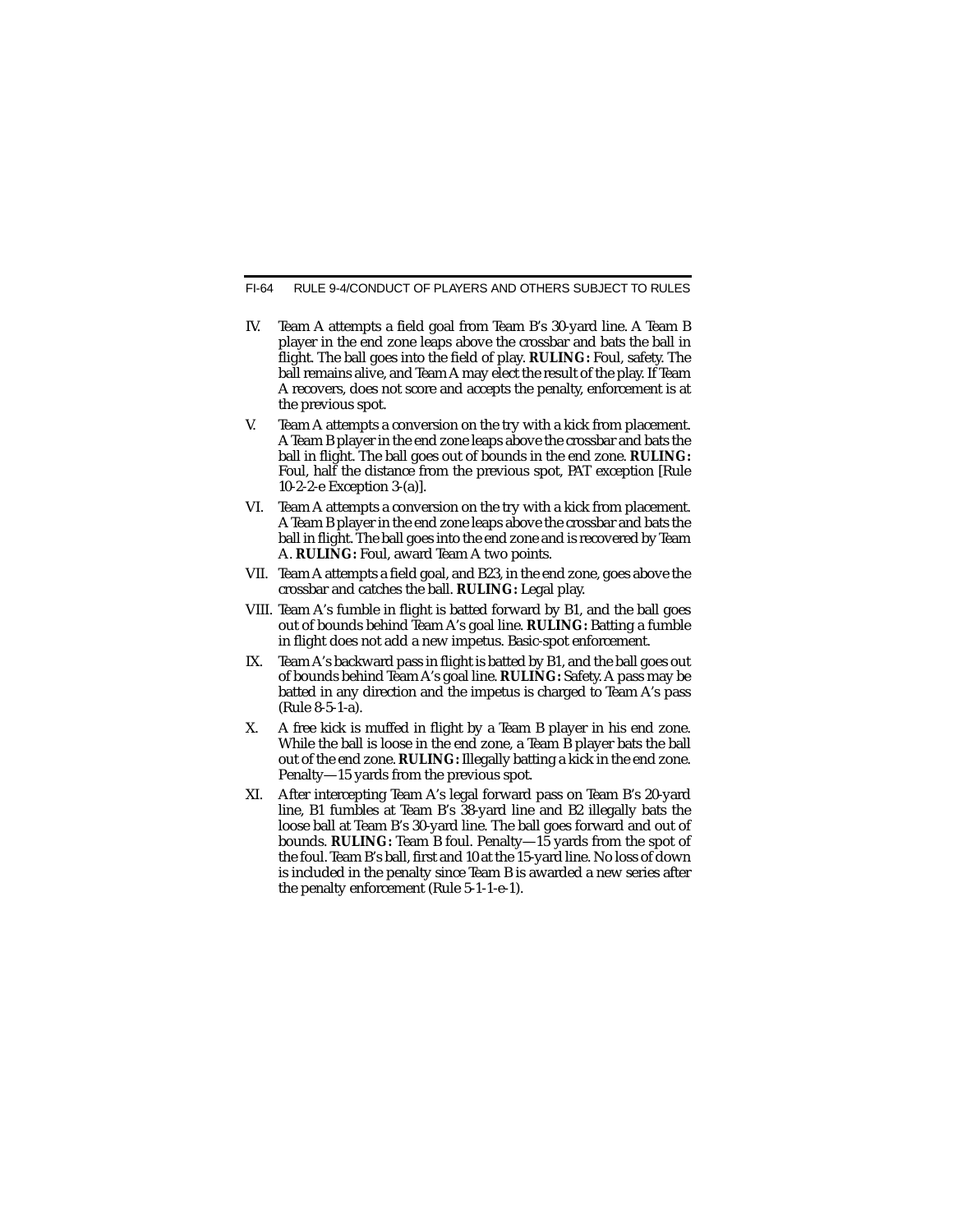IV. Team A attempts a field goal from Team B's 30-yard line. A Team B player in the end zone leaps above the crossbar and bats the ball in flight. The ball goes into the field of play. **RULING:** Foul, safety. The ball remains alive, and Team A may elect the result of the play. If Team A recovers, does not score and accepts the penalty, enforcement is at the previous spot.

V. Team A attempts a conversion on the try with a kick from placement. A Team B player in the end zone leaps above the crossbar and bats the ball in flight. The ball goes out of bounds in the end zone. **RULING:** Foul, half the distance from the previous spot, PAT exception [Rule 10-2-2-e Exception 3-(a)].

VI. Team A attempts a conversion on the try with a kick from placement. A Team B player in the end zone leaps above the crossbar and bats the ball in flight. The ball goes into the end zone and is recovered by Team A. **RULING:** Foul, award Team A two points.

VII. Team A attempts a field goal, and B23, in the end zone, goes above the crossbar and catches the ball. **RULING:** Legal play.

VIII. Team A's fumble in flight is batted forward by B1, and the ball goes out of bounds behind Team A's goal line. **RULING:** Batting a fumble in flight does not add a new impetus. Basic-spot enforcement.

IX. Team A's backward pass in flight is batted by B1, and the ball goes out of bounds behind Team A's goal line. **RULING:** Safety. A pass may be batted in any direction and the impetus is charged to Team A's pass (Rule 8-5-1-a).

X. A free kick is muffed in flight by a Team B player in his end zone. While the ball is loose in the end zone, a Team B player bats the ball out of the end zone. **RULING:** Illegally batting a kick in the end zone. Penalty—15 yards from the previous spot.

XI. After intercepting Team A's legal forward pass on Team B's 20-yard line, B1 fumbles at Team B's 38-yard line and B2 illegally bats the loose ball at Team B's 30-yard line. The ball goes forward and out of bounds. **RULING:** Team B foul. Penalty—15 yards from the spot of the foul. Team B's ball, first and 10 at the 15-yard line. No loss of down is included in the penalty since Team B is awarded a new series after the penalty enforcement (Rule 5-1-1-e-1).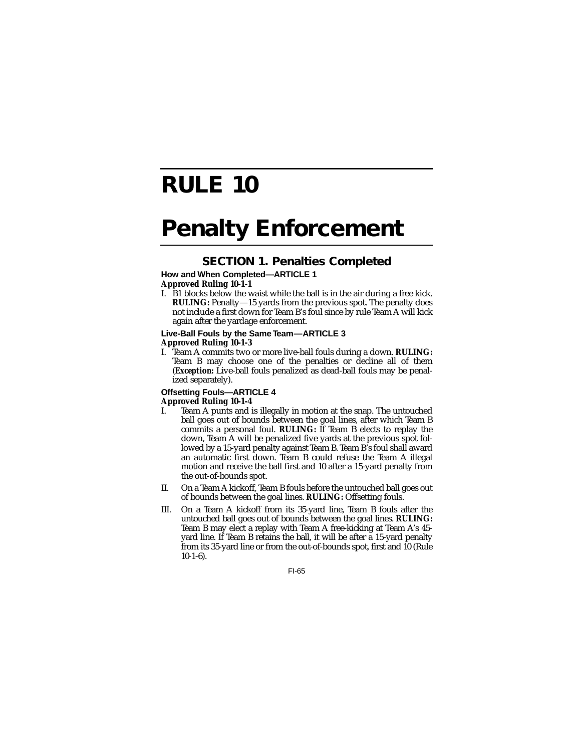# RULE 10

# Penalty Enforcement

## SECTION 1. Penalties Completed

**How and When Completed—ARTICLE 1**

***Approved Ruling 10-1-1***

I. B1 blocks below the waist while the ball is in the air during a free kick. ***RULING:*** Penalty—15 yards from the previous spot. The penalty does not include a first down for Team B's foul since by rule Team A will kick again after the yardage enforcement.

**Live-Ball Fouls by the Same Team—ARTICLE 3**

***Approved Ruling 10-1-3***

I. Team A commits two or more live-ball fouls during a down. ***RULING:*** Team B may choose one of the penalties or decline all of them (***Exception:*** Live-ball fouls penalized as dead-ball fouls may be penalized separately).

**Offsetting Fouls—ARTICLE 4**

***Approved Ruling 10-1-4***

I. Team A punts and is illegally in motion at the snap. The untouched ball goes out of bounds between the goal lines, after which Team B commits a personal foul. ***RULING:*** If Team B elects to replay the down, Team A will be penalized five yards at the previous spot followed by a 15-yard penalty against Team B. Team B's foul shall award an automatic first down. Team B could refuse the Team A illegal motion and receive the ball first and 10 after a 15-yard penalty from the out-of-bounds spot.

II. On a Team A kickoff, Team B fouls before the untouched ball goes out of bounds between the goal lines. ***RULING:*** Offsetting fouls.

III. On a Team A kickoff from its 35-yard line, Team B fouls after the untouched ball goes out of bounds between the goal lines. ***RULING:*** Team B may elect a replay with Team A free-kicking at Team A's 45-yard line. If Team B retains the ball, it will be after a 15-yard penalty from its 35-yard line or from the out-of-bounds spot, first and 10 (Rule 10-1-6).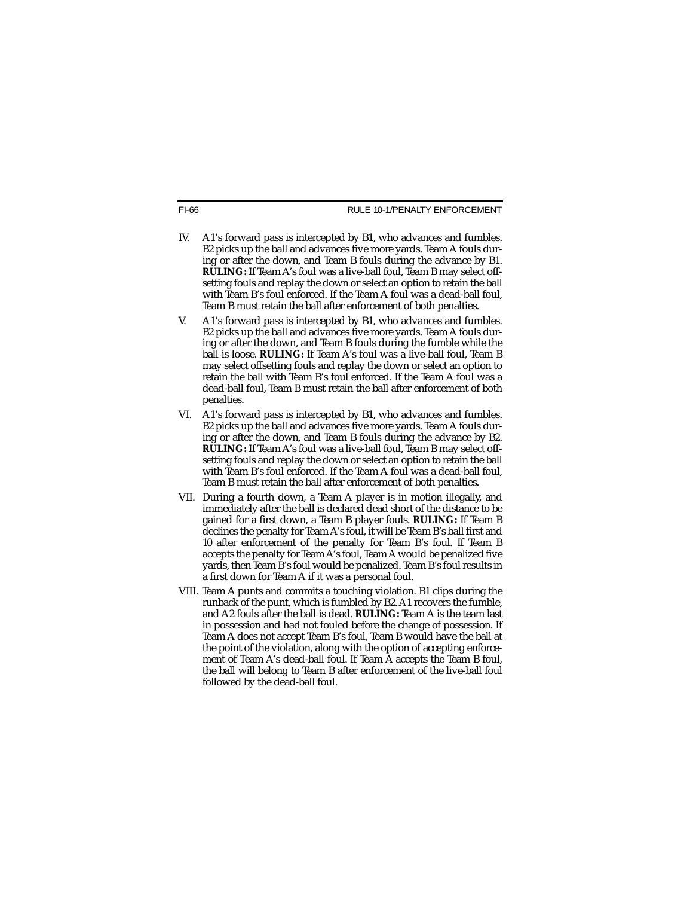IV. A1's forward pass is intercepted by B1, who advances and fumbles. B2 picks up the ball and advances five more yards. Team A fouls during or after the down, and Team B fouls during the advance by B1. **RULING:** If Team A's foul was a live-ball foul, Team B may select offsetting fouls and replay the down or select an option to retain the ball with Team B's foul enforced. If the Team A foul was a dead-ball foul, Team B must retain the ball after enforcement of both penalties.

V. A1's forward pass is intercepted by B1, who advances and fumbles. B2 picks up the ball and advances five more yards. Team A fouls during or after the down, and Team B fouls during the fumble while the ball is loose. **RULING:** If Team A's foul was a live-ball foul, Team B may select offsetting fouls and replay the down or select an option to retain the ball with Team B's foul enforced. If the Team A foul was a dead-ball foul, Team B must retain the ball after enforcement of both penalties.

VI. A1's forward pass is intercepted by B1, who advances and fumbles. B2 picks up the ball and advances five more yards. Team A fouls during or after the down, and Team B fouls during the advance by B2. **RULING:** If Team A's foul was a live-ball foul, Team B may select offsetting fouls and replay the down or select an option to retain the ball with Team B's foul enforced. If the Team A foul was a dead-ball foul, Team B must retain the ball after enforcement of both penalties.

VII. During a fourth down, a Team A player is in motion illegally, and immediately after the ball is declared dead short of the distance to be gained for a first down, a Team B player fouls. **RULING:** If Team B declines the penalty for Team A's foul, it will be Team B's ball first and 10 after enforcement of the penalty for Team B's foul. If Team B accepts the penalty for Team A's foul, Team A would be penalized five yards, then Team B's foul would be penalized. Team B's foul results in a first down for Team A if it was a personal foul.

VIII. Team A punts and commits a touching violation. B1 clips during the runback of the punt, which is fumbled by B2. A1 recovers the fumble, and A2 fouls after the ball is dead. **RULING:** Team A is the team last in possession and had not fouled before the change of possession. If Team A does not accept Team B's foul, Team B would have the ball at the point of the violation, along with the option of accepting enforcement of Team A's dead-ball foul. If Team A accepts the Team B foul, the ball will belong to Team B after enforcement of the live-ball foul followed by the dead-ball foul.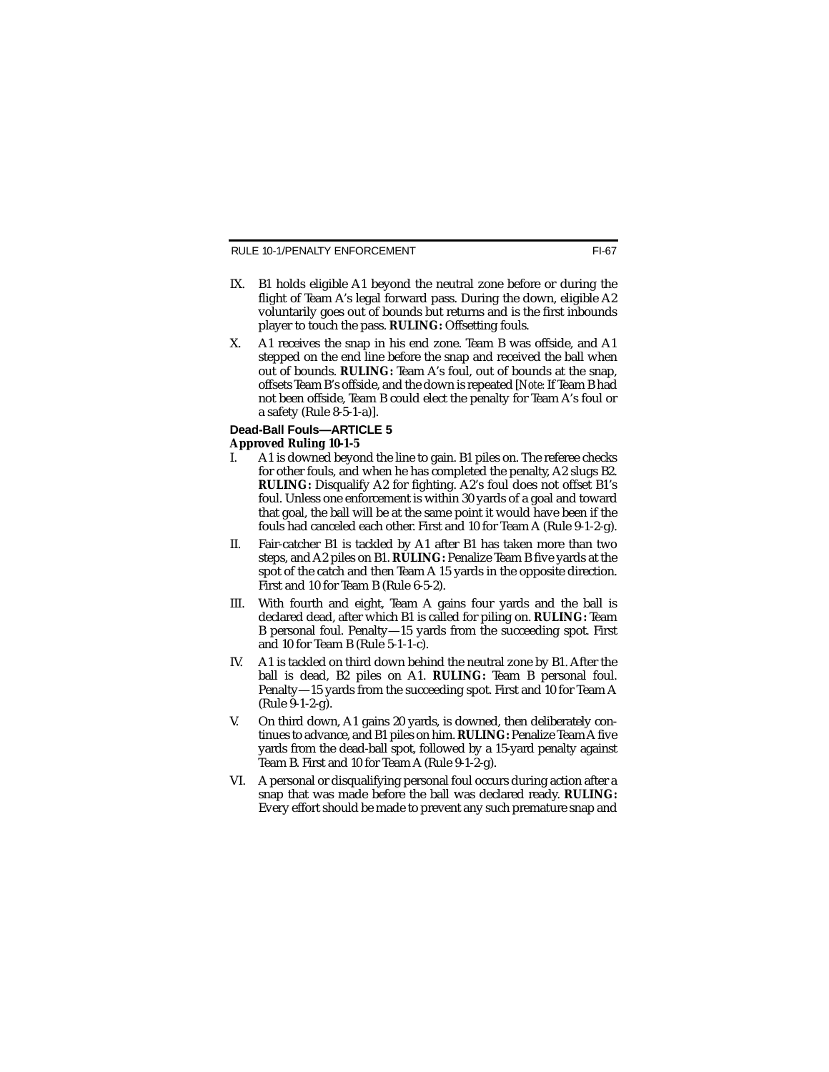IX. B1 holds eligible A1 beyond the neutral zone before or during the flight of Team A's legal forward pass. During the down, eligible A2 voluntarily goes out of bounds but returns and is the first inbounds player to touch the pass. **RULING:** Offsetting fouls.

X. A1 receives the snap in his end zone. Team B was offside, and A1 stepped on the end line before the snap and received the ball when out of bounds. **RULING:** Team A's foul, out of bounds at the snap, offsets Team B's offside, and the down is repeated [*Note:* If Team B had not been offside, Team B could elect the penalty for Team A's foul or a safety (Rule 8-5-1-a)].

### Dead-Ball Fouls—ARTICLE 5

**Approved Ruling 10-1-5**

I. A1 is downed beyond the line to gain. B1 piles on. The referee checks for other fouls, and when he has completed the penalty, A2 slugs B2. **RULING:** Disqualify A2 for fighting. A2's foul does not offset B1's foul. Unless one enforcement is within 30 yards of a goal and toward that goal, the ball will be at the same point it would have been if the fouls had canceled each other. First and 10 for Team A (Rule 9-1-2-g).

II. Fair-catcher B1 is tackled by A1 after B1 has taken more than two steps, and A2 piles on B1. **RULING:** Penalize Team B five yards at the spot of the catch and then Team A 15 yards in the opposite direction. First and 10 for Team B (Rule 6-5-2).

III. With fourth and eight, Team A gains four yards and the ball is declared dead, after which B1 is called for piling on. **RULING:** Team B personal foul. Penalty—15 yards from the succeeding spot. First and 10 for Team B (Rule 5-1-1-c).

IV. A1 is tackled on third down behind the neutral zone by B1. After the ball is dead, B2 piles on A1. **RULING:** Team B personal foul. Penalty—15 yards from the succeeding spot. First and 10 for Team A (Rule 9-1-2-g).

V. On third down, A1 gains 20 yards, is downed, then deliberately continues to advance, and B1 piles on him. **RULING:** Penalize Team A five yards from the dead-ball spot, followed by a 15-yard penalty against Team B. First and 10 for Team A (Rule 9-1-2-g).

VI. A personal or disqualifying personal foul occurs during action after a snap that was made before the ball was declared ready. **RULING:** Every effort should be made to prevent any such premature snap and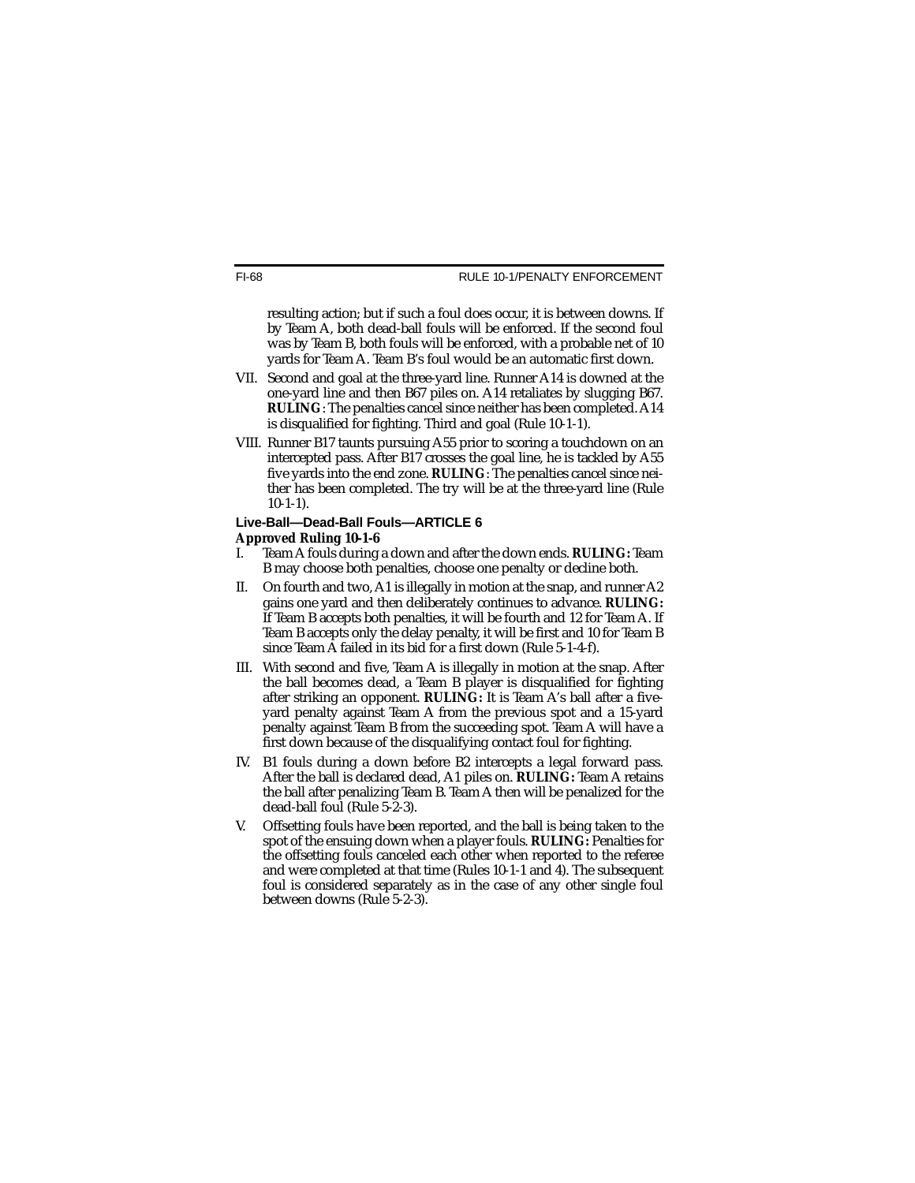resulting action; but if such a foul does occur, it is between downs. If by Team A, both dead-ball fouls will be enforced. If the second foul was by Team B, both fouls will be enforced, with a probable net of 10 yards for Team A. Team B's foul would be an automatic first down.

VII. Second and goal at the three-yard line. Runner A14 is downed at the one-yard line and then B67 piles on. A14 retaliates by slugging B67. **RULING**: The penalties cancel since neither has been completed. A14 is disqualified for fighting. Third and goal (Rule 10-1-1).

VIII. Runner B17 taunts pursuing A55 prior to scoring a touchdown on an intercepted pass. After B17 crosses the goal line, he is tackled by A55 five yards into the end zone. **RULING**: The penalties cancel since neither has been completed. The try will be at the three-yard line (Rule 10-1-1).

### Live-Ball—Dead-Ball Fouls—ARTICLE 6

**Approved Ruling 10-1-6**

I. Team A fouls during a down and after the down ends. **RULING:** Team B may choose both penalties, choose one penalty or decline both.

II. On fourth and two, A1 is illegally in motion at the snap, and runner A2 gains one yard and then deliberately continues to advance. **RULING:** If Team B accepts both penalties, it will be fourth and 12 for Team A. If Team B accepts only the delay penalty, it will be first and 10 for Team B since Team A failed in its bid for a first down (Rule 5-1-4-f).

III. With second and five, Team A is illegally in motion at the snap. After the ball becomes dead, a Team B player is disqualified for fighting after striking an opponent. **RULING:** It is Team A's ball after a five-yard penalty against Team A from the previous spot and a 15-yard penalty against Team B from the succeeding spot. Team A will have a first down because of the disqualifying contact foul for fighting.

IV. B1 fouls during a down before B2 intercepts a legal forward pass. After the ball is declared dead, A1 piles on. **RULING:** Team A retains the ball after penalizing Team B. Team A then will be penalized for the dead-ball foul (Rule 5-2-3).

V. Offsetting fouls have been reported, and the ball is being taken to the spot of the ensuing down when a player fouls. **RULING:** Penalties for the offsetting fouls canceled each other when reported to the referee and were completed at that time (Rules 10-1-1 and 4). The subsequent foul is considered separately as in the case of any other single foul between downs (Rule 5-2-3).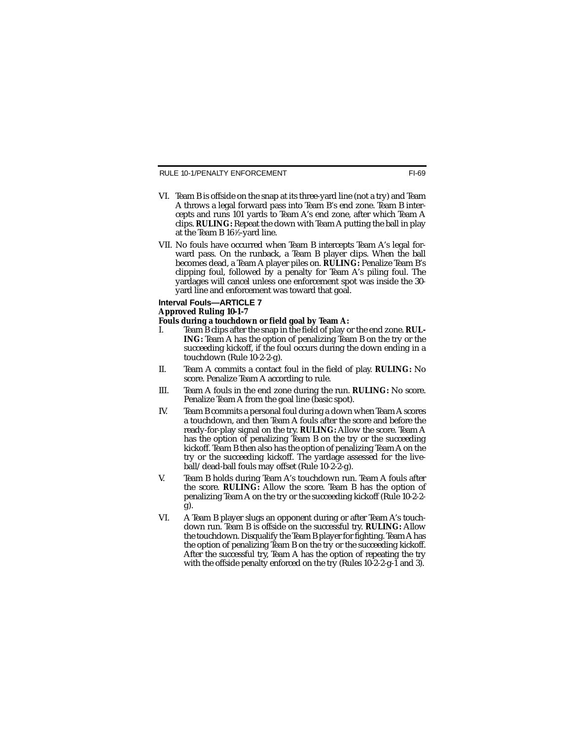VI. Team B is offside on the snap at its three-yard line (not a try) and Team A throws a legal forward pass into Team B's end zone. Team B intercepts and runs 101 yards to Team A's end zone, after which Team A clips. **RULING:** Repeat the down with Team A putting the ball in play at the Team B 16½-yard line.

VII. No fouls have occurred when Team B intercepts Team A's legal forward pass. On the runback, a Team B player clips. When the ball becomes dead, a Team A player piles on. **RULING:** Penalize Team B's clipping foul, followed by a penalty for Team A's piling foul. The yardages will cancel unless one enforcement spot was inside the 30-yard line and enforcement was toward that goal.

### Interval Fouls—ARTICLE 7

**Approved Ruling 10-1-7**

**Fouls during a touchdown or field goal by Team A:**

I. Team B clips after the snap in the field of play or the end zone. **RULING:** Team A has the option of penalizing Team B on the try or the succeeding kickoff, if the foul occurs during the down ending in a touchdown (Rule 10-2-2-g).

II. Team A commits a contact foul in the field of play. **RULING:** No score. Penalize Team A according to rule.

III. Team A fouls in the end zone during the run. **RULING:** No score. Penalize Team A from the goal line (basic spot).

IV. Team B commits a personal foul during a down when Team A scores a touchdown, and then Team A fouls after the score and before the ready-for-play signal on the try. **RULING:** Allow the score. Team A has the option of penalizing Team B on the try or the succeeding kickoff. Team B then also has the option of penalizing Team A on the try or the succeeding kickoff. The yardage assessed for the live-ball/dead-ball fouls may offset (Rule 10-2-2-g).

V. Team B holds during Team A's touchdown run. Team A fouls after the score. **RULING:** Allow the score. Team B has the option of penalizing Team A on the try or the succeeding kickoff (Rule 10-2-2-g).

VI. A Team B player slugs an opponent during or after Team A's touchdown run. Team B is offside on the successful try. **RULING:** Allow the touchdown. Disqualify the Team B player for fighting. Team A has the option of penalizing Team B on the try or the succeeding kickoff. After the successful try, Team A has the option of repeating the try with the offside penalty enforced on the try (Rules 10-2-2-g-1 and 3).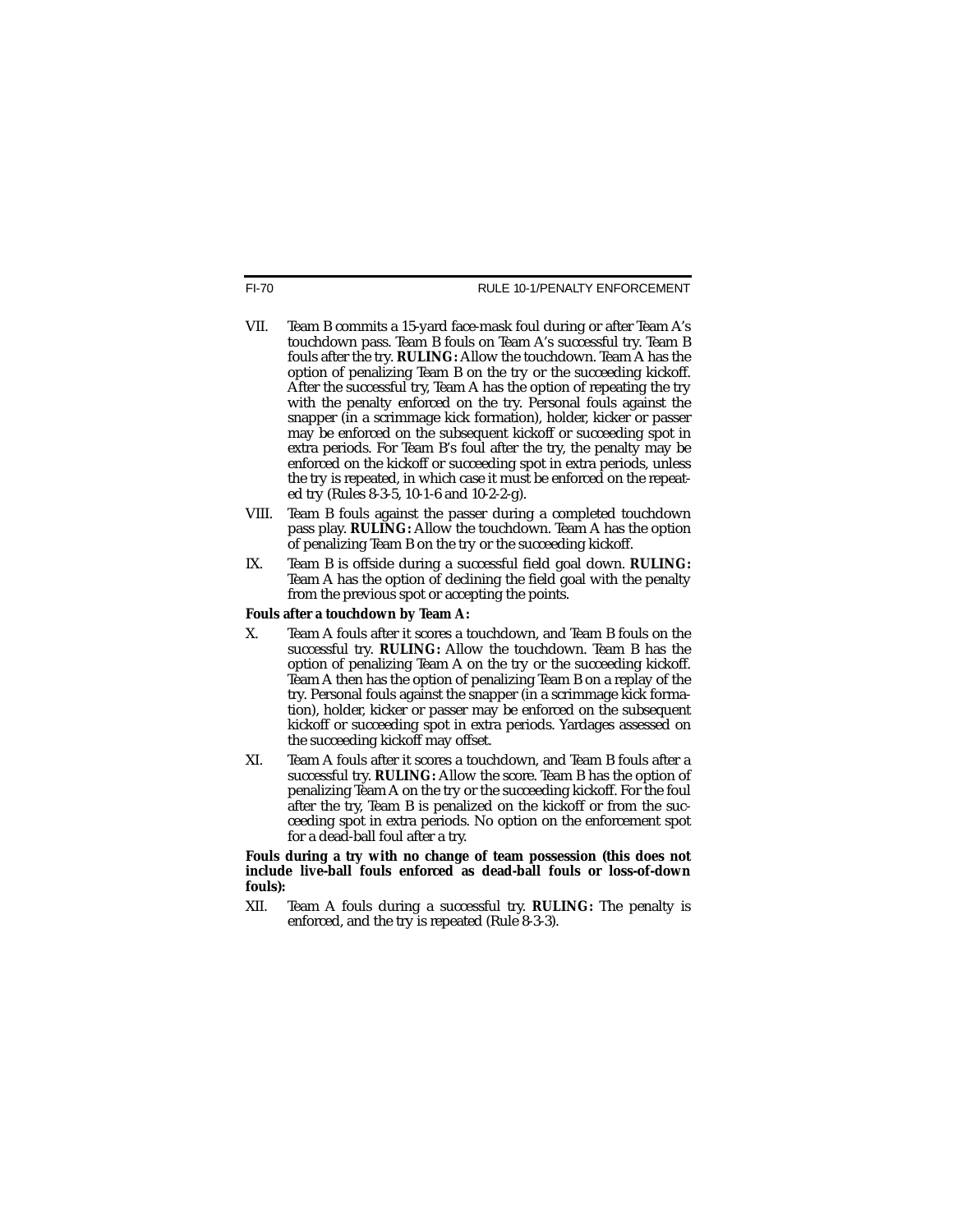VII. Team B commits a 15-yard face-mask foul during or after Team A's touchdown pass. Team B fouls on Team A's successful try. Team B fouls after the try. **RULING:** Allow the touchdown. Team A has the option of penalizing Team B on the try or the succeeding kickoff. After the successful try, Team A has the option of repeating the try with the penalty enforced on the try. Personal fouls against the snapper (in a scrimmage kick formation), holder, kicker or passer may be enforced on the subsequent kickoff or succeeding spot in extra periods. For Team B's foul after the try, the penalty may be enforced on the kickoff or succeeding spot in extra periods, unless the try is repeated, in which case it must be enforced on the repeated try (Rules 8-3-5, 10-1-6 and 10-2-2-g).

VIII. Team B fouls against the passer during a completed touchdown pass play. **RULING:** Allow the touchdown. Team A has the option of penalizing Team B on the try or the succeeding kickoff.

IX. Team B is offside during a successful field goal down. **RULING:** Team A has the option of declining the field goal with the penalty from the previous spot or accepting the points.

**Fouls after a touchdown by Team A:**

X. Team A fouls after it scores a touchdown, and Team B fouls on the successful try. **RULING:** Allow the touchdown. Team B has the option of penalizing Team A on the try or the succeeding kickoff. Team A then has the option of penalizing Team B on a replay of the try. Personal fouls against the snapper (in a scrimmage kick formation), holder, kicker or passer may be enforced on the subsequent kickoff or succeeding spot in extra periods. Yardages assessed on the succeeding kickoff may offset.

XI. Team A fouls after it scores a touchdown, and Team B fouls after a successful try. **RULING:** Allow the score. Team B has the option of penalizing Team A on the try or the succeeding kickoff. For the foul after the try, Team B is penalized on the kickoff or from the succeeding spot in extra periods. No option on the enforcement spot for a dead-ball foul after a try.

**Fouls during a try with no change of team possession (this does not include live-ball fouls enforced as dead-ball fouls or loss-of-down fouls):**

XII. Team A fouls during a successful try. **RULING:** The penalty is enforced, and the try is repeated (Rule 8-3-3).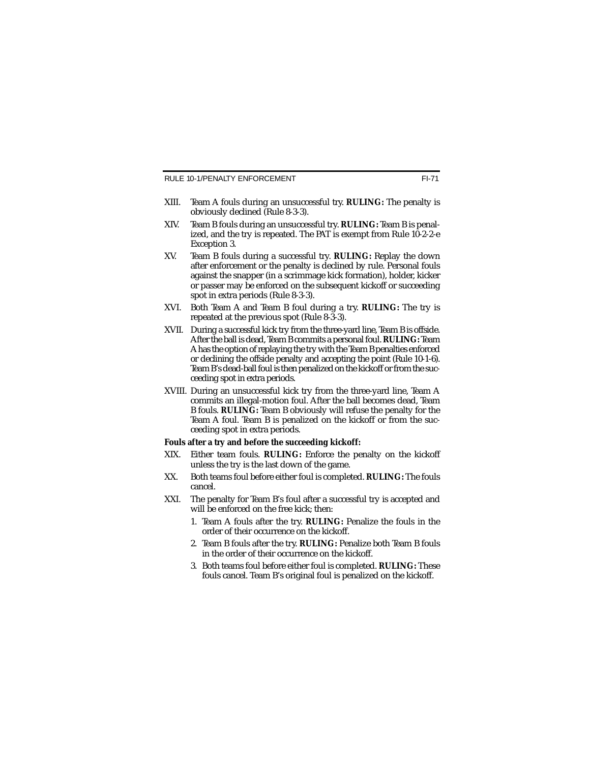XIII. Team A fouls during an unsuccessful try. **RULING:** The penalty is obviously declined (Rule 8-3-3).

XIV. Team B fouls during an unsuccessful try. **RULING:** Team B is penalized, and the try is repeated. The PAT is exempt from Rule 10-2-2-e Exception 3.

XV. Team B fouls during a successful try. **RULING:** Replay the down after enforcement or the penalty is declined by rule. Personal fouls against the snapper (in a scrimmage kick formation), holder, kicker or passer may be enforced on the subsequent kickoff or succeeding spot in extra periods (Rule 8-3-3).

XVI. Both Team A and Team B foul during a try. **RULING:** The try is repeated at the previous spot (Rule 8-3-3).

XVII. During a successful kick try from the three-yard line, Team B is offside. After the ball is dead, Team B commits a personal foul. **RULING:** Team A has the option of replaying the try with the Team B penalties enforced or declining the offside penalty and accepting the point (Rule 10-1-6). Team B's dead-ball foul is then penalized on the kickoff or from the succeeding spot in extra periods.

XVIII. During an unsuccessful kick try from the three-yard line, Team A commits an illegal-motion foul. After the ball becomes dead, Team B fouls. **RULING:** Team B obviously will refuse the penalty for the Team A foul. Team B is penalized on the kickoff or from the succeeding spot in extra periods.

**Fouls after a try and before the succeeding kickoff:**

XIX. Either team fouls. **RULING:** Enforce the penalty on the kickoff unless the try is the last down of the game.

XX. Both teams foul before either foul is completed. **RULING:** The fouls cancel.

XXI. The penalty for Team B's foul after a successful try is accepted and will be enforced on the free kick; then:

1. Team A fouls after the try. **RULING:** Penalize the fouls in the order of their occurrence on the kickoff.
2. Team B fouls after the try. **RULING:** Penalize both Team B fouls in the order of their occurrence on the kickoff.
3. Both teams foul before either foul is completed. **RULING:** These fouls cancel. Team B's original foul is penalized on the kickoff.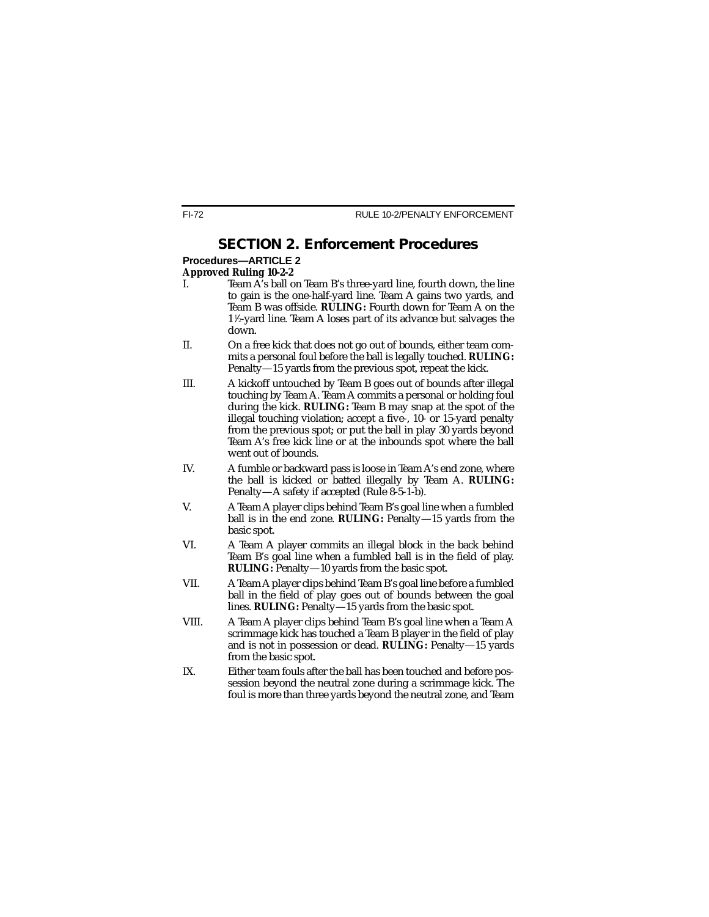## SECTION 2. Enforcement Procedures

**Procedures—ARTICLE 2**

***Approved Ruling 10-2-2***

I. Team A's ball on Team B's three-yard line, fourth down, the line to gain is the one-half-yard line. Team A gains two yards, and Team B was offside. ***RULING:*** Fourth down for Team A on the 1½-yard line. Team A loses part of its advance but salvages the down.

II. On a free kick that does not go out of bounds, either team commits a personal foul before the ball is legally touched. ***RULING:*** Penalty—15 yards from the previous spot, repeat the kick.

III. A kickoff untouched by Team B goes out of bounds after illegal touching by Team A. Team A commits a personal or holding foul during the kick. ***RULING:*** Team B may snap at the spot of the illegal touching violation; accept a five-, 10- or 15-yard penalty from the previous spot; or put the ball in play 30 yards beyond Team A's free kick line or at the inbounds spot where the ball went out of bounds.

IV. A fumble or backward pass is loose in Team A's end zone, where the ball is kicked or batted illegally by Team A. ***RULING:*** Penalty—A safety if accepted (Rule 8-5-1-b).

V. A Team A player clips behind Team B's goal line when a fumbled ball is in the end zone. ***RULING:*** Penalty—15 yards from the basic spot.

VI. A Team A player commits an illegal block in the back behind Team B's goal line when a fumbled ball is in the field of play. ***RULING:*** Penalty—10 yards from the basic spot.

VII. A Team A player clips behind Team B's goal line before a fumbled ball in the field of play goes out of bounds between the goal lines. ***RULING:*** Penalty—15 yards from the basic spot.

VIII. A Team A player clips behind Team B's goal line when a Team A scrimmage kick has touched a Team B player in the field of play and is not in possession or dead. ***RULING:*** Penalty—15 yards from the basic spot.

IX. Either team fouls after the ball has been touched and before possession beyond the neutral zone during a scrimmage kick. The foul is more than three yards beyond the neutral zone, and Team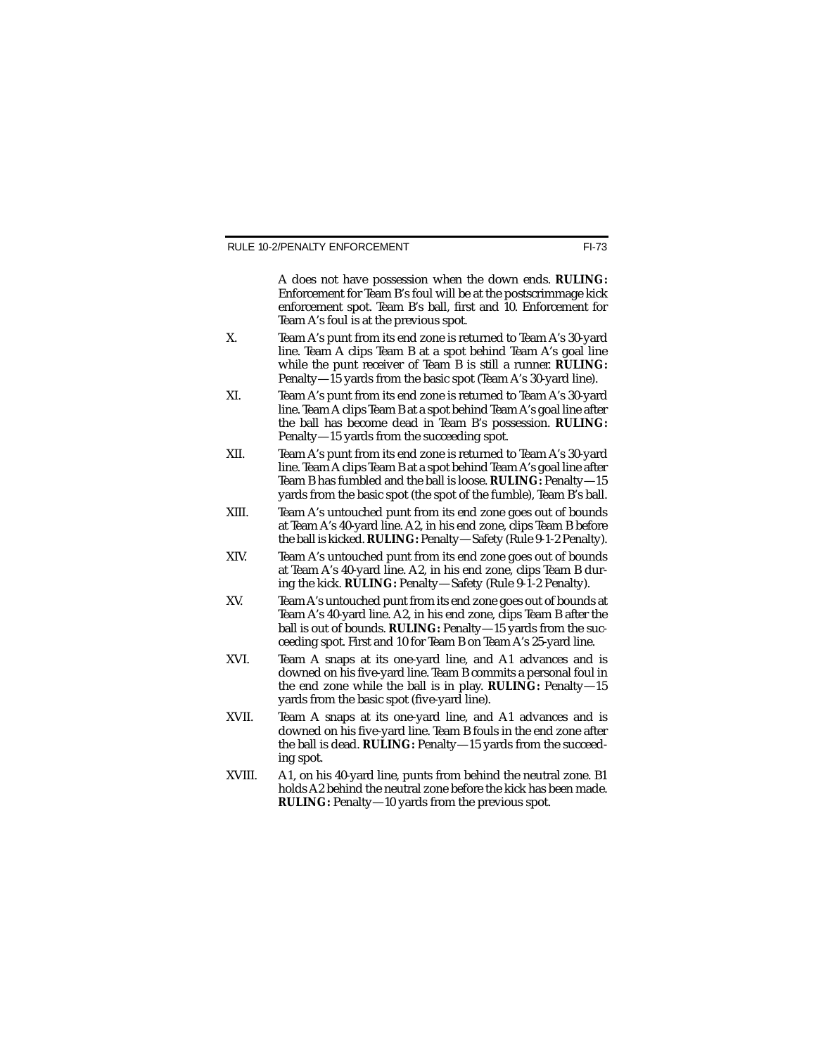A does not have possession when the down ends. **RULING:** Enforcement for Team B's foul will be at the postscrimmage kick enforcement spot. Team B's ball, first and 10. Enforcement for Team A's foul is at the previous spot.

X. Team A's punt from its end zone is returned to Team A's 30-yard line. Team A clips Team B at a spot behind Team A's goal line while the punt receiver of Team B is still a runner. **RULING:** Penalty—15 yards from the basic spot (Team A's 30-yard line).

XI. Team A's punt from its end zone is returned to Team A's 30-yard line. Team A clips Team B at a spot behind Team A's goal line after the ball has become dead in Team B's possession. **RULING:** Penalty—15 yards from the succeeding spot.

XII. Team A's punt from its end zone is returned to Team A's 30-yard line. Team A clips Team B at a spot behind Team A's goal line after Team B has fumbled and the ball is loose. **RULING:** Penalty—15 yards from the basic spot (the spot of the fumble), Team B's ball.

XIII. Team A's untouched punt from its end zone goes out of bounds at Team A's 40-yard line. A2, in his end zone, clips Team B before the ball is kicked. **RULING:** Penalty—Safety (Rule 9-1-2 Penalty).

XIV. Team A's untouched punt from its end zone goes out of bounds at Team A's 40-yard line. A2, in his end zone, clips Team B during the kick. **RULING:** Penalty—Safety (Rule 9-1-2 Penalty).

XV. Team A's untouched punt from its end zone goes out of bounds at Team A's 40-yard line. A2, in his end zone, clips Team B after the ball is out of bounds. **RULING:** Penalty—15 yards from the succeeding spot. First and 10 for Team B on Team A's 25-yard line.

XVI. Team A snaps at its one-yard line, and A1 advances and is downed on his five-yard line. Team B commits a personal foul in the end zone while the ball is in play. **RULING:** Penalty—15 yards from the basic spot (five-yard line).

XVII. Team A snaps at its one-yard line, and A1 advances and is downed on his five-yard line. Team B fouls in the end zone after the ball is dead. **RULING:** Penalty—15 yards from the succeeding spot.

XVIII. A1, on his 40-yard line, punts from behind the neutral zone. B1 holds A2 behind the neutral zone before the kick has been made. **RULING:** Penalty—10 yards from the previous spot.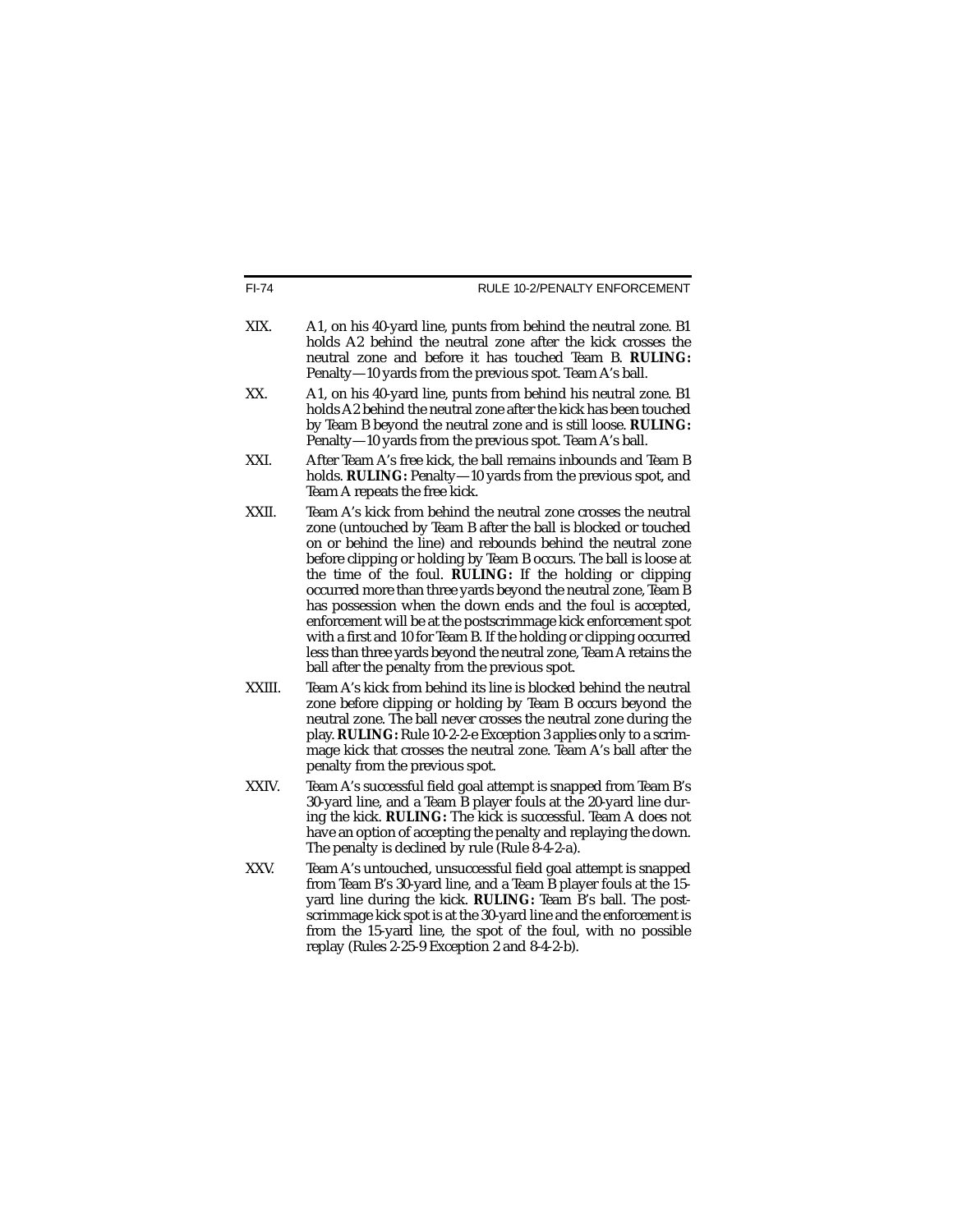XIX. A1, on his 40-yard line, punts from behind the neutral zone. B1 holds A2 behind the neutral zone after the kick crosses the neutral zone and before it has touched Team B. **RULING:** Penalty—10 yards from the previous spot. Team A's ball.

XX. A1, on his 40-yard line, punts from behind his neutral zone. B1 holds A2 behind the neutral zone after the kick has been touched by Team B beyond the neutral zone and is still loose. **RULING:** Penalty—10 yards from the previous spot. Team A's ball.

XXI. After Team A's free kick, the ball remains inbounds and Team B holds. **RULING:** Penalty—10 yards from the previous spot, and Team A repeats the free kick.

XXII. Team A's kick from behind the neutral zone crosses the neutral zone (untouched by Team B after the ball is blocked or touched on or behind the line) and rebounds behind the neutral zone before clipping or holding by Team B occurs. The ball is loose at the time of the foul. **RULING:** If the holding or clipping occurred more than three yards beyond the neutral zone, Team B has possession when the down ends and the foul is accepted, enforcement will be at the postscrimmage kick enforcement spot with a first and 10 for Team B. If the holding or clipping occurred less than three yards beyond the neutral zone, Team A retains the ball after the penalty from the previous spot.

XXIII. Team A's kick from behind its line is blocked behind the neutral zone before clipping or holding by Team B occurs beyond the neutral zone. The ball never crosses the neutral zone during the play. **RULING:** Rule 10-2-2-e Exception 3 applies only to a scrimmage kick that crosses the neutral zone. Team A's ball after the penalty from the previous spot.

XXIV. Team A's successful field goal attempt is snapped from Team B's 30-yard line, and a Team B player fouls at the 20-yard line during the kick. **RULING:** The kick is successful. Team A does not have an option of accepting the penalty and replaying the down. The penalty is declined by rule (Rule 8-4-2-a).

XXV. Team A's untouched, unsuccessful field goal attempt is snapped from Team B's 30-yard line, and a Team B player fouls at the 15-yard line during the kick. **RULING:** Team B's ball. The postscrimmage kick spot is at the 30-yard line and the enforcement is from the 15-yard line, the spot of the foul, with no possible replay (Rules 2-25-9 Exception 2 and 8-4-2-b).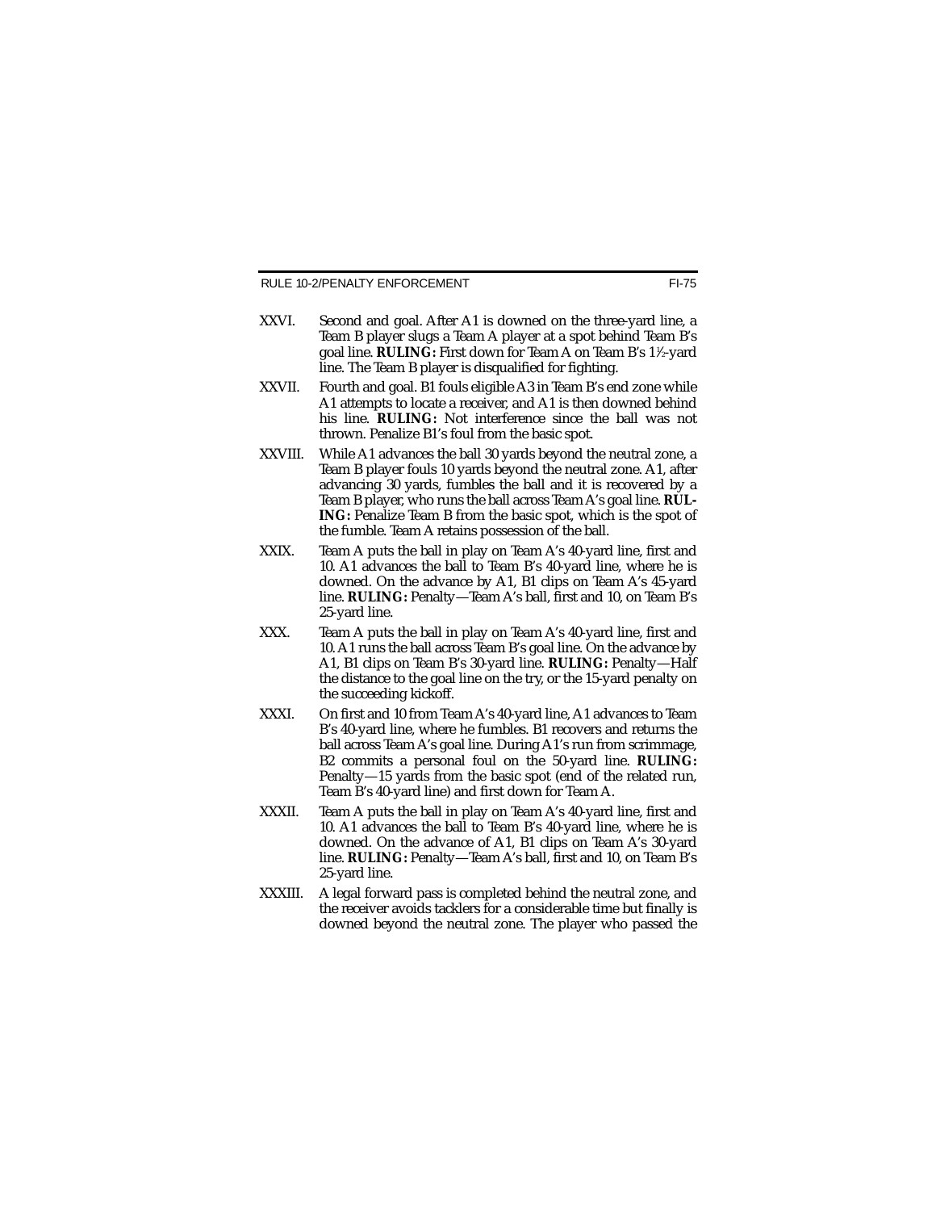XXVI. Second and goal. After A1 is downed on the three-yard line, a Team B player slugs a Team A player at a spot behind Team B's goal line. **RULING:** First down for Team A on Team B's 1½-yard line. The Team B player is disqualified for fighting.

XXVII. Fourth and goal. B1 fouls eligible A3 in Team B's end zone while A1 attempts to locate a receiver, and A1 is then downed behind his line. **RULING:** Not interference since the ball was not thrown. Penalize B1's foul from the basic spot.

XXVIII. While A1 advances the ball 30 yards beyond the neutral zone, a Team B player fouls 10 yards beyond the neutral zone. A1, after advancing 30 yards, fumbles the ball and it is recovered by a Team B player, who runs the ball across Team A's goal line. **RULING:** Penalize Team B from the basic spot, which is the spot of the fumble. Team A retains possession of the ball.

XXIX. Team A puts the ball in play on Team A's 40-yard line, first and 10. A1 advances the ball to Team B's 40-yard line, where he is downed. On the advance by A1, B1 clips on Team A's 45-yard line. **RULING:** Penalty—Team A's ball, first and 10, on Team B's 25-yard line.

XXX. Team A puts the ball in play on Team A's 40-yard line, first and 10. A1 runs the ball across Team B's goal line. On the advance by A1, B1 clips on Team B's 30-yard line. **RULING:** Penalty—Half the distance to the goal line on the try, or the 15-yard penalty on the succeeding kickoff.

XXXI. On first and 10 from Team A's 40-yard line, A1 advances to Team B's 40-yard line, where he fumbles. B1 recovers and returns the ball across Team A's goal line. During A1's run from scrimmage, B2 commits a personal foul on the 50-yard line. **RULING:** Penalty—15 yards from the basic spot (end of the related run, Team B's 40-yard line) and first down for Team A.

XXXII. Team A puts the ball in play on Team A's 40-yard line, first and 10. A1 advances the ball to Team B's 40-yard line, where he is downed. On the advance of A1, B1 clips on Team A's 30-yard line. **RULING:** Penalty—Team A's ball, first and 10, on Team B's 25-yard line.

XXXIII. A legal forward pass is completed behind the neutral zone, and the receiver avoids tacklers for a considerable time but finally is downed beyond the neutral zone. The player who passed the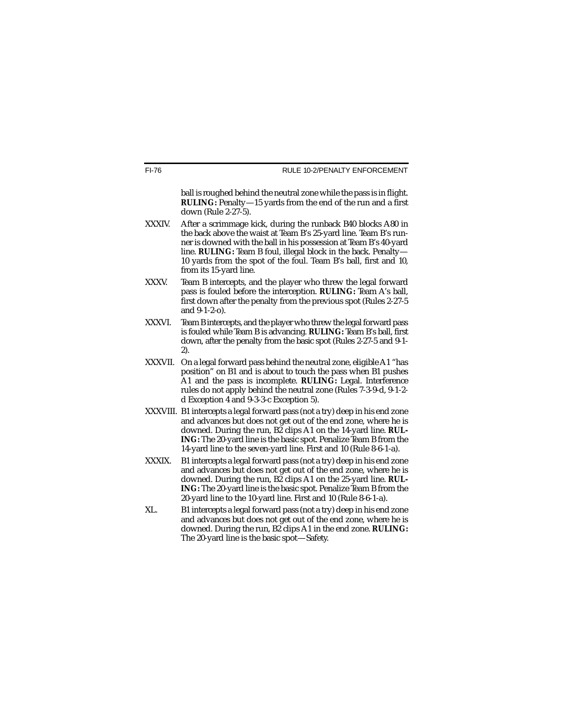ball is roughed behind the neutral zone while the pass is in flight. **RULING:** Penalty—15 yards from the end of the run and a first down (Rule 2-27-5).

XXXIV. After a scrimmage kick, during the runback B40 blocks A80 in the back above the waist at Team B's 25-yard line. Team B's runner is downed with the ball in his possession at Team B's 40-yard line. **RULING:** Team B foul, illegal block in the back. Penalty—10 yards from the spot of the foul. Team B's ball, first and 10, from its 15-yard line.

XXXV. Team B intercepts, and the player who threw the legal forward pass is fouled before the interception. **RULING:** Team A's ball, first down after the penalty from the previous spot (Rules 2-27-5 and 9-1-2-o).

XXXVI. Team B intercepts, and the player who threw the legal forward pass is fouled while Team B is advancing. **RULING:** Team B's ball, first down, after the penalty from the basic spot (Rules 2-27-5 and 9-1-2).

XXXVII. On a legal forward pass behind the neutral zone, eligible A1 "has position" on B1 and is about to touch the pass when B1 pushes A1 and the pass is incomplete. **RULING:** Legal. Interference rules do not apply behind the neutral zone (Rules 7-3-9-d, 9-1-2-d Exception 4 and 9-3-3-c Exception 5).

XXXVIII. B1 intercepts a legal forward pass (not a try) deep in his end zone and advances but does not get out of the end zone, where he is downed. During the run, B2 clips A1 on the 14-yard line. **RULING:** The 20-yard line is the basic spot. Penalize Team B from the 14-yard line to the seven-yard line. First and 10 (Rule 8-6-1-a).

XXXIX. B1 intercepts a legal forward pass (not a try) deep in his end zone and advances but does not get out of the end zone, where he is downed. During the run, B2 clips A1 on the 25-yard line. **RULING:** The 20-yard line is the basic spot. Penalize Team B from the 20-yard line to the 10-yard line. First and 10 (Rule 8-6-1-a).

XL. B1 intercepts a legal forward pass (not a try) deep in his end zone and advances but does not get out of the end zone, where he is downed. During the run, B2 clips A1 in the end zone. **RULING:** The 20-yard line is the basic spot—Safety.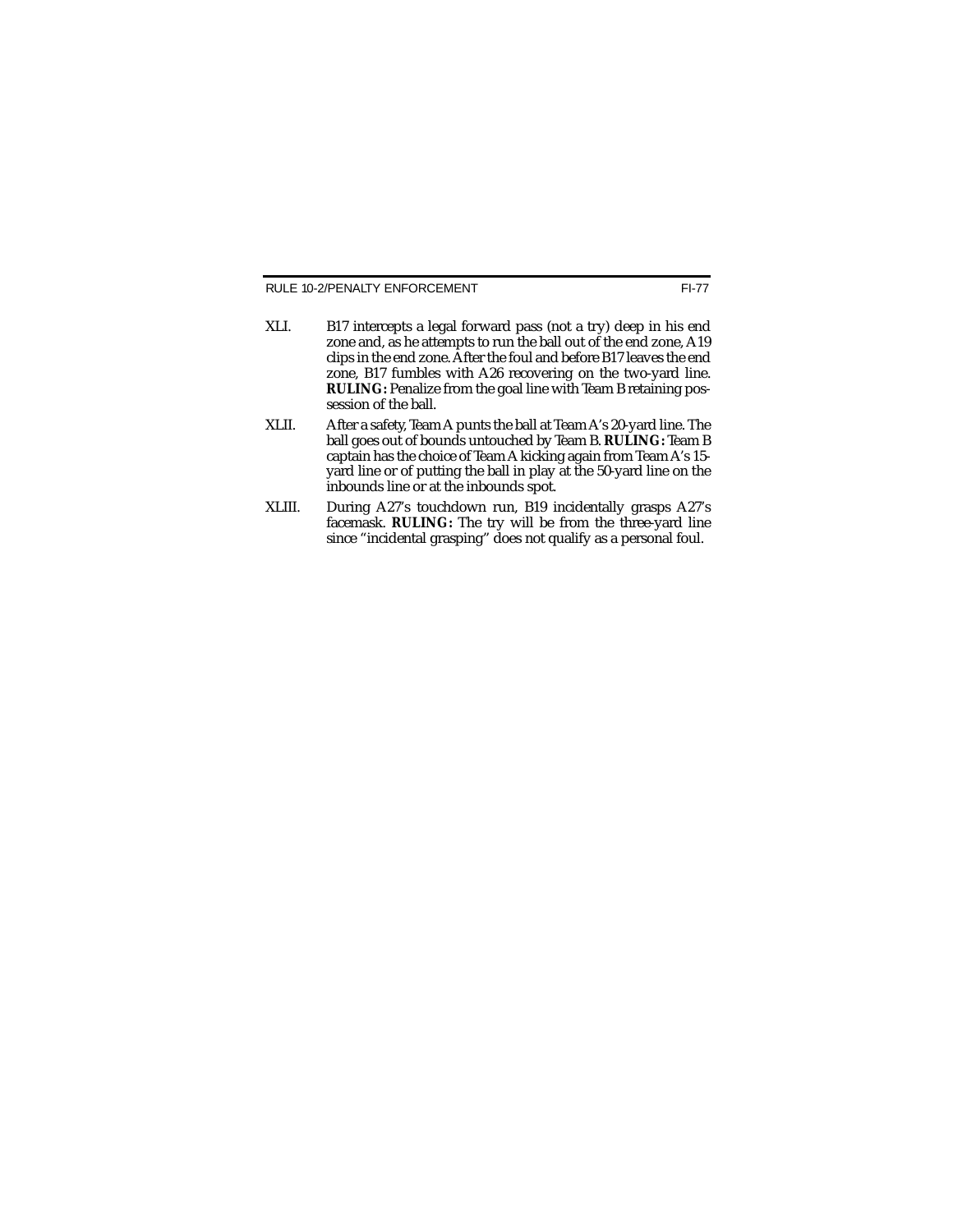XLI. B17 intercepts a legal forward pass (not a try) deep in his end zone and, as he attempts to run the ball out of the end zone, A19 clips in the end zone. After the foul and before B17 leaves the end zone, B17 fumbles with A26 recovering on the two-yard line. **RULING:** Penalize from the goal line with Team B retaining possession of the ball.

XLII. After a safety, Team A punts the ball at Team A's 20-yard line. The ball goes out of bounds untouched by Team B. **RULING:** Team B captain has the choice of Team A kicking again from Team A's 15-yard line or of putting the ball in play at the 50-yard line on the inbounds line or at the inbounds spot.

XLIII. During A27's touchdown run, B19 incidentally grasps A27's facemask. **RULING:** The try will be from the three-yard line since "incidental grasping" does not qualify as a personal foul.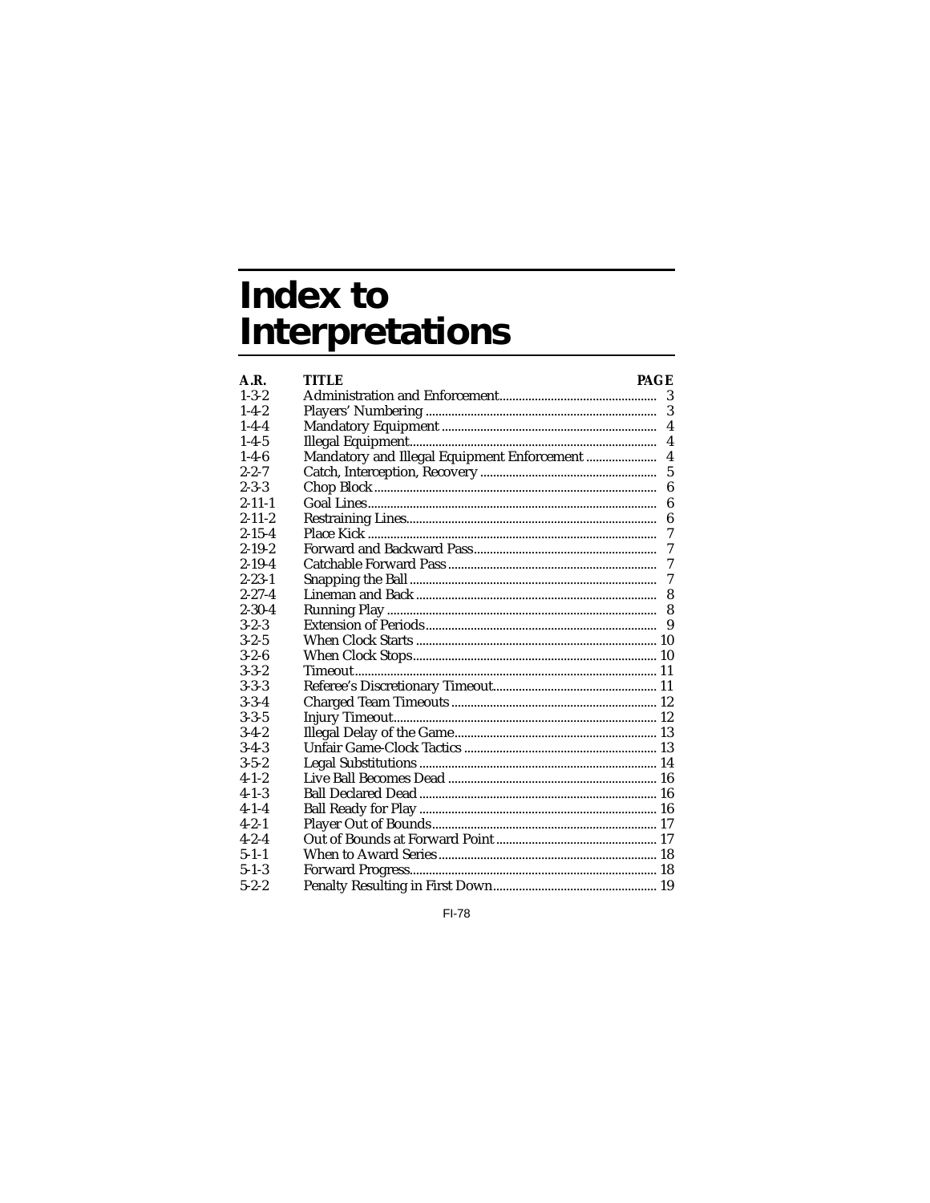# Index to Interpretations

| A.R. | TITLE | PAGE |
|---|---|---|
| 1-3-2 | Administration and Enforcement | 3 |
| 1-4-2 | Players' Numbering | 3 |
| 1-4-4 | Mandatory Equipment | 4 |
| 1-4-5 | Illegal Equipment | 4 |
| 1-4-6 | Mandatory and Illegal Equipment Enforcement | 4 |
| 2-2-7 | Catch, Interception, Recovery | 5 |
| 2-3-3 | Chop Block | 6 |
| 2-11-1 | Goal Lines | 6 |
| 2-11-2 | Restraining Lines | 6 |
| 2-15-4 | Place Kick | 7 |
| 2-19-2 | Forward and Backward Pass | 7 |
| 2-19-4 | Catchable Forward Pass | 7 |
| 2-23-1 | Snapping the Ball | 7 |
| 2-27-4 | Lineman and Back | 8 |
| 2-30-4 | Running Play | 8 |
| 3-2-3 | Extension of Periods | 9 |
| 3-2-5 | When Clock Starts | 10 |
| 3-2-6 | When Clock Stops | 10 |
| 3-3-2 | Timeout | 11 |
| 3-3-3 | Referee's Discretionary Timeout | 11 |
| 3-3-4 | Charged Team Timeouts | 12 |
| 3-3-5 | Injury Timeout | 12 |
| 3-4-2 | Illegal Delay of the Game | 13 |
| 3-4-3 | Unfair Game-Clock Tactics | 13 |
| 3-5-2 | Legal Substitutions | 14 |
| 4-1-2 | Live Ball Becomes Dead | 16 |
| 4-1-3 | Ball Declared Dead | 16 |
| 4-1-4 | Ball Ready for Play | 16 |
| 4-2-1 | Player Out of Bounds | 17 |
| 4-2-4 | Out of Bounds at Forward Point | 17 |
| 5-1-1 | When to Award Series | 18 |
| 5-1-3 | Forward Progress | 18 |
| 5-2-2 | Penalty Resulting in First Down | 19 |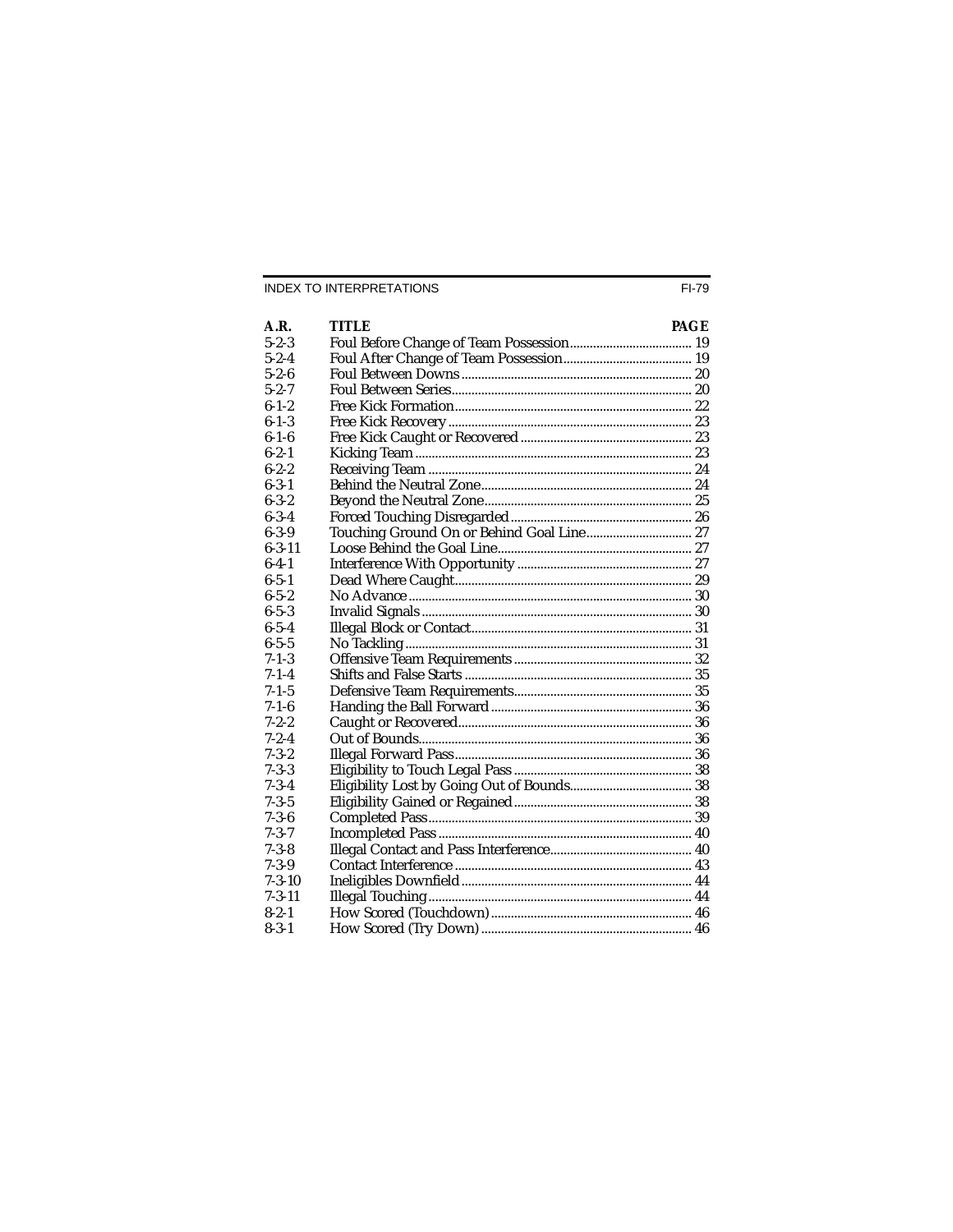| A.R. | TITLE | PAGE |
| --- | --- | --- |
| 5-2-3 | Foul Before Change of Team Possession | 19 |
| 5-2-4 | Foul After Change of Team Possession | 19 |
| 5-2-6 | Foul Between Downs | 20 |
| 5-2-7 | Foul Between Series | 20 |
| 6-1-2 | Free Kick Formation | 22 |
| 6-1-3 | Free Kick Recovery | 23 |
| 6-1-6 | Free Kick Caught or Recovered | 23 |
| 6-2-1 | Kicking Team | 23 |
| 6-2-2 | Receiving Team | 24 |
| 6-3-1 | Behind the Neutral Zone | 24 |
| 6-3-2 | Beyond the Neutral Zone | 25 |
| 6-3-4 | Forced Touching Disregarded | 26 |
| 6-3-9 | Touching Ground On or Behind Goal Line | 27 |
| 6-3-11 | Loose Behind the Goal Line | 27 |
| 6-4-1 | Interference With Opportunity | 27 |
| 6-5-1 | Dead Where Caught | 29 |
| 6-5-2 | No Advance | 30 |
| 6-5-3 | Invalid Signals | 30 |
| 6-5-4 | Illegal Block or Contact | 31 |
| 6-5-5 | No Tackling | 31 |
| 7-1-3 | Offensive Team Requirements | 32 |
| 7-1-4 | Shifts and False Starts | 35 |
| 7-1-5 | Defensive Team Requirements | 35 |
| 7-1-6 | Handing the Ball Forward | 36 |
| 7-2-2 | Caught or Recovered | 36 |
| 7-2-4 | Out of Bounds | 36 |
| 7-3-2 | Illegal Forward Pass | 36 |
| 7-3-3 | Eligibility to Touch Legal Pass | 38 |
| 7-3-4 | Eligibility Lost by Going Out of Bounds | 38 |
| 7-3-5 | Eligibility Gained or Regained | 38 |
| 7-3-6 | Completed Pass | 39 |
| 7-3-7 | Incompleted Pass | 40 |
| 7-3-8 | Illegal Contact and Pass Interference | 40 |
| 7-3-9 | Contact Interference | 43 |
| 7-3-10 | Ineligibles Downfield | 44 |
| 7-3-11 | Illegal Touching | 44 |
| 8-2-1 | How Scored (Touchdown) | 46 |
| 8-3-1 | How Scored (Try Down) | 46 |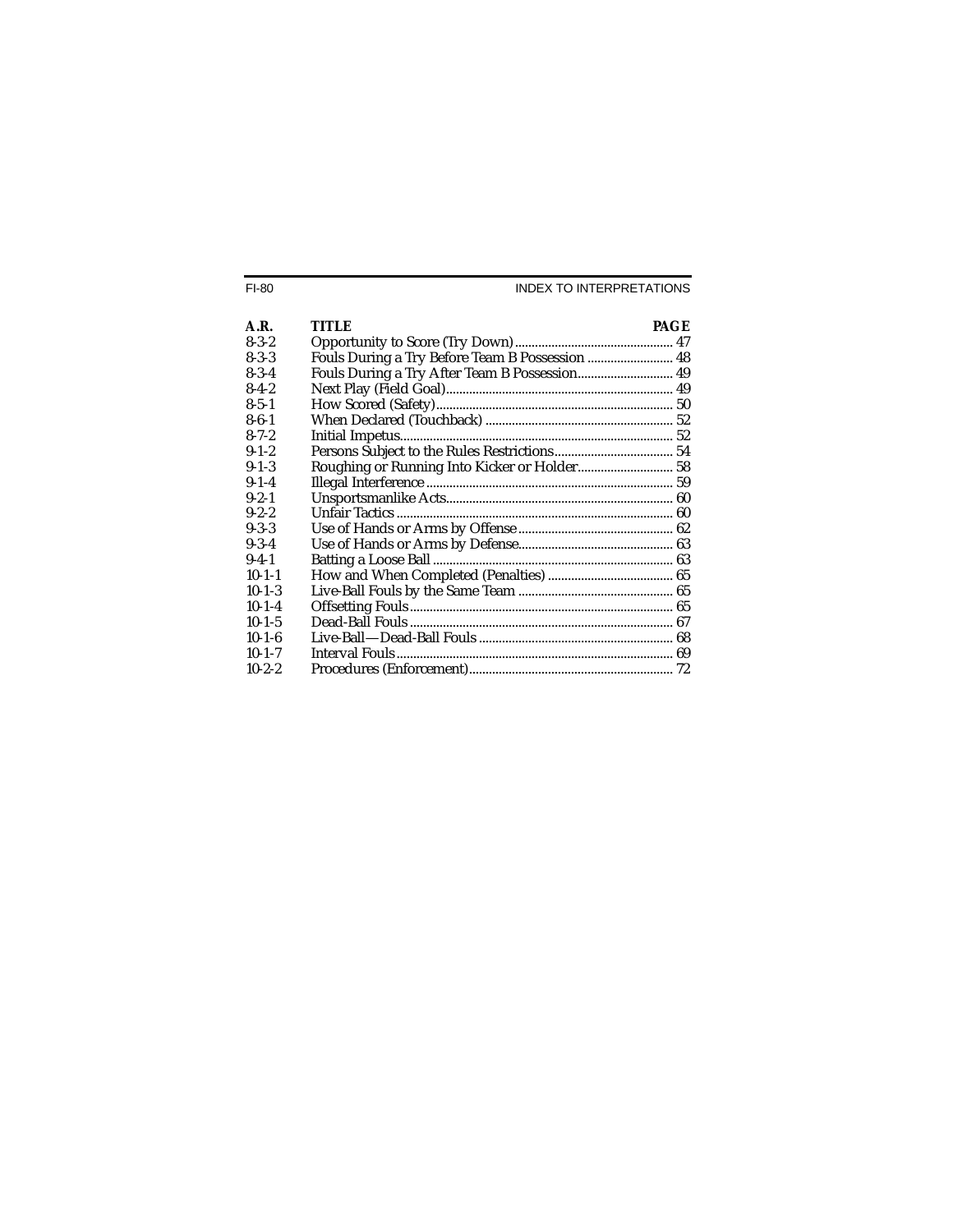| A.R. | TITLE | PAGE |
|---|---|---|
| 8-3-2 | Opportunity to Score (Try Down) | 47 |
| 8-3-3 | Fouls During a Try Before Team B Possession | 48 |
| 8-3-4 | Fouls During a Try After Team B Possession | 49 |
| 8-4-2 | Next Play (Field Goal) | 49 |
| 8-5-1 | How Scored (Safety) | 50 |
| 8-6-1 | When Declared (Touchback) | 52 |
| 8-7-2 | Initial Impetus | 52 |
| 9-1-2 | Persons Subject to the Rules Restrictions | 54 |
| 9-1-3 | Roughing or Running Into Kicker or Holder | 58 |
| 9-1-4 | Illegal Interference | 59 |
| 9-2-1 | Unsportsmanlike Acts | 60 |
| 9-2-2 | Unfair Tactics | 60 |
| 9-3-3 | Use of Hands or Arms by Offense | 62 |
| 9-3-4 | Use of Hands or Arms by Defense | 63 |
| 9-4-1 | Batting a Loose Ball | 63 |
| 10-1-1 | How and When Completed (Penalties) | 65 |
| 10-1-3 | Live-Ball Fouls by the Same Team | 65 |
| 10-1-4 | Offsetting Fouls | 65 |
| 10-1-5 | Dead-Ball Fouls | 67 |
| 10-1-6 | Live-Ball—Dead-Ball Fouls | 68 |
| 10-1-7 | Interval Fouls | 69 |
| 10-2-2 | Procedures (Enforcement) | 72 |